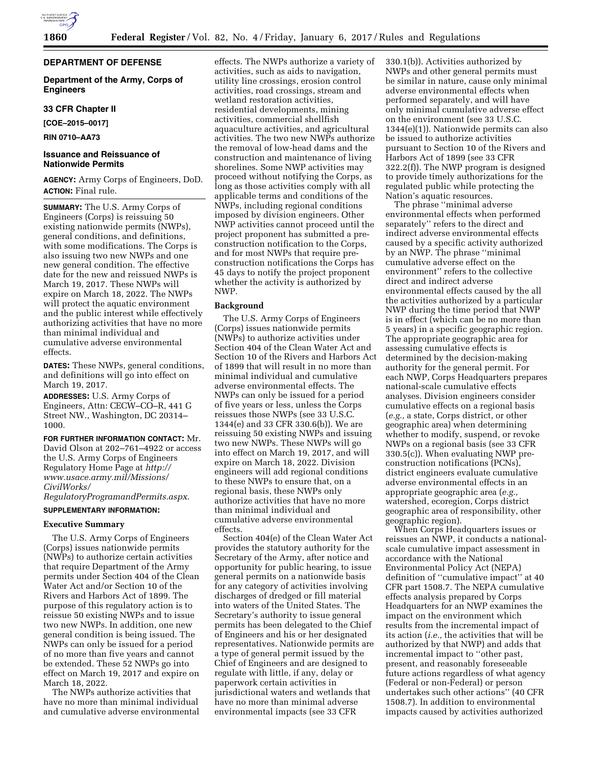**DEPARTMENT OF DEFENSE**

**Department of the Army, Corps of Engineers**

**33 CFR Chapter II**

**[COE–2015–0017]**

**RIN 0710–AA73**

## Issuance and Reissuance of Nationwide Permits

**AGENCY:** Army Corps of Engineers, DoD.

**ACTION:** Final rule.

**SUMMARY:** The U.S. Army Corps of Engineers (Corps) is reissuing 50 existing nationwide permits (NWPs), general conditions, and definitions, with some modifications. The Corps is also issuing two new NWPs and one new general condition. The effective date for the new and reissued NWPs is March 19, 2017. These NWPs will expire on March 18, 2022. The NWPs will protect the aquatic environment and the public interest while effectively authorizing activities that have no more than minimal individual and cumulative adverse environmental effects.

**DATES:** These NWPs, general conditions, and definitions will go into effect on March 19, 2017.

**ADDRESSES:** U.S. Army Corps of Engineers, Attn: CECW–CO–R, 441 G Street NW., Washington, DC 20314–1000.

**FOR FURTHER INFORMATION CONTACT:** Mr. David Olson at 202–761–4922 or access the U.S. Army Corps of Engineers Regulatory Home Page at *http://www.usace.army.mil/Missions/CivilWorks/RegulatoryProgramandPermits.aspx.*

**SUPPLEMENTARY INFORMATION:**

### Executive Summary

The U.S. Army Corps of Engineers (Corps) issues nationwide permits (NWPs) to authorize certain activities that require Department of the Army permits under Section 404 of the Clean Water Act and/or Section 10 of the Rivers and Harbors Act of 1899. The purpose of this regulatory action is to reissue 50 existing NWPs and to issue two new NWPs. In addition, one new general condition is being issued. The NWPs can only be issued for a period of no more than five years and cannot be extended. These 52 NWPs go into effect on March 19, 2017 and expire on March 18, 2022.

The NWPs authorize activities that have no more than minimal individual and cumulative adverse environmental effects. The NWPs authorize a variety of activities, such as aids to navigation, utility line crossings, erosion control activities, road crossings, stream and wetland restoration activities, residential developments, mining activities, commercial shellfish aquaculture activities, and agricultural activities. The two new NWPs authorize the removal of low-head dams and the construction and maintenance of living shorelines. Some NWP activities may proceed without notifying the Corps, as long as those activities comply with all applicable terms and conditions of the NWPs, including regional conditions imposed by division engineers. Other NWP activities cannot proceed until the project proponent has submitted a pre-construction notification to the Corps, and for most NWPs that require pre-construction notifications the Corps has 45 days to notify the project proponent whether the activity is authorized by NWP.

### Background

The U.S. Army Corps of Engineers (Corps) issues nationwide permits (NWPs) to authorize activities under Section 404 of the Clean Water Act and Section 10 of the Rivers and Harbors Act of 1899 that will result in no more than minimal individual and cumulative adverse environmental effects. The NWPs can only be issued for a period of five years or less, unless the Corps reissues those NWPs (see 33 U.S.C. 1344(e) and 33 CFR 330.6(b)). We are reissuing 50 existing NWPs and issuing two new NWPs. These NWPs will go into effect on March 19, 2017, and will expire on March 18, 2022. Division engineers will add regional conditions to these NWPs to ensure that, on a regional basis, these NWPs only authorize activities that have no more than minimal individual and cumulative adverse environmental effects.

Section 404(e) of the Clean Water Act provides the statutory authority for the Secretary of the Army, after notice and opportunity for public hearing, to issue general permits on a nationwide basis for any category of activities involving discharges of dredged or fill material into waters of the United States. The Secretary's authority to issue general permits has been delegated to the Chief of Engineers and his or her designated representatives. Nationwide permits are a type of general permit issued by the Chief of Engineers and are designed to regulate with little, if any, delay or paperwork certain activities in jurisdictional waters and wetlands that have no more than minimal adverse environmental impacts (see 33 CFR 330.1(b)). Activities authorized by NWPs and other general permits must be similar in nature, cause only minimal adverse environmental effects when performed separately, and will have only minimal cumulative adverse effect on the environment (see 33 U.S.C. 1344(e)(1)). Nationwide permits can also be issued to authorize activities pursuant to Section 10 of the Rivers and Harbors Act of 1899 (see 33 CFR 322.2(f)). The NWP program is designed to provide timely authorizations for the regulated public while protecting the Nation's aquatic resources.

The phrase "minimal adverse environmental effects when performed separately" refers to the direct and indirect adverse environmental effects caused by a specific activity authorized by an NWP. The phrase "minimal cumulative adverse effect on the environment" refers to the collective direct and indirect adverse environmental effects caused by the all the activities authorized by a particular NWP during the time period that NWP is in effect (which can be no more than 5 years) in a specific geographic region. The appropriate geographic area for assessing cumulative effects is determined by the decision-making authority for the general permit. For each NWP, Corps Headquarters prepares national-scale cumulative effects analyses. Division engineers consider cumulative effects on a regional basis (*e.g.,* a state, Corps district, or other geographic area) when determining whether to modify, suspend, or revoke NWPs on a regional basis (see 33 CFR 330.5(c)). When evaluating NWP pre-construction notifications (PCNs), district engineers evaluate cumulative adverse environmental effects in an appropriate geographic area (*e.g.,* watershed, ecoregion, Corps district geographic area of responsibility, other geographic region).

When Corps Headquarters issues or reissues an NWP, it conducts a national-scale cumulative impact assessment in accordance with the National Environmental Policy Act (NEPA) definition of "cumulative impact" at 40 CFR part 1508.7. The NEPA cumulative effects analysis prepared by Corps Headquarters for an NWP examines the impact on the environment which results from the incremental impact of its action (*i.e.,* the activities that will be authorized by that NWP) and adds that incremental impact to "other past, present, and reasonably foreseeable future actions regardless of what agency (Federal or non-Federal) or person undertakes such other actions" (40 CFR 1508.7). In addition to environmental impacts caused by activities authorized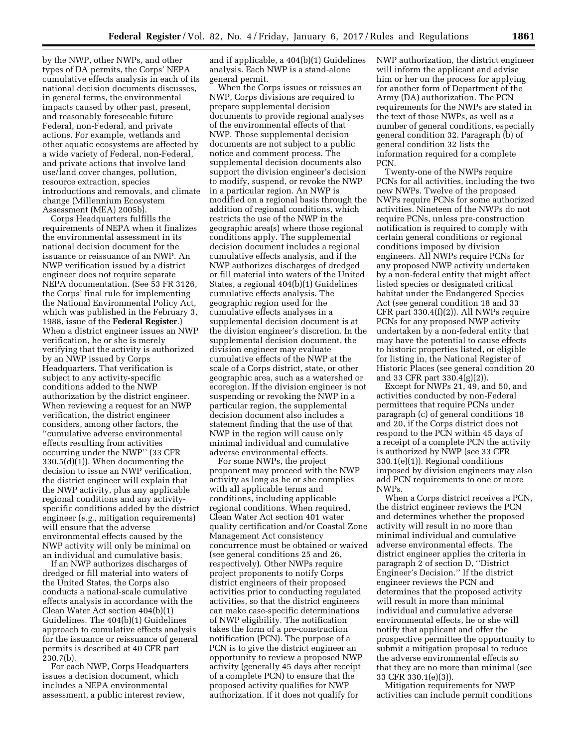by the NWP, other NWPs, and other types of DA permits, the Corps' NEPA cumulative effects analysis in each of its national decision documents discusses, in general terms, the environmental impacts caused by other past, present, and reasonably foreseeable future Federal, non-Federal, and private actions. For example, wetlands and other aquatic ecosystems are affected by a wide variety of Federal, non-Federal, and private actions that involve land use/land cover changes, pollution, resource extraction, species introductions and removals, and climate change (Millennium Ecosystem Assessment (MEA) 2005b).

Corps Headquarters fulfills the requirements of NEPA when it finalizes the environmental assessment in its national decision document for the issuance or reissuance of an NWP. An NWP verification issued by a district engineer does not require separate NEPA documentation. (See 53 FR 3126, the Corps' final rule for implementing the National Environmental Policy Act, which was published in the February 3, 1988, issue of the **Federal Register**.) When a district engineer issues an NWP verification, he or she is merely verifying that the activity is authorized by an NWP issued by Corps Headquarters. That verification is subject to any activity-specific conditions added to the NWP authorization by the district engineer. When reviewing a request for an NWP verification, the district engineer considers, among other factors, the ''cumulative adverse environmental effects resulting from activities occurring under the NWP'' (33 CFR 330.5(d)(1)). When documenting the decision to issue an NWP verification, the district engineer will explain that the NWP activity, plus any applicable regional conditions and any activity-specific conditions added by the district engineer (*e.g.,* mitigation requirements) will ensure that the adverse environmental effects caused by the NWP activity will only be minimal on an individual and cumulative basis.

If an NWP authorizes discharges of dredged or fill material into waters of the United States, the Corps also conducts a national-scale cumulative effects analysis in accordance with the Clean Water Act section 404(b)(1) Guidelines. The 404(b)(1) Guidelines approach to cumulative effects analysis for the issuance or reissuance of general permits is described at 40 CFR part 230.7(b).

For each NWP, Corps Headquarters issues a decision document, which includes a NEPA environmental assessment, a public interest review, and if applicable, a 404(b)(1) Guidelines analysis. Each NWP is a stand-alone general permit.

When the Corps issues or reissues an NWP, Corps divisions are required to prepare supplemental decision documents to provide regional analyses of the environmental effects of that NWP. Those supplemental decision documents are not subject to a public notice and comment process. The supplemental decision documents also support the division engineer's decision to modify, suspend, or revoke the NWP in a particular region. An NWP is modified on a regional basis through the addition of regional conditions, which restricts the use of the NWP in the geographic area(s) where those regional conditions apply. The supplemental decision document includes a regional cumulative effects analysis, and if the NWP authorizes discharges of dredged or fill material into waters of the United States, a regional 404(b)(1) Guidelines cumulative effects analysis. The geographic region used for the cumulative effects analyses in a supplemental decision document is at the division engineer's discretion. In the supplemental decision document, the division engineer may evaluate cumulative effects of the NWP at the scale of a Corps district, state, or other geographic area, such as a watershed or ecoregion. If the division engineer is not suspending or revoking the NWP in a particular region, the supplemental decision document also includes a statement finding that the use of that NWP in the region will cause only minimal individual and cumulative adverse environmental effects.

For some NWPs, the project proponent may proceed with the NWP activity as long as he or she complies with all applicable terms and conditions, including applicable regional conditions. When required, Clean Water Act section 401 water quality certification and/or Coastal Zone Management Act consistency concurrence must be obtained or waived (see general conditions 25 and 26, respectively). Other NWPs require project proponents to notify Corps district engineers of their proposed activities prior to conducting regulated activities, so that the district engineers can make case-specific determinations of NWP eligibility. The notification takes the form of a pre-construction notification (PCN). The purpose of a PCN is to give the district engineer an opportunity to review a proposed NWP activity (generally 45 days after receipt of a complete PCN) to ensure that the proposed activity qualifies for NWP authorization. If it does not qualify for NWP authorization, the district engineer will inform the applicant and advise him or her on the process for applying for another form of Department of the Army (DA) authorization. The PCN requirements for the NWPs are stated in the text of those NWPs, as well as a number of general conditions, especially general condition 32. Paragraph (b) of general condition 32 lists the information required for a complete PCN.

Twenty-one of the NWPs require PCNs for all activities, including the two new NWPs. Twelve of the proposed NWPs require PCNs for some authorized activities. Nineteen of the NWPs do not require PCNs, unless pre-construction notification is required to comply with certain general conditions or regional conditions imposed by division engineers. All NWPs require PCNs for any proposed NWP activity undertaken by a non-federal entity that might affect listed species or designated critical habitat under the Endangered Species Act (see general condition 18 and 33 CFR part 330.4(f)(2)). All NWPs require PCNs for any proposed NWP activity undertaken by a non-federal entity that may have the potential to cause effects to historic properties listed, or eligible for listing in, the National Register of Historic Places (see general condition 20 and 33 CFR part 330.4(g)(2)).

Except for NWPs 21, 49, and 50, and activities conducted by non-Federal permittees that require PCNs under paragraph (c) of general conditions 18 and 20, if the Corps district does not respond to the PCN within 45 days of a receipt of a complete PCN the activity is authorized by NWP (see 33 CFR 330.1(e)(1)). Regional conditions imposed by division engineers may also add PCN requirements to one or more NWPs.

When a Corps district receives a PCN, the district engineer reviews the PCN and determines whether the proposed activity will result in no more than minimal individual and cumulative adverse environmental effects. The district engineer applies the criteria in paragraph 2 of section D, ''District Engineer's Decision.'' If the district engineer reviews the PCN and determines that the proposed activity will result in more than minimal individual and cumulative adverse environmental effects, he or she will notify that applicant and offer the prospective permittee the opportunity to submit a mitigation proposal to reduce the adverse environmental effects so that they are no more than minimal (see 33 CFR 330.1(e)(3)).

Mitigation requirements for NWP activities can include permit conditions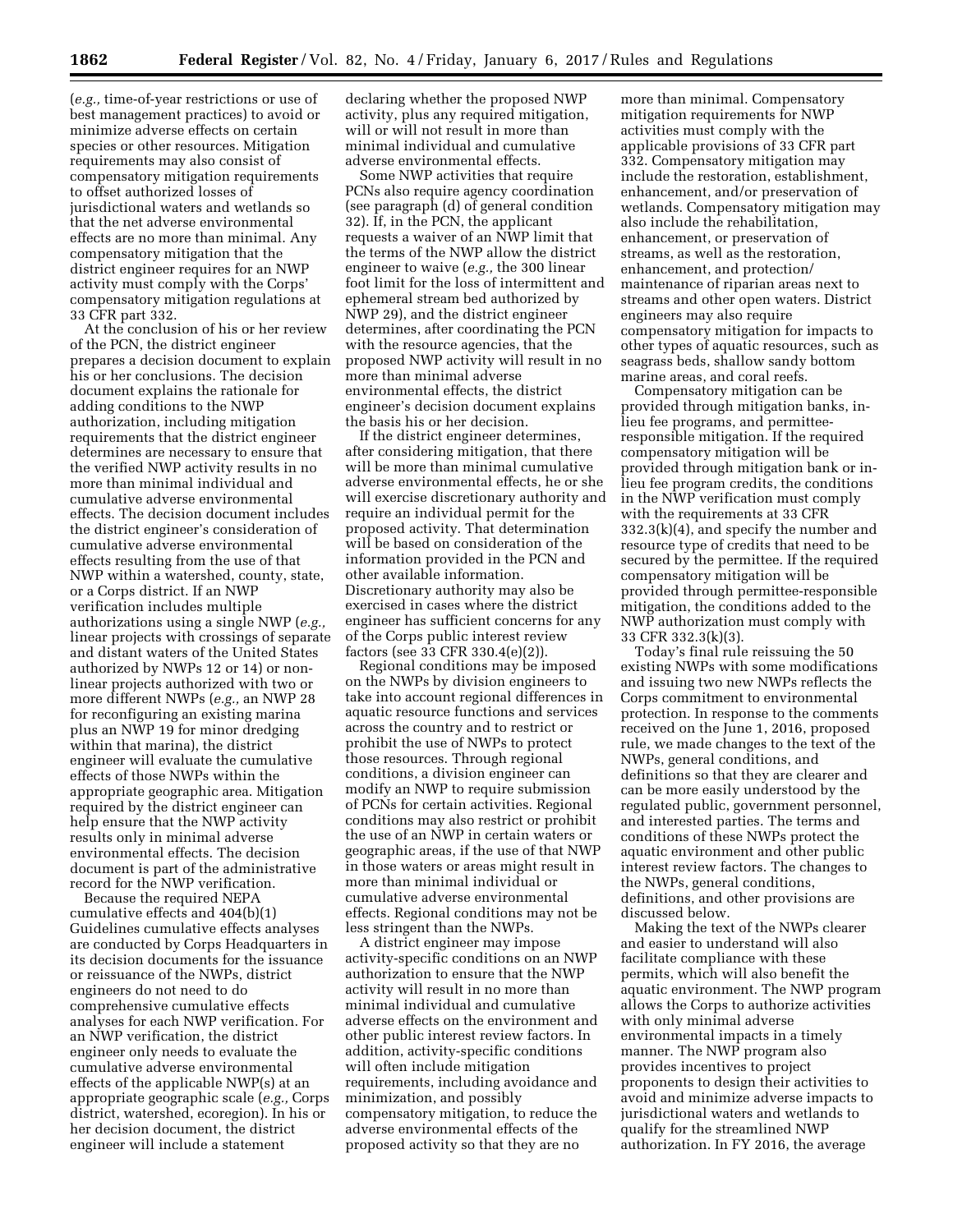(*e.g.,* time-of-year restrictions or use of best management practices) to avoid or minimize adverse effects on certain species or other resources. Mitigation requirements may also consist of compensatory mitigation requirements to offset authorized losses of jurisdictional waters and wetlands so that the net adverse environmental effects are no more than minimal. Any compensatory mitigation that the district engineer requires for an NWP activity must comply with the Corps' compensatory mitigation regulations at 33 CFR part 332.

At the conclusion of his or her review of the PCN, the district engineer prepares a decision document to explain his or her conclusions. The decision document explains the rationale for adding conditions to the NWP authorization, including mitigation requirements that the district engineer determines are necessary to ensure that the verified NWP activity results in no more than minimal individual and cumulative adverse environmental effects. The decision document includes the district engineer's consideration of cumulative adverse environmental effects resulting from the use of that NWP within a watershed, county, state, or a Corps district. If an NWP verification includes multiple authorizations using a single NWP (*e.g.,* linear projects with crossings of separate and distant waters of the United States authorized by NWPs 12 or 14) or non-linear projects authorized with two or more different NWPs (*e.g.,* an NWP 28 for reconfiguring an existing marina plus an NWP 19 for minor dredging within that marina), the district engineer will evaluate the cumulative effects of those NWPs within the appropriate geographic area. Mitigation required by the district engineer can help ensure that the NWP activity results only in minimal adverse environmental effects. The decision document is part of the administrative record for the NWP verification.

Because the required NEPA cumulative effects and 404(b)(1) Guidelines cumulative effects analyses are conducted by Corps Headquarters in its decision documents for the issuance or reissuance of the NWPs, district engineers do not need to do comprehensive cumulative effects analyses for each NWP verification. For an NWP verification, the district engineer only needs to evaluate the cumulative adverse environmental effects of the applicable NWP(s) at an appropriate geographic scale (*e.g.,* Corps district, watershed, ecoregion). In his or her decision document, the district engineer will include a statement declaring whether the proposed NWP activity, plus any required mitigation, will or will not result in more than minimal individual and cumulative adverse environmental effects.

Some NWP activities that require PCNs also require agency coordination (see paragraph (d) of general condition 32). If, in the PCN, the applicant requests a waiver of an NWP limit that the terms of the NWP allow the district engineer to waive (*e.g.,* the 300 linear foot limit for the loss of intermittent and ephemeral stream bed authorized by NWP 29), and the district engineer determines, after coordinating the PCN with the resource agencies, that the proposed NWP activity will result in no more than minimal adverse environmental effects, the district engineer's decision document explains the basis his or her decision.

If the district engineer determines, after considering mitigation, that there will be more than minimal cumulative adverse environmental effects, he or she will exercise discretionary authority and require an individual permit for the proposed activity. That determination will be based on consideration of the information provided in the PCN and other available information. Discretionary authority may also be exercised in cases where the district engineer has sufficient concerns for any of the Corps public interest review factors (see 33 CFR 330.4(e)(2)).

Regional conditions may be imposed on the NWPs by division engineers to take into account regional differences in aquatic resource functions and services across the country and to restrict or prohibit the use of NWPs to protect those resources. Through regional conditions, a division engineer can modify an NWP to require submission of PCNs for certain activities. Regional conditions may also restrict or prohibit the use of an NWP in certain waters or geographic areas, if the use of that NWP in those waters or areas might result in more than minimal individual or cumulative adverse environmental effects. Regional conditions may not be less stringent than the NWPs.

A district engineer may impose activity-specific conditions on an NWP authorization to ensure that the NWP activity will result in no more than minimal individual and cumulative adverse effects on the environment and other public interest review factors. In addition, activity-specific conditions will often include mitigation requirements, including avoidance and minimization, and possibly compensatory mitigation, to reduce the adverse environmental effects of the proposed activity so that they are no more than minimal. Compensatory mitigation requirements for NWP activities must comply with the applicable provisions of 33 CFR part 332. Compensatory mitigation may include the restoration, establishment, enhancement, and/or preservation of wetlands. Compensatory mitigation may also include the rehabilitation, enhancement, or preservation of streams, as well as the restoration, enhancement, and protection/maintenance of riparian areas next to streams and other open waters. District engineers may also require compensatory mitigation for impacts to other types of aquatic resources, such as seagrass beds, shallow sandy bottom marine areas, and coral reefs.

Compensatory mitigation can be provided through mitigation banks, in-lieu fee programs, and permittee-responsible mitigation. If the required compensatory mitigation will be provided through mitigation bank or in-lieu fee program credits, the conditions in the NWP verification must comply with the requirements at 33 CFR 332.3(k)(4), and specify the number and resource type of credits that need to be secured by the permittee. If the required compensatory mitigation will be provided through permittee-responsible mitigation, the conditions added to the NWP authorization must comply with 33 CFR 332.3(k)(3).

Today's final rule reissuing the 50 existing NWPs with some modifications and issuing two new NWPs reflects the Corps commitment to environmental protection. In response to the comments received on the June 1, 2016, proposed rule, we made changes to the text of the NWPs, general conditions, and definitions so that they are clearer and can be more easily understood by the regulated public, government personnel, and interested parties. The terms and conditions of these NWPs protect the aquatic environment and other public interest review factors. The changes to the NWPs, general conditions, definitions, and other provisions are discussed below.

Making the text of the NWPs clearer and easier to understand will also facilitate compliance with these permits, which will also benefit the aquatic environment. The NWP program allows the Corps to authorize activities with only minimal adverse environmental impacts in a timely manner. The NWP program also provides incentives to project proponents to design their activities to avoid and minimize adverse impacts to jurisdictional waters and wetlands to qualify for the streamlined NWP authorization. In FY 2016, the average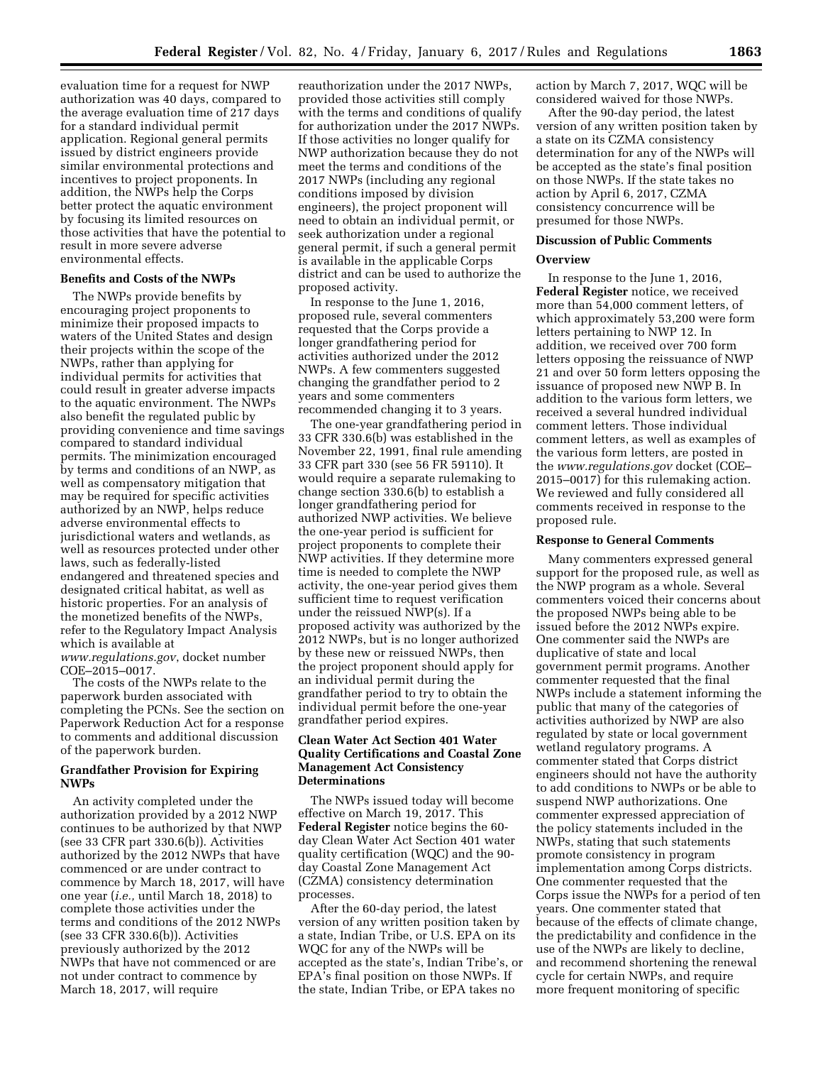evaluation time for a request for NWP authorization was 40 days, compared to the average evaluation time of 217 days for a standard individual permit application. Regional general permits issued by district engineers provide similar environmental protections and incentives to project proponents. In addition, the NWPs help the Corps better protect the aquatic environment by focusing its limited resources on those activities that have the potential to result in more severe adverse environmental effects.

**Benefits and Costs of the NWPs**

The NWPs provide benefits by encouraging project proponents to minimize their proposed impacts to waters of the United States and design their projects within the scope of the NWPs, rather than applying for individual permits for activities that could result in greater adverse impacts to the aquatic environment. The NWPs also benefit the regulated public by providing convenience and time savings compared to standard individual permits. The minimization encouraged by terms and conditions of an NWP, as well as compensatory mitigation that may be required for specific activities authorized by an NWP, helps reduce adverse environmental effects to jurisdictional waters and wetlands, as well as resources protected under other laws, such as federally-listed endangered and threatened species and designated critical habitat, as well as historic properties. For an analysis of the monetized benefits of the NWPs, refer to the Regulatory Impact Analysis which is available at *www.regulations.gov*, docket number COE–2015–0017.

The costs of the NWPs relate to the paperwork burden associated with completing the PCNs. See the section on Paperwork Reduction Act for a response to comments and additional discussion of the paperwork burden.

**Grandfather Provision for Expiring NWPs**

An activity completed under the authorization provided by a 2012 NWP continues to be authorized by that NWP (see 33 CFR part 330.6(b)). Activities authorized by the 2012 NWPs that have commenced or are under contract to commence by March 18, 2017, will have one year (*i.e.,* until March 18, 2018) to complete those activities under the terms and conditions of the 2012 NWPs (see 33 CFR 330.6(b)). Activities previously authorized by the 2012 NWPs that have not commenced or are not under contract to commence by March 18, 2017, will require reauthorization under the 2017 NWPs, provided those activities still comply with the terms and conditions of qualify for authorization under the 2017 NWPs. If those activities no longer qualify for NWP authorization because they do not meet the terms and conditions of the 2017 NWPs (including any regional conditions imposed by division engineers), the project proponent will need to obtain an individual permit, or seek authorization under a regional general permit, if such a general permit is available in the applicable Corps district and can be used to authorize the proposed activity.

In response to the June 1, 2016, proposed rule, several commenters requested that the Corps provide a longer grandfathering period for activities authorized under the 2012 NWPs. A few commenters suggested changing the grandfather period to 2 years and some commenters recommended changing it to 3 years.

The one-year grandfathering period in 33 CFR 330.6(b) was established in the November 22, 1991, final rule amending 33 CFR part 330 (see 56 FR 59110). It would require a separate rulemaking to change section 330.6(b) to establish a longer grandfathering period for authorized NWP activities. We believe the one-year period is sufficient for project proponents to complete their NWP activities. If they determine more time is needed to complete the NWP activity, the one-year period gives them sufficient time to request verification under the reissued NWP(s). If a proposed activity was authorized by the 2012 NWPs, but is no longer authorized by these new or reissued NWPs, then the project proponent should apply for an individual permit during the grandfather period to try to obtain the individual permit before the one-year grandfather period expires.

**Clean Water Act Section 401 Water Quality Certifications and Coastal Zone Management Act Consistency Determinations**

The NWPs issued today will become effective on March 19, 2017. This **Federal Register** notice begins the 60-day Clean Water Act Section 401 water quality certification (WQC) and the 90-day Coastal Zone Management Act (CZMA) consistency determination processes.

After the 60-day period, the latest version of any written position taken by a state, Indian Tribe, or U.S. EPA on its WQC for any of the NWPs will be accepted as the state's, Indian Tribe's, or EPA's final position on those NWPs. If the state, Indian Tribe, or EPA takes no action by March 7, 2017, WQC will be considered waived for those NWPs.

After the 90-day period, the latest version of any written position taken by a state on its CZMA consistency determination for any of the NWPs will be accepted as the state's final position on those NWPs. If the state takes no action by April 6, 2017, CZMA consistency concurrence will be presumed for those NWPs.

**Discussion of Public Comments**

**Overview**

In response to the June 1, 2016, **Federal Register** notice, we received more than 54,000 comment letters, of which approximately 53,200 were form letters pertaining to NWP 12. In addition, we received over 700 form letters opposing the reissuance of NWP 21 and over 50 form letters opposing the issuance of proposed new NWP B. In addition to the various form letters, we received a several hundred individual comment letters. Those individual comment letters, as well as examples of the various form letters, are posted in the *www.regulations.gov* docket (COE–2015–0017) for this rulemaking action. We reviewed and fully considered all comments received in response to the proposed rule.

**Response to General Comments**

Many commenters expressed general support for the proposed rule, as well as the NWP program as a whole. Several commenters voiced their concerns about the proposed NWPs being able to be issued before the 2012 NWPs expire. One commenter said the NWPs are duplicative of state and local government permit programs. Another commenter requested that the final NWPs include a statement informing the public that many of the categories of activities authorized by NWP are also regulated by state or local government wetland regulatory programs. A commenter stated that Corps district engineers should not have the authority to add conditions to NWPs or be able to suspend NWP authorizations. One commenter expressed appreciation of the policy statements included in the NWPs, stating that such statements promote consistency in program implementation among Corps districts. One commenter requested that the Corps issue the NWPs for a period of ten years. One commenter stated that because of the effects of climate change, the predictability and confidence in the use of the NWPs are likely to decline, and recommend shortening the renewal cycle for certain NWPs, and require more frequent monitoring of specific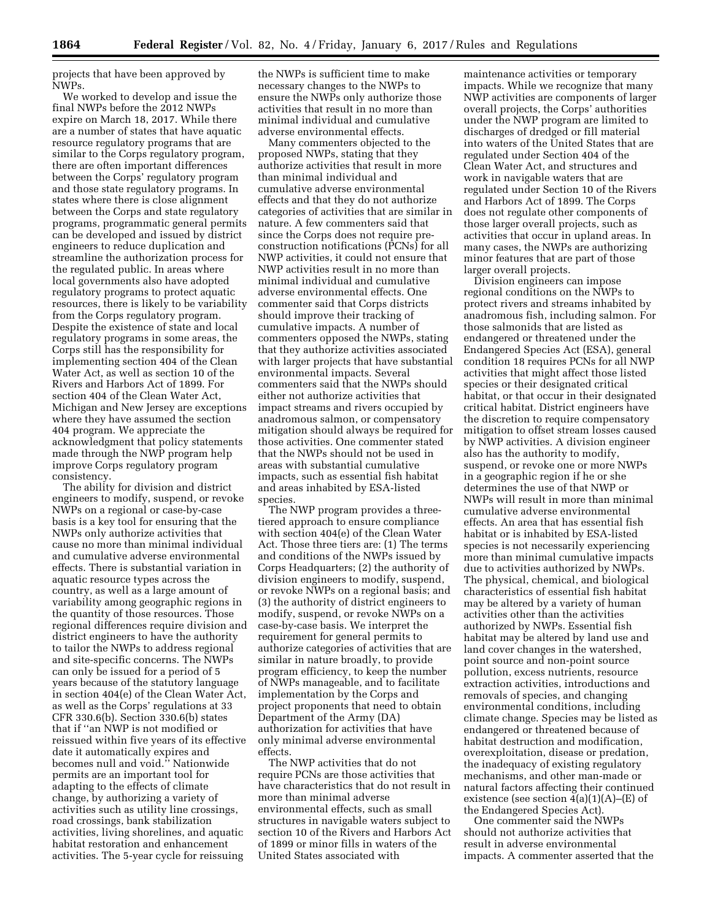projects that have been approved by NWPs.

We worked to develop and issue the final NWPs before the 2012 NWPs expire on March 18, 2017. While there are a number of states that have aquatic resource regulatory programs that are similar to the Corps regulatory program, there are often important differences between the Corps' regulatory program and those state regulatory programs. In states where there is close alignment between the Corps and state regulatory programs, programmatic general permits can be developed and issued by district engineers to reduce duplication and streamline the authorization process for the regulated public. In areas where local governments also have adopted regulatory programs to protect aquatic resources, there is likely to be variability from the Corps regulatory program. Despite the existence of state and local regulatory programs in some areas, the Corps still has the responsibility for implementing section 404 of the Clean Water Act, as well as section 10 of the Rivers and Harbors Act of 1899. For section 404 of the Clean Water Act, Michigan and New Jersey are exceptions where they have assumed the section 404 program. We appreciate the acknowledgment that policy statements made through the NWP program help improve Corps regulatory program consistency.

The ability for division and district engineers to modify, suspend, or revoke NWPs on a regional or case-by-case basis is a key tool for ensuring that the NWPs only authorize activities that cause no more than minimal individual and cumulative adverse environmental effects. There is substantial variation in aquatic resource types across the country, as well as a large amount of variability among geographic regions in the quantity of those resources. Those regional differences require division and district engineers to have the authority to tailor the NWPs to address regional and site-specific concerns. The NWPs can only be issued for a period of 5 years because of the statutory language in section 404(e) of the Clean Water Act, as well as the Corps' regulations at 33 CFR 330.6(b). Section 330.6(b) states that if "an NWP is not modified or reissued within five years of its effective date it automatically expires and becomes null and void." Nationwide permits are an important tool for adapting to the effects of climate change, by authorizing a variety of activities such as utility line crossings, road crossings, bank stabilization activities, living shorelines, and aquatic habitat restoration and enhancement activities. The 5-year cycle for reissuing the NWPs is sufficient time to make necessary changes to the NWPs to ensure the NWPs only authorize those activities that result in no more than minimal individual and cumulative adverse environmental effects.

Many commenters objected to the proposed NWPs, stating that they authorize activities that result in more than minimal individual and cumulative adverse environmental effects and that they do not authorize categories of activities that are similar in nature. A few commenters said that since the Corps does not require pre-construction notifications (PCNs) for all NWP activities, it could not ensure that NWP activities result in no more than minimal individual and cumulative adverse environmental effects. One commenter said that Corps districts should improve their tracking of cumulative impacts. A number of commenters opposed the NWPs, stating that they authorize activities associated with larger projects that have substantial environmental impacts. Several commenters said that the NWPs should either not authorize activities that impact streams and rivers occupied by anadromous salmon, or compensatory mitigation should always be required for those activities. One commenter stated that the NWPs should not be used in areas with substantial cumulative impacts, such as essential fish habitat and areas inhabited by ESA-listed species.

The NWP program provides a three-tiered approach to ensure compliance with section 404(e) of the Clean Water Act. Those three tiers are: (1) The terms and conditions of the NWPs issued by Corps Headquarters; (2) the authority of division engineers to modify, suspend, or revoke NWPs on a regional basis; and (3) the authority of district engineers to modify, suspend, or revoke NWPs on a case-by-case basis. We interpret the requirement for general permits to authorize categories of activities that are similar in nature broadly, to provide program efficiency, to keep the number of NWPs manageable, and to facilitate implementation by the Corps and project proponents that need to obtain Department of the Army (DA) authorization for activities that have only minimal adverse environmental effects.

The NWP activities that do not require PCNs are those activities that have characteristics that do not result in more than minimal adverse environmental effects, such as small structures in navigable waters subject to section 10 of the Rivers and Harbors Act of 1899 or minor fills in waters of the United States associated with maintenance activities or temporary impacts. While we recognize that many NWP activities are components of larger overall projects, the Corps' authorities under the NWP program are limited to discharges of dredged or fill material into waters of the United States that are regulated under Section 404 of the Clean Water Act, and structures and work in navigable waters that are regulated under Section 10 of the Rivers and Harbors Act of 1899. The Corps does not regulate other components of those larger overall projects, such as activities that occur in upland areas. In many cases, the NWPs are authorizing minor features that are part of those larger overall projects.

Division engineers can impose regional conditions on the NWPs to protect rivers and streams inhabited by anadromous fish, including salmon. For those salmonids that are listed as endangered or threatened under the Endangered Species Act (ESA), general condition 18 requires PCNs for all NWP activities that might affect those listed species or their designated critical habitat, or that occur in their designated critical habitat. District engineers have the discretion to require compensatory mitigation to offset stream losses caused by NWP activities. A division engineer also has the authority to modify, suspend, or revoke one or more NWPs in a geographic region if he or she determines the use of that NWP or NWPs will result in more than minimal cumulative adverse environmental effects. An area that has essential fish habitat or is inhabited by ESA-listed species is not necessarily experiencing more than minimal cumulative impacts due to activities authorized by NWPs. The physical, chemical, and biological characteristics of essential fish habitat may be altered by a variety of human activities other than the activities authorized by NWPs. Essential fish habitat may be altered by land use and land cover changes in the watershed, point source and non-point source pollution, excess nutrients, resource extraction activities, introductions and removals of species, and changing environmental conditions, including climate change. Species may be listed as endangered or threatened because of habitat destruction and modification, overexploitation, disease or predation, the inadequacy of existing regulatory mechanisms, and other man-made or natural factors affecting their continued existence (see section 4(a)(1)(A)–(E) of the Endangered Species Act).

One commenter said the NWPs should not authorize activities that result in adverse environmental impacts. A commenter asserted that the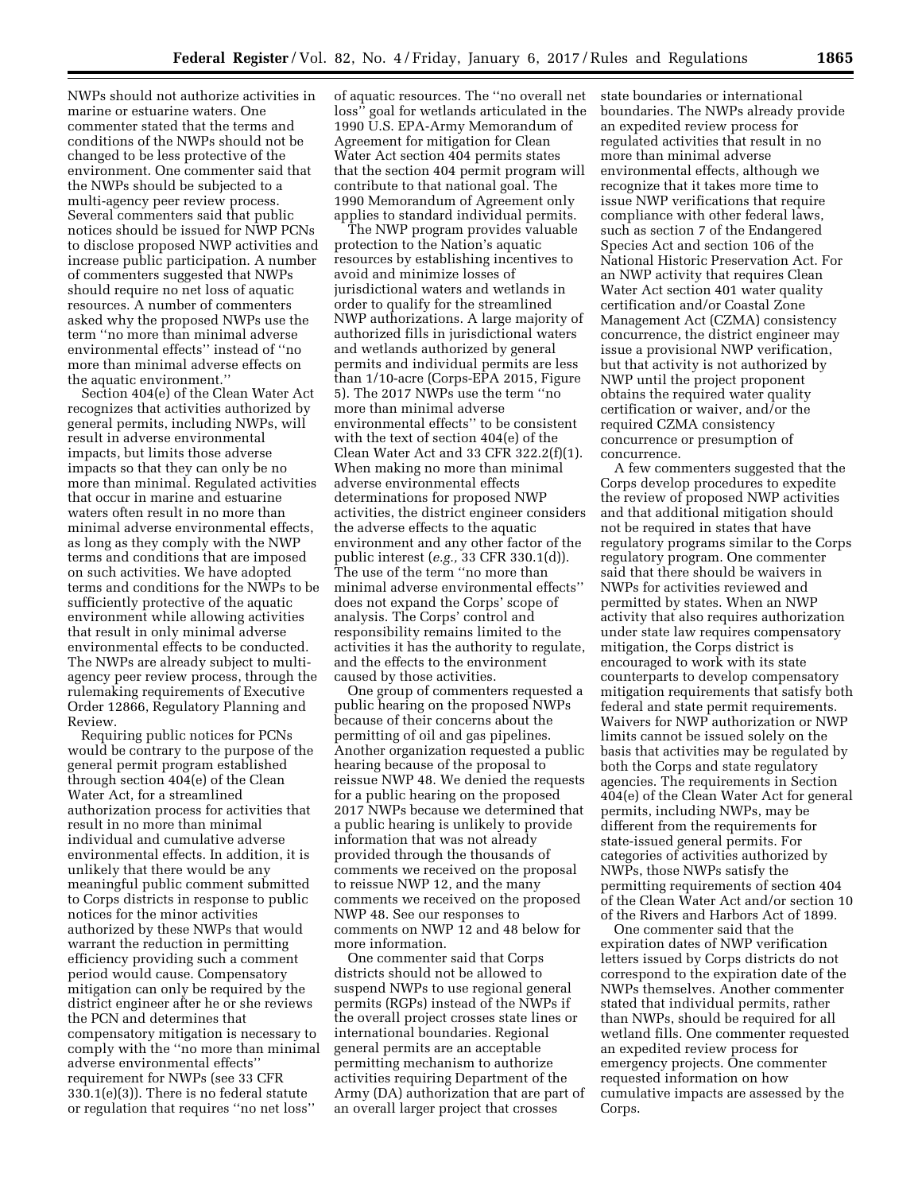NWPs should not authorize activities in marine or estuarine waters. One commenter stated that the terms and conditions of the NWPs should not be changed to be less protective of the environment. One commenter said that the NWPs should be subjected to a multi-agency peer review process. Several commenters said that public notices should be issued for NWP PCNs to disclose proposed NWP activities and increase public participation. A number of commenters suggested that NWPs should require no net loss of aquatic resources. A number of commenters asked why the proposed NWPs use the term ''no more than minimal adverse environmental effects'' instead of ''no more than minimal adverse effects on the aquatic environment.''

Section 404(e) of the Clean Water Act recognizes that activities authorized by general permits, including NWPs, will result in adverse environmental impacts, but limits those adverse impacts so that they can only be no more than minimal. Regulated activities that occur in marine and estuarine waters often result in no more than minimal adverse environmental effects, as long as they comply with the NWP terms and conditions that are imposed on such activities. We have adopted terms and conditions for the NWPs to be sufficiently protective of the aquatic environment while allowing activities that result in only minimal adverse environmental effects to be conducted. The NWPs are already subject to multi-agency peer review process, through the rulemaking requirements of Executive Order 12866, Regulatory Planning and Review.

Requiring public notices for PCNs would be contrary to the purpose of the general permit program established through section 404(e) of the Clean Water Act, for a streamlined authorization process for activities that result in no more than minimal individual and cumulative adverse environmental effects. In addition, it is unlikely that there would be any meaningful public comment submitted to Corps districts in response to public notices for the minor activities authorized by these NWPs that would warrant the reduction in permitting efficiency providing such a comment period would cause. Compensatory mitigation can only be required by the district engineer after he or she reviews the PCN and determines that compensatory mitigation is necessary to comply with the ''no more than minimal adverse environmental effects'' requirement for NWPs (see 33 CFR 330.1(e)(3)). There is no federal statute or regulation that requires ''no net loss'' of aquatic resources. The ''no overall net loss'' goal for wetlands articulated in the 1990 U.S. EPA-Army Memorandum of Agreement for mitigation for Clean Water Act section 404 permits states that the section 404 permit program will contribute to that national goal. The 1990 Memorandum of Agreement only applies to standard individual permits.

The NWP program provides valuable protection to the Nation's aquatic resources by establishing incentives to avoid and minimize losses of jurisdictional waters and wetlands in order to qualify for the streamlined NWP authorizations. A large majority of authorized fills in jurisdictional waters and wetlands authorized by general permits and individual permits are less than 1/10-acre (Corps-EPA 2015, Figure 5). The 2017 NWPs use the term ''no more than minimal adverse environmental effects'' to be consistent with the text of section 404(e) of the Clean Water Act and 33 CFR 322.2(f)(1). When making no more than minimal adverse environmental effects determinations for proposed NWP activities, the district engineer considers the adverse effects to the aquatic environment and any other factor of the public interest (*e.g.,* 33 CFR 330.1(d)). The use of the term ''no more than minimal adverse environmental effects'' does not expand the Corps' scope of analysis. The Corps' control and responsibility remains limited to the activities it has the authority to regulate, and the effects to the environment caused by those activities.

One group of commenters requested a public hearing on the proposed NWPs because of their concerns about the permitting of oil and gas pipelines. Another organization requested a public hearing because of the proposal to reissue NWP 48. We denied the requests for a public hearing on the proposed 2017 NWPs because we determined that a public hearing is unlikely to provide information that was not already provided through the thousands of comments we received on the proposal to reissue NWP 12, and the many comments we received on the proposed NWP 48. See our responses to comments on NWP 12 and 48 below for more information.

One commenter said that Corps districts should not be allowed to suspend NWPs to use regional general permits (RGPs) instead of the NWPs if the overall project crosses state lines or international boundaries. Regional general permits are an acceptable permitting mechanism to authorize activities requiring Department of the Army (DA) authorization that are part of an overall larger project that crosses state boundaries or international boundaries. The NWPs already provide an expedited review process for regulated activities that result in no more than minimal adverse environmental effects, although we recognize that it takes more time to issue NWP verifications that require compliance with other federal laws, such as section 7 of the Endangered Species Act and section 106 of the National Historic Preservation Act. For an NWP activity that requires Clean Water Act section 401 water quality certification and/or Coastal Zone Management Act (CZMA) consistency concurrence, the district engineer may issue a provisional NWP verification, but that activity is not authorized by NWP until the project proponent obtains the required water quality certification or waiver, and/or the required CZMA consistency concurrence or presumption of concurrence.

A few commenters suggested that the Corps develop procedures to expedite the review of proposed NWP activities and that additional mitigation should not be required in states that have regulatory programs similar to the Corps regulatory program. One commenter said that there should be waivers in NWPs for activities reviewed and permitted by states. When an NWP activity that also requires authorization under state law requires compensatory mitigation, the Corps district is encouraged to work with its state counterparts to develop compensatory mitigation requirements that satisfy both federal and state permit requirements. Waivers for NWP authorization or NWP limits cannot be issued solely on the basis that activities may be regulated by both the Corps and state regulatory agencies. The requirements in Section 404(e) of the Clean Water Act for general permits, including NWPs, may be different from the requirements for state-issued general permits. For categories of activities authorized by NWPs, those NWPs satisfy the permitting requirements of section 404 of the Clean Water Act and/or section 10 of the Rivers and Harbors Act of 1899.

One commenter said that the expiration dates of NWP verification letters issued by Corps districts do not correspond to the expiration date of the NWPs themselves. Another commenter stated that individual permits, rather than NWPs, should be required for all wetland fills. One commenter requested an expedited review process for emergency projects. One commenter requested information on how cumulative impacts are assessed by the Corps.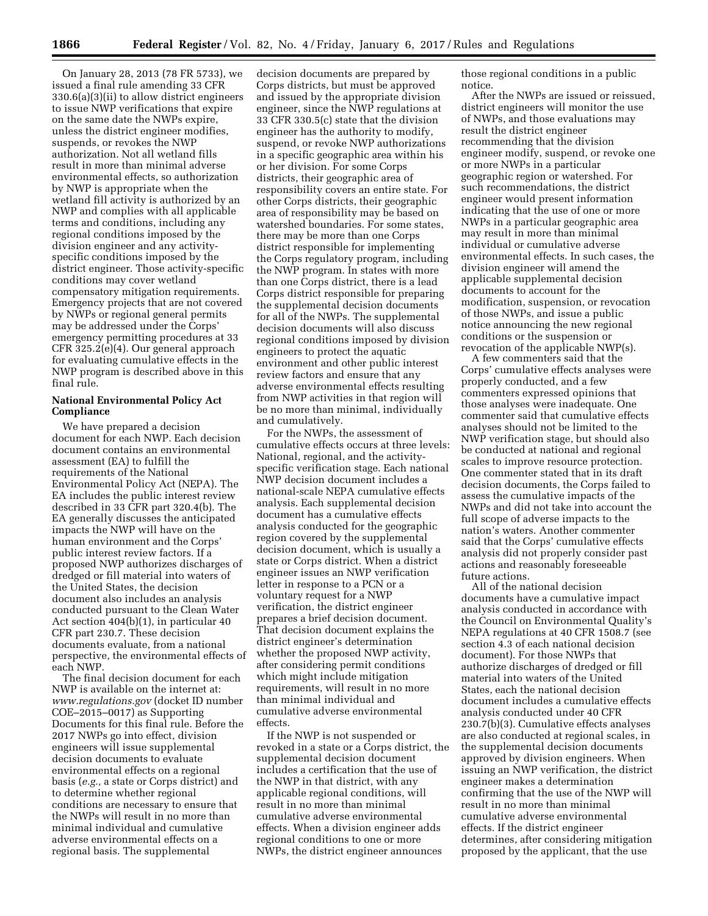On January 28, 2013 (78 FR 5733), we issued a final rule amending 33 CFR 330.6(a)(3)(ii) to allow district engineers to issue NWP verifications that expire on the same date the NWPs expire, unless the district engineer modifies, suspends, or revokes the NWP authorization. Not all wetland fills result in more than minimal adverse environmental effects, so authorization by NWP is appropriate when the wetland fill activity is authorized by an NWP and complies with all applicable terms and conditions, including any regional conditions imposed by the division engineer and any activity-specific conditions imposed by the district engineer. Those activity-specific conditions may cover wetland compensatory mitigation requirements. Emergency projects that are not covered by NWPs or regional general permits may be addressed under the Corps' emergency permitting procedures at 33 CFR 325.2(e)(4). Our general approach for evaluating cumulative effects in the NWP program is described above in this final rule.

## National Environmental Policy Act Compliance

We have prepared a decision document for each NWP. Each decision document contains an environmental assessment (EA) to fulfill the requirements of the National Environmental Policy Act (NEPA). The EA includes the public interest review described in 33 CFR part 320.4(b). The EA generally discusses the anticipated impacts the NWP will have on the human environment and the Corps' public interest review factors. If a proposed NWP authorizes discharges of dredged or fill material into waters of the United States, the decision document also includes an analysis conducted pursuant to the Clean Water Act section 404(b)(1), in particular 40 CFR part 230.7. These decision documents evaluate, from a national perspective, the environmental effects of each NWP.

The final decision document for each NWP is available on the internet at: *www.regulations.gov* (docket ID number COE–2015–0017) as Supporting Documents for this final rule. Before the 2017 NWPs go into effect, division engineers will issue supplemental decision documents to evaluate environmental effects on a regional basis (*e.g.,* a state or Corps district) and to determine whether regional conditions are necessary to ensure that the NWPs will result in no more than minimal individual and cumulative adverse environmental effects on a regional basis. The supplemental decision documents are prepared by Corps districts, but must be approved and issued by the appropriate division engineer, since the NWP regulations at 33 CFR 330.5(c) state that the division engineer has the authority to modify, suspend, or revoke NWP authorizations in a specific geographic area within his or her division. For some Corps districts, their geographic area of responsibility covers an entire state. For other Corps districts, their geographic area of responsibility may be based on watershed boundaries. For some states, there may be more than one Corps district responsible for implementing the Corps regulatory program, including the NWP program. In states with more than one Corps district, there is a lead Corps district responsible for preparing the supplemental decision documents for all of the NWPs. The supplemental decision documents will also discuss regional conditions imposed by division engineers to protect the aquatic environment and other public interest review factors and ensure that any adverse environmental effects resulting from NWP activities in that region will be no more than minimal, individually and cumulatively.

For the NWPs, the assessment of cumulative effects occurs at three levels: National, regional, and the activity-specific verification stage. Each national NWP decision document includes a national-scale NEPA cumulative effects analysis. Each supplemental decision document has a cumulative effects analysis conducted for the geographic region covered by the supplemental decision document, which is usually a state or Corps district. When a district engineer issues an NWP verification letter in response to a PCN or a voluntary request for a NWP verification, the district engineer prepares a brief decision document. That decision document explains the district engineer's determination whether the proposed NWP activity, after considering permit conditions which might include mitigation requirements, will result in no more than minimal individual and cumulative adverse environmental effects.

If the NWP is not suspended or revoked in a state or a Corps district, the supplemental decision document includes a certification that the use of the NWP in that district, with any applicable regional conditions, will result in no more than minimal cumulative adverse environmental effects. When a division engineer adds regional conditions to one or more NWPs, the district engineer announces those regional conditions in a public notice.

After the NWPs are issued or reissued, district engineers will monitor the use of NWPs, and those evaluations may result the district engineer recommending that the division engineer modify, suspend, or revoke one or more NWPs in a particular geographic region or watershed. For such recommendations, the district engineer would present information indicating that the use of one or more NWPs in a particular geographic area may result in more than minimal individual or cumulative adverse environmental effects. In such cases, the division engineer will amend the applicable supplemental decision documents to account for the modification, suspension, or revocation of those NWPs, and issue a public notice announcing the new regional conditions or the suspension or revocation of the applicable NWP(s).

A few commenters said that the Corps' cumulative effects analyses were properly conducted, and a few commenters expressed opinions that those analyses were inadequate. One commenter said that cumulative effects analyses should not be limited to the NWP verification stage, but should also be conducted at national and regional scales to improve resource protection. One commenter stated that in its draft decision documents, the Corps failed to assess the cumulative impacts of the NWPs and did not take into account the full scope of adverse impacts to the nation's waters. Another commenter said that the Corps' cumulative effects analysis did not properly consider past actions and reasonably foreseeable future actions.

All of the national decision documents have a cumulative impact analysis conducted in accordance with the Council on Environmental Quality's NEPA regulations at 40 CFR 1508.7 (see section 4.3 of each national decision document). For those NWPs that authorize discharges of dredged or fill material into waters of the United States, each the national decision document includes a cumulative effects analysis conducted under 40 CFR 230.7(b)(3). Cumulative effects analyses are also conducted at regional scales, in the supplemental decision documents approved by division engineers. When issuing an NWP verification, the district engineer makes a determination confirming that the use of the NWP will result in no more than minimal cumulative adverse environmental effects. If the district engineer determines, after considering mitigation proposed by the applicant, that the use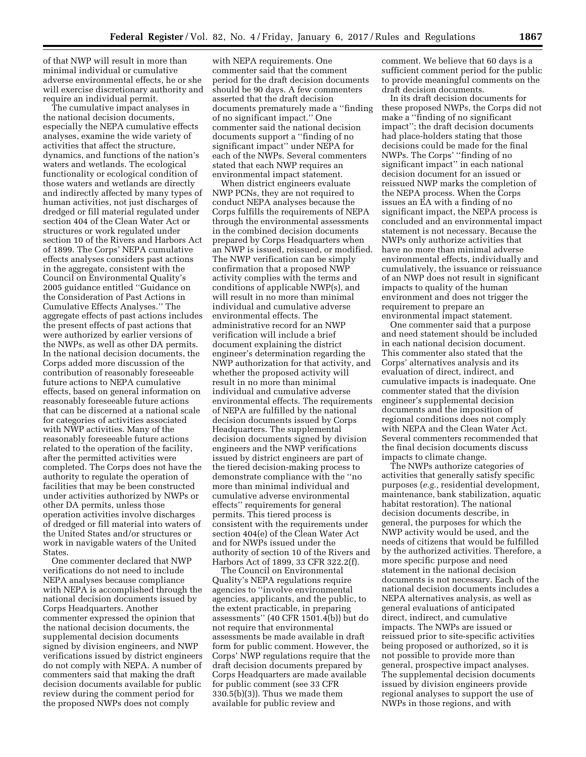of that NWP will result in more than minimal individual or cumulative adverse environmental effects, he or she will exercise discretionary authority and require an individual permit.

The cumulative impact analyses in the national decision documents, especially the NEPA cumulative effects analyses, examine the wide variety of activities that affect the structure, dynamics, and functions of the nation's waters and wetlands. The ecological functionality or ecological condition of those waters and wetlands are directly and indirectly affected by many types of human activities, not just discharges of dredged or fill material regulated under section 404 of the Clean Water Act or structures or work regulated under section 10 of the Rivers and Harbors Act of 1899. The Corps' NEPA cumulative effects analyses considers past actions in the aggregate, consistent with the Council on Environmental Quality's 2005 guidance entitled ''Guidance on the Consideration of Past Actions in Cumulative Effects Analyses.'' The aggregate effects of past actions includes the present effects of past actions that were authorized by earlier versions of the NWPs, as well as other DA permits. In the national decision documents, the Corps added more discussion of the contribution of reasonably foreseeable future actions to NEPA cumulative effects, based on general information on reasonably foreseeable future actions that can be discerned at a national scale for categories of activities associated with NWP activities. Many of the reasonably foreseeable future actions related to the operation of the facility, after the permitted activities were completed. The Corps does not have the authority to regulate the operation of facilities that may be been constructed under activities authorized by NWPs or other DA permits, unless those operation activities involve discharges of dredged or fill material into waters of the United States and/or structures or work in navigable waters of the United States.

One commenter declared that NWP verifications do not need to include NEPA analyses because compliance with NEPA is accomplished through the national decision documents issued by Corps Headquarters. Another commenter expressed the opinion that the national decision documents, the supplemental decision documents signed by division engineers, and NWP verifications issued by district engineers do not comply with NEPA. A number of commenters said that making the draft decision documents available for public review during the comment period for the proposed NWPs does not comply with NEPA requirements. One commenter said that the comment period for the draft decision documents should be 90 days. A few commenters asserted that the draft decision documents prematurely made a ''finding of no significant impact.'' One commenter said the national decision documents support a ''finding of no significant impact'' under NEPA for each of the NWPs. Several commenters stated that each NWP requires an environmental impact statement.

When district engineers evaluate NWP PCNs, they are not required to conduct NEPA analyses because the Corps fulfills the requirements of NEPA through the environmental assessments in the combined decision documents prepared by Corps Headquarters when an NWP is issued, reissued, or modified. The NWP verification can be simply confirmation that a proposed NWP activity complies with the terms and conditions of applicable NWP(s), and will result in no more than minimal individual and cumulative adverse environmental effects. The administrative record for an NWP verification will include a brief document explaining the district engineer's determination regarding the NWP authorization for that activity, and whether the proposed activity will result in no more than minimal individual and cumulative adverse environmental effects. The requirements of NEPA are fulfilled by the national decision documents issued by Corps Headquarters. The supplemental decision documents signed by division engineers and the NWP verifications issued by district engineers are part of the tiered decision-making process to demonstrate compliance with the ''no more than minimal individual and cumulative adverse environmental effects'' requirements for general permits. This tiered process is consistent with the requirements under section 404(e) of the Clean Water Act and for NWPs issued under the authority of section 10 of the Rivers and Harbors Act of 1899, 33 CFR 322.2(f).

The Council on Environmental Quality's NEPA regulations require agencies to ''involve environmental agencies, applicants, and the public, to the extent practicable, in preparing assessments'' (40 CFR 1501.4(b)) but do not require that environmental assessments be made available in draft form for public comment. However, the Corps' NWP regulations require that the draft decision documents prepared by Corps Headquarters are made available for public comment (see 33 CFR 330.5(b)(3)). Thus we made them available for public review and comment. We believe that 60 days is a sufficient comment period for the public to provide meaningful comments on the draft decision documents.

In its draft decision documents for these proposed NWPs, the Corps did not make a ''finding of no significant impact''; the draft decision documents had place-holders stating that those decisions could be made for the final NWPs. The Corps' ''finding of no significant impact'' in each national decision document for an issued or reissued NWP marks the completion of the NEPA process. When the Corps issues an EA with a finding of no significant impact, the NEPA process is concluded and an environmental impact statement is not necessary. Because the NWPs only authorize activities that have no more than minimal adverse environmental effects, individually and cumulatively, the issuance or reissuance of an NWP does not result in significant impacts to quality of the human environment and does not trigger the requirement to prepare an environmental impact statement.

One commenter said that a purpose and need statement should be included in each national decision document. This commenter also stated that the Corps' alternatives analysis and its evaluation of direct, indirect, and cumulative impacts is inadequate. One commenter stated that the division engineer's supplemental decision documents and the imposition of regional conditions does not comply with NEPA and the Clean Water Act. Several commenters recommended that the final decision documents discuss impacts to climate change.

The NWPs authorize categories of activities that generally satisfy specific purposes (*e.g.,* residential development, maintenance, bank stabilization, aquatic habitat restoration). The national decision documents describe, in general, the purposes for which the NWP activity would be used, and the needs of citizens that would be fulfilled by the authorized activities. Therefore, a more specific purpose and need statement in the national decision documents is not necessary. Each of the national decision documents includes a NEPA alternatives analysis, as well as general evaluations of anticipated direct, indirect, and cumulative impacts. The NWPs are issued or reissued prior to site-specific activities being proposed or authorized, so it is not possible to provide more than general, prospective impact analyses. The supplemental decision documents issued by division engineers provide regional analyses to support the use of NWPs in those regions, and with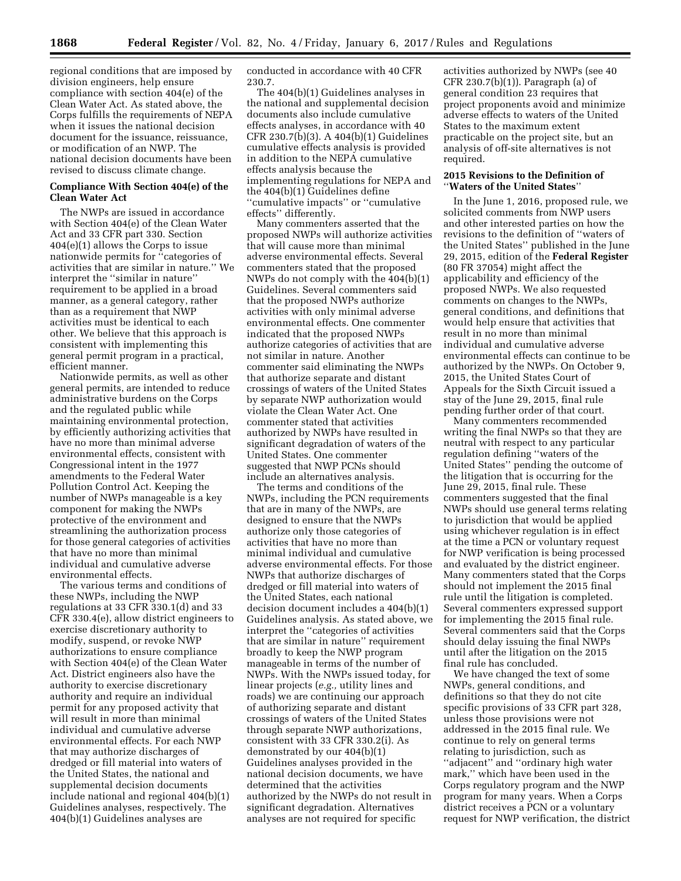regional conditions that are imposed by division engineers, help ensure compliance with section 404(e) of the Clean Water Act. As stated above, the Corps fulfills the requirements of NEPA when it issues the national decision document for the issuance, reissuance, or modification of an NWP. The national decision documents have been revised to discuss climate change.

**Compliance With Section 404(e) of the Clean Water Act**

The NWPs are issued in accordance with Section 404(e) of the Clean Water Act and 33 CFR part 330. Section 404(e)(1) allows the Corps to issue nationwide permits for ''categories of activities that are similar in nature.'' We interpret the ''similar in nature'' requirement to be applied in a broad manner, as a general category, rather than as a requirement that NWP activities must be identical to each other. We believe that this approach is consistent with implementing this general permit program in a practical, efficient manner.

Nationwide permits, as well as other general permits, are intended to reduce administrative burdens on the Corps and the regulated public while maintaining environmental protection, by efficiently authorizing activities that have no more than minimal adverse environmental effects, consistent with Congressional intent in the 1977 amendments to the Federal Water Pollution Control Act. Keeping the number of NWPs manageable is a key component for making the NWPs protective of the environment and streamlining the authorization process for those general categories of activities that have no more than minimal individual and cumulative adverse environmental effects.

The various terms and conditions of these NWPs, including the NWP regulations at 33 CFR 330.1(d) and 33 CFR 330.4(e), allow district engineers to exercise discretionary authority to modify, suspend, or revoke NWP authorizations to ensure compliance with Section 404(e) of the Clean Water Act. District engineers also have the authority to exercise discretionary authority and require an individual permit for any proposed activity that will result in more than minimal individual and cumulative adverse environmental effects. For each NWP that may authorize discharges of dredged or fill material into waters of the United States, the national and supplemental decision documents include national and regional 404(b)(1) Guidelines analyses, respectively. The 404(b)(1) Guidelines analyses are conducted in accordance with 40 CFR 230.7.

The 404(b)(1) Guidelines analyses in the national and supplemental decision documents also include cumulative effects analyses, in accordance with 40 CFR 230.7(b)(3). A 404(b)(1) Guidelines cumulative effects analysis is provided in addition to the NEPA cumulative effects analysis because the implementing regulations for NEPA and the 404(b)(1) Guidelines define ''cumulative impacts'' or ''cumulative effects'' differently.

Many commenters asserted that the proposed NWPs will authorize activities that will cause more than minimal adverse environmental effects. Several commenters stated that the proposed NWPs do not comply with the 404(b)(1) Guidelines. Several commenters said that the proposed NWPs authorize activities with only minimal adverse environmental effects. One commenter indicated that the proposed NWPs authorize categories of activities that are not similar in nature. Another commenter said eliminating the NWPs that authorize separate and distant crossings of waters of the United States by separate NWP authorization would violate the Clean Water Act. One commenter stated that activities authorized by NWPs have resulted in significant degradation of waters of the United States. One commenter suggested that NWP PCNs should include an alternatives analysis.

The terms and conditions of the NWPs, including the PCN requirements that are in many of the NWPs, are designed to ensure that the NWPs authorize only those categories of activities that have no more than minimal individual and cumulative adverse environmental effects. For those NWPs that authorize discharges of dredged or fill material into waters of the United States, each national decision document includes a 404(b)(1) Guidelines analysis. As stated above, we interpret the ''categories of activities that are similar in nature'' requirement broadly to keep the NWP program manageable in terms of the number of NWPs. With the NWPs issued today, for linear projects (*e.g.,* utility lines and roads) we are continuing our approach of authorizing separate and distant crossings of waters of the United States through separate NWP authorizations, consistent with 33 CFR 330.2(i). As demonstrated by our 404(b)(1) Guidelines analyses provided in the national decision documents, we have determined that the activities authorized by the NWPs do not result in significant degradation of waters of the United States. Alternatives analyses are not required for specific activities authorized by NWPs (see 40 CFR 230.7(b)(1)). Paragraph (a) of general condition 23 requires that project proponents avoid and minimize adverse effects to waters of the United States to the maximum extent practicable on the project site, but an analysis of off-site alternatives is not required.

**2015 Revisions to the Definition of ''Waters of the United States''**

In the June 1, 2016, proposed rule, we solicited comments from NWP users and other interested parties on how the revisions to the definition of ''waters of the United States'' published in the June 29, 2015, edition of the **Federal Register** (80 FR 37054) might affect the applicability and efficiency of the proposed NWPs. We also requested comments on changes to the NWPs, general conditions, and definitions that would help ensure that activities that result in no more than minimal individual and cumulative adverse environmental effects can continue to be authorized by the NWPs. On October 9, 2015, the United States Court of Appeals for the Sixth Circuit issued a stay of the June 29, 2015, final rule pending further order of that court.

Many commenters recommended writing the final NWPs so that they are neutral with respect to any particular regulation defining ''waters of the United States'' pending the outcome of the litigation that is occurring for the June 29, 2015, final rule. These commenters suggested that the final NWPs should use general terms relating to jurisdiction that would be applied using whichever regulation is in effect at the time a PCN or voluntary request for NWP verification is being processed and evaluated by the district engineer. Many commenters stated that the Corps should not implement the 2015 final rule until the litigation is completed. Several commenters expressed support for implementing the 2015 final rule. Several commenters said that the Corps should delay issuing the final NWPs until after the litigation on the 2015 final rule has concluded.

We have changed the text of some NWPs, general conditions, and definitions so that they do not cite specific provisions of 33 CFR part 328, unless those provisions were not addressed in the 2015 final rule. We continue to rely on general terms relating to jurisdiction, such as ''adjacent'' and ''ordinary high water mark,'' which have been used in the Corps regulatory program and the NWP program for many years. When a Corps district receives a PCN or a voluntary request for NWP verification, the district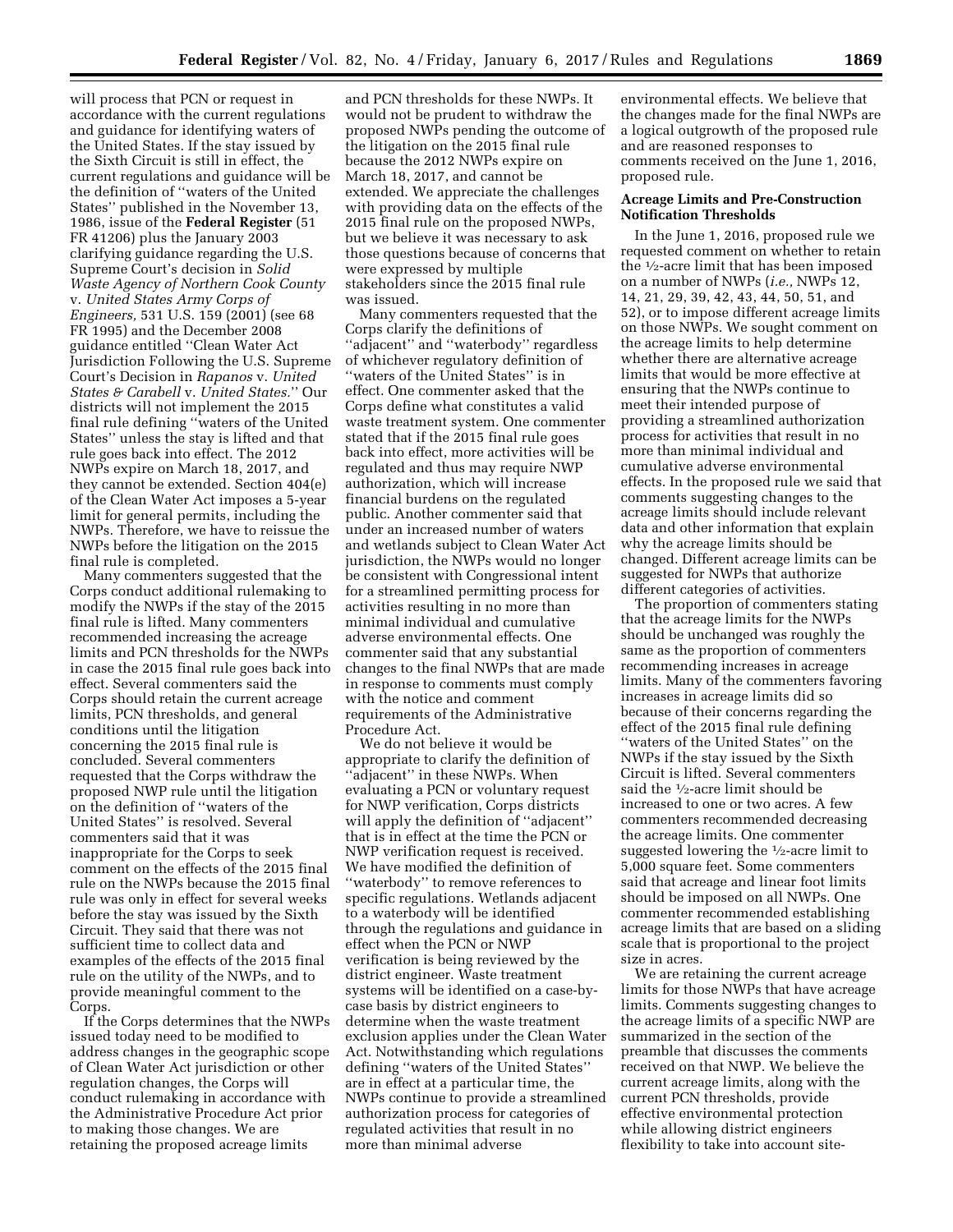will process that PCN or request in accordance with the current regulations and guidance for identifying waters of the United States. If the stay issued by the Sixth Circuit is still in effect, the current regulations and guidance will be the definition of ''waters of the United States'' published in the November 13, 1986, issue of the **Federal Register** (51 FR 41206) plus the January 2003 clarifying guidance regarding the U.S. Supreme Court's decision in *Solid Waste Agency of Northern Cook County* v. *United States Army Corps of Engineers,* 531 U.S. 159 (2001) (see 68 FR 1995) and the December 2008 guidance entitled ''Clean Water Act Jurisdiction Following the U.S. Supreme Court's Decision in *Rapanos* v. *United States & Carabell* v. *United States.*'' Our districts will not implement the 2015 final rule defining ''waters of the United States'' unless the stay is lifted and that rule goes back into effect. The 2012 NWPs expire on March 18, 2017, and they cannot be extended. Section 404(e) of the Clean Water Act imposes a 5-year limit for general permits, including the NWPs. Therefore, we have to reissue the NWPs before the litigation on the 2015 final rule is completed.

Many commenters suggested that the Corps conduct additional rulemaking to modify the NWPs if the stay of the 2015 final rule is lifted. Many commenters recommended increasing the acreage limits and PCN thresholds for the NWPs in case the 2015 final rule goes back into effect. Several commenters said the Corps should retain the current acreage limits, PCN thresholds, and general conditions until the litigation concerning the 2015 final rule is concluded. Several commenters requested that the Corps withdraw the proposed NWP rule until the litigation on the definition of ''waters of the United States'' is resolved. Several commenters said that it was inappropriate for the Corps to seek comment on the effects of the 2015 final rule on the NWPs because the 2015 final rule was only in effect for several weeks before the stay was issued by the Sixth Circuit. They said that there was not sufficient time to collect data and examples of the effects of the 2015 final rule on the utility of the NWPs, and to provide meaningful comment to the Corps.

If the Corps determines that the NWPs issued today need to be modified to address changes in the geographic scope of Clean Water Act jurisdiction or other regulation changes, the Corps will conduct rulemaking in accordance with the Administrative Procedure Act prior to making those changes. We are retaining the proposed acreage limits and PCN thresholds for these NWPs. It would not be prudent to withdraw the proposed NWPs pending the outcome of the litigation on the 2015 final rule because the 2012 NWPs expire on March 18, 2017, and cannot be extended. We appreciate the challenges with providing data on the effects of the 2015 final rule on the proposed NWPs, but we believe it was necessary to ask those questions because of concerns that were expressed by multiple stakeholders since the 2015 final rule was issued.

Many commenters requested that the Corps clarify the definitions of ''adjacent'' and ''waterbody'' regardless of whichever regulatory definition of ''waters of the United States'' is in effect. One commenter asked that the Corps define what constitutes a valid waste treatment system. One commenter stated that if the 2015 final rule goes back into effect, more activities will be regulated and thus may require NWP authorization, which will increase financial burdens on the regulated public. Another commenter said that under an increased number of waters and wetlands subject to Clean Water Act jurisdiction, the NWPs would no longer be consistent with Congressional intent for a streamlined permitting process for activities resulting in no more than minimal individual and cumulative adverse environmental effects. One commenter said that any substantial changes to the final NWPs that are made in response to comments must comply with the notice and comment requirements of the Administrative Procedure Act.

We do not believe it would be appropriate to clarify the definition of ''adjacent'' in these NWPs. When evaluating a PCN or voluntary request for NWP verification, Corps districts will apply the definition of ''adjacent'' that is in effect at the time the PCN or NWP verification request is received. We have modified the definition of ''waterbody'' to remove references to specific regulations. Wetlands adjacent to a waterbody will be identified through the regulations and guidance in effect when the PCN or NWP verification is being reviewed by the district engineer. Waste treatment systems will be identified on a case-by-case basis by district engineers to determine when the waste treatment exclusion applies under the Clean Water Act. Notwithstanding which regulations defining ''waters of the United States'' are in effect at a particular time, the NWPs continue to provide a streamlined authorization process for categories of regulated activities that result in no more than minimal adverse environmental effects. We believe that the changes made for the final NWPs are a logical outgrowth of the proposed rule and are reasoned responses to comments received on the June 1, 2016, proposed rule.

### Acreage Limits and Pre-Construction Notification Thresholds

In the June 1, 2016, proposed rule we requested comment on whether to retain the ½-acre limit that has been imposed on a number of NWPs (*i.e.,* NWPs 12, 14, 21, 29, 39, 42, 43, 44, 50, 51, and 52), or to impose different acreage limits on those NWPs. We sought comment on the acreage limits to help determine whether there are alternative acreage limits that would be more effective at ensuring that the NWPs continue to meet their intended purpose of providing a streamlined authorization process for activities that result in no more than minimal individual and cumulative adverse environmental effects. In the proposed rule we said that comments suggesting changes to the acreage limits should include relevant data and other information that explain why the acreage limits should be changed. Different acreage limits can be suggested for NWPs that authorize different categories of activities.

The proportion of commenters stating that the acreage limits for the NWPs should be unchanged was roughly the same as the proportion of commenters recommending increases in acreage limits. Many of the commenters favoring increases in acreage limits did so because of their concerns regarding the effect of the 2015 final rule defining ''waters of the United States'' on the NWPs if the stay issued by the Sixth Circuit is lifted. Several commenters said the ½-acre limit should be increased to one or two acres. A few commenters recommended decreasing the acreage limits. One commenter suggested lowering the ½-acre limit to 5,000 square feet. Some commenters said that acreage and linear foot limits should be imposed on all NWPs. One commenter recommended establishing acreage limits that are based on a sliding scale that is proportional to the project size in acres.

We are retaining the current acreage limits for those NWPs that have acreage limits. Comments suggesting changes to the acreage limits of a specific NWP are summarized in the section of the preamble that discusses the comments received on that NWP. We believe the current acreage limits, along with the current PCN thresholds, provide effective environmental protection while allowing district engineers flexibility to take into account site-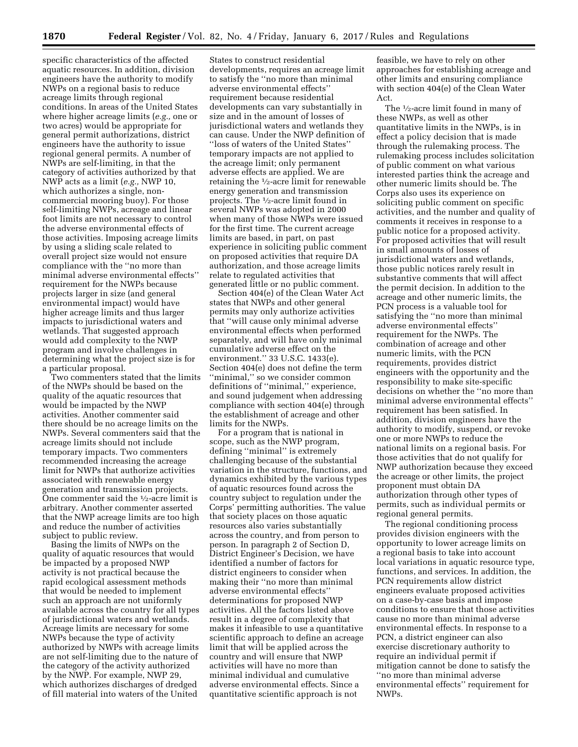specific characteristics of the affected aquatic resources. In addition, division engineers have the authority to modify NWPs on a regional basis to reduce acreage limits through regional conditions. In areas of the United States where higher acreage limits (*e.g.,* one or two acres) would be appropriate for general permit authorizations, district engineers have the authority to issue regional general permits. A number of NWPs are self-limiting, in that the category of activities authorized by that NWP acts as a limit (*e.g.,* NWP 10, which authorizes a single, non-commercial mooring buoy). For those self-limiting NWPs, acreage and linear foot limits are not necessary to control the adverse environmental effects of those activities. Imposing acreage limits by using a sliding scale related to overall project size would not ensure compliance with the ''no more than minimal adverse environmental effects'' requirement for the NWPs because projects larger in size (and general environmental impact) would have higher acreage limits and thus larger impacts to jurisdictional waters and wetlands. That suggested approach would add complexity to the NWP program and involve challenges in determining what the project size is for a particular proposal.

Two commenters stated that the limits of the NWPs should be based on the quality of the aquatic resources that would be impacted by the NWP activities. Another commenter said there should be no acreage limits on the NWPs. Several commenters said that the acreage limits should not include temporary impacts. Two commenters recommended increasing the acreage limit for NWPs that authorize activities associated with renewable energy generation and transmission projects. One commenter said the ½-acre limit is arbitrary. Another commenter asserted that the NWP acreage limits are too high and reduce the number of activities subject to public review.

Basing the limits of NWPs on the quality of aquatic resources that would be impacted by a proposed NWP activity is not practical because the rapid ecological assessment methods that would be needed to implement such an approach are not uniformly available across the country for all types of jurisdictional waters and wetlands. Acreage limits are necessary for some NWPs because the type of activity authorized by NWPs with acreage limits are not self-limiting due to the nature of the category of the activity authorized by the NWP. For example, NWP 29, which authorizes discharges of dredged of fill material into waters of the United States to construct residential developments, requires an acreage limit to satisfy the ''no more than minimal adverse environmental effects'' requirement because residential developments can vary substantially in size and in the amount of losses of jurisdictional waters and wetlands they can cause. Under the NWP definition of ''loss of waters of the United States'' temporary impacts are not applied to the acreage limit; only permanent adverse effects are applied. We are retaining the ½-acre limit for renewable energy generation and transmission projects. The ½-acre limit found in several NWPs was adopted in 2000 when many of those NWPs were issued for the first time. The current acreage limits are based, in part, on past experience in soliciting public comment on proposed activities that require DA authorization, and those acreage limits relate to regulated activities that generated little or no public comment.

Section 404(e) of the Clean Water Act states that NWPs and other general permits may only authorize activities that ''will cause only minimal adverse environmental effects when performed separately, and will have only minimal cumulative adverse effect on the environment.'' 33 U.S.C. 1433(e). Section 404(e) does not define the term ''minimal,'' so we consider common definitions of ''minimal,'' experience, and sound judgement when addressing compliance with section 404(e) through the establishment of acreage and other limits for the NWPs.

For a program that is national in scope, such as the NWP program, defining ''minimal'' is extremely challenging because of the substantial variation in the structure, functions, and dynamics exhibited by the various types of aquatic resources found across the country subject to regulation under the Corps' permitting authorities. The value that society places on those aquatic resources also varies substantially across the country, and from person to person. In paragraph 2 of Section D, District Engineer's Decision, we have identified a number of factors for district engineers to consider when making their ''no more than minimal adverse environmental effects'' determinations for proposed NWP activities. All the factors listed above result in a degree of complexity that makes it infeasible to use a quantitative scientific approach to define an acreage limit that will be applied across the country and will ensure that NWP activities will have no more than minimal individual and cumulative adverse environmental effects. Since a quantitative scientific approach is not feasible, we have to rely on other approaches for establishing acreage and other limits and ensuring compliance with section 404(e) of the Clean Water Act.

The ½-acre limit found in many of these NWPs, as well as other quantitative limits in the NWPs, is in effect a policy decision that is made through the rulemaking process. The rulemaking process includes solicitation of public comment on what various interested parties think the acreage and other numeric limits should be. The Corps also uses its experience on soliciting public comment on specific activities, and the number and quality of comments it receives in response to a public notice for a proposed activity. For proposed activities that will result in small amounts of losses of jurisdictional waters and wetlands, those public notices rarely result in substantive comments that will affect the permit decision. In addition to the acreage and other numeric limits, the PCN process is a valuable tool for satisfying the ''no more than minimal adverse environmental effects'' requirement for the NWPs. The combination of acreage and other numeric limits, with the PCN requirements, provides district engineers with the opportunity and the responsibility to make site-specific decisions on whether the ''no more than minimal adverse environmental effects'' requirement has been satisfied. In addition, division engineers have the authority to modify, suspend, or revoke one or more NWPs to reduce the national limits on a regional basis. For those activities that do not qualify for NWP authorization because they exceed the acreage or other limits, the project proponent must obtain DA authorization through other types of permits, such as individual permits or regional general permits.

The regional conditioning process provides division engineers with the opportunity to lower acreage limits on a regional basis to take into account local variations in aquatic resource type, functions, and services. In addition, the PCN requirements allow district engineers evaluate proposed activities on a case-by-case basis and impose conditions to ensure that those activities cause no more than minimal adverse environmental effects. In response to a PCN, a district engineer can also exercise discretionary authority to require an individual permit if mitigation cannot be done to satisfy the ''no more than minimal adverse environmental effects'' requirement for NWPs.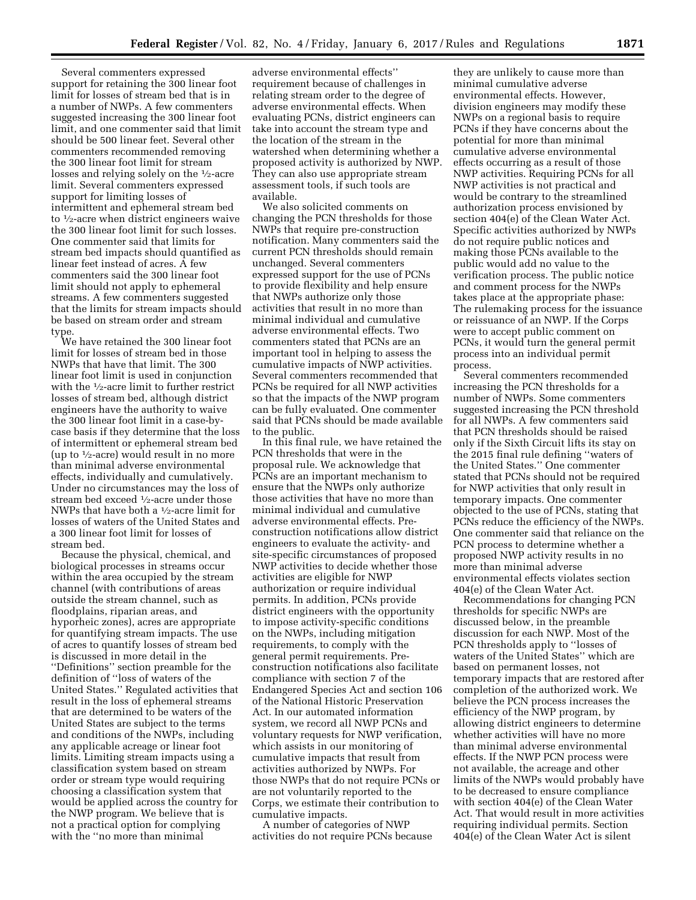Several commenters expressed support for retaining the 300 linear foot limit for losses of stream bed that is in a number of NWPs. A few commenters suggested increasing the 300 linear foot limit, and one commenter said that limit should be 500 linear feet. Several other commenters recommended removing the 300 linear foot limit for stream losses and relying solely on the ½-acre limit. Several commenters expressed support for limiting losses of intermittent and ephemeral stream bed to ½-acre when district engineers waive the 300 linear foot limit for such losses. One commenter said that limits for stream bed impacts should quantified as linear feet instead of acres. A few commenters said the 300 linear foot limit should not apply to ephemeral streams. A few commenters suggested that the limits for stream impacts should be based on stream order and stream type.

We have retained the 300 linear foot limit for losses of stream bed in those NWPs that have that limit. The 300 linear foot limit is used in conjunction with the ½-acre limit to further restrict losses of stream bed, although district engineers have the authority to waive the 300 linear foot limit in a case-by-case basis if they determine that the loss of intermittent or ephemeral stream bed (up to ½-acre) would result in no more than minimal adverse environmental effects, individually and cumulatively. Under no circumstances may the loss of stream bed exceed ½-acre under those NWPs that have both a ½-acre limit for losses of waters of the United States and a 300 linear foot limit for losses of stream bed.

Because the physical, chemical, and biological processes in streams occur within the area occupied by the stream channel (with contributions of areas outside the stream channel, such as floodplains, riparian areas, and hyporheic zones), acres are appropriate for quantifying stream impacts. The use of acres to quantify losses of stream bed is discussed in more detail in the "Definitions" section preamble for the definition of "loss of waters of the United States." Regulated activities that result in the loss of ephemeral streams that are determined to be waters of the United States are subject to the terms and conditions of the NWPs, including any applicable acreage or linear foot limits. Limiting stream impacts using a classification system based on stream order or stream type would requiring choosing a classification system that would be applied across the country for the NWP program. We believe that is not a practical option for complying with the "no more than minimal adverse environmental effects" requirement because of challenges in relating stream order to the degree of adverse environmental effects. When evaluating PCNs, district engineers can take into account the stream type and the location of the stream in the watershed when determining whether a proposed activity is authorized by NWP. They can also use appropriate stream assessment tools, if such tools are available.

We also solicited comments on changing the PCN thresholds for those NWPs that require pre-construction notification. Many commenters said the current PCN thresholds should remain unchanged. Several commenters expressed support for the use of PCNs to provide flexibility and help ensure that NWPs authorize only those activities that result in no more than minimal individual and cumulative adverse environmental effects. Two commenters stated that PCNs are an important tool in helping to assess the cumulative impacts of NWP activities. Several commenters recommended that PCNs be required for all NWP activities so that the impacts of the NWP program can be fully evaluated. One commenter said that PCNs should be made available to the public.

In this final rule, we have retained the PCN thresholds that were in the proposal rule. We acknowledge that PCNs are an important mechanism to ensure that the NWPs only authorize those activities that have no more than minimal individual and cumulative adverse environmental effects. Pre-construction notifications allow district engineers to evaluate the activity- and site-specific circumstances of proposed NWP activities to decide whether those activities are eligible for NWP authorization or require individual permits. In addition, PCNs provide district engineers with the opportunity to impose activity-specific conditions on the NWPs, including mitigation requirements, to comply with the general permit requirements. Pre-construction notifications also facilitate compliance with section 7 of the Endangered Species Act and section 106 of the National Historic Preservation Act. In our automated information system, we record all NWP PCNs and voluntary requests for NWP verification, which assists in our monitoring of cumulative impacts that result from activities authorized by NWPs. For those NWPs that do not require PCNs or are not voluntarily reported to the Corps, we estimate their contribution to cumulative impacts.

A number of categories of NWP activities do not require PCNs because they are unlikely to cause more than minimal cumulative adverse environmental effects. However, division engineers may modify these NWPs on a regional basis to require PCNs if they have concerns about the potential for more than minimal cumulative adverse environmental effects occurring as a result of those NWP activities. Requiring PCNs for all NWP activities is not practical and would be contrary to the streamlined authorization process envisioned by section 404(e) of the Clean Water Act. Specific activities authorized by NWPs do not require public notices and making those PCNs available to the public would add no value to the verification process. The public notice and comment process for the NWPs takes place at the appropriate phase: The rulemaking process for the issuance or reissuance of an NWP. If the Corps were to accept public comment on PCNs, it would turn the general permit process into an individual permit process.

Several commenters recommended increasing the PCN thresholds for a number of NWPs. Some commenters suggested increasing the PCN threshold for all NWPs. A few commenters said that PCN thresholds should be raised only if the Sixth Circuit lifts its stay on the 2015 final rule defining "waters of the United States." One commenter stated that PCNs should not be required for NWP activities that only result in temporary impacts. One commenter objected to the use of PCNs, stating that PCNs reduce the efficiency of the NWPs. One commenter said that reliance on the PCN process to determine whether a proposed NWP activity results in no more than minimal adverse environmental effects violates section 404(e) of the Clean Water Act.

Recommendations for changing PCN thresholds for specific NWPs are discussed below, in the preamble discussion for each NWP. Most of the PCN thresholds apply to "losses of waters of the United States" which are based on permanent losses, not temporary impacts that are restored after completion of the authorized work. We believe the PCN process increases the efficiency of the NWP program, by allowing district engineers to determine whether activities will have no more than minimal adverse environmental effects. If the NWP PCN process were not available, the acreage and other limits of the NWPs would probably have to be decreased to ensure compliance with section 404(e) of the Clean Water Act. That would result in more activities requiring individual permits. Section 404(e) of the Clean Water Act is silent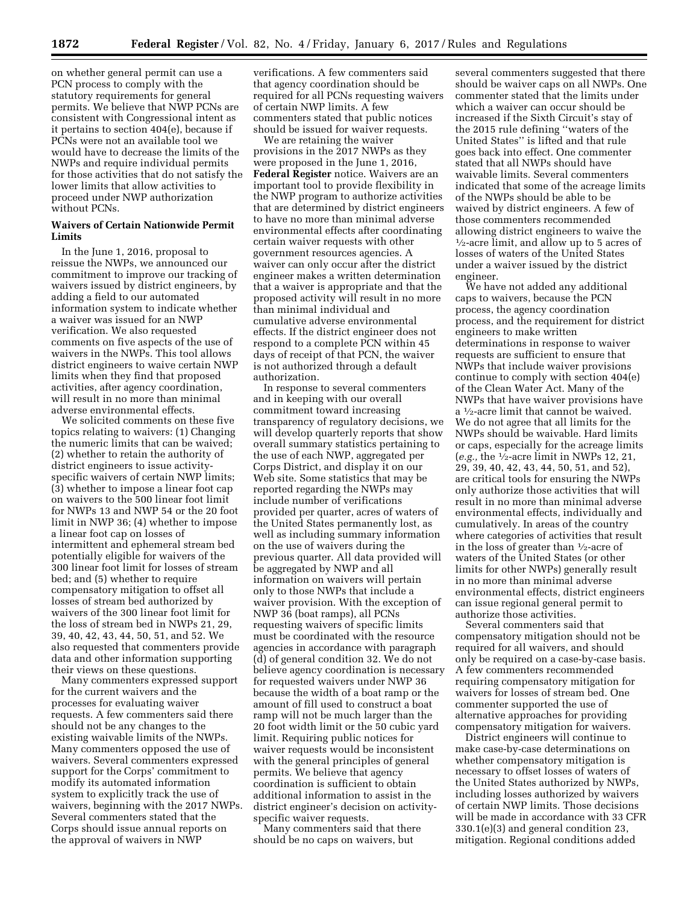on whether general permit can use a PCN process to comply with the statutory requirements for general permits. We believe that NWP PCNs are consistent with Congressional intent as it pertains to section 404(e), because if PCNs were not an available tool we would have to decrease the limits of the NWPs and require individual permits for those activities that do not satisfy the lower limits that allow activities to proceed under NWP authorization without PCNs.

**Waivers of Certain Nationwide Permit Limits**

In the June 1, 2016, proposal to reissue the NWPs, we announced our commitment to improve our tracking of waivers issued by district engineers, by adding a field to our automated information system to indicate whether a waiver was issued for an NWP verification. We also requested comments on five aspects of the use of waivers in the NWPs. This tool allows district engineers to waive certain NWP limits when they find that proposed activities, after agency coordination, will result in no more than minimal adverse environmental effects.

We solicited comments on these five topics relating to waivers: (1) Changing the numeric limits that can be waived; (2) whether to retain the authority of district engineers to issue activity-specific waivers of certain NWP limits; (3) whether to impose a linear foot cap on waivers to the 500 linear foot limit for NWPs 13 and NWP 54 or the 20 foot limit in NWP 36; (4) whether to impose a linear foot cap on losses of intermittent and ephemeral stream bed potentially eligible for waivers of the 300 linear foot limit for losses of stream bed; and (5) whether to require compensatory mitigation to offset all losses of stream bed authorized by waivers of the 300 linear foot limit for the loss of stream bed in NWPs 21, 29, 39, 40, 42, 43, 44, 50, 51, and 52. We also requested that commenters provide data and other information supporting their views on these questions.

Many commenters expressed support for the current waivers and the processes for evaluating waiver requests. A few commenters said there should not be any changes to the existing waivable limits of the NWPs. Many commenters opposed the use of waivers. Several commenters expressed support for the Corps' commitment to modify its automated information system to explicitly track the use of waivers, beginning with the 2017 NWPs. Several commenters stated that the Corps should issue annual reports on the approval of waivers in NWP verifications. A few commenters said that agency coordination should be required for all PCNs requesting waivers of certain NWP limits. A few commenters stated that public notices should be issued for waiver requests.

We are retaining the waiver provisions in the 2017 NWPs as they were proposed in the June 1, 2016, **Federal Register** notice. Waivers are an important tool to provide flexibility in the NWP program to authorize activities that are determined by district engineers to have no more than minimal adverse environmental effects after coordinating certain waiver requests with other government resources agencies. A waiver can only occur after the district engineer makes a written determination that a waiver is appropriate and that the proposed activity will result in no more than minimal individual and cumulative adverse environmental effects. If the district engineer does not respond to a complete PCN within 45 days of receipt of that PCN, the waiver is not authorized through a default authorization.

In response to several commenters and in keeping with our overall commitment toward increasing transparency of regulatory decisions, we will develop quarterly reports that show overall summary statistics pertaining to the use of each NWP, aggregated per Corps District, and display it on our Web site. Some statistics that may be reported regarding the NWPs may include number of verifications provided per quarter, acres of waters of the United States permanently lost, as well as including summary information on the use of waivers during the previous quarter. All data provided will be aggregated by NWP and all information on waivers will pertain only to those NWPs that include a waiver provision. With the exception of NWP 36 (boat ramps), all PCNs requesting waivers of specific limits must be coordinated with the resource agencies in accordance with paragraph (d) of general condition 32. We do not believe agency coordination is necessary for requested waivers under NWP 36 because the width of a boat ramp or the amount of fill used to construct a boat ramp will not be much larger than the 20 foot width limit or the 50 cubic yard limit. Requiring public notices for waiver requests would be inconsistent with the general principles of general permits. We believe that agency coordination is sufficient to obtain additional information to assist in the district engineer's decision on activity-specific waiver requests.

Many commenters said that there should be no caps on waivers, but several commenters suggested that there should be waiver caps on all NWPs. One commenter stated that the limits under which a waiver can occur should be increased if the Sixth Circuit's stay of the 2015 rule defining "waters of the United States" is lifted and that rule goes back into effect. One commenter stated that all NWPs should have waivable limits. Several commenters indicated that some of the acreage limits of the NWPs should be able to be waived by district engineers. A few of those commenters recommended allowing district engineers to waive the ½-acre limit, and allow up to 5 acres of losses of waters of the United States under a waiver issued by the district engineer.

We have not added any additional caps to waivers, because the PCN process, the agency coordination process, and the requirement for district engineers to make written determinations in response to waiver requests are sufficient to ensure that NWPs that include waiver provisions continue to comply with section 404(e) of the Clean Water Act. Many of the NWPs that have waiver provisions have a ½-acre limit that cannot be waived. We do not agree that all limits for the NWPs should be waivable. Hard limits or caps, especially for the acreage limits (*e.g.,* the ½-acre limit in NWPs 12, 21, 29, 39, 40, 42, 43, 44, 50, 51, and 52), are critical tools for ensuring the NWPs only authorize those activities that will result in no more than minimal adverse environmental effects, individually and cumulatively. In areas of the country where categories of activities that result in the loss of greater than ½-acre of waters of the United States (or other limits for other NWPs) generally result in no more than minimal adverse environmental effects, district engineers can issue regional general permit to authorize those activities.

Several commenters said that compensatory mitigation should not be required for all waivers, and should only be required on a case-by-case basis. A few commenters recommended requiring compensatory mitigation for waivers for losses of stream bed. One commenter supported the use of alternative approaches for providing compensatory mitigation for waivers.

District engineers will continue to make case-by-case determinations on whether compensatory mitigation is necessary to offset losses of waters of the United States authorized by NWPs, including losses authorized by waivers of certain NWP limits. Those decisions will be made in accordance with 33 CFR 330.1(e)(3) and general condition 23, mitigation. Regional conditions added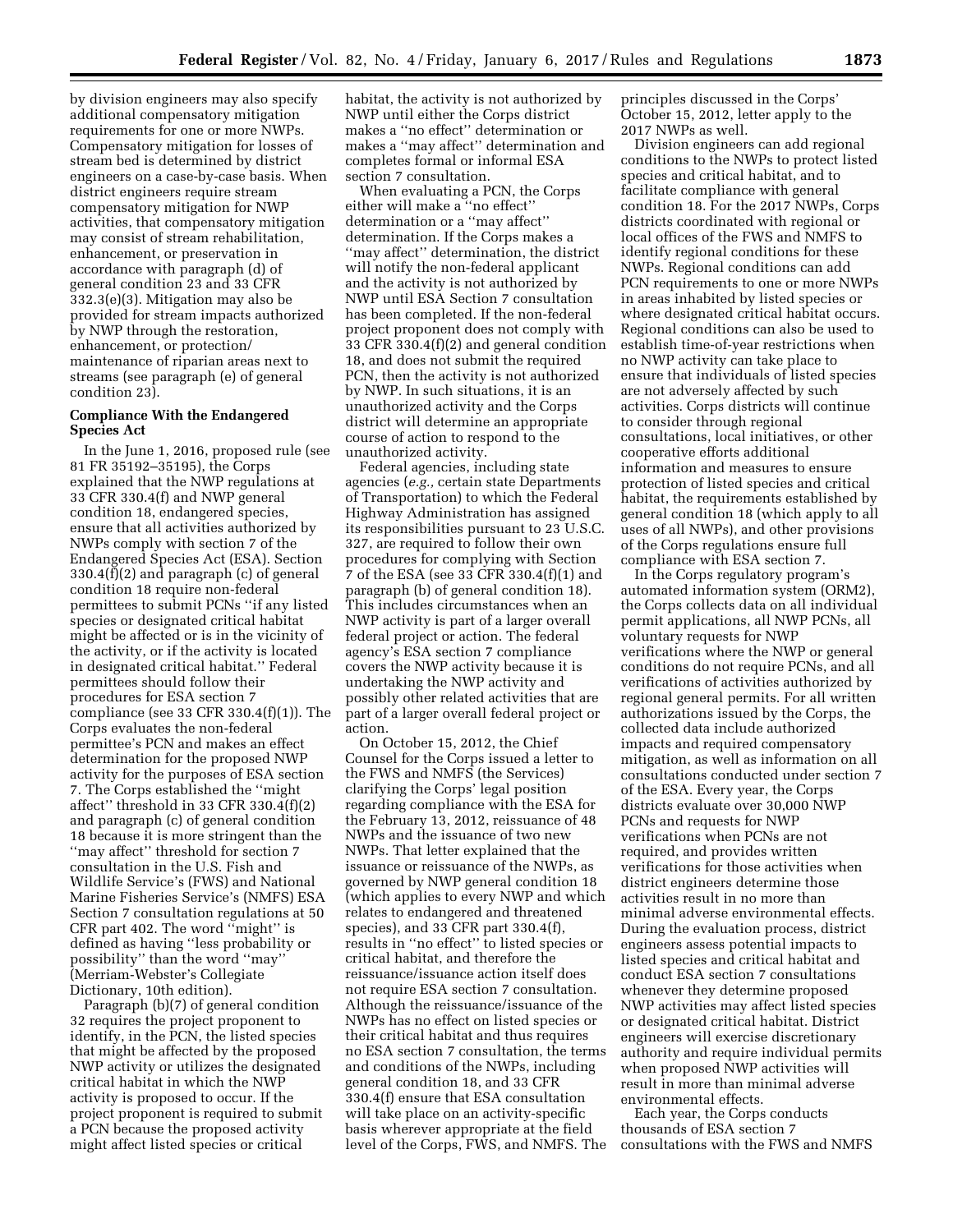by division engineers may also specify additional compensatory mitigation requirements for one or more NWPs. Compensatory mitigation for losses of stream bed is determined by district engineers on a case-by-case basis. When district engineers require stream compensatory mitigation for NWP activities, that compensatory mitigation may consist of stream rehabilitation, enhancement, or preservation in accordance with paragraph (d) of general condition 23 and 33 CFR 332.3(e)(3). Mitigation may also be provided for stream impacts authorized by NWP through the restoration, enhancement, or protection/maintenance of riparian areas next to streams (see paragraph (e) of general condition 23).

**Compliance With the Endangered Species Act**

In the June 1, 2016, proposed rule (see 81 FR 35192–35195), the Corps explained that the NWP regulations at 33 CFR 330.4(f) and NWP general condition 18, endangered species, ensure that all activities authorized by NWPs comply with section 7 of the Endangered Species Act (ESA). Section 330.4(f)(2) and paragraph (c) of general condition 18 require non-federal permittees to submit PCNs ''if any listed species or designated critical habitat might be affected or is in the vicinity of the activity, or if the activity is located in designated critical habitat.'' Federal permittees should follow their procedures for ESA section 7 compliance (see 33 CFR 330.4(f)(1)). The Corps evaluates the non-federal permittee's PCN and makes an effect determination for the proposed NWP activity for the purposes of ESA section 7. The Corps established the ''might affect'' threshold in 33 CFR 330.4(f)(2) and paragraph (c) of general condition 18 because it is more stringent than the ''may affect'' threshold for section 7 consultation in the U.S. Fish and Wildlife Service's (FWS) and National Marine Fisheries Service's (NMFS) ESA Section 7 consultation regulations at 50 CFR part 402. The word ''might'' is defined as having ''less probability or possibility'' than the word ''may'' (Merriam-Webster's Collegiate Dictionary, 10th edition).

Paragraph (b)(7) of general condition 32 requires the project proponent to identify, in the PCN, the listed species that might be affected by the proposed NWP activity or utilizes the designated critical habitat in which the NWP activity is proposed to occur. If the project proponent is required to submit a PCN because the proposed activity might affect listed species or critical habitat, the activity is not authorized by NWP until either the Corps district makes a ''no effect'' determination or makes a ''may affect'' determination and completes formal or informal ESA section 7 consultation.

When evaluating a PCN, the Corps either will make a ''no effect'' determination or a ''may affect'' determination. If the Corps makes a ''may affect'' determination, the district will notify the non-federal applicant and the activity is not authorized by NWP until ESA Section 7 consultation has been completed. If the non-federal project proponent does not comply with 33 CFR 330.4(f)(2) and general condition 18, and does not submit the required PCN, then the activity is not authorized by NWP. In such situations, it is an unauthorized activity and the Corps district will determine an appropriate course of action to respond to the unauthorized activity.

Federal agencies, including state agencies (*e.g.,* certain state Departments of Transportation) to which the Federal Highway Administration has assigned its responsibilities pursuant to 23 U.S.C. 327, are required to follow their own procedures for complying with Section 7 of the ESA (see 33 CFR 330.4(f)(1) and paragraph (b) of general condition 18). This includes circumstances when an NWP activity is part of a larger overall federal project or action. The federal agency's ESA section 7 compliance covers the NWP activity because it is undertaking the NWP activity and possibly other related activities that are part of a larger overall federal project or action.

On October 15, 2012, the Chief Counsel for the Corps issued a letter to the FWS and NMFS (the Services) clarifying the Corps' legal position regarding compliance with the ESA for the February 13, 2012, reissuance of 48 NWPs and the issuance of two new NWPs. That letter explained that the issuance or reissuance of the NWPs, as governed by NWP general condition 18 (which applies to every NWP and which relates to endangered and threatened species), and 33 CFR part 330.4(f), results in ''no effect'' to listed species or critical habitat, and therefore the reissuance/issuance action itself does not require ESA section 7 consultation. Although the reissuance/issuance of the NWPs has no effect on listed species or their critical habitat and thus requires no ESA section 7 consultation, the terms and conditions of the NWPs, including general condition 18, and 33 CFR 330.4(f) ensure that ESA consultation will take place on an activity-specific basis wherever appropriate at the field level of the Corps, FWS, and NMFS. The principles discussed in the Corps' October 15, 2012, letter apply to the 2017 NWPs as well.

Division engineers can add regional conditions to the NWPs to protect listed species and critical habitat, and to facilitate compliance with general condition 18. For the 2017 NWPs, Corps districts coordinated with regional or local offices of the FWS and NMFS to identify regional conditions for these NWPs. Regional conditions can add PCN requirements to one or more NWPs in areas inhabited by listed species or where designated critical habitat occurs. Regional conditions can also be used to establish time-of-year restrictions when no NWP activity can take place to ensure that individuals of listed species are not adversely affected by such activities. Corps districts will continue to consider through regional consultations, local initiatives, or other cooperative efforts additional information and measures to ensure protection of listed species and critical habitat, the requirements established by general condition 18 (which apply to all uses of all NWPs), and other provisions of the Corps regulations ensure full compliance with ESA section 7.

In the Corps regulatory program's automated information system (ORM2), the Corps collects data on all individual permit applications, all NWP PCNs, all voluntary requests for NWP verifications where the NWP or general conditions do not require PCNs, and all verifications of activities authorized by regional general permits. For all written authorizations issued by the Corps, the collected data include authorized impacts and required compensatory mitigation, as well as information on all consultations conducted under section 7 of the ESA. Every year, the Corps districts evaluate over 30,000 NWP PCNs and requests for NWP verifications when PCNs are not required, and provides written verifications for those activities when district engineers determine those activities result in no more than minimal adverse environmental effects. During the evaluation process, district engineers assess potential impacts to listed species and critical habitat and conduct ESA section 7 consultations whenever they determine proposed NWP activities may affect listed species or designated critical habitat. District engineers will exercise discretionary authority and require individual permits when proposed NWP activities will result in more than minimal adverse environmental effects.

Each year, the Corps conducts thousands of ESA section 7 consultations with the FWS and NMFS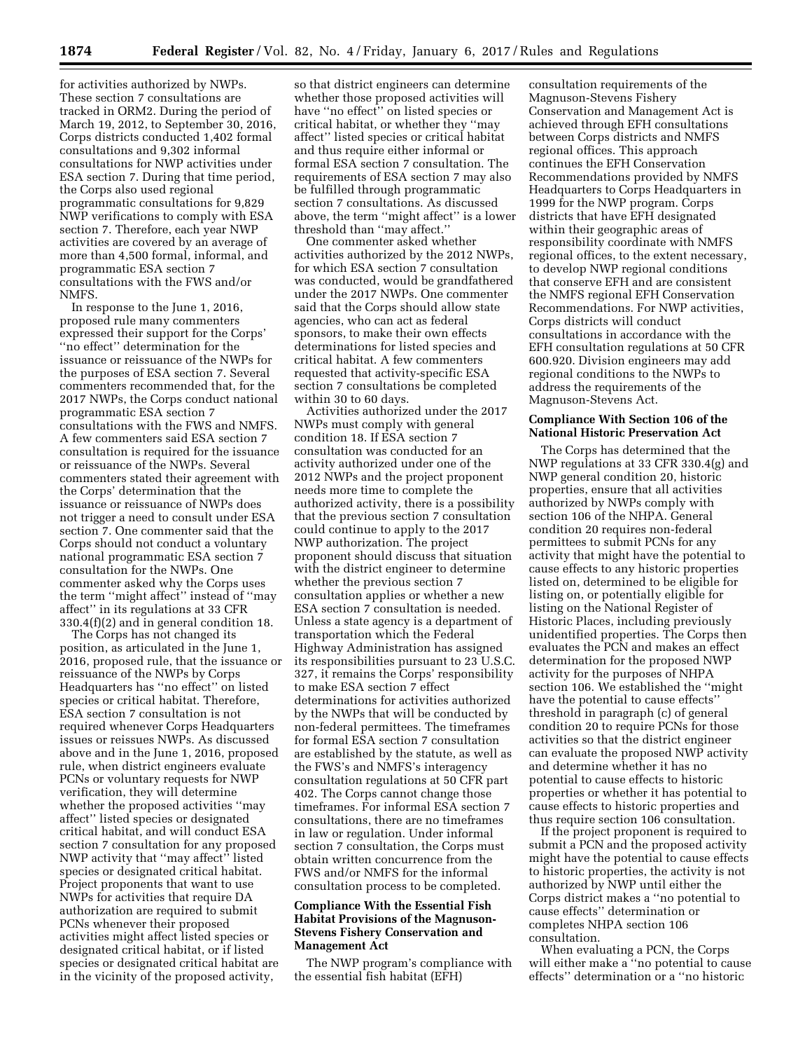for activities authorized by NWPs. These section 7 consultations are tracked in ORM2. During the period of March 19, 2012, to September 30, 2016, Corps districts conducted 1,402 formal consultations and 9,302 informal consultations for NWP activities under ESA section 7. During that time period, the Corps also used regional programmatic consultations for 9,829 NWP verifications to comply with ESA section 7. Therefore, each year NWP activities are covered by an average of more than 4,500 formal, informal, and programmatic ESA section 7 consultations with the FWS and/or NMFS.

In response to the June 1, 2016, proposed rule many commenters expressed their support for the Corps' ''no effect'' determination for the issuance or reissuance of the NWPs for the purposes of ESA section 7. Several commenters recommended that, for the 2017 NWPs, the Corps conduct national programmatic ESA section 7 consultations with the FWS and NMFS. A few commenters said ESA section 7 consultation is required for the issuance or reissuance of the NWPs. Several commenters stated their agreement with the Corps' determination that the issuance or reissuance of NWPs does not trigger a need to consult under ESA section 7. One commenter said that the Corps should not conduct a voluntary national programmatic ESA section 7 consultation for the NWPs. One commenter asked why the Corps uses the term ''might affect'' instead of ''may affect'' in its regulations at 33 CFR 330.4(f)(2) and in general condition 18.

The Corps has not changed its position, as articulated in the June 1, 2016, proposed rule, that the issuance or reissuance of the NWPs by Corps Headquarters has ''no effect'' on listed species or critical habitat. Therefore, ESA section 7 consultation is not required whenever Corps Headquarters issues or reissues NWPs. As discussed above and in the June 1, 2016, proposed rule, when district engineers evaluate PCNs or voluntary requests for NWP verification, they will determine whether the proposed activities ''may affect'' listed species or designated critical habitat, and will conduct ESA section 7 consultation for any proposed NWP activity that ''may affect'' listed species or designated critical habitat. Project proponents that want to use NWPs for activities that require DA authorization are required to submit PCNs whenever their proposed activities might affect listed species or designated critical habitat, or if listed species or designated critical habitat are in the vicinity of the proposed activity, so that district engineers can determine whether those proposed activities will have ''no effect'' on listed species or critical habitat, or whether they ''may affect'' listed species or critical habitat and thus require either informal or formal ESA section 7 consultation. The requirements of ESA section 7 may also be fulfilled through programmatic section 7 consultations. As discussed above, the term ''might affect'' is a lower threshold than ''may affect.''

One commenter asked whether activities authorized by the 2012 NWPs, for which ESA section 7 consultation was conducted, would be grandfathered under the 2017 NWPs. One commenter said that the Corps should allow state agencies, who can act as federal sponsors, to make their own effects determinations for listed species and critical habitat. A few commenters requested that activity-specific ESA section 7 consultations be completed within 30 to 60 days.

Activities authorized under the 2017 NWPs must comply with general condition 18. If ESA section 7 consultation was conducted for an activity authorized under one of the 2012 NWPs and the project proponent needs more time to complete the authorized activity, there is a possibility that the previous section 7 consultation could continue to apply to the 2017 NWP authorization. The project proponent should discuss that situation with the district engineer to determine whether the previous section 7 consultation applies or whether a new ESA section 7 consultation is needed. Unless a state agency is a department of transportation which the Federal Highway Administration has assigned its responsibilities pursuant to 23 U.S.C. 327, it remains the Corps' responsibility to make ESA section 7 effect determinations for activities authorized by the NWPs that will be conducted by non-federal permittees. The timeframes for formal ESA section 7 consultation are established by the statute, as well as the FWS's and NMFS's interagency consultation regulations at 50 CFR part 402. The Corps cannot change those timeframes. For informal ESA section 7 consultations, there are no timeframes in law or regulation. Under informal section 7 consultation, the Corps must obtain written concurrence from the FWS and/or NMFS for the informal consultation process to be completed.

## Compliance With the Essential Fish Habitat Provisions of the Magnuson-Stevens Fishery Conservation and Management Act

The NWP program's compliance with the essential fish habitat (EFH) consultation requirements of the Magnuson-Stevens Fishery Conservation and Management Act is achieved through EFH consultations between Corps districts and NMFS regional offices. This approach continues the EFH Conservation Recommendations provided by NMFS Headquarters to Corps Headquarters in 1999 for the NWP program. Corps districts that have EFH designated within their geographic areas of responsibility coordinate with NMFS regional offices, to the extent necessary, to develop NWP regional conditions that conserve EFH and are consistent the NMFS regional EFH Conservation Recommendations. For NWP activities, Corps districts will conduct consultations in accordance with the EFH consultation regulations at 50 CFR 600.920. Division engineers may add regional conditions to the NWPs to address the requirements of the Magnuson-Stevens Act.

## Compliance With Section 106 of the National Historic Preservation Act

The Corps has determined that the NWP regulations at 33 CFR 330.4(g) and NWP general condition 20, historic properties, ensure that all activities authorized by NWPs comply with section 106 of the NHPA. General condition 20 requires non-federal permittees to submit PCNs for any activity that might have the potential to cause effects to any historic properties listed on, determined to be eligible for listing on, or potentially eligible for listing on the National Register of Historic Places, including previously unidentified properties. The Corps then evaluates the PCN and makes an effect determination for the proposed NWP activity for the purposes of NHPA section 106. We established the ''might have the potential to cause effects'' threshold in paragraph (c) of general condition 20 to require PCNs for those activities so that the district engineer can evaluate the proposed NWP activity and determine whether it has no potential to cause effects to historic properties or whether it has potential to cause effects to historic properties and thus require section 106 consultation.

If the project proponent is required to submit a PCN and the proposed activity might have the potential to cause effects to historic properties, the activity is not authorized by NWP until either the Corps district makes a ''no potential to cause effects'' determination or completes NHPA section 106 consultation.

When evaluating a PCN, the Corps will either make a ''no potential to cause effects'' determination or a ''no historic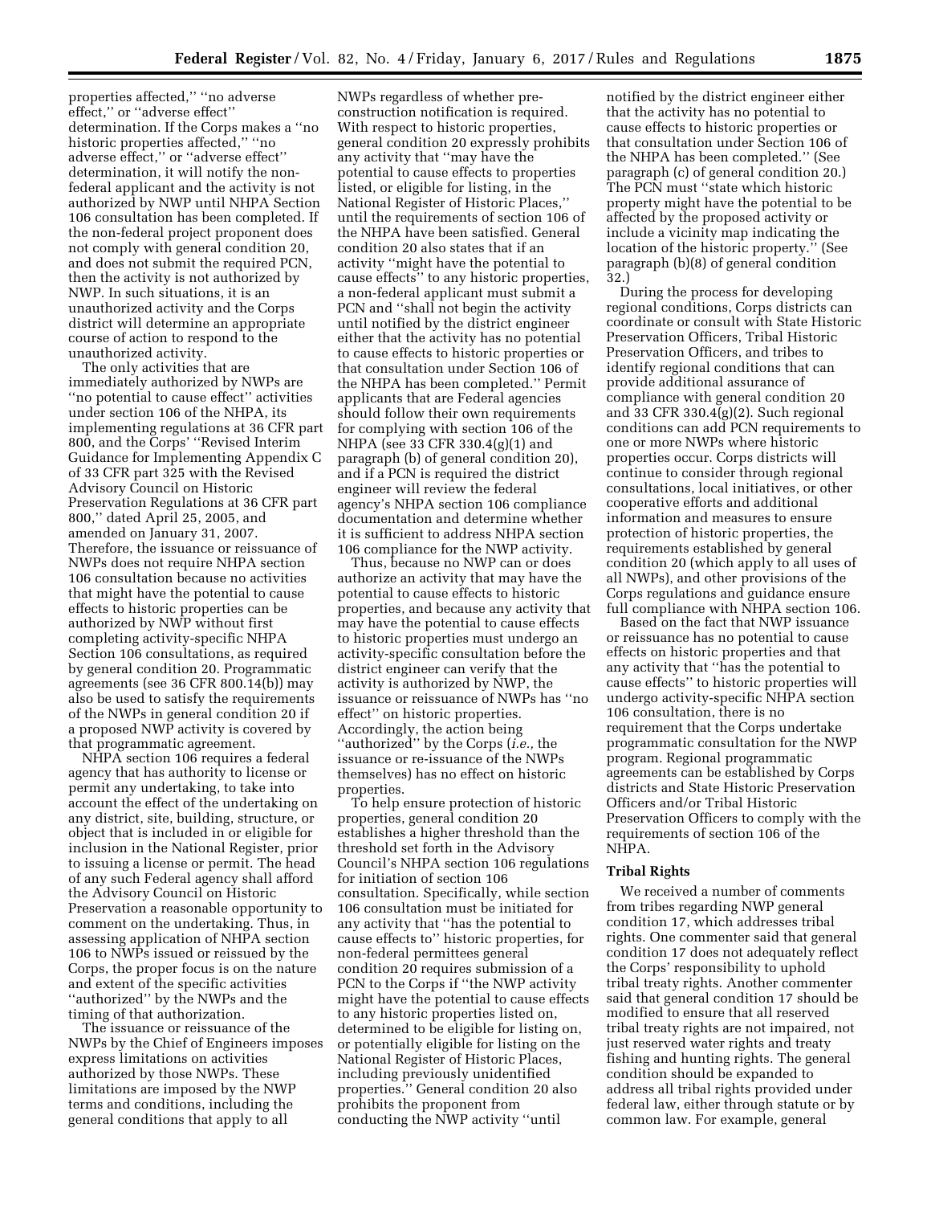properties affected,'' ''no adverse effect,'' or ''adverse effect'' determination. If the Corps makes a ''no historic properties affected,'' ''no adverse effect,'' or ''adverse effect'' determination, it will notify the non-federal applicant and the activity is not authorized by NWP until NHPA Section 106 consultation has been completed. If the non-federal project proponent does not comply with general condition 20, and does not submit the required PCN, then the activity is not authorized by NWP. In such situations, it is an unauthorized activity and the Corps district will determine an appropriate course of action to respond to the unauthorized activity.

The only activities that are immediately authorized by NWPs are ''no potential to cause effect'' activities under section 106 of the NHPA, its implementing regulations at 36 CFR part 800, and the Corps' ''Revised Interim Guidance for Implementing Appendix C of 33 CFR part 325 with the Revised Advisory Council on Historic Preservation Regulations at 36 CFR part 800,'' dated April 25, 2005, and amended on January 31, 2007. Therefore, the issuance or reissuance of NWPs does not require NHPA section 106 consultation because no activities that might have the potential to cause effects to historic properties can be authorized by NWP without first completing activity-specific NHPA Section 106 consultations, as required by general condition 20. Programmatic agreements (see 36 CFR 800.14(b)) may also be used to satisfy the requirements of the NWPs in general condition 20 if a proposed NWP activity is covered by that programmatic agreement.

NHPA section 106 requires a federal agency that has authority to license or permit any undertaking, to take into account the effect of the undertaking on any district, site, building, structure, or object that is included in or eligible for inclusion in the National Register, prior to issuing a license or permit. The head of any such Federal agency shall afford the Advisory Council on Historic Preservation a reasonable opportunity to comment on the undertaking. Thus, in assessing application of NHPA section 106 to NWPs issued or reissued by the Corps, the proper focus is on the nature and extent of the specific activities ''authorized'' by the NWPs and the timing of that authorization.

The issuance or reissuance of the NWPs by the Chief of Engineers imposes express limitations on activities authorized by those NWPs. These limitations are imposed by the NWP terms and conditions, including the general conditions that apply to all NWPs regardless of whether pre-construction notification is required. With respect to historic properties, general condition 20 expressly prohibits any activity that ''may have the potential to cause effects to properties listed, or eligible for listing, in the National Register of Historic Places,'' until the requirements of section 106 of the NHPA have been satisfied. General condition 20 also states that if an activity ''might have the potential to cause effects'' to any historic properties, a non-federal applicant must submit a PCN and ''shall not begin the activity until notified by the district engineer either that the activity has no potential to cause effects to historic properties or that consultation under Section 106 of the NHPA has been completed.'' Permit applicants that are Federal agencies should follow their own requirements for complying with section 106 of the NHPA (see 33 CFR 330.4(g)(1) and paragraph (b) of general condition 20), and if a PCN is required the district engineer will review the federal agency's NHPA section 106 compliance documentation and determine whether it is sufficient to address NHPA section 106 compliance for the NWP activity.

Thus, because no NWP can or does authorize an activity that may have the potential to cause effects to historic properties, and because any activity that may have the potential to cause effects to historic properties must undergo an activity-specific consultation before the district engineer can verify that the activity is authorized by NWP, the issuance or reissuance of NWPs has ''no effect'' on historic properties. Accordingly, the action being ''authorized'' by the Corps (*i.e.,* the issuance or re-issuance of the NWPs themselves) has no effect on historic properties.

To help ensure protection of historic properties, general condition 20 establishes a higher threshold than the threshold set forth in the Advisory Council's NHPA section 106 regulations for initiation of section 106 consultation. Specifically, while section 106 consultation must be initiated for any activity that ''has the potential to cause effects to'' historic properties, for non-federal permittees general condition 20 requires submission of a PCN to the Corps if ''the NWP activity might have the potential to cause effects to any historic properties listed on, determined to be eligible for listing on, or potentially eligible for listing on the National Register of Historic Places, including previously unidentified properties.'' General condition 20 also prohibits the proponent from conducting the NWP activity ''until notified by the district engineer either that the activity has no potential to cause effects to historic properties or that consultation under Section 106 of the NHPA has been completed.'' (See paragraph (c) of general condition 20.) The PCN must ''state which historic property might have the potential to be affected by the proposed activity or include a vicinity map indicating the location of the historic property.'' (See paragraph (b)(8) of general condition 32.)

During the process for developing regional conditions, Corps districts can coordinate or consult with State Historic Preservation Officers, Tribal Historic Preservation Officers, and tribes to identify regional conditions that can provide additional assurance of compliance with general condition 20 and 33 CFR 330.4(g)(2). Such regional conditions can add PCN requirements to one or more NWPs where historic properties occur. Corps districts will continue to consider through regional consultations, local initiatives, or other cooperative efforts and additional information and measures to ensure protection of historic properties, the requirements established by general condition 20 (which apply to all uses of all NWPs), and other provisions of the Corps regulations and guidance ensure full compliance with NHPA section 106.

Based on the fact that NWP issuance or reissuance has no potential to cause effects on historic properties and that any activity that ''has the potential to cause effects'' to historic properties will undergo activity-specific NHPA section 106 consultation, there is no requirement that the Corps undertake programmatic consultation for the NWP program. Regional programmatic agreements can be established by Corps districts and State Historic Preservation Officers and/or Tribal Historic Preservation Officers to comply with the requirements of section 106 of the NHPA.

**Tribal Rights**

We received a number of comments from tribes regarding NWP general condition 17, which addresses tribal rights. One commenter said that general condition 17 does not adequately reflect the Corps' responsibility to uphold tribal treaty rights. Another commenter said that general condition 17 should be modified to ensure that all reserved tribal treaty rights are not impaired, not just reserved water rights and treaty fishing and hunting rights. The general condition should be expanded to address all tribal rights provided under federal law, either through statute or by common law. For example, general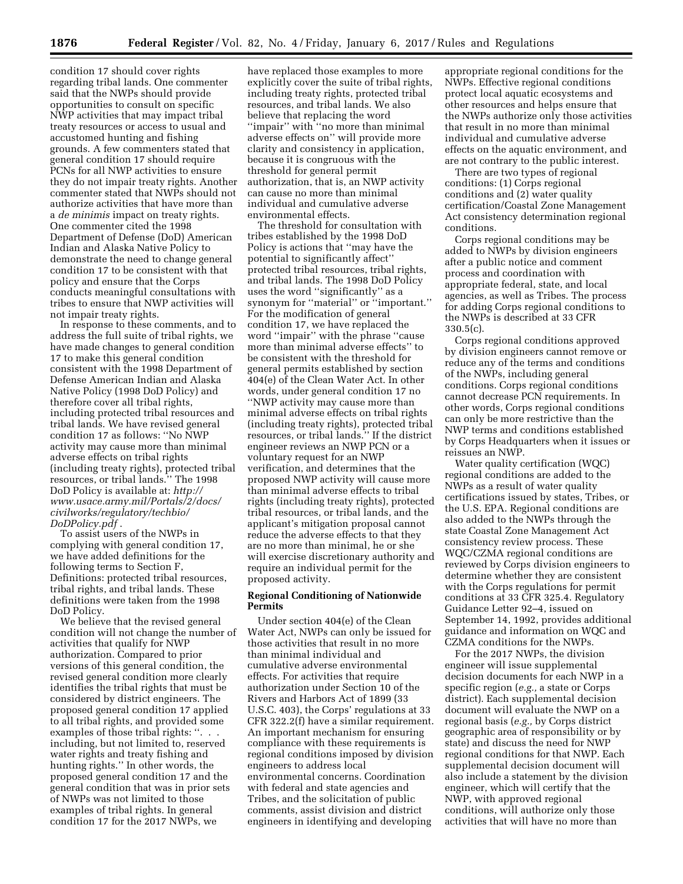condition 17 should cover rights regarding tribal lands. One commenter said that the NWPs should provide opportunities to consult on specific NWP activities that may impact tribal treaty resources or access to usual and accustomed hunting and fishing grounds. A few commenters stated that general condition 17 should require PCNs for all NWP activities to ensure they do not impair treaty rights. Another commenter stated that NWPs should not authorize activities that have more than a *de minimis* impact on treaty rights. One commenter cited the 1998 Department of Defense (DoD) American Indian and Alaska Native Policy to demonstrate the need to change general condition 17 to be consistent with that policy and ensure that the Corps conducts meaningful consultations with tribes to ensure that NWP activities will not impair treaty rights.

In response to these comments, and to address the full suite of tribal rights, we have made changes to general condition 17 to make this general condition consistent with the 1998 Department of Defense American Indian and Alaska Native Policy (1998 DoD Policy) and therefore cover all tribal rights, including protected tribal resources and tribal lands. We have revised general condition 17 as follows: ''No NWP activity may cause more than minimal adverse effects on tribal rights (including treaty rights), protected tribal resources, or tribal lands.'' The 1998 DoD Policy is available at: *http://www.usace.army.mil/Portals/2/docs/civilworks/regulatory/techbio/DoDPolicy.pdf*.

To assist users of the NWPs in complying with general condition 17, we have added definitions for the following terms to Section F, Definitions: protected tribal resources, tribal rights, and tribal lands. These definitions were taken from the 1998 DoD Policy.

We believe that the revised general condition will not change the number of activities that qualify for NWP authorization. Compared to prior versions of this general condition, the revised general condition more clearly identifies the tribal rights that must be considered by district engineers. The proposed general condition 17 applied to all tribal rights, and provided some examples of those tribal rights: ''. . . including, but not limited to, reserved water rights and treaty fishing and hunting rights.'' In other words, the proposed general condition 17 and the general condition that was in prior sets of NWPs was not limited to those examples of tribal rights. In general condition 17 for the 2017 NWPs, we have replaced those examples to more explicitly cover the suite of tribal rights, including treaty rights, protected tribal resources, and tribal lands. We also believe that replacing the word ''impair'' with ''no more than minimal adverse effects on'' will provide more clarity and consistency in application, because it is congruous with the threshold for general permit authorization, that is, an NWP activity can cause no more than minimal individual and cumulative adverse environmental effects.

The threshold for consultation with tribes established by the 1998 DoD Policy is actions that ''may have the potential to significantly affect'' protected tribal resources, tribal rights, and tribal lands. The 1998 DoD Policy uses the word ''significantly'' as a synonym for ''material'' or ''important.'' For the modification of general condition 17, we have replaced the word ''impair'' with the phrase ''cause more than minimal adverse effects'' to be consistent with the threshold for general permits established by section 404(e) of the Clean Water Act. In other words, under general condition 17 no ''NWP activity may cause more than minimal adverse effects on tribal rights (including treaty rights), protected tribal resources, or tribal lands.'' If the district engineer reviews an NWP PCN or a voluntary request for an NWP verification, and determines that the proposed NWP activity will cause more than minimal adverse effects to tribal rights (including treaty rights), protected tribal resources, or tribal lands, and the applicant's mitigation proposal cannot reduce the adverse effects to that they are no more than minimal, he or she will exercise discretionary authority and require an individual permit for the proposed activity.

**Regional Conditioning of Nationwide Permits**

Under section 404(e) of the Clean Water Act, NWPs can only be issued for those activities that result in no more than minimal individual and cumulative adverse environmental effects. For activities that require authorization under Section 10 of the Rivers and Harbors Act of 1899 (33 U.S.C. 403), the Corps' regulations at 33 CFR 322.2(f) have a similar requirement. An important mechanism for ensuring compliance with these requirements is regional conditions imposed by division engineers to address local environmental concerns. Coordination with federal and state agencies and Tribes, and the solicitation of public comments, assist division and district engineers in identifying and developing appropriate regional conditions for the NWPs. Effective regional conditions protect local aquatic ecosystems and other resources and helps ensure that the NWPs authorize only those activities that result in no more than minimal individual and cumulative adverse effects on the aquatic environment, and are not contrary to the public interest.

There are two types of regional conditions: (1) Corps regional conditions and (2) water quality certification/Coastal Zone Management Act consistency determination regional conditions.

Corps regional conditions may be added to NWPs by division engineers after a public notice and comment process and coordination with appropriate federal, state, and local agencies, as well as Tribes. The process for adding Corps regional conditions to the NWPs is described at 33 CFR 330.5(c).

Corps regional conditions approved by division engineers cannot remove or reduce any of the terms and conditions of the NWPs, including general conditions. Corps regional conditions cannot decrease PCN requirements. In other words, Corps regional conditions can only be more restrictive than the NWP terms and conditions established by Corps Headquarters when it issues or reissues an NWP.

Water quality certification (WQC) regional conditions are added to the NWPs as a result of water quality certifications issued by states, Tribes, or the U.S. EPA. Regional conditions are also added to the NWPs through the state Coastal Zone Management Act consistency review process. These WQC/CZMA regional conditions are reviewed by Corps division engineers to determine whether they are consistent with the Corps regulations for permit conditions at 33 CFR 325.4. Regulatory Guidance Letter 92–4, issued on September 14, 1992, provides additional guidance and information on WQC and CZMA conditions for the NWPs.

For the 2017 NWPs, the division engineer will issue supplemental decision documents for each NWP in a specific region (*e.g.,* a state or Corps district). Each supplemental decision document will evaluate the NWP on a regional basis (*e.g.,* by Corps district geographic area of responsibility or by state) and discuss the need for NWP regional conditions for that NWP. Each supplemental decision document will also include a statement by the division engineer, which will certify that the NWP, with approved regional conditions, will authorize only those activities that will have no more than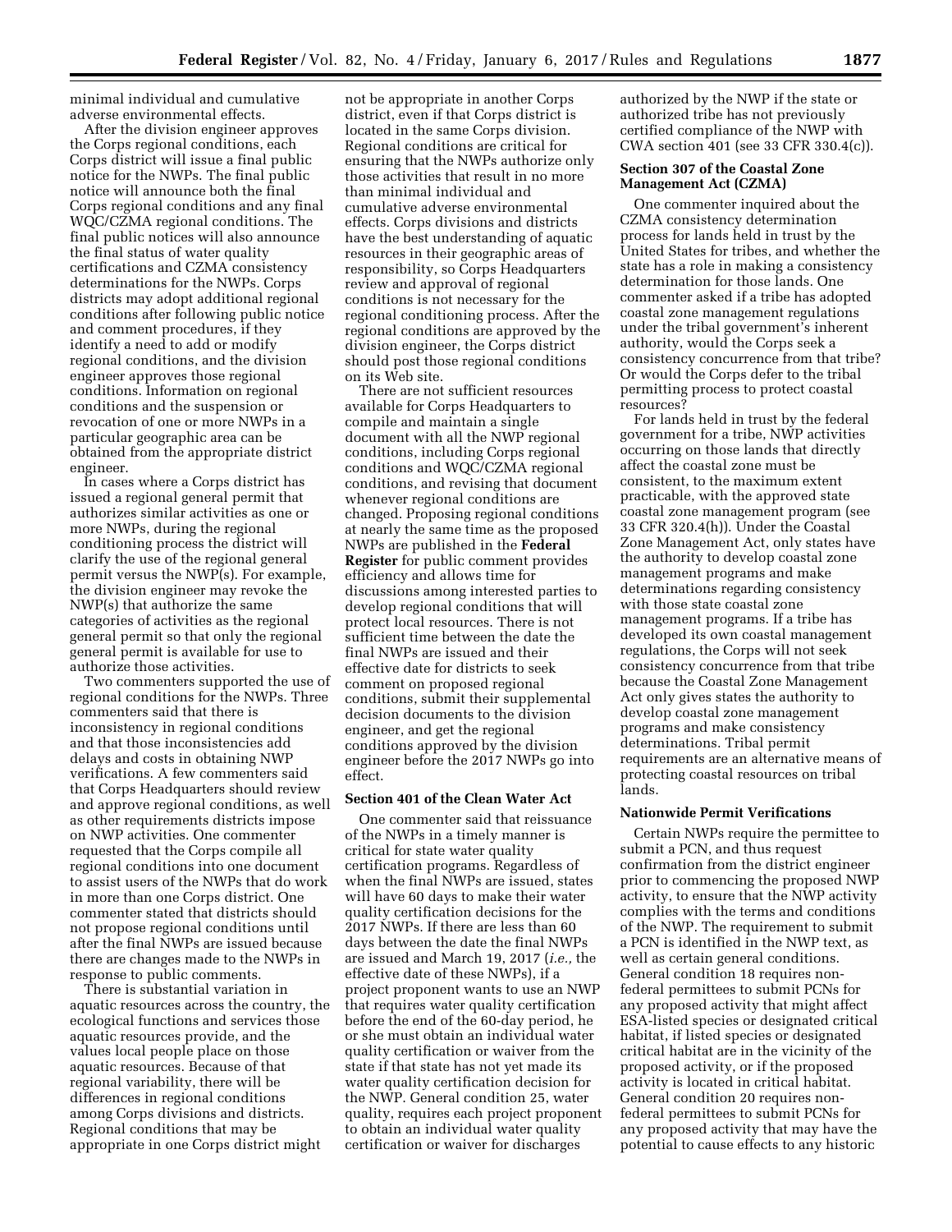minimal individual and cumulative adverse environmental effects.

After the division engineer approves the Corps regional conditions, each Corps district will issue a final public notice for the NWPs. The final public notice will announce both the final Corps regional conditions and any final WQC/CZMA regional conditions. The final public notices will also announce the final status of water quality certifications and CZMA consistency determinations for the NWPs. Corps districts may adopt additional regional conditions after following public notice and comment procedures, if they identify a need to add or modify regional conditions, and the division engineer approves those regional conditions. Information on regional conditions and the suspension or revocation of one or more NWPs in a particular geographic area can be obtained from the appropriate district engineer.

In cases where a Corps district has issued a regional general permit that authorizes similar activities as one or more NWPs, during the regional conditioning process the district will clarify the use of the regional general permit versus the NWP(s). For example, the division engineer may revoke the NWP(s) that authorize the same categories of activities as the regional general permit so that only the regional general permit is available for use to authorize those activities.

Two commenters supported the use of regional conditions for the NWPs. Three commenters said that there is inconsistency in regional conditions and that those inconsistencies add delays and costs in obtaining NWP verifications. A few commenters said that Corps Headquarters should review and approve regional conditions, as well as other requirements districts impose on NWP activities. One commenter requested that the Corps compile all regional conditions into one document to assist users of the NWPs that do work in more than one Corps district. One commenter stated that districts should not propose regional conditions until after the final NWPs are issued because there are changes made to the NWPs in response to public comments.

There is substantial variation in aquatic resources across the country, the ecological functions and services those aquatic resources provide, and the values local people place on those aquatic resources. Because of that regional variability, there will be differences in regional conditions among Corps divisions and districts. Regional conditions that may be appropriate in one Corps district might not be appropriate in another Corps district, even if that Corps district is located in the same Corps division. Regional conditions are critical for ensuring that the NWPs authorize only those activities that result in no more than minimal individual and cumulative adverse environmental effects. Corps divisions and districts have the best understanding of aquatic resources in their geographic areas of responsibility, so Corps Headquarters review and approval of regional conditions is not necessary for the regional conditioning process. After the regional conditions are approved by the division engineer, the Corps district should post those regional conditions on its Web site.

There are not sufficient resources available for Corps Headquarters to compile and maintain a single document with all the NWP regional conditions, including Corps regional conditions and WQC/CZMA regional conditions, and revising that document whenever regional conditions are changed. Proposing regional conditions at nearly the same time as the proposed NWPs are published in the **Federal Register** for public comment provides efficiency and allows time for discussions among interested parties to develop regional conditions that will protect local resources. There is not sufficient time between the date the final NWPs are issued and their effective date for districts to seek comment on proposed regional conditions, submit their supplemental decision documents to the division engineer, and get the regional conditions approved by the division engineer before the 2017 NWPs go into effect.

### Section 401 of the Clean Water Act

One commenter said that reissuance of the NWPs in a timely manner is critical for state water quality certification programs. Regardless of when the final NWPs are issued, states will have 60 days to make their water quality certification decisions for the 2017 NWPs. If there are less than 60 days between the date the final NWPs are issued and March 19, 2017 (*i.e.,* the effective date of these NWPs), if a project proponent wants to use an NWP that requires water quality certification before the end of the 60-day period, he or she must obtain an individual water quality certification or waiver from the state if that state has not yet made its water quality certification decision for the NWP. General condition 25, water quality, requires each project proponent to obtain an individual water quality certification or waiver for discharges authorized by the NWP if the state or authorized tribe has not previously certified compliance of the NWP with CWA section 401 (see 33 CFR 330.4(c)).

### Section 307 of the Coastal Zone Management Act (CZMA)

One commenter inquired about the CZMA consistency determination process for lands held in trust by the United States for tribes, and whether the state has a role in making a consistency determination for those lands. One commenter asked if a tribe has adopted coastal zone management regulations under the tribal government's inherent authority, would the Corps seek a consistency concurrence from that tribe? Or would the Corps defer to the tribal permitting process to protect coastal resources?

For lands held in trust by the federal government for a tribe, NWP activities occurring on those lands that directly affect the coastal zone must be consistent, to the maximum extent practicable, with the approved state coastal zone management program (see 33 CFR 320.4(h)). Under the Coastal Zone Management Act, only states have the authority to develop coastal zone management programs and make determinations regarding consistency with those state coastal zone management programs. If a tribe has developed its own coastal management regulations, the Corps will not seek consistency concurrence from that tribe because the Coastal Zone Management Act only gives states the authority to develop coastal zone management programs and make consistency determinations. Tribal permit requirements are an alternative means of protecting coastal resources on tribal lands.

### Nationwide Permit Verifications

Certain NWPs require the permittee to submit a PCN, and thus request confirmation from the district engineer prior to commencing the proposed NWP activity, to ensure that the NWP activity complies with the terms and conditions of the NWP. The requirement to submit a PCN is identified in the NWP text, as well as certain general conditions. General condition 18 requires non-federal permittees to submit PCNs for any proposed activity that might affect ESA-listed species or designated critical habitat, if listed species or designated critical habitat are in the vicinity of the proposed activity, or if the proposed activity is located in critical habitat. General condition 20 requires non-federal permittees to submit PCNs for any proposed activity that may have the potential to cause effects to any historic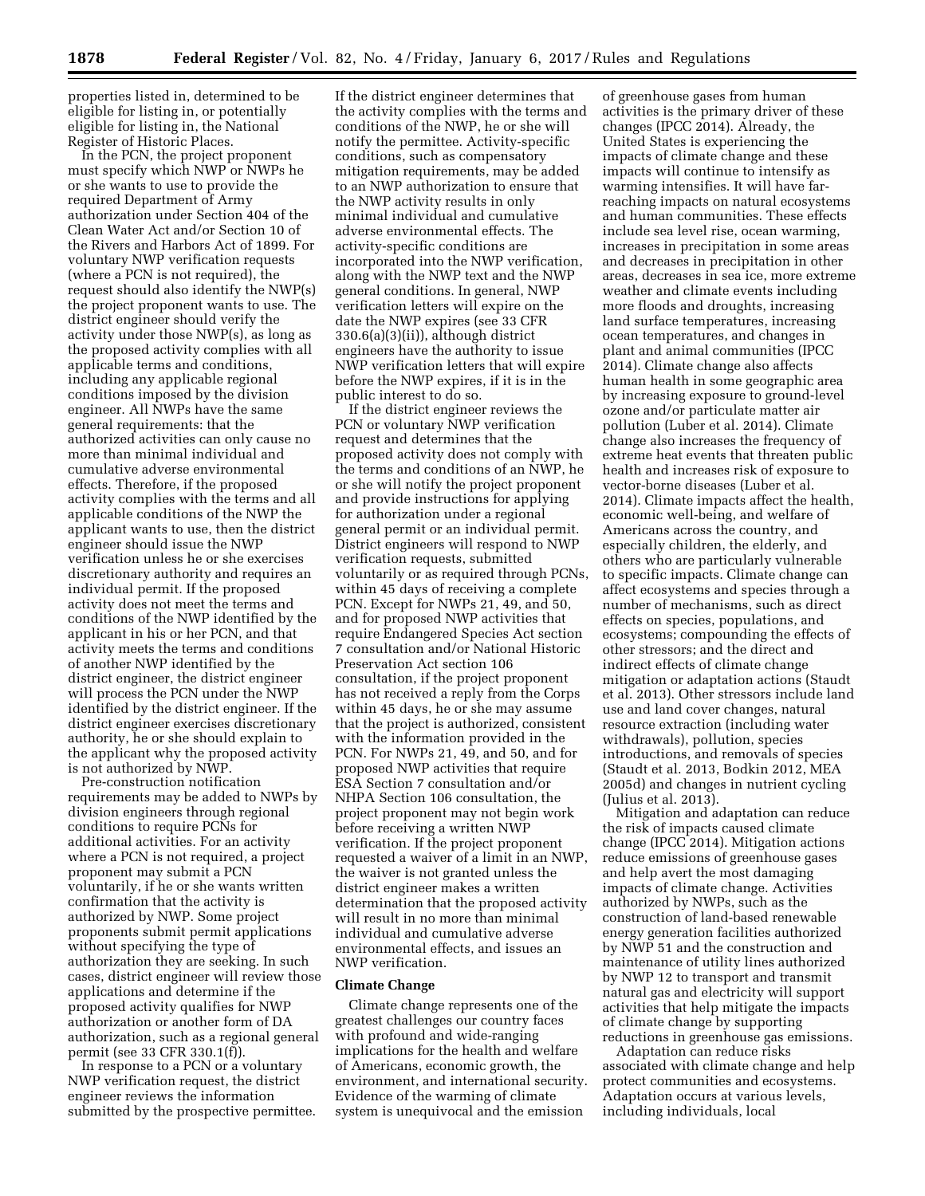properties listed in, determined to be eligible for listing in, or potentially eligible for listing in, the National Register of Historic Places.

In the PCN, the project proponent must specify which NWP or NWPs he or she wants to use to provide the required Department of Army authorization under Section 404 of the Clean Water Act and/or Section 10 of the Rivers and Harbors Act of 1899. For voluntary NWP verification requests (where a PCN is not required), the request should also identify the NWP(s) the project proponent wants to use. The district engineer should verify the activity under those NWP(s), as long as the proposed activity complies with all applicable terms and conditions, including any applicable regional conditions imposed by the division engineer. All NWPs have the same general requirements: that the authorized activities can only cause no more than minimal individual and cumulative adverse environmental effects. Therefore, if the proposed activity complies with the terms and all applicable conditions of the NWP the applicant wants to use, then the district engineer should issue the NWP verification unless he or she exercises discretionary authority and requires an individual permit. If the proposed activity does not meet the terms and conditions of the NWP identified by the applicant in his or her PCN, and that activity meets the terms and conditions of another NWP identified by the district engineer, the district engineer will process the PCN under the NWP identified by the district engineer. If the district engineer exercises discretionary authority, he or she should explain to the applicant why the proposed activity is not authorized by NWP.

Pre-construction notification requirements may be added to NWPs by division engineers through regional conditions to require PCNs for additional activities. For an activity where a PCN is not required, a project proponent may submit a PCN voluntarily, if he or she wants written confirmation that the activity is authorized by NWP. Some project proponents submit permit applications without specifying the type of authorization they are seeking. In such cases, district engineer will review those applications and determine if the proposed activity qualifies for NWP authorization or another form of DA authorization, such as a regional general permit (see 33 CFR 330.1(f)).

In response to a PCN or a voluntary NWP verification request, the district engineer reviews the information submitted by the prospective permittee. If the district engineer determines that the activity complies with the terms and conditions of the NWP, he or she will notify the permittee. Activity-specific conditions, such as compensatory mitigation requirements, may be added to an NWP authorization to ensure that the NWP activity results in only minimal individual and cumulative adverse environmental effects. The activity-specific conditions are incorporated into the NWP verification, along with the NWP text and the NWP general conditions. In general, NWP verification letters will expire on the date the NWP expires (see 33 CFR 330.6(a)(3)(ii)), although district engineers have the authority to issue NWP verification letters that will expire before the NWP expires, if it is in the public interest to do so.

If the district engineer reviews the PCN or voluntary NWP verification request and determines that the proposed activity does not comply with the terms and conditions of an NWP, he or she will notify the project proponent and provide instructions for applying for authorization under a regional general permit or an individual permit. District engineers will respond to NWP verification requests, submitted voluntarily or as required through PCNs, within 45 days of receiving a complete PCN. Except for NWPs 21, 49, and 50, and for proposed NWP activities that require Endangered Species Act section 7 consultation and/or National Historic Preservation Act section 106 consultation, if the project proponent has not received a reply from the Corps within 45 days, he or she may assume that the project is authorized, consistent with the information provided in the PCN. For NWPs 21, 49, and 50, and for proposed NWP activities that require ESA Section 7 consultation and/or NHPA Section 106 consultation, the project proponent may not begin work before receiving a written NWP verification. If the project proponent requested a waiver of a limit in an NWP, the waiver is not granted unless the district engineer makes a written determination that the proposed activity will result in no more than minimal individual and cumulative adverse environmental effects, and issues an NWP verification.

**Climate Change**

Climate change represents one of the greatest challenges our country faces with profound and wide-ranging implications for the health and welfare of Americans, economic growth, the environment, and international security. Evidence of the warming of climate system is unequivocal and the emission of greenhouse gases from human activities is the primary driver of these changes (IPCC 2014). Already, the United States is experiencing the impacts of climate change and these impacts will continue to intensify as warming intensifies. It will have far-reaching impacts on natural ecosystems and human communities. These effects include sea level rise, ocean warming, increases in precipitation in some areas and decreases in precipitation in other areas, decreases in sea ice, more extreme weather and climate events including more floods and droughts, increasing land surface temperatures, increasing ocean temperatures, and changes in plant and animal communities (IPCC 2014). Climate change also affects human health in some geographic area by increasing exposure to ground-level ozone and/or particulate matter air pollution (Luber et al. 2014). Climate change also increases the frequency of extreme heat events that threaten public health and increases risk of exposure to vector-borne diseases (Luber et al. 2014). Climate impacts affect the health, economic well-being, and welfare of Americans across the country, and especially children, the elderly, and others who are particularly vulnerable to specific impacts. Climate change can affect ecosystems and species through a number of mechanisms, such as direct effects on species, populations, and ecosystems; compounding the effects of other stressors; and the direct and indirect effects of climate change mitigation or adaptation actions (Staudt et al. 2013). Other stressors include land use and land cover changes, natural resource extraction (including water withdrawals), pollution, species introductions, and removals of species (Staudt et al. 2013, Bodkin 2012, MEA 2005d) and changes in nutrient cycling (Julius et al. 2013).

Mitigation and adaptation can reduce the risk of impacts caused climate change (IPCC 2014). Mitigation actions reduce emissions of greenhouse gases and help avert the most damaging impacts of climate change. Activities authorized by NWPs, such as the construction of land-based renewable energy generation facilities authorized by NWP 51 and the construction and maintenance of utility lines authorized by NWP 12 to transport and transmit natural gas and electricity will support activities that help mitigate the impacts of climate change by supporting reductions in greenhouse gas emissions.

Adaptation can reduce risks associated with climate change and help protect communities and ecosystems. Adaptation occurs at various levels, including individuals, local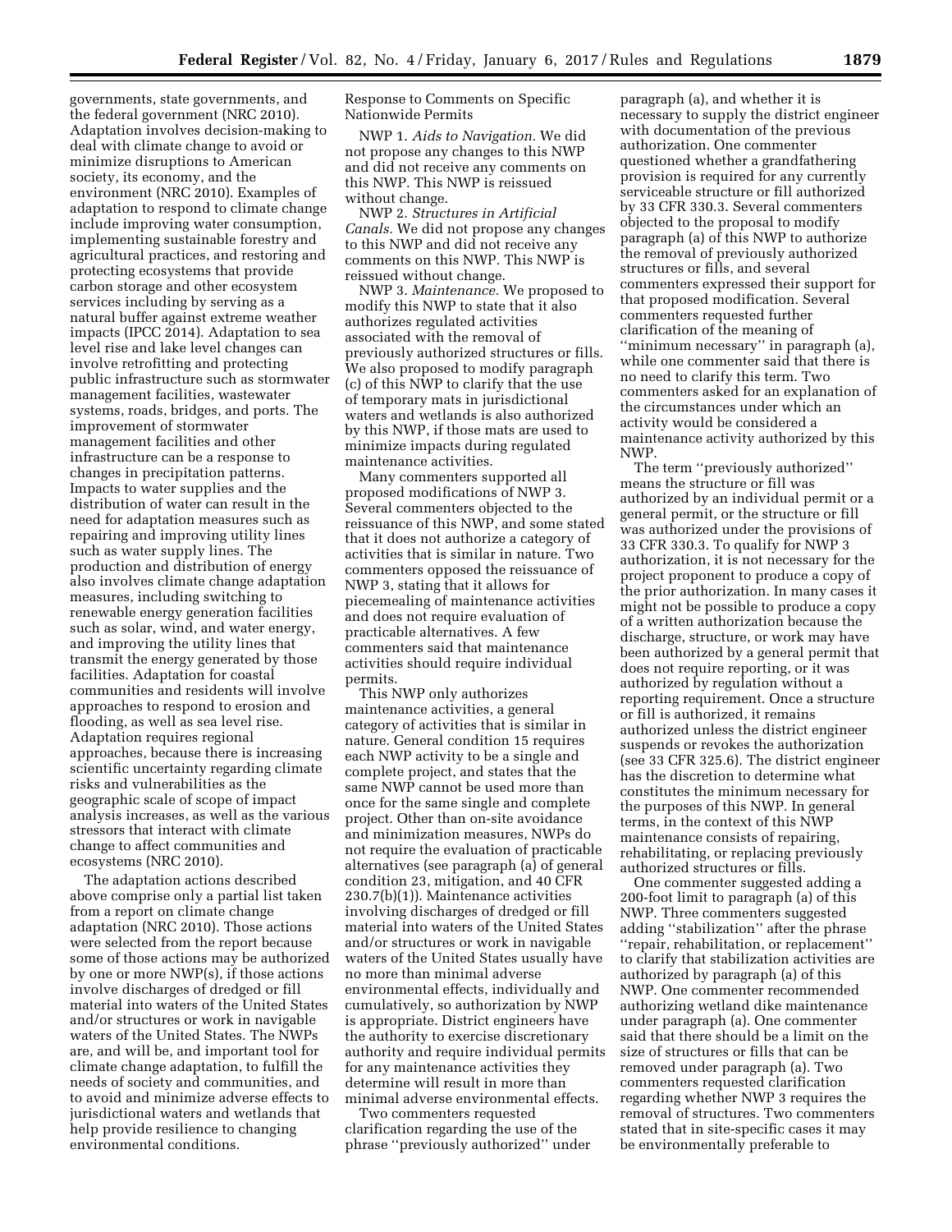governments, state governments, and the federal government (NRC 2010). Adaptation involves decision-making to deal with climate change to avoid or minimize disruptions to American society, its economy, and the environment (NRC 2010). Examples of adaptation to respond to climate change include improving water consumption, implementing sustainable forestry and agricultural practices, and restoring and protecting ecosystems that provide carbon storage and other ecosystem services including by serving as a natural buffer against extreme weather impacts (IPCC 2014). Adaptation to sea level rise and lake level changes can involve retrofitting and protecting public infrastructure such as stormwater management facilities, wastewater systems, roads, bridges, and ports. The improvement of stormwater management facilities and other infrastructure can be a response to changes in precipitation patterns. Impacts to water supplies and the distribution of water can result in the need for adaptation measures such as repairing and improving utility lines such as water supply lines. The production and distribution of energy also involves climate change adaptation measures, including switching to renewable energy generation facilities such as solar, wind, and water energy, and improving the utility lines that transmit the energy generated by those facilities. Adaptation for coastal communities and residents will involve approaches to respond to erosion and flooding, as well as sea level rise. Adaptation requires regional approaches, because there is increasing scientific uncertainty regarding climate risks and vulnerabilities as the geographic scale of scope of impact analysis increases, as well as the various stressors that interact with climate change to affect communities and ecosystems (NRC 2010).

The adaptation actions described above comprise only a partial list taken from a report on climate change adaptation (NRC 2010). Those actions were selected from the report because some of those actions may be authorized by one or more NWP(s), if those actions involve discharges of dredged or fill material into waters of the United States and/or structures or work in navigable waters of the United States. The NWPs are, and will be, and important tool for climate change adaptation, to fulfill the needs of society and communities, and to avoid and minimize adverse effects to jurisdictional waters and wetlands that help provide resilience to changing environmental conditions.

Response to Comments on Specific Nationwide Permits

NWP 1. *Aids to Navigation.* We did not propose any changes to this NWP and did not receive any comments on this NWP. This NWP is reissued without change.

NWP 2. *Structures in Artificial Canals.* We did not propose any changes to this NWP and did not receive any comments on this NWP. This NWP is reissued without change.

NWP 3. *Maintenance.* We proposed to modify this NWP to state that it also authorizes regulated activities associated with the removal of previously authorized structures or fills. We also proposed to modify paragraph (c) of this NWP to clarify that the use of temporary mats in jurisdictional waters and wetlands is also authorized by this NWP, if those mats are used to minimize impacts during regulated maintenance activities.

Many commenters supported all proposed modifications of NWP 3. Several commenters objected to the reissuance of this NWP, and some stated that it does not authorize a category of activities that is similar in nature. Two commenters opposed the reissuance of NWP 3, stating that it allows for piecemealing of maintenance activities and does not require evaluation of practicable alternatives. A few commenters said that maintenance activities should require individual permits.

This NWP only authorizes maintenance activities, a general category of activities that is similar in nature. General condition 15 requires each NWP activity to be a single and complete project, and states that the same NWP cannot be used more than once for the same single and complete project. Other than on-site avoidance and minimization measures, NWPs do not require the evaluation of practicable alternatives (see paragraph (a) of general condition 23, mitigation, and 40 CFR 230.7(b)(1)). Maintenance activities involving discharges of dredged or fill material into waters of the United States and/or structures or work in navigable waters of the United States usually have no more than minimal adverse environmental effects, individually and cumulatively, so authorization by NWP is appropriate. District engineers have the authority to exercise discretionary authority and require individual permits for any maintenance activities they determine will result in more than minimal adverse environmental effects.

Two commenters requested clarification regarding the use of the phrase ''previously authorized'' under paragraph (a), and whether it is necessary to supply the district engineer with documentation of the previous authorization. One commenter questioned whether a grandfathering provision is required for any currently serviceable structure or fill authorized by 33 CFR 330.3. Several commenters objected to the proposal to modify paragraph (a) of this NWP to authorize the removal of previously authorized structures or fills, and several commenters expressed their support for that proposed modification. Several commenters requested further clarification of the meaning of ''minimum necessary'' in paragraph (a), while one commenter said that there is no need to clarify this term. Two commenters asked for an explanation of the circumstances under which an activity would be considered a maintenance activity authorized by this NWP.

The term ''previously authorized'' means the structure or fill was authorized by an individual permit or a general permit, or the structure or fill was authorized under the provisions of 33 CFR 330.3. To qualify for NWP 3 authorization, it is not necessary for the project proponent to produce a copy of the prior authorization. In many cases it might not be possible to produce a copy of a written authorization because the discharge, structure, or work may have been authorized by a general permit that does not require reporting, or it was authorized by regulation without a reporting requirement. Once a structure or fill is authorized, it remains authorized unless the district engineer suspends or revokes the authorization (see 33 CFR 325.6). The district engineer has the discretion to determine what constitutes the minimum necessary for the purposes of this NWP. In general terms, in the context of this NWP maintenance consists of repairing, rehabilitating, or replacing previously authorized structures or fills.

One commenter suggested adding a 200-foot limit to paragraph (a) of this NWP. Three commenters suggested adding ''stabilization'' after the phrase ''repair, rehabilitation, or replacement'' to clarify that stabilization activities are authorized by paragraph (a) of this NWP. One commenter recommended authorizing wetland dike maintenance under paragraph (a). One commenter said that there should be a limit on the size of structures or fills that can be removed under paragraph (a). Two commenters requested clarification regarding whether NWP 3 requires the removal of structures. Two commenters stated that in site-specific cases it may be environmentally preferable to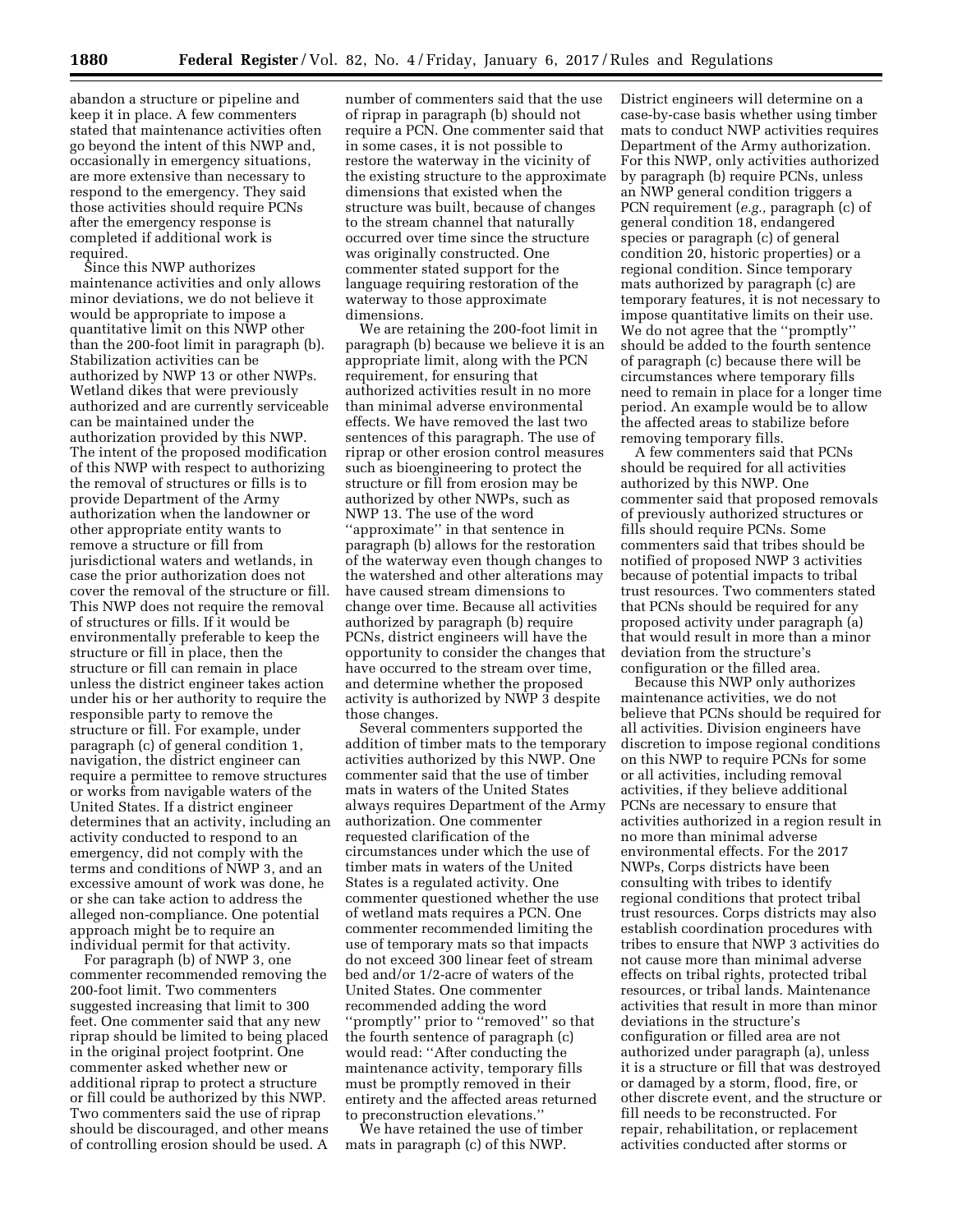abandon a structure or pipeline and keep it in place. A few commenters stated that maintenance activities often go beyond the intent of this NWP and, occasionally in emergency situations, are more extensive than necessary to respond to the emergency. They said those activities should require PCNs after the emergency response is completed if additional work is required.

Since this NWP authorizes maintenance activities and only allows minor deviations, we do not believe it would be appropriate to impose a quantitative limit on this NWP other than the 200-foot limit in paragraph (b). Stabilization activities can be authorized by NWP 13 or other NWPs. Wetland dikes that were previously authorized and are currently serviceable can be maintained under the authorization provided by this NWP. The intent of the proposed modification of this NWP with respect to authorizing the removal of structures or fills is to provide Department of the Army authorization when the landowner or other appropriate entity wants to remove a structure or fill from jurisdictional waters and wetlands, in case the prior authorization does not cover the removal of the structure or fill. This NWP does not require the removal of structures or fills. If it would be environmentally preferable to keep the structure or fill in place, then the structure or fill can remain in place unless the district engineer takes action under his or her authority to require the responsible party to remove the structure or fill. For example, under paragraph (c) of general condition 1, navigation, the district engineer can require a permittee to remove structures or works from navigable waters of the United States. If a district engineer determines that an activity, including an activity conducted to respond to an emergency, did not comply with the terms and conditions of NWP 3, and an excessive amount of work was done, he or she can take action to address the alleged non-compliance. One potential approach might be to require an individual permit for that activity.

For paragraph (b) of NWP 3, one commenter recommended removing the 200-foot limit. Two commenters suggested increasing that limit to 300 feet. One commenter said that any new riprap should be limited to being placed in the original project footprint. One commenter asked whether new or additional riprap to protect a structure or fill could be authorized by this NWP. Two commenters said the use of riprap should be discouraged, and other means of controlling erosion should be used. A number of commenters said that the use of riprap in paragraph (b) should not require a PCN. One commenter said that in some cases, it is not possible to restore the waterway in the vicinity of the existing structure to the approximate dimensions that existed when the structure was built, because of changes to the stream channel that naturally occurred over time since the structure was originally constructed. One commenter stated support for the language requiring restoration of the waterway to those approximate dimensions.

We are retaining the 200-foot limit in paragraph (b) because we believe it is an appropriate limit, along with the PCN requirement, for ensuring that authorized activities result in no more than minimal adverse environmental effects. We have removed the last two sentences of this paragraph. The use of riprap or other erosion control measures such as bioengineering to protect the structure or fill from erosion may be authorized by other NWPs, such as NWP 13. The use of the word "approximate" in that sentence in paragraph (b) allows for the restoration of the waterway even though changes to the watershed and other alterations may have caused stream dimensions to change over time. Because all activities authorized by paragraph (b) require PCNs, district engineers will have the opportunity to consider the changes that have occurred to the stream over time, and determine whether the proposed activity is authorized by NWP 3 despite those changes.

Several commenters supported the addition of timber mats to the temporary activities authorized by this NWP. One commenter said that the use of timber mats in waters of the United States always requires Department of the Army authorization. One commenter requested clarification of the circumstances under which the use of timber mats in waters of the United States is a regulated activity. One commenter questioned whether the use of wetland mats requires a PCN. One commenter recommended limiting the use of temporary mats so that impacts do not exceed 300 linear feet of stream bed and/or 1/2-acre of waters of the United States. One commenter recommended adding the word "promptly" prior to "removed" so that the fourth sentence of paragraph (c) would read: "After conducting the maintenance activity, temporary fills must be promptly removed in their entirety and the affected areas returned to preconstruction elevations."

We have retained the use of timber mats in paragraph (c) of this NWP. District engineers will determine on a case-by-case basis whether using timber mats to conduct NWP activities requires Department of the Army authorization. For this NWP, only activities authorized by paragraph (b) require PCNs, unless an NWP general condition triggers a PCN requirement (*e.g.,* paragraph (c) of general condition 18, endangered species or paragraph (c) of general condition 20, historic properties) or a regional condition. Since temporary mats authorized by paragraph (c) are temporary features, it is not necessary to impose quantitative limits on their use. We do not agree that the "promptly" should be added to the fourth sentence of paragraph (c) because there will be circumstances where temporary fills need to remain in place for a longer time period. An example would be to allow the affected areas to stabilize before removing temporary fills.

A few commenters said that PCNs should be required for all activities authorized by this NWP. One commenter said that proposed removals of previously authorized structures or fills should require PCNs. Some commenters said that tribes should be notified of proposed NWP 3 activities because of potential impacts to tribal trust resources. Two commenters stated that PCNs should be required for any proposed activity under paragraph (a) that would result in more than a minor deviation from the structure's configuration or the filled area.

Because this NWP only authorizes maintenance activities, we do not believe that PCNs should be required for all activities. Division engineers have discretion to impose regional conditions on this NWP to require PCNs for some or all activities, including removal activities, if they believe additional PCNs are necessary to ensure that activities authorized in a region result in no more than minimal adverse environmental effects. For the 2017 NWPs, Corps districts have been consulting with tribes to identify regional conditions that protect tribal trust resources. Corps districts may also establish coordination procedures with tribes to ensure that NWP 3 activities do not cause more than minimal adverse effects on tribal rights, protected tribal resources, or tribal lands. Maintenance activities that result in more than minor deviations in the structure's configuration or filled area are not authorized under paragraph (a), unless it is a structure or fill that was destroyed or damaged by a storm, flood, fire, or other discrete event, and the structure or fill needs to be reconstructed. For repair, rehabilitation, or replacement activities conducted after storms or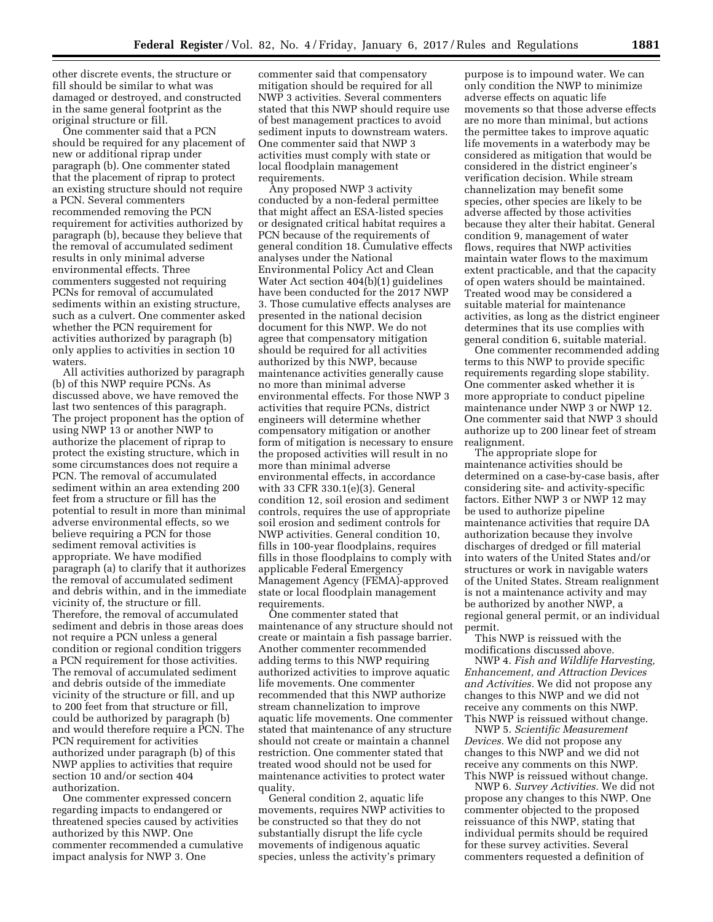other discrete events, the structure or fill should be similar to what was damaged or destroyed, and constructed in the same general footprint as the original structure or fill.

One commenter said that a PCN should be required for any placement of new or additional riprap under paragraph (b). One commenter stated that the placement of riprap to protect an existing structure should not require a PCN. Several commenters recommended removing the PCN requirement for activities authorized by paragraph (b), because they believe that the removal of accumulated sediment results in only minimal adverse environmental effects. Three commenters suggested not requiring PCNs for removal of accumulated sediments within an existing structure, such as a culvert. One commenter asked whether the PCN requirement for activities authorized by paragraph (b) only applies to activities in section 10 waters.

All activities authorized by paragraph (b) of this NWP require PCNs. As discussed above, we have removed the last two sentences of this paragraph. The project proponent has the option of using NWP 13 or another NWP to authorize the placement of riprap to protect the existing structure, which in some circumstances does not require a PCN. The removal of accumulated sediment within an area extending 200 feet from a structure or fill has the potential to result in more than minimal adverse environmental effects, so we believe requiring a PCN for those sediment removal activities is appropriate. We have modified paragraph (a) to clarify that it authorizes the removal of accumulated sediment and debris within, and in the immediate vicinity of, the structure or fill. Therefore, the removal of accumulated sediment and debris in those areas does not require a PCN unless a general condition or regional condition triggers a PCN requirement for those activities. The removal of accumulated sediment and debris outside of the immediate vicinity of the structure or fill, and up to 200 feet from that structure or fill, could be authorized by paragraph (b) and would therefore require a PCN. The PCN requirement for activities authorized under paragraph (b) of this NWP applies to activities that require section 10 and/or section 404 authorization.

One commenter expressed concern regarding impacts to endangered or threatened species caused by activities authorized by this NWP. One commenter recommended a cumulative impact analysis for NWP 3. One commenter said that compensatory mitigation should be required for all NWP 3 activities. Several commenters stated that this NWP should require use of best management practices to avoid sediment inputs to downstream waters. One commenter said that NWP 3 activities must comply with state or local floodplain management requirements.

Any proposed NWP 3 activity conducted by a non-federal permittee that might affect an ESA-listed species or designated critical habitat requires a PCN because of the requirements of general condition 18. Cumulative effects analyses under the National Environmental Policy Act and Clean Water Act section 404(b)(1) guidelines have been conducted for the 2017 NWP 3. Those cumulative effects analyses are presented in the national decision document for this NWP. We do not agree that compensatory mitigation should be required for all activities authorized by this NWP, because maintenance activities generally cause no more than minimal adverse environmental effects. For those NWP 3 activities that require PCNs, district engineers will determine whether compensatory mitigation or another form of mitigation is necessary to ensure the proposed activities will result in no more than minimal adverse environmental effects, in accordance with 33 CFR 330.1(e)(3). General condition 12, soil erosion and sediment controls, requires the use of appropriate soil erosion and sediment controls for NWP activities. General condition 10, fills in 100-year floodplains, requires fills in those floodplains to comply with applicable Federal Emergency Management Agency (FEMA)-approved state or local floodplain management requirements.

One commenter stated that maintenance of any structure should not create or maintain a fish passage barrier. Another commenter recommended adding terms to this NWP requiring authorized activities to improve aquatic life movements. One commenter recommended that this NWP authorize stream channelization to improve aquatic life movements. One commenter stated that maintenance of any structure should not create or maintain a channel restriction. One commenter stated that treated wood should not be used for maintenance activities to protect water quality.

General condition 2, aquatic life movements, requires NWP activities to be constructed so that they do not substantially disrupt the life cycle movements of indigenous aquatic species, unless the activity's primary purpose is to impound water. We can only condition the NWP to minimize adverse effects on aquatic life movements so that those adverse effects are no more than minimal, but actions the permittee takes to improve aquatic life movements in a waterbody may be considered as mitigation that would be considered in the district engineer's verification decision. While stream channelization may benefit some species, other species are likely to be adverse affected by those activities because they alter their habitat. General condition 9, management of water flows, requires that NWP activities maintain water flows to the maximum extent practicable, and that the capacity of open waters should be maintained. Treated wood may be considered a suitable material for maintenance activities, as long as the district engineer determines that its use complies with general condition 6, suitable material.

One commenter recommended adding terms to this NWP to provide specific requirements regarding slope stability. One commenter asked whether it is more appropriate to conduct pipeline maintenance under NWP 3 or NWP 12. One commenter said that NWP 3 should authorize up to 200 linear feet of stream realignment.

The appropriate slope for maintenance activities should be determined on a case-by-case basis, after considering site- and activity-specific factors. Either NWP 3 or NWP 12 may be used to authorize pipeline maintenance activities that require DA authorization because they involve discharges of dredged or fill material into waters of the United States and/or structures or work in navigable waters of the United States. Stream realignment is not a maintenance activity and may be authorized by another NWP, a regional general permit, or an individual permit.

This NWP is reissued with the modifications discussed above.

NWP 4. *Fish and Wildlife Harvesting, Enhancement, and Attraction Devices and Activities.* We did not propose any changes to this NWP and we did not receive any comments on this NWP. This NWP is reissued without change.

NWP 5. *Scientific Measurement Devices.* We did not propose any changes to this NWP and we did not receive any comments on this NWP. This NWP is reissued without change.

NWP 6. *Survey Activities.* We did not propose any changes to this NWP. One commenter objected to the proposed reissuance of this NWP, stating that individual permits should be required for these survey activities. Several commenters requested a definition of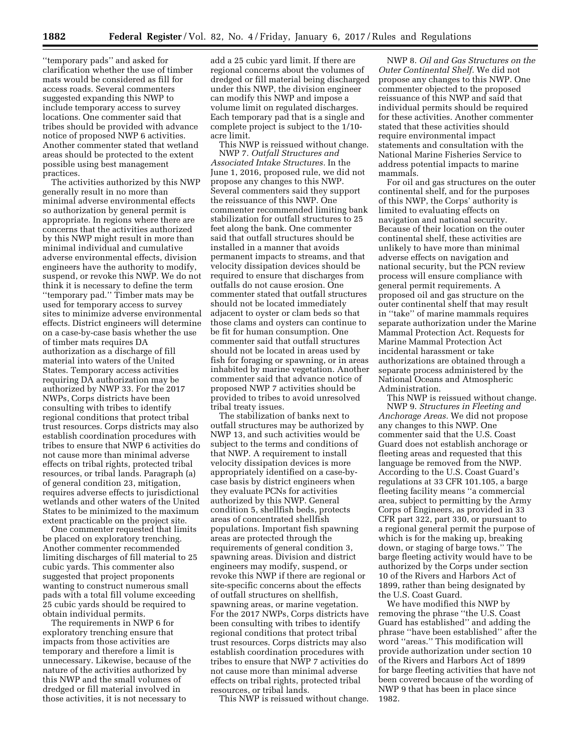''temporary pads'' and asked for clarification whether the use of timber mats would be considered as fill for access roads. Several commenters suggested expanding this NWP to include temporary access to survey locations. One commenter said that tribes should be provided with advance notice of proposed NWP 6 activities. Another commenter stated that wetland areas should be protected to the extent possible using best management practices.

The activities authorized by this NWP generally result in no more than minimal adverse environmental effects so authorization by general permit is appropriate. In regions where there are concerns that the activities authorized by this NWP might result in more than minimal individual and cumulative adverse environmental effects, division engineers have the authority to modify, suspend, or revoke this NWP. We do not think it is necessary to define the term ''temporary pad.'' Timber mats may be used for temporary access to survey sites to minimize adverse environmental effects. District engineers will determine on a case-by-case basis whether the use of timber mats requires DA authorization as a discharge of fill material into waters of the United States. Temporary access activities requiring DA authorization may be authorized by NWP 33. For the 2017 NWPs, Corps districts have been consulting with tribes to identify regional conditions that protect tribal trust resources. Corps districts may also establish coordination procedures with tribes to ensure that NWP 6 activities do not cause more than minimal adverse effects on tribal rights, protected tribal resources, or tribal lands. Paragraph (a) of general condition 23, mitigation, requires adverse effects to jurisdictional wetlands and other waters of the United States to be minimized to the maximum extent practicable on the project site.

One commenter requested that limits be placed on exploratory trenching. Another commenter recommended limiting discharges of fill material to 25 cubic yards. This commenter also suggested that project proponents wanting to construct numerous small pads with a total fill volume exceeding 25 cubic yards should be required to obtain individual permits.

The requirements in NWP 6 for exploratory trenching ensure that impacts from those activities are temporary and therefore a limit is unnecessary. Likewise, because of the nature of the activities authorized by this NWP and the small volumes of dredged or fill material involved in those activities, it is not necessary to add a 25 cubic yard limit. If there are regional concerns about the volumes of dredged or fill material being discharged under this NWP, the division engineer can modify this NWP and impose a volume limit on regulated discharges. Each temporary pad that is a single and complete project is subject to the 1/10-acre limit.

This NWP is reissued without change.

NWP 7. *Outfall Structures and Associated Intake Structures.* In the June 1, 2016, proposed rule, we did not propose any changes to this NWP. Several commenters said they support the reissuance of this NWP. One commenter recommended limiting bank stabilization for outfall structures to 25 feet along the bank. One commenter said that outfall structures should be installed in a manner that avoids permanent impacts to streams, and that velocity dissipation devices should be required to ensure that discharges from outfalls do not cause erosion. One commenter stated that outfall structures should not be located immediately adjacent to oyster or clam beds so that those clams and oysters can continue to be fit for human consumption. One commenter said that outfall structures should not be located in areas used by fish for foraging or spawning, or in areas inhabited by marine vegetation. Another commenter said that advance notice of proposed NWP 7 activities should be provided to tribes to avoid unresolved tribal treaty issues.

The stabilization of banks next to outfall structures may be authorized by NWP 13, and such activities would be subject to the terms and conditions of that NWP. A requirement to install velocity dissipation devices is more appropriately identified on a case-by-case basis by district engineers when they evaluate PCNs for activities authorized by this NWP. General condition 5, shellfish beds, protects areas of concentrated shellfish populations. Important fish spawning areas are protected through the requirements of general condition 3, spawning areas. Division and district engineers may modify, suspend, or revoke this NWP if there are regional or site-specific concerns about the effects of outfall structures on shellfish, spawning areas, or marine vegetation. For the 2017 NWPs, Corps districts have been consulting with tribes to identify regional conditions that protect tribal trust resources. Corps districts may also establish coordination procedures with tribes to ensure that NWP 7 activities do not cause more than minimal adverse effects on tribal rights, protected tribal resources, or tribal lands.

This NWP is reissued without change.

NWP 8. *Oil and Gas Structures on the Outer Continental Shelf.* We did not propose any changes to this NWP. One commenter objected to the proposed reissuance of this NWP and said that individual permits should be required for these activities. Another commenter stated that these activities should require environmental impact statements and consultation with the National Marine Fisheries Service to address potential impacts to marine mammals.

For oil and gas structures on the outer continental shelf, and for the purposes of this NWP, the Corps' authority is limited to evaluating effects on navigation and national security. Because of their location on the outer continental shelf, these activities are unlikely to have more than minimal adverse effects on navigation and national security, but the PCN review process will ensure compliance with general permit requirements. A proposed oil and gas structure on the outer continental shelf that may result in ''take'' of marine mammals requires separate authorization under the Marine Mammal Protection Act. Requests for Marine Mammal Protection Act incidental harassment or take authorizations are obtained through a separate process administered by the National Oceans and Atmospheric Administration.

This NWP is reissued without change.

NWP 9. *Structures in Fleeting and Anchorage Areas.* We did not propose any changes to this NWP. One commenter said that the U.S. Coast Guard does not establish anchorage or fleeting areas and requested that this language be removed from the NWP. According to the U.S. Coast Guard's regulations at 33 CFR 101.105, a barge fleeting facility means ''a commercial area, subject to permitting by the Army Corps of Engineers, as provided in 33 CFR part 322, part 330, or pursuant to a regional general permit the purpose of which is for the making up, breaking down, or staging of barge tows.'' The barge fleeting activity would have to be authorized by the Corps under section 10 of the Rivers and Harbors Act of 1899, rather than being designated by the U.S. Coast Guard.

We have modified this NWP by removing the phrase ''the U.S. Coast Guard has established'' and adding the phrase ''have been established'' after the word ''areas.'' This modification will provide authorization under section 10 of the Rivers and Harbors Act of 1899 for barge fleeting activities that have not been covered because of the wording of NWP 9 that has been in place since 1982.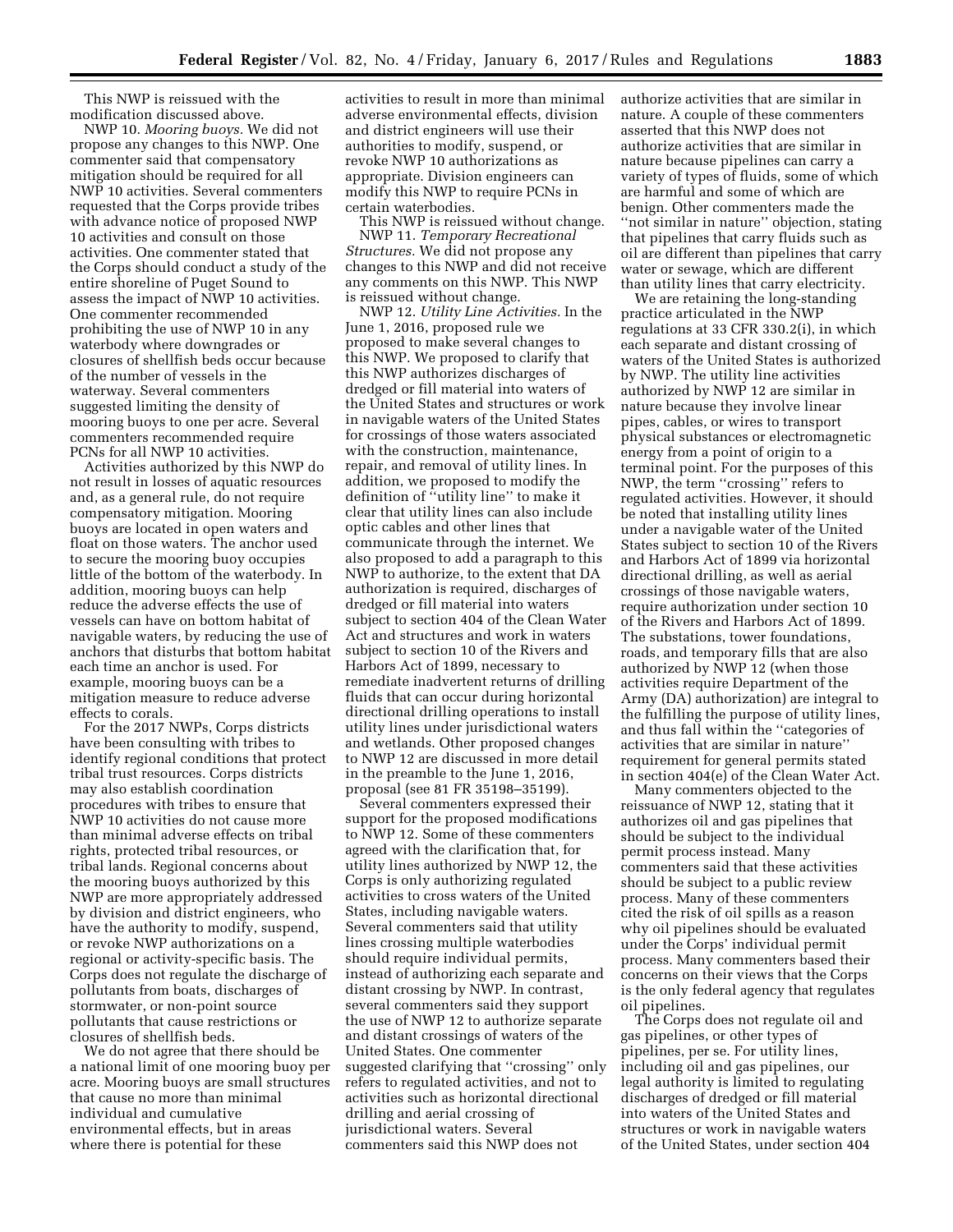This NWP is reissued with the modification discussed above.

NWP 10. *Mooring buoys.* We did not propose any changes to this NWP. One commenter said that compensatory mitigation should be required for all NWP 10 activities. Several commenters requested that the Corps provide tribes with advance notice of proposed NWP 10 activities and consult on those activities. One commenter stated that the Corps should conduct a study of the entire shoreline of Puget Sound to assess the impact of NWP 10 activities. One commenter recommended prohibiting the use of NWP 10 in any waterbody where downgrades or closures of shellfish beds occur because of the number of vessels in the waterway. Several commenters suggested limiting the density of mooring buoys to one per acre. Several commenters recommended require PCNs for all NWP 10 activities.

Activities authorized by this NWP do not result in losses of aquatic resources and, as a general rule, do not require compensatory mitigation. Mooring buoys are located in open waters and float on those waters. The anchor used to secure the mooring buoy occupies little of the bottom of the waterbody. In addition, mooring buoys can help reduce the adverse effects the use of vessels can have on bottom habitat of navigable waters, by reducing the use of anchors that disturbs that bottom habitat each time an anchor is used. For example, mooring buoys can be a mitigation measure to reduce adverse effects to corals.

For the 2017 NWPs, Corps districts have been consulting with tribes to identify regional conditions that protect tribal trust resources. Corps districts may also establish coordination procedures with tribes to ensure that NWP 10 activities do not cause more than minimal adverse effects on tribal rights, protected tribal resources, or tribal lands. Regional concerns about the mooring buoys authorized by this NWP are more appropriately addressed by division and district engineers, who have the authority to modify, suspend, or revoke NWP authorizations on a regional or activity-specific basis. The Corps does not regulate the discharge of pollutants from boats, discharges of stormwater, or non-point source pollutants that cause restrictions or closures of shellfish beds.

We do not agree that there should be a national limit of one mooring buoy per acre. Mooring buoys are small structures that cause no more than minimal individual and cumulative environmental effects, but in areas where there is potential for these activities to result in more than minimal adverse environmental effects, division and district engineers will use their authorities to modify, suspend, or revoke NWP 10 authorizations as appropriate. Division engineers can modify this NWP to require PCNs in certain waterbodies.

This NWP is reissued without change.

NWP 11. *Temporary Recreational Structures.* We did not propose any changes to this NWP and did not receive any comments on this NWP. This NWP is reissued without change.

NWP 12. *Utility Line Activities.* In the June 1, 2016, proposed rule we proposed to make several changes to this NWP. We proposed to clarify that this NWP authorizes discharges of dredged or fill material into waters of the United States and structures or work in navigable waters of the United States for crossings of those waters associated with the construction, maintenance, repair, and removal of utility lines. In addition, we proposed to modify the definition of ''utility line'' to make it clear that utility lines can also include optic cables and other lines that communicate through the internet. We also proposed to add a paragraph to this NWP to authorize, to the extent that DA authorization is required, discharges of dredged or fill material into waters subject to section 404 of the Clean Water Act and structures and work in waters subject to section 10 of the Rivers and Harbors Act of 1899, necessary to remediate inadvertent returns of drilling fluids that can occur during horizontal directional drilling operations to install utility lines under jurisdictional waters and wetlands. Other proposed changes to NWP 12 are discussed in more detail in the preamble to the June 1, 2016, proposal (see 81 FR 35198–35199).

Several commenters expressed their support for the proposed modifications to NWP 12. Some of these commenters agreed with the clarification that, for utility lines authorized by NWP 12, the Corps is only authorizing regulated activities to cross waters of the United States, including navigable waters. Several commenters said that utility lines crossing multiple waterbodies should require individual permits, instead of authorizing each separate and distant crossing by NWP. In contrast, several commenters said they support the use of NWP 12 to authorize separate and distant crossings of waters of the United States. One commenter suggested clarifying that ''crossing'' only refers to regulated activities, and not to activities such as horizontal directional drilling and aerial crossing of jurisdictional waters. Several commenters said this NWP does not authorize activities that are similar in nature. A couple of these commenters asserted that this NWP does not authorize activities that are similar in nature because pipelines can carry a variety of types of fluids, some of which are harmful and some of which are benign. Other commenters made the ''not similar in nature'' objection, stating that pipelines that carry fluids such as oil are different than pipelines that carry water or sewage, which are different than utility lines that carry electricity.

We are retaining the long-standing practice articulated in the NWP regulations at 33 CFR 330.2(i), in which each separate and distant crossing of waters of the United States is authorized by NWP. The utility line activities authorized by NWP 12 are similar in nature because they involve linear pipes, cables, or wires to transport physical substances or electromagnetic energy from a point of origin to a terminal point. For the purposes of this NWP, the term ''crossing'' refers to regulated activities. However, it should be noted that installing utility lines under a navigable water of the United States subject to section 10 of the Rivers and Harbors Act of 1899 via horizontal directional drilling, as well as aerial crossings of those navigable waters, require authorization under section 10 of the Rivers and Harbors Act of 1899. The substations, tower foundations, roads, and temporary fills that are also authorized by NWP 12 (when those activities require Department of the Army (DA) authorization) are integral to the fulfilling the purpose of utility lines, and thus fall within the ''categories of activities that are similar in nature'' requirement for general permits stated in section 404(e) of the Clean Water Act.

Many commenters objected to the reissuance of NWP 12, stating that it authorizes oil and gas pipelines that should be subject to the individual permit process instead. Many commenters said that these activities should be subject to a public review process. Many of these commenters cited the risk of oil spills as a reason why oil pipelines should be evaluated under the Corps' individual permit process. Many commenters based their concerns on their views that the Corps is the only federal agency that regulates oil pipelines.

The Corps does not regulate oil and gas pipelines, or other types of pipelines, per se. For utility lines, including oil and gas pipelines, our legal authority is limited to regulating discharges of dredged or fill material into waters of the United States and structures or work in navigable waters of the United States, under section 404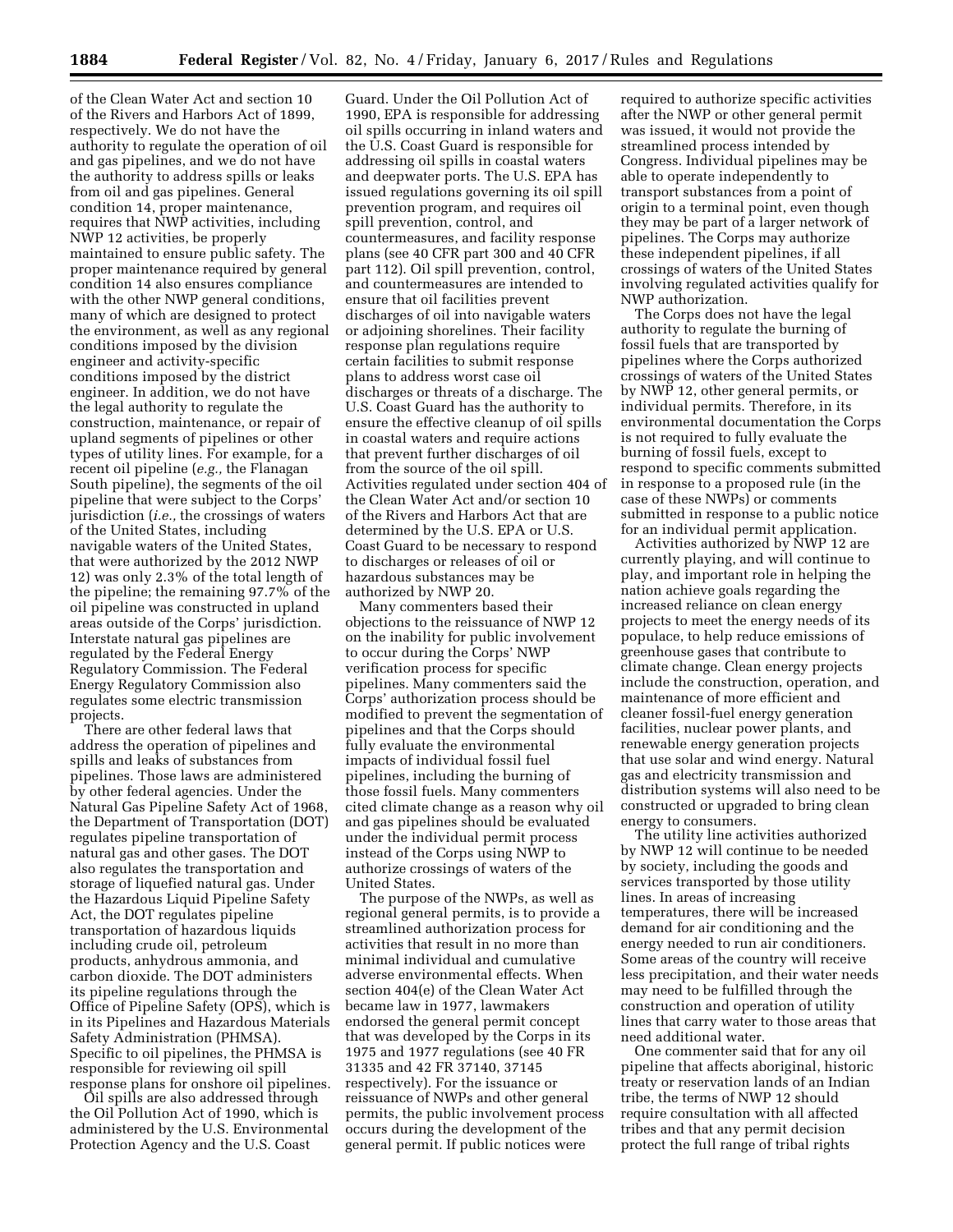of the Clean Water Act and section 10 of the Rivers and Harbors Act of 1899, respectively. We do not have the authority to regulate the operation of oil and gas pipelines, and we do not have the authority to address spills or leaks from oil and gas pipelines. General condition 14, proper maintenance, requires that NWP activities, including NWP 12 activities, be properly maintained to ensure public safety. The proper maintenance required by general condition 14 also ensures compliance with the other NWP general conditions, many of which are designed to protect the environment, as well as any regional conditions imposed by the division engineer and activity-specific conditions imposed by the district engineer. In addition, we do not have the legal authority to regulate the construction, maintenance, or repair of upland segments of pipelines or other types of utility lines. For example, for a recent oil pipeline (*e.g.,* the Flanagan South pipeline), the segments of the oil pipeline that were subject to the Corps' jurisdiction (*i.e.,* the crossings of waters of the United States, including navigable waters of the United States, that were authorized by the 2012 NWP 12) was only 2.3% of the total length of the pipeline; the remaining 97.7% of the oil pipeline was constructed in upland areas outside of the Corps' jurisdiction. Interstate natural gas pipelines are regulated by the Federal Energy Regulatory Commission. The Federal Energy Regulatory Commission also regulates some electric transmission projects.

There are other federal laws that address the operation of pipelines and spills and leaks of substances from pipelines. Those laws are administered by other federal agencies. Under the Natural Gas Pipeline Safety Act of 1968, the Department of Transportation (DOT) regulates pipeline transportation of natural gas and other gases. The DOT also regulates the transportation and storage of liquefied natural gas. Under the Hazardous Liquid Pipeline Safety Act, the DOT regulates pipeline transportation of hazardous liquids including crude oil, petroleum products, anhydrous ammonia, and carbon dioxide. The DOT administers its pipeline regulations through the Office of Pipeline Safety (OPS), which is in its Pipelines and Hazardous Materials Safety Administration (PHMSA). Specific to oil pipelines, the PHMSA is responsible for reviewing oil spill response plans for onshore oil pipelines.

Oil spills are also addressed through the Oil Pollution Act of 1990, which is administered by the U.S. Environmental Protection Agency and the U.S. Coast Guard. Under the Oil Pollution Act of 1990, EPA is responsible for addressing oil spills occurring in inland waters and the U.S. Coast Guard is responsible for addressing oil spills in coastal waters and deepwater ports. The U.S. EPA has issued regulations governing its oil spill prevention program, and requires oil spill prevention, control, and countermeasures, and facility response plans (see 40 CFR part 300 and 40 CFR part 112). Oil spill prevention, control, and countermeasures are intended to ensure that oil facilities prevent discharges of oil into navigable waters or adjoining shorelines. Their facility response plan regulations require certain facilities to submit response plans to address worst case oil discharges or threats of a discharge. The U.S. Coast Guard has the authority to ensure the effective cleanup of oil spills in coastal waters and require actions that prevent further discharges of oil from the source of the oil spill. Activities regulated under section 404 of the Clean Water Act and/or section 10 of the Rivers and Harbors Act that are determined by the U.S. EPA or U.S. Coast Guard to be necessary to respond to discharges or releases of oil or hazardous substances may be authorized by NWP 20.

Many commenters based their objections to the reissuance of NWP 12 on the inability for public involvement to occur during the Corps' NWP verification process for specific pipelines. Many commenters said the Corps' authorization process should be modified to prevent the segmentation of pipelines and that the Corps should fully evaluate the environmental impacts of individual fossil fuel pipelines, including the burning of those fossil fuels. Many commenters cited climate change as a reason why oil and gas pipelines should be evaluated under the individual permit process instead of the Corps using NWP to authorize crossings of waters of the United States.

The purpose of the NWPs, as well as regional general permits, is to provide a streamlined authorization process for activities that result in no more than minimal individual and cumulative adverse environmental effects. When section 404(e) of the Clean Water Act became law in 1977, lawmakers endorsed the general permit concept that was developed by the Corps in its 1975 and 1977 regulations (see 40 FR 31335 and 42 FR 37140, 37145 respectively). For the issuance or reissuance of NWPs and other general permits, the public involvement process occurs during the development of the general permit. If public notices were required to authorize specific activities after the NWP or other general permit was issued, it would not provide the streamlined process intended by Congress. Individual pipelines may be able to operate independently to transport substances from a point of origin to a terminal point, even though they may be part of a larger network of pipelines. The Corps may authorize these independent pipelines, if all crossings of waters of the United States involving regulated activities qualify for NWP authorization.

The Corps does not have the legal authority to regulate the burning of fossil fuels that are transported by pipelines where the Corps authorized crossings of waters of the United States by NWP 12, other general permits, or individual permits. Therefore, in its environmental documentation the Corps is not required to fully evaluate the burning of fossil fuels, except to respond to specific comments submitted in response to a proposed rule (in the case of these NWPs) or comments submitted in response to a public notice for an individual permit application.

Activities authorized by NWP 12 are currently playing, and will continue to play, and important role in helping the nation achieve goals regarding the increased reliance on clean energy projects to meet the energy needs of its populace, to help reduce emissions of greenhouse gases that contribute to climate change. Clean energy projects include the construction, operation, and maintenance of more efficient and cleaner fossil-fuel energy generation facilities, nuclear power plants, and renewable energy generation projects that use solar and wind energy. Natural gas and electricity transmission and distribution systems will also need to be constructed or upgraded to bring clean energy to consumers.

The utility line activities authorized by NWP 12 will continue to be needed by society, including the goods and services transported by those utility lines. In areas of increasing temperatures, there will be increased demand for air conditioning and the energy needed to run air conditioners. Some areas of the country will receive less precipitation, and their water needs may need to be fulfilled through the construction and operation of utility lines that carry water to those areas that need additional water.

One commenter said that for any oil pipeline that affects aboriginal, historic treaty or reservation lands of an Indian tribe, the terms of NWP 12 should require consultation with all affected tribes and that any permit decision protect the full range of tribal rights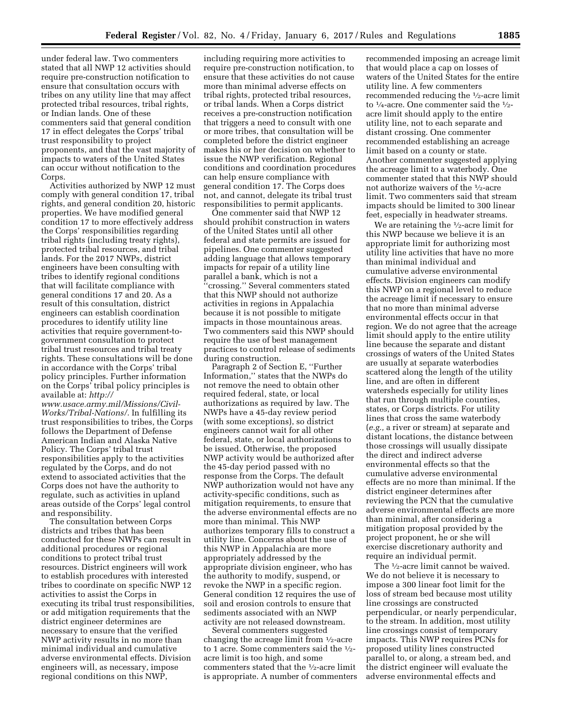under federal law. Two commenters stated that all NWP 12 activities should require pre-construction notification to ensure that consultation occurs with tribes on any utility line that may affect protected tribal resources, tribal rights, or Indian lands. One of these commenters said that general condition 17 in effect delegates the Corps' tribal trust responsibility to project proponents, and that the vast majority of impacts to waters of the United States can occur without notification to the Corps.

Activities authorized by NWP 12 must comply with general condition 17, tribal rights, and general condition 20, historic properties. We have modified general condition 17 to more effectively address the Corps' responsibilities regarding tribal rights (including treaty rights), protected tribal resources, and tribal lands. For the 2017 NWPs, district engineers have been consulting with tribes to identify regional conditions that will facilitate compliance with general conditions 17 and 20. As a result of this consultation, district engineers can establish coordination procedures to identify utility line activities that require government-to-government consultation to protect tribal trust resources and tribal treaty rights. These consultations will be done in accordance with the Corps' tribal policy principles. Further information on the Corps' tribal policy principles is available at: *http://www.usace.army.mil/Missions/Civil-Works/Tribal-Nations/*. In fulfilling its trust responsibilities to tribes, the Corps follows the Department of Defense American Indian and Alaska Native Policy. The Corps' tribal trust responsibilities apply to the activities regulated by the Corps, and do not extend to associated activities that the Corps does not have the authority to regulate, such as activities in upland areas outside of the Corps' legal control and responsibility.

The consultation between Corps districts and tribes that has been conducted for these NWPs can result in additional procedures or regional conditions to protect tribal trust resources. District engineers will work to establish procedures with interested tribes to coordinate on specific NWP 12 activities to assist the Corps in executing its tribal trust responsibilities, or add mitigation requirements that the district engineer determines are necessary to ensure that the verified NWP activity results in no more than minimal individual and cumulative adverse environmental effects. Division engineers will, as necessary, impose regional conditions on this NWP, including requiring more activities to require pre-construction notification, to ensure that these activities do not cause more than minimal adverse effects on tribal rights, protected tribal resources, or tribal lands. When a Corps district receives a pre-construction notification that triggers a need to consult with one or more tribes, that consultation will be completed before the district engineer makes his or her decision on whether to issue the NWP verification. Regional conditions and coordination procedures can help ensure compliance with general condition 17. The Corps does not, and cannot, delegate its tribal trust responsibilities to permit applicants.

One commenter said that NWP 12 should prohibit construction in waters of the United States until all other federal and state permits are issued for pipelines. One commenter suggested adding language that allows temporary impacts for repair of a utility line parallel a bank, which is not a "crossing." Several commenters stated that this NWP should not authorize activities in regions in Appalachia because it is not possible to mitigate impacts in those mountainous areas. Two commenters said this NWP should require the use of best management practices to control release of sediments during construction.

Paragraph 2 of Section E, "Further Information," states that the NWPs do not remove the need to obtain other required federal, state, or local authorizations as required by law. The NWPs have a 45-day review period (with some exceptions), so district engineers cannot wait for all other federal, state, or local authorizations to be issued. Otherwise, the proposed NWP activity would be authorized after the 45-day period passed with no response from the Corps. The default NWP authorization would not have any activity-specific conditions, such as mitigation requirements, to ensure that the adverse environmental effects are no more than minimal. This NWP authorizes temporary fills to construct a utility line. Concerns about the use of this NWP in Appalachia are more appropriately addressed by the appropriate division engineer, who has the authority to modify, suspend, or revoke the NWP in a specific region. General condition 12 requires the use of soil and erosion controls to ensure that sediments associated with an NWP activity are not released downstream.

Several commenters suggested changing the acreage limit from ½-acre to 1 acre. Some commenters said the ½-acre limit is too high, and some commenters stated that the ½-acre limit is appropriate. A number of commenters recommended imposing an acreage limit that would place a cap on losses of waters of the United States for the entire utility line. A few commenters recommended reducing the ½-acre limit to ¼-acre. One commenter said the ½-acre limit should apply to the entire utility line, not to each separate and distant crossing. One commenter recommended establishing an acreage limit based on a county or state. Another commenter suggested applying the acreage limit to a waterbody. One commenter stated that this NWP should not authorize waivers of the ½-acre limit. Two commenters said that stream impacts should be limited to 300 linear feet, especially in headwater streams.

We are retaining the ½-acre limit for this NWP because we believe it is an appropriate limit for authorizing most utility line activities that have no more than minimal individual and cumulative adverse environmental effects. Division engineers can modify this NWP on a regional level to reduce the acreage limit if necessary to ensure that no more than minimal adverse environmental effects occur in that region. We do not agree that the acreage limit should apply to the entire utility line because the separate and distant crossings of waters of the United States are usually at separate waterbodies scattered along the length of the utility line, and are often in different watersheds especially for utility lines that run through multiple counties, states, or Corps districts. For utility lines that cross the same waterbody (*e.g.,* a river or stream) at separate and distant locations, the distance between those crossings will usually dissipate the direct and indirect adverse environmental effects so that the cumulative adverse environmental effects are no more than minimal. If the district engineer determines after reviewing the PCN that the cumulative adverse environmental effects are more than minimal, after considering a mitigation proposal provided by the project proponent, he or she will exercise discretionary authority and require an individual permit.

The ½-acre limit cannot be waived. We do not believe it is necessary to impose a 300 linear foot limit for the loss of stream bed because most utility line crossings are constructed perpendicular, or nearly perpendicular, to the stream. In addition, most utility line crossings consist of temporary impacts. This NWP requires PCNs for proposed utility lines constructed parallel to, or along, a stream bed, and the district engineer will evaluate the adverse environmental effects and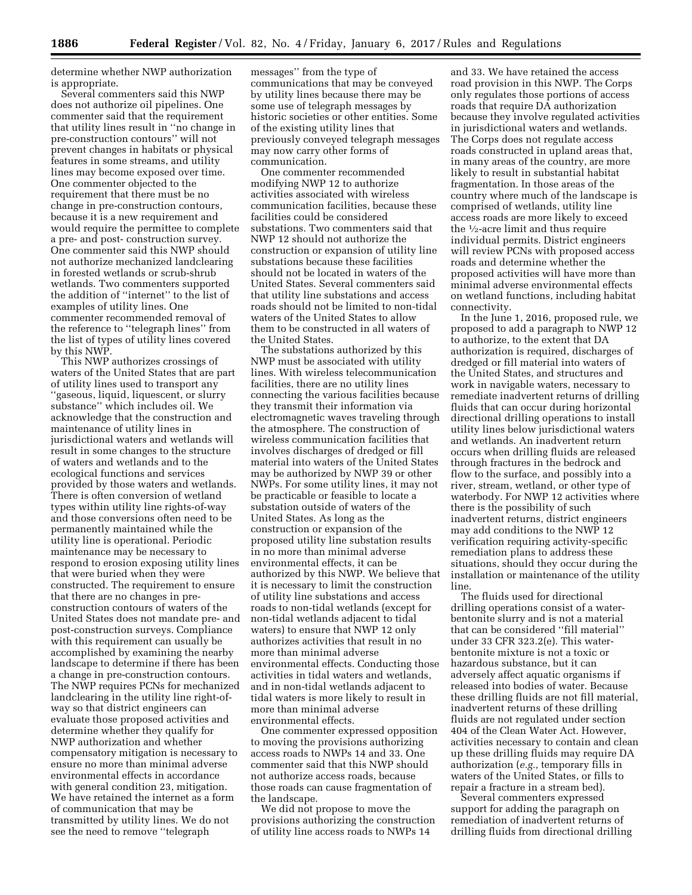determine whether NWP authorization is appropriate.

Several commenters said this NWP does not authorize oil pipelines. One commenter said that the requirement that utility lines result in ''no change in pre-construction contours'' will not prevent changes in habitats or physical features in some streams, and utility lines may become exposed over time. One commenter objected to the requirement that there must be no change in pre-construction contours, because it is a new requirement and would require the permittee to complete a pre- and post- construction survey. One commenter said this NWP should not authorize mechanized landclearing in forested wetlands or scrub-shrub wetlands. Two commenters supported the addition of ''internet'' to the list of examples of utility lines. One commenter recommended removal of the reference to ''telegraph lines'' from the list of types of utility lines covered by this NWP.

This NWP authorizes crossings of waters of the United States that are part of utility lines used to transport any ''gaseous, liquid, liquescent, or slurry substance'' which includes oil. We acknowledge that the construction and maintenance of utility lines in jurisdictional waters and wetlands will result in some changes to the structure of waters and wetlands and to the ecological functions and services provided by those waters and wetlands. There is often conversion of wetland types within utility line rights-of-way and those conversions often need to be permanently maintained while the utility line is operational. Periodic maintenance may be necessary to respond to erosion exposing utility lines that were buried when they were constructed. The requirement to ensure that there are no changes in pre-construction contours of waters of the United States does not mandate pre- and post-construction surveys. Compliance with this requirement can usually be accomplished by examining the nearby landscape to determine if there has been a change in pre-construction contours. The NWP requires PCNs for mechanized landclearing in the utility line right-of-way so that district engineers can evaluate those proposed activities and determine whether they qualify for NWP authorization and whether compensatory mitigation is necessary to ensure no more than minimal adverse environmental effects in accordance with general condition 23, mitigation. We have retained the internet as a form of communication that may be transmitted by utility lines. We do not see the need to remove ''telegraph messages'' from the type of communications that may be conveyed by utility lines because there may be some use of telegraph messages by historic societies or other entities. Some of the existing utility lines that previously conveyed telegraph messages may now carry other forms of communication.

One commenter recommended modifying NWP 12 to authorize activities associated with wireless communication facilities, because these facilities could be considered substations. Two commenters said that NWP 12 should not authorize the construction or expansion of utility line substations because these facilities should not be located in waters of the United States. Several commenters said that utility line substations and access roads should not be limited to non-tidal waters of the United States to allow them to be constructed in all waters of the United States.

The substations authorized by this NWP must be associated with utility lines. With wireless telecommunication facilities, there are no utility lines connecting the various facilities because they transmit their information via electromagnetic waves traveling through the atmosphere. The construction of wireless communication facilities that involves discharges of dredged or fill material into waters of the United States may be authorized by NWP 39 or other NWPs. For some utility lines, it may not be practicable or feasible to locate a substation outside of waters of the United States. As long as the construction or expansion of the proposed utility line substation results in no more than minimal adverse environmental effects, it can be authorized by this NWP. We believe that it is necessary to limit the construction of utility line substations and access roads to non-tidal wetlands (except for non-tidal wetlands adjacent to tidal waters) to ensure that NWP 12 only authorizes activities that result in no more than minimal adverse environmental effects. Conducting those activities in tidal waters and wetlands, and in non-tidal wetlands adjacent to tidal waters is more likely to result in more than minimal adverse environmental effects.

One commenter expressed opposition to moving the provisions authorizing access roads to NWPs 14 and 33. One commenter said that this NWP should not authorize access roads, because those roads can cause fragmentation of the landscape.

We did not propose to move the provisions authorizing the construction of utility line access roads to NWPs 14 and 33. We have retained the access road provision in this NWP. The Corps only regulates those portions of access roads that require DA authorization because they involve regulated activities in jurisdictional waters and wetlands. The Corps does not regulate access roads constructed in upland areas that, in many areas of the country, are more likely to result in substantial habitat fragmentation. In those areas of the country where much of the landscape is comprised of wetlands, utility line access roads are more likely to exceed the ½-acre limit and thus require individual permits. District engineers will review PCNs with proposed access roads and determine whether the proposed activities will have more than minimal adverse environmental effects on wetland functions, including habitat connectivity.

In the June 1, 2016, proposed rule, we proposed to add a paragraph to NWP 12 to authorize, to the extent that DA authorization is required, discharges of dredged or fill material into waters of the United States, and structures and work in navigable waters, necessary to remediate inadvertent returns of drilling fluids that can occur during horizontal directional drilling operations to install utility lines below jurisdictional waters and wetlands. An inadvertent return occurs when drilling fluids are released through fractures in the bedrock and flow to the surface, and possibly into a river, stream, wetland, or other type of waterbody. For NWP 12 activities where there is the possibility of such inadvertent returns, district engineers may add conditions to the NWP 12 verification requiring activity-specific remediation plans to address these situations, should they occur during the installation or maintenance of the utility line.

The fluids used for directional drilling operations consist of a water-bentonite slurry and is not a material that can be considered ''fill material'' under 33 CFR 323.2(e). This water-bentonite mixture is not a toxic or hazardous substance, but it can adversely affect aquatic organisms if released into bodies of water. Because these drilling fluids are not fill material, inadvertent returns of these drilling fluids are not regulated under section 404 of the Clean Water Act. However, activities necessary to contain and clean up these drilling fluids may require DA authorization (*e.g.,* temporary fills in waters of the United States, or fills to repair a fracture in a stream bed).

Several commenters expressed support for adding the paragraph on remediation of inadvertent returns of drilling fluids from directional drilling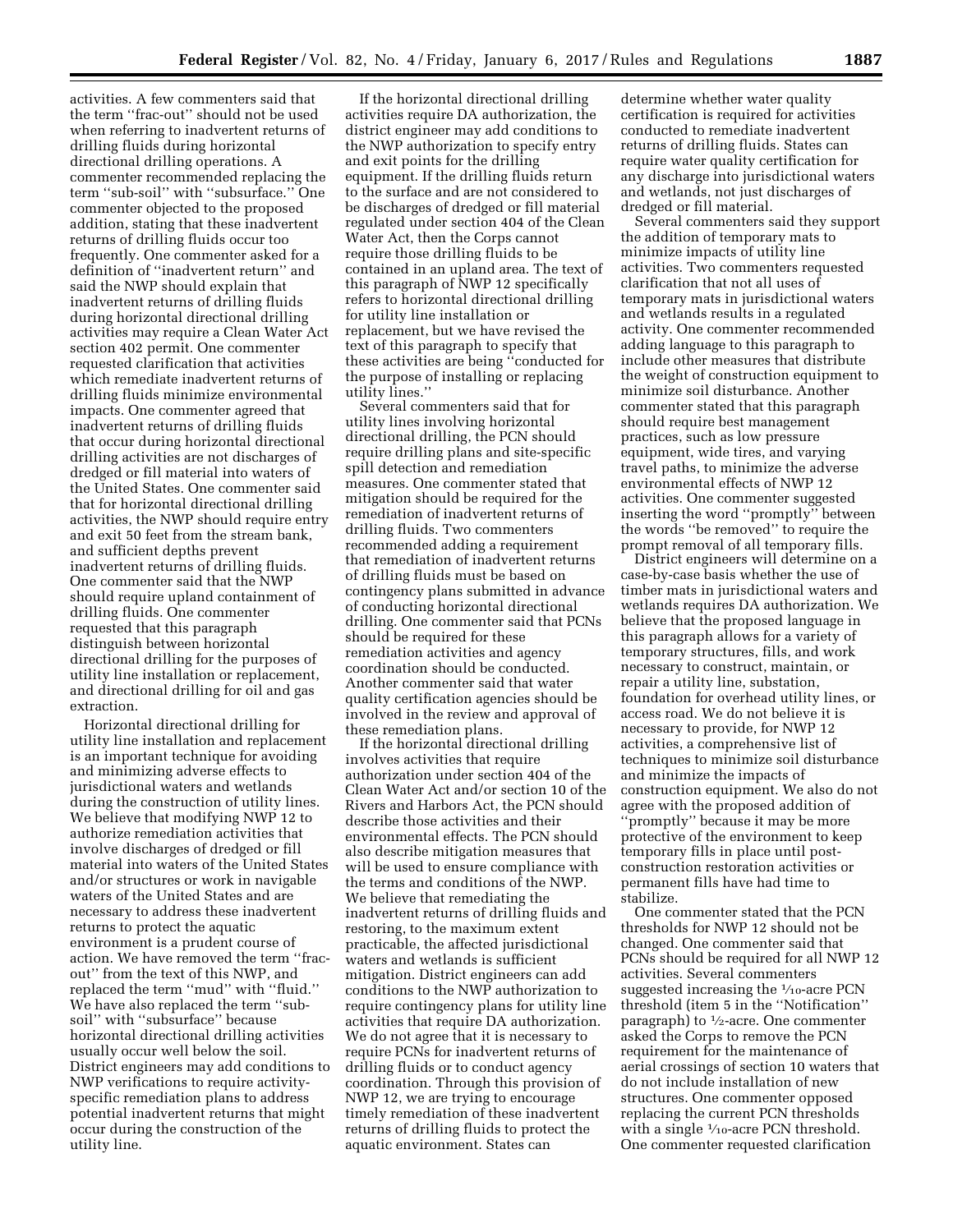activities. A few commenters said that the term ''frac-out'' should not be used when referring to inadvertent returns of drilling fluids during horizontal directional drilling operations. A commenter recommended replacing the term ''sub-soil'' with ''subsurface.'' One commenter objected to the proposed addition, stating that these inadvertent returns of drilling fluids occur too frequently. One commenter asked for a definition of ''inadvertent return'' and said the NWP should explain that inadvertent returns of drilling fluids during horizontal directional drilling activities may require a Clean Water Act section 402 permit. One commenter requested clarification that activities which remediate inadvertent returns of drilling fluids minimize environmental impacts. One commenter agreed that inadvertent returns of drilling fluids that occur during horizontal directional drilling activities are not discharges of dredged or fill material into waters of the United States. One commenter said that for horizontal directional drilling activities, the NWP should require entry and exit 50 feet from the stream bank, and sufficient depths prevent inadvertent returns of drilling fluids. One commenter said that the NWP should require upland containment of drilling fluids. One commenter requested that this paragraph distinguish between horizontal directional drilling for the purposes of utility line installation or replacement, and directional drilling for oil and gas extraction.

Horizontal directional drilling for utility line installation and replacement is an important technique for avoiding and minimizing adverse effects to jurisdictional waters and wetlands during the construction of utility lines. We believe that modifying NWP 12 to authorize remediation activities that involve discharges of dredged or fill material into waters of the United States and/or structures or work in navigable waters of the United States and are necessary to address these inadvertent returns to protect the aquatic environment is a prudent course of action. We have removed the term ''frac-out'' from the text of this NWP, and replaced the term ''mud'' with ''fluid.'' We have also replaced the term ''sub-soil'' with ''subsurface'' because horizontal directional drilling activities usually occur well below the soil. District engineers may add conditions to NWP verifications to require activity-specific remediation plans to address potential inadvertent returns that might occur during the construction of the utility line.

If the horizontal directional drilling activities require DA authorization, the district engineer may add conditions to the NWP authorization to specify entry and exit points for the drilling equipment. If the drilling fluids return to the surface and are not considered to be discharges of dredged or fill material regulated under section 404 of the Clean Water Act, then the Corps cannot require those drilling fluids to be contained in an upland area. The text of this paragraph of NWP 12 specifically refers to horizontal directional drilling for utility line installation or replacement, but we have revised the text of this paragraph to specify that these activities are being ''conducted for the purpose of installing or replacing utility lines.''

Several commenters said that for utility lines involving horizontal directional drilling, the PCN should require drilling plans and site-specific spill detection and remediation measures. One commenter stated that mitigation should be required for the remediation of inadvertent returns of drilling fluids. Two commenters recommended adding a requirement that remediation of inadvertent returns of drilling fluids must be based on contingency plans submitted in advance of conducting horizontal directional drilling. One commenter said that PCNs should be required for these remediation activities and agency coordination should be conducted. Another commenter said that water quality certification agencies should be involved in the review and approval of these remediation plans.

If the horizontal directional drilling involves activities that require authorization under section 404 of the Clean Water Act and/or section 10 of the Rivers and Harbors Act, the PCN should describe those activities and their environmental effects. The PCN should also describe mitigation measures that will be used to ensure compliance with the terms and conditions of the NWP. We believe that remediating the inadvertent returns of drilling fluids and restoring, to the maximum extent practicable, the affected jurisdictional waters and wetlands is sufficient mitigation. District engineers can add conditions to the NWP authorization to require contingency plans for utility line activities that require DA authorization. We do not agree that it is necessary to require PCNs for inadvertent returns of drilling fluids or to conduct agency coordination. Through this provision of NWP 12, we are trying to encourage timely remediation of these inadvertent returns of drilling fluids to protect the aquatic environment. States can determine whether water quality certification is required for activities conducted to remediate inadvertent returns of drilling fluids. States can require water quality certification for any discharge into jurisdictional waters and wetlands, not just discharges of dredged or fill material.

Several commenters said they support the addition of temporary mats to minimize impacts of utility line activities. Two commenters requested clarification that not all uses of temporary mats in jurisdictional waters and wetlands results in a regulated activity. One commenter recommended adding language to this paragraph to include other measures that distribute the weight of construction equipment to minimize soil disturbance. Another commenter stated that this paragraph should require best management practices, such as low pressure equipment, wide tires, and varying travel paths, to minimize the adverse environmental effects of NWP 12 activities. One commenter suggested inserting the word ''promptly'' between the words ''be removed'' to require the prompt removal of all temporary fills.

District engineers will determine on a case-by-case basis whether the use of timber mats in jurisdictional waters and wetlands requires DA authorization. We believe that the proposed language in this paragraph allows for a variety of temporary structures, fills, and work necessary to construct, maintain, or repair a utility line, substation, foundation for overhead utility lines, or access road. We do not believe it is necessary to provide, for NWP 12 activities, a comprehensive list of techniques to minimize soil disturbance and minimize the impacts of construction equipment. We also do not agree with the proposed addition of ''promptly'' because it may be more protective of the environment to keep temporary fills in place until post-construction restoration activities or permanent fills have had time to stabilize.

One commenter stated that the PCN thresholds for NWP 12 should not be changed. One commenter said that PCNs should be required for all NWP 12 activities. Several commenters suggested increasing the 1⁄10-acre PCN threshold (item 5 in the ''Notification'' paragraph) to 1⁄2-acre. One commenter asked the Corps to remove the PCN requirement for the maintenance of aerial crossings of section 10 waters that do not include installation of new structures. One commenter opposed replacing the current PCN thresholds with a single 1⁄10-acre PCN threshold. One commenter requested clarification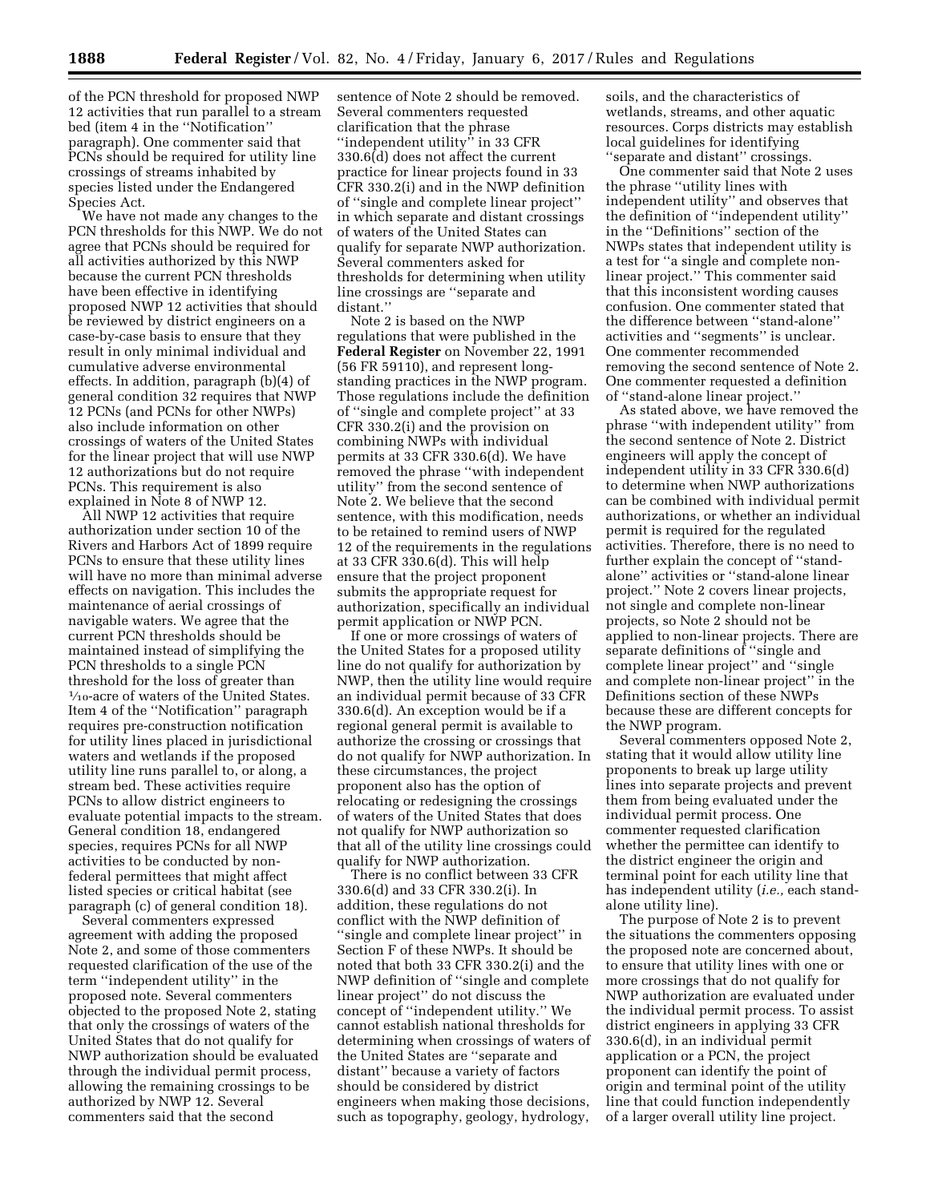of the PCN threshold for proposed NWP 12 activities that run parallel to a stream bed (item 4 in the "Notification" paragraph). One commenter said that PCNs should be required for utility line crossings of streams inhabited by species listed under the Endangered Species Act.

We have not made any changes to the PCN thresholds for this NWP. We do not agree that PCNs should be required for all activities authorized by this NWP because the current PCN thresholds have been effective in identifying proposed NWP 12 activities that should be reviewed by district engineers on a case-by-case basis to ensure that they result in only minimal individual and cumulative adverse environmental effects. In addition, paragraph (b)(4) of general condition 32 requires that NWP 12 PCNs (and PCNs for other NWPs) also include information on other crossings of waters of the United States for the linear project that will use NWP 12 authorizations but do not require PCNs. This requirement is also explained in Note 8 of NWP 12.

All NWP 12 activities that require authorization under section 10 of the Rivers and Harbors Act of 1899 require PCNs to ensure that these utility lines will have no more than minimal adverse effects on navigation. This includes the maintenance of aerial crossings of navigable waters. We agree that the current PCN thresholds should be maintained instead of simplifying the PCN thresholds to a single PCN threshold for the loss of greater than 1/10-acre of waters of the United States. Item 4 of the "Notification" paragraph requires pre-construction notification for utility lines placed in jurisdictional waters and wetlands if the proposed utility line runs parallel to, or along, a stream bed. These activities require PCNs to allow district engineers to evaluate potential impacts to the stream. General condition 18, endangered species, requires PCNs for all NWP activities to be conducted by non-federal permittees that might affect listed species or critical habitat (see paragraph (c) of general condition 18).

Several commenters expressed agreement with adding the proposed Note 2, and some of those commenters requested clarification of the use of the term "independent utility" in the proposed note. Several commenters objected to the proposed Note 2, stating that only the crossings of waters of the United States that do not qualify for NWP authorization should be evaluated through the individual permit process, allowing the remaining crossings to be authorized by NWP 12. Several commenters said that the second sentence of Note 2 should be removed. Several commenters requested clarification that the phrase "independent utility" in 33 CFR 330.6(d) does not affect the current practice for linear projects found in 33 CFR 330.2(i) and in the NWP definition of "single and complete linear project" in which separate and distant crossings of waters of the United States can qualify for separate NWP authorization. Several commenters asked for thresholds for determining when utility line crossings are "separate and distant."

Note 2 is based on the NWP regulations that were published in the **Federal Register** on November 22, 1991 (56 FR 59110), and represent long-standing practices in the NWP program. Those regulations include the definition of "single and complete project" at 33 CFR 330.2(i) and the provision on combining NWPs with individual permits at 33 CFR 330.6(d). We have removed the phrase "with independent utility" from the second sentence of Note 2. We believe that the second sentence, with this modification, needs to be retained to remind users of NWP 12 of the requirements in the regulations at 33 CFR 330.6(d). This will help ensure that the project proponent submits the appropriate request for authorization, specifically an individual permit application or NWP PCN.

If one or more crossings of waters of the United States for a proposed utility line do not qualify for authorization by NWP, then the utility line would require an individual permit because of 33 CFR 330.6(d). An exception would be if a regional general permit is available to authorize the crossing or crossings that do not qualify for NWP authorization. In these circumstances, the project proponent also has the option of relocating or redesigning the crossings of waters of the United States that does not qualify for NWP authorization so that all of the utility line crossings could qualify for NWP authorization.

There is no conflict between 33 CFR 330.6(d) and 33 CFR 330.2(i). In addition, these regulations do not conflict with the NWP definition of "single and complete linear project" in Section F of these NWPs. It should be noted that both 33 CFR 330.2(i) and the NWP definition of "single and complete linear project" do not discuss the concept of "independent utility." We cannot establish national thresholds for determining when crossings of waters of the United States are "separate and distant" because a variety of factors should be considered by district engineers when making those decisions, such as topography, geology, hydrology, soils, and the characteristics of wetlands, streams, and other aquatic resources. Corps districts may establish local guidelines for identifying "separate and distant" crossings.

One commenter said that Note 2 uses the phrase "utility lines with independent utility" and observes that the definition of "independent utility" in the "Definitions" section of the NWPs states that independent utility is a test for "a single and complete non-linear project." This commenter said that this inconsistent wording causes confusion. One commenter stated that the difference between "stand-alone" activities and "segments" is unclear. One commenter recommended removing the second sentence of Note 2. One commenter requested a definition of "stand-alone linear project."

As stated above, we have removed the phrase "with independent utility" from the second sentence of Note 2. District engineers will apply the concept of independent utility in 33 CFR 330.6(d) to determine when NWP authorizations can be combined with individual permit authorizations, or whether an individual permit is required for the regulated activities. Therefore, there is no need to further explain the concept of "stand-alone" activities or "stand-alone linear project." Note 2 covers linear projects, not single and complete non-linear projects, so Note 2 should not be applied to non-linear projects. There are separate definitions of "single and complete linear project" and "single and complete non-linear project" in the Definitions section of these NWPs because these are different concepts for the NWP program.

Several commenters opposed Note 2, stating that it would allow utility line proponents to break up large utility lines into separate projects and prevent them from being evaluated under the individual permit process. One commenter requested clarification whether the permittee can identify to the district engineer the origin and terminal point for each utility line that has independent utility (*i.e.,* each stand-alone utility line).

The purpose of Note 2 is to prevent the situations the commenters opposing the proposed note are concerned about, to ensure that utility lines with one or more crossings that do not qualify for NWP authorization are evaluated under the individual permit process. To assist district engineers in applying 33 CFR 330.6(d), in an individual permit application or a PCN, the project proponent can identify the point of origin and terminal point of the utility line that could function independently of a larger overall utility line project.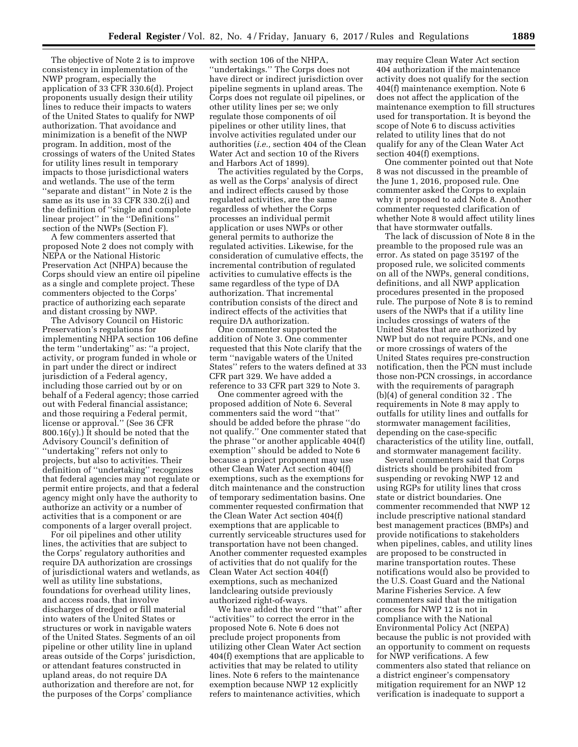The objective of Note 2 is to improve consistency in implementation of the NWP program, especially the application of 33 CFR 330.6(d). Project proponents usually design their utility lines to reduce their impacts to waters of the United States to qualify for NWP authorization. That avoidance and minimization is a benefit of the NWP program. In addition, most of the crossings of waters of the United States for utility lines result in temporary impacts to those jurisdictional waters and wetlands. The use of the term ''separate and distant'' in Note 2 is the same as its use in 33 CFR 330.2(i) and the definition of ''single and complete linear project'' in the ''Definitions'' section of the NWPs (Section F).

A few commenters asserted that proposed Note 2 does not comply with NEPA or the National Historic Preservation Act (NHPA) because the Corps should view an entire oil pipeline as a single and complete project. These commenters objected to the Corps' practice of authorizing each separate and distant crossing by NWP.

The Advisory Council on Historic Preservation's regulations for implementing NHPA section 106 define the term ''undertaking'' as: ''a project, activity, or program funded in whole or in part under the direct or indirect jurisdiction of a Federal agency, including those carried out by or on behalf of a Federal agency; those carried out with Federal financial assistance; and those requiring a Federal permit, license or approval.'' (See 36 CFR 800.16(y).) It should be noted that the Advisory Council's definition of ''undertaking'' refers not only to projects, but also to activities. Their definition of ''undertaking'' recognizes that federal agencies may not regulate or permit entire projects, and that a federal agency might only have the authority to authorize an activity or a number of activities that is a component or are components of a larger overall project.

For oil pipelines and other utility lines, the activities that are subject to the Corps' regulatory authorities and require DA authorization are crossings of jurisdictional waters and wetlands, as well as utility line substations, foundations for overhead utility lines, and access roads, that involve discharges of dredged or fill material into waters of the United States or structures or work in navigable waters of the United States. Segments of an oil pipeline or other utility line in upland areas outside of the Corps' jurisdiction, or attendant features constructed in upland areas, do not require DA authorization and therefore are not, for the purposes of the Corps' compliance with section 106 of the NHPA, ''undertakings.'' The Corps does not have direct or indirect jurisdiction over pipeline segments in upland areas. The Corps does not regulate oil pipelines, or other utility lines per se; we only regulate those components of oil pipelines or other utility lines, that involve activities regulated under our authorities (*i.e.,* section 404 of the Clean Water Act and section 10 of the Rivers and Harbors Act of 1899).

The activities regulated by the Corps, as well as the Corps' analysis of direct and indirect effects caused by those regulated activities, are the same regardless of whether the Corps processes an individual permit application or uses NWPs or other general permits to authorize the regulated activities. Likewise, for the consideration of cumulative effects, the incremental contribution of regulated activities to cumulative effects is the same regardless of the type of DA authorization. That incremental contribution consists of the direct and indirect effects of the activities that require DA authorization.

One commenter supported the addition of Note 3. One commenter requested that this Note clarify that the term ''navigable waters of the United States'' refers to the waters defined at 33 CFR part 329. We have added a reference to 33 CFR part 329 to Note 3.

One commenter agreed with the proposed addition of Note 6. Several commenters said the word ''that'' should be added before the phrase ''do not qualify.'' One commenter stated that the phrase ''or another applicable 404(f) exemption'' should be added to Note 6 because a project proponent may use other Clean Water Act section 404(f) exemptions, such as the exemptions for ditch maintenance and the construction of temporary sedimentation basins. One commenter requested confirmation that the Clean Water Act section 404(f) exemptions that are applicable to currently serviceable structures used for transportation have not been changed. Another commenter requested examples of activities that do not qualify for the Clean Water Act section 404(f) exemptions, such as mechanized landclearing outside of previously authorized right-of-ways.

We have added the word ''that'' after ''activities'' to correct the error in the proposed Note 6. Note 6 does not preclude project proponents from utilizing other Clean Water Act section 404(f) exemptions that are applicable to activities that may be related to utility lines. Note 6 refers to the maintenance exemption because NWP 12 explicitly refers to maintenance activities, which may require Clean Water Act section 404 authorization if the maintenance activity does not qualify for the section 404(f) maintenance exemption. Note 6 does not affect the application of the maintenance exemption to fill structures used for transportation. It is beyond the scope of Note 6 to discuss activities related to utility lines that do not qualify for any of the Clean Water Act section 404(f) exemptions.

One commenter pointed out that Note 8 was not discussed in the preamble of the June 1, 2016, proposed rule. One commenter asked the Corps to explain why it proposed to add Note 8. Another commenter requested clarification of whether Note 8 would affect utility lines that have stormwater outfalls.

The lack of discussion of Note 8 in the preamble to the proposed rule was an error. As stated on page 35197 of the proposed rule, we solicited comments on all of the NWPs, general conditions, definitions, and all NWP application procedures presented in the proposed rule. The purpose of Note 8 is to remind users of the NWPs that if a utility line includes crossings of waters of the United States that are authorized by NWP but do not require PCNs, and one or more crossings of waters of the United States requires pre-construction notification, then the PCN must include those non-PCN crossings, in accordance with the requirements of paragraph (b)(4) of general condition 32 . The requirements in Note 8 may apply to outfalls for utility lines and outfalls for stormwater management facilities, depending on the case-specific characteristics of the utility line, outfall, and stormwater management facility.

Several commenters said that Corps districts should be prohibited from suspending or revoking NWP 12 and using RGPs for utility lines that cross state or district boundaries. One commenter recommended that NWP 12 include prescriptive national standard best management practices (BMPs) and provide notifications to stakeholders when pipelines, cables, and utility lines are proposed to be constructed in marine transportation routes. These notifications would also be provided to the U.S. Coast Guard and the National Marine Fisheries Service. A few commenters said that the mitigation process for NWP 12 is not in compliance with the National Environmental Policy Act (NEPA) because the public is not provided with an opportunity to comment on requests for NWP verifications. A few commenters also stated that reliance on a district engineer's compensatory mitigation requirement for an NWP 12 verification is inadequate to support a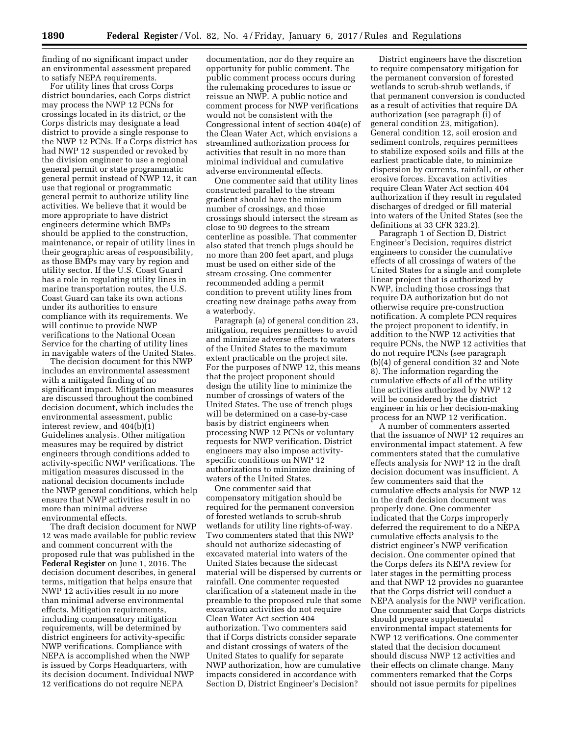finding of no significant impact under an environmental assessment prepared to satisfy NEPA requirements.

For utility lines that cross Corps district boundaries, each Corps district may process the NWP 12 PCNs for crossings located in its district, or the Corps districts may designate a lead district to provide a single response to the NWP 12 PCNs. If a Corps district has had NWP 12 suspended or revoked by the division engineer to use a regional general permit or state programmatic general permit instead of NWP 12, it can use that regional or programmatic general permit to authorize utility line activities. We believe that it would be more appropriate to have district engineers determine which BMPs should be applied to the construction, maintenance, or repair of utility lines in their geographic areas of responsibility, as those BMPs may vary by region and utility sector. If the U.S. Coast Guard has a role in regulating utility lines in marine transportation routes, the U.S. Coast Guard can take its own actions under its authorities to ensure compliance with its requirements. We will continue to provide NWP verifications to the National Ocean Service for the charting of utility lines in navigable waters of the United States.

The decision document for this NWP includes an environmental assessment with a mitigated finding of no significant impact. Mitigation measures are discussed throughout the combined decision document, which includes the environmental assessment, public interest review, and 404(b)(1) Guidelines analysis. Other mitigation measures may be required by district engineers through conditions added to activity-specific NWP verifications. The mitigation measures discussed in the national decision documents include the NWP general conditions, which help ensure that NWP activities result in no more than minimal adverse environmental effects.

The draft decision document for NWP 12 was made available for public review and comment concurrent with the proposed rule that was published in the **Federal Register** on June 1, 2016. The decision document describes, in general terms, mitigation that helps ensure that NWP 12 activities result in no more than minimal adverse environmental effects. Mitigation requirements, including compensatory mitigation requirements, will be determined by district engineers for activity-specific NWP verifications. Compliance with NEPA is accomplished when the NWP is issued by Corps Headquarters, with its decision document. Individual NWP 12 verifications do not require NEPA documentation, nor do they require an opportunity for public comment. The public comment process occurs during the rulemaking procedures to issue or reissue an NWP. A public notice and comment process for NWP verifications would not be consistent with the Congressional intent of section 404(e) of the Clean Water Act, which envisions a streamlined authorization process for activities that result in no more than minimal individual and cumulative adverse environmental effects.

One commenter said that utility lines constructed parallel to the stream gradient should have the minimum number of crossings, and those crossings should intersect the stream as close to 90 degrees to the stream centerline as possible. That commenter also stated that trench plugs should be no more than 200 feet apart, and plugs must be used on either side of the stream crossing. One commenter recommended adding a permit condition to prevent utility lines from creating new drainage paths away from a waterbody.

Paragraph (a) of general condition 23, mitigation, requires permittees to avoid and minimize adverse effects to waters of the United States to the maximum extent practicable on the project site. For the purposes of NWP 12, this means that the project proponent should design the utility line to minimize the number of crossings of waters of the United States. The use of trench plugs will be determined on a case-by-case basis by district engineers when processing NWP 12 PCNs or voluntary requests for NWP verification. District engineers may also impose activity-specific conditions on NWP 12 authorizations to minimize draining of waters of the United States.

One commenter said that compensatory mitigation should be required for the permanent conversion of forested wetlands to scrub-shrub wetlands for utility line rights-of-way. Two commenters stated that this NWP should not authorize sidecasting of excavated material into waters of the United States because the sidecast material will be dispersed by currents or rainfall. One commenter requested clarification of a statement made in the preamble to the proposed rule that some excavation activities do not require Clean Water Act section 404 authorization. Two commenters said that if Corps districts consider separate and distant crossings of waters of the United States to qualify for separate NWP authorization, how are cumulative impacts considered in accordance with Section D, District Engineer's Decision?

District engineers have the discretion to require compensatory mitigation for the permanent conversion of forested wetlands to scrub-shrub wetlands, if that permanent conversion is conducted as a result of activities that require DA authorization (see paragraph (i) of general condition 23, mitigation). General condition 12, soil erosion and sediment controls, requires permittees to stabilize exposed soils and fills at the earliest practicable date, to minimize dispersion by currents, rainfall, or other erosive forces. Excavation activities require Clean Water Act section 404 authorization if they result in regulated discharges of dredged or fill material into waters of the United States (see the definitions at 33 CFR 323.2).

Paragraph 1 of Section D, District Engineer's Decision, requires district engineers to consider the cumulative effects of all crossings of waters of the United States for a single and complete linear project that is authorized by NWP, including those crossings that require DA authorization but do not otherwise require pre-construction notification. A complete PCN requires the project proponent to identify, in addition to the NWP 12 activities that require PCNs, the NWP 12 activities that do not require PCNs (see paragraph (b)(4) of general condition 32 and Note 8). The information regarding the cumulative effects of all of the utility line activities authorized by NWP 12 will be considered by the district engineer in his or her decision-making process for an NWP 12 verification.

A number of commenters asserted that the issuance of NWP 12 requires an environmental impact statement. A few commenters stated that the cumulative effects analysis for NWP 12 in the draft decision document was insufficient. A few commenters said that the cumulative effects analysis for NWP 12 in the draft decision document was properly done. One commenter indicated that the Corps improperly deferred the requirement to do a NEPA cumulative effects analysis to the district engineer's NWP verification decision. One commenter opined that the Corps defers its NEPA review for later stages in the permitting process and that NWP 12 provides no guarantee that the Corps district will conduct a NEPA analysis for the NWP verification. One commenter said that Corps districts should prepare supplemental environmental impact statements for NWP 12 verifications. One commenter stated that the decision document should discuss NWP 12 activities and their effects on climate change. Many commenters remarked that the Corps should not issue permits for pipelines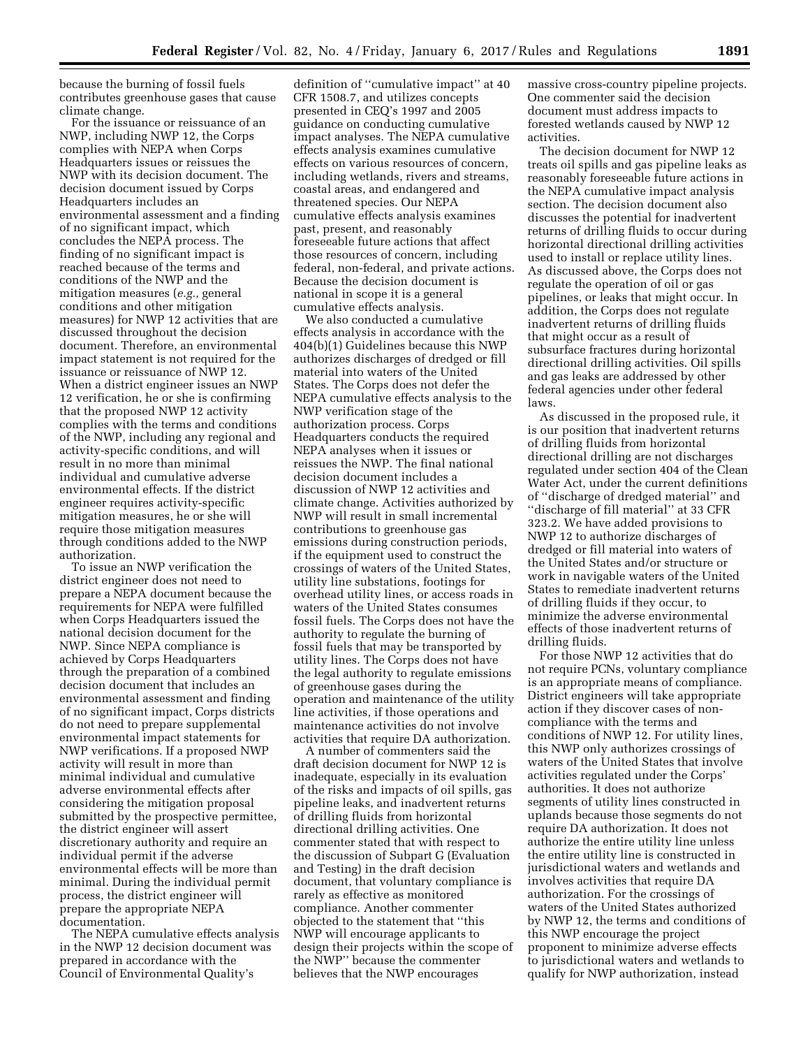because the burning of fossil fuels contributes greenhouse gases that cause climate change.

For the issuance or reissuance of an NWP, including NWP 12, the Corps complies with NEPA when Corps Headquarters issues or reissues the NWP with its decision document. The decision document issued by Corps Headquarters includes an environmental assessment and a finding of no significant impact, which concludes the NEPA process. The finding of no significant impact is reached because of the terms and conditions of the NWP and the mitigation measures (*e.g.,* general conditions and other mitigation measures) for NWP 12 activities that are discussed throughout the decision document. Therefore, an environmental impact statement is not required for the issuance or reissuance of NWP 12. When a district engineer issues an NWP 12 verification, he or she is confirming that the proposed NWP 12 activity complies with the terms and conditions of the NWP, including any regional and activity-specific conditions, and will result in no more than minimal individual and cumulative adverse environmental effects. If the district engineer requires activity-specific mitigation measures, he or she will require those mitigation measures through conditions added to the NWP authorization.

To issue an NWP verification the district engineer does not need to prepare a NEPA document because the requirements for NEPA were fulfilled when Corps Headquarters issued the national decision document for the NWP. Since NEPA compliance is achieved by Corps Headquarters through the preparation of a combined decision document that includes an environmental assessment and finding of no significant impact, Corps districts do not need to prepare supplemental environmental impact statements for NWP verifications. If a proposed NWP activity will result in more than minimal individual and cumulative adverse environmental effects after considering the mitigation proposal submitted by the prospective permittee, the district engineer will assert discretionary authority and require an individual permit if the adverse environmental effects will be more than minimal. During the individual permit process, the district engineer will prepare the appropriate NEPA documentation.

The NEPA cumulative effects analysis in the NWP 12 decision document was prepared in accordance with the Council of Environmental Quality's definition of ''cumulative impact'' at 40 CFR 1508.7, and utilizes concepts presented in CEQ's 1997 and 2005 guidance on conducting cumulative impact analyses. The NEPA cumulative effects analysis examines cumulative effects on various resources of concern, including wetlands, rivers and streams, coastal areas, and endangered and threatened species. Our NEPA cumulative effects analysis examines past, present, and reasonably foreseeable future actions that affect those resources of concern, including federal, non-federal, and private actions. Because the decision document is national in scope it is a general cumulative effects analysis.

We also conducted a cumulative effects analysis in accordance with the 404(b)(1) Guidelines because this NWP authorizes discharges of dredged or fill material into waters of the United States. The Corps does not defer the NEPA cumulative effects analysis to the NWP verification stage of the authorization process. Corps Headquarters conducts the required NEPA analyses when it issues or reissues the NWP. The final national decision document includes a discussion of NWP 12 activities and climate change. Activities authorized by NWP will result in small incremental contributions to greenhouse gas emissions during construction periods, if the equipment used to construct the crossings of waters of the United States, utility line substations, footings for overhead utility lines, or access roads in waters of the United States consumes fossil fuels. The Corps does not have the authority to regulate the burning of fossil fuels that may be transported by utility lines. The Corps does not have the legal authority to regulate emissions of greenhouse gases during the operation and maintenance of the utility line activities, if those operations and maintenance activities do not involve activities that require DA authorization.

A number of commenters said the draft decision document for NWP 12 is inadequate, especially in its evaluation of the risks and impacts of oil spills, gas pipeline leaks, and inadvertent returns of drilling fluids from horizontal directional drilling activities. One commenter stated that with respect to the discussion of Subpart G (Evaluation and Testing) in the draft decision document, that voluntary compliance is rarely as effective as monitored compliance. Another commenter objected to the statement that ''this NWP will encourage applicants to design their projects within the scope of the NWP'' because the commenter believes that the NWP encourages massive cross-country pipeline projects. One commenter said the decision document must address impacts to forested wetlands caused by NWP 12 activities.

The decision document for NWP 12 treats oil spills and gas pipeline leaks as reasonably foreseeable future actions in the NEPA cumulative impact analysis section. The decision document also discusses the potential for inadvertent returns of drilling fluids to occur during horizontal directional drilling activities used to install or replace utility lines. As discussed above, the Corps does not regulate the operation of oil or gas pipelines, or leaks that might occur. In addition, the Corps does not regulate inadvertent returns of drilling fluids that might occur as a result of subsurface fractures during horizontal directional drilling activities. Oil spills and gas leaks are addressed by other federal agencies under other federal laws.

As discussed in the proposed rule, it is our position that inadvertent returns of drilling fluids from horizontal directional drilling are not discharges regulated under section 404 of the Clean Water Act, under the current definitions of ''discharge of dredged material'' and ''discharge of fill material'' at 33 CFR 323.2. We have added provisions to NWP 12 to authorize discharges of dredged or fill material into waters of the United States and/or structure or work in navigable waters of the United States to remediate inadvertent returns of drilling fluids if they occur, to minimize the adverse environmental effects of those inadvertent returns of drilling fluids.

For those NWP 12 activities that do not require PCNs, voluntary compliance is an appropriate means of compliance. District engineers will take appropriate action if they discover cases of non-compliance with the terms and conditions of NWP 12. For utility lines, this NWP only authorizes crossings of waters of the United States that involve activities regulated under the Corps' authorities. It does not authorize segments of utility lines constructed in uplands because those segments do not require DA authorization. It does not authorize the entire utility line unless the entire utility line is constructed in jurisdictional waters and wetlands and involves activities that require DA authorization. For the crossings of waters of the United States authorized by NWP 12, the terms and conditions of this NWP encourage the project proponent to minimize adverse effects to jurisdictional waters and wetlands to qualify for NWP authorization, instead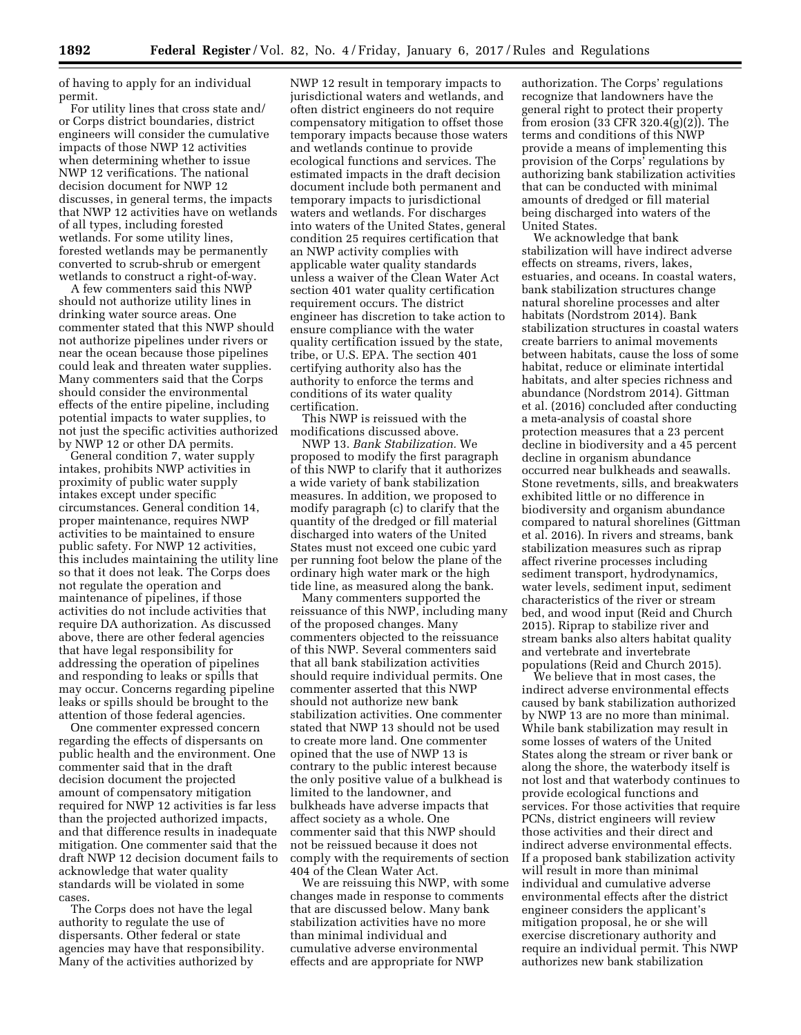of having to apply for an individual permit.

For utility lines that cross state and/or Corps district boundaries, district engineers will consider the cumulative impacts of those NWP 12 activities when determining whether to issue NWP 12 verifications. The national decision document for NWP 12 discusses, in general terms, the impacts that NWP 12 activities have on wetlands of all types, including forested wetlands. For some utility lines, forested wetlands may be permanently converted to scrub-shrub or emergent wetlands to construct a right-of-way.

A few commenters said this NWP should not authorize utility lines in drinking water source areas. One commenter stated that this NWP should not authorize pipelines under rivers or near the ocean because those pipelines could leak and threaten water supplies. Many commenters said that the Corps should consider the environmental effects of the entire pipeline, including potential impacts to water supplies, to not just the specific activities authorized by NWP 12 or other DA permits.

General condition 7, water supply intakes, prohibits NWP activities in proximity of public water supply intakes except under specific circumstances. General condition 14, proper maintenance, requires NWP activities to be maintained to ensure public safety. For NWP 12 activities, this includes maintaining the utility line so that it does not leak. The Corps does not regulate the operation and maintenance of pipelines, if those activities do not include activities that require DA authorization. As discussed above, there are other federal agencies that have legal responsibility for addressing the operation of pipelines and responding to leaks or spills that may occur. Concerns regarding pipeline leaks or spills should be brought to the attention of those federal agencies.

One commenter expressed concern regarding the effects of dispersants on public health and the environment. One commenter said that in the draft decision document the projected amount of compensatory mitigation required for NWP 12 activities is far less than the projected authorized impacts, and that difference results in inadequate mitigation. One commenter said that the draft NWP 12 decision document fails to acknowledge that water quality standards will be violated in some cases.

The Corps does not have the legal authority to regulate the use of dispersants. Other federal or state agencies may have that responsibility. Many of the activities authorized by NWP 12 result in temporary impacts to jurisdictional waters and wetlands, and often district engineers do not require compensatory mitigation to offset those temporary impacts because those waters and wetlands continue to provide ecological functions and services. The estimated impacts in the draft decision document include both permanent and temporary impacts to jurisdictional waters and wetlands. For discharges into waters of the United States, general condition 25 requires certification that an NWP activity complies with applicable water quality standards unless a waiver of the Clean Water Act section 401 water quality certification requirement occurs. The district engineer has discretion to take action to ensure compliance with the water quality certification issued by the state, tribe, or U.S. EPA. The section 401 certifying authority also has the authority to enforce the terms and conditions of its water quality certification.

This NWP is reissued with the modifications discussed above.

NWP 13. *Bank Stabilization.* We proposed to modify the first paragraph of this NWP to clarify that it authorizes a wide variety of bank stabilization measures. In addition, we proposed to modify paragraph (c) to clarify that the quantity of the dredged or fill material discharged into waters of the United States must not exceed one cubic yard per running foot below the plane of the ordinary high water mark or the high tide line, as measured along the bank.

Many commenters supported the reissuance of this NWP, including many of the proposed changes. Many commenters objected to the reissuance of this NWP. Several commenters said that all bank stabilization activities should require individual permits. One commenter asserted that this NWP should not authorize new bank stabilization activities. One commenter stated that NWP 13 should not be used to create more land. One commenter opined that the use of NWP 13 is contrary to the public interest because the only positive value of a bulkhead is limited to the landowner, and bulkheads have adverse impacts that affect society as a whole. One commenter said that this NWP should not be reissued because it does not comply with the requirements of section 404 of the Clean Water Act.

We are reissuing this NWP, with some changes made in response to comments that are discussed below. Many bank stabilization activities have no more than minimal individual and cumulative adverse environmental effects and are appropriate for NWP authorization. The Corps' regulations recognize that landowners have the general right to protect their property from erosion (33 CFR 320.4(g)(2)). The terms and conditions of this NWP provide a means of implementing this provision of the Corps' regulations by authorizing bank stabilization activities that can be conducted with minimal amounts of dredged or fill material being discharged into waters of the United States.

We acknowledge that bank stabilization will have indirect adverse effects on streams, rivers, lakes, estuaries, and oceans. In coastal waters, bank stabilization structures change natural shoreline processes and alter habitats (Nordstrom 2014). Bank stabilization structures in coastal waters create barriers to animal movements between habitats, cause the loss of some habitat, reduce or eliminate intertidal habitats, and alter species richness and abundance (Nordstrom 2014). Gittman et al. (2016) concluded after conducting a meta-analysis of coastal shore protection measures that a 23 percent decline in biodiversity and a 45 percent decline in organism abundance occurred near bulkheads and seawalls. Stone revetments, sills, and breakwaters exhibited little or no difference in biodiversity and organism abundance compared to natural shorelines (Gittman et al. 2016). In rivers and streams, bank stabilization measures such as riprap affect riverine processes including sediment transport, hydrodynamics, water levels, sediment input, sediment characteristics of the river or stream bed, and wood input (Reid and Church 2015). Riprap to stabilize river and stream banks also alters habitat quality and vertebrate and invertebrate populations (Reid and Church 2015).

We believe that in most cases, the indirect adverse environmental effects caused by bank stabilization authorized by NWP 13 are no more than minimal. While bank stabilization may result in some losses of waters of the United States along the stream or river bank or along the shore, the waterbody itself is not lost and that waterbody continues to provide ecological functions and services. For those activities that require PCNs, district engineers will review those activities and their direct and indirect adverse environmental effects. If a proposed bank stabilization activity will result in more than minimal individual and cumulative adverse environmental effects after the district engineer considers the applicant's mitigation proposal, he or she will exercise discretionary authority and require an individual permit. This NWP authorizes new bank stabilization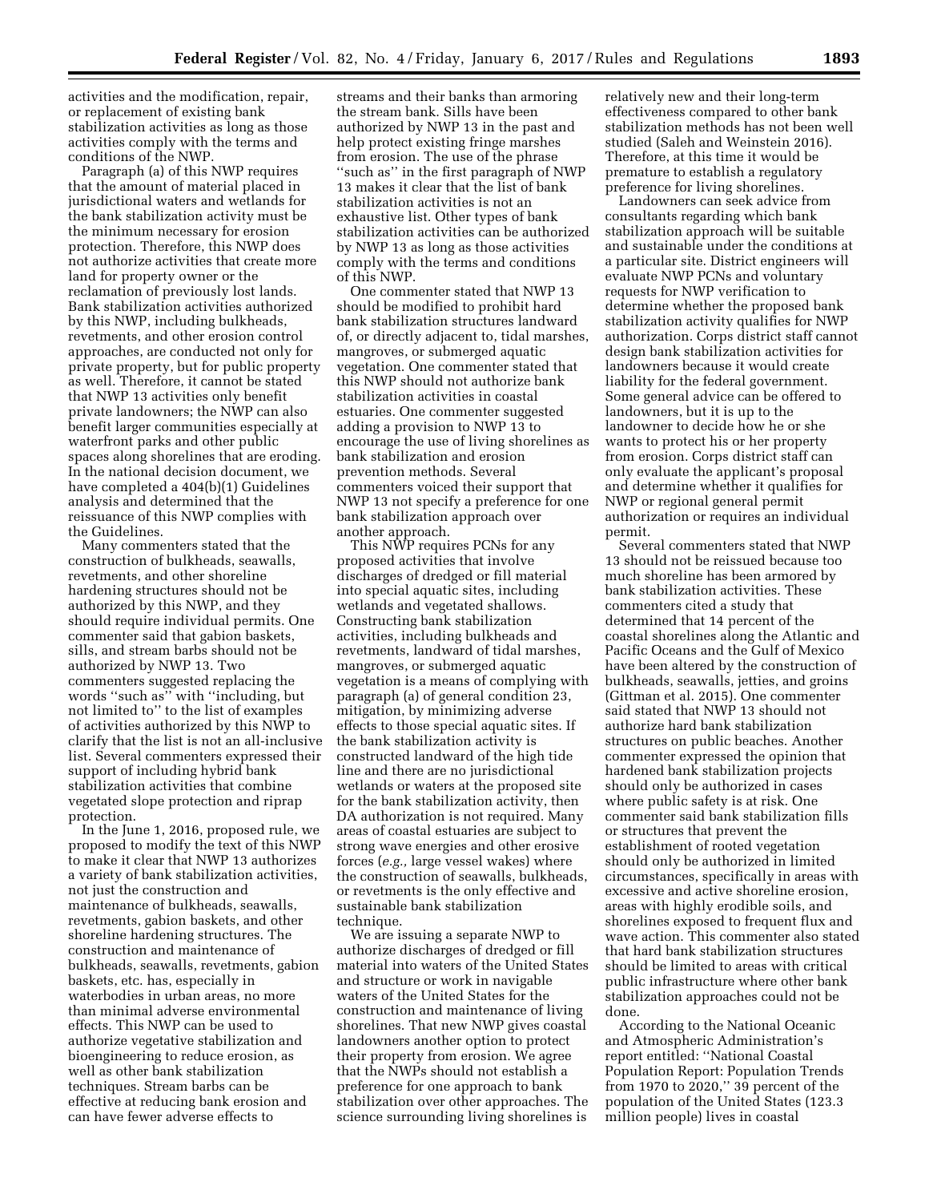activities and the modification, repair, or replacement of existing bank stabilization activities as long as those activities comply with the terms and conditions of the NWP.

Paragraph (a) of this NWP requires that the amount of material placed in jurisdictional waters and wetlands for the bank stabilization activity must be the minimum necessary for erosion protection. Therefore, this NWP does not authorize activities that create more land for property owner or the reclamation of previously lost lands. Bank stabilization activities authorized by this NWP, including bulkheads, revetments, and other erosion control approaches, are conducted not only for private property, but for public property as well. Therefore, it cannot be stated that NWP 13 activities only benefit private landowners; the NWP can also benefit larger communities especially at waterfront parks and other public spaces along shorelines that are eroding. In the national decision document, we have completed a 404(b)(1) Guidelines analysis and determined that the reissuance of this NWP complies with the Guidelines.

Many commenters stated that the construction of bulkheads, seawalls, revetments, and other shoreline hardening structures should not be authorized by this NWP, and they should require individual permits. One commenter said that gabion baskets, sills, and stream barbs should not be authorized by NWP 13. Two commenters suggested replacing the words ''such as'' with ''including, but not limited to'' to the list of examples of activities authorized by this NWP to clarify that the list is not an all-inclusive list. Several commenters expressed their support of including hybrid bank stabilization activities that combine vegetated slope protection and riprap protection.

In the June 1, 2016, proposed rule, we proposed to modify the text of this NWP to make it clear that NWP 13 authorizes a variety of bank stabilization activities, not just the construction and maintenance of bulkheads, seawalls, revetments, gabion baskets, and other shoreline hardening structures. The construction and maintenance of bulkheads, seawalls, revetments, gabion baskets, etc. has, especially in waterbodies in urban areas, no more than minimal adverse environmental effects. This NWP can be used to authorize vegetative stabilization and bioengineering to reduce erosion, as well as other bank stabilization techniques. Stream barbs can be effective at reducing bank erosion and can have fewer adverse effects to streams and their banks than armoring the stream bank. Sills have been authorized by NWP 13 in the past and help protect existing fringe marshes from erosion. The use of the phrase ''such as'' in the first paragraph of NWP 13 makes it clear that the list of bank stabilization activities is not an exhaustive list. Other types of bank stabilization activities can be authorized by NWP 13 as long as those activities comply with the terms and conditions of this NWP.

One commenter stated that NWP 13 should be modified to prohibit hard bank stabilization structures landward of, or directly adjacent to, tidal marshes, mangroves, or submerged aquatic vegetation. One commenter stated that this NWP should not authorize bank stabilization activities in coastal estuaries. One commenter suggested adding a provision to NWP 13 to encourage the use of living shorelines as bank stabilization and erosion prevention methods. Several commenters voiced their support that NWP 13 not specify a preference for one bank stabilization approach over another approach.

This NWP requires PCNs for any proposed activities that involve discharges of dredged or fill material into special aquatic sites, including wetlands and vegetated shallows. Constructing bank stabilization activities, including bulkheads and revetments, landward of tidal marshes, mangroves, or submerged aquatic vegetation is a means of complying with paragraph (a) of general condition 23, mitigation, by minimizing adverse effects to those special aquatic sites. If the bank stabilization activity is constructed landward of the high tide line and there are no jurisdictional wetlands or waters at the proposed site for the bank stabilization activity, then DA authorization is not required. Many areas of coastal estuaries are subject to strong wave energies and other erosive forces (*e.g.,* large vessel wakes) where the construction of seawalls, bulkheads, or revetments is the only effective and sustainable bank stabilization technique.

We are issuing a separate NWP to authorize discharges of dredged or fill material into waters of the United States and structure or work in navigable waters of the United States for the construction and maintenance of living shorelines. That new NWP gives coastal landowners another option to protect their property from erosion. We agree that the NWPs should not establish a preference for one approach to bank stabilization over other approaches. The science surrounding living shorelines is relatively new and their long-term effectiveness compared to other bank stabilization methods has not been well studied (Saleh and Weinstein 2016). Therefore, at this time it would be premature to establish a regulatory preference for living shorelines.

Landowners can seek advice from consultants regarding which bank stabilization approach will be suitable and sustainable under the conditions at a particular site. District engineers will evaluate NWP PCNs and voluntary requests for NWP verification to determine whether the proposed bank stabilization activity qualifies for NWP authorization. Corps district staff cannot design bank stabilization activities for landowners because it would create liability for the federal government. Some general advice can be offered to landowners, but it is up to the landowner to decide how he or she wants to protect his or her property from erosion. Corps district staff can only evaluate the applicant's proposal and determine whether it qualifies for NWP or regional general permit authorization or requires an individual permit.

Several commenters stated that NWP 13 should not be reissued because too much shoreline has been armored by bank stabilization activities. These commenters cited a study that determined that 14 percent of the coastal shorelines along the Atlantic and Pacific Oceans and the Gulf of Mexico have been altered by the construction of bulkheads, seawalls, jetties, and groins (Gittman et al. 2015). One commenter said stated that NWP 13 should not authorize hard bank stabilization structures on public beaches. Another commenter expressed the opinion that hardened bank stabilization projects should only be authorized in cases where public safety is at risk. One commenter said bank stabilization fills or structures that prevent the establishment of rooted vegetation should only be authorized in limited circumstances, specifically in areas with excessive and active shoreline erosion, areas with highly erodible soils, and shorelines exposed to frequent flux and wave action. This commenter also stated that hard bank stabilization structures should be limited to areas with critical public infrastructure where other bank stabilization approaches could not be done.

According to the National Oceanic and Atmospheric Administration's report entitled: ''National Coastal Population Report: Population Trends from 1970 to 2020,'' 39 percent of the population of the United States (123.3 million people) lives in coastal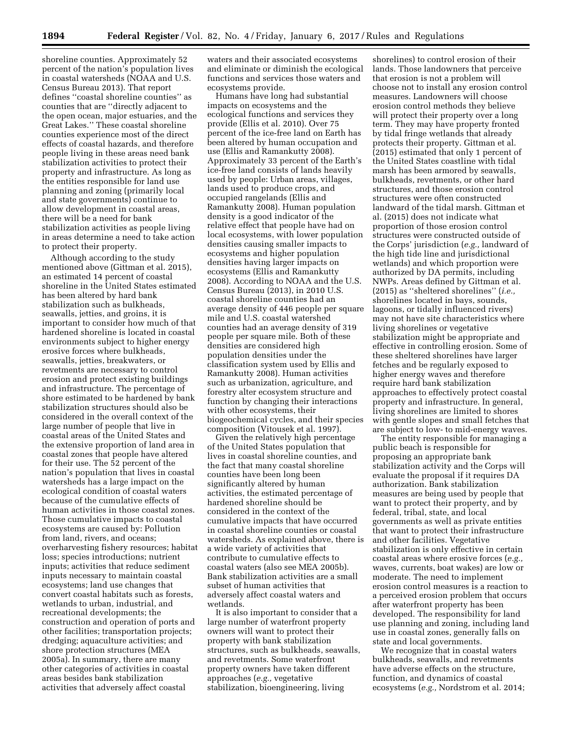shoreline counties. Approximately 52 percent of the nation's population lives in coastal watersheds (NOAA and U.S. Census Bureau 2013). That report defines ''coastal shoreline counties'' as counties that are ''directly adjacent to the open ocean, major estuaries, and the Great Lakes.'' These coastal shoreline counties experience most of the direct effects of coastal hazards, and therefore people living in these areas need bank stabilization activities to protect their property and infrastructure. As long as the entities responsible for land use planning and zoning (primarily local and state governments) continue to allow development in coastal areas, there will be a need for bank stabilization activities as people living in areas determine a need to take action to protect their property.

Although according to the study mentioned above (Gittman et al. 2015), an estimated 14 percent of coastal shoreline in the United States estimated has been altered by hard bank stabilization such as bulkheads, seawalls, jetties, and groins, it is important to consider how much of that hardened shoreline is located in coastal environments subject to higher energy erosive forces where bulkheads, seawalls, jetties, breakwaters, or revetments are necessary to control erosion and protect existing buildings and infrastructure. The percentage of shore estimated to be hardened by bank stabilization structures should also be considered in the overall context of the large number of people that live in coastal areas of the United States and the extensive proportion of land area in coastal zones that people have altered for their use. The 52 percent of the nation's population that lives in coastal watersheds has a large impact on the ecological condition of coastal waters because of the cumulative effects of human activities in those coastal zones. Those cumulative impacts to coastal ecosystems are caused by: Pollution from land, rivers, and oceans; overharvesting fishery resources; habitat loss; species introductions; nutrient inputs; activities that reduce sediment inputs necessary to maintain coastal ecosystems; land use changes that convert coastal habitats such as forests, wetlands to urban, industrial, and recreational developments; the construction and operation of ports and other facilities; transportation projects; dredging; aquaculture activities; and shore protection structures (MEA 2005a). In summary, there are many other categories of activities in coastal areas besides bank stabilization activities that adversely affect coastal waters and their associated ecosystems and eliminate or diminish the ecological functions and services those waters and ecosystems provide.

Humans have long had substantial impacts on ecosystems and the ecological functions and services they provide (Ellis et al. 2010). Over 75 percent of the ice-free land on Earth has been altered by human occupation and use (Ellis and Ramankutty 2008). Approximately 33 percent of the Earth's ice-free land consists of lands heavily used by people: Urban areas, villages, lands used to produce crops, and occupied rangelands (Ellis and Ramankutty 2008). Human population density is a good indicator of the relative effect that people have had on local ecosystems, with lower population densities causing smaller impacts to ecosystems and higher population densities having larger impacts on ecosystems (Ellis and Ramankutty 2008). According to NOAA and the U.S. Census Bureau (2013), in 2010 U.S. coastal shoreline counties had an average density of 446 people per square mile and U.S. coastal watershed counties had an average density of 319 people per square mile. Both of these densities are considered high population densities under the classification system used by Ellis and Ramankutty 2008). Human activities such as urbanization, agriculture, and forestry alter ecosystem structure and function by changing their interactions with other ecosystems, their biogeochemical cycles, and their species composition (Vitousek et al. 1997).

Given the relatively high percentage of the United States population that lives in coastal shoreline counties, and the fact that many coastal shoreline counties have been long been significantly altered by human activities, the estimated percentage of hardened shoreline should be considered in the context of the cumulative impacts that have occurred in coastal shoreline counties or coastal watersheds. As explained above, there is a wide variety of activities that contribute to cumulative effects to coastal waters (also see MEA 2005b). Bank stabilization activities are a small subset of human activities that adversely affect coastal waters and wetlands.

It is also important to consider that a large number of waterfront property owners will want to protect their property with bank stabilization structures, such as bulkheads, seawalls, and revetments. Some waterfront property owners have taken different approaches (*e.g.,* vegetative stabilization, bioengineering, living shorelines) to control erosion of their lands. Those landowners that perceive that erosion is not a problem will choose not to install any erosion control measures. Landowners will choose erosion control methods they believe will protect their property over a long term. They may have property fronted by tidal fringe wetlands that already protects their property. Gittman et al. (2015) estimated that only 1 percent of the United States coastline with tidal marsh has been armored by seawalls, bulkheads, revetments, or other hard structures, and those erosion control structures were often constructed landward of the tidal marsh. Gittman et al. (2015) does not indicate what proportion of those erosion control structures were constructed outside of the Corps' jurisdiction (*e.g.,* landward of the high tide line and jurisdictional wetlands) and which proportion were authorized by DA permits, including NWPs. Areas defined by Gittman et al. (2015) as ''sheltered shorelines'' (*i.e.,* shorelines located in bays, sounds, lagoons, or tidally influenced rivers) may not have site characteristics where living shorelines or vegetative stabilization might be appropriate and effective in controlling erosion. Some of these sheltered shorelines have larger fetches and be regularly exposed to higher energy waves and therefore require hard bank stabilization approaches to effectively protect coastal property and infrastructure. In general, living shorelines are limited to shores with gentle slopes and small fetches that are subject to low- to mid-energy waves.

The entity responsible for managing a public beach is responsible for proposing an appropriate bank stabilization activity and the Corps will evaluate the proposal if it requires DA authorization. Bank stabilization measures are being used by people that want to protect their property, and by federal, tribal, state, and local governments as well as private entities that want to protect their infrastructure and other facilities. Vegetative stabilization is only effective in certain coastal areas where erosive forces (*e.g.,* waves, currents, boat wakes) are low or moderate. The need to implement erosion control measures is a reaction to a perceived erosion problem that occurs after waterfront property has been developed. The responsibility for land use planning and zoning, including land use in coastal zones, generally falls on state and local governments.

We recognize that in coastal waters bulkheads, seawalls, and revetments have adverse effects on the structure, function, and dynamics of coastal ecosystems (*e.g.,* Nordstrom et al. 2014;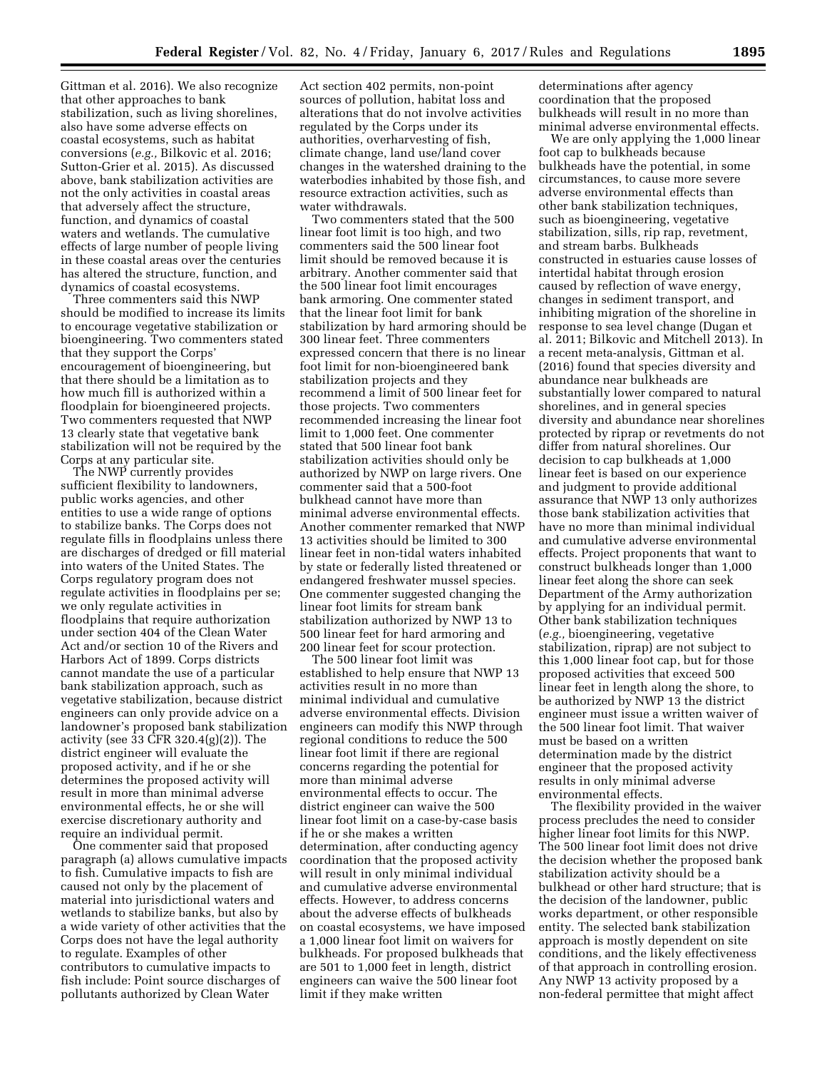Gittman et al. 2016). We also recognize that other approaches to bank stabilization, such as living shorelines, also have some adverse effects on coastal ecosystems, such as habitat conversions (*e.g.,* Bilkovic et al. 2016; Sutton-Grier et al. 2015). As discussed above, bank stabilization activities are not the only activities in coastal areas that adversely affect the structure, function, and dynamics of coastal waters and wetlands. The cumulative effects of large number of people living in these coastal areas over the centuries has altered the structure, function, and dynamics of coastal ecosystems.

Three commenters said this NWP should be modified to increase its limits to encourage vegetative stabilization or bioengineering. Two commenters stated that they support the Corps' encouragement of bioengineering, but that there should be a limitation as to how much fill is authorized within a floodplain for bioengineered projects. Two commenters requested that NWP 13 clearly state that vegetative bank stabilization will not be required by the Corps at any particular site.

The NWP currently provides sufficient flexibility to landowners, public works agencies, and other entities to use a wide range of options to stabilize banks. The Corps does not regulate fills in floodplains unless there are discharges of dredged or fill material into waters of the United States. The Corps regulatory program does not regulate activities in floodplains per se; we only regulate activities in floodplains that require authorization under section 404 of the Clean Water Act and/or section 10 of the Rivers and Harbors Act of 1899. Corps districts cannot mandate the use of a particular bank stabilization approach, such as vegetative stabilization, because district engineers can only provide advice on a landowner's proposed bank stabilization activity (see 33 CFR 320.4(g)(2)). The district engineer will evaluate the proposed activity, and if he or she determines the proposed activity will result in more than minimal adverse environmental effects, he or she will exercise discretionary authority and require an individual permit.

One commenter said that proposed paragraph (a) allows cumulative impacts to fish. Cumulative impacts to fish are caused not only by the placement of material into jurisdictional waters and wetlands to stabilize banks, but also by a wide variety of other activities that the Corps does not have the legal authority to regulate. Examples of other contributors to cumulative impacts to fish include: Point source discharges of pollutants authorized by Clean Water Act section 402 permits, non-point sources of pollution, habitat loss and alterations that do not involve activities regulated by the Corps under its authorities, overharvesting of fish, climate change, land use/land cover changes in the watershed draining to the waterbodies inhabited by those fish, and resource extraction activities, such as water withdrawals.

Two commenters stated that the 500 linear foot limit is too high, and two commenters said the 500 linear foot limit should be removed because it is arbitrary. Another commenter said that the 500 linear foot limit encourages bank armoring. One commenter stated that the linear foot limit for bank stabilization by hard armoring should be 300 linear feet. Three commenters expressed concern that there is no linear foot limit for non-bioengineered bank stabilization projects and they recommend a limit of 500 linear feet for those projects. Two commenters recommended increasing the linear foot limit to 1,000 feet. One commenter stated that 500 linear foot bank stabilization activities should only be authorized by NWP on large rivers. One commenter said that a 500-foot bulkhead cannot have more than minimal adverse environmental effects. Another commenter remarked that NWP 13 activities should be limited to 300 linear feet in non-tidal waters inhabited by state or federally listed threatened or endangered freshwater mussel species. One commenter suggested changing the linear foot limits for stream bank stabilization authorized by NWP 13 to 500 linear feet for hard armoring and 200 linear feet for scour protection.

The 500 linear foot limit was established to help ensure that NWP 13 activities result in no more than minimal individual and cumulative adverse environmental effects. Division engineers can modify this NWP through regional conditions to reduce the 500 linear foot limit if there are regional concerns regarding the potential for more than minimal adverse environmental effects to occur. The district engineer can waive the 500 linear foot limit on a case-by-case basis if he or she makes a written determination, after conducting agency coordination that the proposed activity will result in only minimal individual and cumulative adverse environmental effects. However, to address concerns about the adverse effects of bulkheads on coastal ecosystems, we have imposed a 1,000 linear foot limit on waivers for bulkheads. For proposed bulkheads that are 501 to 1,000 feet in length, district engineers can waive the 500 linear foot limit if they make written determinations after agency coordination that the proposed bulkheads will result in no more than minimal adverse environmental effects.

We are only applying the 1,000 linear foot cap to bulkheads because bulkheads have the potential, in some circumstances, to cause more severe adverse environmental effects than other bank stabilization techniques, such as bioengineering, vegetative stabilization, sills, rip rap, revetment, and stream barbs. Bulkheads constructed in estuaries cause losses of intertidal habitat through erosion caused by reflection of wave energy, changes in sediment transport, and inhibiting migration of the shoreline in response to sea level change (Dugan et al. 2011; Bilkovic and Mitchell 2013). In a recent meta-analysis, Gittman et al. (2016) found that species diversity and abundance near bulkheads are substantially lower compared to natural shorelines, and in general species diversity and abundance near shorelines protected by riprap or revetments do not differ from natural shorelines. Our decision to cap bulkheads at 1,000 linear feet is based on our experience and judgment to provide additional assurance that NWP 13 only authorizes those bank stabilization activities that have no more than minimal individual and cumulative adverse environmental effects. Project proponents that want to construct bulkheads longer than 1,000 linear feet along the shore can seek Department of the Army authorization by applying for an individual permit. Other bank stabilization techniques (*e.g.,* bioengineering, vegetative stabilization, riprap) are not subject to this 1,000 linear foot cap, but for those proposed activities that exceed 500 linear feet in length along the shore, to be authorized by NWP 13 the district engineer must issue a written waiver of the 500 linear foot limit. That waiver must be based on a written determination made by the district engineer that the proposed activity results in only minimal adverse environmental effects.

The flexibility provided in the waiver process precludes the need to consider higher linear foot limits for this NWP. The 500 linear foot limit does not drive the decision whether the proposed bank stabilization activity should be a bulkhead or other hard structure; that is the decision of the landowner, public works department, or other responsible entity. The selected bank stabilization approach is mostly dependent on site conditions, and the likely effectiveness of that approach in controlling erosion. Any NWP 13 activity proposed by a non-federal permittee that might affect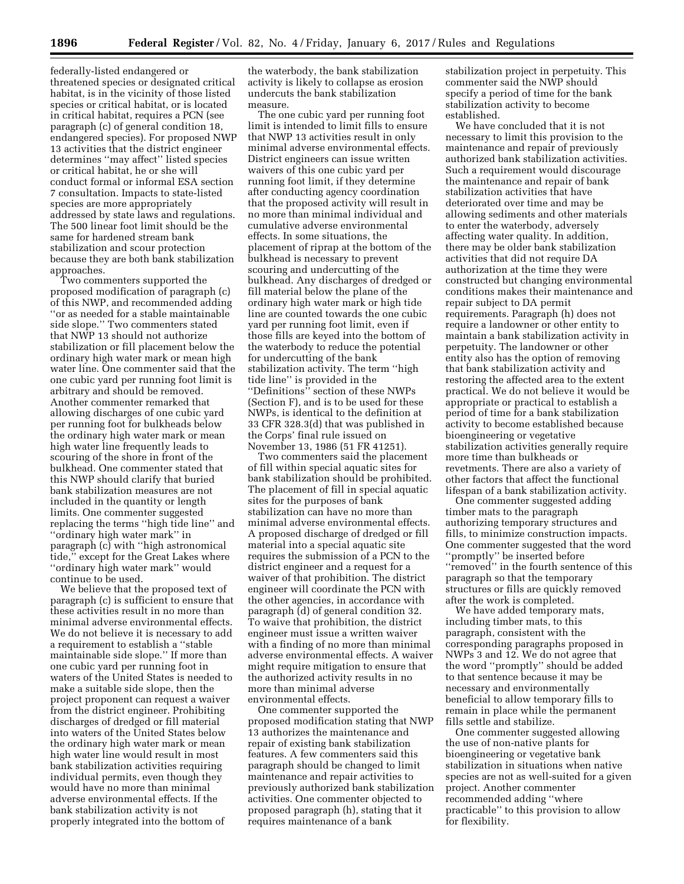federally-listed endangered or threatened species or designated critical habitat, is in the vicinity of those listed species or critical habitat, or is located in critical habitat, requires a PCN (see paragraph (c) of general condition 18, endangered species). For proposed NWP 13 activities that the district engineer determines ''may affect'' listed species or critical habitat, he or she will conduct formal or informal ESA section 7 consultation. Impacts to state-listed species are more appropriately addressed by state laws and regulations. The 500 linear foot limit should be the same for hardened stream bank stabilization and scour protection because they are both bank stabilization approaches.

Two commenters supported the proposed modification of paragraph (c) of this NWP, and recommended adding ''or as needed for a stable maintainable side slope.'' Two commenters stated that NWP 13 should not authorize stabilization or fill placement below the ordinary high water mark or mean high water line. One commenter said that the one cubic yard per running foot limit is arbitrary and should be removed. Another commenter remarked that allowing discharges of one cubic yard per running foot for bulkheads below the ordinary high water mark or mean high water line frequently leads to scouring of the shore in front of the bulkhead. One commenter stated that this NWP should clarify that buried bank stabilization measures are not included in the quantity or length limits. One commenter suggested replacing the terms ''high tide line'' and ''ordinary high water mark'' in paragraph (c) with ''high astronomical tide,'' except for the Great Lakes where ''ordinary high water mark'' would continue to be used.

We believe that the proposed text of paragraph (c) is sufficient to ensure that these activities result in no more than minimal adverse environmental effects. We do not believe it is necessary to add a requirement to establish a ''stable maintainable side slope.'' If more than one cubic yard per running foot in waters of the United States is needed to make a suitable side slope, then the project proponent can request a waiver from the district engineer. Prohibiting discharges of dredged or fill material into waters of the United States below the ordinary high water mark or mean high water line would result in most bank stabilization activities requiring individual permits, even though they would have no more than minimal adverse environmental effects. If the bank stabilization activity is not properly integrated into the bottom of the waterbody, the bank stabilization activity is likely to collapse as erosion undercuts the bank stabilization measure.

The one cubic yard per running foot limit is intended to limit fills to ensure that NWP 13 activities result in only minimal adverse environmental effects. District engineers can issue written waivers of this one cubic yard per running foot limit, if they determine after conducting agency coordination that the proposed activity will result in no more than minimal individual and cumulative adverse environmental effects. In some situations, the placement of riprap at the bottom of the bulkhead is necessary to prevent scouring and undercutting of the bulkhead. Any discharges of dredged or fill material below the plane of the ordinary high water mark or high tide line are counted towards the one cubic yard per running foot limit, even if those fills are keyed into the bottom of the waterbody to reduce the potential for undercutting of the bank stabilization activity. The term ''high tide line'' is provided in the ''Definitions'' section of these NWPs (Section F), and is to be used for these NWPs, is identical to the definition at 33 CFR 328.3(d) that was published in the Corps' final rule issued on November 13, 1986 (51 FR 41251).

Two commenters said the placement of fill within special aquatic sites for bank stabilization should be prohibited. The placement of fill in special aquatic sites for the purposes of bank stabilization can have no more than minimal adverse environmental effects. A proposed discharge of dredged or fill material into a special aquatic site requires the submission of a PCN to the district engineer and a request for a waiver of that prohibition. The district engineer will coordinate the PCN with the other agencies, in accordance with paragraph (d) of general condition 32. To waive that prohibition, the district engineer must issue a written waiver with a finding of no more than minimal adverse environmental effects. A waiver might require mitigation to ensure that the authorized activity results in no more than minimal adverse environmental effects.

One commenter supported the proposed modification stating that NWP 13 authorizes the maintenance and repair of existing bank stabilization features. A few commenters said this paragraph should be changed to limit maintenance and repair activities to previously authorized bank stabilization activities. One commenter objected to proposed paragraph (h), stating that it requires maintenance of a bank stabilization project in perpetuity. This commenter said the NWP should specify a period of time for the bank stabilization activity to become established.

We have concluded that it is not necessary to limit this provision to the maintenance and repair of previously authorized bank stabilization activities. Such a requirement would discourage the maintenance and repair of bank stabilization activities that have deteriorated over time and may be allowing sediments and other materials to enter the waterbody, adversely affecting water quality. In addition, there may be older bank stabilization activities that did not require DA authorization at the time they were constructed but changing environmental conditions makes their maintenance and repair subject to DA permit requirements. Paragraph (h) does not require a landowner or other entity to maintain a bank stabilization activity in perpetuity. The landowner or other entity also has the option of removing that bank stabilization activity and restoring the affected area to the extent practical. We do not believe it would be appropriate or practical to establish a period of time for a bank stabilization activity to become established because bioengineering or vegetative stabilization activities generally require more time than bulkheads or revetments. There are also a variety of other factors that affect the functional lifespan of a bank stabilization activity.

One commenter suggested adding timber mats to the paragraph authorizing temporary structures and fills, to minimize construction impacts. One commenter suggested that the word ''promptly'' be inserted before ''removed'' in the fourth sentence of this paragraph so that the temporary structures or fills are quickly removed after the work is completed.

We have added temporary mats, including timber mats, to this paragraph, consistent with the corresponding paragraphs proposed in NWPs 3 and 12. We do not agree that the word ''promptly'' should be added to that sentence because it may be necessary and environmentally beneficial to allow temporary fills to remain in place while the permanent fills settle and stabilize.

One commenter suggested allowing the use of non-native plants for bioengineering or vegetative bank stabilization in situations when native species are not as well-suited for a given project. Another commenter recommended adding ''where practicable'' to this provision to allow for flexibility.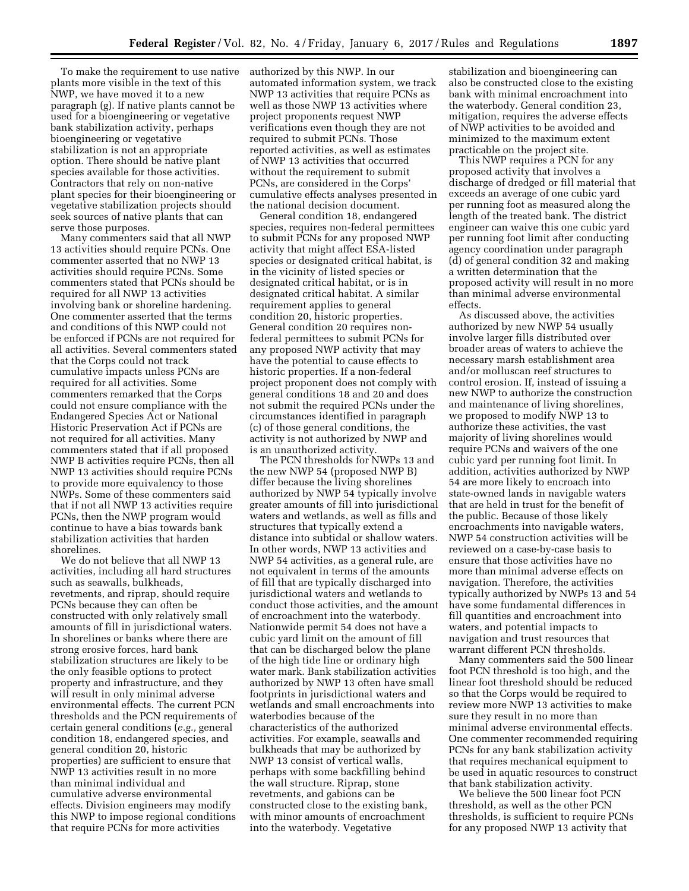To make the requirement to use native plants more visible in the text of this NWP, we have moved it to a new paragraph (g). If native plants cannot be used for a bioengineering or vegetative bank stabilization activity, perhaps bioengineering or vegetative stabilization is not an appropriate option. There should be native plant species available for those activities. Contractors that rely on non-native plant species for their bioengineering or vegetative stabilization projects should seek sources of native plants that can serve those purposes.

Many commenters said that all NWP 13 activities should require PCNs. One commenter asserted that no NWP 13 activities should require PCNs. Some commenters stated that PCNs should be required for all NWP 13 activities involving bank or shoreline hardening. One commenter asserted that the terms and conditions of this NWP could not be enforced if PCNs are not required for all activities. Several commenters stated that the Corps could not track cumulative impacts unless PCNs are required for all activities. Some commenters remarked that the Corps could not ensure compliance with the Endangered Species Act or National Historic Preservation Act if PCNs are not required for all activities. Many commenters stated that if all proposed NWP B activities require PCNs, then all NWP 13 activities should require PCNs to provide more equivalency to those NWPs. Some of these commenters said that if not all NWP 13 activities require PCNs, then the NWP program would continue to have a bias towards bank stabilization activities that harden shorelines.

We do not believe that all NWP 13 activities, including all hard structures such as seawalls, bulkheads, revetments, and riprap, should require PCNs because they can often be constructed with only relatively small amounts of fill in jurisdictional waters. In shorelines or banks where there are strong erosive forces, hard bank stabilization structures are likely to be the only feasible options to protect property and infrastructure, and they will result in only minimal adverse environmental effects. The current PCN thresholds and the PCN requirements of certain general conditions (*e.g.,* general condition 18, endangered species, and general condition 20, historic properties) are sufficient to ensure that NWP 13 activities result in no more than minimal individual and cumulative adverse environmental effects. Division engineers may modify this NWP to impose regional conditions that require PCNs for more activities authorized by this NWP. In our automated information system, we track NWP 13 activities that require PCNs as well as those NWP 13 activities where project proponents request NWP verifications even though they are not required to submit PCNs. Those reported activities, as well as estimates of NWP 13 activities that occurred without the requirement to submit PCNs, are considered in the Corps' cumulative effects analyses presented in the national decision document.

General condition 18, endangered species, requires non-federal permittees to submit PCNs for any proposed NWP activity that might affect ESA-listed species or designated critical habitat, is in the vicinity of listed species or designated critical habitat, or is in designated critical habitat. A similar requirement applies to general condition 20, historic properties. General condition 20 requires non-federal permittees to submit PCNs for any proposed NWP activity that may have the potential to cause effects to historic properties. If a non-federal project proponent does not comply with general conditions 18 and 20 and does not submit the required PCNs under the circumstances identified in paragraph (c) of those general conditions, the activity is not authorized by NWP and is an unauthorized activity.

The PCN thresholds for NWPs 13 and the new NWP 54 (proposed NWP B) differ because the living shorelines authorized by NWP 54 typically involve greater amounts of fill into jurisdictional waters and wetlands, as well as fills and structures that typically extend a distance into subtidal or shallow waters. In other words, NWP 13 activities and NWP 54 activities, as a general rule, are not equivalent in terms of the amounts of fill that are typically discharged into jurisdictional waters and wetlands to conduct those activities, and the amount of encroachment into the waterbody. Nationwide permit 54 does not have a cubic yard limit on the amount of fill that can be discharged below the plane of the high tide line or ordinary high water mark. Bank stabilization activities authorized by NWP 13 often have small footprints in jurisdictional waters and wetlands and small encroachments into waterbodies because of the characteristics of the authorized activities. For example, seawalls and bulkheads that may be authorized by NWP 13 consist of vertical walls, perhaps with some backfilling behind the wall structure. Riprap, stone revetments, and gabions can be constructed close to the existing bank, with minor amounts of encroachment into the waterbody. Vegetative stabilization and bioengineering can also be constructed close to the existing bank with minimal encroachment into the waterbody. General condition 23, mitigation, requires the adverse effects of NWP activities to be avoided and minimized to the maximum extent practicable on the project site.

This NWP requires a PCN for any proposed activity that involves a discharge of dredged or fill material that exceeds an average of one cubic yard per running foot as measured along the length of the treated bank. The district engineer can waive this one cubic yard per running foot limit after conducting agency coordination under paragraph (d) of general condition 32 and making a written determination that the proposed activity will result in no more than minimal adverse environmental effects.

As discussed above, the activities authorized by new NWP 54 usually involve larger fills distributed over broader areas of waters to achieve the necessary marsh establishment area and/or molluscan reef structures to control erosion. If, instead of issuing a new NWP to authorize the construction and maintenance of living shorelines, we proposed to modify NWP 13 to authorize these activities, the vast majority of living shorelines would require PCNs and waivers of the one cubic yard per running foot limit. In addition, activities authorized by NWP 54 are more likely to encroach into state-owned lands in navigable waters that are held in trust for the benefit of the public. Because of those likely encroachments into navigable waters, NWP 54 construction activities will be reviewed on a case-by-case basis to ensure that those activities have no more than minimal adverse effects on navigation. Therefore, the activities typically authorized by NWPs 13 and 54 have some fundamental differences in fill quantities and encroachment into waters, and potential impacts to navigation and trust resources that warrant different PCN thresholds.

Many commenters said the 500 linear foot PCN threshold is too high, and the linear foot threshold should be reduced so that the Corps would be required to review more NWP 13 activities to make sure they result in no more than minimal adverse environmental effects. One commenter recommended requiring PCNs for any bank stabilization activity that requires mechanical equipment to be used in aquatic resources to construct that bank stabilization activity.

We believe the 500 linear foot PCN threshold, as well as the other PCN thresholds, is sufficient to require PCNs for any proposed NWP 13 activity that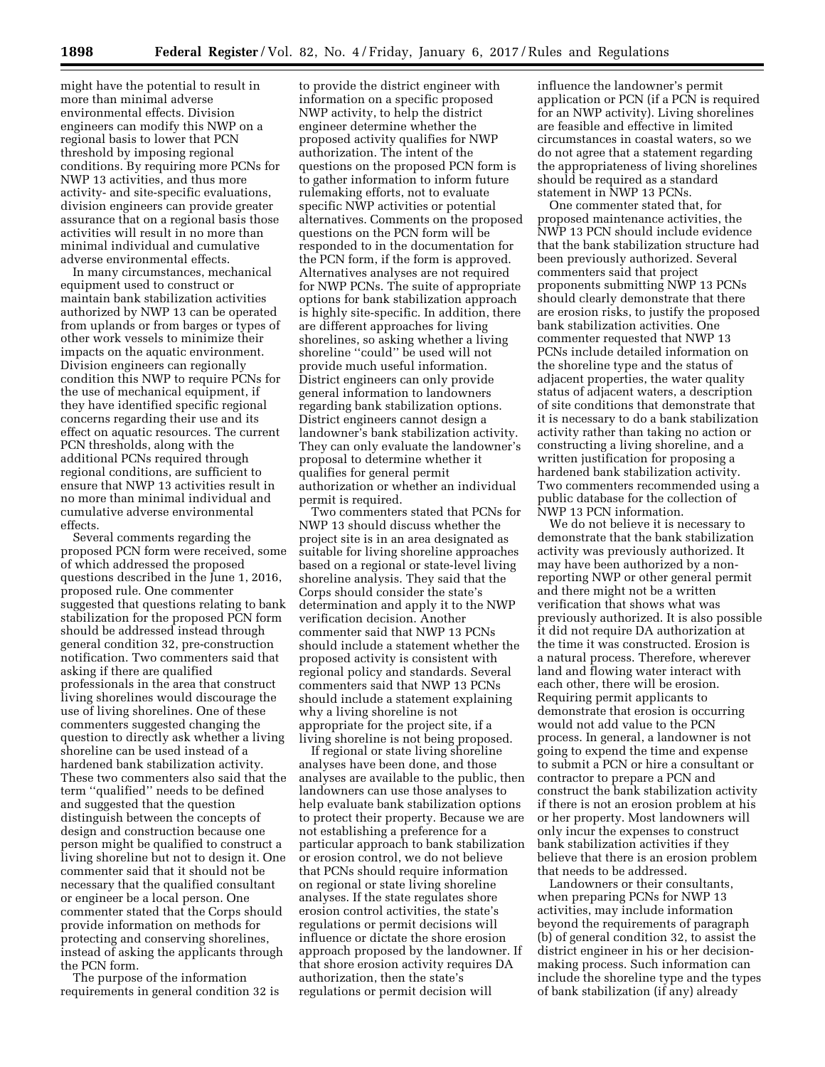might have the potential to result in more than minimal adverse environmental effects. Division engineers can modify this NWP on a regional basis to lower that PCN threshold by imposing regional conditions. By requiring more PCNs for NWP 13 activities, and thus more activity- and site-specific evaluations, division engineers can provide greater assurance that on a regional basis those activities will result in no more than minimal individual and cumulative adverse environmental effects.

In many circumstances, mechanical equipment used to construct or maintain bank stabilization activities authorized by NWP 13 can be operated from uplands or from barges or types of other work vessels to minimize their impacts on the aquatic environment. Division engineers can regionally condition this NWP to require PCNs for the use of mechanical equipment, if they have identified specific regional concerns regarding their use and its effect on aquatic resources. The current PCN thresholds, along with the additional PCNs required through regional conditions, are sufficient to ensure that NWP 13 activities result in no more than minimal individual and cumulative adverse environmental effects.

Several comments regarding the proposed PCN form were received, some of which addressed the proposed questions described in the June 1, 2016, proposed rule. One commenter suggested that questions relating to bank stabilization for the proposed PCN form should be addressed instead through general condition 32, pre-construction notification. Two commenters said that asking if there are qualified professionals in the area that construct living shorelines would discourage the use of living shorelines. One of these commenters suggested changing the question to directly ask whether a living shoreline can be used instead of a hardened bank stabilization activity. These two commenters also said that the term ''qualified'' needs to be defined and suggested that the question distinguish between the concepts of design and construction because one person might be qualified to construct a living shoreline but not to design it. One commenter said that it should not be necessary that the qualified consultant or engineer be a local person. One commenter stated that the Corps should provide information on methods for protecting and conserving shorelines, instead of asking the applicants through the PCN form.

The purpose of the information requirements in general condition 32 is to provide the district engineer with information on a specific proposed NWP activity, to help the district engineer determine whether the proposed activity qualifies for NWP authorization. The intent of the questions on the proposed PCN form is to gather information to inform future rulemaking efforts, not to evaluate specific NWP activities or potential alternatives. Comments on the proposed questions on the PCN form will be responded to in the documentation for the PCN form, if the form is approved. Alternatives analyses are not required for NWP PCNs. The suite of appropriate options for bank stabilization approach is highly site-specific. In addition, there are different approaches for living shorelines, so asking whether a living shoreline ''could'' be used will not provide much useful information. District engineers can only provide general information to landowners regarding bank stabilization options. District engineers cannot design a landowner's bank stabilization activity. They can only evaluate the landowner's proposal to determine whether it qualifies for general permit authorization or whether an individual permit is required.

Two commenters stated that PCNs for NWP 13 should discuss whether the project site is in an area designated as suitable for living shoreline approaches based on a regional or state-level living shoreline analysis. They said that the Corps should consider the state's determination and apply it to the NWP verification decision. Another commenter said that NWP 13 PCNs should include a statement whether the proposed activity is consistent with regional policy and standards. Several commenters said that NWP 13 PCNs should include a statement explaining why a living shoreline is not appropriate for the project site, if a living shoreline is not being proposed.

If regional or state living shoreline analyses have been done, and those analyses are available to the public, then landowners can use those analyses to help evaluate bank stabilization options to protect their property. Because we are not establishing a preference for a particular approach to bank stabilization or erosion control, we do not believe that PCNs should require information on regional or state living shoreline analyses. If the state regulates shore erosion control activities, the state's regulations or permit decisions will influence or dictate the shore erosion approach proposed by the landowner. If that shore erosion activity requires DA authorization, then the state's regulations or permit decision will influence the landowner's permit application or PCN (if a PCN is required for an NWP activity). Living shorelines are feasible and effective in limited circumstances in coastal waters, so we do not agree that a statement regarding the appropriateness of living shorelines should be required as a standard statement in NWP 13 PCNs.

One commenter stated that, for proposed maintenance activities, the NWP 13 PCN should include evidence that the bank stabilization structure had been previously authorized. Several commenters said that project proponents submitting NWP 13 PCNs should clearly demonstrate that there are erosion risks, to justify the proposed bank stabilization activities. One commenter requested that NWP 13 PCNs include detailed information on the shoreline type and the status of adjacent properties, the water quality status of adjacent waters, a description of site conditions that demonstrate that it is necessary to do a bank stabilization activity rather than taking no action or constructing a living shoreline, and a written justification for proposing a hardened bank stabilization activity. Two commenters recommended using a public database for the collection of NWP 13 PCN information.

We do not believe it is necessary to demonstrate that the bank stabilization activity was previously authorized. It may have been authorized by a non-reporting NWP or other general permit and there might not be a written verification that shows what was previously authorized. It is also possible it did not require DA authorization at the time it was constructed. Erosion is a natural process. Therefore, wherever land and flowing water interact with each other, there will be erosion. Requiring permit applicants to demonstrate that erosion is occurring would not add value to the PCN process. In general, a landowner is not going to expend the time and expense to submit a PCN or hire a consultant or contractor to prepare a PCN and construct the bank stabilization activity if there is not an erosion problem at his or her property. Most landowners will only incur the expenses to construct bank stabilization activities if they believe that there is an erosion problem that needs to be addressed.

Landowners or their consultants, when preparing PCNs for NWP 13 activities, may include information beyond the requirements of paragraph (b) of general condition 32, to assist the district engineer in his or her decision-making process. Such information can include the shoreline type and the types of bank stabilization (if any) already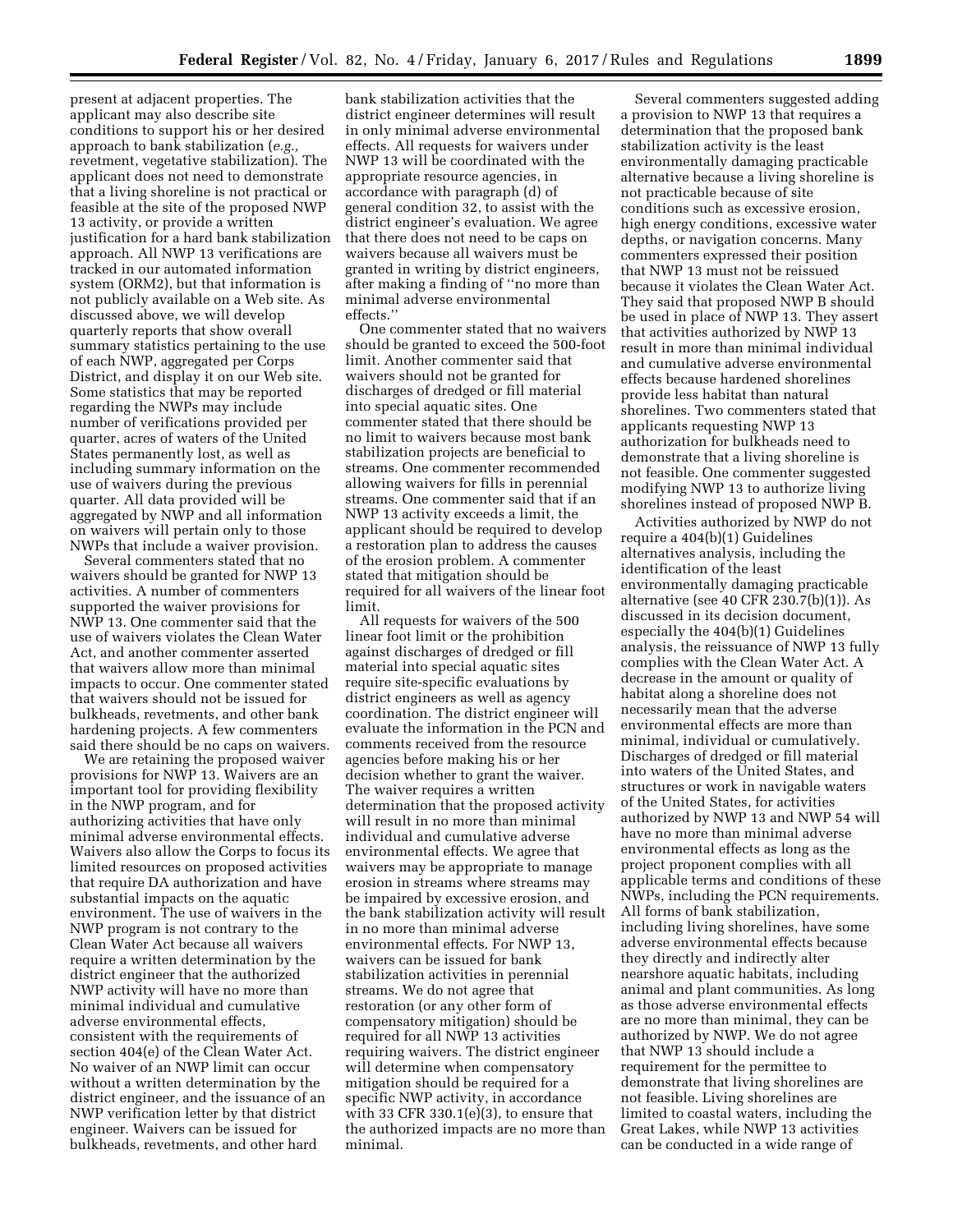present at adjacent properties. The applicant may also describe site conditions to support his or her desired approach to bank stabilization (*e.g.*, revetment, vegetative stabilization). The applicant does not need to demonstrate that a living shoreline is not practical or feasible at the site of the proposed NWP 13 activity, or provide a written justification for a hard bank stabilization approach. All NWP 13 verifications are tracked in our automated information system (ORM2), but that information is not publicly available on a Web site. As discussed above, we will develop quarterly reports that show overall summary statistics pertaining to the use of each NWP, aggregated per Corps District, and display it on our Web site. Some statistics that may be reported regarding the NWPs may include number of verifications provided per quarter, acres of waters of the United States permanently lost, as well as including summary information on the use of waivers during the previous quarter. All data provided will be aggregated by NWP and all information on waivers will pertain only to those NWPs that include a waiver provision.

Several commenters stated that no waivers should be granted for NWP 13 activities. A number of commenters supported the waiver provisions for NWP 13. One commenter said that the use of waivers violates the Clean Water Act, and another commenter asserted that waivers allow more than minimal impacts to occur. One commenter stated that waivers should not be issued for bulkheads, revetments, and other bank hardening projects. A few commenters said there should be no caps on waivers.

We are retaining the proposed waiver provisions for NWP 13. Waivers are an important tool for providing flexibility in the NWP program, and for authorizing activities that have only minimal adverse environmental effects. Waivers also allow the Corps to focus its limited resources on proposed activities that require DA authorization and have substantial impacts on the aquatic environment. The use of waivers in the NWP program is not contrary to the Clean Water Act because all waivers require a written determination by the district engineer that the authorized NWP activity will have no more than minimal individual and cumulative adverse environmental effects, consistent with the requirements of section 404(e) of the Clean Water Act. No waiver of an NWP limit can occur without a written determination by the district engineer, and the issuance of an NWP verification letter by that district engineer. Waivers can be issued for bulkheads, revetments, and other hard bank stabilization activities that the district engineer determines will result in only minimal adverse environmental effects. All requests for waivers under NWP 13 will be coordinated with the appropriate resource agencies, in accordance with paragraph (d) of general condition 32, to assist with the district engineer's evaluation. We agree that there does not need to be caps on waivers because all waivers must be granted in writing by district engineers, after making a finding of "no more than minimal adverse environmental effects."

One commenter stated that no waivers should be granted to exceed the 500-foot limit. Another commenter said that waivers should not be granted for discharges of dredged or fill material into special aquatic sites. One commenter stated that there should be no limit to waivers because most bank stabilization projects are beneficial to streams. One commenter recommended allowing waivers for fills in perennial streams. One commenter said that if an NWP 13 activity exceeds a limit, the applicant should be required to develop a restoration plan to address the causes of the erosion problem. A commenter stated that mitigation should be required for all waivers of the linear foot limit.

All requests for waivers of the 500 linear foot limit or the prohibition against discharges of dredged or fill material into special aquatic sites require site-specific evaluations by district engineers as well as agency coordination. The district engineer will evaluate the information in the PCN and comments received from the resource agencies before making his or her decision whether to grant the waiver. The waiver requires a written determination that the proposed activity will result in no more than minimal individual and cumulative adverse environmental effects. We agree that waivers may be appropriate to manage erosion in streams where streams may be impaired by excessive erosion, and the bank stabilization activity will result in no more than minimal adverse environmental effects. For NWP 13, waivers can be issued for bank stabilization activities in perennial streams. We do not agree that restoration (or any other form of compensatory mitigation) should be required for all NWP 13 activities requiring waivers. The district engineer will determine when compensatory mitigation should be required for a specific NWP activity, in accordance with 33 CFR 330.1(e)(3), to ensure that the authorized impacts are no more than minimal.

Several commenters suggested adding a provision to NWP 13 that requires a determination that the proposed bank stabilization activity is the least environmentally damaging practicable alternative because a living shoreline is not practicable because of site conditions such as excessive erosion, high energy conditions, excessive water depths, or navigation concerns. Many commenters expressed their position that NWP 13 must not be reissued because it violates the Clean Water Act. They said that proposed NWP B should be used in place of NWP 13. They assert that activities authorized by NWP 13 result in more than minimal individual and cumulative adverse environmental effects because hardened shorelines provide less habitat than natural shorelines. Two commenters stated that applicants requesting NWP 13 authorization for bulkheads need to demonstrate that a living shoreline is not feasible. One commenter suggested modifying NWP 13 to authorize living shorelines instead of proposed NWP B.

Activities authorized by NWP do not require a 404(b)(1) Guidelines alternatives analysis, including the identification of the least environmentally damaging practicable alternative (see 40 CFR 230.7(b)(1)). As discussed in its decision document, especially the 404(b)(1) Guidelines analysis, the reissuance of NWP 13 fully complies with the Clean Water Act. A decrease in the amount or quality of habitat along a shoreline does not necessarily mean that the adverse environmental effects are more than minimal, individual or cumulatively. Discharges of dredged or fill material into waters of the United States, and structures or work in navigable waters of the United States, for activities authorized by NWP 13 and NWP 54 will have no more than minimal adverse environmental effects as long as the project proponent complies with all applicable terms and conditions of these NWPs, including the PCN requirements. All forms of bank stabilization, including living shorelines, have some adverse environmental effects because they directly and indirectly alter nearshore aquatic habitats, including animal and plant communities. As long as those adverse environmental effects are no more than minimal, they can be authorized by NWP. We do not agree that NWP 13 should include a requirement for the permittee to demonstrate that living shorelines are not feasible. Living shorelines are limited to coastal waters, including the Great Lakes, while NWP 13 activities can be conducted in a wide range of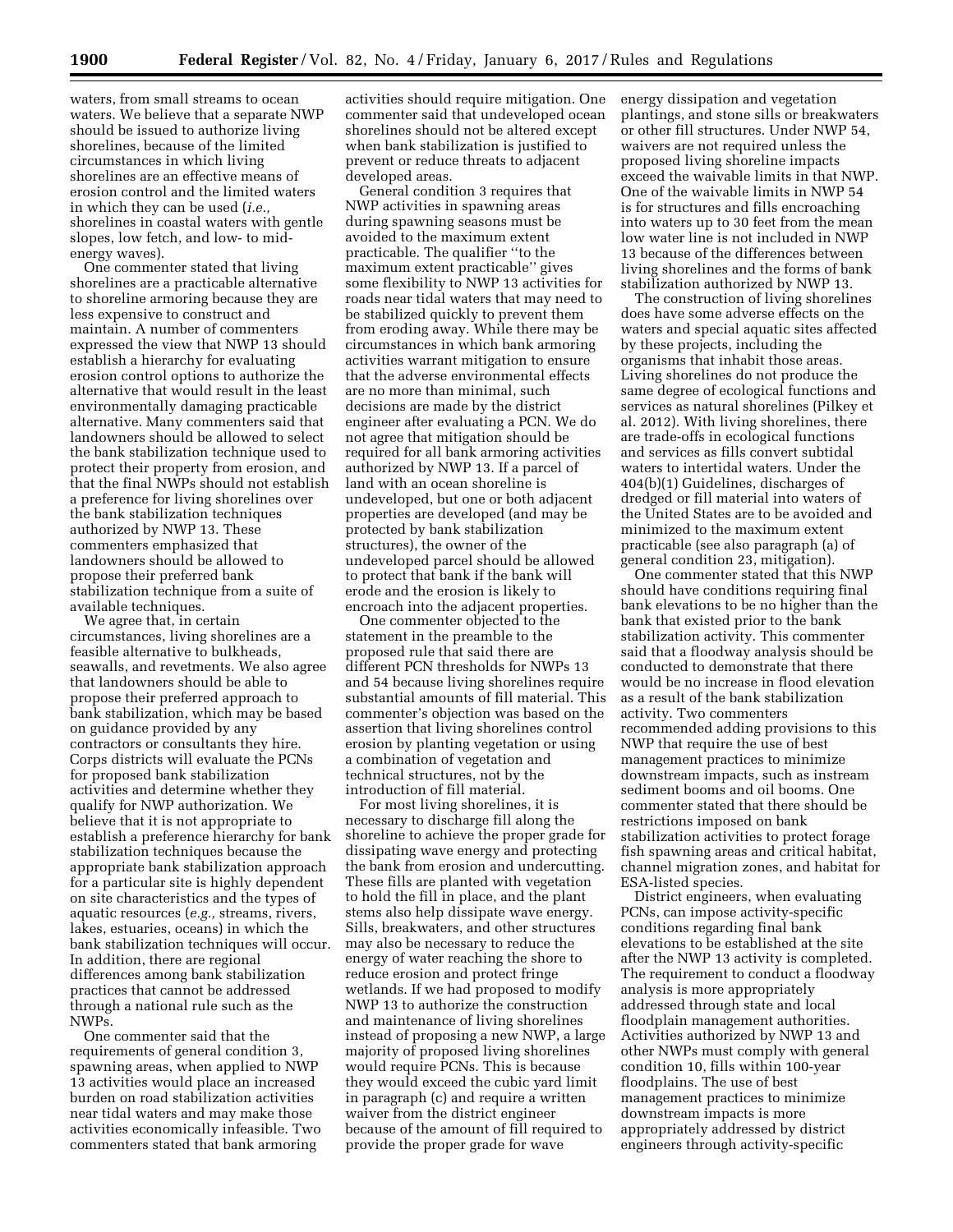waters, from small streams to ocean waters. We believe that a separate NWP should be issued to authorize living shorelines, because of the limited circumstances in which living shorelines are an effective means of erosion control and the limited waters in which they can be used (*i.e.,* shorelines in coastal waters with gentle slopes, low fetch, and low- to mid-energy waves).

One commenter stated that living shorelines are a practicable alternative to shoreline armoring because they are less expensive to construct and maintain. A number of commenters expressed the view that NWP 13 should establish a hierarchy for evaluating erosion control options to authorize the alternative that would result in the least environmentally damaging practicable alternative. Many commenters said that landowners should be allowed to select the bank stabilization technique used to protect their property from erosion, and that the final NWPs should not establish a preference for living shorelines over the bank stabilization techniques authorized by NWP 13. These commenters emphasized that landowners should be allowed to propose their preferred bank stabilization technique from a suite of available techniques.

We agree that, in certain circumstances, living shorelines are a feasible alternative to bulkheads, seawalls, and revetments. We also agree that landowners should be able to propose their preferred approach to bank stabilization, which may be based on guidance provided by any contractors or consultants they hire. Corps districts will evaluate the PCNs for proposed bank stabilization activities and determine whether they qualify for NWP authorization. We believe that it is not appropriate to establish a preference hierarchy for bank stabilization techniques because the appropriate bank stabilization approach for a particular site is highly dependent on site characteristics and the types of aquatic resources (*e.g.,* streams, rivers, lakes, estuaries, oceans) in which the bank stabilization techniques will occur. In addition, there are regional differences among bank stabilization practices that cannot be addressed through a national rule such as the NWPs.

One commenter said that the requirements of general condition 3, spawning areas, when applied to NWP 13 activities would place an increased burden on road stabilization activities near tidal waters and may make those activities economically infeasible. Two commenters stated that bank armoring activities should require mitigation. One commenter said that undeveloped ocean shorelines should not be altered except when bank stabilization is justified to prevent or reduce threats to adjacent developed areas.

General condition 3 requires that NWP activities in spawning areas during spawning seasons must be avoided to the maximum extent practicable. The qualifier "to the maximum extent practicable" gives some flexibility to NWP 13 activities for roads near tidal waters that may need to be stabilized quickly to prevent them from eroding away. While there may be circumstances in which bank armoring activities warrant mitigation to ensure that the adverse environmental effects are no more than minimal, such decisions are made by the district engineer after evaluating a PCN. We do not agree that mitigation should be required for all bank armoring activities authorized by NWP 13. If a parcel of land with an ocean shoreline is undeveloped, but one or both adjacent properties are developed (and may be protected by bank stabilization structures), the owner of the undeveloped parcel should be allowed to protect that bank if the bank will erode and the erosion is likely to encroach into the adjacent properties.

One commenter objected to the statement in the preamble to the proposed rule that said there are different PCN thresholds for NWPs 13 and 54 because living shorelines require substantial amounts of fill material. This commenter's objection was based on the assertion that living shorelines control erosion by planting vegetation or using a combination of vegetation and technical structures, not by the introduction of fill material.

For most living shorelines, it is necessary to discharge fill along the shoreline to achieve the proper grade for dissipating wave energy and protecting the bank from erosion and undercutting. These fills are planted with vegetation to hold the fill in place, and the plant stems also help dissipate wave energy. Sills, breakwaters, and other structures may also be necessary to reduce the energy of water reaching the shore to reduce erosion and protect fringe wetlands. If we had proposed to modify NWP 13 to authorize the construction and maintenance of living shorelines instead of proposing a new NWP, a large majority of proposed living shorelines would require PCNs. This is because they would exceed the cubic yard limit in paragraph (c) and require a written waiver from the district engineer because of the amount of fill required to provide the proper grade for wave energy dissipation and vegetation plantings, and stone sills or breakwaters or other fill structures. Under NWP 54, waivers are not required unless the proposed living shoreline impacts exceed the waivable limits in that NWP. One of the waivable limits in NWP 54 is for structures and fills encroaching into waters up to 30 feet from the mean low water line is not included in NWP 13 because of the differences between living shorelines and the forms of bank stabilization authorized by NWP 13.

The construction of living shorelines does have some adverse effects on the waters and special aquatic sites affected by these projects, including the organisms that inhabit those areas. Living shorelines do not produce the same degree of ecological functions and services as natural shorelines (Pilkey et al. 2012). With living shorelines, there are trade-offs in ecological functions and services as fills convert subtidal waters to intertidal waters. Under the 404(b)(1) Guidelines, discharges of dredged or fill material into waters of the United States are to be avoided and minimized to the maximum extent practicable (see also paragraph (a) of general condition 23, mitigation).

One commenter stated that this NWP should have conditions requiring final bank elevations to be no higher than the bank that existed prior to the bank stabilization activity. This commenter said that a floodway analysis should be conducted to demonstrate that there would be no increase in flood elevation as a result of the bank stabilization activity. Two commenters recommended adding provisions to this NWP that require the use of best management practices to minimize downstream impacts, such as instream sediment booms and oil booms. One commenter stated that there should be restrictions imposed on bank stabilization activities to protect forage fish spawning areas and critical habitat, channel migration zones, and habitat for ESA-listed species.

District engineers, when evaluating PCNs, can impose activity-specific conditions regarding final bank elevations to be established at the site after the NWP 13 activity is completed. The requirement to conduct a floodway analysis is more appropriately addressed through state and local floodplain management authorities. Activities authorized by NWP 13 and other NWPs must comply with general condition 10, fills within 100-year floodplains. The use of best management practices to minimize downstream impacts is more appropriately addressed by district engineers through activity-specific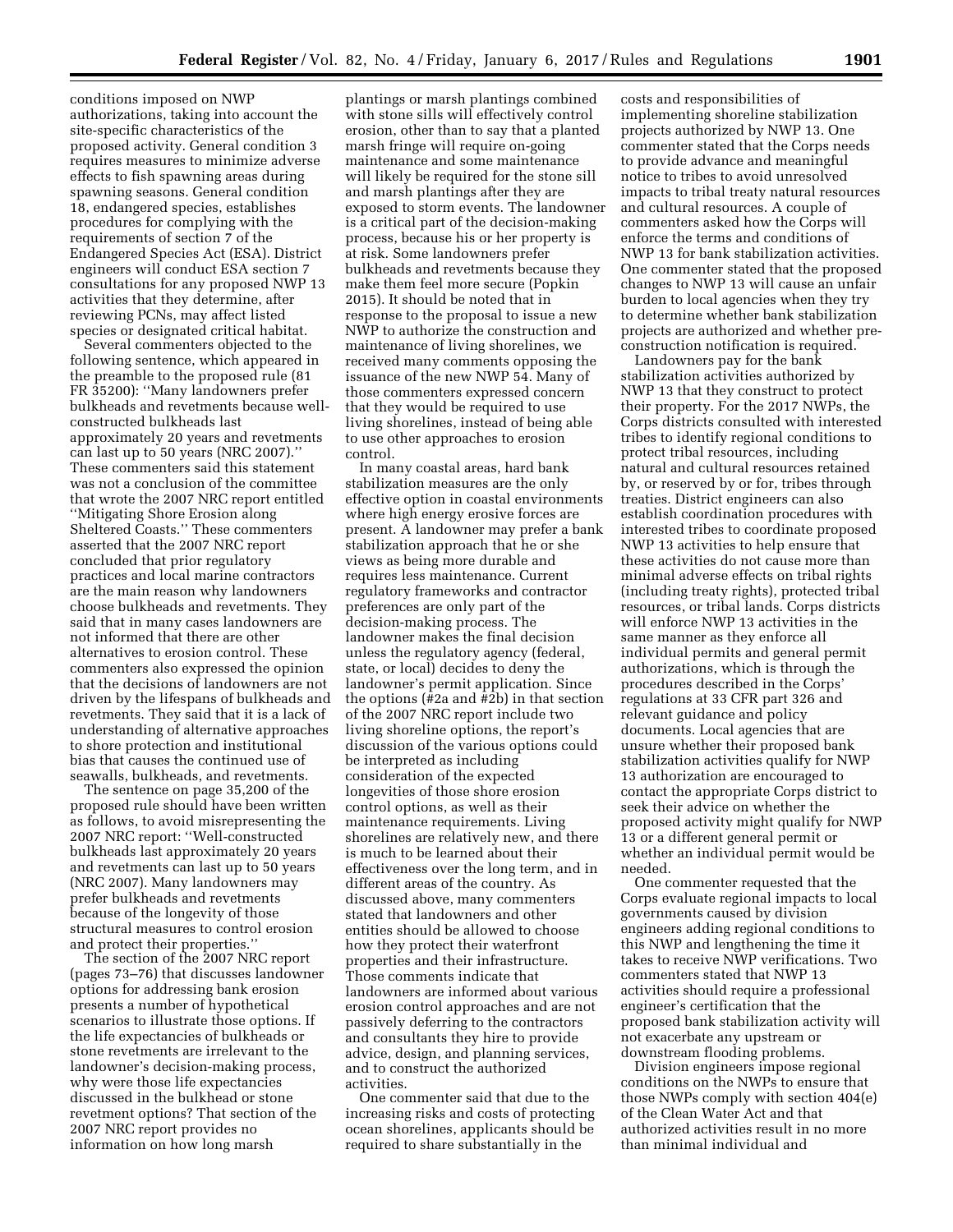conditions imposed on NWP authorizations, taking into account the site-specific characteristics of the proposed activity. General condition 3 requires measures to minimize adverse effects to fish spawning areas during spawning seasons. General condition 18, endangered species, establishes procedures for complying with the requirements of section 7 of the Endangered Species Act (ESA). District engineers will conduct ESA section 7 consultations for any proposed NWP 13 activities that they determine, after reviewing PCNs, may affect listed species or designated critical habitat.

Several commenters objected to the following sentence, which appeared in the preamble to the proposed rule (81 FR 35200): ''Many landowners prefer bulkheads and revetments because well-constructed bulkheads last approximately 20 years and revetments can last up to 50 years (NRC 2007).'' These commenters said this statement was not a conclusion of the committee that wrote the 2007 NRC report entitled ''Mitigating Shore Erosion along Sheltered Coasts.'' These commenters asserted that the 2007 NRC report concluded that prior regulatory practices and local marine contractors are the main reason why landowners choose bulkheads and revetments. They said that in many cases landowners are not informed that there are other alternatives to erosion control. These commenters also expressed the opinion that the decisions of landowners are not driven by the lifespans of bulkheads and revetments. They said that it is a lack of understanding of alternative approaches to shore protection and institutional bias that causes the continued use of seawalls, bulkheads, and revetments.

The sentence on page 35,200 of the proposed rule should have been written as follows, to avoid misrepresenting the 2007 NRC report: ''Well-constructed bulkheads last approximately 20 years and revetments can last up to 50 years (NRC 2007). Many landowners may prefer bulkheads and revetments because of the longevity of those structural measures to control erosion and protect their properties.''

The section of the 2007 NRC report (pages 73–76) that discusses landowner options for addressing bank erosion presents a number of hypothetical scenarios to illustrate those options. If the life expectancies of bulkheads or stone revetments are irrelevant to the landowner's decision-making process, why were those life expectancies discussed in the bulkhead or stone revetment options? That section of the 2007 NRC report provides no information on how long marsh plantings or marsh plantings combined with stone sills will effectively control erosion, other than to say that a planted marsh fringe will require on-going maintenance and some maintenance will likely be required for the stone sill and marsh plantings after they are exposed to storm events. The landowner is a critical part of the decision-making process, because his or her property is at risk. Some landowners prefer bulkheads and revetments because they make them feel more secure (Popkin 2015). It should be noted that in response to the proposal to issue a new NWP to authorize the construction and maintenance of living shorelines, we received many comments opposing the issuance of the new NWP 54. Many of those commenters expressed concern that they would be required to use living shorelines, instead of being able to use other approaches to erosion control.

In many coastal areas, hard bank stabilization measures are the only effective option in coastal environments where high energy erosive forces are present. A landowner may prefer a bank stabilization approach that he or she views as being more durable and requires less maintenance. Current regulatory frameworks and contractor preferences are only part of the decision-making process. The landowner makes the final decision unless the regulatory agency (federal, state, or local) decides to deny the landowner's permit application. Since the options (#2a and #2b) in that section of the 2007 NRC report include two living shoreline options, the report's discussion of the various options could be interpreted as including consideration of the expected longevities of those shore erosion control options, as well as their maintenance requirements. Living shorelines are relatively new, and there is much to be learned about their effectiveness over the long term, and in different areas of the country. As discussed above, many commenters stated that landowners and other entities should be allowed to choose how they protect their waterfront properties and their infrastructure. Those comments indicate that landowners are informed about various erosion control approaches and are not passively deferring to the contractors and consultants they hire to provide advice, design, and planning services, and to construct the authorized activities.

One commenter said that due to the increasing risks and costs of protecting ocean shorelines, applicants should be required to share substantially in the costs and responsibilities of implementing shoreline stabilization projects authorized by NWP 13. One commenter stated that the Corps needs to provide advance and meaningful notice to tribes to avoid unresolved impacts to tribal treaty natural resources and cultural resources. A couple of commenters asked how the Corps will enforce the terms and conditions of NWP 13 for bank stabilization activities. One commenter stated that the proposed changes to NWP 13 will cause an unfair burden to local agencies when they try to determine whether bank stabilization projects are authorized and whether pre-construction notification is required.

Landowners pay for the bank stabilization activities authorized by NWP 13 that they construct to protect their property. For the 2017 NWPs, the Corps districts consulted with interested tribes to identify regional conditions to protect tribal resources, including natural and cultural resources retained by, or reserved by or for, tribes through treaties. District engineers can also establish coordination procedures with interested tribes to coordinate proposed NWP 13 activities to help ensure that these activities do not cause more than minimal adverse effects on tribal rights (including treaty rights), protected tribal resources, or tribal lands. Corps districts will enforce NWP 13 activities in the same manner as they enforce all individual permits and general permit authorizations, which is through the procedures described in the Corps' regulations at 33 CFR part 326 and relevant guidance and policy documents. Local agencies that are unsure whether their proposed bank stabilization activities qualify for NWP 13 authorization are encouraged to contact the appropriate Corps district to seek their advice on whether the proposed activity might qualify for NWP 13 or a different general permit or whether an individual permit would be needed.

One commenter requested that the Corps evaluate regional impacts to local governments caused by division engineers adding regional conditions to this NWP and lengthening the time it takes to receive NWP verifications. Two commenters stated that NWP 13 activities should require a professional engineer's certification that the proposed bank stabilization activity will not exacerbate any upstream or downstream flooding problems.

Division engineers impose regional conditions on the NWPs to ensure that those NWPs comply with section 404(e) of the Clean Water Act and that authorized activities result in no more than minimal individual and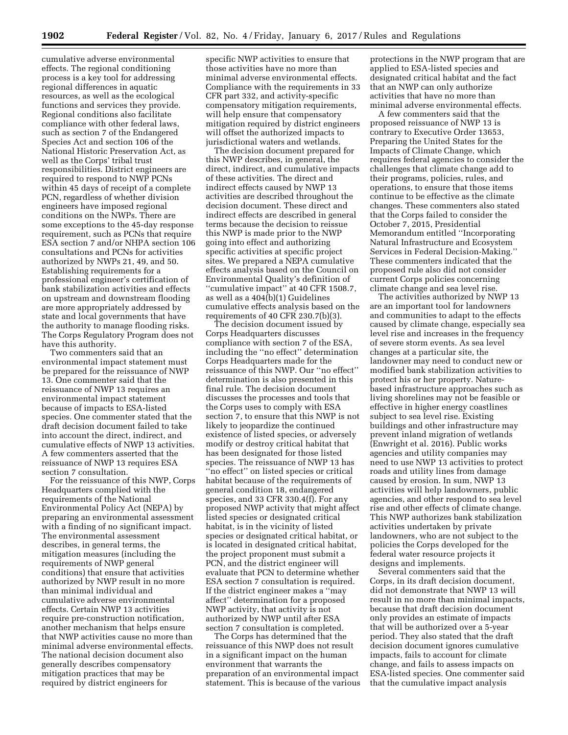cumulative adverse environmental effects. The regional conditioning process is a key tool for addressing regional differences in aquatic resources, as well as the ecological functions and services they provide. Regional conditions also facilitate compliance with other federal laws, such as section 7 of the Endangered Species Act and section 106 of the National Historic Preservation Act, as well as the Corps' tribal trust responsibilities. District engineers are required to respond to NWP PCNs within 45 days of receipt of a complete PCN, regardless of whether division engineers have imposed regional conditions on the NWPs. There are some exceptions to the 45-day response requirement, such as PCNs that require ESA section 7 and/or NHPA section 106 consultations and PCNs for activities authorized by NWPs 21, 49, and 50. Establishing requirements for a professional engineer's certification of bank stabilization activities and effects on upstream and downstream flooding are more appropriately addressed by state and local governments that have the authority to manage flooding risks. The Corps Regulatory Program does not have this authority.

Two commenters said that an environmental impact statement must be prepared for the reissuance of NWP 13. One commenter said that the reissuance of NWP 13 requires an environmental impact statement because of impacts to ESA-listed species. One commenter stated that the draft decision document failed to take into account the direct, indirect, and cumulative effects of NWP 13 activities. A few commenters asserted that the reissuance of NWP 13 requires ESA section 7 consultation.

For the reissuance of this NWP, Corps Headquarters complied with the requirements of the National Environmental Policy Act (NEPA) by preparing an environmental assessment with a finding of no significant impact. The environmental assessment describes, in general terms, the mitigation measures (including the requirements of NWP general conditions) that ensure that activities authorized by NWP result in no more than minimal individual and cumulative adverse environmental effects. Certain NWP 13 activities require pre-construction notification, another mechanism that helps ensure that NWP activities cause no more than minimal adverse environmental effects. The national decision document also generally describes compensatory mitigation practices that may be required by district engineers for specific NWP activities to ensure that those activities have no more than minimal adverse environmental effects. Compliance with the requirements in 33 CFR part 332, and activity-specific compensatory mitigation requirements, will help ensure that compensatory mitigation required by district engineers will offset the authorized impacts to jurisdictional waters and wetlands.

The decision document prepared for this NWP describes, in general, the direct, indirect, and cumulative impacts of these activities. The direct and indirect effects caused by NWP 13 activities are described throughout the decision document. These direct and indirect effects are described in general terms because the decision to reissue this NWP is made prior to the NWP going into effect and authorizing specific activities at specific project sites. We prepared a NEPA cumulative effects analysis based on the Council on Environmental Quality's definition of "cumulative impact" at 40 CFR 1508.7, as well as a 404(b)(1) Guidelines cumulative effects analysis based on the requirements of 40 CFR 230.7(b)(3).

The decision document issued by Corps Headquarters discusses compliance with section 7 of the ESA, including the "no effect" determination Corps Headquarters made for the reissuance of this NWP. Our "no effect" determination is also presented in this final rule. The decision document discusses the processes and tools that the Corps uses to comply with ESA section 7, to ensure that this NWP is not likely to jeopardize the continued existence of listed species, or adversely modify or destroy critical habitat that has been designated for those listed species. The reissuance of NWP 13 has "no effect" on listed species or critical habitat because of the requirements of general condition 18, endangered species, and 33 CFR 330.4(f). For any proposed NWP activity that might affect listed species or designated critical habitat, is in the vicinity of listed species or designated critical habitat, or is located in designated critical habitat, the project proponent must submit a PCN, and the district engineer will evaluate that PCN to determine whether ESA section 7 consultation is required. If the district engineer makes a "may affect" determination for a proposed NWP activity, that activity is not authorized by NWP until after ESA section 7 consultation is completed.

The Corps has determined that the reissuance of this NWP does not result in a significant impact on the human environment that warrants the preparation of an environmental impact statement. This is because of the various protections in the NWP program that are applied to ESA-listed species and designated critical habitat and the fact that an NWP can only authorize activities that have no more than minimal adverse environmental effects.

A few commenters said that the proposed reissuance of NWP 13 is contrary to Executive Order 13653, Preparing the United States for the Impacts of Climate Change, which requires federal agencies to consider the challenges that climate change add to their programs, policies, rules, and operations, to ensure that those items continue to be effective as the climate changes. These commenters also stated that the Corps failed to consider the October 7, 2015, Presidential Memorandum entitled "Incorporating Natural Infrastructure and Ecosystem Services in Federal Decision-Making." These commenters indicated that the proposed rule also did not consider current Corps policies concerning climate change and sea level rise.

The activities authorized by NWP 13 are an important tool for landowners and communities to adapt to the effects caused by climate change, especially sea level rise and increases in the frequency of severe storm events. As sea level changes at a particular site, the landowner may need to conduct new or modified bank stabilization activities to protect his or her property. Nature-based infrastructure approaches such as living shorelines may not be feasible or effective in higher energy coastlines subject to sea level rise. Existing buildings and other infrastructure may prevent inland migration of wetlands (Enwright et al. 2016). Public works agencies and utility companies may need to use NWP 13 activities to protect roads and utility lines from damage caused by erosion. In sum, NWP 13 activities will help landowners, public agencies, and other respond to sea level rise and other effects of climate change. This NWP authorizes bank stabilization activities undertaken by private landowners, who are not subject to the policies the Corps developed for the federal water resource projects it designs and implements.

Several commenters said that the Corps, in its draft decision document, did not demonstrate that NWP 13 will result in no more than minimal impacts, because that draft decision document only provides an estimate of impacts that will be authorized over a 5-year period. They also stated that the draft decision document ignores cumulative impacts, fails to account for climate change, and fails to assess impacts on ESA-listed species. One commenter said that the cumulative impact analysis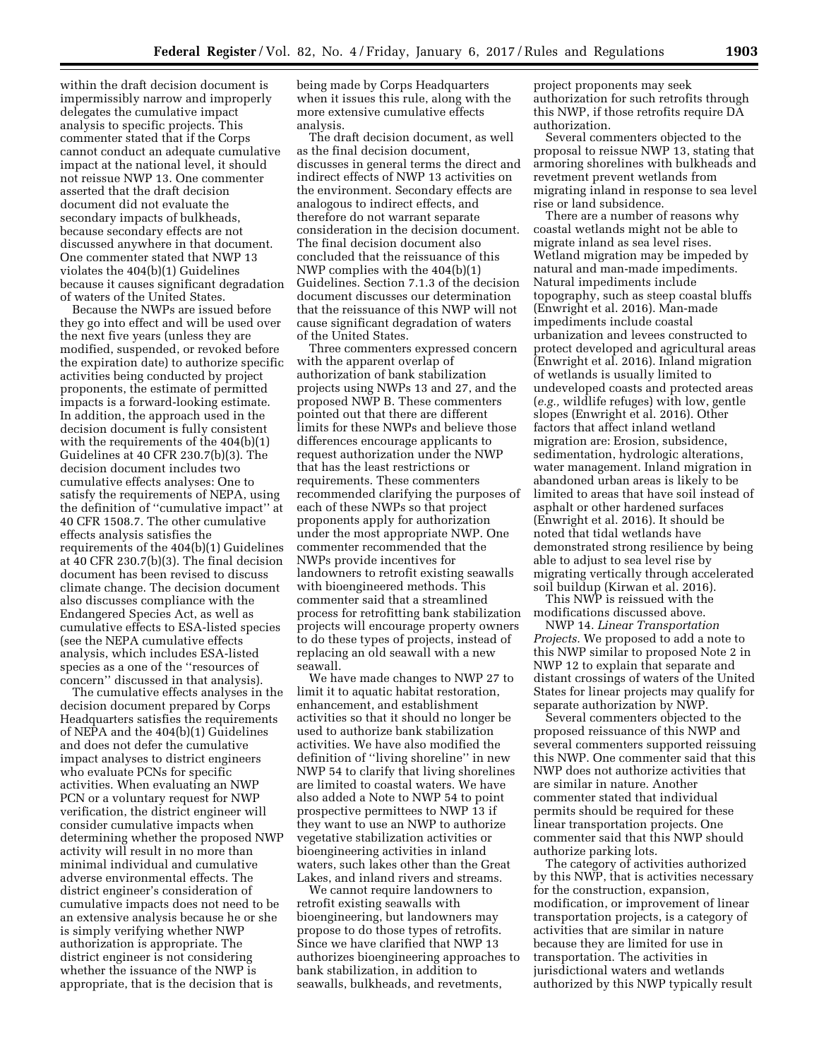within the draft decision document is impermissibly narrow and improperly delegates the cumulative impact analysis to specific projects. This commenter stated that if the Corps cannot conduct an adequate cumulative impact at the national level, it should not reissue NWP 13. One commenter asserted that the draft decision document did not evaluate the secondary impacts of bulkheads, because secondary effects are not discussed anywhere in that document. One commenter stated that NWP 13 violates the 404(b)(1) Guidelines because it causes significant degradation of waters of the United States.

Because the NWPs are issued before they go into effect and will be used over the next five years (unless they are modified, suspended, or revoked before the expiration date) to authorize specific activities being conducted by project proponents, the estimate of permitted impacts is a forward-looking estimate. In addition, the approach used in the decision document is fully consistent with the requirements of the 404(b)(1) Guidelines at 40 CFR 230.7(b)(3). The decision document includes two cumulative effects analyses: One to satisfy the requirements of NEPA, using the definition of ''cumulative impact'' at 40 CFR 1508.7. The other cumulative effects analysis satisfies the requirements of the 404(b)(1) Guidelines at 40 CFR 230.7(b)(3). The final decision document has been revised to discuss climate change. The decision document also discusses compliance with the Endangered Species Act, as well as cumulative effects to ESA-listed species (see the NEPA cumulative effects analysis, which includes ESA-listed species as a one of the ''resources of concern'' discussed in that analysis).

The cumulative effects analyses in the decision document prepared by Corps Headquarters satisfies the requirements of NEPA and the 404(b)(1) Guidelines and does not defer the cumulative impact analyses to district engineers who evaluate PCNs for specific activities. When evaluating an NWP PCN or a voluntary request for NWP verification, the district engineer will consider cumulative impacts when determining whether the proposed NWP activity will result in no more than minimal individual and cumulative adverse environmental effects. The district engineer's consideration of cumulative impacts does not need to be an extensive analysis because he or she is simply verifying whether NWP authorization is appropriate. The district engineer is not considering whether the issuance of the NWP is appropriate, that is the decision that is being made by Corps Headquarters when it issues this rule, along with the more extensive cumulative effects analysis.

The draft decision document, as well as the final decision document, discusses in general terms the direct and indirect effects of NWP 13 activities on the environment. Secondary effects are analogous to indirect effects, and therefore do not warrant separate consideration in the decision document. The final decision document also concluded that the reissuance of this NWP complies with the 404(b)(1) Guidelines. Section 7.1.3 of the decision document discusses our determination that the reissuance of this NWP will not cause significant degradation of waters of the United States.

Three commenters expressed concern with the apparent overlap of authorization of bank stabilization projects using NWPs 13 and 27, and the proposed NWP B. These commenters pointed out that there are different limits for these NWPs and believe those differences encourage applicants to request authorization under the NWP that has the least restrictions or requirements. These commenters recommended clarifying the purposes of each of these NWPs so that project proponents apply for authorization under the most appropriate NWP. One commenter recommended that the NWPs provide incentives for landowners to retrofit existing seawalls with bioengineered methods. This commenter said that a streamlined process for retrofitting bank stabilization projects will encourage property owners to do these types of projects, instead of replacing an old seawall with a new seawall.

We have made changes to NWP 27 to limit it to aquatic habitat restoration, enhancement, and establishment activities so that it should no longer be used to authorize bank stabilization activities. We have also modified the definition of ''living shoreline'' in new NWP 54 to clarify that living shorelines are limited to coastal waters. We have also added a Note to NWP 54 to point prospective permittees to NWP 13 if they want to use an NWP to authorize vegetative stabilization activities or bioengineering activities in inland waters, such lakes other than the Great Lakes, and inland rivers and streams.

We cannot require landowners to retrofit existing seawalls with bioengineering, but landowners may propose to do those types of retrofits. Since we have clarified that NWP 13 authorizes bioengineering approaches to bank stabilization, in addition to seawalls, bulkheads, and revetments, project proponents may seek authorization for such retrofits through this NWP, if those retrofits require DA authorization.

Several commenters objected to the proposal to reissue NWP 13, stating that armoring shorelines with bulkheads and revetment prevent wetlands from migrating inland in response to sea level rise or land subsidence.

There are a number of reasons why coastal wetlands might not be able to migrate inland as sea level rises. Wetland migration may be impeded by natural and man-made impediments. Natural impediments include topography, such as steep coastal bluffs (Enwright et al. 2016). Man-made impediments include coastal urbanization and levees constructed to protect developed and agricultural areas (Enwright et al. 2016). Inland migration of wetlands is usually limited to undeveloped coasts and protected areas (*e.g.,* wildlife refuges) with low, gentle slopes (Enwright et al. 2016). Other factors that affect inland wetland migration are: Erosion, subsidence, sedimentation, hydrologic alterations, water management. Inland migration in abandoned urban areas is likely to be limited to areas that have soil instead of asphalt or other hardened surfaces (Enwright et al. 2016). It should be noted that tidal wetlands have demonstrated strong resilience by being able to adjust to sea level rise by migrating vertically through accelerated soil buildup (Kirwan et al. 2016).

This NWP is reissued with the modifications discussed above.

NWP 14. *Linear Transportation Projects.* We proposed to add a note to this NWP similar to proposed Note 2 in NWP 12 to explain that separate and distant crossings of waters of the United States for linear projects may qualify for separate authorization by NWP.

Several commenters objected to the proposed reissuance of this NWP and several commenters supported reissuing this NWP. One commenter said that this NWP does not authorize activities that are similar in nature. Another commenter stated that individual permits should be required for these linear transportation projects. One commenter said that this NWP should authorize parking lots.

The category of activities authorized by this NWP, that is activities necessary for the construction, expansion, modification, or improvement of linear transportation projects, is a category of activities that are similar in nature because they are limited for use in transportation. The activities in jurisdictional waters and wetlands authorized by this NWP typically result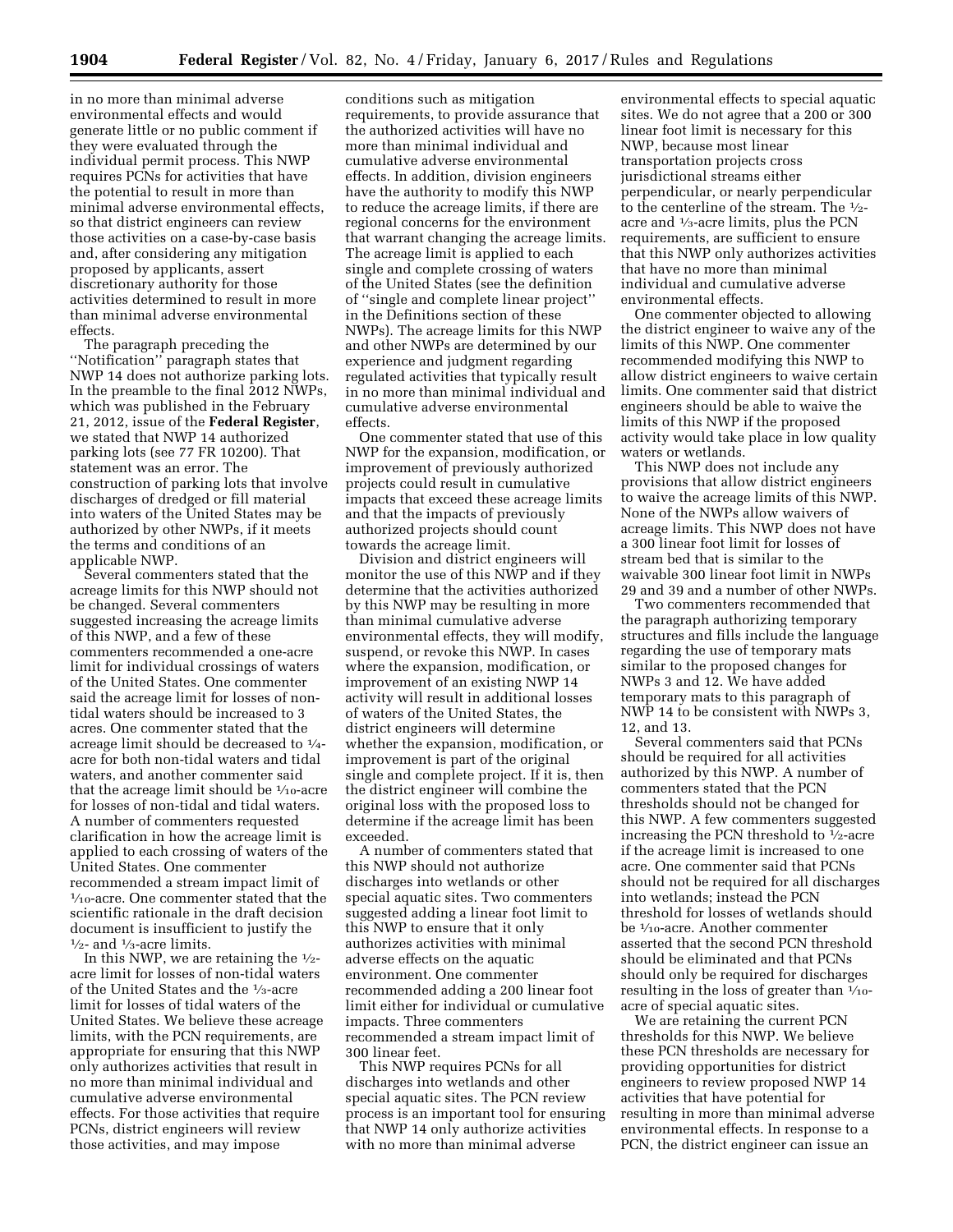in no more than minimal adverse environmental effects and would generate little or no public comment if they were evaluated through the individual permit process. This NWP requires PCNs for activities that have the potential to result in more than minimal adverse environmental effects, so that district engineers can review those activities on a case-by-case basis and, after considering any mitigation proposed by applicants, assert discretionary authority for those activities determined to result in more than minimal adverse environmental effects.

The paragraph preceding the ''Notification'' paragraph states that NWP 14 does not authorize parking lots. In the preamble to the final 2012 NWPs, which was published in the February 21, 2012, issue of the **Federal Register**, we stated that NWP 14 authorized parking lots (see 77 FR 10200). That statement was an error. The construction of parking lots that involve discharges of dredged or fill material into waters of the United States may be authorized by other NWPs, if it meets the terms and conditions of an applicable NWP.

Several commenters stated that the acreage limits for this NWP should not be changed. Several commenters suggested increasing the acreage limits of this NWP, and a few of these commenters recommended a one-acre limit for individual crossings of waters of the United States. One commenter said the acreage limit for losses of non-tidal waters should be increased to 3 acres. One commenter stated that the acreage limit should be decreased to ¼-acre for both non-tidal waters and tidal waters, and another commenter said that the acreage limit should be $^1/_{10}$-acre for losses of non-tidal and tidal waters. A number of commenters requested clarification in how the acreage limit is applied to each crossing of waters of the United States. One commenter recommended a stream impact limit of $^1/_{10}$-acre. One commenter stated that the scientific rationale in the draft decision document is insufficient to justify the ½- and ⅓-acre limits.

In this NWP, we are retaining the ½-acre limit for losses of non-tidal waters of the United States and the ⅓-acre limit for losses of tidal waters of the United States. We believe these acreage limits, with the PCN requirements, are appropriate for ensuring that this NWP only authorizes activities that result in no more than minimal individual and cumulative adverse environmental effects. For those activities that require PCNs, district engineers will review those activities, and may impose conditions such as mitigation requirements, to provide assurance that the authorized activities will have no more than minimal individual and cumulative adverse environmental effects. In addition, division engineers have the authority to modify this NWP to reduce the acreage limits, if there are regional concerns for the environment that warrant changing the acreage limits. The acreage limit is applied to each single and complete crossing of waters of the United States (see the definition of ''single and complete linear project'' in the Definitions section of these NWPs). The acreage limits for this NWP and other NWPs are determined by our experience and judgment regarding regulated activities that typically result in no more than minimal individual and cumulative adverse environmental effects.

One commenter stated that use of this NWP for the expansion, modification, or improvement of previously authorized projects could result in cumulative impacts that exceed these acreage limits and that the impacts of previously authorized projects should count towards the acreage limit.

Division and district engineers will monitor the use of this NWP and if they determine that the activities authorized by this NWP may be resulting in more than minimal cumulative adverse environmental effects, they will modify, suspend, or revoke this NWP. In cases where the expansion, modification, or improvement of an existing NWP 14 activity will result in additional losses of waters of the United States, the district engineers will determine whether the expansion, modification, or improvement is part of the original single and complete project. If it is, then the district engineer will combine the original loss with the proposed loss to determine if the acreage limit has been exceeded.

A number of commenters stated that this NWP should not authorize discharges into wetlands or other special aquatic sites. Two commenters suggested adding a linear foot limit to this NWP to ensure that it only authorizes activities with minimal adverse effects on the aquatic environment. One commenter recommended adding a 200 linear foot limit either for individual or cumulative impacts. Three commenters recommended a stream impact limit of 300 linear feet.

This NWP requires PCNs for all discharges into wetlands and other special aquatic sites. The PCN review process is an important tool for ensuring that NWP 14 only authorize activities with no more than minimal adverse environmental effects to special aquatic sites. We do not agree that a 200 or 300 linear foot limit is necessary for this NWP, because most linear transportation projects cross jurisdictional streams either perpendicular, or nearly perpendicular to the centerline of the stream. The ½-acre and ⅓-acre limits, plus the PCN requirements, are sufficient to ensure that this NWP only authorizes activities that have no more than minimal individual and cumulative adverse environmental effects.

One commenter objected to allowing the district engineer to waive any of the limits of this NWP. One commenter recommended modifying this NWP to allow district engineers to waive certain limits. One commenter said that district engineers should be able to waive the limits of this NWP if the proposed activity would take place in low quality waters or wetlands.

This NWP does not include any provisions that allow district engineers to waive the acreage limits of this NWP. None of the NWPs allow waivers of acreage limits. This NWP does not have a 300 linear foot limit for losses of stream bed that is similar to the waivable 300 linear foot limit in NWPs 29 and 39 and a number of other NWPs.

Two commenters recommended that the paragraph authorizing temporary structures and fills include the language regarding the use of temporary mats similar to the proposed changes for NWPs 3 and 12. We have added temporary mats to this paragraph of NWP 14 to be consistent with NWPs 3, 12, and 13.

Several commenters said that PCNs should be required for all activities authorized by this NWP. A number of commenters stated that the PCN thresholds should not be changed for this NWP. A few commenters suggested increasing the PCN threshold to ½-acre if the acreage limit is increased to one acre. One commenter said that PCNs should not be required for all discharges into wetlands; instead the PCN threshold for losses of wetlands should be $^1/_{10}$-acre. Another commenter asserted that the second PCN threshold should be eliminated and that PCNs should only be required for discharges resulting in the loss of greater than $^1/_{10}$-acre of special aquatic sites.

We are retaining the current PCN thresholds for this NWP. We believe these PCN thresholds are necessary for providing opportunities for district engineers to review proposed NWP 14 activities that have potential for resulting in more than minimal adverse environmental effects. In response to a PCN, the district engineer can issue an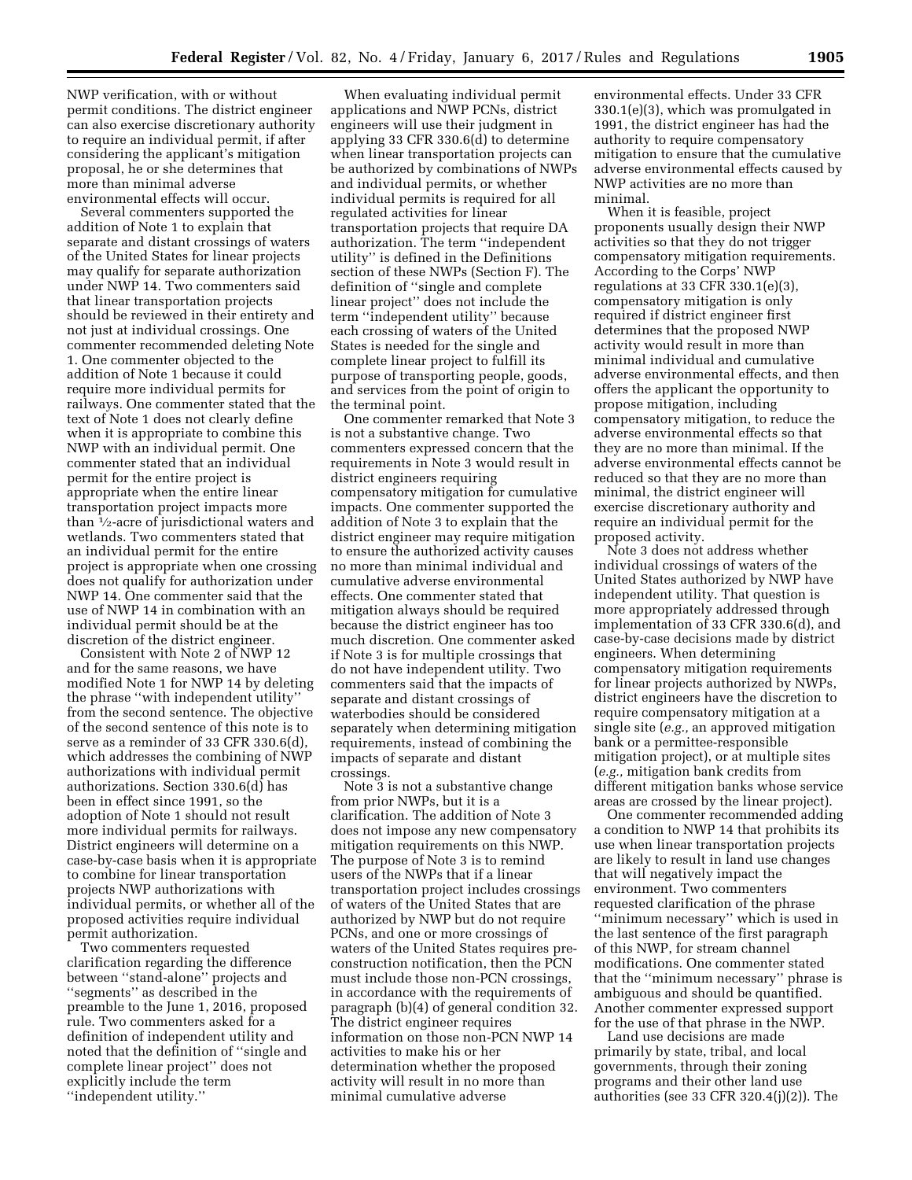NWP verification, with or without permit conditions. The district engineer can also exercise discretionary authority to require an individual permit, if after considering the applicant's mitigation proposal, he or she determines that more than minimal adverse environmental effects will occur.

Several commenters supported the addition of Note 1 to explain that separate and distant crossings of waters of the United States for linear projects may qualify for separate authorization under NWP 14. Two commenters said that linear transportation projects should be reviewed in their entirety and not just at individual crossings. One commenter recommended deleting Note 1. One commenter objected to the addition of Note 1 because it could require more individual permits for railways. One commenter stated that the text of Note 1 does not clearly define when it is appropriate to combine this NWP with an individual permit. One commenter stated that an individual permit for the entire project is appropriate when the entire linear transportation project impacts more than ½-acre of jurisdictional waters and wetlands. Two commenters stated that an individual permit for the entire project is appropriate when one crossing does not qualify for authorization under NWP 14. One commenter said that the use of NWP 14 in combination with an individual permit should be at the discretion of the district engineer.

Consistent with Note 2 of NWP 12 and for the same reasons, we have modified Note 1 for NWP 14 by deleting the phrase "with independent utility" from the second sentence. The objective of the second sentence of this note is to serve as a reminder of 33 CFR 330.6(d), which addresses the combining of NWP authorizations with individual permit authorizations. Section 330.6(d) has been in effect since 1991, so the adoption of Note 1 should not result more individual permits for railways. District engineers will determine on a case-by-case basis when it is appropriate to combine for linear transportation projects NWP authorizations with individual permits, or whether all of the proposed activities require individual permit authorization.

Two commenters requested clarification regarding the difference between "stand-alone" projects and "segments" as described in the preamble to the June 1, 2016, proposed rule. Two commenters asked for a definition of independent utility and noted that the definition of "single and complete linear project" does not explicitly include the term "independent utility."

When evaluating individual permit applications and NWP PCNs, district engineers will use their judgment in applying 33 CFR 330.6(d) to determine when linear transportation projects can be authorized by combinations of NWPs and individual permits, or whether individual permits is required for all regulated activities for linear transportation projects that require DA authorization. The term "independent utility" is defined in the Definitions section of these NWPs (Section F). The definition of "single and complete linear project" does not include the term "independent utility" because each crossing of waters of the United States is needed for the single and complete linear project to fulfill its purpose of transporting people, goods, and services from the point of origin to the terminal point.

One commenter remarked that Note 3 is not a substantive change. Two commenters expressed concern that the requirements in Note 3 would result in district engineers requiring compensatory mitigation for cumulative impacts. One commenter supported the addition of Note 3 to explain that the district engineer may require mitigation to ensure the authorized activity causes no more than minimal individual and cumulative adverse environmental effects. One commenter stated that mitigation always should be required because the district engineer has too much discretion. One commenter asked if Note 3 is for multiple crossings that do not have independent utility. Two commenters said that the impacts of separate and distant crossings of waterbodies should be considered separately when determining mitigation requirements, instead of combining the impacts of separate and distant crossings.

Note 3 is not a substantive change from prior NWPs, but it is a clarification. The addition of Note 3 does not impose any new compensatory mitigation requirements on this NWP. The purpose of Note 3 is to remind users of the NWPs that if a linear transportation project includes crossings of waters of the United States that are authorized by NWP but do not require PCNs, and one or more crossings of waters of the United States requires pre-construction notification, then the PCN must include those non-PCN crossings, in accordance with the requirements of paragraph (b)(4) of general condition 32. The district engineer requires information on those non-PCN NWP 14 activities to make his or her determination whether the proposed activity will result in no more than minimal cumulative adverse environmental effects. Under 33 CFR 330.1(e)(3), which was promulgated in 1991, the district engineer has had the authority to require compensatory mitigation to ensure that the cumulative adverse environmental effects caused by NWP activities are no more than minimal.

When it is feasible, project proponents usually design their NWP activities so that they do not trigger compensatory mitigation requirements. According to the Corps' NWP regulations at 33 CFR 330.1(e)(3), compensatory mitigation is only required if district engineer first determines that the proposed NWP activity would result in more than minimal individual and cumulative adverse environmental effects, and then offers the applicant the opportunity to propose mitigation, including compensatory mitigation, to reduce the adverse environmental effects so that they are no more than minimal. If the adverse environmental effects cannot be reduced so that they are no more than minimal, the district engineer will exercise discretionary authority and require an individual permit for the proposed activity.

Note 3 does not address whether individual crossings of waters of the United States authorized by NWP have independent utility. That question is more appropriately addressed through implementation of 33 CFR 330.6(d), and case-by-case decisions made by district engineers. When determining compensatory mitigation requirements for linear projects authorized by NWPs, district engineers have the discretion to require compensatory mitigation at a single site (*e.g.,* an approved mitigation bank or a permittee-responsible mitigation project), or at multiple sites (*e.g.,* mitigation bank credits from different mitigation banks whose service areas are crossed by the linear project).

One commenter recommended adding a condition to NWP 14 that prohibits its use when linear transportation projects are likely to result in land use changes that will negatively impact the environment. Two commenters requested clarification of the phrase "minimum necessary" which is used in the last sentence of the first paragraph of this NWP, for stream channel modifications. One commenter stated that the "minimum necessary" phrase is ambiguous and should be quantified. Another commenter expressed support for the use of that phrase in the NWP.

Land use decisions are made primarily by state, tribal, and local governments, through their zoning programs and their other land use authorities (see 33 CFR 320.4(j)(2)). The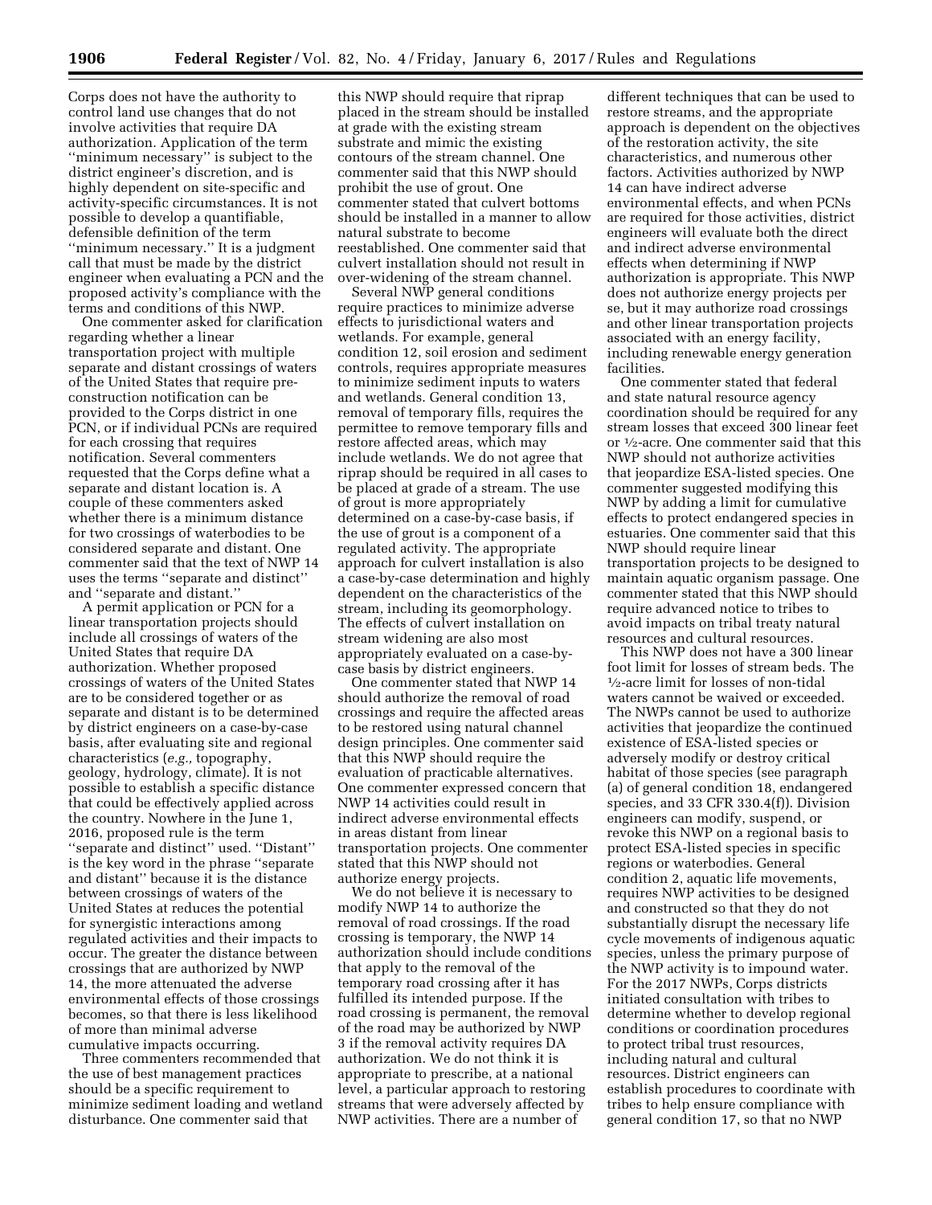Corps does not have the authority to control land use changes that do not involve activities that require DA authorization. Application of the term ''minimum necessary'' is subject to the district engineer's discretion, and is highly dependent on site-specific and activity-specific circumstances. It is not possible to develop a quantifiable, defensible definition of the term ''minimum necessary.'' It is a judgment call that must be made by the district engineer when evaluating a PCN and the proposed activity's compliance with the terms and conditions of this NWP.

One commenter asked for clarification regarding whether a linear transportation project with multiple separate and distant crossings of waters of the United States that require pre-construction notification can be provided to the Corps district in one PCN, or if individual PCNs are required for each crossing that requires notification. Several commenters requested that the Corps define what a separate and distant location is. A couple of these commenters asked whether there is a minimum distance for two crossings of waterbodies to be considered separate and distant. One commenter said that the text of NWP 14 uses the terms ''separate and distinct'' and ''separate and distant.''

A permit application or PCN for a linear transportation projects should include all crossings of waters of the United States that require DA authorization. Whether proposed crossings of waters of the United States are to be considered together or as separate and distant is to be determined by district engineers on a case-by-case basis, after evaluating site and regional characteristics (*e.g.,* topography, geology, hydrology, climate). It is not possible to establish a specific distance that could be effectively applied across the country. Nowhere in the June 1, 2016, proposed rule is the term ''separate and distinct'' used. ''Distant'' is the key word in the phrase ''separate and distant'' because it is the distance between crossings of waters of the United States at reduces the potential for synergistic interactions among regulated activities and their impacts to occur. The greater the distance between crossings that are authorized by NWP 14, the more attenuated the adverse environmental effects of those crossings becomes, so that there is less likelihood of more than minimal adverse cumulative impacts occurring.

Three commenters recommended that the use of best management practices should be a specific requirement to minimize sediment loading and wetland disturbance. One commenter said that this NWP should require that riprap placed in the stream should be installed at grade with the existing stream substrate and mimic the existing contours of the stream channel. One commenter said that this NWP should prohibit the use of grout. One commenter stated that culvert bottoms should be installed in a manner to allow natural substrate to become reestablished. One commenter said that culvert installation should not result in over-widening of the stream channel.

Several NWP general conditions require practices to minimize adverse effects to jurisdictional waters and wetlands. For example, general condition 12, soil erosion and sediment controls, requires appropriate measures to minimize sediment inputs to waters and wetlands. General condition 13, removal of temporary fills, requires the permittee to remove temporary fills and restore affected areas, which may include wetlands. We do not agree that riprap should be required in all cases to be placed at grade of a stream. The use of grout is more appropriately determined on a case-by-case basis, if the use of grout is a component of a regulated activity. The appropriate approach for culvert installation is also a case-by-case determination and highly dependent on the characteristics of the stream, including its geomorphology. The effects of culvert installation on stream widening are also most appropriately evaluated on a case-by-case basis by district engineers.

One commenter stated that NWP 14 should authorize the removal of road crossings and require the affected areas to be restored using natural channel design principles. One commenter said that this NWP should require the evaluation of practicable alternatives. One commenter expressed concern that NWP 14 activities could result in indirect adverse environmental effects in areas distant from linear transportation projects. One commenter stated that this NWP should not authorize energy projects.

We do not believe it is necessary to modify NWP 14 to authorize the removal of road crossings. If the road crossing is temporary, the NWP 14 authorization should include conditions that apply to the removal of the temporary road crossing after it has fulfilled its intended purpose. If the road crossing is permanent, the removal of the road may be authorized by NWP 3 if the removal activity requires DA authorization. We do not think it is appropriate to prescribe, at a national level, a particular approach to restoring streams that were adversely affected by NWP activities. There are a number of different techniques that can be used to restore streams, and the appropriate approach is dependent on the objectives of the restoration activity, the site characteristics, and numerous other factors. Activities authorized by NWP 14 can have indirect adverse environmental effects, and when PCNs are required for those activities, district engineers will evaluate both the direct and indirect adverse environmental effects when determining if NWP authorization is appropriate. This NWP does not authorize energy projects per se, but it may authorize road crossings and other linear transportation projects associated with an energy facility, including renewable energy generation facilities.

One commenter stated that federal and state natural resource agency coordination should be required for any stream losses that exceed 300 linear feet or ½-acre. One commenter said that this NWP should not authorize activities that jeopardize ESA-listed species. One commenter suggested modifying this NWP by adding a limit for cumulative effects to protect endangered species in estuaries. One commenter said that this NWP should require linear transportation projects to be designed to maintain aquatic organism passage. One commenter stated that this NWP should require advanced notice to tribes to avoid impacts on tribal treaty natural resources and cultural resources.

This NWP does not have a 300 linear foot limit for losses of stream beds. The ½-acre limit for losses of non-tidal waters cannot be waived or exceeded. The NWPs cannot be used to authorize activities that jeopardize the continued existence of ESA-listed species or adversely modify or destroy critical habitat of those species (see paragraph (a) of general condition 18, endangered species, and 33 CFR 330.4(f)). Division engineers can modify, suspend, or revoke this NWP on a regional basis to protect ESA-listed species in specific regions or waterbodies. General condition 2, aquatic life movements, requires NWP activities to be designed and constructed so that they do not substantially disrupt the necessary life cycle movements of indigenous aquatic species, unless the primary purpose of the NWP activity is to impound water. For the 2017 NWPs, Corps districts initiated consultation with tribes to determine whether to develop regional conditions or coordination procedures to protect tribal trust resources, including natural and cultural resources. District engineers can establish procedures to coordinate with tribes to help ensure compliance with general condition 17, so that no NWP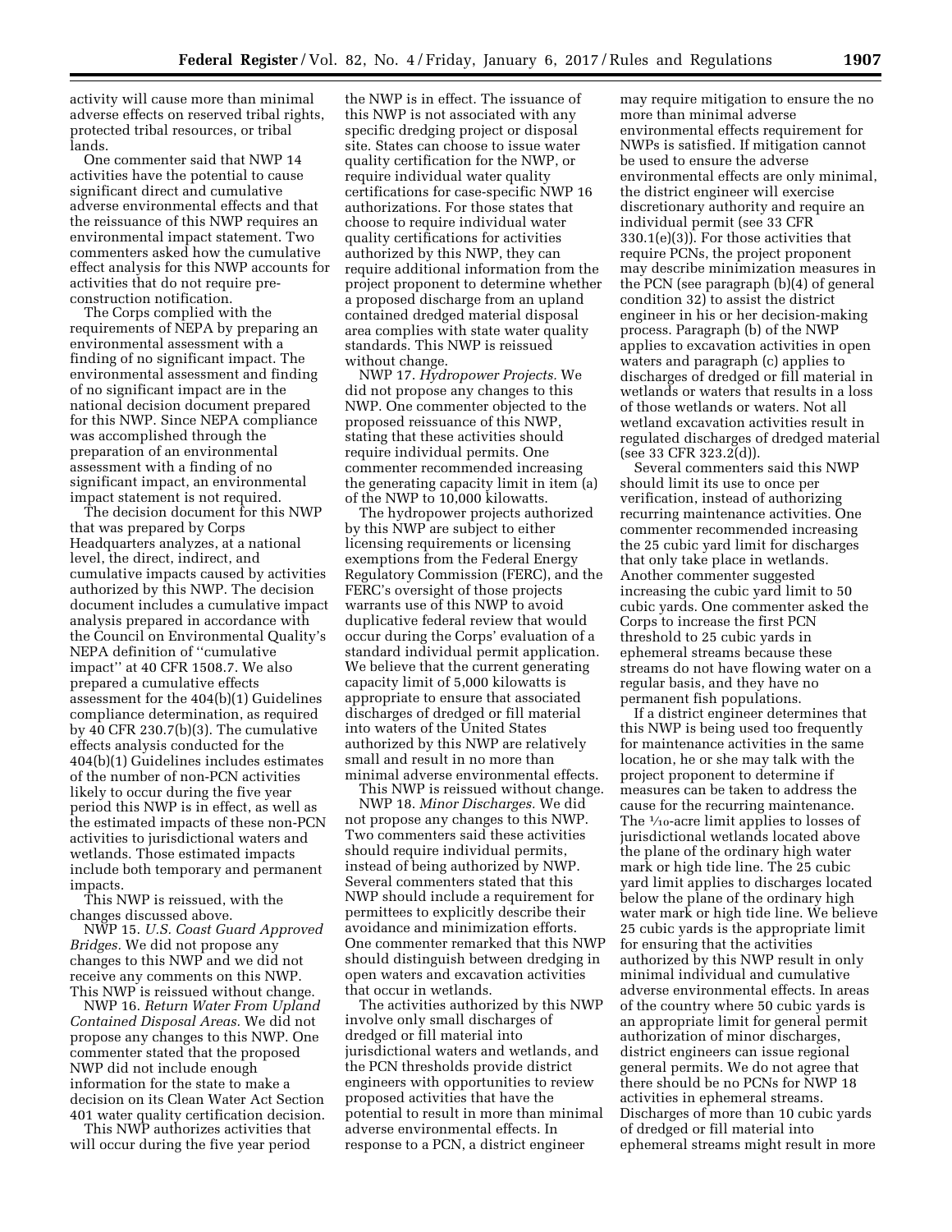activity will cause more than minimal adverse effects on reserved tribal rights, protected tribal resources, or tribal lands.

One commenter said that NWP 14 activities have the potential to cause significant direct and cumulative adverse environmental effects and that the reissuance of this NWP requires an environmental impact statement. Two commenters asked how the cumulative effect analysis for this NWP accounts for activities that do not require pre-construction notification.

The Corps complied with the requirements of NEPA by preparing an environmental assessment with a finding of no significant impact. The environmental assessment and finding of no significant impact are in the national decision document prepared for this NWP. Since NEPA compliance was accomplished through the preparation of an environmental assessment with a finding of no significant impact, an environmental impact statement is not required.

The decision document for this NWP that was prepared by Corps Headquarters analyzes, at a national level, the direct, indirect, and cumulative impacts caused by activities authorized by this NWP. The decision document includes a cumulative impact analysis prepared in accordance with the Council on Environmental Quality's NEPA definition of ''cumulative impact'' at 40 CFR 1508.7. We also prepared a cumulative effects assessment for the 404(b)(1) Guidelines compliance determination, as required by 40 CFR 230.7(b)(3). The cumulative effects analysis conducted for the 404(b)(1) Guidelines includes estimates of the number of non-PCN activities likely to occur during the five year period this NWP is in effect, as well as the estimated impacts of these non-PCN activities to jurisdictional waters and wetlands. Those estimated impacts include both temporary and permanent impacts.

This NWP is reissued, with the changes discussed above.

NWP 15. *U.S. Coast Guard Approved Bridges.* We did not propose any changes to this NWP and we did not receive any comments on this NWP. This NWP is reissued without change.

NWP 16. *Return Water From Upland Contained Disposal Areas.* We did not propose any changes to this NWP. One commenter stated that the proposed NWP did not include enough information for the state to make a decision on its Clean Water Act Section 401 water quality certification decision.

This NWP authorizes activities that will occur during the five year period the NWP is in effect. The issuance of this NWP is not associated with any specific dredging project or disposal site. States can choose to issue water quality certification for the NWP, or require individual water quality certifications for case-specific NWP 16 authorizations. For those states that choose to require individual water quality certifications for activities authorized by this NWP, they can require additional information from the project proponent to determine whether a proposed discharge from an upland contained dredged material disposal area complies with state water quality standards. This NWP is reissued without change.

NWP 17. *Hydropower Projects.* We did not propose any changes to this NWP. One commenter objected to the proposed reissuance of this NWP, stating that these activities should require individual permits. One commenter recommended increasing the generating capacity limit in item (a) of the NWP to 10,000 kilowatts.

The hydropower projects authorized by this NWP are subject to either licensing requirements or licensing exemptions from the Federal Energy Regulatory Commission (FERC), and the FERC's oversight of those projects warrants use of this NWP to avoid duplicative federal review that would occur during the Corps' evaluation of a standard individual permit application. We believe that the current generating capacity limit of 5,000 kilowatts is appropriate to ensure that associated discharges of dredged or fill material into waters of the United States authorized by this NWP are relatively small and result in no more than minimal adverse environmental effects.

This NWP is reissued without change.

NWP 18. *Minor Discharges.* We did not propose any changes to this NWP. Two commenters said these activities should require individual permits, instead of being authorized by NWP. Several commenters stated that this NWP should include a requirement for permittees to explicitly describe their avoidance and minimization efforts. One commenter remarked that this NWP should distinguish between dredging in open waters and excavation activities that occur in wetlands.

The activities authorized by this NWP involve only small discharges of dredged or fill material into jurisdictional waters and wetlands, and the PCN thresholds provide district engineers with opportunities to review proposed activities that have the potential to result in more than minimal adverse environmental effects. In response to a PCN, a district engineer may require mitigation to ensure the no more than minimal adverse environmental effects requirement for NWPs is satisfied. If mitigation cannot be used to ensure the adverse environmental effects are only minimal, the district engineer will exercise discretionary authority and require an individual permit (see 33 CFR 330.1(e)(3)). For those activities that require PCNs, the project proponent may describe minimization measures in the PCN (see paragraph (b)(4) of general condition 32) to assist the district engineer in his or her decision-making process. Paragraph (b) of the NWP applies to excavation activities in open waters and paragraph (c) applies to discharges of dredged or fill material in wetlands or waters that results in a loss of those wetlands or waters. Not all wetland excavation activities result in regulated discharges of dredged material (see 33 CFR 323.2(d)).

Several commenters said this NWP should limit its use to once per verification, instead of authorizing recurring maintenance activities. One commenter recommended increasing the 25 cubic yard limit for discharges that only take place in wetlands. Another commenter suggested increasing the cubic yard limit to 50 cubic yards. One commenter asked the Corps to increase the first PCN threshold to 25 cubic yards in ephemeral streams because these streams do not have flowing water on a regular basis, and they have no permanent fish populations.

If a district engineer determines that this NWP is being used too frequently for maintenance activities in the same location, he or she may talk with the project proponent to determine if measures can be taken to address the cause for the recurring maintenance. The 1/10-acre limit applies to losses of jurisdictional wetlands located above the plane of the ordinary high water mark or high tide line. The 25 cubic yard limit applies to discharges located below the plane of the ordinary high water mark or high tide line. We believe 25 cubic yards is the appropriate limit for ensuring that the activities authorized by this NWP result in only minimal individual and cumulative adverse environmental effects. In areas of the country where 50 cubic yards is an appropriate limit for general permit authorization of minor discharges, district engineers can issue regional general permits. We do not agree that there should be no PCNs for NWP 18 activities in ephemeral streams. Discharges of more than 10 cubic yards of dredged or fill material into ephemeral streams might result in more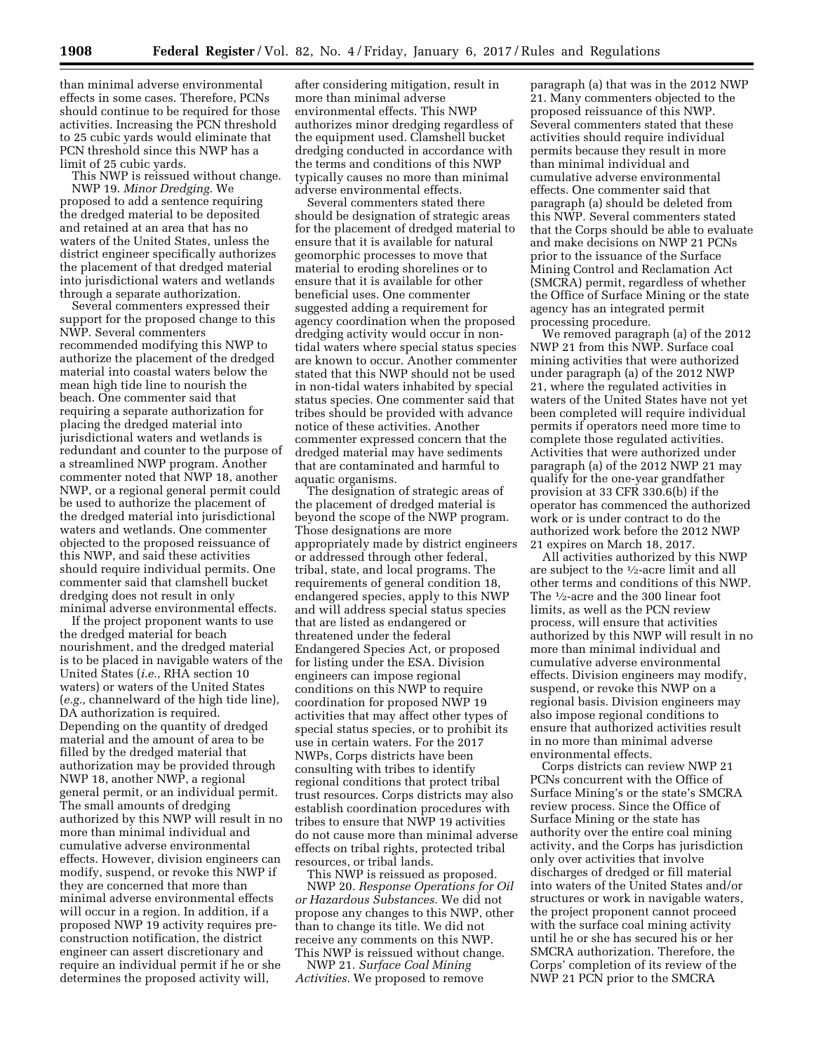than minimal adverse environmental effects in some cases. Therefore, PCNs should continue to be required for those activities. Increasing the PCN threshold to 25 cubic yards would eliminate that PCN threshold since this NWP has a limit of 25 cubic yards.

This NWP is reissued without change.

NWP 19. *Minor Dredging.* We proposed to add a sentence requiring the dredged material to be deposited and retained at an area that has no waters of the United States, unless the district engineer specifically authorizes the placement of that dredged material into jurisdictional waters and wetlands through a separate authorization.

Several commenters expressed their support for the proposed change to this NWP. Several commenters recommended modifying this NWP to authorize the placement of the dredged material into coastal waters below the mean high tide line to nourish the beach. One commenter said that requiring a separate authorization for placing the dredged material into jurisdictional waters and wetlands is redundant and counter to the purpose of a streamlined NWP program. Another commenter noted that NWP 18, another NWP, or a regional general permit could be used to authorize the placement of the dredged material into jurisdictional waters and wetlands. One commenter objected to the proposed reissuance of this NWP, and said these activities should require individual permits. One commenter said that clamshell bucket dredging does not result in only minimal adverse environmental effects.

If the project proponent wants to use the dredged material for beach nourishment, and the dredged material is to be placed in navigable waters of the United States (*i.e.,* RHA section 10 waters) or waters of the United States (*e.g.,* channelward of the high tide line), DA authorization is required. Depending on the quantity of dredged material and the amount of area to be filled by the dredged material that authorization may be provided through NWP 18, another NWP, a regional general permit, or an individual permit. The small amounts of dredging authorized by this NWP will result in no more than minimal individual and cumulative adverse environmental effects. However, division engineers can modify, suspend, or revoke this NWP if they are concerned that more than minimal adverse environmental effects will occur in a region. In addition, if a proposed NWP 19 activity requires pre-construction notification, the district engineer can assert discretionary and require an individual permit if he or she determines the proposed activity will, after considering mitigation, result in more than minimal adverse environmental effects. This NWP authorizes minor dredging regardless of the equipment used. Clamshell bucket dredging conducted in accordance with the terms and conditions of this NWP typically causes no more than minimal adverse environmental effects.

Several commenters stated there should be designation of strategic areas for the placement of dredged material to ensure that it is available for natural geomorphic processes to move that material to eroding shorelines or to ensure that it is available for other beneficial uses. One commenter suggested adding a requirement for agency coordination when the proposed dredging activity would occur in non-tidal waters where special status species are known to occur. Another commenter stated that this NWP should not be used in non-tidal waters inhabited by special status species. One commenter said that tribes should be provided with advance notice of these activities. Another commenter expressed concern that the dredged material may have sediments that are contaminated and harmful to aquatic organisms.

The designation of strategic areas of the placement of dredged material is beyond the scope of the NWP program. Those designations are more appropriately made by district engineers or addressed through other federal, tribal, state, and local programs. The requirements of general condition 18, endangered species, apply to this NWP and will address special status species that are listed as endangered or threatened under the federal Endangered Species Act, or proposed for listing under the ESA. Division engineers can impose regional conditions on this NWP to require coordination for proposed NWP 19 activities that may affect other types of special status species, or to prohibit its use in certain waters. For the 2017 NWPs, Corps districts have been consulting with tribes to identify regional conditions that protect tribal trust resources. Corps districts may also establish coordination procedures with tribes to ensure that NWP 19 activities do not cause more than minimal adverse effects on tribal rights, protected tribal resources, or tribal lands.

This NWP is reissued as proposed.

NWP 20. *Response Operations for Oil or Hazardous Substances.* We did not propose any changes to this NWP, other than to change its title. We did not receive any comments on this NWP. This NWP is reissued without change.

NWP 21. *Surface Coal Mining Activities.* We proposed to remove paragraph (a) that was in the 2012 NWP 21. Many commenters objected to the proposed reissuance of this NWP. Several commenters stated that these activities should require individual permits because they result in more than minimal individual and cumulative adverse environmental effects. One commenter said that paragraph (a) should be deleted from this NWP. Several commenters stated that the Corps should be able to evaluate and make decisions on NWP 21 PCNs prior to the issuance of the Surface Mining Control and Reclamation Act (SMCRA) permit, regardless of whether the Office of Surface Mining or the state agency has an integrated permit processing procedure.

We removed paragraph (a) of the 2012 NWP 21 from this NWP. Surface coal mining activities that were authorized under paragraph (a) of the 2012 NWP 21, where the regulated activities in waters of the United States have not yet been completed will require individual permits if operators need more time to complete those regulated activities. Activities that were authorized under paragraph (a) of the 2012 NWP 21 may qualify for the one-year grandfather provision at 33 CFR 330.6(b) if the operator has commenced the authorized work or is under contract to do the authorized work before the 2012 NWP 21 expires on March 18, 2017.

All activities authorized by this NWP are subject to the ½-acre limit and all other terms and conditions of this NWP. The ½-acre and the 300 linear foot limits, as well as the PCN review process, will ensure that activities authorized by this NWP will result in no more than minimal individual and cumulative adverse environmental effects. Division engineers may modify, suspend, or revoke this NWP on a regional basis. Division engineers may also impose regional conditions to ensure that authorized activities result in no more than minimal adverse environmental effects.

Corps districts can review NWP 21 PCNs concurrent with the Office of Surface Mining's or the state's SMCRA review process. Since the Office of Surface Mining or the state has authority over the entire coal mining activity, and the Corps has jurisdiction only over activities that involve discharges of dredged or fill material into waters of the United States and/or structures or work in navigable waters, the project proponent cannot proceed with the surface coal mining activity until he or she has secured his or her SMCRA authorization. Therefore, the Corps' completion of its review of the NWP 21 PCN prior to the SMCRA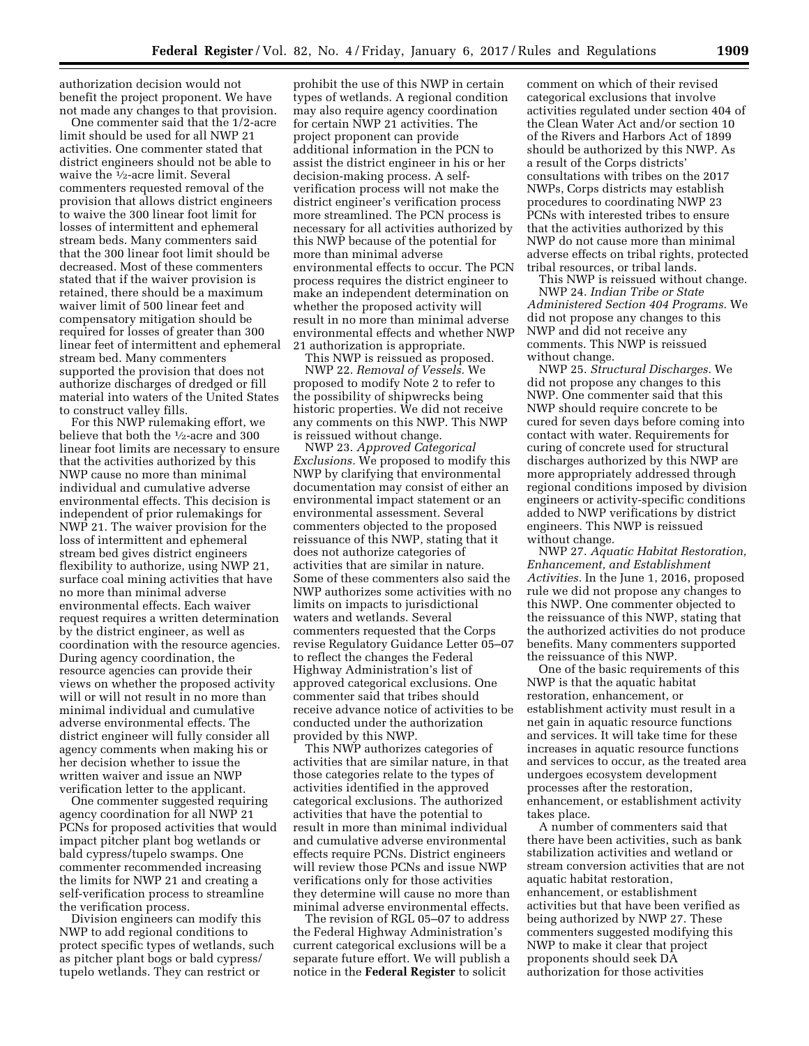authorization decision would not benefit the project proponent. We have not made any changes to that provision.

One commenter said that the 1/2-acre limit should be used for all NWP 21 activities. One commenter stated that district engineers should not be able to waive the ½-acre limit. Several commenters requested removal of the provision that allows district engineers to waive the 300 linear foot limit for losses of intermittent and ephemeral stream beds. Many commenters said that the 300 linear foot limit should be decreased. Most of these commenters stated that if the waiver provision is retained, there should be a maximum waiver limit of 500 linear feet and compensatory mitigation should be required for losses of greater than 300 linear feet of intermittent and ephemeral stream bed. Many commenters supported the provision that does not authorize discharges of dredged or fill material into waters of the United States to construct valley fills.

For this NWP rulemaking effort, we believe that both the ½-acre and 300 linear foot limits are necessary to ensure that the activities authorized by this NWP cause no more than minimal individual and cumulative adverse environmental effects. This decision is independent of prior rulemakings for NWP 21. The waiver provision for the loss of intermittent and ephemeral stream bed gives district engineers flexibility to authorize, using NWP 21, surface coal mining activities that have no more than minimal adverse environmental effects. Each waiver request requires a written determination by the district engineer, as well as coordination with the resource agencies. During agency coordination, the resource agencies can provide their views on whether the proposed activity will or will not result in no more than minimal individual and cumulative adverse environmental effects. The district engineer will fully consider all agency comments when making his or her decision whether to issue the written waiver and issue an NWP verification letter to the applicant.

One commenter suggested requiring agency coordination for all NWP 21 PCNs for proposed activities that would impact pitcher plant bog wetlands or bald cypress/tupelo swamps. One commenter recommended increasing the limits for NWP 21 and creating a self-verification process to streamline the verification process.

Division engineers can modify this NWP to add regional conditions to protect specific types of wetlands, such as pitcher plant bogs or bald cypress/tupelo wetlands. They can restrict or prohibit the use of this NWP in certain types of wetlands. A regional condition may also require agency coordination for certain NWP 21 activities. The project proponent can provide additional information in the PCN to assist the district engineer in his or her decision-making process. A self-verification process will not make the district engineer's verification process more streamlined. The PCN process is necessary for all activities authorized by this NWP because of the potential for more than minimal adverse environmental effects to occur. The PCN process requires the district engineer to make an independent determination on whether the proposed activity will result in no more than minimal adverse environmental effects and whether NWP 21 authorization is appropriate.

This NWP is reissued as proposed.

NWP 22. *Removal of Vessels.* We proposed to modify Note 2 to refer to the possibility of shipwrecks being historic properties. We did not receive any comments on this NWP. This NWP is reissued without change.

NWP 23. *Approved Categorical Exclusions.* We proposed to modify this NWP by clarifying that environmental documentation may consist of either an environmental impact statement or an environmental assessment. Several commenters objected to the proposed reissuance of this NWP, stating that it does not authorize categories of activities that are similar in nature. Some of these commenters also said the NWP authorizes some activities with no limits on impacts to jurisdictional waters and wetlands. Several commenters requested that the Corps revise Regulatory Guidance Letter 05–07 to reflect the changes the Federal Highway Administration's list of approved categorical exclusions. One commenter said that tribes should receive advance notice of activities to be conducted under the authorization provided by this NWP.

This NWP authorizes categories of activities that are similar nature, in that those categories relate to the types of activities identified in the approved categorical exclusions. The authorized activities that have the potential to result in more than minimal individual and cumulative adverse environmental effects require PCNs. District engineers will review those PCNs and issue NWP verifications only for those activities they determine will cause no more than minimal adverse environmental effects.

The revision of RGL 05–07 to address the Federal Highway Administration's current categorical exclusions will be a separate future effort. We will publish a notice in the **Federal Register** to solicit comment on which of their revised categorical exclusions that involve activities regulated under section 404 of the Clean Water Act and/or section 10 of the Rivers and Harbors Act of 1899 should be authorized by this NWP. As a result of the Corps districts' consultations with tribes on the 2017 NWPs, Corps districts may establish procedures to coordinating NWP 23 PCNs with interested tribes to ensure that the activities authorized by this NWP do not cause more than minimal adverse effects on tribal rights, protected tribal resources, or tribal lands.

This NWP is reissued without change.

NWP 24. *Indian Tribe or State Administered Section 404 Programs.* We did not propose any changes to this NWP and did not receive any comments. This NWP is reissued without change.

NWP 25. *Structural Discharges.* We did not propose any changes to this NWP. One commenter said that this NWP should require concrete to be cured for seven days before coming into contact with water. Requirements for curing of concrete used for structural discharges authorized by this NWP are more appropriately addressed through regional conditions imposed by division engineers or activity-specific conditions added to NWP verifications by district engineers. This NWP is reissued without change.

NWP 27. *Aquatic Habitat Restoration, Enhancement, and Establishment Activities.* In the June 1, 2016, proposed rule we did not propose any changes to this NWP. One commenter objected to the reissuance of this NWP, stating that the authorized activities do not produce benefits. Many commenters supported the reissuance of this NWP.

One of the basic requirements of this NWP is that the aquatic habitat restoration, enhancement, or establishment activity must result in a net gain in aquatic resource functions and services. It will take time for these increases in aquatic resource functions and services to occur, as the treated area undergoes ecosystem development processes after the restoration, enhancement, or establishment activity takes place.

A number of commenters said that there have been activities, such as bank stabilization activities and wetland or stream conversion activities that are not aquatic habitat restoration, enhancement, or establishment activities but that have been verified as being authorized by NWP 27. These commenters suggested modifying this NWP to make it clear that project proponents should seek DA authorization for those activities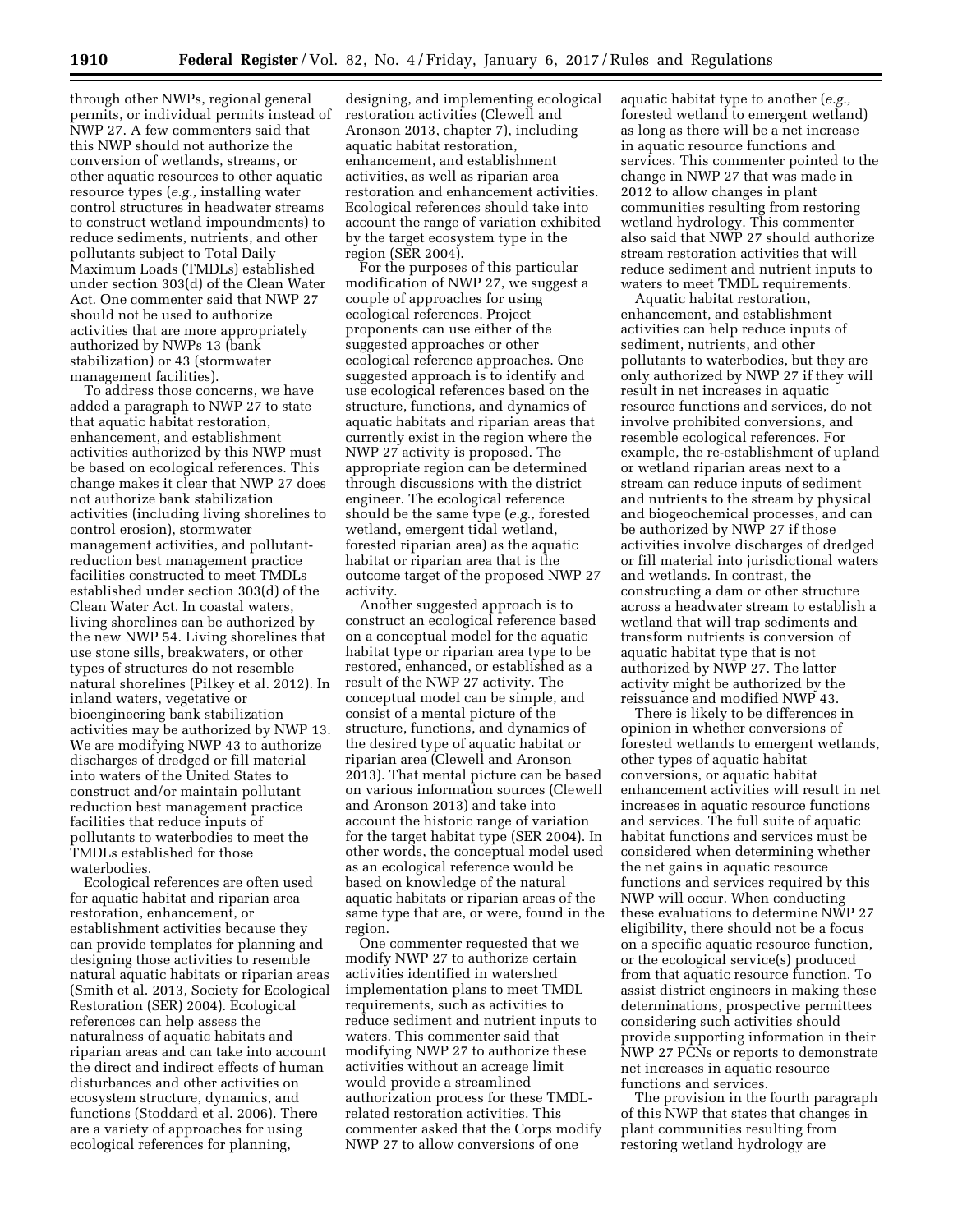through other NWPs, regional general permits, or individual permits instead of NWP 27. A few commenters said that this NWP should not authorize the conversion of wetlands, streams, or other aquatic resources to other aquatic resource types (*e.g.,* installing water control structures in headwater streams to construct wetland impoundments) to reduce sediments, nutrients, and other pollutants subject to Total Daily Maximum Loads (TMDLs) established under section 303(d) of the Clean Water Act. One commenter said that NWP 27 should not be used to authorize activities that are more appropriately authorized by NWPs 13 (bank stabilization) or 43 (stormwater management facilities).

To address those concerns, we have added a paragraph to NWP 27 to state that aquatic habitat restoration, enhancement, and establishment activities authorized by this NWP must be based on ecological references. This change makes it clear that NWP 27 does not authorize bank stabilization activities (including living shorelines to control erosion), stormwater management activities, and pollutant-reduction best management practice facilities constructed to meet TMDLs established under section 303(d) of the Clean Water Act. In coastal waters, living shorelines can be authorized by the new NWP 54. Living shorelines that use stone sills, breakwaters, or other types of structures do not resemble natural shorelines (Pilkey et al. 2012). In inland waters, vegetative or bioengineering bank stabilization activities may be authorized by NWP 13. We are modifying NWP 43 to authorize discharges of dredged or fill material into waters of the United States to construct and/or maintain pollutant reduction best management practice facilities that reduce inputs of pollutants to waterbodies to meet the TMDLs established for those waterbodies.

Ecological references are often used for aquatic habitat and riparian area restoration, enhancement, or establishment activities because they can provide templates for planning and designing those activities to resemble natural aquatic habitats or riparian areas (Smith et al. 2013, Society for Ecological Restoration (SER) 2004). Ecological references can help assess the naturalness of aquatic habitats and riparian areas and can take into account the direct and indirect effects of human disturbances and other activities on ecosystem structure, dynamics, and functions (Stoddard et al. 2006). There are a variety of approaches for using ecological references for planning, designing, and implementing ecological restoration activities (Clewell and Aronson 2013, chapter 7), including aquatic habitat restoration, enhancement, and establishment activities, as well as riparian area restoration and enhancement activities. Ecological references should take into account the range of variation exhibited by the target ecosystem type in the region (SER 2004).

For the purposes of this particular modification of NWP 27, we suggest a couple of approaches for using ecological references. Project proponents can use either of the suggested approaches or other ecological reference approaches. One suggested approach is to identify and use ecological references based on the structure, functions, and dynamics of aquatic habitats and riparian areas that currently exist in the region where the NWP 27 activity is proposed. The appropriate region can be determined through discussions with the district engineer. The ecological reference should be the same type (*e.g.,* forested wetland, emergent tidal wetland, forested riparian area) as the aquatic habitat or riparian area that is the outcome target of the proposed NWP 27 activity.

Another suggested approach is to construct an ecological reference based on a conceptual model for the aquatic habitat type or riparian area type to be restored, enhanced, or established as a result of the NWP 27 activity. The conceptual model can be simple, and consist of a mental picture of the structure, functions, and dynamics of the desired type of aquatic habitat or riparian area (Clewell and Aronson 2013). That mental picture can be based on various information sources (Clewell and Aronson 2013) and take into account the historic range of variation for the target habitat type (SER 2004). In other words, the conceptual model used as an ecological reference would be based on knowledge of the natural aquatic habitats or riparian areas of the same type that are, or were, found in the region.

One commenter requested that we modify NWP 27 to authorize certain activities identified in watershed implementation plans to meet TMDL requirements, such as activities to reduce sediment and nutrient inputs to waters. This commenter said that modifying NWP 27 to authorize these activities without an acreage limit would provide a streamlined authorization process for these TMDL-related restoration activities. This commenter asked that the Corps modify NWP 27 to allow conversions of one aquatic habitat type to another (*e.g.,* forested wetland to emergent wetland) as long as there will be a net increase in aquatic resource functions and services. This commenter pointed to the change in NWP 27 that was made in 2012 to allow changes in plant communities resulting from restoring wetland hydrology. This commenter also said that NWP 27 should authorize stream restoration activities that will reduce sediment and nutrient inputs to waters to meet TMDL requirements.

Aquatic habitat restoration, enhancement, and establishment activities can help reduce inputs of sediment, nutrients, and other pollutants to waterbodies, but they are only authorized by NWP 27 if they will result in net increases in aquatic resource functions and services, do not involve prohibited conversions, and resemble ecological references. For example, the re-establishment of upland or wetland riparian areas next to a stream can reduce inputs of sediment and nutrients to the stream by physical and biogeochemical processes, and can be authorized by NWP 27 if those activities involve discharges of dredged or fill material into jurisdictional waters and wetlands. In contrast, the constructing a dam or other structure across a headwater stream to establish a wetland that will trap sediments and transform nutrients is conversion of aquatic habitat type that is not authorized by NWP 27. The latter activity might be authorized by the reissuance and modified NWP 43.

There is likely to be differences in opinion in whether conversions of forested wetlands to emergent wetlands, other types of aquatic habitat conversions, or aquatic habitat enhancement activities will result in net increases in aquatic resource functions and services. The full suite of aquatic habitat functions and services must be considered when determining whether the net gains in aquatic resource functions and services required by this NWP will occur. When conducting these evaluations to determine NWP 27 eligibility, there should not be a focus on a specific aquatic resource function, or the ecological service(s) produced from that aquatic resource function. To assist district engineers in making these determinations, prospective permittees considering such activities should provide supporting information in their NWP 27 PCNs or reports to demonstrate net increases in aquatic resource functions and services.

The provision in the fourth paragraph of this NWP that states that changes in plant communities resulting from restoring wetland hydrology are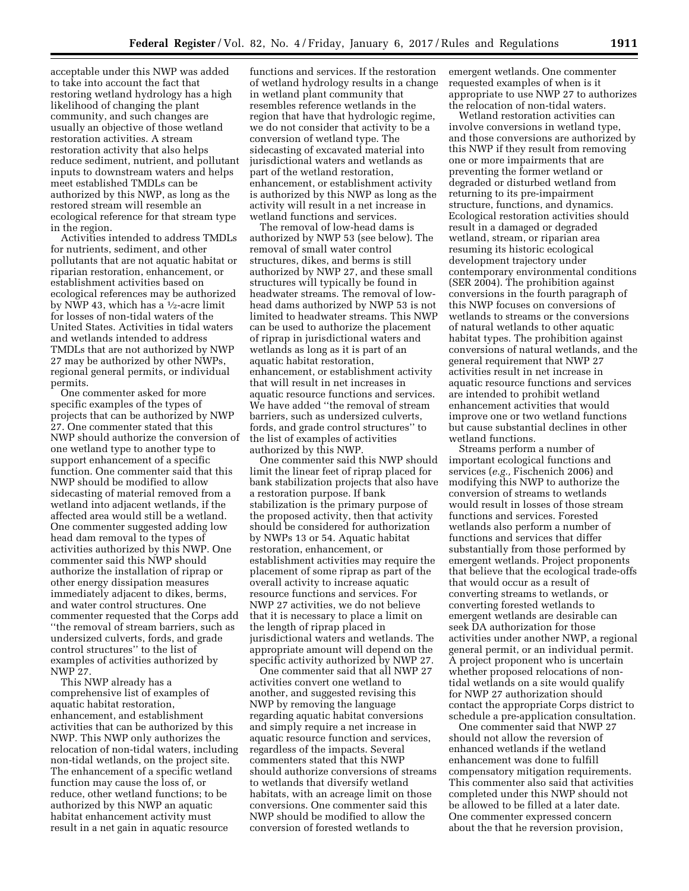acceptable under this NWP was added to take into account the fact that restoring wetland hydrology has a high likelihood of changing the plant community, and such changes are usually an objective of those wetland restoration activities. A stream restoration activity that also helps reduce sediment, nutrient, and pollutant inputs to downstream waters and helps meet established TMDLs can be authorized by this NWP, as long as the restored stream will resemble an ecological reference for that stream type in the region.

Activities intended to address TMDLs for nutrients, sediment, and other pollutants that are not aquatic habitat or riparian restoration, enhancement, or establishment activities based on ecological references may be authorized by NWP 43, which has a ½-acre limit for losses of non-tidal waters of the United States. Activities in tidal waters and wetlands intended to address TMDLs that are not authorized by NWP 27 may be authorized by other NWPs, regional general permits, or individual permits.

One commenter asked for more specific examples of the types of projects that can be authorized by NWP 27. One commenter stated that this NWP should authorize the conversion of one wetland type to another type to support enhancement of a specific function. One commenter said that this NWP should be modified to allow sidecasting of material removed from a wetland into adjacent wetlands, if the affected area would still be a wetland. One commenter suggested adding low head dam removal to the types of activities authorized by this NWP. One commenter said this NWP should authorize the installation of riprap or other energy dissipation measures immediately adjacent to dikes, berms, and water control structures. One commenter requested that the Corps add ''the removal of stream barriers, such as undersized culverts, fords, and grade control structures'' to the list of examples of activities authorized by NWP 27.

This NWP already has a comprehensive list of examples of aquatic habitat restoration, enhancement, and establishment activities that can be authorized by this NWP. This NWP only authorizes the relocation of non-tidal waters, including non-tidal wetlands, on the project site. The enhancement of a specific wetland function may cause the loss of, or reduce, other wetland functions; to be authorized by this NWP an aquatic habitat enhancement activity must result in a net gain in aquatic resource functions and services. If the restoration of wetland hydrology results in a change in wetland plant community that resembles reference wetlands in the region that have that hydrologic regime, we do not consider that activity to be a conversion of wetland type. The sidecasting of excavated material into jurisdictional waters and wetlands as part of the wetland restoration, enhancement, or establishment activity is authorized by this NWP as long as the activity will result in a net increase in wetland functions and services.

The removal of low-head dams is authorized by NWP 53 (see below). The removal of small water control structures, dikes, and berms is still authorized by NWP 27, and these small structures will typically be found in headwater streams. The removal of low-head dams authorized by NWP 53 is not limited to headwater streams. This NWP can be used to authorize the placement of riprap in jurisdictional waters and wetlands as long as it is part of an aquatic habitat restoration, enhancement, or establishment activity that will result in net increases in aquatic resource functions and services. We have added ''the removal of stream barriers, such as undersized culverts, fords, and grade control structures'' to the list of examples of activities authorized by this NWP.

One commenter said this NWP should limit the linear feet of riprap placed for bank stabilization projects that also have a restoration purpose. If bank stabilization is the primary purpose of the proposed activity, then that activity should be considered for authorization by NWPs 13 or 54. Aquatic habitat restoration, enhancement, or establishment activities may require the placement of some riprap as part of the overall activity to increase aquatic resource functions and services. For NWP 27 activities, we do not believe that it is necessary to place a limit on the length of riprap placed in jurisdictional waters and wetlands. The appropriate amount will depend on the specific activity authorized by NWP 27.

One commenter said that all NWP 27 activities convert one wetland to another, and suggested revising this NWP by removing the language regarding aquatic habitat conversions and simply require a net increase in aquatic resource function and services, regardless of the impacts. Several commenters stated that this NWP should authorize conversions of streams to wetlands that diversify wetland habitats, with an acreage limit on those conversions. One commenter said this NWP should be modified to allow the conversion of forested wetlands to emergent wetlands. One commenter requested examples of when is it appropriate to use NWP 27 to authorizes the relocation of non-tidal waters.

Wetland restoration activities can involve conversions in wetland type, and those conversions are authorized by this NWP if they result from removing one or more impairments that are preventing the former wetland or degraded or disturbed wetland from returning to its pre-impairment structure, functions, and dynamics. Ecological restoration activities should result in a damaged or degraded wetland, stream, or riparian area resuming its historic ecological development trajectory under contemporary environmental conditions (SER 2004). The prohibition against conversions in the fourth paragraph of this NWP focuses on conversions of wetlands to streams or the conversions of natural wetlands to other aquatic habitat types. The prohibition against conversions of natural wetlands, and the general requirement that NWP 27 activities result in net increase in aquatic resource functions and services are intended to prohibit wetland enhancement activities that would improve one or two wetland functions but cause substantial declines in other wetland functions.

Streams perform a number of important ecological functions and services (*e.g.,* Fischenich 2006) and modifying this NWP to authorize the conversion of streams to wetlands would result in losses of those stream functions and services. Forested wetlands also perform a number of functions and services that differ substantially from those performed by emergent wetlands. Project proponents that believe that the ecological trade-offs that would occur as a result of converting streams to wetlands, or converting forested wetlands to emergent wetlands are desirable can seek DA authorization for those activities under another NWP, a regional general permit, or an individual permit. A project proponent who is uncertain whether proposed relocations of non-tidal wetlands on a site would qualify for NWP 27 authorization should contact the appropriate Corps district to schedule a pre-application consultation.

One commenter said that NWP 27 should not allow the reversion of enhanced wetlands if the wetland enhancement was done to fulfill compensatory mitigation requirements. This commenter also said that activities completed under this NWP should not be allowed to be filled at a later date. One commenter expressed concern about the that he reversion provision,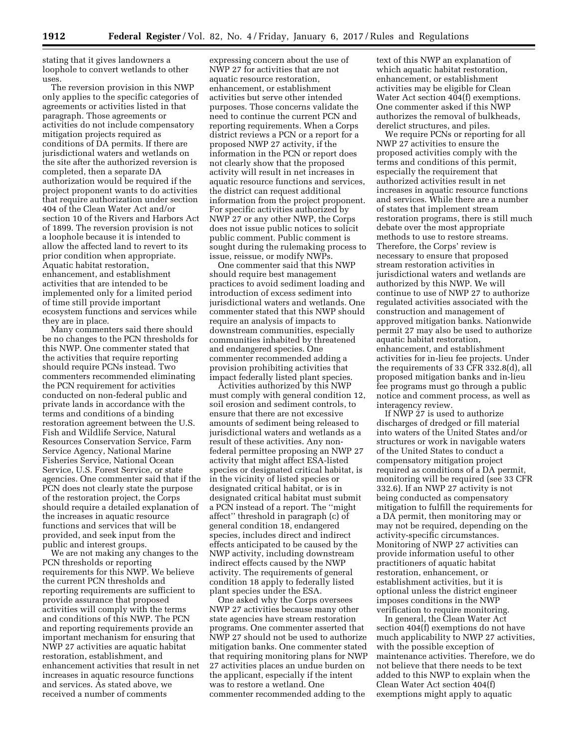stating that it gives landowners a loophole to convert wetlands to other uses.

The reversion provision in this NWP only applies to the specific categories of agreements or activities listed in that paragraph. Those agreements or activities do not include compensatory mitigation projects required as conditions of DA permits. If there are jurisdictional waters and wetlands on the site after the authorized reversion is completed, then a separate DA authorization would be required if the project proponent wants to do activities that require authorization under section 404 of the Clean Water Act and/or section 10 of the Rivers and Harbors Act of 1899. The reversion provision is not a loophole because it is intended to allow the affected land to revert to its prior condition when appropriate. Aquatic habitat restoration, enhancement, and establishment activities that are intended to be implemented only for a limited period of time still provide important ecosystem functions and services while they are in place.

Many commenters said there should be no changes to the PCN thresholds for this NWP. One commenter stated that the activities that require reporting should require PCNs instead. Two commenters recommended eliminating the PCN requirement for activities conducted on non-federal public and private lands in accordance with the terms and conditions of a binding restoration agreement between the U.S. Fish and Wildlife Service, Natural Resources Conservation Service, Farm Service Agency, National Marine Fisheries Service, National Ocean Service, U.S. Forest Service, or state agencies. One commenter said that if the PCN does not clearly state the purpose of the restoration project, the Corps should require a detailed explanation of the increases in aquatic resource functions and services that will be provided, and seek input from the public and interest groups.

We are not making any changes to the PCN thresholds or reporting requirements for this NWP. We believe the current PCN thresholds and reporting requirements are sufficient to provide assurance that proposed activities will comply with the terms and conditions of this NWP. The PCN and reporting requirements provide an important mechanism for ensuring that NWP 27 activities are aquatic habitat restoration, establishment, and enhancement activities that result in net increases in aquatic resource functions and services. As stated above, we received a number of comments expressing concern about the use of NWP 27 for activities that are not aquatic resource restoration, enhancement, or establishment activities but serve other intended purposes. Those concerns validate the need to continue the current PCN and reporting requirements. When a Corps district reviews a PCN or a report for a proposed NWP 27 activity, if the information in the PCN or report does not clearly show that the proposed activity will result in net increases in aquatic resource functions and services, the district can request additional information from the project proponent. For specific activities authorized by NWP 27 or any other NWP, the Corps does not issue public notices to solicit public comment. Public comment is sought during the rulemaking process to issue, reissue, or modify NWPs.

One commenter said that this NWP should require best management practices to avoid sediment loading and introduction of excess sediment into jurisdictional waters and wetlands. One commenter stated that this NWP should require an analysis of impacts to downstream communities, especially communities inhabited by threatened and endangered species. One commenter recommended adding a provision prohibiting activities that impact federally listed plant species.

Activities authorized by this NWP must comply with general condition 12, soil erosion and sediment controls, to ensure that there are not excessive amounts of sediment being released to jurisdictional waters and wetlands as a result of these activities. Any non-federal permittee proposing an NWP 27 activity that might affect ESA-listed species or designated critical habitat, is in the vicinity of listed species or designated critical habitat, or is in designated critical habitat must submit a PCN instead of a report. The ''might affect'' threshold in paragraph (c) of general condition 18, endangered species, includes direct and indirect effects anticipated to be caused by the NWP activity, including downstream indirect effects caused by the NWP activity. The requirements of general condition 18 apply to federally listed plant species under the ESA.

One asked why the Corps oversees NWP 27 activities because many other state agencies have stream restoration programs. One commenter asserted that NWP 27 should not be used to authorize mitigation banks. One commenter stated that requiring monitoring plans for NWP 27 activities places an undue burden on the applicant, especially if the intent was to restore a wetland. One commenter recommended adding to the text of this NWP an explanation of which aquatic habitat restoration, enhancement, or establishment activities may be eligible for Clean Water Act section 404(f) exemptions. One commenter asked if this NWP authorizes the removal of bulkheads, derelict structures, and piles.

We require PCNs or reporting for all NWP 27 activities to ensure the proposed activities comply with the terms and conditions of this permit, especially the requirement that authorized activities result in net increases in aquatic resource functions and services. While there are a number of states that implement stream restoration programs, there is still much debate over the most appropriate methods to use to restore streams. Therefore, the Corps' review is necessary to ensure that proposed stream restoration activities in jurisdictional waters and wetlands are authorized by this NWP. We will continue to use of NWP 27 to authorize regulated activities associated with the construction and management of approved mitigation banks. Nationwide permit 27 may also be used to authorize aquatic habitat restoration, enhancement, and establishment activities for in-lieu fee projects. Under the requirements of 33 CFR 332.8(d), all proposed mitigation banks and in-lieu fee programs must go through a public notice and comment process, as well as interagency review.

If NWP 27 is used to authorize discharges of dredged or fill material into waters of the United States and/or structures or work in navigable waters of the United States to conduct a compensatory mitigation project required as conditions of a DA permit, monitoring will be required (see 33 CFR 332.6). If an NWP 27 activity is not being conducted as compensatory mitigation to fulfill the requirements for a DA permit, then monitoring may or may not be required, depending on the activity-specific circumstances. Monitoring of NWP 27 activities can provide information useful to other practitioners of aquatic habitat restoration, enhancement, or establishment activities, but it is optional unless the district engineer imposes conditions in the NWP verification to require monitoring.

In general, the Clean Water Act section 404(f) exemptions do not have much applicability to NWP 27 activities, with the possible exception of maintenance activities. Therefore, we do not believe that there needs to be text added to this NWP to explain when the Clean Water Act section 404(f) exemptions might apply to aquatic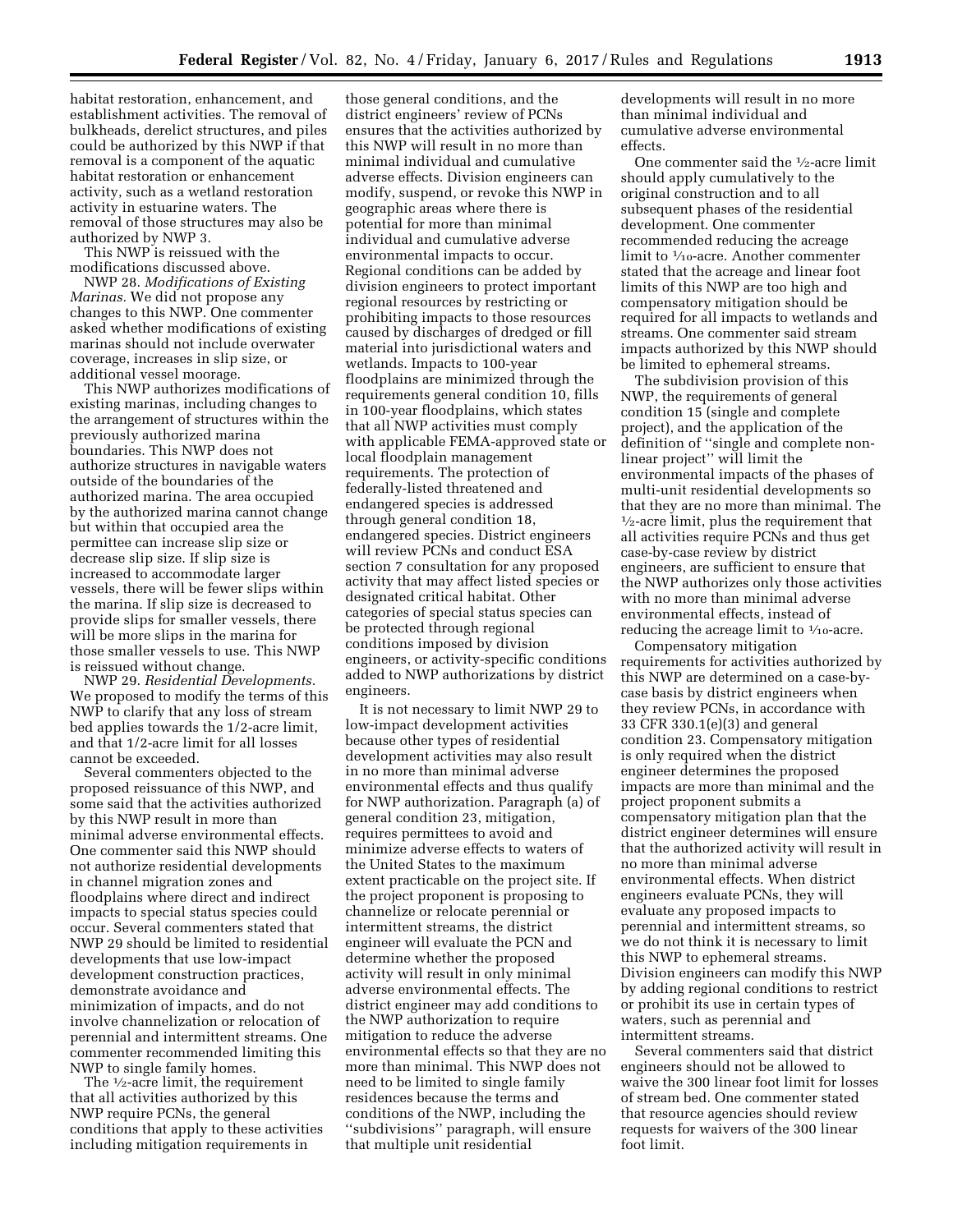habitat restoration, enhancement, and establishment activities. The removal of bulkheads, derelict structures, and piles could be authorized by this NWP if that removal is a component of the aquatic habitat restoration or enhancement activity, such as a wetland restoration activity in estuarine waters. The removal of those structures may also be authorized by NWP 3.

This NWP is reissued with the modifications discussed above.

NWP 28. *Modifications of Existing Marinas.* We did not propose any changes to this NWP. One commenter asked whether modifications of existing marinas should not include overwater coverage, increases in slip size, or additional vessel moorage.

This NWP authorizes modifications of existing marinas, including changes to the arrangement of structures within the previously authorized marina boundaries. This NWP does not authorize structures in navigable waters outside of the boundaries of the authorized marina. The area occupied by the authorized marina cannot change but within that occupied area the permittee can increase slip size or decrease slip size. If slip size is increased to accommodate larger vessels, there will be fewer slips within the marina. If slip size is decreased to provide slips for smaller vessels, there will be more slips in the marina for those smaller vessels to use. This NWP is reissued without change.

NWP 29. *Residential Developments.* We proposed to modify the terms of this NWP to clarify that any loss of stream bed applies towards the 1/2-acre limit, and that 1/2-acre limit for all losses cannot be exceeded.

Several commenters objected to the proposed reissuance of this NWP, and some said that the activities authorized by this NWP result in more than minimal adverse environmental effects. One commenter said this NWP should not authorize residential developments in channel migration zones and floodplains where direct and indirect impacts to special status species could occur. Several commenters stated that NWP 29 should be limited to residential developments that use low-impact development construction practices, demonstrate avoidance and minimization of impacts, and do not involve channelization or relocation of perennial and intermittent streams. One commenter recommended limiting this NWP to single family homes.

The ½-acre limit, the requirement that all activities authorized by this NWP require PCNs, the general conditions that apply to these activities including mitigation requirements in those general conditions, and the district engineers' review of PCNs ensures that the activities authorized by this NWP will result in no more than minimal individual and cumulative adverse effects. Division engineers can modify, suspend, or revoke this NWP in geographic areas where there is potential for more than minimal individual and cumulative adverse environmental impacts to occur. Regional conditions can be added by division engineers to protect important regional resources by restricting or prohibiting impacts to those resources caused by discharges of dredged or fill material into jurisdictional waters and wetlands. Impacts to 100-year floodplains are minimized through the requirements general condition 10, fills in 100-year floodplains, which states that all NWP activities must comply with applicable FEMA-approved state or local floodplain management requirements. The protection of federally-listed threatened and endangered species is addressed through general condition 18, endangered species. District engineers will review PCNs and conduct ESA section 7 consultation for any proposed activity that may affect listed species or designated critical habitat. Other categories of special status species can be protected through regional conditions imposed by division engineers, or activity-specific conditions added to NWP authorizations by district engineers.

It is not necessary to limit NWP 29 to low-impact development activities because other types of residential development activities may also result in no more than minimal adverse environmental effects and thus qualify for NWP authorization. Paragraph (a) of general condition 23, mitigation, requires permittees to avoid and minimize adverse effects to waters of the United States to the maximum extent practicable on the project site. If the project proponent is proposing to channelize or relocate perennial or intermittent streams, the district engineer will evaluate the PCN and determine whether the proposed activity will result in only minimal adverse environmental effects. The district engineer may add conditions to the NWP authorization to require mitigation to reduce the adverse environmental effects so that they are no more than minimal. This NWP does not need to be limited to single family residences because the terms and conditions of the NWP, including the "subdivisions" paragraph, will ensure that multiple unit residential developments will result in no more than minimal individual and cumulative adverse environmental effects.

One commenter said the ½-acre limit should apply cumulatively to the original construction and to all subsequent phases of the residential development. One commenter recommended reducing the acreage limit to ¹⁄₁₀-acre. Another commenter stated that the acreage and linear foot limits of this NWP are too high and compensatory mitigation should be required for all impacts to wetlands and streams. One commenter said stream impacts authorized by this NWP should be limited to ephemeral streams.

The subdivision provision of this NWP, the requirements of general condition 15 (single and complete project), and the application of the definition of "single and complete non-linear project" will limit the environmental impacts of the phases of multi-unit residential developments so that they are no more than minimal. The ½-acre limit, plus the requirement that all activities require PCNs and thus get case-by-case review by district engineers, are sufficient to ensure that the NWP authorizes only those activities with no more than minimal adverse environmental effects, instead of reducing the acreage limit to ¹⁄₁₀-acre.

Compensatory mitigation requirements for activities authorized by this NWP are determined on a case-by-case basis by district engineers when they review PCNs, in accordance with 33 CFR 330.1(e)(3) and general condition 23. Compensatory mitigation is only required when the district engineer determines the proposed impacts are more than minimal and the project proponent submits a compensatory mitigation plan that the district engineer determines will ensure that the authorized activity will result in no more than minimal adverse environmental effects. When district engineers evaluate PCNs, they will evaluate any proposed impacts to perennial and intermittent streams, so we do not think it is necessary to limit this NWP to ephemeral streams. Division engineers can modify this NWP by adding regional conditions to restrict or prohibit its use in certain types of waters, such as perennial and intermittent streams.

Several commenters said that district engineers should not be allowed to waive the 300 linear foot limit for losses of stream bed. One commenter stated that resource agencies should review requests for waivers of the 300 linear foot limit.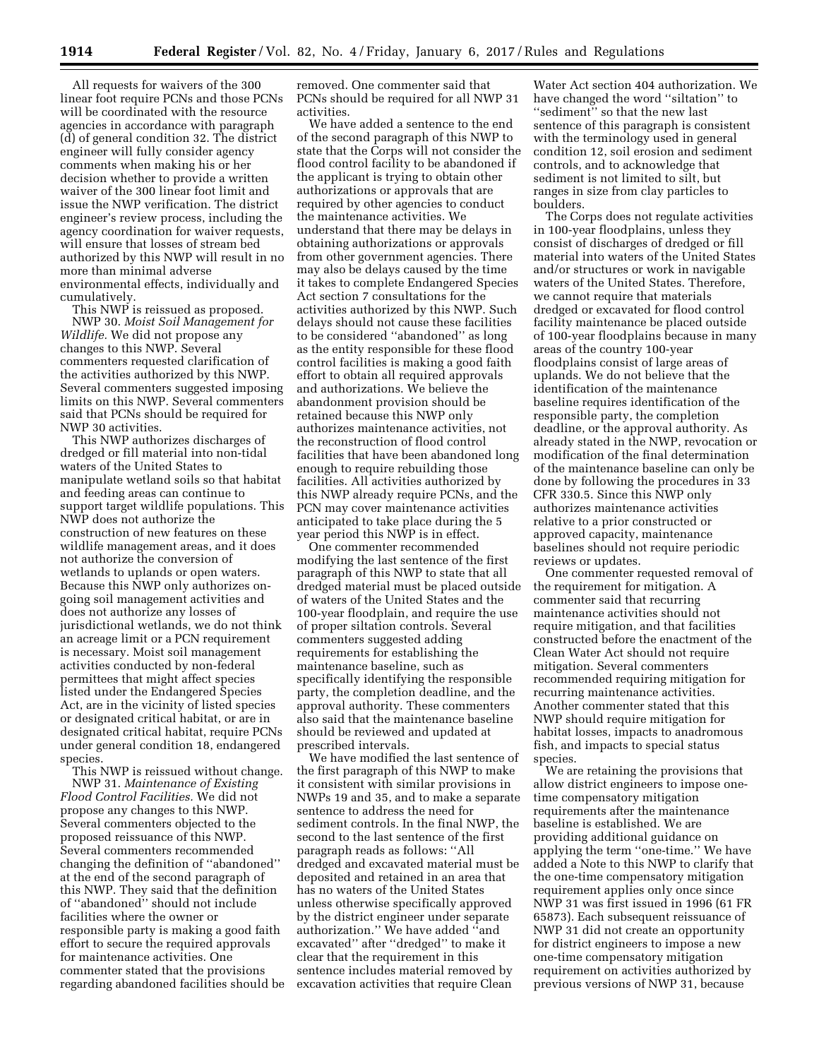All requests for waivers of the 300 linear foot requre PCNs and those PCNs will be coordinated with the resource agencies in accordance with paragraph (d) of general condition 32. The district engineer will fully consider agency comments when making his or her decision whether to provide a written waiver of the 300 linear foot limit and issue the NWP verification. The district engineer's review process, including the agency coordination for waiver requests, will ensure that losses of stream bed authorized by this NWP will result in no more than minimal adverse environmental effects, individually and cumulatively.

This NWP is reissued as proposed.

NWP 30. *Moist Soil Management for Wildlife.* We did not propose any changes to this NWP. Several commenters requested clarification of the activities authorized by this NWP. Several commenters suggested imposing limits on this NWP. Several commenters said that PCNs should be required for NWP 30 activities.

This NWP authorizes discharges of dredged or fill material into non-tidal waters of the United States to manipulate wetland soils so that habitat and feeding areas can continue to support target wildlife populations. This NWP does not authorize the construction of new features on these wildlife management areas, and it does not authorize the conversion of wetlands to uplands or open waters. Because this NWP only authorizes ongoing soil management activities and does not authorize any losses of jurisdictional wetlands, we do not think an acreage limit or a PCN requirement is necessary. Moist soil management activities conducted by non-federal permittees that might affect species listed under the Endangered Species Act, are in the vicinity of listed species or designated critical habitat, or are in designated critical habitat, require PCNs under general condition 18, endangered species.

This NWP is reissued without change.

NWP 31. *Maintenance of Existing Flood Control Facilities.* We did not propose any changes to this NWP. Several commenters objected to the proposed reissuance of this NWP. Several commenters recommended changing the definition of ''abandoned'' at the end of the second paragraph of this NWP. They said that the definition of ''abandoned'' should not include facilities where the owner or responsible party is making a good faith effort to secure the required approvals for maintenance activities. One commenter stated that the provisions regarding abandoned facilities should be removed. One commenter said that PCNs should be required for all NWP 31 activities.

We have added a sentence to the end of the second paragraph of this NWP to state that the Corps will not consider the flood control facility to be abandoned if the applicant is trying to obtain other authorizations or approvals that are required by other agencies to conduct the maintenance activities. We understand that there may be delays in obtaining authorizations or approvals from other government agencies. There may also be delays caused by the time it takes to complete Endangered Species Act section 7 consultations for the activities authorized by this NWP. Such delays should not cause these facilities to be considered ''abandoned'' as long as the entity responsible for these flood control facilities is making a good faith effort to obtain all required approvals and authorizations. We believe the abandonment provision should be retained because this NWP only authorizes maintenance activities, not the reconstruction of flood control facilities that have been abandoned long enough to require rebuilding those facilities. All activities authorized by this NWP already require PCNs, and the PCN may cover maintenance activities anticipated to take place during the 5 year period this NWP is in effect.

One commenter recommended modifying the last sentence of the first paragraph of this NWP to state that all dredged material must be placed outside of waters of the United States and the 100-year floodplain, and require the use of proper siltation controls. Several commenters suggested adding requirements for establishing the maintenance baseline, such as specifically identifying the responsible party, the completion deadline, and the approval authority. These commenters also said that the maintenance baseline should be reviewed and updated at prescribed intervals.

We have modified the last sentence of the first paragraph of this NWP to make it consistent with similar provisions in NWPs 19 and 35, and to make a separate sentence to address the need for sediment controls. In the final NWP, the second to the last sentence of the first paragraph reads as follows: ''All dredged and excavated material must be deposited and retained in an area that has no waters of the United States unless otherwise specifically approved by the district engineer under separate authorization.'' We have added ''and excavated'' after ''dredged'' to make it clear that the requirement in this sentence includes material removed by excavation activities that require Clean Water Act section 404 authorization. We have changed the word ''siltation'' to ''sediment'' so that the new last sentence of this paragraph is consistent with the terminology used in general condition 12, soil erosion and sediment controls, and to acknowledge that sediment is not limited to silt, but ranges in size from clay particles to boulders.

The Corps does not regulate activities in 100-year floodplains, unless they consist of discharges of dredged or fill material into waters of the United States and/or structures or work in navigable waters of the United States. Therefore, we cannot require that materials dredged or excavated for flood control facility maintenance be placed outside of 100-year floodplains because in many areas of the country 100-year floodplains consist of large areas of uplands. We do not believe that the identification of the maintenance baseline requires identification of the responsible party, the completion deadline, or the approval authority. As already stated in the NWP, revocation or modification of the final determination of the maintenance baseline can only be done by following the procedures in 33 CFR 330.5. Since this NWP only authorizes maintenance activities relative to a prior constructed or approved capacity, maintenance baselines should not require periodic reviews or updates.

One commenter requested removal of the requirement for mitigation. A commenter said that recurring maintenance activities should not require mitigation, and that facilities constructed before the enactment of the Clean Water Act should not require mitigation. Several commenters recommended requiring mitigation for recurring maintenance activities. Another commenter stated that this NWP should require mitigation for habitat losses, impacts to anadromous fish, and impacts to special status species.

We are retaining the provisions that allow district engineers to impose one-time compensatory mitigation requirements after the maintenance baseline is established. We are providing additional guidance on applying the term ''one-time.'' We have added a Note to this NWP to clarify that the one-time compensatory mitigation requirement applies only once since NWP 31 was first issued in 1996 (61 FR 65873). Each subsequent reissuance of NWP 31 did not create an opportunity for district engineers to impose a new one-time compensatory mitigation requirement on activities authorized by previous versions of NWP 31, because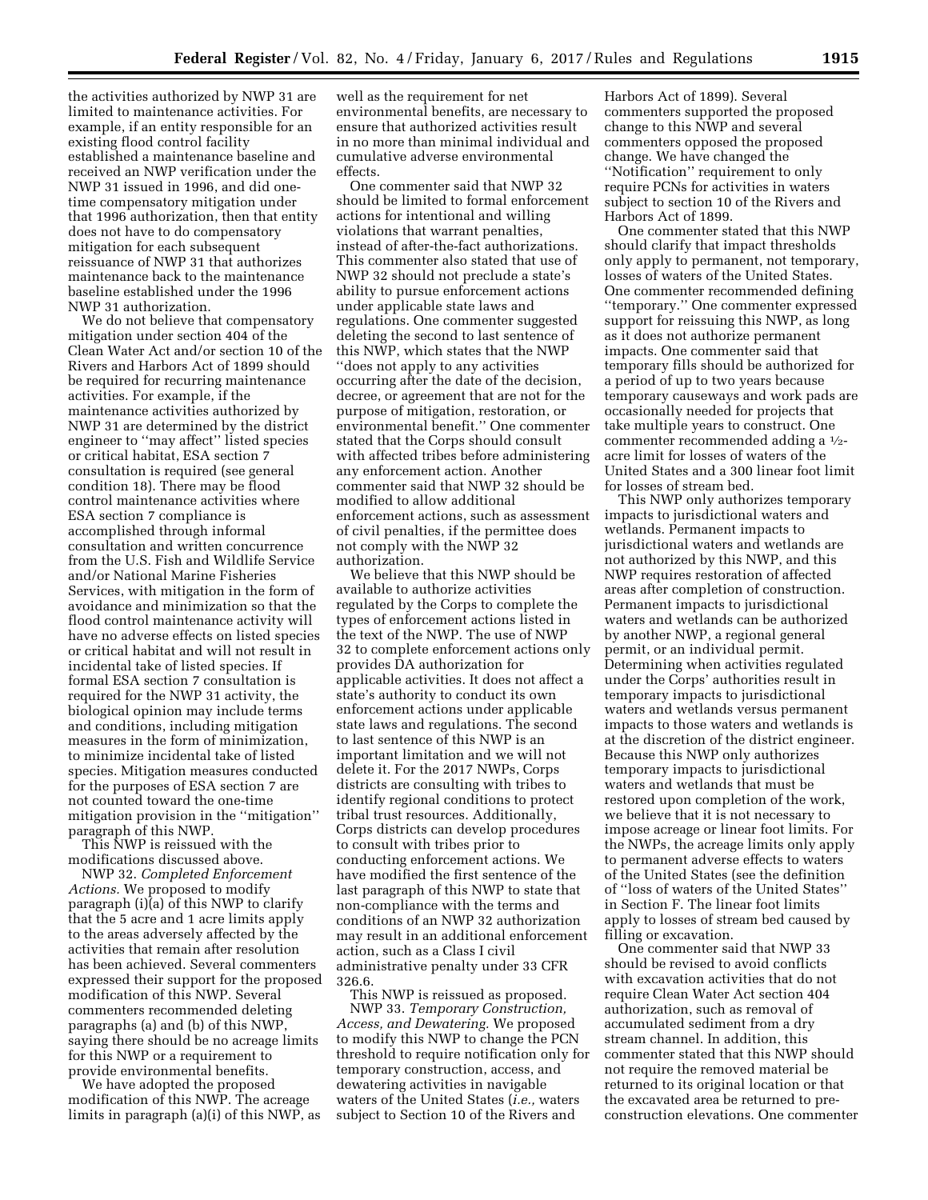the activities authorized by NWP 31 are limited to maintenance activities. For example, if an entity responsible for an existing flood control facility established a maintenance baseline and received an NWP verification under the NWP 31 issued in 1996, and did one-time compensatory mitigation under that 1996 authorization, then that entity does not have to do compensatory mitigation for each subsequent reissuance of NWP 31 that authorizes maintenance back to the maintenance baseline established under the 1996 NWP 31 authorization.

We do not believe that compensatory mitigation under section 404 of the Clean Water Act and/or section 10 of the Rivers and Harbors Act of 1899 should be required for recurring maintenance activities. For example, if the maintenance activities authorized by NWP 31 are determined by the district engineer to ''may affect'' listed species or critical habitat, ESA section 7 consultation is required (see general condition 18). There may be flood control maintenance activities where ESA section 7 compliance is accomplished through informal consultation and written concurrence from the U.S. Fish and Wildlife Service and/or National Marine Fisheries Services, with mitigation in the form of avoidance and minimization so that the flood control maintenance activity will have no adverse effects on listed species or critical habitat and will not result in incidental take of listed species. If formal ESA section 7 consultation is required for the NWP 31 activity, the biological opinion may include terms and conditions, including mitigation measures in the form of minimization, to minimize incidental take of listed species. Mitigation measures conducted for the purposes of ESA section 7 are not counted toward the one-time mitigation provision in the ''mitigation'' paragraph of this NWP.

This NWP is reissued with the modifications discussed above.

NWP 32. *Completed Enforcement Actions.* We proposed to modify paragraph (i)(a) of this NWP to clarify that the 5 acre and 1 acre limits apply to the areas adversely affected by the activities that remain after resolution has been achieved. Several commenters expressed their support for the proposed modification of this NWP. Several commenters recommended deleting paragraphs (a) and (b) of this NWP, saying there should be no acreage limits for this NWP or a requirement to provide environmental benefits.

We have adopted the proposed modification of this NWP. The acreage limits in paragraph (a)(i) of this NWP, as well as the requirement for net environmental benefits, are necessary to ensure that authorized activities result in no more than minimal individual and cumulative adverse environmental effects.

One commenter said that NWP 32 should be limited to formal enforcement actions for intentional and willing violations that warrant penalties, instead of after-the-fact authorizations. This commenter also stated that use of NWP 32 should not preclude a state's ability to pursue enforcement actions under applicable state laws and regulations. One commenter suggested deleting the second to last sentence of this NWP, which states that the NWP ''does not apply to any activities occurring after the date of the decision, decree, or agreement that are not for the purpose of mitigation, restoration, or environmental benefit.'' One commenter stated that the Corps should consult with affected tribes before administering any enforcement action. Another commenter said that NWP 32 should be modified to allow additional enforcement actions, such as assessment of civil penalties, if the permittee does not comply with the NWP 32 authorization.

We believe that this NWP should be available to authorize activities regulated by the Corps to complete the types of enforcement actions listed in the text of the NWP. The use of NWP 32 to complete enforcement actions only provides DA authorization for applicable activities. It does not affect a state's authority to conduct its own enforcement actions under applicable state laws and regulations. The second to last sentence of this NWP is an important limitation and we will not delete it. For the 2017 NWPs, Corps districts are consulting with tribes to identify regional conditions to protect tribal trust resources. Additionally, Corps districts can develop procedures to consult with tribes prior to conducting enforcement actions. We have modified the first sentence of the last paragraph of this NWP to state that non-compliance with the terms and conditions of an NWP 32 authorization may result in an additional enforcement action, such as a Class I civil administrative penalty under 33 CFR 326.6.

This NWP is reissued as proposed.

NWP 33. *Temporary Construction, Access, and Dewatering.* We proposed to modify this NWP to change the PCN threshold to require notification only for temporary construction, access, and dewatering activities in navigable waters of the United States (*i.e.,* waters subject to Section 10 of the Rivers and Harbors Act of 1899). Several commenters supported the proposed change to this NWP and several commenters opposed the proposed change. We have changed the ''Notification'' requirement to only require PCNs for activities in waters subject to section 10 of the Rivers and Harbors Act of 1899.

One commenter stated that this NWP should clarify that impact thresholds only apply to permanent, not temporary, losses of waters of the United States. One commenter recommended defining ''temporary.'' One commenter expressed support for reissuing this NWP, as long as it does not authorize permanent impacts. One commenter said that temporary fills should be authorized for a period of up to two years because temporary causeways and work pads are occasionally needed for projects that take multiple years to construct. One commenter recommended adding a ½-acre limit for losses of waters of the United States and a 300 linear foot limit for losses of stream bed.

This NWP only authorizes temporary impacts to jurisdictional waters and wetlands. Permanent impacts to jurisdictional waters and wetlands are not authorized by this NWP, and this NWP requires restoration of affected areas after completion of construction. Permanent impacts to jurisdictional waters and wetlands can be authorized by another NWP, a regional general permit, or an individual permit. Determining when activities regulated under the Corps' authorities result in temporary impacts to jurisdictional waters and wetlands versus permanent impacts to those waters and wetlands is at the discretion of the district engineer. Because this NWP only authorizes temporary impacts to jurisdictional waters and wetlands that must be restored upon completion of the work, we believe that it is not necessary to impose acreage or linear foot limits. For the NWPs, the acreage limits only apply to permanent adverse effects to waters of the United States (see the definition of ''loss of waters of the United States'' in Section F. The linear foot limits apply to losses of stream bed caused by filling or excavation.

One commenter said that NWP 33 should be revised to avoid conflicts with excavation activities that do not require Clean Water Act section 404 authorization, such as removal of accumulated sediment from a dry stream channel. In addition, this commenter stated that this NWP should not require the removed material be returned to its original location or that the excavated area be returned to pre-construction elevations. One commenter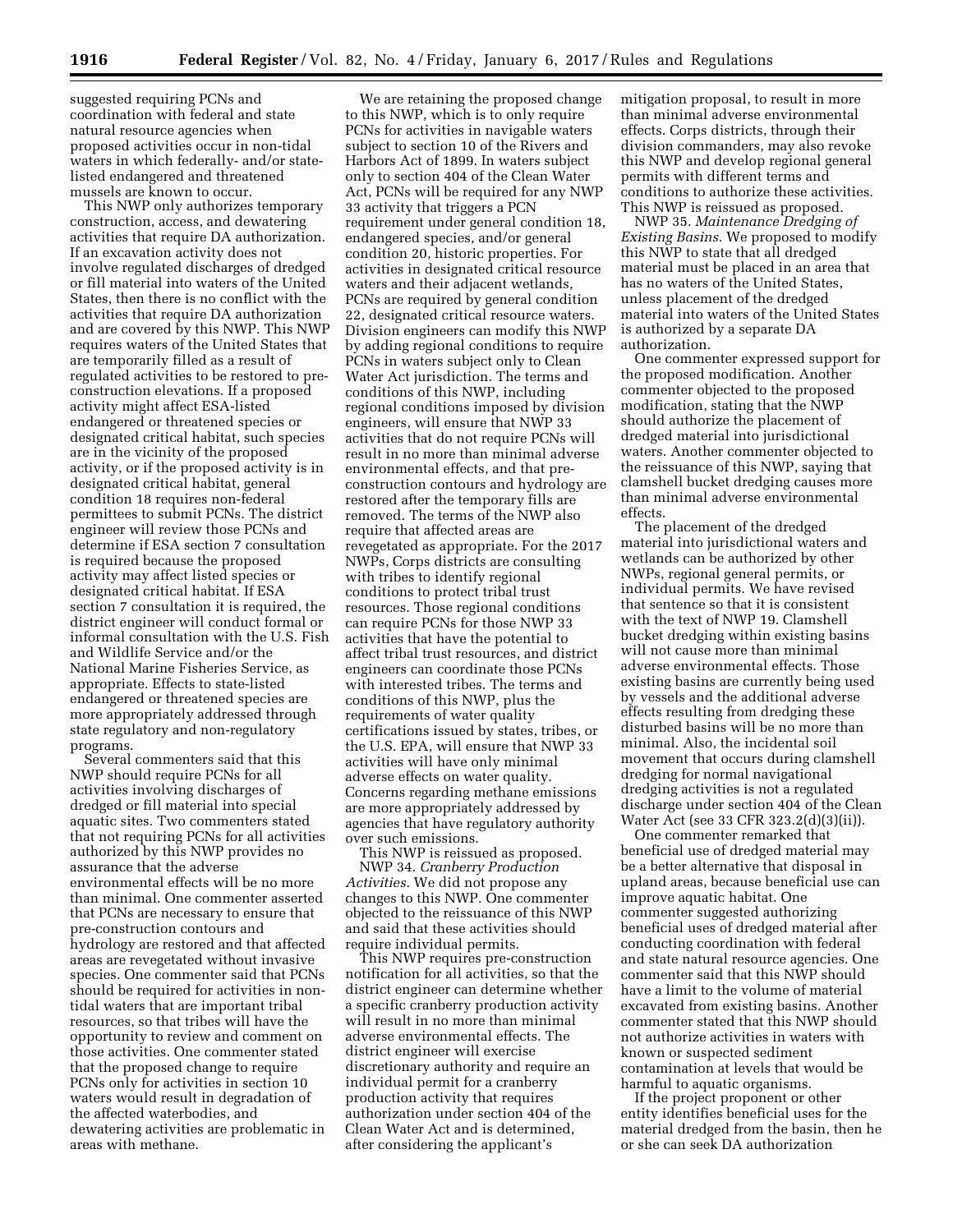suggested requiring PCNs and coordination with federal and state natural resource agencies when proposed activities occur in non-tidal waters in which federally- and/or state-listed endangered and threatened mussels are known to occur.

This NWP only authorizes temporary construction, access, and dewatering activities that require DA authorization. If an excavation activity does not involve regulated discharges of dredged or fill material into waters of the United States, then there is no conflict with the activities that require DA authorization and are covered by this NWP. This NWP requires waters of the United States that are temporarily filled as a result of regulated activities to be restored to pre-construction elevations. If a proposed activity might affect ESA-listed endangered or threatened species or designated critical habitat, such species are in the vicinity of the proposed activity, or if the proposed activity is in designated critical habitat, general condition 18 requires non-federal permittees to submit PCNs. The district engineer will review those PCNs and determine if ESA section 7 consultation is required because the proposed activity may affect listed species or designated critical habitat. If ESA section 7 consultation it is required, the district engineer will conduct formal or informal consultation with the U.S. Fish and Wildlife Service and/or the National Marine Fisheries Service, as appropriate. Effects to state-listed endangered or threatened species are more appropriately addressed through state regulatory and non-regulatory programs.

Several commenters said that this NWP should require PCNs for all activities involving discharges of dredged or fill material into special aquatic sites. Two commenters stated that not requiring PCNs for all activities authorized by this NWP provides no assurance that the adverse environmental effects will be no more than minimal. One commenter asserted that PCNs are necessary to ensure that pre-construction contours and hydrology are restored and that affected areas are revegetated without invasive species. One commenter said that PCNs should be required for activities in non-tidal waters that are important tribal resources, so that tribes will have the opportunity to review and comment on those activities. One commenter stated that the proposed change to require PCNs only for activities in section 10 waters would result in degradation of the affected waterbodies, and dewatering activities are problematic in areas with methane.

We are retaining the proposed change to this NWP, which is to only require PCNs for activities in navigable waters subject to section 10 of the Rivers and Harbors Act of 1899. In waters subject only to section 404 of the Clean Water Act, PCNs will be required for any NWP 33 activity that triggers a PCN requirement under general condition 18, endangered species, and/or general condition 20, historic properties. For activities in designated critical resource waters and their adjacent wetlands, PCNs are required by general condition 22, designated critical resource waters. Division engineers can modify this NWP by adding regional conditions to require PCNs in waters subject only to Clean Water Act jurisdiction. The terms and conditions of this NWP, including regional conditions imposed by division engineers, will ensure that NWP 33 activities that do not require PCNs will result in no more than minimal adverse environmental effects, and that pre-construction contours and hydrology are restored after the temporary fills are removed. The terms of the NWP also require that affected areas are revegetated as appropriate. For the 2017 NWPs, Corps districts are consulting with tribes to identify regional conditions to protect tribal trust resources. Those regional conditions can require PCNs for those NWP 33 activities that have the potential to affect tribal trust resources, and district engineers can coordinate those PCNs with interested tribes. The terms and conditions of this NWP, plus the requirements of water quality certifications issued by states, tribes, or the U.S. EPA, will ensure that NWP 33 activities will have only minimal adverse effects on water quality. Concerns regarding methane emissions are more appropriately addressed by agencies that have regulatory authority over such emissions.

This NWP is reissued as proposed.

NWP 34. *Cranberry Production Activities.* We did not propose any changes to this NWP. One commenter objected to the reissuance of this NWP and said that these activities should require individual permits.

This NWP requires pre-construction notification for all activities, so that the district engineer can determine whether a specific cranberry production activity will result in no more than minimal adverse environmental effects. The district engineer will exercise discretionary authority and require an individual permit for a cranberry production activity that requires authorization under section 404 of the Clean Water Act and is determined, after considering the applicant's mitigation proposal, to result in more than minimal adverse environmental effects. Corps districts, through their division commanders, may also revoke this NWP and develop regional general permits with different terms and conditions to authorize these activities. This NWP is reissued as proposed.

NWP 35. *Maintenance Dredging of Existing Basins.* We proposed to modify this NWP to state that all dredged material must be placed in an area that has no waters of the United States, unless placement of the dredged material into waters of the United States is authorized by a separate DA authorization.

One commenter expressed support for the proposed modification. Another commenter objected to the proposed modification, stating that the NWP should authorize the placement of dredged material into jurisdictional waters. Another commenter objected to the reissuance of this NWP, saying that clamshell bucket dredging causes more than minimal adverse environmental effects.

The placement of the dredged material into jurisdictional waters and wetlands can be authorized by other NWPs, regional general permits, or individual permits. We have revised that sentence so that it is consistent with the text of NWP 19. Clamshell bucket dredging within existing basins will not cause more than minimal adverse environmental effects. Those existing basins are currently being used by vessels and the additional adverse effects resulting from dredging these disturbed basins will be no more than minimal. Also, the incidental soil movement that occurs during clamshell dredging for normal navigational dredging activities is not a regulated discharge under section 404 of the Clean Water Act (see 33 CFR 323.2(d)(3)(ii)).

One commenter remarked that beneficial use of dredged material may be a better alternative that disposal in upland areas, because beneficial use can improve aquatic habitat. One commenter suggested authorizing beneficial uses of dredged material after conducting coordination with federal and state natural resource agencies. One commenter said that this NWP should have a limit to the volume of material excavated from existing basins. Another commenter stated that this NWP should not authorize activities in waters with known or suspected sediment contamination at levels that would be harmful to aquatic organisms.

If the project proponent or other entity identifies beneficial uses for the material dredged from the basin, then he or she can seek DA authorization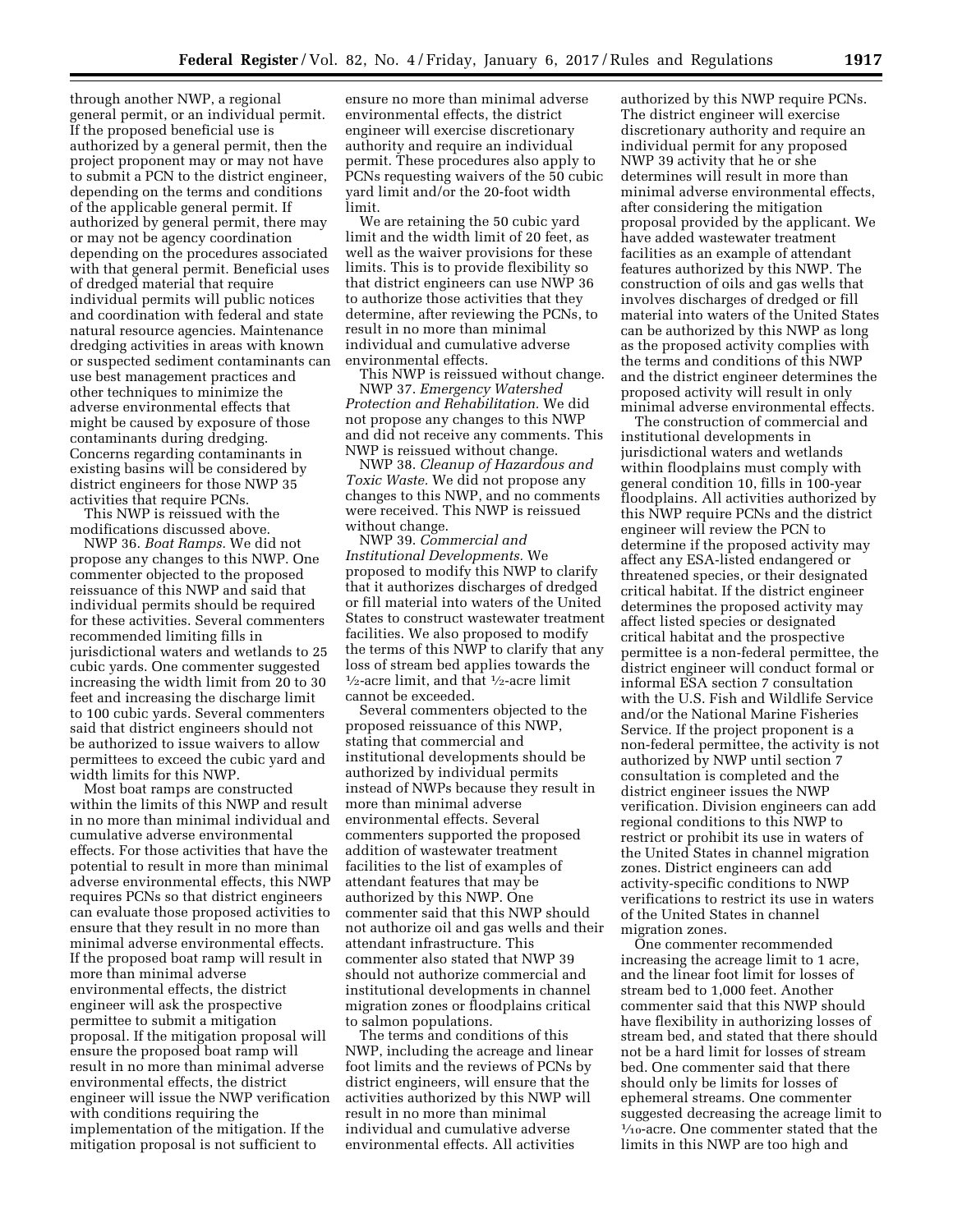through another NWP, a regional general permit, or an individual permit. If the proposed beneficial use is authorized by a general permit, then the project proponent may or may not have to submit a PCN to the district engineer, depending on the terms and conditions of the applicable general permit. If authorized by general permit, there may or may not be agency coordination depending on the procedures associated with that general permit. Beneficial uses of dredged material that require individual permits will public notices and coordination with federal and state natural resource agencies. Maintenance dredging activities in areas with known or suspected sediment contaminants can use best management practices and other techniques to minimize the adverse environmental effects that might be caused by exposure of those contaminants during dredging. Concerns regarding contaminants in existing basins will be considered by district engineers for those NWP 35 activities that require PCNs.

This NWP is reissued with the modifications discussed above.

NWP 36. *Boat Ramps.* We did not propose any changes to this NWP. One commenter objected to the proposed reissuance of this NWP and said that individual permits should be required for these activities. Several commenters recommended limiting fills in jurisdictional waters and wetlands to 25 cubic yards. One commenter suggested increasing the width limit from 20 to 30 feet and increasing the discharge limit to 100 cubic yards. Several commenters said that district engineers should not be authorized to issue waivers to allow permittees to exceed the cubic yard and width limits for this NWP.

Most boat ramps are constructed within the limits of this NWP and result in no more than minimal individual and cumulative adverse environmental effects. For those activities that have the potential to result in more than minimal adverse environmental effects, this NWP requires PCNs so that district engineers can evaluate those proposed activities to ensure that they result in no more than minimal adverse environmental effects. If the proposed boat ramp will result in more than minimal adverse environmental effects, the district engineer will ask the prospective permittee to submit a mitigation proposal. If the mitigation proposal will ensure the proposed boat ramp will result in no more than minimal adverse environmental effects, the district engineer will issue the NWP verification with conditions requiring the implementation of the mitigation. If the mitigation proposal is not sufficient to ensure no more than minimal adverse environmental effects, the district engineer will exercise discretionary authority and require an individual permit. These procedures also apply to PCNs requesting waivers of the 50 cubic yard limit and/or the 20-foot width limit.

We are retaining the 50 cubic yard limit and the width limit of 20 feet, as well as the waiver provisions for these limits. This is to provide flexibility so that district engineers can use NWP 36 to authorize those activities that they determine, after reviewing the PCNs, to result in no more than minimal individual and cumulative adverse environmental effects.

This NWP is reissued without change.

NWP 37. *Emergency Watershed Protection and Rehabilitation.* We did not propose any changes to this NWP and did not receive any comments. This NWP is reissued without change.

NWP 38. *Cleanup of Hazardous and Toxic Waste.* We did not propose any changes to this NWP, and no comments were received. This NWP is reissued without change.

NWP 39. *Commercial and Institutional Developments.* We proposed to modify this NWP to clarify that it authorizes discharges of dredged or fill material into waters of the United States to construct wastewater treatment facilities. We also proposed to modify the terms of this NWP to clarify that any loss of stream bed applies towards the ½-acre limit, and that ½-acre limit cannot be exceeded.

Several commenters objected to the proposed reissuance of this NWP, stating that commercial and institutional developments should be authorized by individual permits instead of NWPs because they result in more than minimal adverse environmental effects. Several commenters supported the proposed addition of wastewater treatment facilities to the list of examples of attendant features that may be authorized by this NWP. One commenter said that this NWP should not authorize oil and gas wells and their attendant infrastructure. This commenter also stated that NWP 39 should not authorize commercial and institutional developments in channel migration zones or floodplains critical to salmon populations.

The terms and conditions of this NWP, including the acreage and linear foot limits and the reviews of PCNs by district engineers, will ensure that the activities authorized by this NWP will result in no more than minimal individual and cumulative adverse environmental effects. All activities authorized by this NWP require PCNs. The district engineer will exercise discretionary authority and require an individual permit for any proposed NWP 39 activity that he or she determines will result in more than minimal adverse environmental effects, after considering the mitigation proposal provided by the applicant. We have added wastewater treatment facilities as an example of attendant features authorized by this NWP. The construction of oils and gas wells that involves discharges of dredged or fill material into waters of the United States can be authorized by this NWP as long as the proposed activity complies with the terms and conditions of this NWP and the district engineer determines the proposed activity will result in only minimal adverse environmental effects.

The construction of commercial and institutional developments in jurisdictional waters and wetlands within floodplains must comply with general condition 10, fills in 100-year floodplains. All activities authorized by this NWP require PCNs and the district engineer will review the PCN to determine if the proposed activity may affect any ESA-listed endangered or threatened species, or their designated critical habitat. If the district engineer determines the proposed activity may affect listed species or designated critical habitat and the prospective permittee is a non-federal permittee, the district engineer will conduct formal or informal ESA section 7 consultation with the U.S. Fish and Wildlife Service and/or the National Marine Fisheries Service. If the project proponent is a non-federal permittee, the activity is not authorized by NWP until section 7 consultation is completed and the district engineer issues the NWP verification. Division engineers can add regional conditions to this NWP to restrict or prohibit its use in waters of the United States in channel migration zones. District engineers can add activity-specific conditions to NWP verifications to restrict its use in waters of the United States in channel migration zones.

One commenter recommended increasing the acreage limit to 1 acre, and the linear foot limit for losses of stream bed to 1,000 feet. Another commenter said that this NWP should have flexibility in authorizing losses of stream bed, and stated that there should not be a hard limit for losses of stream bed. One commenter said that there should only be limits for losses of ephemeral streams. One commenter suggested decreasing the acreage limit to ¹⁄₁₀-acre. One commenter stated that the limits in this NWP are too high and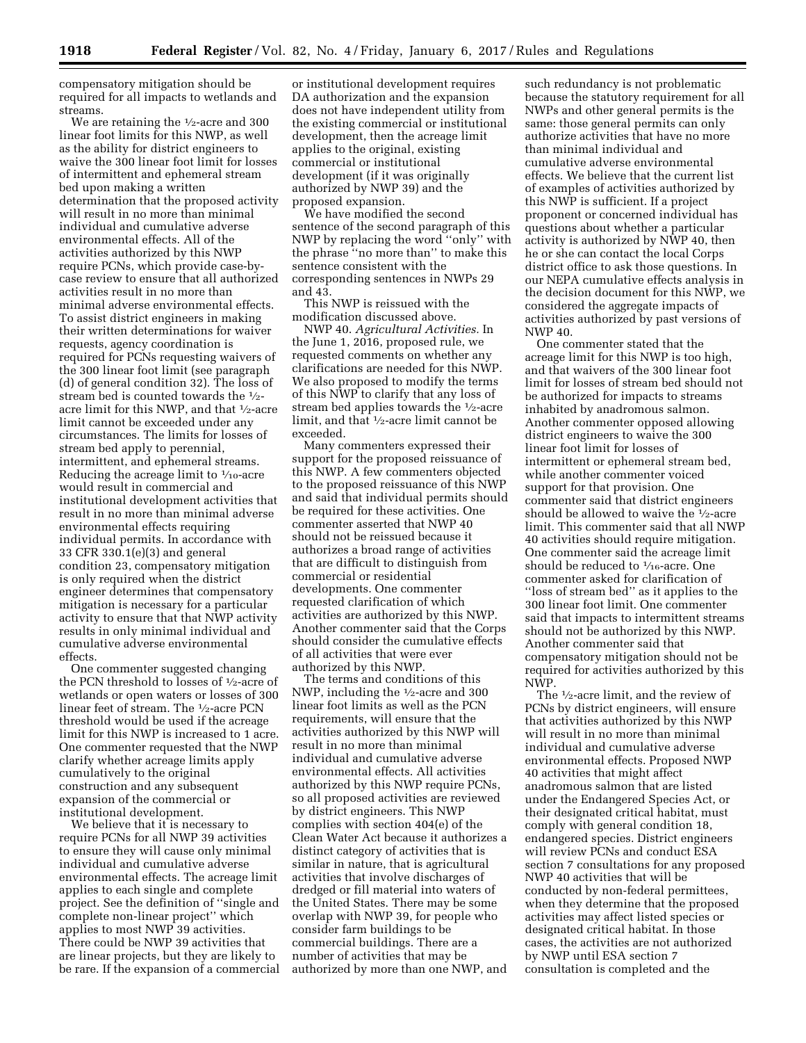compensatory mitigation should be required for all impacts to wetlands and streams.

We are retaining the ½-acre and 300 linear foot limits for this NWP, as well as the ability for district engineers to waive the 300 linear foot limit for losses of intermittent and ephemeral stream bed upon making a written determination that the proposed activity will result in no more than minimal individual and cumulative adverse environmental effects. All of the activities authorized by this NWP require PCNs, which provide case-by-case review to ensure that all authorized activities result in no more than minimal adverse environmental effects. To assist district engineers in making their written determinations for waiver requests, agency coordination is required for PCNs requesting waivers of the 300 linear foot limit (see paragraph (d) of general condition 32). The loss of stream bed is counted towards the ½-acre limit for this NWP, and that ½-acre limit cannot be exceeded under any circumstances. The limits for losses of stream bed apply to perennial, intermittent, and ephemeral streams. Reducing the acreage limit to ¹⁄₁₀-acre would result in commercial and institutional development activities that result in no more than minimal adverse environmental effects requiring individual permits. In accordance with 33 CFR 330.1(e)(3) and general condition 23, compensatory mitigation is only required when the district engineer determines that compensatory mitigation is necessary for a particular activity to ensure that that NWP activity results in only minimal individual and cumulative adverse environmental effects.

One commenter suggested changing the PCN threshold to losses of ½-acre of wetlands or open waters or losses of 300 linear feet of stream. The ½-acre PCN threshold would be used if the acreage limit for this NWP is increased to 1 acre. One commenter requested that the NWP clarify whether acreage limits apply cumulatively to the original construction and any subsequent expansion of the commercial or institutional development.

We believe that it is necessary to require PCNs for all NWP 39 activities to ensure they will cause only minimal individual and cumulative adverse environmental effects. The acreage limit applies to each single and complete project. See the definition of ''single and complete non-linear project'' which applies to most NWP 39 activities. There could be NWP 39 activities that are linear projects, but they are likely to be rare. If the expansion of a commercial or institutional development requires DA authorization and the expansion does not have independent utility from the existing commercial or institutional development, then the acreage limit applies to the original, existing commercial or institutional development (if it was originally authorized by NWP 39) and the proposed expansion.

We have modified the second sentence of the second paragraph of this NWP by replacing the word ''only'' with the phrase ''no more than'' to make this sentence consistent with the corresponding sentences in NWPs 29 and 43.

This NWP is reissued with the modification discussed above.

NWP 40. *Agricultural Activities.* In the June 1, 2016, proposed rule, we requested comments on whether any clarifications are needed for this NWP. We also proposed to modify the terms of this NWP to clarify that any loss of stream bed applies towards the ½-acre limit, and that ½-acre limit cannot be exceeded.

Many commenters expressed their support for the proposed reissuance of this NWP. A few commenters objected to the proposed reissuance of this NWP and said that individual permits should be required for these activities. One commenter asserted that NWP 40 should not be reissued because it authorizes a broad range of activities that are difficult to distinguish from commercial or residential developments. One commenter requested clarification of which activities are authorized by this NWP. Another commenter said that the Corps should consider the cumulative effects of all activities that were ever authorized by this NWP.

The terms and conditions of this NWP, including the ½-acre and 300 linear foot limits as well as the PCN requirements, will ensure that the activities authorized by this NWP will result in no more than minimal individual and cumulative adverse environmental effects. All activities authorized by this NWP require PCNs, so all proposed activities are reviewed by district engineers. This NWP complies with section 404(e) of the Clean Water Act because it authorizes a distinct category of activities that is similar in nature, that is agricultural activities that involve discharges of dredged or fill material into waters of the United States. There may be some overlap with NWP 39, for people who consider farm buildings to be commercial buildings. There are a number of activities that may be authorized by more than one NWP, and such redundancy is not problematic because the statutory requirement for all NWPs and other general permits is the same: those general permits can only authorize activities that have no more than minimal individual and cumulative adverse environmental effects. We believe that the current list of examples of activities authorized by this NWP is sufficient. If a project proponent or concerned individual has questions about whether a particular activity is authorized by NWP 40, then he or she can contact the local Corps district office to ask those questions. In our NEPA cumulative effects analysis in the decision document for this NWP, we considered the aggregate impacts of activities authorized by past versions of NWP 40.

One commenter stated that the acreage limit for this NWP is too high, and that waivers of the 300 linear foot limit for losses of stream bed should not be authorized for impacts to streams inhabited by anadromous salmon. Another commenter opposed allowing district engineers to waive the 300 linear foot limit for losses of intermittent or ephemeral stream bed, while another commenter voiced support for that provision. One commenter said that district engineers should be allowed to waive the ½-acre limit. This commenter said that all NWP 40 activities should require mitigation. One commenter said the acreage limit should be reduced to ¹⁄₁₆-acre. One commenter asked for clarification of ''loss of stream bed'' as it applies to the 300 linear foot limit. One commenter said that impacts to intermittent streams should not be authorized by this NWP. Another commenter said that compensatory mitigation should not be required for activities authorized by this NWP.

The ½-acre limit, and the review of PCNs by district engineers, will ensure that activities authorized by this NWP will result in no more than minimal individual and cumulative adverse environmental effects. Proposed NWP 40 activities that might affect anadromous salmon that are listed under the Endangered Species Act, or their designated critical habitat, must comply with general condition 18, endangered species. District engineers will review PCNs and conduct ESA section 7 consultations for any proposed NWP 40 activities that will be conducted by non-federal permittees, when they determine that the proposed activities may affect listed species or designated critical habitat. In those cases, the activities are not authorized by NWP until ESA section 7 consultation is completed and the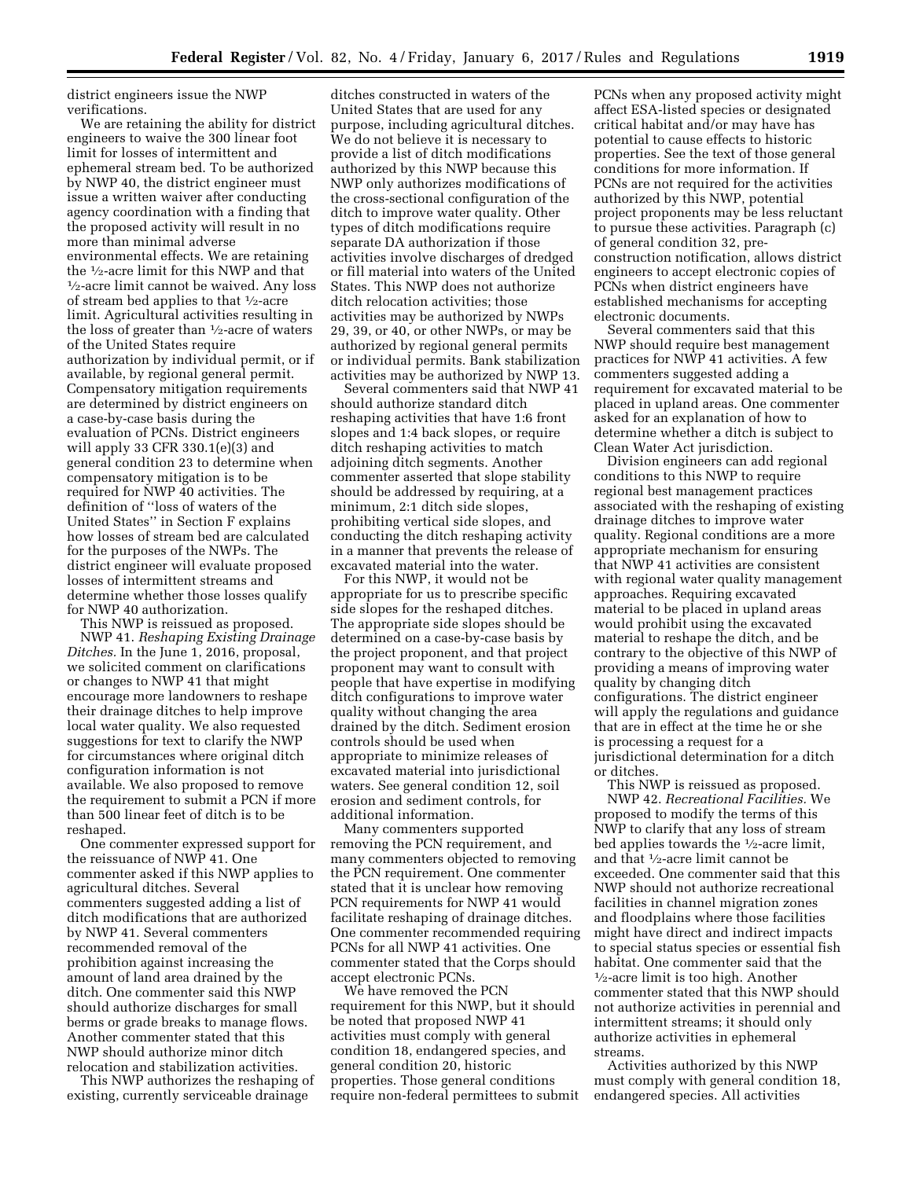district engineers issue the NWP verifications.

We are retaining the ability for district engineers to waive the 300 linear foot limit for losses of intermittent and ephemeral stream bed. To be authorized by NWP 40, the district engineer must issue a written waiver after conducting agency coordination with a finding that the proposed activity will result in no more than minimal adverse environmental effects. We are retaining the ½-acre limit for this NWP and that ½-acre limit cannot be waived. Any loss of stream bed applies to that ½-acre limit. Agricultural activities resulting in the loss of greater than ½-acre of waters of the United States require authorization by individual permit, or if available, by regional general permit. Compensatory mitigation requirements are determined by district engineers on a case-by-case basis during the evaluation of PCNs. District engineers will apply 33 CFR 330.1(e)(3) and general condition 23 to determine when compensatory mitigation is to be required for NWP 40 activities. The definition of "loss of waters of the United States" in Section F explains how losses of stream bed are calculated for the purposes of the NWPs. The district engineer will evaluate proposed losses of intermittent streams and determine whether those losses qualify for NWP 40 authorization.

This NWP is reissued as proposed.

NWP 41. *Reshaping Existing Drainage Ditches.* In the June 1, 2016, proposal, we solicited comment on clarifications or changes to NWP 41 that might encourage more landowners to reshape their drainage ditches to help improve local water quality. We also requested suggestions for text to clarify the NWP for circumstances where original ditch configuration information is not available. We also proposed to remove the requirement to submit a PCN if more than 500 linear feet of ditch is to be reshaped.

One commenter expressed support for the reissuance of NWP 41. One commenter asked if this NWP applies to agricultural ditches. Several commenters suggested adding a list of ditch modifications that are authorized by NWP 41. Several commenters recommended removal of the prohibition against increasing the amount of land area drained by the ditch. One commenter said this NWP should authorize discharges for small berms or grade breaks to manage flows. Another commenter stated that this NWP should authorize minor ditch relocation and stabilization activities.

This NWP authorizes the reshaping of existing, currently serviceable drainage ditches constructed in waters of the United States that are used for any purpose, including agricultural ditches. We do not believe it is necessary to provide a list of ditch modifications authorized by this NWP because this NWP only authorizes modifications of the cross-sectional configuration of the ditch to improve water quality. Other types of ditch modifications require separate DA authorization if those activities involve discharges of dredged or fill material into waters of the United States. This NWP does not authorize ditch relocation activities; those activities may be authorized by NWPs 29, 39, or 40, or other NWPs, or may be authorized by regional general permits or individual permits. Bank stabilization activities may be authorized by NWP 13.

Several commenters said that NWP 41 should authorize standard ditch reshaping activities that have 1:6 front slopes and 1:4 back slopes, or require ditch reshaping activities to match adjoining ditch segments. Another commenter asserted that slope stability should be addressed by requiring, at a minimum, 2:1 ditch side slopes, prohibiting vertical side slopes, and conducting the ditch reshaping activity in a manner that prevents the release of excavated material into the water.

For this NWP, it would not be appropriate for us to prescribe specific side slopes for the reshaped ditches. The appropriate side slopes should be determined on a case-by-case basis by the project proponent, and that project proponent may want to consult with people that have expertise in modifying ditch configurations to improve water quality without changing the area drained by the ditch. Sediment erosion controls should be used when appropriate to minimize releases of excavated material into jurisdictional waters. See general condition 12, soil erosion and sediment controls, for additional information.

Many commenters supported removing the PCN requirement, and many commenters objected to removing the PCN requirement. One commenter stated that it is unclear how removing PCN requirements for NWP 41 would facilitate reshaping of drainage ditches. One commenter recommended requiring PCNs for all NWP 41 activities. One commenter stated that the Corps should accept electronic PCNs.

We have removed the PCN requirement for this NWP, but it should be noted that proposed NWP 41 activities must comply with general condition 18, endangered species, and general condition 20, historic properties. Those general conditions require non-federal permittees to submit PCNs when any proposed activity might affect ESA-listed species or designated critical habitat and/or may have has potential to cause effects to historic properties. See the text of those general conditions for more information. If PCNs are not required for the activities authorized by this NWP, potential project proponents may be less reluctant to pursue these activities. Paragraph (c) of general condition 32, pre-construction notification, allows district engineers to accept electronic copies of PCNs when district engineers have established mechanisms for accepting electronic documents.

Several commenters said that this NWP should require best management practices for NWP 41 activities. A few commenters suggested adding a requirement for excavated material to be placed in upland areas. One commenter asked for an explanation of how to determine whether a ditch is subject to Clean Water Act jurisdiction.

Division engineers can add regional conditions to this NWP to require regional best management practices associated with the reshaping of existing drainage ditches to improve water quality. Regional conditions are a more appropriate mechanism for ensuring that NWP 41 activities are consistent with regional water quality management approaches. Requiring excavated material to be placed in upland areas would prohibit using the excavated material to reshape the ditch, and be contrary to the objective of this NWP of providing a means of improving water quality by changing ditch configurations. The district engineer will apply the regulations and guidance that are in effect at the time he or she is processing a request for a jurisdictional determination for a ditch or ditches.

This NWP is reissued as proposed.

NWP 42. *Recreational Facilities.* We proposed to modify the terms of this NWP to clarify that any loss of stream bed applies towards the ½-acre limit, and that ½-acre limit cannot be exceeded. One commenter said that this NWP should not authorize recreational facilities in channel migration zones and floodplains where those facilities might have direct and indirect impacts to special status species or essential fish habitat. One commenter said that the ½-acre limit is too high. Another commenter stated that this NWP should not authorize activities in perennial and intermittent streams; it should only authorize activities in ephemeral streams.

Activities authorized by this NWP must comply with general condition 18, endangered species. All activities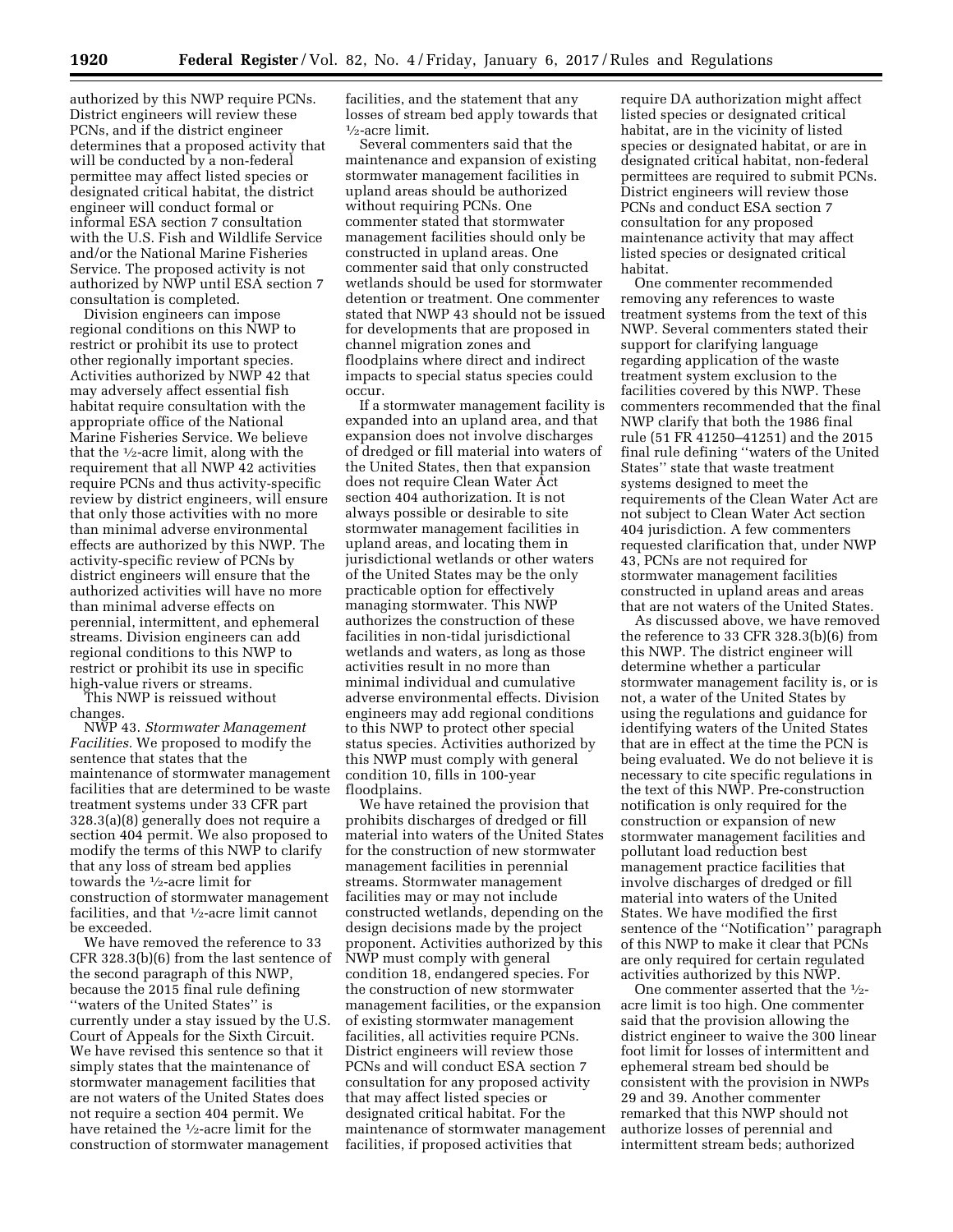authorized by this NWP require PCNs. District engineers will review these PCNs, and if the district engineer determines that a proposed activity that will be conducted by a non-federal permittee may affect listed species or designated critical habitat, the district engineer will conduct formal or informal ESA section 7 consultation with the U.S. Fish and Wildlife Service and/or the National Marine Fisheries Service. The proposed activity is not authorized by NWP until ESA section 7 consultation is completed.

Division engineers can impose regional conditions on this NWP to restrict or prohibit its use to protect other regionally important species. Activities authorized by NWP 42 that may adversely affect essential fish habitat require consultation with the appropriate office of the National Marine Fisheries Service. We believe that the ½-acre limit, along with the requirement that all NWP 42 activities require PCNs and thus activity-specific review by district engineers, will ensure that only those activities with no more than minimal adverse environmental effects are authorized by this NWP. The activity-specific review of PCNs by district engineers will ensure that the authorized activities will have no more than minimal adverse effects on perennial, intermittent, and ephemeral streams. Division engineers can add regional conditions to this NWP to restrict or prohibit its use in specific high-value rivers or streams.

This NWP is reissued without changes.

NWP 43. *Stormwater Management Facilities.* We proposed to modify the sentence that states that the maintenance of stormwater management facilities that are determined to be waste treatment systems under 33 CFR part 328.3(a)(8) generally does not require a section 404 permit. We also proposed to modify the terms of this NWP to clarify that any loss of stream bed applies towards the ½-acre limit for construction of stormwater management facilities, and that ½-acre limit cannot be exceeded.

We have removed the reference to 33 CFR 328.3(b)(6) from the last sentence of the second paragraph of this NWP, because the 2015 final rule defining ''waters of the United States'' is currently under a stay issued by the U.S. Court of Appeals for the Sixth Circuit. We have revised this sentence so that it simply states that the maintenance of stormwater management facilities that are not waters of the United States does not require a section 404 permit. We have retained the ½-acre limit for the construction of stormwater management facilities, and the statement that any losses of stream bed apply towards that ½-acre limit.

Several commenters said that the maintenance and expansion of existing stormwater management facilities in upland areas should be authorized without requiring PCNs. One commenter stated that stormwater management facilities should only be constructed in upland areas. One commenter said that only constructed wetlands should be used for stormwater detention or treatment. One commenter stated that NWP 43 should not be issued for developments that are proposed in channel migration zones and floodplains where direct and indirect impacts to special status species could occur.

If a stormwater management facility is expanded into an upland area, and that expansion does not involve discharges of dredged or fill material into waters of the United States, then that expansion does not require Clean Water Act section 404 authorization. It is not always possible or desirable to site stormwater management facilities in upland areas, and locating them in jurisdictional wetlands or other waters of the United States may be the only practicable option for effectively managing stormwater. This NWP authorizes the construction of these facilities in non-tidal jurisdictional wetlands and waters, as long as those activities result in no more than minimal individual and cumulative adverse environmental effects. Division engineers may add regional conditions to this NWP to protect other special status species. Activities authorized by this NWP must comply with general condition 10, fills in 100-year floodplains.

We have retained the provision that prohibits discharges of dredged or fill material into waters of the United States for the construction of new stormwater management facilities in perennial streams. Stormwater management facilities may or may not include constructed wetlands, depending on the design decisions made by the project proponent. Activities authorized by this NWP must comply with general condition 18, endangered species. For the construction of new stormwater management facilities, or the expansion of existing stormwater management facilities, all activities require PCNs. District engineers will review those PCNs and will conduct ESA section 7 consultation for any proposed activity that may affect listed species or designated critical habitat. For the maintenance of stormwater management facilities, if proposed activities that require DA authorization might affect listed species or designated critical habitat, are in the vicinity of listed species or designated habitat, or are in designated critical habitat, non-federal permittees are required to submit PCNs. District engineers will review those PCNs and conduct ESA section 7 consultation for any proposed maintenance activity that may affect listed species or designated critical habitat.

One commenter recommended removing any references to waste treatment systems from the text of this NWP. Several commenters stated their support for clarifying language regarding application of the waste treatment system exclusion to the facilities covered by this NWP. These commenters recommended that the final NWP clarify that both the 1986 final rule (51 FR 41250–41251) and the 2015 final rule defining ''waters of the United States'' state that waste treatment systems designed to meet the requirements of the Clean Water Act are not subject to Clean Water Act section 404 jurisdiction. A few commenters requested clarification that, under NWP 43, PCNs are not required for stormwater management facilities constructed in upland areas and areas that are not waters of the United States.

As discussed above, we have removed the reference to 33 CFR 328.3(b)(6) from this NWP. The district engineer will determine whether a particular stormwater management facility is, or is not, a water of the United States by using the regulations and guidance for identifying waters of the United States that are in effect at the time the PCN is being evaluated. We do not believe it is necessary to cite specific regulations in the text of this NWP. Pre-construction notification is only required for the construction or expansion of new stormwater management facilities and pollutant load reduction best management practice facilities that involve discharges of dredged or fill material into waters of the United States. We have modified the first sentence of the ''Notification'' paragraph of this NWP to make it clear that PCNs are only required for certain regulated activities authorized by this NWP.

One commenter asserted that the ½-acre limit is too high. One commenter said that the provision allowing the district engineer to waive the 300 linear foot limit for losses of intermittent and ephemeral stream bed should be consistent with the provision in NWPs 29 and 39. Another commenter remarked that this NWP should not authorize losses of perennial and intermittent stream beds; authorized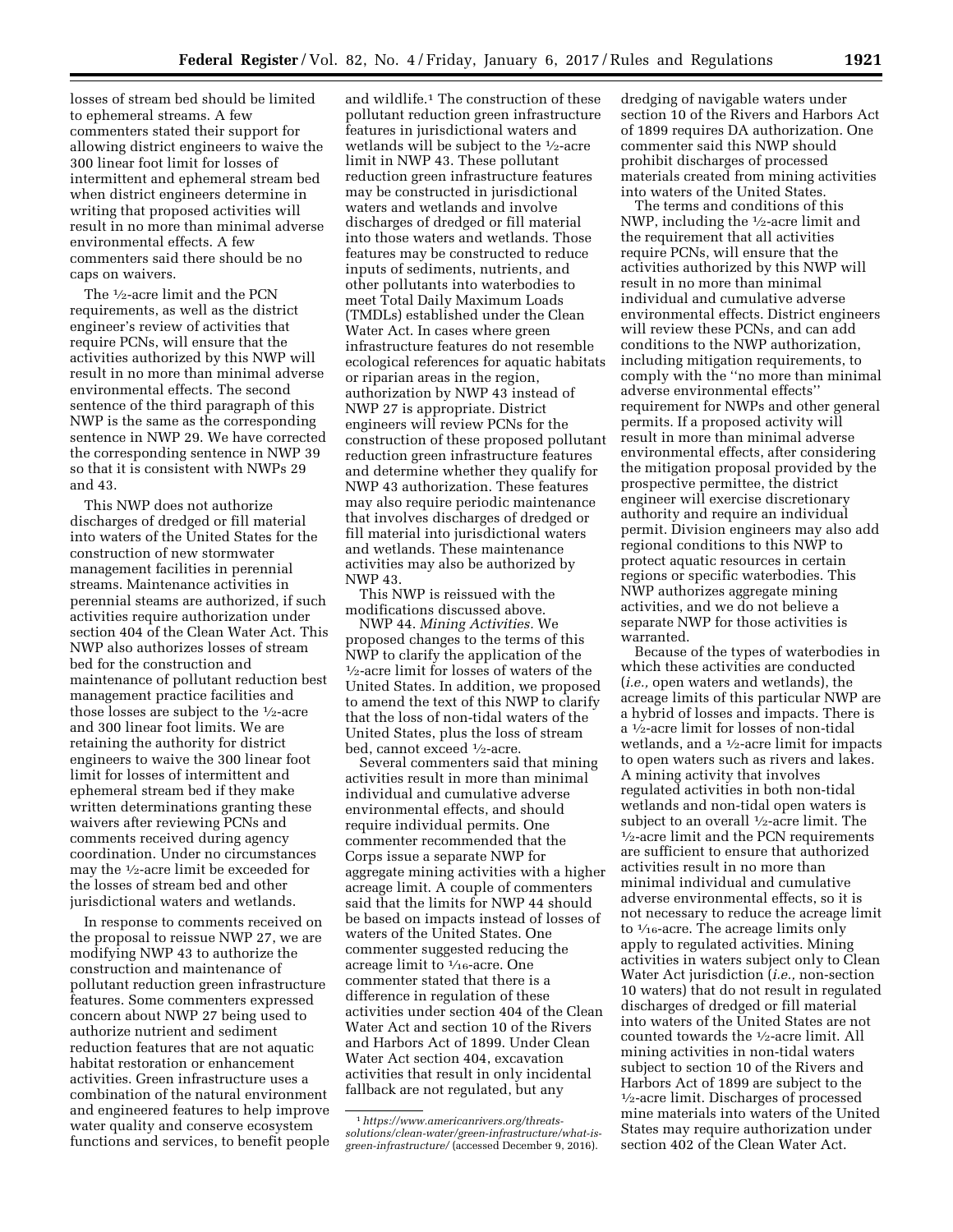losses of stream bed should be limited to ephemeral streams. A few commenters stated their support for allowing district engineers to waive the 300 linear foot limit for losses of intermittent and ephemeral stream bed when district engineers determine in writing that proposed activities will result in no more than minimal adverse environmental effects. A few commenters said there should be no caps on waivers.

The ½-acre limit and the PCN requirements, as well as the district engineer's review of activities that require PCNs, will ensure that the activities authorized by this NWP will result in no more than minimal adverse environmental effects. The second sentence of the third paragraph of this NWP is the same as the corresponding sentence in NWP 29. We have corrected the corresponding sentence in NWP 39 so that it is consistent with NWPs 29 and 43.

This NWP does not authorize discharges of dredged or fill material into waters of the United States for the construction of new stormwater management facilities in perennial streams. Maintenance activities in perennial steams are authorized, if such activities require authorization under section 404 of the Clean Water Act. This NWP also authorizes losses of stream bed for the construction and maintenance of pollutant reduction best management practice facilities and those losses are subject to the ½-acre and 300 linear foot limits. We are retaining the authority for district engineers to waive the 300 linear foot limit for losses of intermittent and ephemeral stream bed if they make written determinations granting these waivers after reviewing PCNs and comments received during agency coordination. Under no circumstances may the ½-acre limit be exceeded for the losses of stream bed and other jurisdictional waters and wetlands.

In response to comments received on the proposal to reissue NWP 27, we are modifying NWP 43 to authorize the construction and maintenance of pollutant reduction green infrastructure features. Some commenters expressed concern about NWP 27 being used to authorize nutrient and sediment reduction features that are not aquatic habitat restoration or enhancement activities. Green infrastructure uses a combination of the natural environment and engineered features to help improve water quality and conserve ecosystem functions and services, to benefit people and wildlife.[1] The construction of these pollutant reduction green infrastructure features in jurisdictional waters and wetlands will be subject to the ½-acre limit in NWP 43. These pollutant reduction green infrastructure features may be constructed in jurisdictional waters and wetlands and involve discharges of dredged or fill material into those waters and wetlands. Those features may be constructed to reduce inputs of sediments, nutrients, and other pollutants into waterbodies to meet Total Daily Maximum Loads (TMDLs) established under the Clean Water Act. In cases where green infrastructure features do not resemble ecological references for aquatic habitats or riparian areas in the region, authorization by NWP 43 instead of NWP 27 is appropriate. District engineers will review PCNs for the construction of these proposed pollutant reduction green infrastructure features and determine whether they qualify for NWP 43 authorization. These features may also require periodic maintenance that involves discharges of dredged or fill material into jurisdictional waters and wetlands. These maintenance activities may also be authorized by NWP 43.

This NWP is reissued with the modifications discussed above.

NWP 44. *Mining Activities.* We proposed changes to the terms of this NWP to clarify the application of the ½-acre limit for losses of waters of the United States. In addition, we proposed to amend the text of this NWP to clarify that the loss of non-tidal waters of the United States, plus the loss of stream bed, cannot exceed ½-acre.

Several commenters said that mining activities result in more than minimal individual and cumulative adverse environmental effects, and should require individual permits. One commenter recommended that the Corps issue a separate NWP for aggregate mining activities with a higher acreage limit. A couple of commenters said that the limits for NWP 44 should be based on impacts instead of losses of waters of the United States. One commenter suggested reducing the acreage limit to 1⁄16-acre. One commenter stated that there is a difference in regulation of these activities under section 404 of the Clean Water Act and section 10 of the Rivers and Harbors Act of 1899. Under Clean Water Act section 404, excavation activities that result in only incidental fallback are not regulated, but any dredging of navigable waters under section 10 of the Rivers and Harbors Act of 1899 requires DA authorization. One commenter said this NWP should prohibit discharges of processed materials created from mining activities into waters of the United States.

The terms and conditions of this NWP, including the ½-acre limit and the requirement that all activities require PCNs, will ensure that the activities authorized by this NWP will result in no more than minimal individual and cumulative adverse environmental effects. District engineers will review these PCNs, and can add conditions to the NWP authorization, including mitigation requirements, to comply with the ''no more than minimal adverse environmental effects'' requirement for NWPs and other general permits. If a proposed activity will result in more than minimal adverse environmental effects, after considering the mitigation proposal provided by the prospective permittee, the district engineer will exercise discretionary authority and require an individual permit. Division engineers may also add regional conditions to this NWP to protect aquatic resources in certain regions or specific waterbodies. This NWP authorizes aggregate mining activities, and we do not believe a separate NWP for those activities is warranted.

Because of the types of waterbodies in which these activities are conducted (*i.e.,* open waters and wetlands), the acreage limits of this particular NWP are a hybrid of losses and impacts. There is a ½-acre limit for losses of non-tidal wetlands, and a ½-acre limit for impacts to open waters such as rivers and lakes. A mining activity that involves regulated activities in both non-tidal wetlands and non-tidal open waters is subject to an overall ½-acre limit. The ½-acre limit and the PCN requirements are sufficient to ensure that authorized activities result in no more than minimal individual and cumulative adverse environmental effects, so it is not necessary to reduce the acreage limit to 1⁄16-acre. The acreage limits only apply to regulated activities. Mining activities in waters subject only to Clean Water Act jurisdiction (*i.e.,* non-section 10 waters) that do not result in regulated discharges of dredged or fill material into waters of the United States are not counted towards the ½-acre limit. All mining activities in non-tidal waters subject to section 10 of the Rivers and Harbors Act of 1899 are subject to the ½-acre limit. Discharges of processed mine materials into waters of the United States may require authorization under section 402 of the Clean Water Act.

[1] *https://www.americanrivers.org/threats-solutions/clean-water/green-infrastructure/what-is-green-infrastructure/* (accessed December 9, 2016).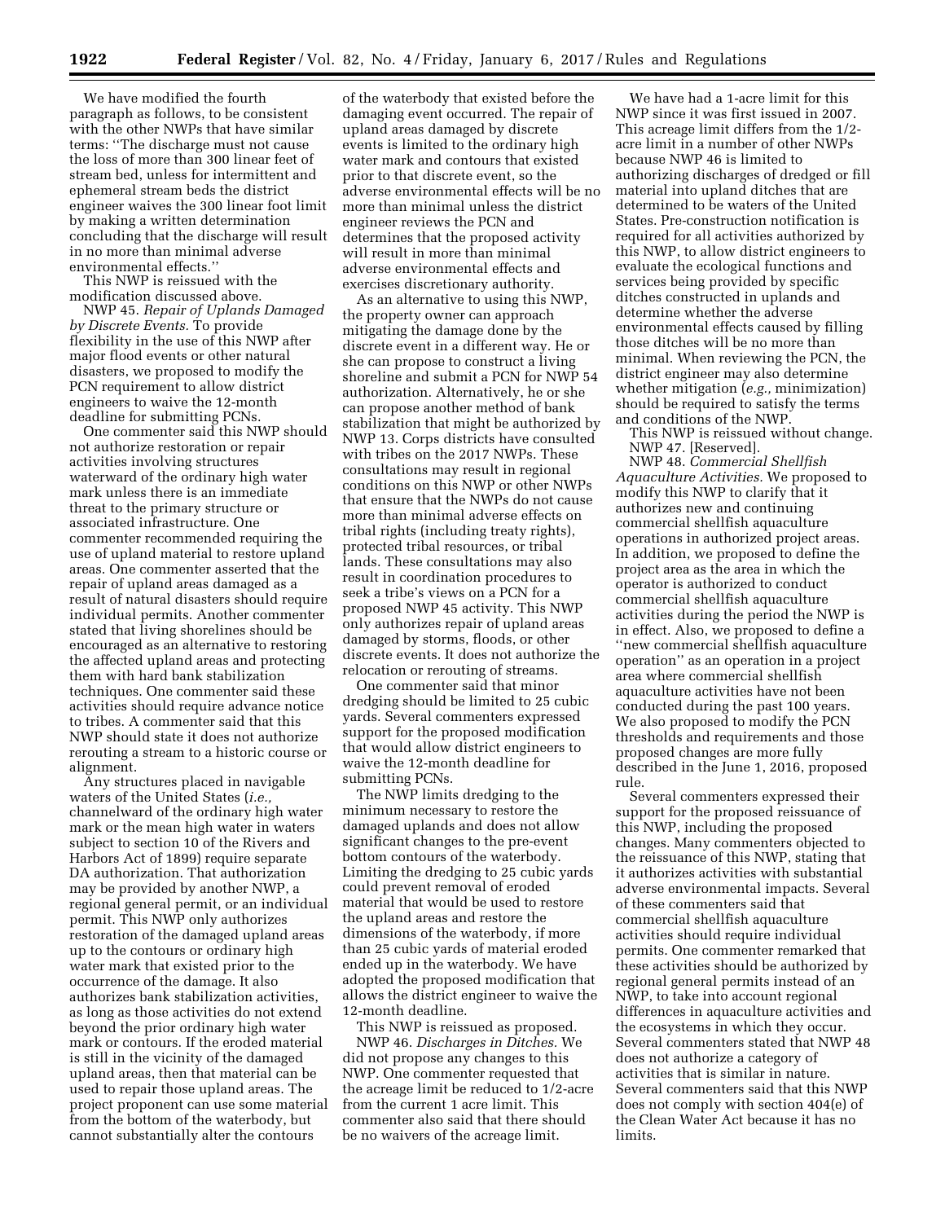We have modified the fourth paragraph as follows, to be consistent with the other NWPs that have similar terms: ''The discharge must not cause the loss of more than 300 linear feet of stream bed, unless for intermittent and ephemeral stream beds the district engineer waives the 300 linear foot limit by making a written determination concluding that the discharge will result in no more than minimal adverse environmental effects.''

This NWP is reissued with the modification discussed above.

NWP 45. *Repair of Uplands Damaged by Discrete Events.* To provide flexibility in the use of this NWP after major flood events or other natural disasters, we proposed to modify the PCN requirement to allow district engineers to waive the 12-month deadline for submitting PCNs.

One commenter said this NWP should not authorize restoration or repair activities involving structures waterward of the ordinary high water mark unless there is an immediate threat to the primary structure or associated infrastructure. One commenter recommended requiring the use of upland material to restore upland areas. One commenter asserted that the repair of upland areas damaged as a result of natural disasters should require individual permits. Another commenter stated that living shorelines should be encouraged as an alternative to restoring the affected upland areas and protecting them with hard bank stabilization techniques. One commenter said these activities should require advance notice to tribes. A commenter said that this NWP should state it does not authorize rerouting a stream to a historic course or alignment.

Any structures placed in navigable waters of the United States (*i.e.,* channelward of the ordinary high water mark or the mean high water in waters subject to section 10 of the Rivers and Harbors Act of 1899) require separate DA authorization. That authorization may be provided by another NWP, a regional general permit, or an individual permit. This NWP only authorizes restoration of the damaged upland areas up to the contours or ordinary high water mark that existed prior to the occurrence of the damage. It also authorizes bank stabilization activities, as long as those activities do not extend beyond the prior ordinary high water mark or contours. If the eroded material is still in the vicinity of the damaged upland areas, then that material can be used to repair those upland areas. The project proponent can use some material from the bottom of the waterbody, but cannot substantially alter the contours of the waterbody that existed before the damaging event occurred. The repair of upland areas damaged by discrete events is limited to the ordinary high water mark and contours that existed prior to that discrete event, so the adverse environmental effects will be no more than minimal unless the district engineer reviews the PCN and determines that the proposed activity will result in more than minimal adverse environmental effects and exercises discretionary authority.

As an alternative to using this NWP, the property owner can approach mitigating the damage done by the discrete event in a different way. He or she can propose to construct a living shoreline and submit a PCN for NWP 54 authorization. Alternatively, he or she can propose another method of bank stabilization that might be authorized by NWP 13. Corps districts have consulted with tribes on the 2017 NWPs. These consultations may result in regional conditions on this NWP or other NWPs that ensure that the NWPs do not cause more than minimal adverse effects on tribal rights (including treaty rights), protected tribal resources, or tribal lands. These consultations may also result in coordination procedures to seek a tribe's views on a PCN for a proposed NWP 45 activity. This NWP only authorizes repair of upland areas damaged by storms, floods, or other discrete events. It does not authorize the relocation or rerouting of streams.

One commenter said that minor dredging should be limited to 25 cubic yards. Several commenters expressed support for the proposed modification that would allow district engineers to waive the 12-month deadline for submitting PCNs.

The NWP limits dredging to the minimum necessary to restore the damaged uplands and does not allow significant changes to the pre-event bottom contours of the waterbody. Limiting the dredging to 25 cubic yards could prevent removal of eroded material that would be used to restore the upland areas and restore the dimensions of the waterbody, if more than 25 cubic yards of material eroded ended up in the waterbody. We have adopted the proposed modification that allows the district engineer to waive the 12-month deadline.

This NWP is reissued as proposed.

NWP 46. *Discharges in Ditches.* We did not propose any changes to this NWP. One commenter requested that the acreage limit be reduced to 1/2-acre from the current 1 acre limit. This commenter also said that there should be no waivers of the acreage limit.

We have had a 1-acre limit for this NWP since it was first issued in 2007. This acreage limit differs from the 1/2-acre limit in a number of other NWPs because NWP 46 is limited to authorizing discharges of dredged or fill material into upland ditches that are determined to be waters of the United States. Pre-construction notification is required for all activities authorized by this NWP, to allow district engineers to evaluate the ecological functions and services being provided by specific ditches constructed in uplands and determine whether the adverse environmental effects caused by filling those ditches will be no more than minimal. When reviewing the PCN, the district engineer may also determine whether mitigation (*e.g.,* minimization) should be required to satisfy the terms and conditions of the NWP.

This NWP is reissued without change.

NWP 47. [Reserved].

NWP 48. *Commercial Shellfish Aquaculture Activities.* We proposed to modify this NWP to clarify that it authorizes new and continuing commercial shellfish aquaculture operations in authorized project areas. In addition, we proposed to define the project area as the area in which the operator is authorized to conduct commercial shellfish aquaculture activities during the period the NWP is in effect. Also, we proposed to define a ''new commercial shellfish aquaculture operation'' as an operation in a project area where commercial shellfish aquaculture activities have not been conducted during the past 100 years. We also proposed to modify the PCN thresholds and requirements and those proposed changes are more fully described in the June 1, 2016, proposed rule.

Several commenters expressed their support for the proposed reissuance of this NWP, including the proposed changes. Many commenters objected to the reissuance of this NWP, stating that it authorizes activities with substantial adverse environmental impacts. Several of these commenters said that commercial shellfish aquaculture activities should require individual permits. One commenter remarked that these activities should be authorized by regional general permits instead of an NWP, to take into account regional differences in aquaculture activities and the ecosystems in which they occur. Several commenters stated that NWP 48 does not authorize a category of activities that is similar in nature. Several commenters said that this NWP does not comply with section 404(e) of the Clean Water Act because it has no limits.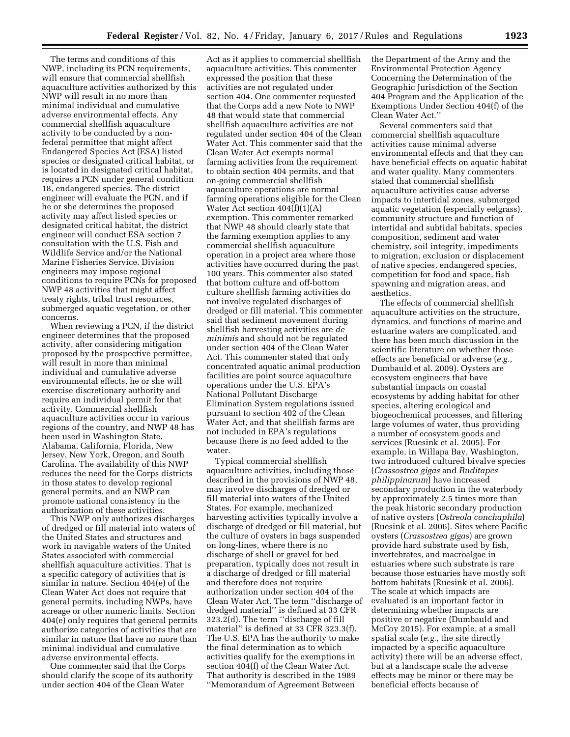The terms and conditions of this NWP, including its PCN requirements, will ensure that commercial shellfish aquaculture activities authorized by this NWP will result in no more than minimal individual and cumulative adverse environmental effects. Any commercial shellfish aquaculture activity to be conducted by a non-federal permittee that might affect Endangered Species Act (ESA) listed species or designated critical habitat, or is located in designated critical habitat, requires a PCN under general condition 18, endangered species. The district engineer will evaluate the PCN, and if he or she determines the proposed activity may affect listed species or designated critical habitat, the district engineer will conduct ESA section 7 consultation with the U.S. Fish and Wildlife Service and/or the National Marine Fisheries Service. Division engineers may impose regional conditions to require PCNs for proposed NWP 48 activities that might affect treaty rights, tribal trust resources, submerged aquatic vegetation, or other concerns.

When reviewing a PCN, if the district engineer determines that the proposed activity, after considering mitigation proposed by the prospective permittee, will result in more than minimal individual and cumulative adverse environmental effects, he or she will exercise discretionary authority and require an individual permit for that activity. Commercial shellfish aquaculture activities occur in various regions of the country, and NWP 48 has been used in Washington State, Alabama, California, Florida, New Jersey, New York, Oregon, and South Carolina. The availability of this NWP reduces the need for the Corps districts in those states to develop regional general permits, and an NWP can promote national consistency in the authorization of these activities.

This NWP only authorizes discharges of dredged or fill material into waters of the United States and structures and work in navigable waters of the United States associated with commercial shellfish aquaculture activities. That is a specific category of activities that is similar in nature. Section 404(e) of the Clean Water Act does not require that general permits, including NWPs, have acreage or other numeric limits. Section 404(e) only requires that general permits authorize categories of activities that are similar in nature that have no more than minimal individual and cumulative adverse environmental effects.

One commenter said that the Corps should clarify the scope of its authority under section 404 of the Clean Water Act as it applies to commercial shellfish aquaculture activities. This commenter expressed the position that these activities are not regulated under section 404. One commenter requested that the Corps add a new Note to NWP 48 that would state that commercial shellfish aquaculture activities are not regulated under section 404 of the Clean Water Act. This commenter said that the Clean Water Act exempts normal farming activities from the requirement to obtain section 404 permits, and that on-going commercial shellfish aquaculture operations are normal farming operations eligible for the Clean Water Act section 404(f)(1)(A) exemption. This commenter remarked that NWP 48 should clearly state that the farming exemption applies to any commercial shellfish aquaculture operation in a project area where those activities have occurred during the past 100 years. This commenter also stated that bottom culture and off-bottom culture shellfish farming activities do not involve regulated discharges of dredged or fill material. This commenter said that sediment movement during shellfish harvesting activities are *de minimis* and should not be regulated under section 404 of the Clean Water Act. This commenter stated that only concentrated aquatic animal production facilities are point source aquaculture operations under the U.S. EPA's National Pollutant Discharge Elimination System regulations issued pursuant to section 402 of the Clean Water Act, and that shellfish farms are not included in EPA's regulations because there is no feed added to the water.

Typical commercial shellfish aquaculture activities, including those described in the provisions of NWP 48, may involve discharges of dredged or fill material into waters of the United States. For example, mechanized harvesting activities typically involve a discharge of dredged or fill material, but the culture of oysters in bags suspended on long-lines, where there is no discharge of shell or gravel for bed preparation, typically does not result in a discharge of dredged or fill material and therefore does not require authorization under section 404 of the Clean Water Act. The term ''discharge of dredged material'' is defined at 33 CFR 323.2(d). The term ''discharge of fill material'' is defined at 33 CFR 323.3(f). The U.S. EPA has the authority to make the final determination as to which activities qualify for the exemptions in section 404(f) of the Clean Water Act. That authority is described in the 1989 ''Memorandum of Agreement Between the Department of the Army and the Environmental Protection Agency Concerning the Determination of the Geographic Jurisdiction of the Section 404 Program and the Application of the Exemptions Under Section 404(f) of the Clean Water Act.''

Several commenters said that commercial shellfish aquaculture activities cause minimal adverse environmental effects and that they can have beneficial effects on aquatic habitat and water quality. Many commenters stated that commercial shellfish aquaculture activities cause adverse impacts to intertidal zones, submerged aquatic vegetation (especially eelgrass), community structure and function of intertidal and subtidal habitats, species composition, sediment and water chemistry, soil integrity, impediments to migration, exclusion or displacement of native species, endangered species, competition for food and space, fish spawning and migration areas, and aesthetics.

The effects of commercial shellfish aquaculture activities on the structure, dynamics, and functions of marine and estuarine waters are complicated, and there has been much discussion in the scientific literature on whether those effects are beneficial or adverse (*e.g.,* Dumbauld et al. 2009). Oysters are ecosystem engineers that have substantial impacts on coastal ecosystems by adding habitat for other species, altering ecological and biogeochemical processes, and filtering large volumes of water, thus providing a number of ecosystem goods and services (Ruesink et al. 2005). For example, in Willapa Bay, Washington, two introduced cultured bivalve species (*Crassostrea gigas* and *Ruditapes philippinarum*) have increased secondary production in the waterbody by approximately 2.5 times more than the peak historic secondary production of native oysters (*Ostreola conchaphila*) (Ruesink et al. 2006). Sites where Pacific oysters (*Crassostrea gigas*) are grown provide hard substrate used by fish, invertebrates, and macroalgae in estuaries where such substrate is rare because those estuaries have mostly soft bottom habitats (Ruesink et al. 2006). The scale at which impacts are evaluated is an important factor in determining whether impacts are positive or negative (Dumbauld and McCoy 2015). For example, at a small spatial scale (*e.g.,* the site directly impacted by a specific aquaculture activity) there will be an adverse effect, but at a landscape scale the adverse effects may be minor or there may be beneficial effects because of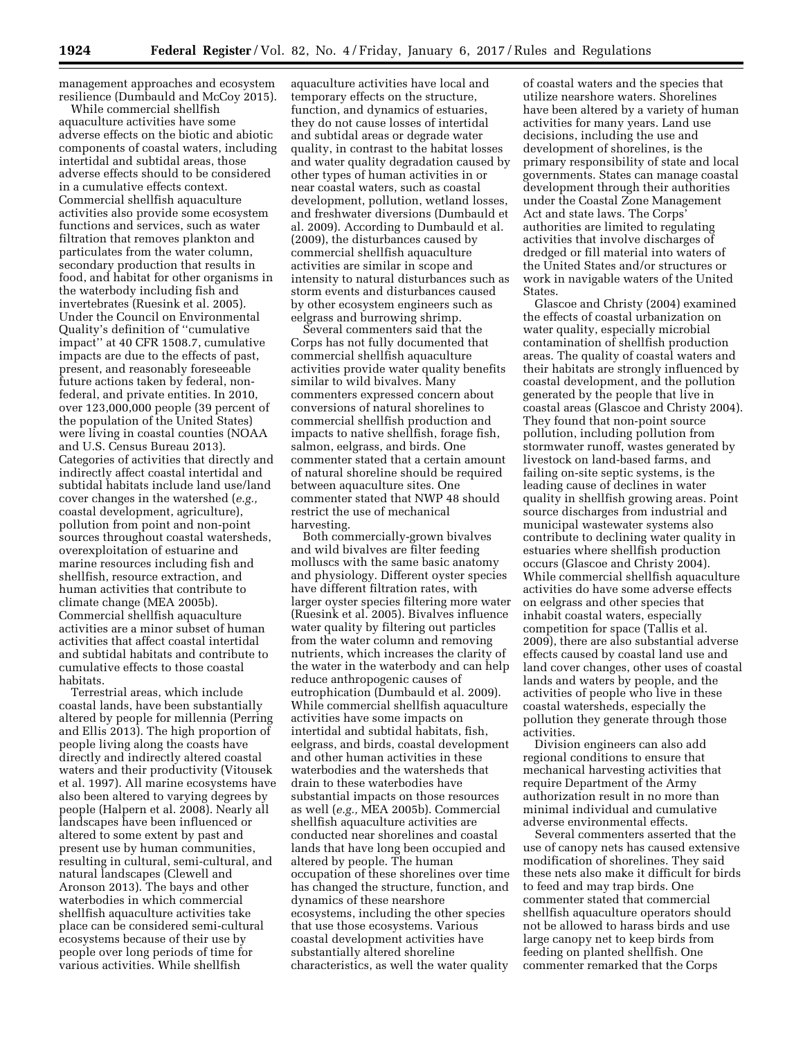management approaches and ecosystem resilience (Dumbauld and McCoy 2015).

While commercial shellfish aquaculture activities have some adverse effects on the biotic and abiotic components of coastal waters, including intertidal and subtidal areas, those adverse effects should to be considered in a cumulative effects context. Commercial shellfish aquaculture activities also provide some ecosystem functions and services, such as water filtration that removes plankton and particulates from the water column, secondary production that results in food, and habitat for other organisms in the waterbody including fish and invertebrates (Ruesink et al. 2005). Under the Council on Environmental Quality's definition of ''cumulative impact'' at 40 CFR 1508.7, cumulative impacts are due to the effects of past, present, and reasonably foreseeable future actions taken by federal, non-federal, and private entities. In 2010, over 123,000,000 people (39 percent of the population of the United States) were living in coastal counties (NOAA and U.S. Census Bureau 2013). Categories of activities that directly and indirectly affect coastal intertidal and subtidal habitats include land use/land cover changes in the watershed (*e.g.,* coastal development, agriculture), pollution from point and non-point sources throughout coastal watersheds, overexploitation of estuarine and marine resources including fish and shellfish, resource extraction, and human activities that contribute to climate change (MEA 2005b). Commercial shellfish aquaculture activities are a minor subset of human activities that affect coastal intertidal and subtidal habitats and contribute to cumulative effects to those coastal habitats.

Terrestrial areas, which include coastal lands, have been substantially altered by people for millennia (Perring and Ellis 2013). The high proportion of people living along the coasts have directly and indirectly altered coastal waters and their productivity (Vitousek et al. 1997). All marine ecosystems have also been altered to varying degrees by people (Halpern et al. 2008). Nearly all landscapes have been influenced or altered to some extent by past and present use by human communities, resulting in cultural, semi-cultural, and natural landscapes (Clewell and Aronson 2013). The bays and other waterbodies in which commercial shellfish aquaculture activities take place can be considered semi-cultural ecosystems because of their use by people over long periods of time for various activities. While shellfish aquaculture activities have local and temporary effects on the structure, function, and dynamics of estuaries, they do not cause losses of intertidal and subtidal areas or degrade water quality, in contrast to the habitat losses and water quality degradation caused by other types of human activities in or near coastal waters, such as coastal development, pollution, wetland losses, and freshwater diversions (Dumbauld et al. 2009). According to Dumbauld et al. (2009), the disturbances caused by commercial shellfish aquaculture activities are similar in scope and intensity to natural disturbances such as storm events and disturbances caused by other ecosystem engineers such as eelgrass and burrowing shrimp.

Several commenters said that the Corps has not fully documented that commercial shellfish aquaculture activities provide water quality benefits similar to wild bivalves. Many commenters expressed concern about conversions of natural shorelines to commercial shellfish production and impacts to native shellfish, forage fish, salmon, eelgrass, and birds. One commenter stated that a certain amount of natural shoreline should be required between aquaculture sites. One commenter stated that NWP 48 should restrict the use of mechanical harvesting.

Both commercially-grown bivalves and wild bivalves are filter feeding molluscs with the same basic anatomy and physiology. Different oyster species have different filtration rates, with larger oyster species filtering more water (Ruesink et al. 2005). Bivalves influence water quality by filtering out particles from the water column and removing nutrients, which increases the clarity of the water in the waterbody and can help reduce anthropogenic causes of eutrophication (Dumbauld et al. 2009). While commercial shellfish aquaculture activities have some impacts on intertidal and subtidal habitats, fish, eelgrass, and birds, coastal development and other human activities in these waterbodies and the watersheds that drain to these waterbodies have substantial impacts on those resources as well (*e.g.,* MEA 2005b). Commercial shellfish aquaculture activities are conducted near shorelines and coastal lands that have long been occupied and altered by people. The human occupation of these shorelines over time has changed the structure, function, and dynamics of these nearshore ecosystems, including the other species that use those ecosystems. Various coastal development activities have substantially altered shoreline characteristics, as well the water quality of coastal waters and the species that utilize nearshore waters. Shorelines have been altered by a variety of human activities for many years. Land use decisions, including the use and development of shorelines, is the primary responsibility of state and local governments. States can manage coastal development through their authorities under the Coastal Zone Management Act and state laws. The Corps' authorities are limited to regulating activities that involve discharges of dredged or fill material into waters of the United States and/or structures or work in navigable waters of the United States.

Glascoe and Christy (2004) examined the effects of coastal urbanization on water quality, especially microbial contamination of shellfish production areas. The quality of coastal waters and their habitats are strongly influenced by coastal development, and the pollution generated by the people that live in coastal areas (Glascoe and Christy 2004). They found that non-point source pollution, including pollution from stormwater runoff, wastes generated by livestock on land-based farms, and failing on-site septic systems, is the leading cause of declines in water quality in shellfish growing areas. Point source discharges from industrial and municipal wastewater systems also contribute to declining water quality in estuaries where shellfish production occurs (Glascoe and Christy 2004). While commercial shellfish aquaculture activities do have some adverse effects on eelgrass and other species that inhabit coastal waters, especially competition for space (Tallis et al. 2009), there are also substantial adverse effects caused by coastal land use and land cover changes, other uses of coastal lands and waters by people, and the activities of people who live in these coastal watersheds, especially the pollution they generate through those activities.

Division engineers can also add regional conditions to ensure that mechanical harvesting activities that require Department of the Army authorization result in no more than minimal individual and cumulative adverse environmental effects.

Several commenters asserted that the use of canopy nets has caused extensive modification of shorelines. They said these nets also make it difficult for birds to feed and may trap birds. One commenter stated that commercial shellfish aquaculture operators should not be allowed to harass birds and use large canopy net to keep birds from feeding on planted shellfish. One commenter remarked that the Corps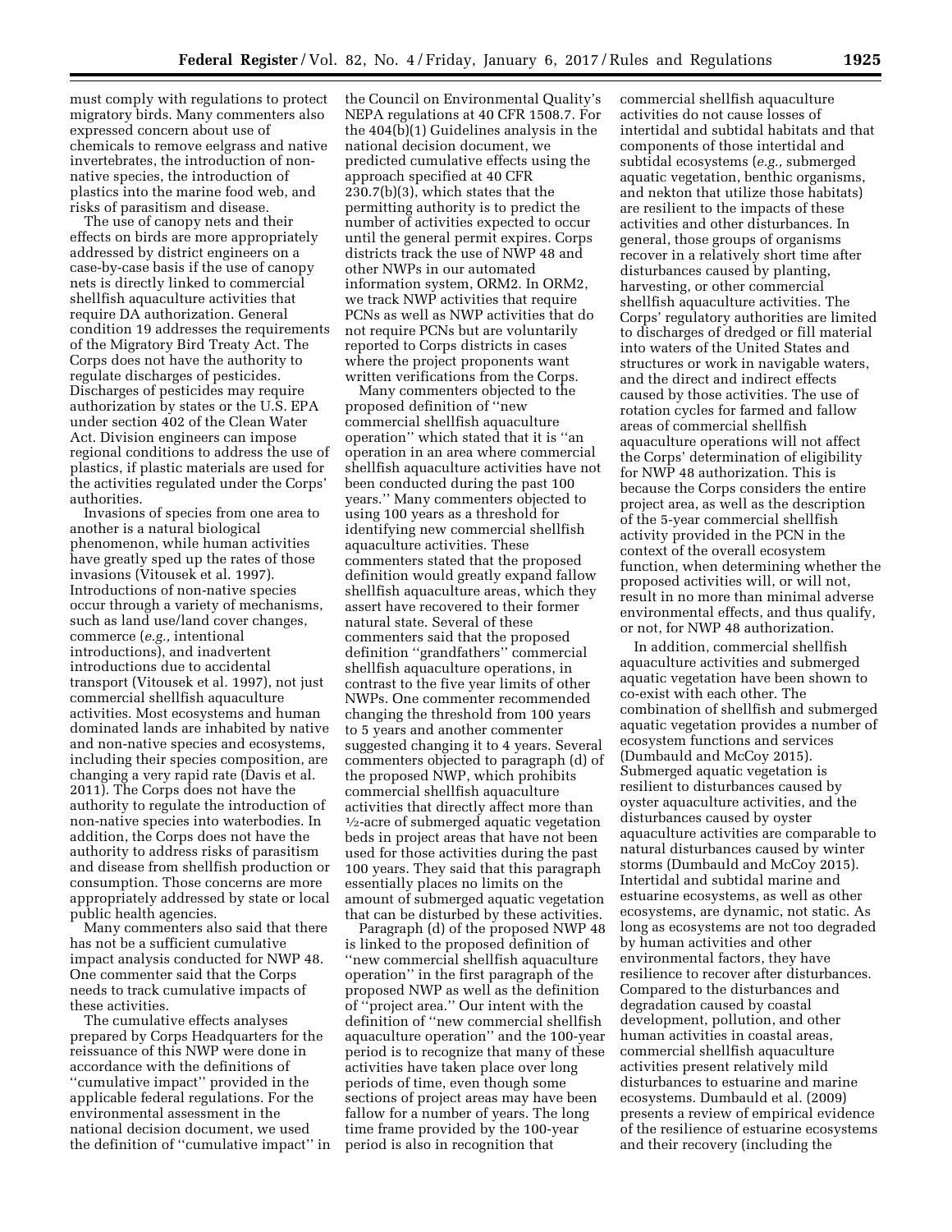must comply with regulations to protect migratory birds. Many commenters also expressed concern about use of chemicals to remove eelgrass and native invertebrates, the introduction of non-native species, the introduction of plastics into the marine food web, and risks of parasitism and disease.

The use of canopy nets and their effects on birds are more appropriately addressed by district engineers on a case-by-case basis if the use of canopy nets is directly linked to commercial shellfish aquaculture activities that require DA authorization. General condition 19 addresses the requirements of the Migratory Bird Treaty Act. The Corps does not have the authority to regulate discharges of pesticides. Discharges of pesticides may require authorization by states or the U.S. EPA under section 402 of the Clean Water Act. Division engineers can impose regional conditions to address the use of plastics, if plastic materials are used for the activities regulated under the Corps' authorities.

Invasions of species from one area to another is a natural biological phenomenon, while human activities have greatly sped up the rates of those invasions (Vitousek et al. 1997). Introductions of non-native species occur through a variety of mechanisms, such as land use/land cover changes, commerce (*e.g.,* intentional introductions), and inadvertent introductions due to accidental transport (Vitousek et al. 1997), not just commercial shellfish aquaculture activities. Most ecosystems and human dominated lands are inhabited by native and non-native species and ecosystems, including their species composition, are changing a very rapid rate (Davis et al. 2011). The Corps does not have the authority to regulate the introduction of non-native species into waterbodies. In addition, the Corps does not have the authority to address risks of parasitism and disease from shellfish production or consumption. Those concerns are more appropriately addressed by state or local public health agencies.

Many commenters also said that there has not be a sufficient cumulative impact analysis conducted for NWP 48. One commenter said that the Corps needs to track cumulative impacts of these activities.

The cumulative effects analyses prepared by Corps Headquarters for the reissuance of this NWP were done in accordance with the definitions of "cumulative impact" provided in the applicable federal regulations. For the environmental assessment in the national decision document, we used the definition of "cumulative impact" in the Council on Environmental Quality's NEPA regulations at 40 CFR 1508.7. For the 404(b)(1) Guidelines analysis in the national decision document, we predicted cumulative effects using the approach specified at 40 CFR 230.7(b)(3), which states that the permitting authority is to predict the number of activities expected to occur until the general permit expires. Corps districts track the use of NWP 48 and other NWPs in our automated information system, ORM2. In ORM2, we track NWP activities that require PCNs as well as NWP activities that do not require PCNs but are voluntarily reported to Corps districts in cases where the project proponents want written verifications from the Corps.

Many commenters objected to the proposed definition of "new commercial shellfish aquaculture operation" which stated that it is "an operation in an area where commercial shellfish aquaculture activities have not been conducted during the past 100 years." Many commenters objected to using 100 years as a threshold for identifying new commercial shellfish aquaculture activities. These commenters stated that the proposed definition would greatly expand fallow shellfish aquaculture areas, which they assert have recovered to their former natural state. Several of these commenters said that the proposed definition "grandfathers" commercial shellfish aquaculture operations, in contrast to the five year limits of other NWPs. One commenter recommended changing the threshold from 100 years to 5 years and another commenter suggested changing it to 4 years. Several commenters objected to paragraph (d) of the proposed NWP, which prohibits commercial shellfish aquaculture activities that directly affect more than ½-acre of submerged aquatic vegetation beds in project areas that have not been used for those activities during the past 100 years. They said that this paragraph essentially places no limits on the amount of submerged aquatic vegetation that can be disturbed by these activities.

Paragraph (d) of the proposed NWP 48 is linked to the proposed definition of "new commercial shellfish aquaculture operation" in the first paragraph of the proposed NWP as well as the definition of "project area." Our intent with the definition of "new commercial shellfish aquaculture operation" and the 100-year period is to recognize that many of these activities have taken place over long periods of time, even though some sections of project areas may have been fallow for a number of years. The long time frame provided by the 100-year period is also in recognition that commercial shellfish aquaculture activities do not cause losses of intertidal and subtidal habitats and that components of those intertidal and subtidal ecosystems (*e.g.,* submerged aquatic vegetation, benthic organisms, and nekton that utilize those habitats) are resilient to the impacts of these activities and other disturbances. In general, those groups of organisms recover in a relatively short time after disturbances caused by planting, harvesting, or other commercial shellfish aquaculture activities. The Corps' regulatory authorities are limited to discharges of dredged or fill material into waters of the United States and structures or work in navigable waters, and the direct and indirect effects caused by those activities. The use of rotation cycles for farmed and fallow areas of commercial shellfish aquaculture operations will not affect the Corps' determination of eligibility for NWP 48 authorization. This is because the Corps considers the entire project area, as well as the description of the 5-year commercial shellfish activity provided in the PCN in the context of the overall ecosystem function, when determining whether the proposed activities will, or will not, result in no more than minimal adverse environmental effects, and thus qualify, or not, for NWP 48 authorization.

In addition, commercial shellfish aquaculture activities and submerged aquatic vegetation have been shown to co-exist with each other. The combination of shellfish and submerged aquatic vegetation provides a number of ecosystem functions and services (Dumbauld and McCoy 2015). Submerged aquatic vegetation is resilient to disturbances caused by oyster aquaculture activities, and the disturbances caused by oyster aquaculture activities are comparable to natural disturbances caused by winter storms (Dumbauld and McCoy 2015). Intertidal and subtidal marine and estuarine ecosystems, as well as other ecosystems, are dynamic, not static. As long as ecosystems are not too degraded by human activities and other environmental factors, they have resilience to recover after disturbances. Compared to the disturbances and degradation caused by coastal development, pollution, and other human activities in coastal areas, commercial shellfish aquaculture activities present relatively mild disturbances to estuarine and marine ecosystems. Dumbauld et al. (2009) presents a review of empirical evidence of the resilience of estuarine ecosystems and their recovery (including the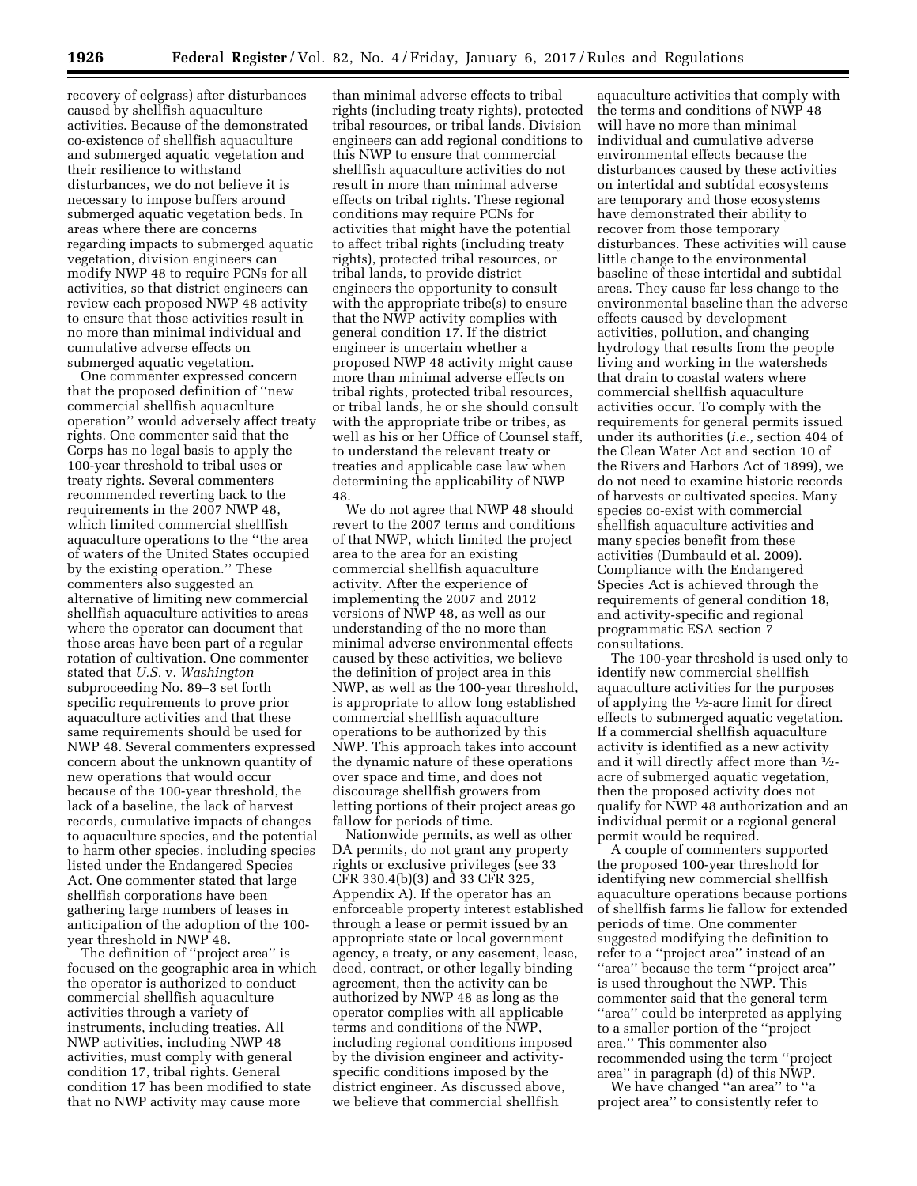recovery of eelgrass) after disturbances caused by shellfish aquaculture activities. Because of the demonstrated co-existence of shellfish aquaculture and submerged aquatic vegetation and their resilience to withstand disturbances, we do not believe it is necessary to impose buffers around submerged aquatic vegetation beds. In areas where there are concerns regarding impacts to submerged aquatic vegetation, division engineers can modify NWP 48 to require PCNs for all activities, so that district engineers can review each proposed NWP 48 activity to ensure that those activities result in no more than minimal individual and cumulative adverse effects on submerged aquatic vegetation.

One commenter expressed concern that the proposed definition of ''new commercial shellfish aquaculture operation'' would adversely affect treaty rights. One commenter said that the Corps has no legal basis to apply the 100-year threshold to tribal uses or treaty rights. Several commenters recommended reverting back to the requirements in the 2007 NWP 48, which limited commercial shellfish aquaculture operations to the ''the area of waters of the United States occupied by the existing operation.'' These commenters also suggested an alternative of limiting new commercial shellfish aquaculture activities to areas where the operator can document that those areas have been part of a regular rotation of cultivation. One commenter stated that *U.S.* v. *Washington* subproceeding No. 89–3 set forth specific requirements to prove prior aquaculture activities and that these same requirements should be used for NWP 48. Several commenters expressed concern about the unknown quantity of new operations that would occur because of the 100-year threshold, the lack of a baseline, the lack of harvest records, cumulative impacts of changes to aquaculture species, and the potential to harm other species, including species listed under the Endangered Species Act. One commenter stated that large shellfish corporations have been gathering large numbers of leases in anticipation of the adoption of the 100-year threshold in NWP 48.

The definition of ''project area'' is focused on the geographic area in which the operator is authorized to conduct commercial shellfish aquaculture activities through a variety of instruments, including treaties. All NWP activities, including NWP 48 activities, must comply with general condition 17, tribal rights. General condition 17 has been modified to state that no NWP activity may cause more than minimal adverse effects to tribal rights (including treaty rights), protected tribal resources, or tribal lands. Division engineers can add regional conditions to this NWP to ensure that commercial shellfish aquaculture activities do not result in more than minimal adverse effects on tribal rights. These regional conditions may require PCNs for activities that might have the potential to affect tribal rights (including treaty rights), protected tribal resources, or tribal lands, to provide district engineers the opportunity to consult with the appropriate tribe(s) to ensure that the NWP activity complies with general condition 17. If the district engineer is uncertain whether a proposed NWP 48 activity might cause more than minimal adverse effects on tribal rights, protected tribal resources, or tribal lands, he or she should consult with the appropriate tribe or tribes, as well as his or her Office of Counsel staff, to understand the relevant treaty or treaties and applicable case law when determining the applicability of NWP 48.

We do not agree that NWP 48 should revert to the 2007 terms and conditions of that NWP, which limited the project area to the area for an existing commercial shellfish aquaculture activity. After the experience of implementing the 2007 and 2012 versions of NWP 48, as well as our understanding of the no more than minimal adverse environmental effects caused by these activities, we believe the definition of project area in this NWP, as well as the 100-year threshold, is appropriate to allow long established commercial shellfish aquaculture operations to be authorized by this NWP. This approach takes into account the dynamic nature of these operations over space and time, and does not discourage shellfish growers from letting portions of their project areas go fallow for periods of time.

Nationwide permits, as well as other DA permits, do not grant any property rights or exclusive privileges (see 33 CFR 330.4(b)(3) and 33 CFR 325, Appendix A). If the operator has an enforceable property interest established through a lease or permit issued by an appropriate state or local government agency, a treaty, or any easement, lease, deed, contract, or other legally binding agreement, then the activity can be authorized by NWP 48 as long as the operator complies with all applicable terms and conditions of the NWP, including regional conditions imposed by the division engineer and activity-specific conditions imposed by the district engineer. As discussed above, we believe that commercial shellfish aquaculture activities that comply with the terms and conditions of NWP 48 will have no more than minimal individual and cumulative adverse environmental effects because the disturbances caused by these activities on intertidal and subtidal ecosystems are temporary and those ecosystems have demonstrated their ability to recover from those temporary disturbances. These activities will cause little change to the environmental baseline of these intertidal and subtidal areas. They cause far less change to the environmental baseline than the adverse effects caused by development activities, pollution, and changing hydrology that results from the people living and working in the watersheds that drain to coastal waters where commercial shellfish aquaculture activities occur. To comply with the requirements for general permits issued under its authorities (*i.e.,* section 404 of the Clean Water Act and section 10 of the Rivers and Harbors Act of 1899), we do not need to examine historic records of harvests or cultivated species. Many species co-exist with commercial shellfish aquaculture activities and many species benefit from these activities (Dumbauld et al. 2009). Compliance with the Endangered Species Act is achieved through the requirements of general condition 18, and activity-specific and regional programmatic ESA section 7 consultations.

The 100-year threshold is used only to identify new commercial shellfish aquaculture activities for the purposes of applying the ½-acre limit for direct effects to submerged aquatic vegetation. If a commercial shellfish aquaculture activity is identified as a new activity and it will directly affect more than ½-acre of submerged aquatic vegetation, then the proposed activity does not qualify for NWP 48 authorization and an individual permit or a regional general permit would be required.

A couple of commenters supported the proposed 100-year threshold for identifying new commercial shellfish aquaculture operations because portions of shellfish farms lie fallow for extended periods of time. One commenter suggested modifying the definition to refer to a ''project area'' instead of an ''area'' because the term ''project area'' is used throughout the NWP. This commenter said that the general term ''area'' could be interpreted as applying to a smaller portion of the ''project area.'' This commenter also recommended using the term ''project area'' in paragraph (d) of this NWP.

We have changed ''an area'' to ''a project area'' to consistently refer to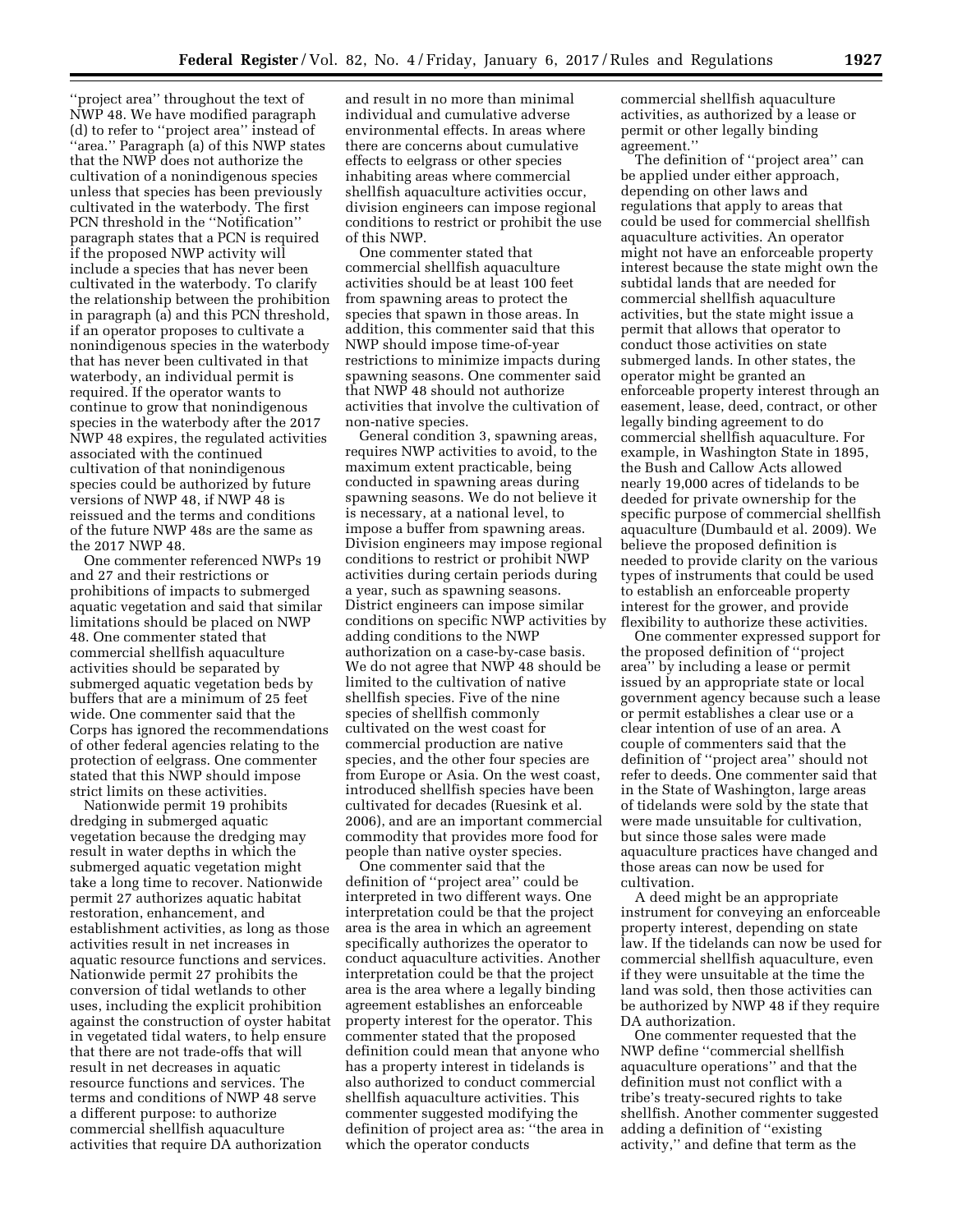''project area'' throughout the text of NWP 48. We have modified paragraph (d) to refer to ''project area'' instead of ''area.'' Paragraph (a) of this NWP states that the NWP does not authorize the cultivation of a nonindigenous species unless that species has been previously cultivated in the waterbody. The first PCN threshold in the ''Notification'' paragraph states that a PCN is required if the proposed NWP activity will include a species that has never been cultivated in the waterbody. To clarify the relationship between the prohibition in paragraph (a) and this PCN threshold, if an operator proposes to cultivate a nonindigenous species in the waterbody that has never been cultivated in that waterbody, an individual permit is required. If the operator wants to continue to grow that nonindigenous species in the waterbody after the 2017 NWP 48 expires, the regulated activities associated with the continued cultivation of that nonindigenous species could be authorized by future versions of NWP 48, if NWP 48 is reissued and the terms and conditions of the future NWP 48s are the same as the 2017 NWP 48.

One commenter referenced NWPs 19 and 27 and their restrictions or prohibitions of impacts to submerged aquatic vegetation and said that similar limitations should be placed on NWP 48. One commenter stated that commercial shellfish aquaculture activities should be separated by submerged aquatic vegetation beds by buffers that are a minimum of 25 feet wide. One commenter said that the Corps has ignored the recommendations of other federal agencies relating to the protection of eelgrass. One commenter stated that this NWP should impose strict limits on these activities.

Nationwide permit 19 prohibits dredging in submerged aquatic vegetation because the dredging may result in water depths in which the submerged aquatic vegetation might take a long time to recover. Nationwide permit 27 authorizes aquatic habitat restoration, enhancement, and establishment activities, as long as those activities result in net increases in aquatic resource functions and services. Nationwide permit 27 prohibits the conversion of tidal wetlands to other uses, including the explicit prohibition against the construction of oyster habitat in vegetated tidal waters, to help ensure that there are not trade-offs that will result in net decreases in aquatic resource functions and services. The terms and conditions of NWP 48 serve a different purpose: to authorize commercial shellfish aquaculture activities that require DA authorization and result in no more than minimal individual and cumulative adverse environmental effects. In areas where there are concerns about cumulative effects to eelgrass or other species inhabiting areas where commercial shellfish aquaculture activities occur, division engineers can impose regional conditions to restrict or prohibit the use of this NWP.

One commenter stated that commercial shellfish aquaculture activities should be at least 100 feet from spawning areas to protect the species that spawn in those areas. In addition, this commenter said that this NWP should impose time-of-year restrictions to minimize impacts during spawning seasons. One commenter said that NWP 48 should not authorize activities that involve the cultivation of non-native species.

General condition 3, spawning areas, requires NWP activities to avoid, to the maximum extent practicable, being conducted in spawning areas during spawning seasons. We do not believe it is necessary, at a national level, to impose a buffer from spawning areas. Division engineers may impose regional conditions to restrict or prohibit NWP activities during certain periods during a year, such as spawning seasons. District engineers can impose similar conditions on specific NWP activities by adding conditions to the NWP authorization on a case-by-case basis. We do not agree that NWP 48 should be limited to the cultivation of native shellfish species. Five of the nine species of shellfish commonly cultivated on the west coast for commercial production are native species, and the other four species are from Europe or Asia. On the west coast, introduced shellfish species have been cultivated for decades (Ruesink et al. 2006), and are an important commercial commodity that provides more food for people than native oyster species.

One commenter said that the definition of ''project area'' could be interpreted in two different ways. One interpretation could be that the project area is the area in which an agreement specifically authorizes the operator to conduct aquaculture activities. Another interpretation could be that the project area is the area where a legally binding agreement establishes an enforceable property interest for the operator. This commenter stated that the proposed definition could mean that anyone who has a property interest in tidelands is also authorized to conduct commercial shellfish aquaculture activities. This commenter suggested modifying the definition of project area as: ''the area in which the operator conducts commercial shellfish aquaculture activities, as authorized by a lease or permit or other legally binding agreement.''

The definition of ''project area'' can be applied under either approach, depending on other laws and regulations that apply to areas that could be used for commercial shellfish aquaculture activities. An operator might not have an enforceable property interest because the state might own the subtidal lands that are needed for commercial shellfish aquaculture activities, but the state might issue a permit that allows that operator to conduct those activities on state submerged lands. In other states, the operator might be granted an enforceable property interest through an easement, lease, deed, contract, or other legally binding agreement to do commercial shellfish aquaculture. For example, in Washington State in 1895, the Bush and Callow Acts allowed nearly 19,000 acres of tidelands to be deeded for private ownership for the specific purpose of commercial shellfish aquaculture (Dumbauld et al. 2009). We believe the proposed definition is needed to provide clarity on the various types of instruments that could be used to establish an enforceable property interest for the grower, and provide flexibility to authorize these activities.

One commenter expressed support for the proposed definition of ''project area'' by including a lease or permit issued by an appropriate state or local government agency because such a lease or permit establishes a clear use or a clear intention of use of an area. A couple of commenters said that the definition of ''project area'' should not refer to deeds. One commenter said that in the State of Washington, large areas of tidelands were sold by the state that were made unsuitable for cultivation, but since those sales were made aquaculture practices have changed and those areas can now be used for cultivation.

A deed might be an appropriate instrument for conveying an enforceable property interest, depending on state law. If the tidelands can now be used for commercial shellfish aquaculture, even if they were unsuitable at the time the land was sold, then those activities can be authorized by NWP 48 if they require DA authorization.

One commenter requested that the NWP define ''commercial shellfish aquaculture operations'' and that the definition must not conflict with a tribe's treaty-secured rights to take shellfish. Another commenter suggested adding a definition of ''existing activity,'' and define that term as the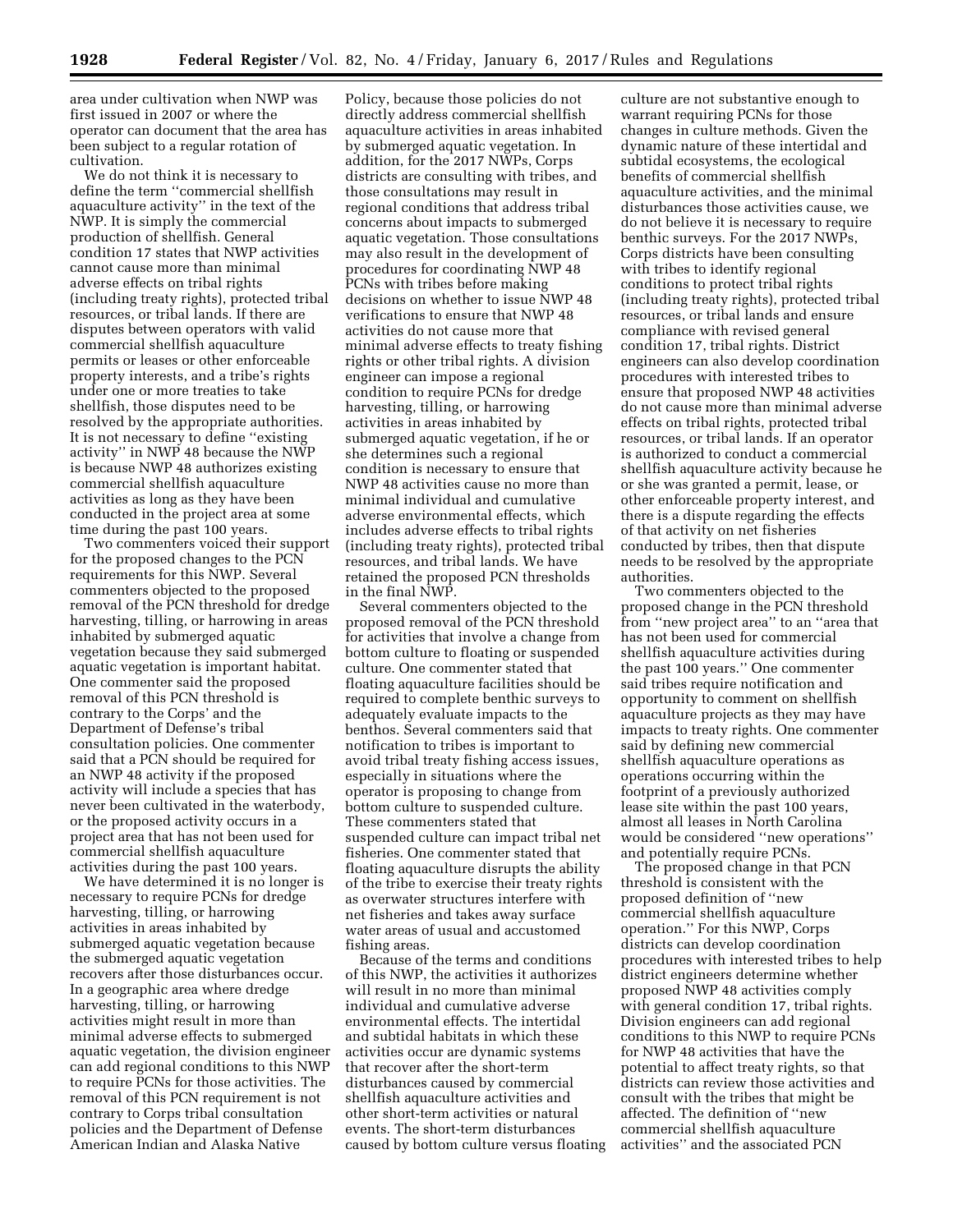area under cultivation when NWP was first issued in 2007 or where the operator can document that the area has been subject to a regular rotation of cultivation.

We do not think it is necessary to define the term ''commercial shellfish aquaculture activity'' in the text of the NWP. It is simply the commercial production of shellfish. General condition 17 states that NWP activities cannot cause more than minimal adverse effects on tribal rights (including treaty rights), protected tribal resources, or tribal lands. If there are disputes between operators with valid commercial shellfish aquaculture permits or leases or other enforceable property interests, and a tribe's rights under one or more treaties to take shellfish, those disputes need to be resolved by the appropriate authorities. It is not necessary to define ''existing activity'' in NWP 48 because the NWP is because NWP 48 authorizes existing commercial shellfish aquaculture activities as long as they have been conducted in the project area at some time during the past 100 years.

Two commenters voiced their support for the proposed changes to the PCN requirements for this NWP. Several commenters objected to the proposed removal of the PCN threshold for dredge harvesting, tilling, or harrowing in areas inhabited by submerged aquatic vegetation because they said submerged aquatic vegetation is important habitat. One commenter said the proposed removal of this PCN threshold is contrary to the Corps' and the Department of Defense's tribal consultation policies. One commenter said that a PCN should be required for an NWP 48 activity if the proposed activity will include a species that has never been cultivated in the waterbody, or the proposed activity occurs in a project area that has not been used for commercial shellfish aquaculture activities during the past 100 years.

We have determined it is no longer is necessary to require PCNs for dredge harvesting, tilling, or harrowing activities in areas inhabited by submerged aquatic vegetation because the submerged aquatic vegetation recovers after those disturbances occur. In a geographic area where dredge harvesting, tilling, or harrowing activities might result in more than minimal adverse effects to submerged aquatic vegetation, the division engineer can add regional conditions to this NWP to require PCNs for those activities. The removal of this PCN requirement is not contrary to Corps tribal consultation policies and the Department of Defense American Indian and Alaska Native Policy, because those policies do not directly address commercial shellfish aquaculture activities in areas inhabited by submerged aquatic vegetation. In addition, for the 2017 NWPs, Corps districts are consulting with tribes, and those consultations may result in regional conditions that address tribal concerns about impacts to submerged aquatic vegetation. Those consultations may also result in the development of procedures for coordinating NWP 48 PCNs with tribes before making decisions on whether to issue NWP 48 verifications to ensure that NWP 48 activities do not cause more that minimal adverse effects to treaty fishing rights or other tribal rights. A division engineer can impose a regional condition to require PCNs for dredge harvesting, tilling, or harrowing activities in areas inhabited by submerged aquatic vegetation, if he or she determines such a regional condition is necessary to ensure that NWP 48 activities cause no more than minimal individual and cumulative adverse environmental effects, which includes adverse effects to tribal rights (including treaty rights), protected tribal resources, and tribal lands. We have retained the proposed PCN thresholds in the final NWP.

Several commenters objected to the proposed removal of the PCN threshold for activities that involve a change from bottom culture to floating or suspended culture. One commenter stated that floating aquaculture facilities should be required to complete benthic surveys to adequately evaluate impacts to the benthos. Several commenters said that notification to tribes is important to avoid tribal treaty fishing access issues, especially in situations where the operator is proposing to change from bottom culture to suspended culture. These commenters stated that suspended culture can impact tribal net fisheries. One commenter stated that floating aquaculture disrupts the ability of the tribe to exercise their treaty rights as overwater structures interfere with net fisheries and takes away surface water areas of usual and accustomed fishing areas.

Because of the terms and conditions of this NWP, the activities it authorizes will result in no more than minimal individual and cumulative adverse environmental effects. The intertidal and subtidal habitats in which these activities occur are dynamic systems that recover after the short-term disturbances caused by commercial shellfish aquaculture activities and other short-term activities or natural events. The short-term disturbances caused by bottom culture versus floating culture are not substantive enough to warrant requiring PCNs for those changes in culture methods. Given the dynamic nature of these intertidal and subtidal ecosystems, the ecological benefits of commercial shellfish aquaculture activities, and the minimal disturbances those activities cause, we do not believe it is necessary to require benthic surveys. For the 2017 NWPs, Corps districts have been consulting with tribes to identify regional conditions to protect tribal rights (including treaty rights), protected tribal resources, or tribal lands and ensure compliance with revised general condition 17, tribal rights. District engineers can also develop coordination procedures with interested tribes to ensure that proposed NWP 48 activities do not cause more than minimal adverse effects on tribal rights, protected tribal resources, or tribal lands. If an operator is authorized to conduct a commercial shellfish aquaculture activity because he or she was granted a permit, lease, or other enforceable property interest, and there is a dispute regarding the effects of that activity on net fisheries conducted by tribes, then that dispute needs to be resolved by the appropriate authorities.

Two commenters objected to the proposed change in the PCN threshold from ''new project area'' to an ''area that has not been used for commercial shellfish aquaculture activities during the past 100 years.'' One commenter said tribes require notification and opportunity to comment on shellfish aquaculture projects as they may have impacts to treaty rights. One commenter said by defining new commercial shellfish aquaculture operations as operations occurring within the footprint of a previously authorized lease site within the past 100 years, almost all leases in North Carolina would be considered ''new operations'' and potentially require PCNs.

The proposed change in that PCN threshold is consistent with the proposed definition of ''new commercial shellfish aquaculture operation.'' For this NWP, Corps districts can develop coordination procedures with interested tribes to help district engineers determine whether proposed NWP 48 activities comply with general condition 17, tribal rights. Division engineers can add regional conditions to this NWP to require PCNs for NWP 48 activities that have the potential to affect treaty rights, so that districts can review those activities and consult with the tribes that might be affected. The definition of ''new commercial shellfish aquaculture activities'' and the associated PCN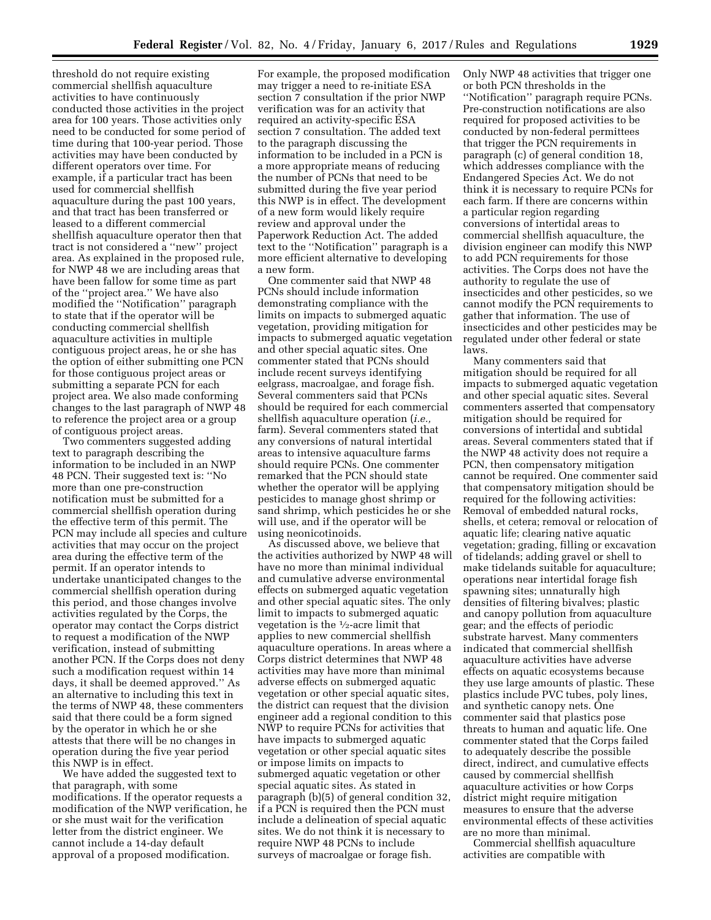threshold do not require existing commercial shellfish aquaculture activities to have continuously conducted those activities in the project area for 100 years. Those activities only need to be conducted for some period of time during that 100-year period. Those activities may have been conducted by different operators over time. For example, if a particular tract has been used for commercial shellfish aquaculture during the past 100 years, and that tract has been transferred or leased to a different commercial shellfish aquaculture operator then that tract is not considered a ''new'' project area. As explained in the proposed rule, for NWP 48 we are including areas that have been fallow for some time as part of the ''project area.'' We have also modified the ''Notification'' paragraph to state that if the operator will be conducting commercial shellfish aquaculture activities in multiple contiguous project areas, he or she has the option of either submitting one PCN for those contiguous project areas or submitting a separate PCN for each project area. We also made conforming changes to the last paragraph of NWP 48 to reference the project area or a group of contiguous project areas.

Two commenters suggested adding text to paragraph describing the information to be included in an NWP 48 PCN. Their suggested text is: ''No more than one pre-construction notification must be submitted for a commercial shellfish operation during the effective term of this permit. The PCN may include all species and culture activities that may occur on the project area during the effective term of the permit. If an operator intends to undertake unanticipated changes to the commercial shellfish operation during this period, and those changes involve activities regulated by the Corps, the operator may contact the Corps district to request a modification of the NWP verification, instead of submitting another PCN. If the Corps does not deny such a modification request within 14 days, it shall be deemed approved.'' As an alternative to including this text in the terms of NWP 48, these commenters said that there could be a form signed by the operator in which he or she attests that there will be no changes in operation during the five year period this NWP is in effect.

We have added the suggested text to that paragraph, with some modifications. If the operator requests a modification of the NWP verification, he or she must wait for the verification letter from the district engineer. We cannot include a 14-day default approval of a proposed modification. For example, the proposed modification may trigger a need to re-initiate ESA section 7 consultation if the prior NWP verification was for an activity that required an activity-specific ESA section 7 consultation. The added text to the paragraph discussing the information to be included in a PCN is a more appropriate means of reducing the number of PCNs that need to be submitted during the five year period this NWP is in effect. The development of a new form would likely require review and approval under the Paperwork Reduction Act. The added text to the ''Notification'' paragraph is a more efficient alternative to developing a new form.

One commenter said that NWP 48 PCNs should include information demonstrating compliance with the limits on impacts to submerged aquatic vegetation, providing mitigation for impacts to submerged aquatic vegetation and other special aquatic sites. One commenter stated that PCNs should include recent surveys identifying eelgrass, macroalgae, and forage fish. Several commenters said that PCNs should be required for each commercial shellfish aquaculture operation (*i.e.,* farm). Several commenters stated that any conversions of natural intertidal areas to intensive aquaculture farms should require PCNs. One commenter remarked that the PCN should state whether the operator will be applying pesticides to manage ghost shrimp or sand shrimp, which pesticides he or she will use, and if the operator will be using neonicotinoids.

As discussed above, we believe that the activities authorized by NWP 48 will have no more than minimal individual and cumulative adverse environmental effects on submerged aquatic vegetation and other special aquatic sites. The only limit to impacts to submerged aquatic vegetation is the ½-acre limit that applies to new commercial shellfish aquaculture operations. In areas where a Corps district determines that NWP 48 activities may have more than minimal adverse effects on submerged aquatic vegetation or other special aquatic sites, the district can request that the division engineer add a regional condition to this NWP to require PCNs for activities that have impacts to submerged aquatic vegetation or other special aquatic sites or impose limits on impacts to submerged aquatic vegetation or other special aquatic sites. As stated in paragraph (b)(5) of general condition 32, if a PCN is required then the PCN must include a delineation of special aquatic sites. We do not think it is necessary to require NWP 48 PCNs to include surveys of macroalgae or forage fish. Only NWP 48 activities that trigger one or both PCN thresholds in the ''Notification'' paragraph require PCNs. Pre-construction notifications are also required for proposed activities to be conducted by non-federal permittees that trigger the PCN requirements in paragraph (c) of general condition 18, which addresses compliance with the Endangered Species Act. We do not think it is necessary to require PCNs for each farm. If there are concerns within a particular region regarding conversions of intertidal areas to commercial shellfish aquaculture, the division engineer can modify this NWP to add PCN requirements for those activities. The Corps does not have the authority to regulate the use of insecticides and other pesticides, so we cannot modify the PCN requirements to gather that information. The use of insecticides and other pesticides may be regulated under other federal or state laws.

Many commenters said that mitigation should be required for all impacts to submerged aquatic vegetation and other special aquatic sites. Several commenters asserted that compensatory mitigation should be required for conversions of intertidal and subtidal areas. Several commenters stated that if the NWP 48 activity does not require a PCN, then compensatory mitigation cannot be required. One commenter said that compensatory mitigation should be required for the following activities: Removal of embedded natural rocks, shells, et cetera; removal or relocation of aquatic life; clearing native aquatic vegetation; grading, filling or excavation of tidelands; adding gravel or shell to make tidelands suitable for aquaculture; operations near intertidal forage fish spawning sites; unnaturally high densities of filtering bivalves; plastic and canopy pollution from aquaculture gear; and the effects of periodic substrate harvest. Many commenters indicated that commercial shellfish aquaculture activities have adverse effects on aquatic ecosystems because they use large amounts of plastic. These plastics include PVC tubes, poly lines, and synthetic canopy nets. One commenter said that plastics pose threats to human and aquatic life. One commenter stated that the Corps failed to adequately describe the possible direct, indirect, and cumulative effects caused by commercial shellfish aquaculture activities or how Corps district might require mitigation measures to ensure that the adverse environmental effects of these activities are no more than minimal.

Commercial shellfish aquaculture activities are compatible with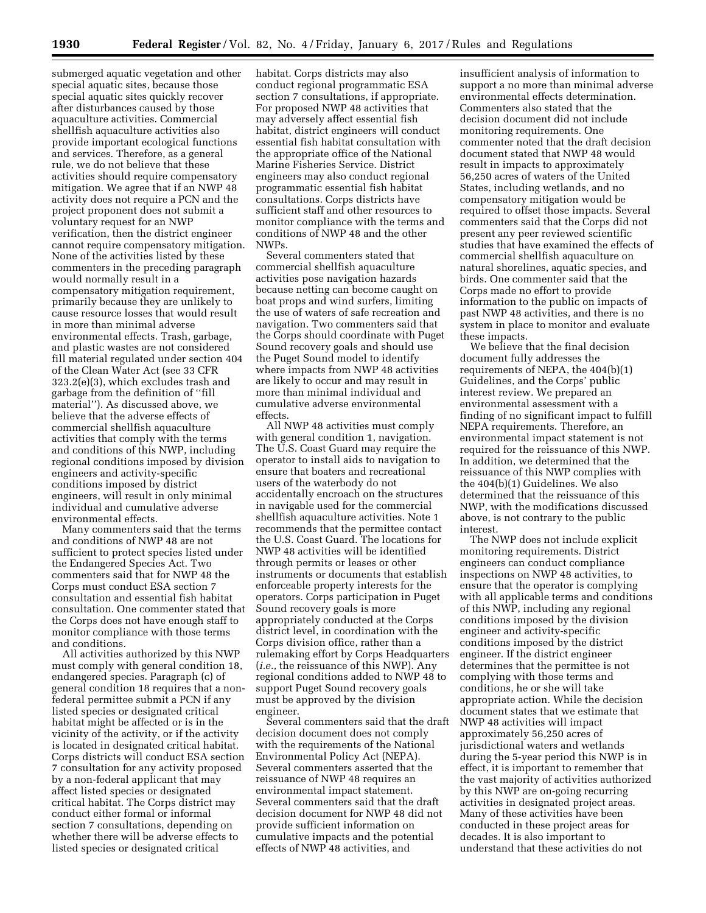submerged aquatic vegetation and other special aquatic sites, because those special aquatic sites quickly recover after disturbances caused by those aquaculture activities. Commercial shellfish aquaculture activities also provide important ecological functions and services. Therefore, as a general rule, we do not believe that these activities should require compensatory mitigation. We agree that if an NWP 48 activity does not require a PCN and the project proponent does not submit a voluntary request for an NWP verification, then the district engineer cannot require compensatory mitigation. None of the activities listed by these commenters in the preceding paragraph would normally result in a compensatory mitigation requirement, primarily because they are unlikely to cause resource losses that would result in more than minimal adverse environmental effects. Trash, garbage, and plastic wastes are not considered fill material regulated under section 404 of the Clean Water Act (see 33 CFR 323.2(e)(3), which excludes trash and garbage from the definition of ''fill material''). As discussed above, we believe that the adverse effects of commercial shellfish aquaculture activities that comply with the terms and conditions of this NWP, including regional conditions imposed by division engineers and activity-specific conditions imposed by district engineers, will result in only minimal individual and cumulative adverse environmental effects.

Many commenters said that the terms and conditions of NWP 48 are not sufficient to protect species listed under the Endangered Species Act. Two commenters said that for NWP 48 the Corps must conduct ESA section 7 consultation and essential fish habitat consultation. One commenter stated that the Corps does not have enough staff to monitor compliance with those terms and conditions.

All activities authorized by this NWP must comply with general condition 18, endangered species. Paragraph (c) of general condition 18 requires that a non-federal permittee submit a PCN if any listed species or designated critical habitat might be affected or is in the vicinity of the activity, or if the activity is located in designated critical habitat. Corps districts will conduct ESA section 7 consultation for any activity proposed by a non-federal applicant that may affect listed species or designated critical habitat. The Corps district may conduct either formal or informal section 7 consultations, depending on whether there will be adverse effects to listed species or designated critical habitat. Corps districts may also conduct regional programmatic ESA section 7 consultations, if appropriate. For proposed NWP 48 activities that may adversely affect essential fish habitat, district engineers will conduct essential fish habitat consultation with the appropriate office of the National Marine Fisheries Service. District engineers may also conduct regional programmatic essential fish habitat consultations. Corps districts have sufficient staff and other resources to monitor compliance with the terms and conditions of NWP 48 and the other NWPs.

Several commenters stated that commercial shellfish aquaculture activities pose navigation hazards because netting can become caught on boat props and wind surfers, limiting the use of waters of safe recreation and navigation. Two commenters said that the Corps should coordinate with Puget Sound recovery goals and should use the Puget Sound model to identify where impacts from NWP 48 activities are likely to occur and may result in more than minimal individual and cumulative adverse environmental effects.

All NWP 48 activities must comply with general condition 1, navigation. The U.S. Coast Guard may require the operator to install aids to navigation to ensure that boaters and recreational users of the waterbody do not accidentally encroach on the structures in navigable used for the commercial shellfish aquaculture activities. Note 1 recommends that the permittee contact the U.S. Coast Guard. The locations for NWP 48 activities will be identified through permits or leases or other instruments or documents that establish enforceable property interests for the operators. Corps participation in Puget Sound recovery goals is more appropriately conducted at the Corps district level, in coordination with the Corps division office, rather than a rulemaking effort by Corps Headquarters (*i.e.,* the reissuance of this NWP). Any regional conditions added to NWP 48 to support Puget Sound recovery goals must be approved by the division engineer.

Several commenters said that the draft decision document does not comply with the requirements of the National Environmental Policy Act (NEPA). Several commenters asserted that the reissuance of NWP 48 requires an environmental impact statement. Several commenters said that the draft decision document for NWP 48 did not provide sufficient information on cumulative impacts and the potential effects of NWP 48 activities, and insufficient analysis of information to support a no more than minimal adverse environmental effects determination. Commenters also stated that the decision document did not include monitoring requirements. One commenter noted that the draft decision document stated that NWP 48 would result in impacts to approximately 56,250 acres of waters of the United States, including wetlands, and no compensatory mitigation would be required to offset those impacts. Several commenters said that the Corps did not present any peer reviewed scientific studies that have examined the effects of commercial shellfish aquaculture on natural shorelines, aquatic species, and birds. One commenter said that the Corps made no effort to provide information to the public on impacts of past NWP 48 activities, and there is no system in place to monitor and evaluate these impacts.

We believe that the final decision document fully addresses the requirements of NEPA, the 404(b)(1) Guidelines, and the Corps' public interest review. We prepared an environmental assessment with a finding of no significant impact to fulfill NEPA requirements. Therefore, an environmental impact statement is not required for the reissuance of this NWP. In addition, we determined that the reissuance of this NWP complies with the 404(b)(1) Guidelines. We also determined that the reissuance of this NWP, with the modifications discussed above, is not contrary to the public interest.

The NWP does not include explicit monitoring requirements. District engineers can conduct compliance inspections on NWP 48 activities, to ensure that the operator is complying with all applicable terms and conditions of this NWP, including any regional conditions imposed by the division engineer and activity-specific conditions imposed by the district engineer. If the district engineer determines that the permittee is not complying with those terms and conditions, he or she will take appropriate action. While the decision document states that we estimate that NWP 48 activities will impact approximately 56,250 acres of jurisdictional waters and wetlands during the 5-year period this NWP is in effect, it is important to remember that the vast majority of activities authorized by this NWP are on-going recurring activities in designated project areas. Many of these activities have been conducted in these project areas for decades. It is also important to understand that these activities do not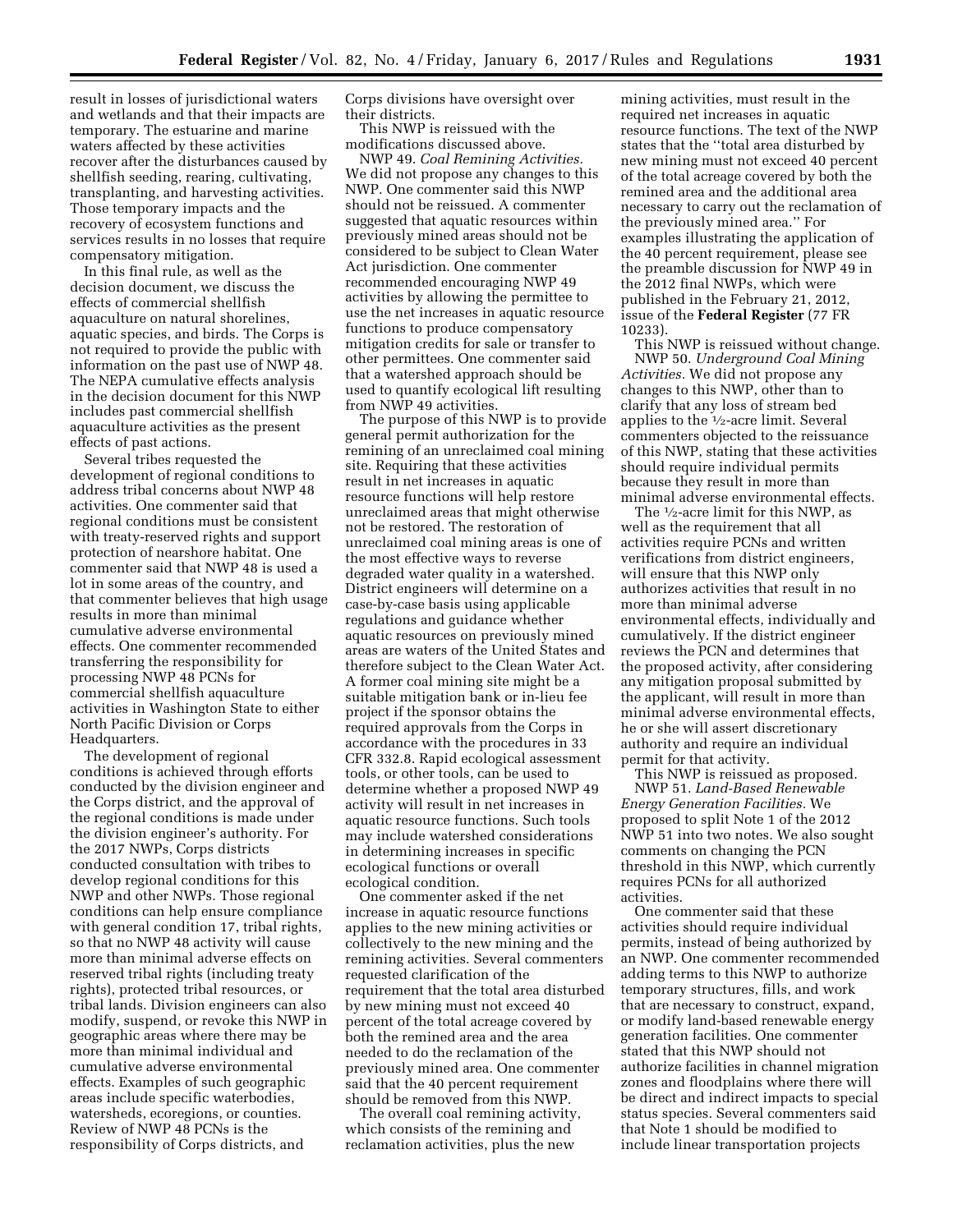result in losses of jurisdictional waters and wetlands and that their impacts are temporary. The estuarine and marine waters affected by these activities recover after the disturbances caused by shellfish seeding, rearing, cultivating, transplanting, and harvesting activities. Those temporary impacts and the recovery of ecosystem functions and services results in no losses that require compensatory mitigation.

In this final rule, as well as the decision document, we discuss the effects of commercial shellfish aquaculture on natural shorelines, aquatic species, and birds. The Corps is not required to provide the public with information on the past use of NWP 48. The NEPA cumulative effects analysis in the decision document for this NWP includes past commercial shellfish aquaculture activities as the present effects of past actions.

Several tribes requested the development of regional conditions to address tribal concerns about NWP 48 activities. One commenter said that regional conditions must be consistent with treaty-reserved rights and support protection of nearshore habitat. One commenter said that NWP 48 is used a lot in some areas of the country, and that commenter believes that high usage results in more than minimal cumulative adverse environmental effects. One commenter recommended transferring the responsibility for processing NWP 48 PCNs for commercial shellfish aquaculture activities in Washington State to either North Pacific Division or Corps Headquarters.

The development of regional conditions is achieved through efforts conducted by the division engineer and the Corps district, and the approval of the regional conditions is made under the division engineer's authority. For the 2017 NWPs, Corps districts conducted consultation with tribes to develop regional conditions for this NWP and other NWPs. Those regional conditions can help ensure compliance with general condition 17, tribal rights, so that no NWP 48 activity will cause more than minimal adverse effects on reserved tribal rights (including treaty rights), protected tribal resources, or tribal lands. Division engineers can also modify, suspend, or revoke this NWP in geographic areas where there may be more than minimal individual and cumulative adverse environmental effects. Examples of such geographic areas include specific waterbodies, watersheds, ecoregions, or counties. Review of NWP 48 PCNs is the responsibility of Corps districts, and Corps divisions have oversight over their districts.

This NWP is reissued with the modifications discussed above.

NWP 49. *Coal Remining Activities.* We did not propose any changes to this NWP. One commenter said this NWP should not be reissued. A commenter suggested that aquatic resources within previously mined areas should not be considered to be subject to Clean Water Act jurisdiction. One commenter recommended encouraging NWP 49 activities by allowing the permittee to use the net increases in aquatic resource functions to produce compensatory mitigation credits for sale or transfer to other permittees. One commenter said that a watershed approach should be used to quantify ecological lift resulting from NWP 49 activities.

The purpose of this NWP is to provide general permit authorization for the remining of an unreclaimed coal mining site. Requiring that these activities result in net increases in aquatic resource functions will help restore unreclaimed areas that might otherwise not be restored. The restoration of unreclaimed coal mining areas is one of the most effective ways to reverse degraded water quality in a watershed. District engineers will determine on a case-by-case basis using applicable regulations and guidance whether aquatic resources on previously mined areas are waters of the United States and therefore subject to the Clean Water Act. A former coal mining site might be a suitable mitigation bank or in-lieu fee project if the sponsor obtains the required approvals from the Corps in accordance with the procedures in 33 CFR 332.8. Rapid ecological assessment tools, or other tools, can be used to determine whether a proposed NWP 49 activity will result in net increases in aquatic resource functions. Such tools may include watershed considerations in determining increases in specific ecological functions or overall ecological condition.

One commenter asked if the net increase in aquatic resource functions applies to the new mining activities or collectively to the new mining and the remining activities. Several commenters requested clarification of the requirement that the total area disturbed by new mining must not exceed 40 percent of the total acreage covered by both the remined area and the area needed to do the reclamation of the previously mined area. One commenter said that the 40 percent requirement should be removed from this NWP.

The overall coal remining activity, which consists of the remining and reclamation activities, plus the new mining activities, must result in the required net increases in aquatic resource functions. The text of the NWP states that the ''total area disturbed by new mining must not exceed 40 percent of the total acreage covered by both the remined area and the additional area necessary to carry out the reclamation of the previously mined area.'' For examples illustrating the application of the 40 percent requirement, please see the preamble discussion for NWP 49 in the 2012 final NWPs, which were published in the February 21, 2012, issue of the **Federal Register** (77 FR 10233).

This NWP is reissued without change.

NWP 50. *Underground Coal Mining Activities.* We did not propose any changes to this NWP, other than to clarify that any loss of stream bed applies to the ½-acre limit. Several commenters objected to the reissuance of this NWP, stating that these activities should require individual permits because they result in more than minimal adverse environmental effects.

The ½-acre limit for this NWP, as well as the requirement that all activities require PCNs and written verifications from district engineers, will ensure that this NWP only authorizes activities that result in no more than minimal adverse environmental effects, individually and cumulatively. If the district engineer reviews the PCN and determines that the proposed activity, after considering any mitigation proposal submitted by the applicant, will result in more than minimal adverse environmental effects, he or she will assert discretionary authority and require an individual permit for that activity.

This NWP is reissued as proposed.

NWP 51. *Land-Based Renewable Energy Generation Facilities.* We proposed to split Note 1 of the 2012 NWP 51 into two notes. We also sought comments on changing the PCN threshold in this NWP, which currently requires PCNs for all authorized activities.

One commenter said that these activities should require individual permits, instead of being authorized by an NWP. One commenter recommended adding terms to this NWP to authorize temporary structures, fills, and work that are necessary to construct, expand, or modify land-based renewable energy generation facilities. One commenter stated that this NWP should not authorize facilities in channel migration zones and floodplains where there will be direct and indirect impacts to special status species. Several commenters said that Note 1 should be modified to include linear transportation projects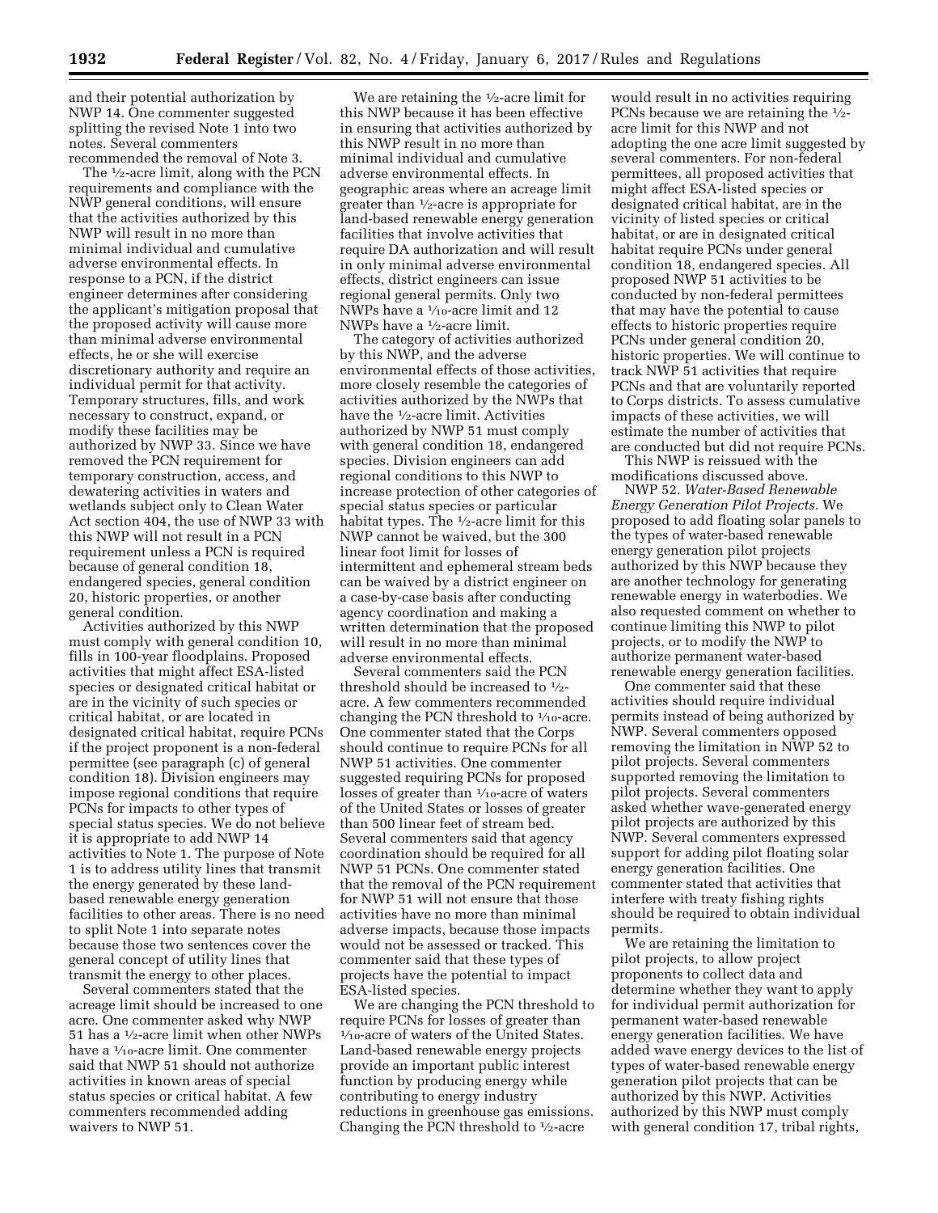and their potential authorization by NWP 14. One commenter suggested splitting the revised Note 1 into two notes. Several commenters recommended the removal of Note 3.

The ½-acre limit, along with the PCN requirements and compliance with the NWP general conditions, will ensure that the activities authorized by this NWP will result in no more than minimal individual and cumulative adverse environmental effects. In response to a PCN, if the district engineer determines after considering the applicant's mitigation proposal that the proposed activity will cause more than minimal adverse environmental effects, he or she will exercise discretionary authority and require an individual permit for that activity. Temporary structures, fills, and work necessary to construct, expand, or modify these facilities may be authorized by NWP 33. Since we have removed the PCN requirement for temporary construction, access, and dewatering activities in waters and wetlands subject only to Clean Water Act section 404, the use of NWP 33 with this NWP will not result in a PCN requirement unless a PCN is required because of general condition 18, endangered species, general condition 20, historic properties, or another general condition.

Activities authorized by this NWP must comply with general condition 10, fills in 100-year floodplains. Proposed activities that might affect ESA-listed species or designated critical habitat or are in the vicinity of such species or critical habitat, or are located in designated critical habitat, require PCNs if the project proponent is a non-federal permittee (see paragraph (c) of general condition 18). Division engineers may impose regional conditions that require PCNs for impacts to other types of special status species. We do not believe it is appropriate to add NWP 14 activities to Note 1. The purpose of Note 1 is to address utility lines that transmit the energy generated by these land-based renewable energy generation facilities to other areas. There is no need to split Note 1 into separate notes because those two sentences cover the general concept of utility lines that transmit the energy to other places.

Several commenters stated that the acreage limit should be increased to one acre. One commenter asked why NWP 51 has a ½-acre limit when other NWPs have a 1⁄10-acre limit. One commenter said that NWP 51 should not authorize activities in known areas of special status species or critical habitat. A few commenters recommended adding waivers to NWP 51.

We are retaining the ½-acre limit for this NWP because it has been effective in ensuring that activities authorized by this NWP result in no more than minimal individual and cumulative adverse environmental effects. In geographic areas where an acreage limit greater than ½-acre is appropriate for land-based renewable energy generation facilities that involve activities that require DA authorization and will result in only minimal adverse environmental effects, district engineers can issue regional general permits. Only two NWPs have a 1⁄10-acre limit and 12 NWPs have a ½-acre limit.

The category of activities authorized by this NWP, and the adverse environmental effects of those activities, more closely resemble the categories of activities authorized by the NWPs that have the ½-acre limit. Activities authorized by NWP 51 must comply with general condition 18, endangered species. Division engineers can add regional conditions to this NWP to increase protection of other categories of special status species or particular habitat types. The ½-acre limit for this NWP cannot be waived, but the 300 linear foot limit for losses of intermittent and ephemeral stream beds can be waived by a district engineer on a case-by-case basis after conducting agency coordination and making a written determination that the proposed will result in no more than minimal adverse environmental effects.

Several commenters said the PCN threshold should be increased to ½-acre. A few commenters recommended changing the PCN threshold to 1⁄10-acre. One commenter stated that the Corps should continue to require PCNs for all NWP 51 activities. One commenter suggested requiring PCNs for proposed losses of greater than 1⁄10-acre of waters of the United States or losses of greater than 500 linear feet of stream bed. Several commenters said that agency coordination should be required for all NWP 51 PCNs. One commenter stated that the removal of the PCN requirement for NWP 51 will not ensure that those activities have no more than minimal adverse impacts, because those impacts would not be assessed or tracked. This commenter said that these types of projects have the potential to impact ESA-listed species.

We are changing the PCN threshold to require PCNs for losses of greater than 1⁄10-acre of waters of the United States. Land-based renewable energy projects provide an important public interest function by producing energy while contributing to energy industry reductions in greenhouse gas emissions. Changing the PCN threshold to ½-acre would result in no activities requiring PCNs because we are retaining the ½-acre limit for this NWP and not adopting the one acre limit suggested by several commenters. For non-federal permittees, all proposed activities that might affect ESA-listed species or designated critical habitat, are in the vicinity of listed species or critical habitat, or are in designated critical habitat require PCNs under general condition 18, endangered species. All proposed NWP 51 activities to be conducted by non-federal permittees that may have the potential to cause effects to historic properties require PCNs under general condition 20, historic properties. We will continue to track NWP 51 activities that require PCNs and that are voluntarily reported to Corps districts. To assess cumulative impacts of these activities, we will estimate the number of activities that are conducted but did not require PCNs.

This NWP is reissued with the modifications discussed above.

NWP 52. *Water-Based Renewable Energy Generation Pilot Projects.* We proposed to add floating solar panels to the types of water-based renewable energy generation pilot projects authorized by this NWP because they are another technology for generating renewable energy in waterbodies. We also requested comment on whether to continue limiting this NWP to pilot projects, or to modify the NWP to authorize permanent water-based renewable energy generation facilities.

One commenter said that these activities should require individual permits instead of being authorized by NWP. Several commenters opposed removing the limitation in NWP 52 to pilot projects. Several commenters supported removing the limitation to pilot projects. Several commenters asked whether wave-generated energy pilot projects are authorized by this NWP. Several commenters expressed support for adding pilot floating solar energy generation facilities. One commenter stated that activities that interfere with treaty fishing rights should be required to obtain individual permits.

We are retaining the limitation to pilot projects, to allow project proponents to collect data and determine whether they want to apply for individual permit authorization for permanent water-based renewable energy generation facilities. We have added wave energy devices to the list of types of water-based renewable energy generation pilot projects that can be authorized by this NWP. Activities authorized by this NWP must comply with general condition 17, tribal rights,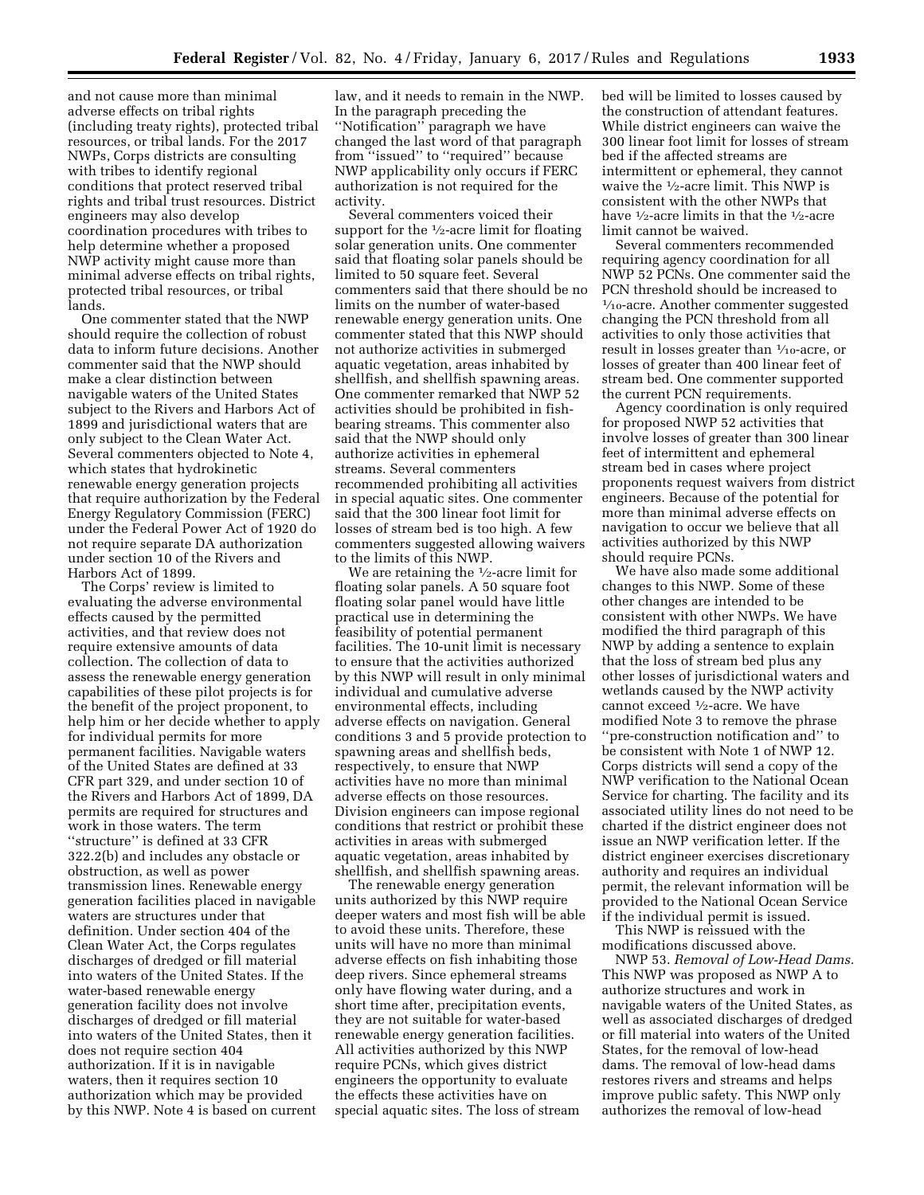and not cause more than minimal adverse effects on tribal rights (including treaty rights), protected tribal resources, or tribal lands. For the 2017 NWPs, Corps districts are consulting with tribes to identify regional conditions that protect reserved tribal rights and tribal trust resources. District engineers may also develop coordination procedures with tribes to help determine whether a proposed NWP activity might cause more than minimal adverse effects on tribal rights, protected tribal resources, or tribal lands.

One commenter stated that the NWP should require the collection of robust data to inform future decisions. Another commenter said that the NWP should make a clear distinction between navigable waters of the United States subject to the Rivers and Harbors Act of 1899 and jurisdictional waters that are only subject to the Clean Water Act. Several commenters objected to Note 4, which states that hydrokinetic renewable energy generation projects that require authorization by the Federal Energy Regulatory Commission (FERC) under the Federal Power Act of 1920 do not require separate DA authorization under section 10 of the Rivers and Harbors Act of 1899.

The Corps' review is limited to evaluating the adverse environmental effects caused by the permitted activities, and that review does not require extensive amounts of data collection. The collection of data to assess the renewable energy generation capabilities of these pilot projects is for the benefit of the project proponent, to help him or her decide whether to apply for individual permits for more permanent facilities. Navigable waters of the United States are defined at 33 CFR part 329, and under section 10 of the Rivers and Harbors Act of 1899, DA permits are required for structures and work in those waters. The term ''structure'' is defined at 33 CFR 322.2(b) and includes any obstacle or obstruction, as well as power transmission lines. Renewable energy generation facilities placed in navigable waters are structures under that definition. Under section 404 of the Clean Water Act, the Corps regulates discharges of dredged or fill material into waters of the United States. If the water-based renewable energy generation facility does not involve discharges of dredged or fill material into waters of the United States, then it does not require section 404 authorization. If it is in navigable waters, then it requires section 10 authorization which may be provided by this NWP. Note 4 is based on current law, and it needs to remain in the NWP. In the paragraph preceding the ''Notification'' paragraph we have changed the last word of that paragraph from ''issued'' to ''required'' because NWP applicability only occurs if FERC authorization is not required for the activity.

Several commenters voiced their support for the ½-acre limit for floating solar generation units. One commenter said that floating solar panels should be limited to 50 square feet. Several commenters said that there should be no limits on the number of water-based renewable energy generation units. One commenter stated that this NWP should not authorize activities in submerged aquatic vegetation, areas inhabited by shellfish, and shellfish spawning areas. One commenter remarked that NWP 52 activities should be prohibited in fish-bearing streams. This commenter also said that the NWP should only authorize activities in ephemeral streams. Several commenters recommended prohibiting all activities in special aquatic sites. One commenter said that the 300 linear foot limit for losses of stream bed is too high. A few commenters suggested allowing waivers to the limits of this NWP.

We are retaining the ½-acre limit for floating solar panels. A 50 square foot floating solar panel would have little practical use in determining the feasibility of potential permanent facilities. The 10-unit limit is necessary to ensure that the activities authorized by this NWP will result in only minimal individual and cumulative adverse environmental effects, including adverse effects on navigation. General conditions 3 and 5 provide protection to spawning areas and shellfish beds, respectively, to ensure that NWP activities have no more than minimal adverse effects on those resources. Division engineers can impose regional conditions that restrict or prohibit these activities in areas with submerged aquatic vegetation, areas inhabited by shellfish, and shellfish spawning areas.

The renewable energy generation units authorized by this NWP require deeper waters and most fish will be able to avoid these units. Therefore, these units will have no more than minimal adverse effects on fish inhabiting those deep rivers. Since ephemeral streams only have flowing water during, and a short time after, precipitation events, they are not suitable for water-based renewable energy generation facilities. All activities authorized by this NWP require PCNs, which gives district engineers the opportunity to evaluate the effects these activities have on special aquatic sites. The loss of stream bed will be limited to losses caused by the construction of attendant features. While district engineers can waive the 300 linear foot limit for losses of stream bed if the affected streams are intermittent or ephemeral, they cannot waive the ½-acre limit. This NWP is consistent with the other NWPs that have ½-acre limits in that the ½-acre limit cannot be waived.

Several commenters recommended requiring agency coordination for all NWP 52 PCNs. One commenter said the PCN threshold should be increased to 1/10-acre. Another commenter suggested changing the PCN threshold from all activities to only those activities that result in losses greater than 1/10-acre, or losses of greater than 400 linear feet of stream bed. One commenter supported the current PCN requirements.

Agency coordination is only required for proposed NWP 52 activities that involve losses of greater than 300 linear feet of intermittent and ephemeral stream bed in cases where project proponents request waivers from district engineers. Because of the potential for more than minimal adverse effects on navigation to occur we believe that all activities authorized by this NWP should require PCNs.

We have also made some additional changes to this NWP. Some of these other changes are intended to be consistent with other NWPs. We have modified the third paragraph of this NWP by adding a sentence to explain that the loss of stream bed plus any other losses of jurisdictional waters and wetlands caused by the NWP activity cannot exceed ½-acre. We have modified Note 3 to remove the phrase ''pre-construction notification and'' to be consistent with Note 1 of NWP 12. Corps districts will send a copy of the NWP verification to the National Ocean Service for charting. The facility and its associated utility lines do not need to be charted if the district engineer does not issue an NWP verification letter. If the district engineer exercises discretionary authority and requires an individual permit, the relevant information will be provided to the National Ocean Service if the individual permit is issued.

This NWP is reissued with the modifications discussed above.

NWP 53. *Removal of Low-Head Dams.* This NWP was proposed as NWP A to authorize structures and work in navigable waters of the United States, as well as associated discharges of dredged or fill material into waters of the United States, for the removal of low-head dams. The removal of low-head dams restores rivers and streams and helps improve public safety. This NWP only authorizes the removal of low-head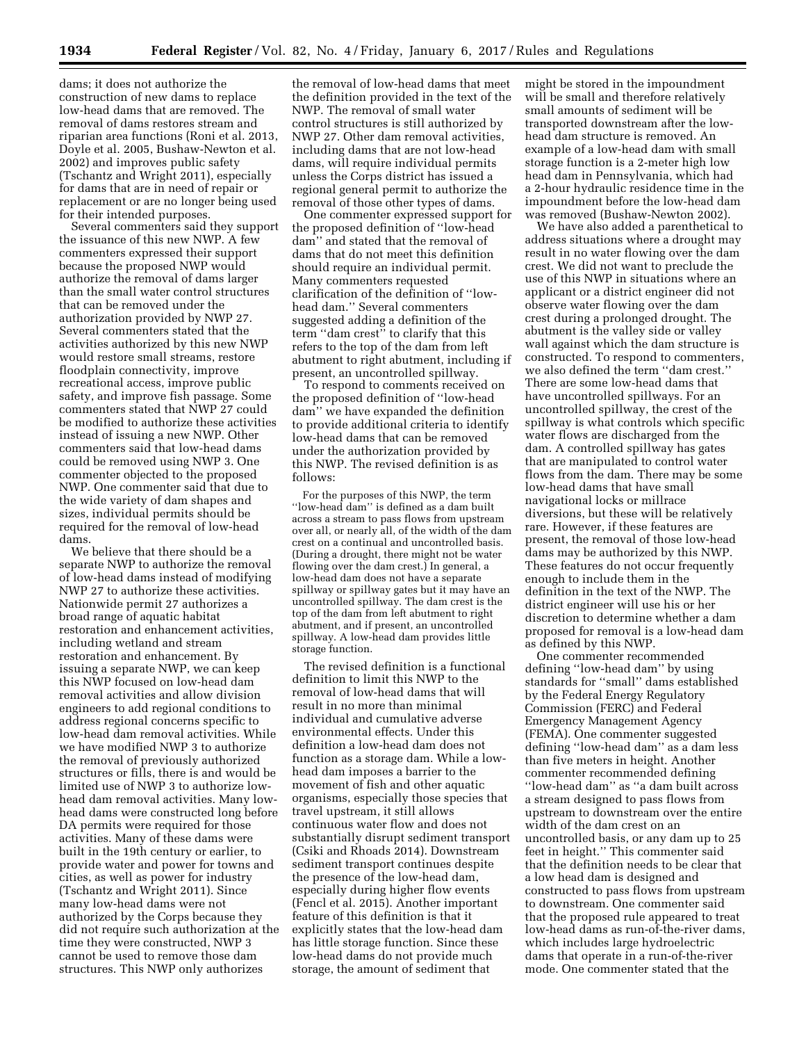dams; it does not authorize the construction of new dams to replace low-head dams that are removed. The removal of dams restores stream and riparian area functions (Roni et al. 2013, Doyle et al. 2005, Bushaw-Newton et al. 2002) and improves public safety (Tschantz and Wright 2011), especially for dams that are in need of repair or replacement or are no longer being used for their intended purposes.

Several commenters said they support the issuance of this new NWP. A few commenters expressed their support because the proposed NWP would authorize the removal of dams larger than the small water control structures that can be removed under the authorization provided by NWP 27. Several commenters stated that the activities authorized by this new NWP would restore small streams, restore floodplain connectivity, improve recreational access, improve public safety, and improve fish passage. Some commenters stated that NWP 27 could be modified to authorize these activities instead of issuing a new NWP. Other commenters said that low-head dams could be removed using NWP 3. One commenter objected to the proposed NWP. One commenter said that due to the wide variety of dam shapes and sizes, individual permits should be required for the removal of low-head dams.

We believe that there should be a separate NWP to authorize the removal of low-head dams instead of modifying NWP 27 to authorize these activities. Nationwide permit 27 authorizes a broad range of aquatic habitat restoration and enhancement activities, including wetland and stream restoration and enhancement. By issuing a separate NWP, we can keep this NWP focused on low-head dam removal activities and allow division engineers to add regional conditions to address regional concerns specific to low-head dam removal activities. While we have modified NWP 3 to authorize the removal of previously authorized structures or fills, there is and would be limited use of NWP 3 to authorize low-head dam removal activities. Many low-head dams were constructed long before DA permits were required for those activities. Many of these dams were built in the 19th century or earlier, to provide water and power for towns and cities, as well as power for industry (Tschantz and Wright 2011). Since many low-head dams were not authorized by the Corps because they did not require such authorization at the time they were constructed, NWP 3 cannot be used to remove those dam structures. This NWP only authorizes the removal of low-head dams that meet the definition provided in the text of the NWP. The removal of small water control structures is still authorized by NWP 27. Other dam removal activities, including dams that are not low-head dams, will require individual permits unless the Corps district has issued a regional general permit to authorize the removal of those other types of dams.

One commenter expressed support for the proposed definition of ''low-head dam'' and stated that the removal of dams that do not meet this definition should require an individual permit. Many commenters requested clarification of the definition of ''low-head dam.'' Several commenters suggested adding a definition of the term ''dam crest'' to clarify that this refers to the top of the dam from left abutment to right abutment, including if present, an uncontrolled spillway.

To respond to comments received on the proposed definition of ''low-head dam'' we have expanded the definition to provide additional criteria to identify low-head dams that can be removed under the authorization provided by this NWP. The revised definition is as follows:

> For the purposes of this NWP, the term ''low-head dam'' is defined as a dam built across a stream to pass flows from upstream over all, or nearly all, of the width of the dam crest on a continual and uncontrolled basis. (During a drought, there might not be water flowing over the dam crest.) In general, a low-head dam does not have a separate spillway or spillway gates but it may have an uncontrolled spillway. The dam crest is the top of the dam from left abutment to right abutment, and if present, an uncontrolled spillway. A low-head dam provides little storage function.

The revised definition is a functional definition to limit this NWP to the removal of low-head dams that will result in no more than minimal individual and cumulative adverse environmental effects. Under this definition a low-head dam does not function as a storage dam. While a low-head dam imposes a barrier to the movement of fish and other aquatic organisms, especially those species that travel upstream, it still allows continuous water flow and does not substantially disrupt sediment transport (Csiki and Rhoads 2014). Downstream sediment transport continues despite the presence of the low-head dam, especially during higher flow events (Fencl et al. 2015). Another important feature of this definition is that it explicitly states that the low-head dam has little storage function. Since these low-head dams do not provide much storage, the amount of sediment that might be stored in the impoundment will be small and therefore relatively small amounts of sediment will be transported downstream after the low-head dam structure is removed. An example of a low-head dam with small storage function is a 2-meter high low head dam in Pennsylvania, which had a 2-hour hydraulic residence time in the impoundment before the low-head dam was removed (Bushaw-Newton 2002).

We have also added a parenthetical to address situations where a drought may result in no water flowing over the dam crest. We did not want to preclude the use of this NWP in situations where an applicant or a district engineer did not observe water flowing over the dam crest during a prolonged drought. The abutment is the valley side or valley wall against which the dam structure is constructed. To respond to commenters, we also defined the term ''dam crest.'' There are some low-head dams that have uncontrolled spillways. For an uncontrolled spillway, the crest of the spillway is what controls which specific water flows are discharged from the dam. A controlled spillway has gates that are manipulated to control water flows from the dam. There may be some low-head dams that have small navigational locks or millrace diversions, but these will be relatively rare. However, if these features are present, the removal of those low-head dams may be authorized by this NWP. These features do not occur frequently enough to include them in the definition in the text of the NWP. The district engineer will use his or her discretion to determine whether a dam proposed for removal is a low-head dam as defined by this NWP.

One commenter recommended defining ''low-head dam'' by using standards for ''small'' dams established by the Federal Energy Regulatory Commission (FERC) and Federal Emergency Management Agency (FEMA). One commenter suggested defining ''low-head dam'' as a dam less than five meters in height. Another commenter recommended defining ''low-head dam'' as ''a dam built across a stream designed to pass flows from upstream to downstream over the entire width of the dam crest on an uncontrolled basis, or any dam up to 25 feet in height.'' This commenter said that the definition needs to be clear that a low head dam is designed and constructed to pass flows from upstream to downstream. One commenter said that the proposed rule appeared to treat low-head dams as run-of-the-river dams, which includes large hydroelectric dams that operate in a run-of-the-river mode. One commenter stated that the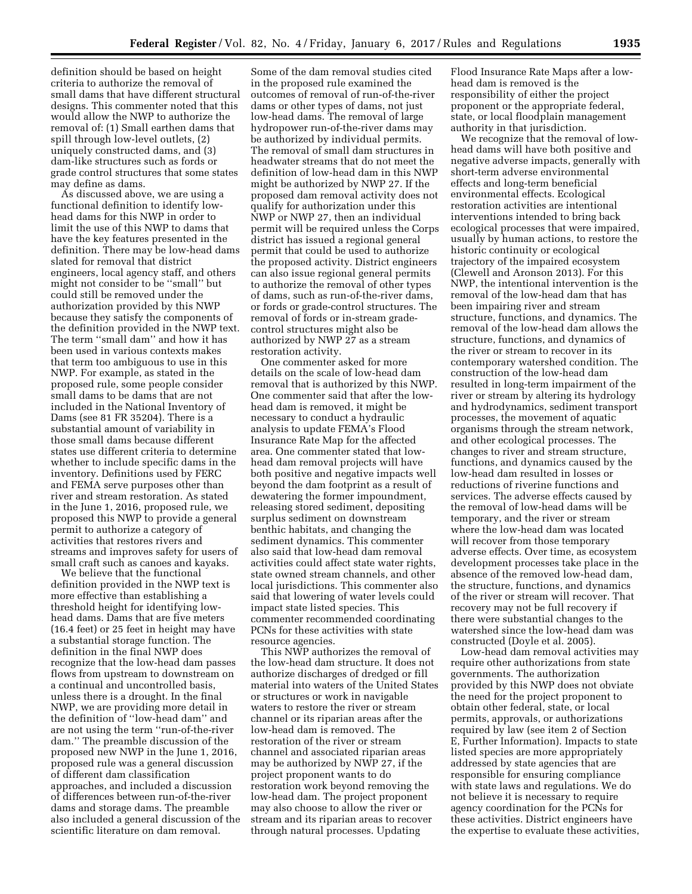definition should be based on height criteria to authorize the removal of small dams that have different structural designs. This commenter noted that this would allow the NWP to authorize the removal of: (1) Small earthen dams that spill through low-level outlets, (2) uniquely constructed dams, and (3) dam-like structures such as fords or grade control structures that some states may define as dams.

As discussed above, we are using a functional definition to identify low-head dams for this NWP in order to limit the use of this NWP to dams that have the key features presented in the definition. There may be low-head dams slated for removal that district engineers, local agency staff, and others might not consider to be ''small'' but could still be removed under the authorization provided by this NWP because they satisfy the components of the definition provided in the NWP text. The term ''small dam'' and how it has been used in various contexts makes that term too ambiguous to use in this NWP. For example, as stated in the proposed rule, some people consider small dams to be dams that are not included in the National Inventory of Dams (see 81 FR 35204). There is a substantial amount of variability in those small dams because different states use different criteria to determine whether to include specific dams in the inventory. Definitions used by FERC and FEMA serve purposes other than river and stream restoration. As stated in the June 1, 2016, proposed rule, we proposed this NWP to provide a general permit to authorize a category of activities that restores rivers and streams and improves safety for users of small craft such as canoes and kayaks.

We believe that the functional definition provided in the NWP text is more effective than establishing a threshold height for identifying low-head dams. Dams that are five meters (16.4 feet) or 25 feet in height may have a substantial storage function. The definition in the final NWP does recognize that the low-head dam passes flows from upstream to downstream on a continual and uncontrolled basis, unless there is a drought. In the final NWP, we are providing more detail in the definition of ''low-head dam'' and are not using the term ''run-of-the-river dam.'' The preamble discussion of the proposed new NWP in the June 1, 2016, proposed rule was a general discussion of different dam classification approaches, and included a discussion of differences between run-of-the-river dams and storage dams. The preamble also included a general discussion of the scientific literature on dam removal. Some of the dam removal studies cited in the proposed rule examined the outcomes of removal of run-of-the-river dams or other types of dams, not just low-head dams. The removal of large hydropower run-of-the-river dams may be authorized by individual permits. The removal of small dam structures in headwater streams that do not meet the definition of low-head dam in this NWP might be authorized by NWP 27. If the proposed dam removal activity does not qualify for authorization under this NWP or NWP 27, then an individual permit will be required unless the Corps district has issued a regional general permit that could be used to authorize the proposed activity. District engineers can also issue regional general permits to authorize the removal of other types of dams, such as run-of-the-river dams, or fords or grade-control structures. The removal of fords or in-stream grade-control structures might also be authorized by NWP 27 as a stream restoration activity.

One commenter asked for more details on the scale of low-head dam removal that is authorized by this NWP. One commenter said that after the low-head dam is removed, it might be necessary to conduct a hydraulic analysis to update FEMA's Flood Insurance Rate Map for the affected area. One commenter stated that low-head dam removal projects will have both positive and negative impacts well beyond the dam footprint as a result of dewatering the former impoundment, releasing stored sediment, depositing surplus sediment on downstream benthic habitats, and changing the sediment dynamics. This commenter also said that low-head dam removal activities could affect state water rights, state owned stream channels, and other local jurisdictions. This commenter also said that lowering of water levels could impact state listed species. This commenter recommended coordinating PCNs for these activities with state resource agencies.

This NWP authorizes the removal of the low-head dam structure. It does not authorize discharges of dredged or fill material into waters of the United States or structures or work in navigable waters to restore the river or stream channel or its riparian areas after the low-head dam is removed. The restoration of the river or stream channel and associated riparian areas may be authorized by NWP 27, if the project proponent wants to do restoration work beyond removing the low-head dam. The project proponent may also choose to allow the river or stream and its riparian areas to recover through natural processes. Updating Flood Insurance Rate Maps after a low-head dam is removed is the responsibility of either the project proponent or the appropriate federal, state, or local floodplain management authority in that jurisdiction.

We recognize that the removal of low-head dams will have both positive and negative adverse impacts, generally with short-term adverse environmental effects and long-term beneficial environmental effects. Ecological restoration activities are intentional interventions intended to bring back ecological processes that were impaired, usually by human actions, to restore the historic continuity or ecological trajectory of the impaired ecosystem (Clewell and Aronson 2013). For this NWP, the intentional intervention is the removal of the low-head dam that has been impairing river and stream structure, functions, and dynamics. The removal of the low-head dam allows the structure, functions, and dynamics of the river or stream to recover in its contemporary watershed condition. The construction of the low-head dam resulted in long-term impairment of the river or stream by altering its hydrology and hydrodynamics, sediment transport processes, the movement of aquatic organisms through the stream network, and other ecological processes. The changes to river and stream structure, functions, and dynamics caused by the low-head dam resulted in losses or reductions of riverine functions and services. The adverse effects caused by the removal of low-head dams will be temporary, and the river or stream where the low-head dam was located will recover from those temporary adverse effects. Over time, as ecosystem development processes take place in the absence of the removed low-head dam, the structure, functions, and dynamics of the river or stream will recover. That recovery may not be full recovery if there were substantial changes to the watershed since the low-head dam was constructed (Doyle et al. 2005).

Low-head dam removal activities may require other authorizations from state governments. The authorization provided by this NWP does not obviate the need for the project proponent to obtain other federal, state, or local permits, approvals, or authorizations required by law (see item 2 of Section E, Further Information). Impacts to state listed species are more appropriately addressed by state agencies that are responsible for ensuring compliance with state laws and regulations. We do not believe it is necessary to require agency coordination for the PCNs for these activities. District engineers have the expertise to evaluate these activities,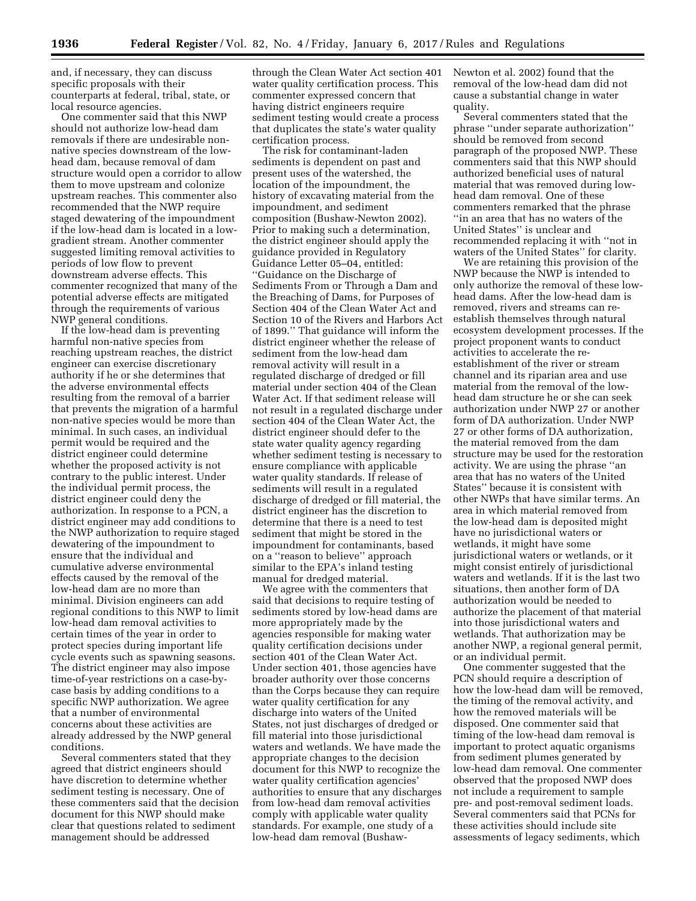and, if necessary, they can discuss specific proposals with their counterparts at federal, tribal, state, or local resource agencies.

One commenter said that this NWP should not authorize low-head dam removals if there are undesirable non-native species downstream of the low-head dam, because removal of dam structure would open a corridor to allow them to move upstream and colonize upstream reaches. This commenter also recommended that the NWP require staged dewatering of the impoundment if the low-head dam is located in a low-gradient stream. Another commenter suggested limiting removal activities to periods of low flow to prevent downstream adverse effects. This commenter recognized that many of the potential adverse effects are mitigated through the requirements of various NWP general conditions.

If the low-head dam is preventing harmful non-native species from reaching upstream reaches, the district engineer can exercise discretionary authority if he or she determines that the adverse environmental effects resulting from the removal of a barrier that prevents the migration of a harmful non-native species would be more than minimal. In such cases, an individual permit would be required and the district engineer could determine whether the proposed activity is not contrary to the public interest. Under the individual permit process, the district engineer could deny the authorization. In response to a PCN, a district engineer may add conditions to the NWP authorization to require staged dewatering of the impoundment to ensure that the individual and cumulative adverse environmental effects caused by the removal of the low-head dam are no more than minimal. Division engineers can add regional conditions to this NWP to limit low-head dam removal activities to certain times of the year in order to protect species during important life cycle events such as spawning seasons. The district engineer may also impose time-of-year restrictions on a case-by-case basis by adding conditions to a specific NWP authorization. We agree that a number of environmental concerns about these activities are already addressed by the NWP general conditions.

Several commenters stated that they agreed that district engineers should have discretion to determine whether sediment testing is necessary. One of these commenters said that the decision document for this NWP should make clear that questions related to sediment management should be addressed through the Clean Water Act section 401 water quality certification process. This commenter expressed concern that having district engineers require sediment testing would create a process that duplicates the state's water quality certification process.

The risk for contaminant-laden sediments is dependent on past and present uses of the watershed, the location of the impoundment, the history of excavating material from the impoundment, and sediment composition (Bushaw-Newton 2002). Prior to making such a determination, the district engineer should apply the guidance provided in Regulatory Guidance Letter 05–04, entitled: "Guidance on the Discharge of Sediments From or Through a Dam and the Breaching of Dams, for Purposes of Section 404 of the Clean Water Act and Section 10 of the Rivers and Harbors Act of 1899." That guidance will inform the district engineer whether the release of sediment from the low-head dam removal activity will result in a regulated discharge of dredged or fill material under section 404 of the Clean Water Act. If that sediment release will not result in a regulated discharge under section 404 of the Clean Water Act, the district engineer should defer to the state water quality agency regarding whether sediment testing is necessary to ensure compliance with applicable water quality standards. If release of sediments will result in a regulated discharge of dredged or fill material, the district engineer has the discretion to determine that there is a need to test sediment that might be stored in the impoundment for contaminants, based on a "reason to believe" approach similar to the EPA's inland testing manual for dredged material.

We agree with the commenters that said that decisions to require testing of sediments stored by low-head dams are more appropriately made by the agencies responsible for making water quality certification decisions under section 401 of the Clean Water Act. Under section 401, those agencies have broader authority over those concerns than the Corps because they can require water quality certification for any discharge into waters of the United States, not just discharges of dredged or fill material into those jurisdictional waters and wetlands. We have made the appropriate changes to the decision document for this NWP to recognize the water quality certification agencies' authorities to ensure that any discharges from low-head dam removal activities comply with applicable water quality standards. For example, one study of a low-head dam removal (Bushaw-Newton et al. 2002) found that the removal of the low-head dam did not cause a substantial change in water quality.

Several commenters stated that the phrase "under separate authorization" should be removed from second paragraph of the proposed NWP. These commenters said that this NWP should authorized beneficial uses of natural material that was removed during low-head dam removal. One of these commenters remarked that the phrase "in an area that has no waters of the United States" is unclear and recommended replacing it with "not in waters of the United States" for clarity.

We are retaining this provision of the NWP because the NWP is intended to only authorize the removal of these low-head dams. After the low-head dam is removed, rivers and streams can re-establish themselves through natural ecosystem development processes. If the project proponent wants to conduct activities to accelerate the re-establishment of the river or stream channel and its riparian area and use material from the removal of the low-head dam structure he or she can seek authorization under NWP 27 or another form of DA authorization. Under NWP 27 or other forms of DA authorization, the material removed from the dam structure may be used for the restoration activity. We are using the phrase "an area that has no waters of the United States" because it is consistent with other NWPs that have similar terms. An area in which material removed from the low-head dam is deposited might have no jurisdictional waters or wetlands, it might have some jurisdictional waters or wetlands, or it might consist entirely of jurisdictional waters and wetlands. If it is the last two situations, then another form of DA authorization would be needed to authorize the placement of that material into those jurisdictional waters and wetlands. That authorization may be another NWP, a regional general permit, or an individual permit.

One commenter suggested that the PCN should require a description of how the low-head dam will be removed, the timing of the removal activity, and how the removed materials will be disposed. One commenter said that timing of the low-head dam removal is important to protect aquatic organisms from sediment plumes generated by low-head dam removal. One commenter observed that the proposed NWP does not include a requirement to sample pre- and post-removal sediment loads. Several commenters said that PCNs for these activities should include site assessments of legacy sediments, which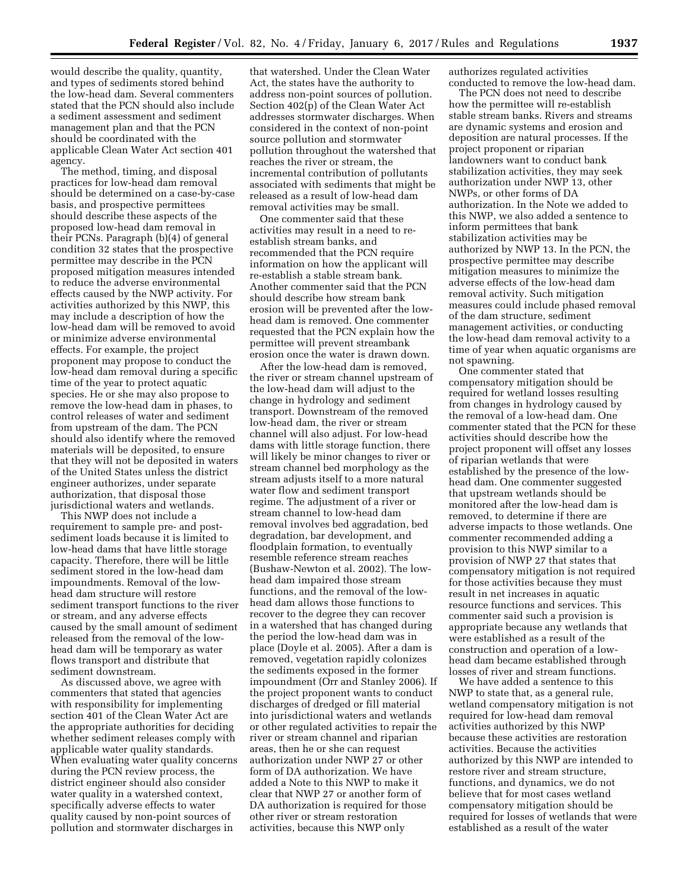would describe the quality, quantity, and types of sediments stored behind the low-head dam. Several commenters stated that the PCN should also include a sediment assessment and sediment management plan and that the PCN should be coordinated with the applicable Clean Water Act section 401 agency.

The method, timing, and disposal practices for low-head dam removal should be determined on a case-by-case basis, and prospective permittees should describe these aspects of the proposed low-head dam removal in their PCNs. Paragraph (b)(4) of general condition 32 states that the prospective permittee may describe in the PCN proposed mitigation measures intended to reduce the adverse environmental effects caused by the NWP activity. For activities authorized by this NWP, this may include a description of how the low-head dam will be removed to avoid or minimize adverse environmental effects. For example, the project proponent may propose to conduct the low-head dam removal during a specific time of the year to protect aquatic species. He or she may also propose to remove the low-head dam in phases, to control releases of water and sediment from upstream of the dam. The PCN should also identify where the removed materials will be deposited, to ensure that they will not be deposited in waters of the United States unless the district engineer authorizes, under separate authorization, that disposal those jurisdictional waters and wetlands.

This NWP does not include a requirement to sample pre- and post-sediment loads because it is limited to low-head dams that have little storage capacity. Therefore, there will be little sediment stored in the low-head dam impoundments. Removal of the low-head dam structure will restore sediment transport functions to the river or stream, and any adverse effects caused by the small amount of sediment released from the removal of the low-head dam will be temporary as water flows transport and distribute that sediment downstream.

As discussed above, we agree with commenters that stated that agencies with responsibility for implementing section 401 of the Clean Water Act are the appropriate authorities for deciding whether sediment releases comply with applicable water quality standards. When evaluating water quality concerns during the PCN review process, the district engineer should also consider water quality in a watershed context, specifically adverse effects to water quality caused by non-point sources of pollution and stormwater discharges in that watershed. Under the Clean Water Act, the states have the authority to address non-point sources of pollution. Section 402(p) of the Clean Water Act addresses stormwater discharges. When considered in the context of non-point source pollution and stormwater pollution throughout the watershed that reaches the river or stream, the incremental contribution of pollutants associated with sediments that might be released as a result of low-head dam removal activities may be small.

One commenter said that these activities may result in a need to re-establish stream banks, and recommended that the PCN require information on how the applicant will re-establish a stable stream bank. Another commenter said that the PCN should describe how stream bank erosion will be prevented after the low-head dam is removed. One commenter requested that the PCN explain how the permittee will prevent streambank erosion once the water is drawn down.

After the low-head dam is removed, the river or stream channel upstream of the low-head dam will adjust to the change in hydrology and sediment transport. Downstream of the removed low-head dam, the river or stream channel will also adjust. For low-head dams with little storage function, there will likely be minor changes to river or stream channel bed morphology as the stream adjusts itself to a more natural water flow and sediment transport regime. The adjustment of a river or stream channel to low-head dam removal involves bed aggradation, bed degradation, bar development, and floodplain formation, to eventually resemble reference stream reaches (Bushaw-Newton et al. 2002). The low-head dam impaired those stream functions, and the removal of the low-head dam allows those functions to recover to the degree they can recover in a watershed that has changed during the period the low-head dam was in place (Doyle et al. 2005). After a dam is removed, vegetation rapidly colonizes the sediments exposed in the former impoundment (Orr and Stanley 2006). If the project proponent wants to conduct discharges of dredged or fill material into jurisdictional waters and wetlands or other regulated activities to repair the river or stream channel and riparian areas, then he or she can request authorization under NWP 27 or other form of DA authorization. We have added a Note to this NWP to make it clear that NWP 27 or another form of DA authorization is required for those other river or stream restoration activities, because this NWP only authorizes regulated activities conducted to remove the low-head dam.

The PCN does not need to describe how the permittee will re-establish stable stream banks. Rivers and streams are dynamic systems and erosion and deposition are natural processes. If the project proponent or riparian landowners want to conduct bank stabilization activities, they may seek authorization under NWP 13, other NWPs, or other forms of DA authorization. In the Note we added to this NWP, we also added a sentence to inform permittees that bank stabilization activities may be authorized by NWP 13. In the PCN, the prospective permittee may describe mitigation measures to minimize the adverse effects of the low-head dam removal activity. Such mitigation measures could include phased removal of the dam structure, sediment management activities, or conducting the low-head dam removal activity to a time of year when aquatic organisms are not spawning.

One commenter stated that compensatory mitigation should be required for wetland losses resulting from changes in hydrology caused by the removal of a low-head dam. One commenter stated that the PCN for these activities should describe how the project proponent will offset any losses of riparian wetlands that were established by the presence of the low-head dam. One commenter suggested that upstream wetlands should be monitored after the low-head dam is removed, to determine if there are adverse impacts to those wetlands. One commenter recommended adding a provision to this NWP similar to a provision of NWP 27 that states that compensatory mitigation is not required for those activities because they must result in net increases in aquatic resource functions and services. This commenter said such a provision is appropriate because any wetlands that were established as a result of the construction and operation of a low-head dam became established through losses of river and stream functions.

We have added a sentence to this NWP to state that, as a general rule, wetland compensatory mitigation is not required for low-head dam removal activities authorized by this NWP because these activities are restoration activities. Because the activities authorized by this NWP are intended to restore river and stream structure, functions, and dynamics, we do not believe that for most cases wetland compensatory mitigation should be required for losses of wetlands that were established as a result of the water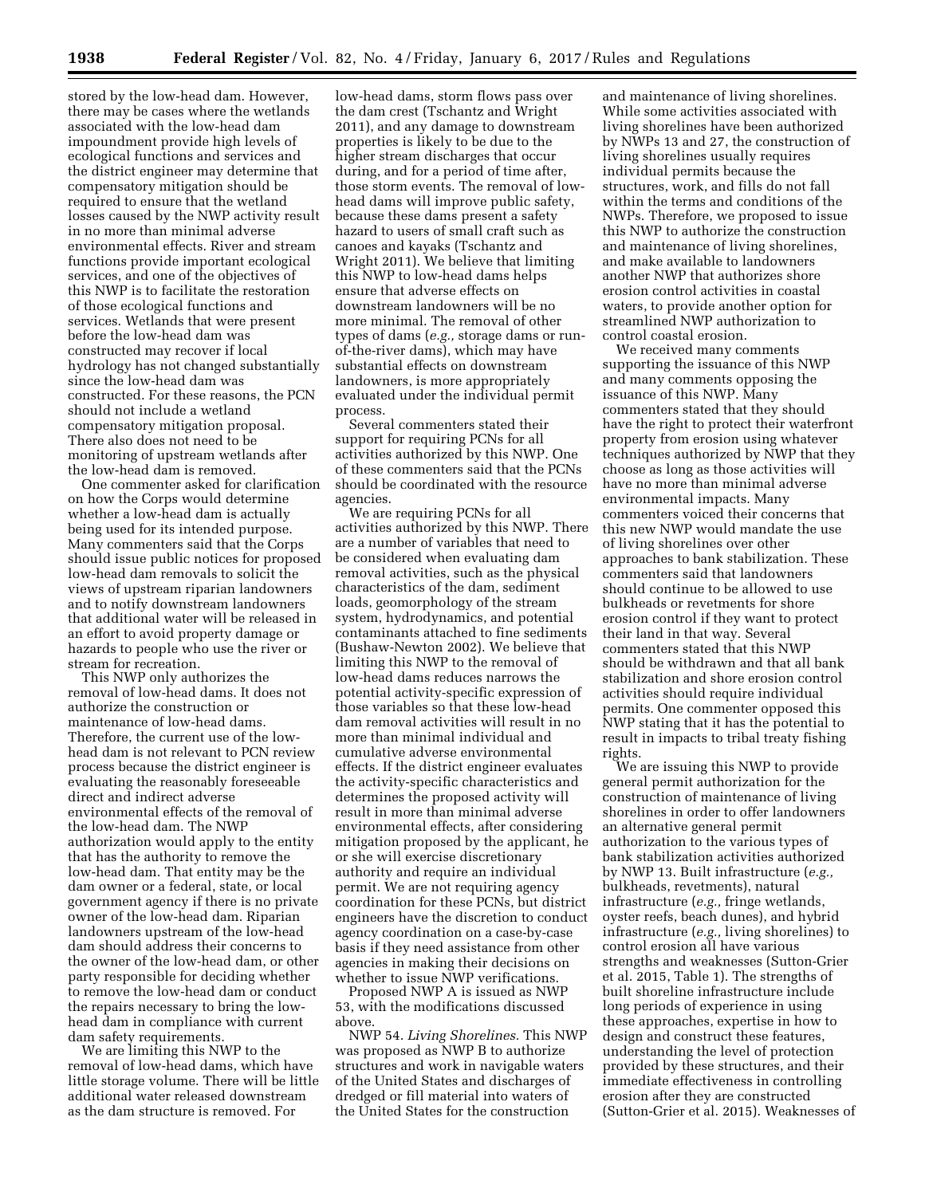stored by the low-head dam. However, there may be cases where the wetlands associated with the low-head dam impoundment provide high levels of ecological functions and services and the district engineer may determine that compensatory mitigation should be required to ensure that the wetland losses caused by the NWP activity result in no more than minimal adverse environmental effects. River and stream functions provide important ecological services, and one of the objectives of this NWP is to facilitate the restoration of those ecological functions and services. Wetlands that were present before the low-head dam was constructed may recover if local hydrology has not changed substantially since the low-head dam was constructed. For these reasons, the PCN should not include a wetland compensatory mitigation proposal. There also does not need to be monitoring of upstream wetlands after the low-head dam is removed.

One commenter asked for clarification on how the Corps would determine whether a low-head dam is actually being used for its intended purpose. Many commenters said that the Corps should issue public notices for proposed low-head dam removals to solicit the views of upstream riparian landowners and to notify downstream landowners that additional water will be released in an effort to avoid property damage or hazards to people who use the river or stream for recreation.

This NWP only authorizes the removal of low-head dams. It does not authorize the construction or maintenance of low-head dams. Therefore, the current use of the low-head dam is not relevant to PCN review process because the district engineer is evaluating the reasonably foreseeable direct and indirect adverse environmental effects of the removal of the low-head dam. The NWP authorization would apply to the entity that has the authority to remove the low-head dam. That entity may be the dam owner or a federal, state, or local government agency if there is no private owner of the low-head dam. Riparian landowners upstream of the low-head dam should address their concerns to the owner of the low-head dam, or other party responsible for deciding whether to remove the low-head dam or conduct the repairs necessary to bring the low-head dam in compliance with current dam safety requirements.

We are limiting this NWP to the removal of low-head dams, which have little storage volume. There will be little additional water released downstream as the dam structure is removed. For low-head dams, storm flows pass over the dam crest (Tschantz and Wright 2011), and any damage to downstream properties is likely to be due to the higher stream discharges that occur during, and for a period of time after, those storm events. The removal of low-head dams will improve public safety, because these dams present a safety hazard to users of small craft such as canoes and kayaks (Tschantz and Wright 2011). We believe that limiting this NWP to low-head dams helps ensure that adverse effects on downstream landowners will be no more minimal. The removal of other types of dams (*e.g.,* storage dams or run-of-the-river dams), which may have substantial effects on downstream landowners, is more appropriately evaluated under the individual permit process.

Several commenters stated their support for requiring PCNs for all activities authorized by this NWP. One of these commenters said that the PCNs should be coordinated with the resource agencies.

We are requiring PCNs for all activities authorized by this NWP. There are a number of variables that need to be considered when evaluating dam removal activities, such as the physical characteristics of the dam, sediment loads, geomorphology of the stream system, hydrodynamics, and potential contaminants attached to fine sediments (Bushaw-Newton 2002). We believe that limiting this NWP to the removal of low-head dams reduces narrows the potential activity-specific expression of those variables so that these low-head dam removal activities will result in no more than minimal individual and cumulative adverse environmental effects. If the district engineer evaluates the activity-specific characteristics and determines the proposed activity will result in more than minimal adverse environmental effects, after considering mitigation proposed by the applicant, he or she will exercise discretionary authority and require an individual permit. We are not requiring agency coordination for these PCNs, but district engineers have the discretion to conduct agency coordination on a case-by-case basis if they need assistance from other agencies in making their decisions on whether to issue NWP verifications.

Proposed NWP A is issued as NWP 53, with the modifications discussed above.

NWP 54. *Living Shorelines.* This NWP was proposed as NWP B to authorize structures and work in navigable waters of the United States and discharges of dredged or fill material into waters of the United States for the construction and maintenance of living shorelines. While some activities associated with living shorelines have been authorized by NWPs 13 and 27, the construction of living shorelines usually requires individual permits because the structures, work, and fills do not fall within the terms and conditions of the NWPs. Therefore, we proposed to issue this NWP to authorize the construction and maintenance of living shorelines, and make available to landowners another NWP that authorizes shore erosion control activities in coastal waters, to provide another option for streamlined NWP authorization to control coastal erosion.

We received many comments supporting the issuance of this NWP and many comments opposing the issuance of this NWP. Many commenters stated that they should have the right to protect their waterfront property from erosion using whatever techniques authorized by NWP that they choose as long as those activities will have no more than minimal adverse environmental impacts. Many commenters voiced their concerns that this new NWP would mandate the use of living shorelines over other approaches to bank stabilization. These commenters said that landowners should continue to be allowed to use bulkheads or revetments for shore erosion control if they want to protect their land in that way. Several commenters stated that this NWP should be withdrawn and that all bank stabilization and shore erosion control activities should require individual permits. One commenter opposed this NWP stating that it has the potential to result in impacts to tribal treaty fishing rights.

We are issuing this NWP to provide general permit authorization for the construction of maintenance of living shorelines in order to offer landowners an alternative general permit authorization to the various types of bank stabilization activities authorized by NWP 13. Built infrastructure (*e.g.,* bulkheads, revetments), natural infrastructure (*e.g.,* fringe wetlands, oyster reefs, beach dunes), and hybrid infrastructure (*e.g.,* living shorelines) to control erosion all have various strengths and weaknesses (Sutton-Grier et al. 2015, Table 1). The strengths of built shoreline infrastructure include long periods of experience in using these approaches, expertise in how to design and construct these features, understanding the level of protection provided by these structures, and their immediate effectiveness in controlling erosion after they are constructed (Sutton-Grier et al. 2015). Weaknesses of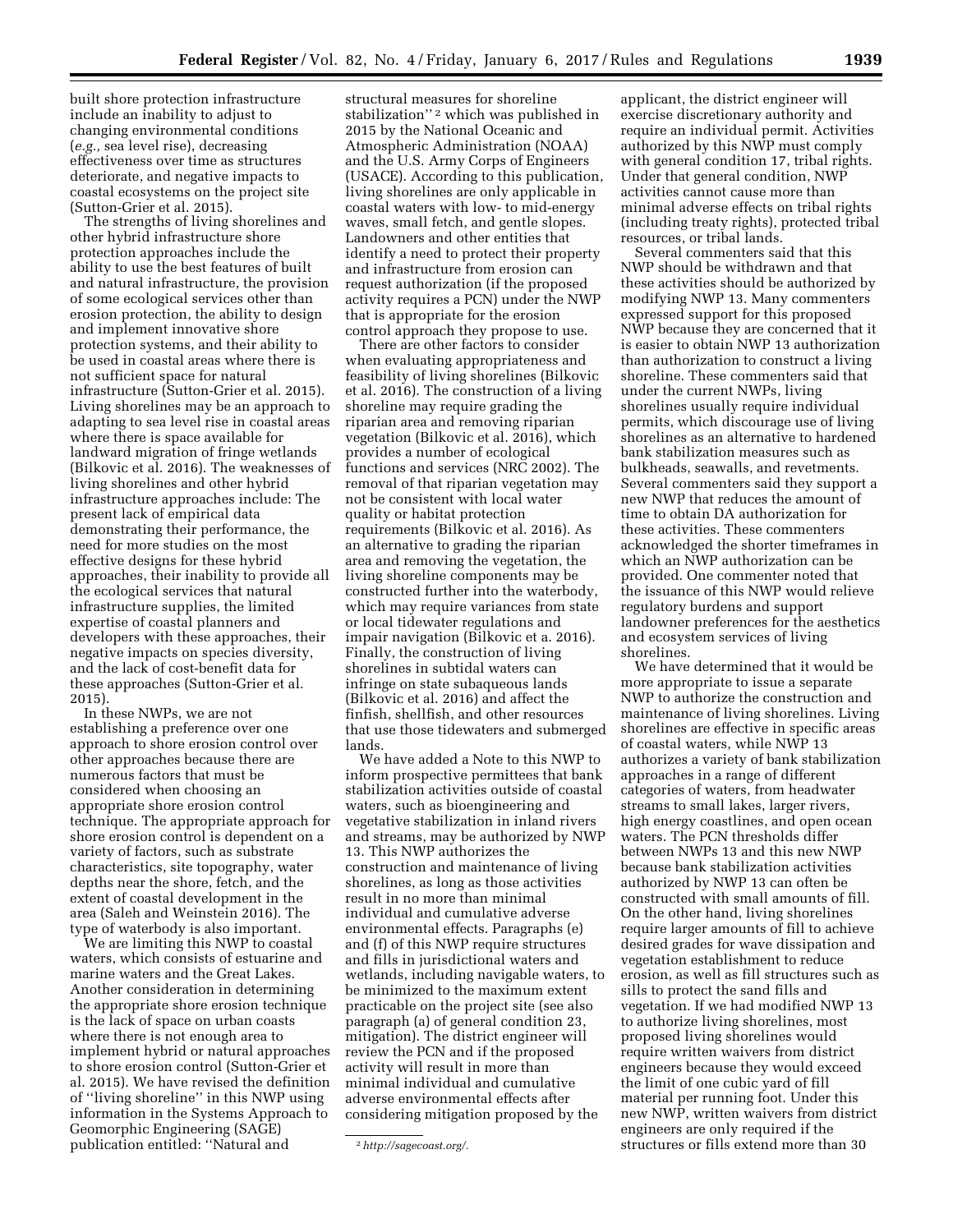built shore protection infrastructure include an inability to adjust to changing environmental conditions (*e.g.,* sea level rise), decreasing effectiveness over time as structures deteriorate, and negative impacts to coastal ecosystems on the project site (Sutton-Grier et al. 2015).

The strengths of living shorelines and other hybrid infrastructure shore protection approaches include the ability to use the best features of built and natural infrastructure, the provision of some ecological services other than erosion protection, the ability to design and implement innovative shore protection systems, and their ability to be used in coastal areas where there is not sufficient space for natural infrastructure (Sutton-Grier et al. 2015). Living shorelines may be an approach to adapting to sea level rise in coastal areas where there is space available for landward migration of fringe wetlands (Bilkovic et al. 2016). The weaknesses of living shorelines and other hybrid infrastructure approaches include: The present lack of empirical data demonstrating their performance, the need for more studies on the most effective designs for these hybrid approaches, their inability to provide all the ecological services that natural infrastructure supplies, the limited expertise of coastal planners and developers with these approaches, their negative impacts on species diversity, and the lack of cost-benefit data for these approaches (Sutton-Grier et al. 2015).

In these NWPs, we are not establishing a preference over one approach to shore erosion control over other approaches because there are numerous factors that must be considered when choosing an appropriate shore erosion control technique. The appropriate approach for shore erosion control is dependent on a variety of factors, such as substrate characteristics, site topography, water depths near the shore, fetch, and the extent of coastal development in the area (Saleh and Weinstein 2016). The type of waterbody is also important.

We are limiting this NWP to coastal waters, which consists of estuarine and marine waters and the Great Lakes. Another consideration in determining the appropriate shore erosion technique is the lack of space on urban coasts where there is not enough area to implement hybrid or natural approaches to shore erosion control (Sutton-Grier et al. 2015). We have revised the definition of ''living shoreline'' in this NWP using information in the Systems Approach to Geomorphic Engineering (SAGE) publication entitled: ''Natural and structural measures for shoreline stabilization'' [2] which was published in 2015 by the National Oceanic and Atmospheric Administration (NOAA) and the U.S. Army Corps of Engineers (USACE). According to this publication, living shorelines are only applicable in coastal waters with low- to mid-energy waves, small fetch, and gentle slopes. Landowners and other entities that identify a need to protect their property and infrastructure from erosion can request authorization (if the proposed activity requires a PCN) under the NWP that is appropriate for the erosion control approach they propose to use.

There are other factors to consider when evaluating appropriateness and feasibility of living shorelines (Bilkovic et al. 2016). The construction of a living shoreline may require grading the riparian area and removing riparian vegetation (Bilkovic et al. 2016), which provides a number of ecological functions and services (NRC 2002). The removal of that riparian vegetation may not be consistent with local water quality or habitat protection requirements (Bilkovic et al. 2016). As an alternative to grading the riparian area and removing the vegetation, the living shoreline components may be constructed further into the waterbody, which may require variances from state or local tidewater regulations and impair navigation (Bilkovic et a. 2016). Finally, the construction of living shorelines in subtidal waters can infringe on state subaqueous lands (Bilkovic et al. 2016) and affect the finfish, shellfish, and other resources that use those tidewaters and submerged lands.

We have added a Note to this NWP to inform prospective permittees that bank stabilization activities outside of coastal waters, such as bioengineering and vegetative stabilization in inland rivers and streams, may be authorized by NWP 13. This NWP authorizes the construction and maintenance of living shorelines, as long as those activities result in no more than minimal individual and cumulative adverse environmental effects. Paragraphs (e) and (f) of this NWP require structures and fills in jurisdictional waters and wetlands, including navigable waters, to be minimized to the maximum extent practicable on the project site (see also paragraph (a) of general condition 23, mitigation). The district engineer will review the PCN and if the proposed activity will result in more than minimal individual and cumulative adverse environmental effects after considering mitigation proposed by the applicant, the district engineer will exercise discretionary authority and require an individual permit. Activities authorized by this NWP must comply with general condition 17, tribal rights. Under that general condition, NWP activities cannot cause more than minimal adverse effects on tribal rights (including treaty rights), protected tribal resources, or tribal lands.

Several commenters said that this NWP should be withdrawn and that these activities should be authorized by modifying NWP 13. Many commenters expressed support for this proposed NWP because they are concerned that it is easier to obtain NWP 13 authorization than authorization to construct a living shoreline. These commenters said that under the current NWPs, living shorelines usually require individual permits, which discourage use of living shorelines as an alternative to hardened bank stabilization measures such as bulkheads, seawalls, and revetments. Several commenters said they support a new NWP that reduces the amount of time to obtain DA authorization for these activities. These commenters acknowledged the shorter timeframes in which an NWP authorization can be provided. One commenter noted that the issuance of this NWP would relieve regulatory burdens and support landowner preferences for the aesthetics and ecosystem services of living shorelines.

We have determined that it would be more appropriate to issue a separate NWP to authorize the construction and maintenance of living shorelines. Living shorelines are effective in specific areas of coastal waters, while NWP 13 authorizes a variety of bank stabilization approaches in a range of different categories of waters, from headwater streams to small lakes, larger rivers, high energy coastlines, and open ocean waters. The PCN thresholds differ between NWPs 13 and this new NWP because bank stabilization activities authorized by NWP 13 can often be constructed with small amounts of fill. On the other hand, living shorelines require larger amounts of fill to achieve desired grades for wave dissipation and vegetation establishment to reduce erosion, as well as fill structures such as sills to protect the sand fills and vegetation. If we had modified NWP 13 to authorize living shorelines, most proposed living shorelines would require written waivers from district engineers because they would exceed the limit of one cubic yard of fill material per running foot. Under this new NWP, written waivers from district engineers are only required if the structures or fills extend more than 30

[2] *http://sagecoast.org/.*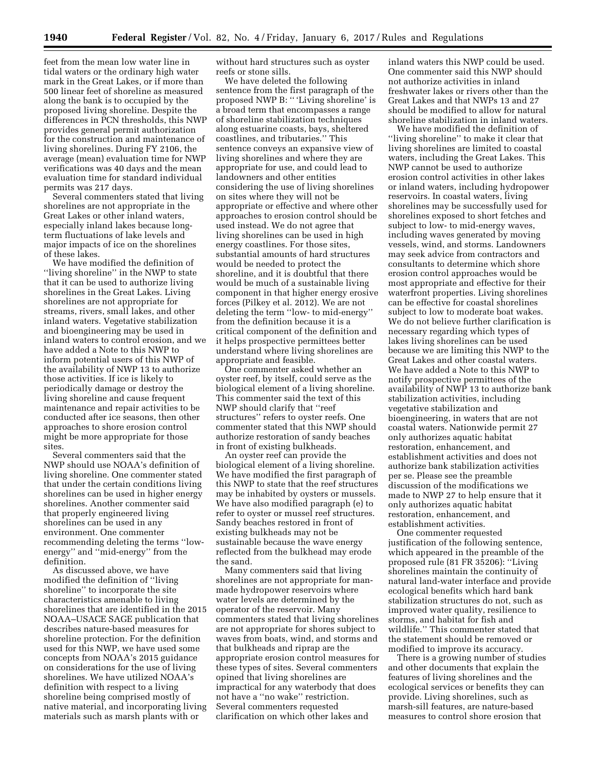feet from the mean low water line in tidal waters or the ordinary high water mark in the Great Lakes, or if more than 500 linear feet of shoreline as measured along the bank is to occupied by the proposed living shoreline. Despite the differences in PCN thresholds, this NWP provides general permit authorization for the construction and maintenance of living shorelines. During FY 2106, the average (mean) evaluation time for NWP verifications was 40 days and the mean evaluation time for standard individual permits was 217 days.

Several commenters stated that living shorelines are not appropriate in the Great Lakes or other inland waters, especially inland lakes because long-term fluctuations of lake levels and major impacts of ice on the shorelines of these lakes.

We have modified the definition of ''living shoreline'' in the NWP to state that it can be used to authorize living shorelines in the Great Lakes. Living shorelines are not appropriate for streams, rivers, small lakes, and other inland waters. Vegetative stabilization and bioengineering may be used in inland waters to control erosion, and we have added a Note to this NWP to inform potential users of this NWP of the availability of NWP 13 to authorize those activities. If ice is likely to periodically damage or destroy the living shoreline and cause frequent maintenance and repair activities to be conducted after ice seasons, then other approaches to shore erosion control might be more appropriate for those sites.

Several commenters said that the NWP should use NOAA's definition of living shoreline. One commenter stated that under the certain conditions living shorelines can be used in higher energy shorelines. Another commenter said that properly engineered living shorelines can be used in any environment. One commenter recommending deleting the terms ''low-energy'' and ''mid-energy'' from the definition.

As discussed above, we have modified the definition of ''living shoreline'' to incorporate the site characteristics amenable to living shorelines that are identified in the 2015 NOAA–USACE SAGE publication that describes nature-based measures for shoreline protection. For the definition used for this NWP, we have used some concepts from NOAA's 2015 guidance on considerations for the use of living shorelines. We have utilized NOAA's definition with respect to a living shoreline being comprised mostly of native material, and incorporating living materials such as marsh plants with or without hard structures such as oyster reefs or stone sills.

We have deleted the following sentence from the first paragraph of the proposed NWP B: '' 'Living shoreline' is a broad term that encompasses a range of shoreline stabilization techniques along estuarine coasts, bays, sheltered coastlines, and tributaries.'' This sentence conveys an expansive view of living shorelines and where they are appropriate for use, and could lead to landowners and other entities considering the use of living shorelines on sites where they will not be appropriate or effective and where other approaches to erosion control should be used instead. We do not agree that living shorelines can be used in high energy coastlines. For those sites, substantial amounts of hard structures would be needed to protect the shoreline, and it is doubtful that there would be much of a sustainable living component in that higher energy erosive forces (Pilkey et al. 2012). We are not deleting the term ''low- to mid-energy'' from the definition because it is a critical component of the definition and it helps prospective permittees better understand where living shorelines are appropriate and feasible.

One commenter asked whether an oyster reef, by itself, could serve as the biological element of a living shoreline. This commenter said the text of this NWP should clarify that ''reef structures'' refers to oyster reefs. One commenter stated that this NWP should authorize restoration of sandy beaches in front of existing bulkheads.

An oyster reef can provide the biological element of a living shoreline. We have modified the first paragraph of this NWP to state that the reef structures may be inhabited by oysters or mussels. We have also modified paragraph (e) to refer to oyster or mussel reef structures. Sandy beaches restored in front of existing bulkheads may not be sustainable because the wave energy reflected from the bulkhead may erode the sand.

Many commenters said that living shorelines are not appropriate for man-made hydropower reservoirs where water levels are determined by the operator of the reservoir. Many commenters stated that living shorelines are not appropriate for shores subject to waves from boats, wind, and storms and that bulkheads and riprap are the appropriate erosion control measures for these types of sites. Several commenters opined that living shorelines are impractical for any waterbody that does not have a ''no wake'' restriction. Several commenters requested clarification on which other lakes and inland waters this NWP could be used. One commenter said this NWP should not authorize activities in inland freshwater lakes or rivers other than the Great Lakes and that NWPs 13 and 27 should be modified to allow for natural shoreline stabilization in inland waters.

We have modified the definition of ''living shoreline'' to make it clear that living shorelines are limited to coastal waters, including the Great Lakes. This NWP cannot be used to authorize erosion control activities in other lakes or inland waters, including hydropower reservoirs. In coastal waters, living shorelines may be successfully used for shorelines exposed to short fetches and subject to low- to mid-energy waves, including waves generated by moving vessels, wind, and storms. Landowners may seek advice from contractors and consultants to determine which shore erosion control approaches would be most appropriate and effective for their waterfront properties. Living shorelines can be effective for coastal shorelines subject to low to moderate boat wakes. We do not believe further clarification is necessary regarding which types of lakes living shorelines can be used because we are limiting this NWP to the Great Lakes and other coastal waters. We have added a Note to this NWP to notify prospective permittees of the availability of NWP 13 to authorize bank stabilization activities, including vegetative stabilization and bioengineering, in waters that are not coastal waters. Nationwide permit 27 only authorizes aquatic habitat restoration, enhancement, and establishment activities and does not authorize bank stabilization activities per se. Please see the preamble discussion of the modifications we made to NWP 27 to help ensure that it only authorizes aquatic habitat restoration, enhancement, and establishment activities.

One commenter requested justification of the following sentence, which appeared in the preamble of the proposed rule (81 FR 35206): ''Living shorelines maintain the continuity of natural land-water interface and provide ecological benefits which hard bank stabilization structures do not, such as improved water quality, resilience to storms, and habitat for fish and wildlife.'' This commenter stated that the statement should be removed or modified to improve its accuracy.

There is a growing number of studies and other documents that explain the features of living shorelines and the ecological services or benefits they can provide. Living shorelines, such as marsh-sill features, are nature-based measures to control shore erosion that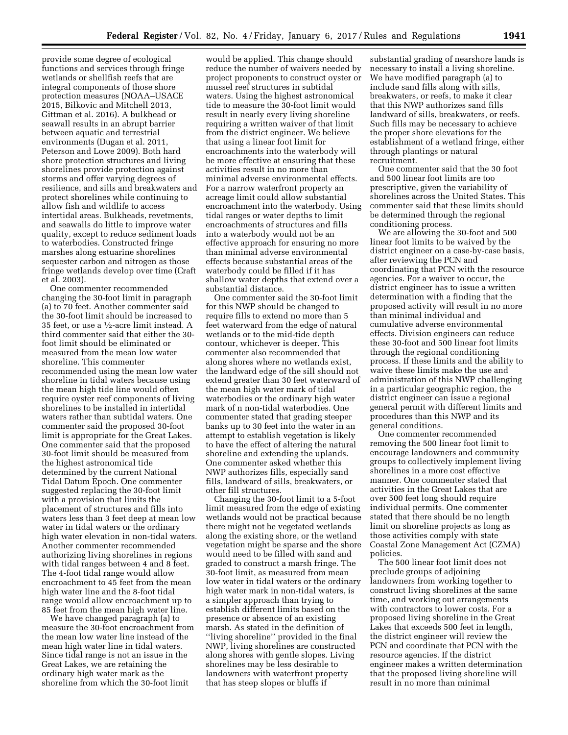provide some degree of ecological functions and services through fringe wetlands or shellfish reefs that are integral components of those shore protection measures (NOAA–USACE 2015, Bilkovic and Mitchell 2013, Gittman et al. 2016). A bulkhead or seawall results in an abrupt barrier between aquatic and terrestrial environments (Dugan et al. 2011, Peterson and Lowe 2009). Both hard shore protection structures and living shorelines provide protection against storms and offer varying degrees of resilience, and sills and breakwaters and protect shorelines while continuing to allow fish and wildlife to access intertidal areas. Bulkheads, revetments, and seawalls do little to improve water quality, except to reduce sediment loads to waterbodies. Constructed fringe marshes along estuarine shorelines sequester carbon and nitrogen as those fringe wetlands develop over time (Craft et al. 2003).

One commenter recommended changing the 30-foot limit in paragraph (a) to 70 feet. Another commenter said the 30-foot limit should be increased to 35 feet, or use a ½-acre limit instead. A third commenter said that either the 30-foot limit should be eliminated or measured from the mean low water shoreline. This commenter recommended using the mean low water shoreline in tidal waters because using the mean high tide line would often require oyster reef components of living shorelines to be installed in intertidal waters rather than subtidal waters. One commenter said the proposed 30-foot limit is appropriate for the Great Lakes. One commenter said that the proposed 30-foot limit should be measured from the highest astronomical tide determined by the current National Tidal Datum Epoch. One commenter suggested replacing the 30-foot limit with a provision that limits the placement of structures and fills into waters less than 3 feet deep at mean low water in tidal waters or the ordinary high water elevation in non-tidal waters. Another commenter recommended authorizing living shorelines in regions with tidal ranges between 4 and 8 feet. The 4-foot tidal range would allow encroachment to 45 feet from the mean high water line and the 8-foot tidal range would allow encroachment up to 85 feet from the mean high water line.

We have changed paragraph (a) to measure the 30-foot encroachment from the mean low water line instead of the mean high water line in tidal waters. Since tidal range is not an issue in the Great Lakes, we are retaining the ordinary high water mark as the shoreline from which the 30-foot limit would be applied. This change should reduce the number of waivers needed by project proponents to construct oyster or mussel reef structures in subtidal waters. Using the highest astronomical tide to measure the 30-foot limit would result in nearly every living shoreline requiring a written waiver of that limit from the district engineer. We believe that using a linear foot limit for encroachments into the waterbody will be more effective at ensuring that these activities result in no more than minimal adverse environmental effects. For a narrow waterfront property an acreage limit could allow substantial encroachment into the waterbody. Using tidal ranges or water depths to limit encroachments of structures and fills into a waterbody would not be an effective approach for ensuring no more than minimal adverse environmental effects because substantial areas of the waterbody could be filled if it has shallow water depths that extend over a substantial distance.

One commenter said the 30-foot limit for this NWP should be changed to require fills to extend no more than 5 feet waterward from the edge of natural wetlands or to the mid-tide depth contour, whichever is deeper. This commenter also recommended that along shores where no wetlands exist, the landward edge of the sill should not extend greater than 30 feet waterward of the mean high water mark of tidal waterbodies or the ordinary high water mark of n non-tidal waterbodies. One commenter stated that grading steeper banks up to 30 feet into the water in an attempt to establish vegetation is likely to have the effect of altering the natural shoreline and extending the uplands. One commenter asked whether this NWP authorizes fills, especially sand fills, landward of sills, breakwaters, or other fill structures.

Changing the 30-foot limit to a 5-foot limit measured from the edge of existing wetlands would not be practical because there might not be vegetated wetlands along the existing shore, or the wetland vegetation might be sparse and the shore would need to be filled with sand and graded to construct a marsh fringe. The 30-foot limit, as measured from mean low water in tidal waters or the ordinary high water mark in non-tidal waters, is a simpler approach than trying to establish different limits based on the presence or absence of an existing marsh. As stated in the definition of ''living shoreline'' provided in the final NWP, living shorelines are constructed along shores with gentle slopes. Living shorelines may be less desirable to landowners with waterfront property that has steep slopes or bluffs if substantial grading of nearshore lands is necessary to install a living shoreline. We have modified paragraph (a) to include sand fills along with sills, breakwaters, or reefs, to make it clear that this NWP authorizes sand fills landward of sills, breakwaters, or reefs. Such fills may be necessary to achieve the proper shore elevations for the establishment of a wetland fringe, either through plantings or natural recruitment.

One commenter said that the 30 foot and 500 linear foot limits are too prescriptive, given the variability of shorelines across the United States. This commenter said that these limits should be determined through the regional conditioning process.

We are allowing the 30-foot and 500 linear foot limits to be waived by the district engineer on a case-by-case basis, after reviewing the PCN and coordinating that PCN with the resource agencies. For a waiver to occur, the district engineer has to issue a written determination with a finding that the proposed activity will result in no more than minimal individual and cumulative adverse environmental effects. Division engineers can reduce these 30-foot and 500 linear foot limits through the regional conditioning process. If these limits and the ability to waive these limits make the use and administration of this NWP challenging in a particular geographic region, the district engineer can issue a regional general permit with different limits and procedures than this NWP and its general conditions.

One commenter recommended removing the 500 linear foot limit to encourage landowners and community groups to collectively implement living shorelines in a more cost effective manner. One commenter stated that activities in the Great Lakes that are over 500 feet long should require individual permits. One commenter stated that there should be no length limit on shoreline projects as long as those activities comply with state Coastal Zone Management Act (CZMA) policies.

The 500 linear foot limit does not preclude groups of adjoining landowners from working together to construct living shorelines at the same time, and working out arrangements with contractors to lower costs. For a proposed living shoreline in the Great Lakes that exceeds 500 feet in length, the district engineer will review the PCN and coordinate that PCN with the resource agencies. If the district engineer makes a written determination that the proposed living shoreline will result in no more than minimal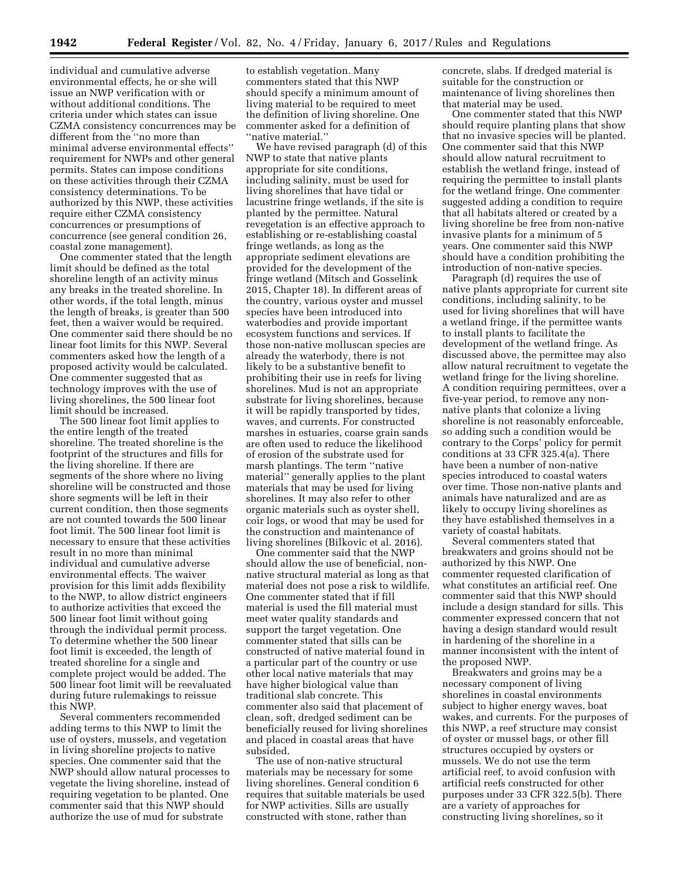individual and cumulative adverse environmental effects, he or she will issue an NWP verification with or without additional conditions. The criteria under which states can issue CZMA consistency concurrences may be different from the ''no more than minimal adverse environmental effects'' requirement for NWPs and other general permits. States can impose conditions on these activities through their CZMA consistency determinations. To be authorized by this NWP, these activities require either CZMA consistency concurrences or presumptions of concurrence (see general condition 26, coastal zone management).

One commenter stated that the length limit should be defined as the total shoreline length of an activity minus any breaks in the treated shoreline. In other words, if the total length, minus the length of breaks, is greater than 500 feet, then a waiver would be required. One commenter said there should be no linear foot limits for this NWP. Several commenters asked how the length of a proposed activity would be calculated. One commenter suggested that as technology improves with the use of living shorelines, the 500 linear foot limit should be increased.

The 500 linear foot limit applies to the entire length of the treated shoreline. The treated shoreline is the footprint of the structures and fills for the living shoreline. If there are segments of the shore where no living shoreline will be constructed and those shore segments will be left in their current condition, then those segments are not counted towards the 500 linear foot limit. The 500 linear foot limit is necessary to ensure that these activities result in no more than minimal individual and cumulative adverse environmental effects. The waiver provision for this limit adds flexibility to the NWP, to allow district engineers to authorize activities that exceed the 500 linear foot limit without going through the individual permit process. To determine whether the 500 linear foot limit is exceeded, the length of treated shoreline for a single and complete project would be added. The 500 linear foot limit will be reevaluated during future rulemakings to reissue this NWP.

Several commenters recommended adding terms to this NWP to limit the use of oysters, mussels, and vegetation in living shoreline projects to native species. One commenter said that the NWP should allow natural processes to vegetate the living shoreline, instead of requiring vegetation to be planted. One commenter said that this NWP should authorize the use of mud for substrate to establish vegetation. Many commenters stated that this NWP should specify a minimum amount of living material to be required to meet the definition of living shoreline. One commenter asked for a definition of ''native material.''

We have revised paragraph (d) of this NWP to state that native plants appropriate for site conditions, including salinity, must be used for living shorelines that have tidal or lacustrine fringe wetlands, if the site is planted by the permittee. Natural revegetation is an effective approach to establishing or re-establishing coastal fringe wetlands, as long as the appropriate sediment elevations are provided for the development of the fringe wetland (Mitsch and Gosselink 2015, Chapter 18). In different areas of the country, various oyster and mussel species have been introduced into waterbodies and provide important ecosystem functions and services. If those non-native molluscan species are already the waterbody, there is not likely to be a substantive benefit to prohibiting their use in reefs for living shorelines. Mud is not an appropriate substrate for living shorelines, because it will be rapidly transported by tides, waves, and currents. For constructed marshes in estuaries, coarse grain sands are often used to reduce the likelihood of erosion of the substrate used for marsh plantings. The term ''native material'' generally applies to the plant materials that may be used for living shorelines. It may also refer to other organic materials such as oyster shell, coir logs, or wood that may be used for the construction and maintenance of living shorelines (Bilkovic et al. 2016).

One commenter said that the NWP should allow the use of beneficial, non-native structural material as long as that material does not pose a risk to wildlife. One commenter stated that if fill material is used the fill material must meet water quality standards and support the target vegetation. One commenter stated that sills can be constructed of native material found in a particular part of the country or use other local native materials that may have higher biological value than traditional slab concrete. This commenter also said that placement of clean, soft, dredged sediment can be beneficially reused for living shorelines and placed in coastal areas that have subsided.

The use of non-native structural materials may be necessary for some living shorelines. General condition 6 requires that suitable materials be used for NWP activities. Sills are usually constructed with stone, rather than concrete, slabs. If dredged material is suitable for the construction or maintenance of living shorelines then that material may be used.

One commenter stated that this NWP should require planting plans that show that no invasive species will be planted. One commenter said that this NWP should allow natural recruitment to establish the wetland fringe, instead of requiring the permittee to install plants for the wetland fringe. One commenter suggested adding a condition to require that all habitats altered or created by a living shoreline be free from non-native invasive plants for a minimum of 5 years. One commenter said this NWP should have a condition prohibiting the introduction of non-native species.

Paragraph (d) requires the use of native plants appropriate for current site conditions, including salinity, to be used for living shorelines that will have a wetland fringe, if the permittee wants to install plants to facilitate the development of the wetland fringe. As discussed above, the permittee may also allow natural recruitment to vegetate the wetland fringe for the living shoreline. A condition requiring permittees, over a five-year period, to remove any non-native plants that colonize a living shoreline is not reasonably enforceable, so adding such a condition would be contrary to the Corps' policy for permit conditions at 33 CFR 325.4(a). There have been a number of non-native species introduced to coastal waters over time. Those non-native plants and animals have naturalized and are as likely to occupy living shorelines as they have established themselves in a variety of coastal habitats.

Several commenters stated that breakwaters and groins should not be authorized by this NWP. One commenter requested clarification of what constitutes an artificial reef. One commenter said that this NWP should include a design standard for sills. This commenter expressed concern that not having a design standard would result in hardening of the shoreline in a manner inconsistent with the intent of the proposed NWP.

Breakwaters and groins may be a necessary component of living shorelines in coastal environments subject to higher energy waves, boat wakes, and currents. For the purposes of this NWP, a reef structure may consist of oyster or mussel bags, or other fill structures occupied by oysters or mussels. We do not use the term artificial reef, to avoid confusion with artificial reefs constructed for other purposes under 33 CFR 322.5(b). There are a variety of approaches for constructing living shorelines, so it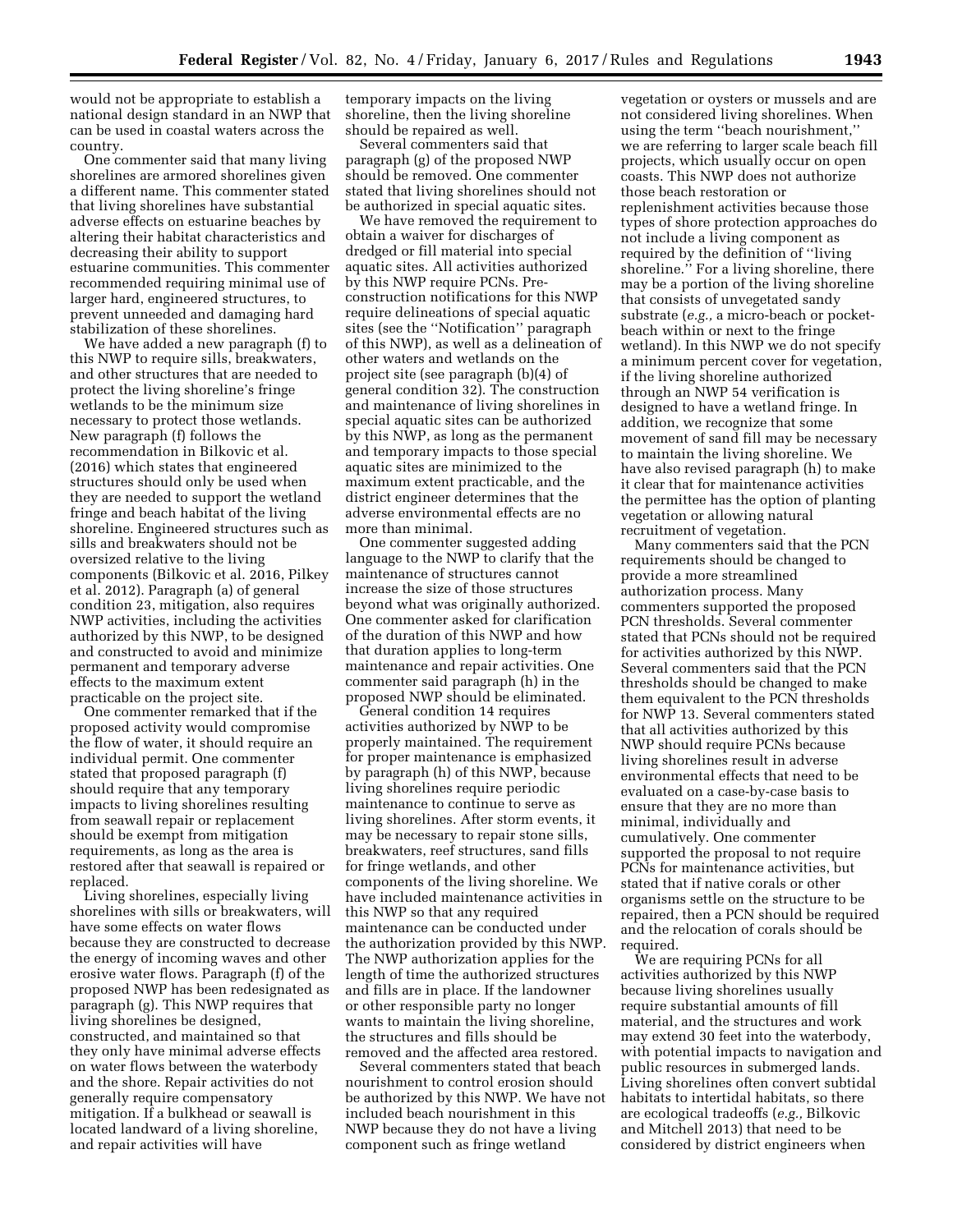would not be appropriate to establish a national design standard in an NWP that can be used in coastal waters across the country.

One commenter said that many living shorelines are armored shorelines given a different name. This commenter stated that living shorelines have substantial adverse effects on estuarine beaches by altering their habitat characteristics and decreasing their ability to support estuarine communities. This commenter recommended requiring minimal use of larger hard, engineered structures, to prevent unneeded and damaging hard stabilization of these shorelines.

We have added a new paragraph (f) to this NWP to require sills, breakwaters, and other structures that are needed to protect the living shoreline's fringe wetlands to be the minimum size necessary to protect those wetlands. New paragraph (f) follows the recommendation in Bilkovic et al. (2016) which states that engineered structures should only be used when they are needed to support the wetland fringe and beach habitat of the living shoreline. Engineered structures such as sills and breakwaters should not be oversized relative to the living components (Bilkovic et al. 2016, Pilkey et al. 2012). Paragraph (a) of general condition 23, mitigation, also requires NWP activities, including the activities authorized by this NWP, to be designed and constructed to avoid and minimize permanent and temporary adverse effects to the maximum extent practicable on the project site.

One commenter remarked that if the proposed activity would compromise the flow of water, it should require an individual permit. One commenter stated that proposed paragraph (f) should require that any temporary impacts to living shorelines resulting from seawall repair or replacement should be exempt from mitigation requirements, as long as the area is restored after that seawall is repaired or replaced.

Living shorelines, especially living shorelines with sills or breakwaters, will have some effects on water flows because they are constructed to decrease the energy of incoming waves and other erosive water flows. Paragraph (f) of the proposed NWP has been redesignated as paragraph (g). This NWP requires that living shorelines be designed, constructed, and maintained so that they only have minimal adverse effects on water flows between the waterbody and the shore. Repair activities do not generally require compensatory mitigation. If a bulkhead or seawall is located landward of a living shoreline, and repair activities will have temporary impacts on the living shoreline, then the living shoreline should be repaired as well.

Several commenters said that paragraph (g) of the proposed NWP should be removed. One commenter stated that living shorelines should not be authorized in special aquatic sites.

We have removed the requirement to obtain a waiver for discharges of dredged or fill material into special aquatic sites. All activities authorized by this NWP require PCNs. Pre-construction notifications for this NWP require delineations of special aquatic sites (see the "Notification" paragraph of this NWP), as well as a delineation of other waters and wetlands on the project site (see paragraph (b)(4) of general condition 32). The construction and maintenance of living shorelines in special aquatic sites can be authorized by this NWP, as long as the permanent and temporary impacts to those special aquatic sites are minimized to the maximum extent practicable, and the district engineer determines that the adverse environmental effects are no more than minimal.

One commenter suggested adding language to the NWP to clarify that the maintenance of structures cannot increase the size of those structures beyond what was originally authorized. One commenter asked for clarification of the duration of this NWP and how that duration applies to long-term maintenance and repair activities. One commenter said paragraph (h) in the proposed NWP should be eliminated.

General condition 14 requires activities authorized by NWP to be properly maintained. The requirement for proper maintenance is emphasized by paragraph (h) of this NWP, because living shorelines require periodic maintenance to continue to serve as living shorelines. After storm events, it may be necessary to repair stone sills, breakwaters, reef structures, sand fills for fringe wetlands, and other components of the living shoreline. We have included maintenance activities in this NWP so that any required maintenance can be conducted under the authorization provided by this NWP. The NWP authorization applies for the length of time the authorized structures and fills are in place. If the landowner or other responsible party no longer wants to maintain the living shoreline, the structures and fills should be removed and the affected area restored.

Several commenters stated that beach nourishment to control erosion should be authorized by this NWP. We have not included beach nourishment in this NWP because they do not have a living component such as fringe wetland vegetation or oysters or mussels and are not considered living shorelines. When using the term "beach nourishment," we are referring to larger scale beach fill projects, which usually occur on open coasts. This NWP does not authorize those beach restoration or replenishment activities because those types of shore protection approaches do not include a living component as required by the definition of "living shoreline." For a living shoreline, there may be a portion of the living shoreline that consists of unvegetated sandy substrate (*e.g.,* a micro-beach or pocket-beach within or next to the fringe wetland). In this NWP we do not specify a minimum percent cover for vegetation, if the living shoreline authorized through an NWP 54 verification is designed to have a wetland fringe. In addition, we recognize that some movement of sand fill may be necessary to maintain the living shoreline. We have also revised paragraph (h) to make it clear that for maintenance activities the permittee has the option of planting vegetation or allowing natural recruitment of vegetation.

Many commenters said that the PCN requirements should be changed to provide a more streamlined authorization process. Many commenters supported the proposed PCN thresholds. Several commenter stated that PCNs should not be required for activities authorized by this NWP. Several commenters said that the PCN thresholds should be changed to make them equivalent to the PCN thresholds for NWP 13. Several commenters stated that all activities authorized by this NWP should require PCNs because living shorelines result in adverse environmental effects that need to be evaluated on a case-by-case basis to ensure that they are no more than minimal, individually and cumulatively. One commenter supported the proposal to not require PCNs for maintenance activities, but stated that if native corals or other organisms settle on the structure to be repaired, then a PCN should be required and the relocation of corals should be required.

We are requiring PCNs for all activities authorized by this NWP because living shorelines usually require substantial amounts of fill material, and the structures and work may extend 30 feet into the waterbody, with potential impacts to navigation and public resources in submerged lands. Living shorelines often convert subtidal habitats to intertidal habitats, so there are ecological tradeoffs (*e.g.,* Bilkovic and Mitchell 2013) that need to be considered by district engineers when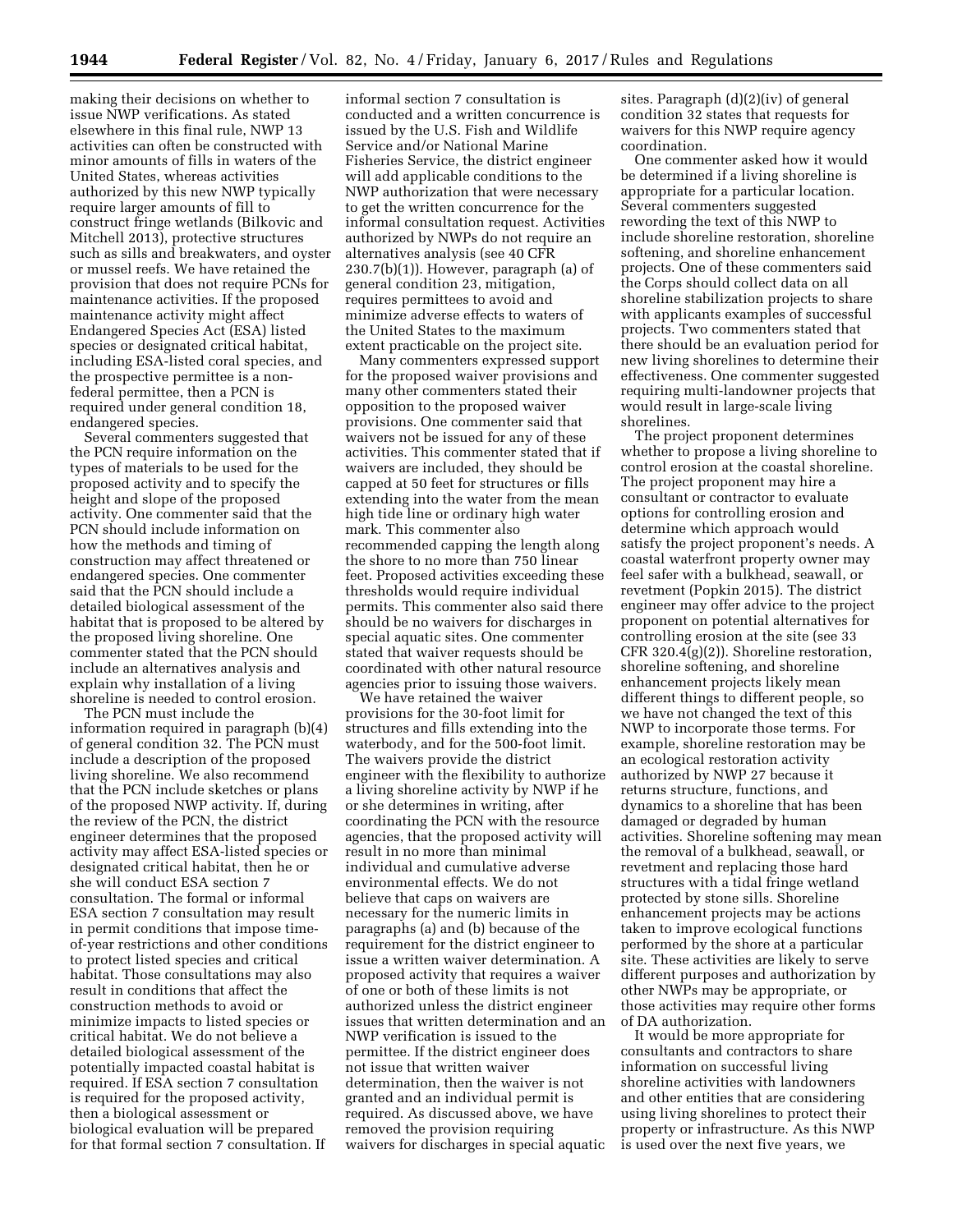making their decisions on whether to issue NWP verifications. As stated elsewhere in this final rule, NWP 13 activities can often be constructed with minor amounts of fills in waters of the United States, whereas activities authorized by this new NWP typically require larger amounts of fill to construct fringe wetlands (Bilkovic and Mitchell 2013), protective structures such as sills and breakwaters, and oyster or mussel reefs. We have retained the provision that does not require PCNs for maintenance activities. If the proposed maintenance activity might affect Endangered Species Act (ESA) listed species or designated critical habitat, including ESA-listed coral species, and the prospective permittee is a non-federal permittee, then a PCN is required under general condition 18, endangered species.

Several commenters suggested that the PCN require information on the types of materials to be used for the proposed activity and to specify the height and slope of the proposed activity. One commenter said that the PCN should include information on how the methods and timing of construction may affect threatened or endangered species. One commenter said that the PCN should include a detailed biological assessment of the habitat that is proposed to be altered by the proposed living shoreline. One commenter stated that the PCN should include an alternatives analysis and explain why installation of a living shoreline is needed to control erosion.

The PCN must include the information required in paragraph (b)(4) of general condition 32. The PCN must include a description of the proposed living shoreline. We also recommend that the PCN include sketches or plans of the proposed NWP activity. If, during the review of the PCN, the district engineer determines that the proposed activity may affect ESA-listed species or designated critical habitat, then he or she will conduct ESA section 7 consultation. The formal or informal ESA section 7 consultation may result in permit conditions that impose time-of-year restrictions and other conditions to protect listed species and critical habitat. Those consultations may also result in conditions that affect the construction methods to avoid or minimize impacts to listed species or critical habitat. We do not believe a detailed biological assessment of the potentially impacted coastal habitat is required. If ESA section 7 consultation is required for the proposed activity, then a biological assessment or biological evaluation will be prepared for that formal section 7 consultation. If informal section 7 consultation is conducted and a written concurrence is issued by the U.S. Fish and Wildlife Service and/or National Marine Fisheries Service, the district engineer will add applicable conditions to the NWP authorization that were necessary to get the written concurrence for the informal consultation request. Activities authorized by NWPs do not require an alternatives analysis (see 40 CFR 230.7(b)(1)). However, paragraph (a) of general condition 23, mitigation, requires permittees to avoid and minimize adverse effects to waters of the United States to the maximum extent practicable on the project site.

Many commenters expressed support for the proposed waiver provisions and many other commenters stated their opposition to the proposed waiver provisions. One commenter said that waivers not be issued for any of these activities. This commenter stated that if waivers are included, they should be capped at 50 feet for structures or fills extending into the water from the mean high tide line or ordinary high water mark. This commenter also recommended capping the length along the shore to no more than 750 linear feet. Proposed activities exceeding these thresholds would require individual permits. This commenter also said there should be no waivers for discharges in special aquatic sites. One commenter stated that waiver requests should be coordinated with other natural resource agencies prior to issuing those waivers.

We have retained the waiver provisions for the 30-foot limit for structures and fills extending into the waterbody, and for the 500-foot limit. The waivers provide the district engineer with the flexibility to authorize a living shoreline activity by NWP if he or she determines in writing, after coordinating the PCN with the resource agencies, that the proposed activity will result in no more than minimal individual and cumulative adverse environmental effects. We do not believe that caps on waivers are necessary for the numeric limits in paragraphs (a) and (b) because of the requirement for the district engineer to issue a written waiver determination. A proposed activity that requires a waiver of one or both of these limits is not authorized unless the district engineer issues that written determination and an NWP verification is issued to the permittee. If the district engineer does not issue that written waiver determination, then the waiver is not granted and an individual permit is required. As discussed above, we have removed the provision requiring waivers for discharges in special aquatic sites. Paragraph (d)(2)(iv) of general condition 32 states that requests for waivers for this NWP require agency coordination.

One commenter asked how it would be determined if a living shoreline is appropriate for a particular location. Several commenters suggested rewording the text of this NWP to include shoreline restoration, shoreline softening, and shoreline enhancement projects. One of these commenters said the Corps should collect data on all shoreline stabilization projects to share with applicants examples of successful projects. Two commenters stated that there should be an evaluation period for new living shorelines to determine their effectiveness. One commenter suggested requiring multi-landowner projects that would result in large-scale living shorelines.

The project proponent determines whether to propose a living shoreline to control erosion at the coastal shoreline. The project proponent may hire a consultant or contractor to evaluate options for controlling erosion and determine which approach would satisfy the project proponent's needs. A coastal waterfront property owner may feel safer with a bulkhead, seawall, or revetment (Popkin 2015). The district engineer may offer advice to the project proponent on potential alternatives for controlling erosion at the site (see 33 CFR 320.4(g)(2)). Shoreline restoration, shoreline softening, and shoreline enhancement projects likely mean different things to different people, so we have not changed the text of this NWP to incorporate those terms. For example, shoreline restoration may be an ecological restoration activity authorized by NWP 27 because it returns structure, functions, and dynamics to a shoreline that has been damaged or degraded by human activities. Shoreline softening may mean the removal of a bulkhead, seawall, or revetment and replacing those hard structures with a tidal fringe wetland protected by stone sills. Shoreline enhancement projects may be actions taken to improve ecological functions performed by the shore at a particular site. These activities are likely to serve different purposes and authorization by other NWPs may be appropriate, or those activities may require other forms of DA authorization.

It would be more appropriate for consultants and contractors to share information on successful living shoreline activities with landowners and other entities that are considering using living shorelines to protect their property or infrastructure. As this NWP is used over the next five years, we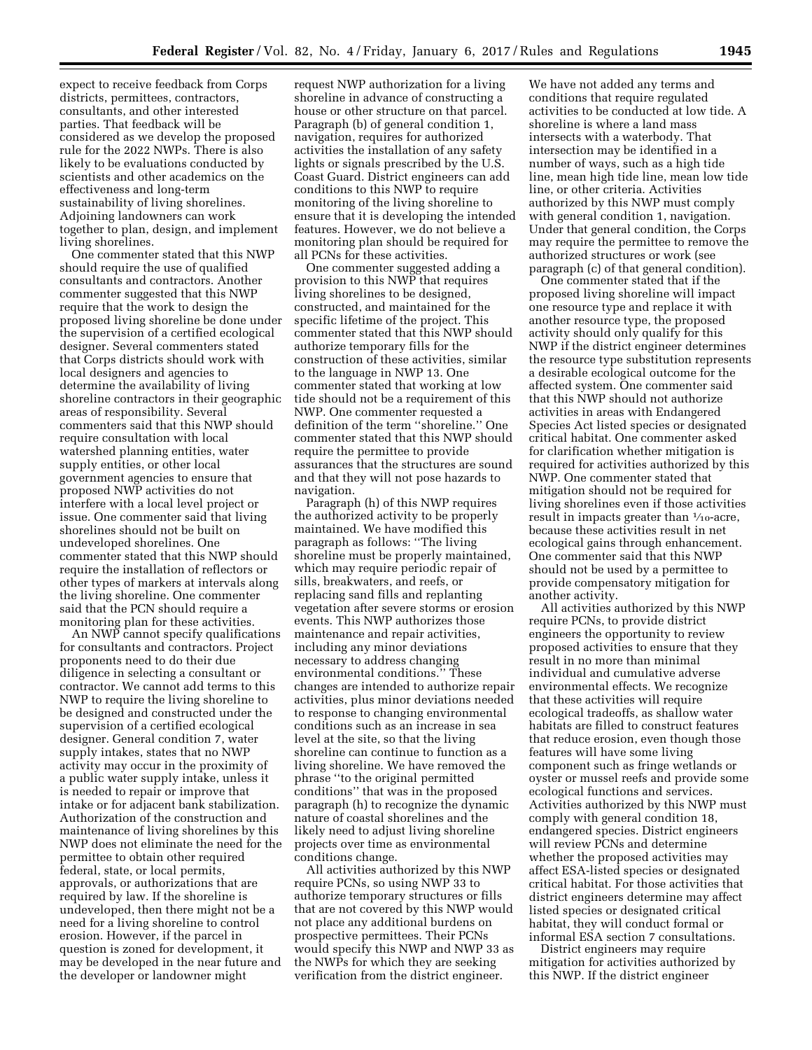expect to receive feedback from Corps districts, permittees, contractors, consultants, and other interested parties. That feedback will be considered as we develop the proposed rule for the 2022 NWPs. There is also likely to be evaluations conducted by scientists and other academics on the effectiveness and long-term sustainability of living shorelines. Adjoining landowners can work together to plan, design, and implement living shorelines.

One commenter stated that this NWP should require the use of qualified consultants and contractors. Another commenter suggested that this NWP require that the work to design the proposed living shoreline be done under the supervision of a certified ecological designer. Several commenters stated that Corps districts should work with local designers and agencies to determine the availability of living shoreline contractors in their geographic areas of responsibility. Several commenters said that this NWP should require consultation with local watershed planning entities, water supply entities, or other local government agencies to ensure that proposed NWP activities do not interfere with a local level project or issue. One commenter said that living shorelines should not be built on undeveloped shorelines. One commenter stated that this NWP should require the installation of reflectors or other types of markers at intervals along the living shoreline. One commenter said that the PCN should require a monitoring plan for these activities.

An NWP cannot specify qualifications for consultants and contractors. Project proponents need to do their due diligence in selecting a consultant or contractor. We cannot add terms to this NWP to require the living shoreline to be designed and constructed under the supervision of a certified ecological designer. General condition 7, water supply intakes, states that no NWP activity may occur in the proximity of a public water supply intake, unless it is needed to repair or improve that intake or for adjacent bank stabilization. Authorization of the construction and maintenance of living shorelines by this NWP does not eliminate the need for the permittee to obtain other required federal, state, or local permits, approvals, or authorizations that are required by law. If the shoreline is undeveloped, then there might not be a need for a living shoreline to control erosion. However, if the parcel in question is zoned for development, it may be developed in the near future and the developer or landowner might request NWP authorization for a living shoreline in advance of constructing a house or other structure on that parcel. Paragraph (b) of general condition 1, navigation, requires for authorized activities the installation of any safety lights or signals prescribed by the U.S. Coast Guard. District engineers can add conditions to this NWP to require monitoring of the living shoreline to ensure that it is developing the intended features. However, we do not believe a monitoring plan should be required for all PCNs for these activities.

One commenter suggested adding a provision to this NWP that requires living shorelines to be designed, constructed, and maintained for the specific lifetime of the project. This commenter stated that this NWP should authorize temporary fills for the construction of these activities, similar to the language in NWP 13. One commenter stated that working at low tide should not be a requirement of this NWP. One commenter requested a definition of the term ''shoreline.'' One commenter stated that this NWP should require the permittee to provide assurances that the structures are sound and that they will not pose hazards to navigation.

Paragraph (h) of this NWP requires the authorized activity to be properly maintained. We have modified this paragraph as follows: ''The living shoreline must be properly maintained, which may require periodic repair of sills, breakwaters, and reefs, or replacing sand fills and replanting vegetation after severe storms or erosion events. This NWP authorizes those maintenance and repair activities, including any minor deviations necessary to address changing environmental conditions.'' These changes are intended to authorize repair activities, plus minor deviations needed to response to changing environmental conditions such as an increase in sea level at the site, so that the living shoreline can continue to function as a living shoreline. We have removed the phrase ''to the original permitted conditions'' that was in the proposed paragraph (h) to recognize the dynamic nature of coastal shorelines and the likely need to adjust living shoreline projects over time as environmental conditions change.

All activities authorized by this NWP require PCNs, so using NWP 33 to authorize temporary structures or fills that are not covered by this NWP would not place any additional burdens on prospective permittees. Their PCNs would specify this NWP and NWP 33 as the NWPs for which they are seeking verification from the district engineer. We have not added any terms and conditions that require regulated activities to be conducted at low tide. A shoreline is where a land mass intersects with a waterbody. That intersection may be identified in a number of ways, such as a high tide line, mean high tide line, mean low tide line, or other criteria. Activities authorized by this NWP must comply with general condition 1, navigation. Under that general condition, the Corps may require the permittee to remove the authorized structures or work (see paragraph (c) of that general condition).

One commenter stated that if the proposed living shoreline will impact one resource type and replace it with another resource type, the proposed activity should only qualify for this NWP if the district engineer determines the resource type substitution represents a desirable ecological outcome for the affected system. One commenter said that this NWP should not authorize activities in areas with Endangered Species Act listed species or designated critical habitat. One commenter asked for clarification whether mitigation is required for activities authorized by this NWP. One commenter stated that mitigation should not be required for living shorelines even if those activities result in impacts greater than 1/10-acre, because these activities result in net ecological gains through enhancement. One commenter said that this NWP should not be used by a permittee to provide compensatory mitigation for another activity.

All activities authorized by this NWP require PCNs, to provide district engineers the opportunity to review proposed activities to ensure that they result in no more than minimal individual and cumulative adverse environmental effects. We recognize that these activities will require ecological tradeoffs, as shallow water habitats are filled to construct features that reduce erosion, even though those features will have some living component such as fringe wetlands or oyster or mussel reefs and provide some ecological functions and services. Activities authorized by this NWP must comply with general condition 18, endangered species. District engineers will review PCNs and determine whether the proposed activities may affect ESA-listed species or designated critical habitat. For those activities that district engineers determine may affect listed species or designated critical habitat, they will conduct formal or informal ESA section 7 consultations.

District engineers may require mitigation for activities authorized by this NWP. If the district engineer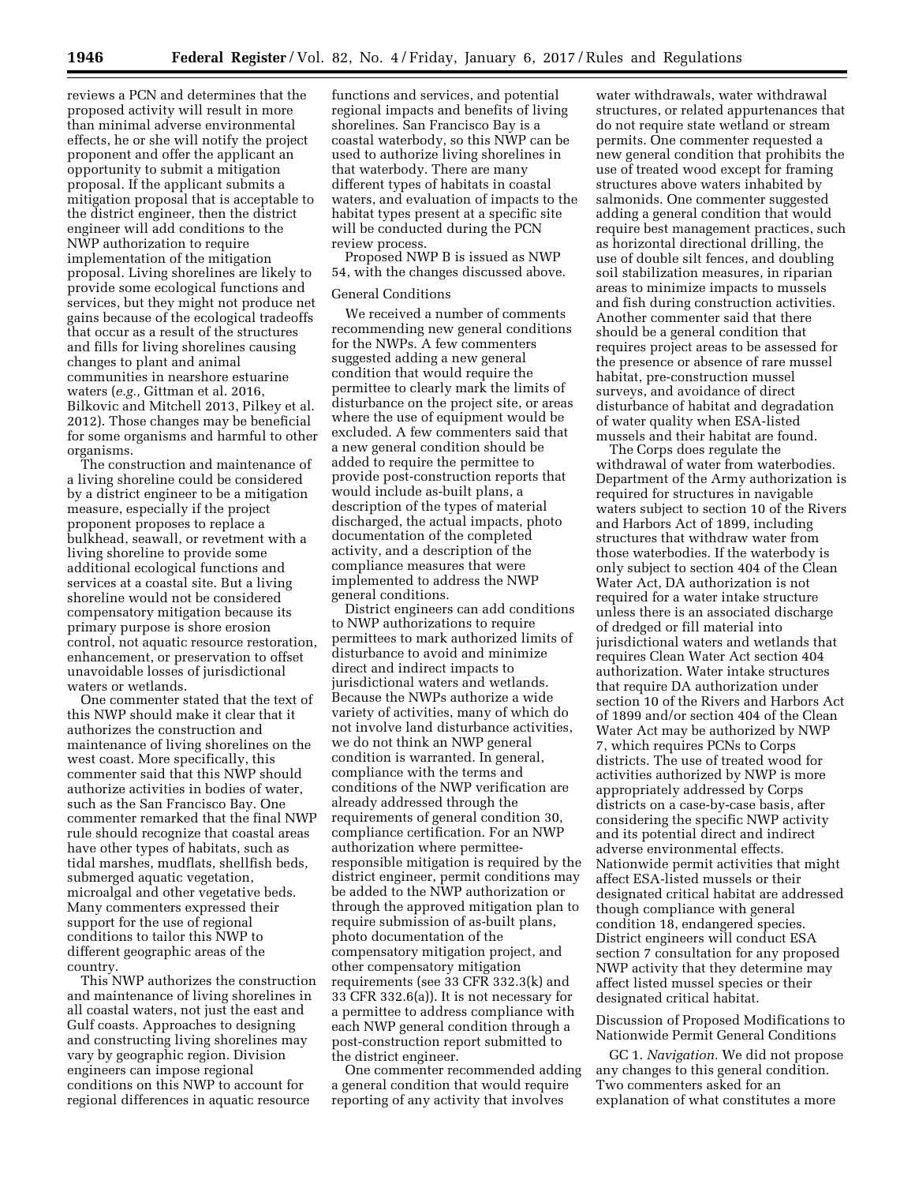reviews a PCN and determines that the proposed activity will result in more than minimal adverse environmental effects, he or she will notify the project proponent and offer the applicant an opportunity to submit a mitigation proposal. If the applicant submits a mitigation proposal that is acceptable to the district engineer, then the district engineer will add conditions to the NWP authorization to require implementation of the mitigation proposal. Living shorelines are likely to provide some ecological functions and services, but they might not produce net gains because of the ecological tradeoffs that occur as a result of the structures and fills for living shorelines causing changes to plant and animal communities in nearshore estuarine waters (*e.g.,* Gittman et al. 2016, Bilkovic and Mitchell 2013, Pilkey et al. 2012). Those changes may be beneficial for some organisms and harmful to other organisms.

The construction and maintenance of a living shoreline could be considered by a district engineer to be a mitigation measure, especially if the project proponent proposes to replace a bulkhead, seawall, or revetment with a living shoreline to provide some additional ecological functions and services at a coastal site. But a living shoreline would not be considered compensatory mitigation because its primary purpose is shore erosion control, not aquatic resource restoration, enhancement, or preservation to offset unavoidable losses of jurisdictional waters or wetlands.

One commenter stated that the text of this NWP should make it clear that it authorizes the construction and maintenance of living shorelines on the west coast. More specifically, this commenter said that this NWP should authorize activities in bodies of water, such as the San Francisco Bay. One commenter remarked that the final NWP rule should recognize that coastal areas have other types of habitats, such as tidal marshes, mudflats, shellfish beds, submerged aquatic vegetation, microalgal and other vegetative beds. Many commenters expressed their support for the use of regional conditions to tailor this NWP to different geographic areas of the country.

This NWP authorizes the construction and maintenance of living shorelines in all coastal waters, not just the east and Gulf coasts. Approaches to designing and constructing living shorelines may vary by geographic region. Division engineers can impose regional conditions on this NWP to account for regional differences in aquatic resource functions and services, and potential regional impacts and benefits of living shorelines. San Francisco Bay is a coastal waterbody, so this NWP can be used to authorize living shorelines in that waterbody. There are many different types of habitats in coastal waters, and evaluation of impacts to the habitat types present at a specific site will be conducted during the PCN review process.

Proposed NWP B is issued as NWP 54, with the changes discussed above.

General Conditions

We received a number of comments recommending new general conditions for the NWPs. A few commenters suggested adding a new general condition that would require the permittee to clearly mark the limits of disturbance on the project site, or areas where the use of equipment would be excluded. A few commenters said that a new general condition should be added to require the permittee to provide post-construction reports that would include as-built plans, a description of the types of material discharged, the actual impacts, photo documentation of the completed activity, and a description of the compliance measures that were implemented to address the NWP general conditions.

District engineers can add conditions to NWP authorizations to require permittees to mark authorized limits of disturbance to avoid and minimize direct and indirect impacts to jurisdictional waters and wetlands. Because the NWPs authorize a wide variety of activities, many of which do not involve land disturbance activities, we do not think an NWP general condition is warranted. In general, compliance with the terms and conditions of the NWP verification are already addressed through the requirements of general condition 30, compliance certification. For an NWP authorization where permittee-responsible mitigation is required by the district engineer, permit conditions may be added to the NWP authorization or through the approved mitigation plan to require submission of as-built plans, photo documentation of the compensatory mitigation project, and other compensatory mitigation requirements (see 33 CFR 332.3(k) and 33 CFR 332.6(a)). It is not necessary for a permittee to address compliance with each NWP general condition through a post-construction report submitted to the district engineer.

One commenter recommended adding a general condition that would require reporting of any activity that involves water withdrawals, water withdrawal structures, or related appurtenances that do not require state wetland or stream permits. One commenter requested a new general condition that prohibits the use of treated wood except for framing structures above waters inhabited by salmonids. One commenter suggested adding a general condition that would require best management practices, such as horizontal directional drilling, the use of double silt fences, and doubling soil stabilization measures, in riparian areas to minimize impacts to mussels and fish during construction activities. Another commenter said that there should be a general condition that requires project areas to be assessed for the presence or absence of rare mussel habitat, pre-construction mussel surveys, and avoidance of direct disturbance of habitat and degradation of water quality when ESA-listed mussels and their habitat are found.

The Corps does regulate the withdrawal of water from waterbodies. Department of the Army authorization is required for structures in navigable waters subject to section 10 of the Rivers and Harbors Act of 1899, including structures that withdraw water from those waterbodies. If the waterbody is only subject to section 404 of the Clean Water Act, DA authorization is not required for a water intake structure unless there is an associated discharge of dredged or fill material into jurisdictional waters and wetlands that requires Clean Water Act section 404 authorization. Water intake structures that require DA authorization under section 10 of the Rivers and Harbors Act of 1899 and/or section 404 of the Clean Water Act may be authorized by NWP 7, which requires PCNs to Corps districts. The use of treated wood for activities authorized by NWP is more appropriately addressed by Corps districts on a case-by-case basis, after considering the specific NWP activity and its potential direct and indirect adverse environmental effects. Nationwide permit activities that might affect ESA-listed mussels or their designated critical habitat are addressed though compliance with general condition 18, endangered species. District engineers will conduct ESA section 7 consultation for any proposed NWP activity that they determine may affect listed mussel species or their designated critical habitat.

Discussion of Proposed Modifications to Nationwide Permit General Conditions

GC 1. *Navigation.* We did not propose any changes to this general condition. Two commenters asked for an explanation of what constitutes a more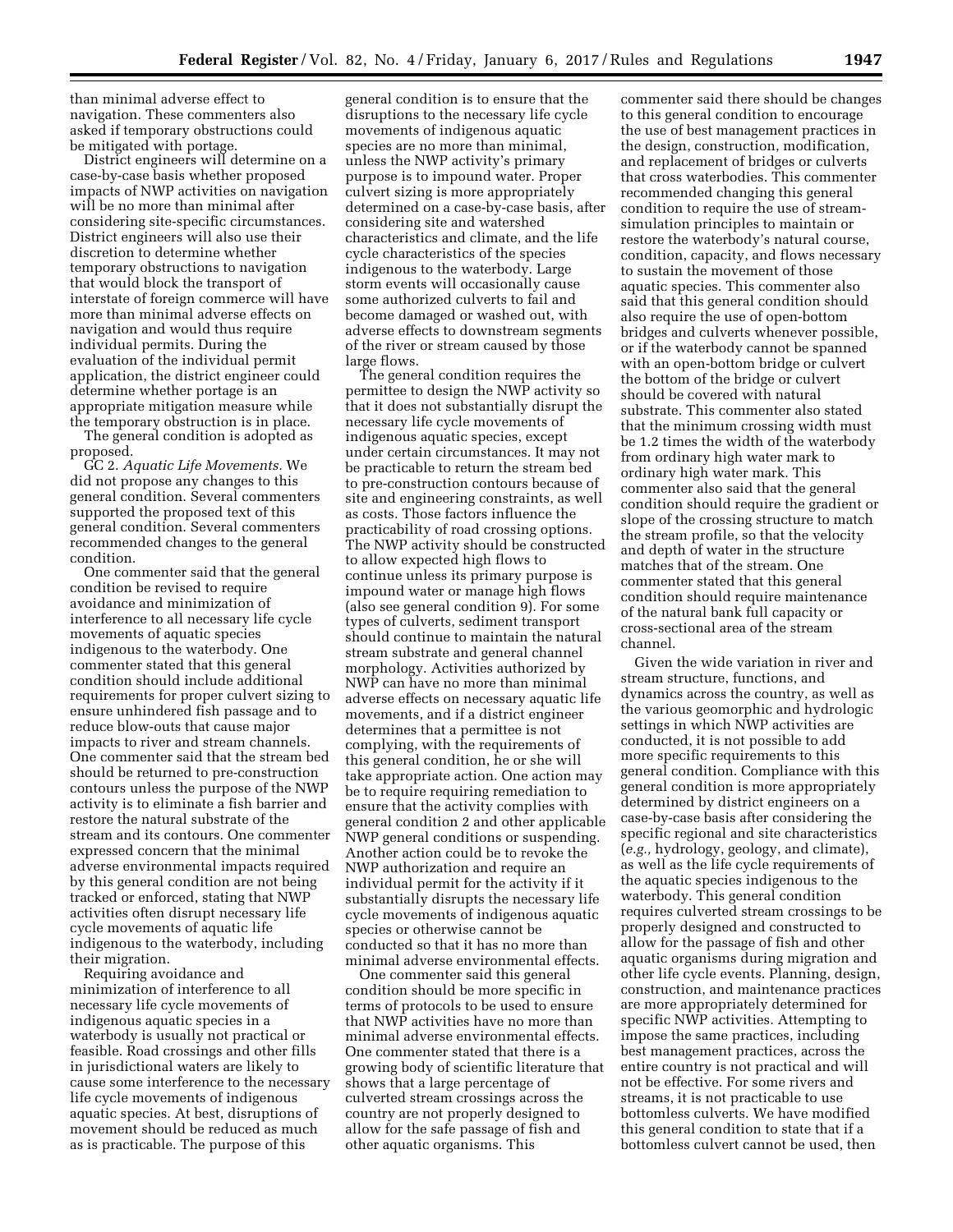than minimal adverse effect to navigation. These commenters also asked if temporary obstructions could be mitigated with portage.

District engineers will determine on a case-by-case basis whether proposed impacts of NWP activities on navigation will be no more than minimal after considering site-specific circumstances. District engineers will also use their discretion to determine whether temporary obstructions to navigation that would block the transport of interstate of foreign commerce will have more than minimal adverse effects on navigation and would thus require individual permits. During the evaluation of the individual permit application, the district engineer could determine whether portage is an appropriate mitigation measure while the temporary obstruction is in place.

The general condition is adopted as proposed.

GC 2. *Aquatic Life Movements.* We did not propose any changes to this general condition. Several commenters supported the proposed text of this general condition. Several commenters recommended changes to the general condition.

One commenter said that the general condition be revised to require avoidance and minimization of interference to all necessary life cycle movements of aquatic species indigenous to the waterbody. One commenter stated that this general condition should include additional requirements for proper culvert sizing to ensure unhindered fish passage and to reduce blow-outs that cause major impacts to river and stream channels. One commenter said that the stream bed should be returned to pre-construction contours unless the purpose of the NWP activity is to eliminate a fish barrier and restore the natural substrate of the stream and its contours. One commenter expressed concern that the minimal adverse environmental impacts required by this general condition are not being tracked or enforced, stating that NWP activities often disrupt necessary life cycle movements of aquatic life indigenous to the waterbody, including their migration.

Requiring avoidance and minimization of interference to all necessary life cycle movements of indigenous aquatic species in a waterbody is usually not practical or feasible. Road crossings and other fills in jurisdictional waters are likely to cause some interference to the necessary life cycle movements of indigenous aquatic species. At best, disruptions of movement should be reduced as much as is practicable. The purpose of this general condition is to ensure that the disruptions to the necessary life cycle movements of indigenous aquatic species are no more than minimal, unless the NWP activity's primary purpose is to impound water. Proper culvert sizing is more appropriately determined on a case-by-case basis, after considering site and watershed characteristics and climate, and the life cycle characteristics of the species indigenous to the waterbody. Large storm events will occasionally cause some authorized culverts to fail and become damaged or washed out, with adverse effects to downstream segments of the river or stream caused by those large flows.

The general condition requires the permittee to design the NWP activity so that it does not substantially disrupt the necessary life cycle movements of indigenous aquatic species, except under certain circumstances. It may not be practicable to return the stream bed to pre-construction contours because of site and engineering constraints, as well as costs. Those factors influence the practicability of road crossing options. The NWP activity should be constructed to allow expected high flows to continue unless its primary purpose is impound water or manage high flows (also see general condition 9). For some types of culverts, sediment transport should continue to maintain the natural stream substrate and general channel morphology. Activities authorized by NWP can have no more than minimal adverse effects on necessary aquatic life movements, and if a district engineer determines that a permittee is not complying, with the requirements of this general condition, he or she will take appropriate action. One action may be to require requiring remediation to ensure that the activity complies with general condition 2 and other applicable NWP general conditions or suspending. Another action could be to revoke the NWP authorization and require an individual permit for the activity if it substantially disrupts the necessary life cycle movements of indigenous aquatic species or otherwise cannot be conducted so that it has no more than minimal adverse environmental effects.

One commenter said this general condition should be more specific in terms of protocols to be used to ensure that NWP activities have no more than minimal adverse environmental effects. One commenter stated that there is a growing body of scientific literature that shows that a large percentage of culverted stream crossings across the country are not properly designed to allow for the safe passage of fish and other aquatic organisms. This commenter said there should be changes to this general condition to encourage the use of best management practices in the design, construction, modification, and replacement of bridges or culverts that cross waterbodies. This commenter recommended changing this general condition to require the use of stream-simulation principles to maintain or restore the waterbody's natural course, condition, capacity, and flows necessary to sustain the movement of those aquatic species. This commenter also said that this general condition should also require the use of open-bottom bridges and culverts whenever possible, or if the waterbody cannot be spanned with an open-bottom bridge or culvert the bottom of the bridge or culvert should be covered with natural substrate. This commenter also stated that the minimum crossing width must be 1.2 times the width of the waterbody from ordinary high water mark to ordinary high water mark. This commenter also said that the general condition should require the gradient or slope of the crossing structure to match the stream profile, so that the velocity and depth of water in the structure matches that of the stream. One commenter stated that this general condition should require maintenance of the natural bank full capacity or cross-sectional area of the stream channel.

Given the wide variation in river and stream structure, functions, and dynamics across the country, as well as the various geomorphic and hydrologic settings in which NWP activities are conducted, it is not possible to add more specific requirements to this general condition. Compliance with this general condition is more appropriately determined by district engineers on a case-by-case basis after considering the specific regional and site characteristics (*e.g.,* hydrology, geology, and climate), as well as the life cycle requirements of the aquatic species indigenous to the waterbody. This general condition requires culverted stream crossings to be properly designed and constructed to allow for the passage of fish and other aquatic organisms during migration and other life cycle events. Planning, design, construction, and maintenance practices are more appropriately determined for specific NWP activities. Attempting to impose the same practices, including best management practices, across the entire country is not practical and will not be effective. For some rivers and streams, it is not practical to use bottomless culverts. We have modified this general condition to state that if a bottomless culvert cannot be used, then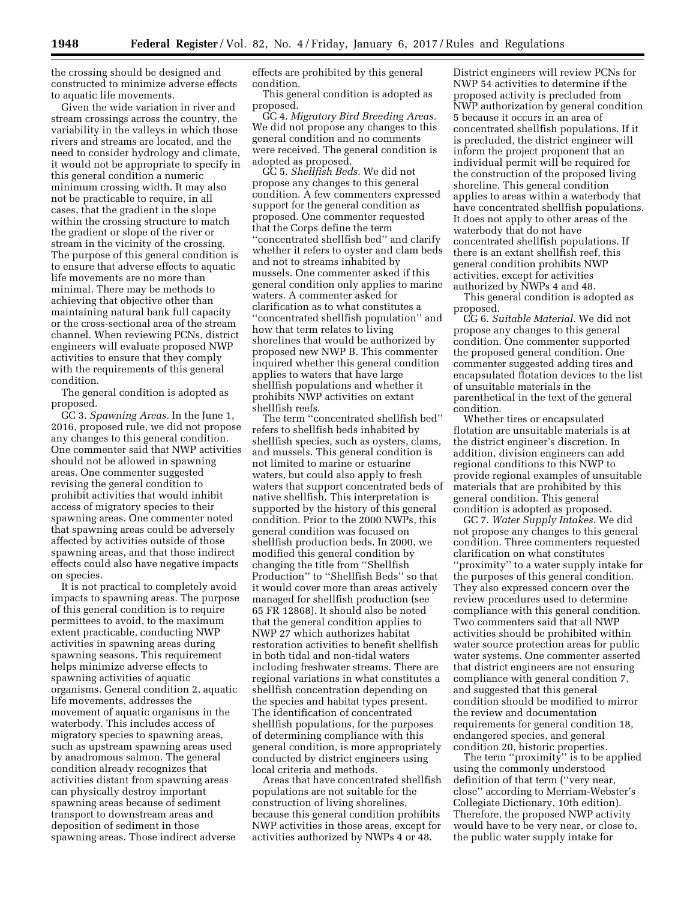the crossing should be designed and constructed to minimize adverse effects to aquatic life movements.

Given the wide variation in river and stream crossings across the country, the variability in the valleys in which those rivers and streams are located, and the need to consider hydrology and climate, it would not be appropriate to specify in this general condition a numeric minimum crossing width. It may also not be practicable to require, in all cases, that the gradient in the slope within the crossing structure to match the gradient or slope of the river or stream in the vicinity of the crossing. The purpose of this general condition is to ensure that adverse effects to aquatic life movements are no more than minimal. There may be methods to achieving that objective other than maintaining natural bank full capacity or the cross-sectional area of the stream channel. When reviewing PCNs, district engineers will evaluate proposed NWP activities to ensure that they comply with the requirements of this general condition.

The general condition is adopted as proposed.

GC 3. *Spawning Areas.* In the June 1, 2016, proposed rule, we did not propose any changes to this general condition. One commenter said that NWP activities should not be allowed in spawning areas. One commenter suggested revising the general condition to prohibit activities that would inhibit access of migratory species to their spawning areas. One commenter noted that spawning areas could be adversely affected by activities outside of those spawning areas, and that those indirect effects could also have negative impacts on species.

It is not practical to completely avoid impacts to spawning areas. The purpose of this general condition is to require permittees to avoid, to the maximum extent practicable, conducting NWP activities in spawning areas during spawning seasons. This requirement helps minimize adverse effects to spawning activities of aquatic organisms. General condition 2, aquatic life movements, addresses the movement of aquatic organisms in the waterbody. This includes access of migratory species to spawning areas, such as upstream spawning areas used by anadromous salmon. The general condition already recognizes that activities distant from spawning areas can physically destroy important spawning areas because of sediment transport to downstream areas and deposition of sediment in those spawning areas. Those indirect adverse effects are prohibited by this general condition.

This general condition is adopted as proposed.

GC 4. *Migratory Bird Breeding Areas.* We did not propose any changes to this general condition and no comments were received. The general condition is adopted as proposed.

GC 5. *Shellfish Beds.* We did not propose any changes to this general condition. A few commenters expressed support for the general condition as proposed. One commenter requested that the Corps define the term ''concentrated shellfish bed'' and clarify whether it refers to oyster and clam beds and not to streams inhabited by mussels. One commenter asked if this general condition only applies to marine waters. A commenter asked for clarification as to what constitutes a ''concentrated shellfish population'' and how that term relates to living shorelines that would be authorized by proposed new NWP B. This commenter inquired whether this general condition applies to waters that have large shellfish populations and whether it prohibits NWP activities on extant shellfish reefs.

The term ''concentrated shellfish bed'' refers to shellfish beds inhabited by shellfish species, such as oysters, clams, and mussels. This general condition is not limited to marine or estuarine waters, but could also apply to fresh waters that support concentrated beds of native shellfish. This interpretation is supported by the history of this general condition. Prior to the 2000 NWPs, this general condition was focused on shellfish production beds. In 2000, we modified this general condition by changing the title from ''Shellfish Production'' to ''Shellfish Beds'' so that it would cover more than areas actively managed for shellfish production (see 65 FR 12868). It should also be noted that the general condition applies to NWP 27 which authorizes habitat restoration activities to benefit shellfish in both tidal and non-tidal waters including freshwater streams. There are regional variations in what constitutes a shellfish concentration depending on the species and habitat types present. The identification of concentrated shellfish populations, for the purposes of determining compliance with this general condition, is more appropriately conducted by district engineers using local criteria and methods.

Areas that have concentrated shellfish populations are not suitable for the construction of living shorelines, because this general condition prohibits NWP activities in those areas, except for activities authorized by NWPs 4 or 48. District engineers will review PCNs for NWP 54 activities to determine if the proposed activity is precluded from NWP authorization by general condition 5 because it occurs in an area of concentrated shellfish populations. If it is precluded, the district engineer will inform the project proponent that an individual permit will be required for the construction of the proposed living shoreline. This general condition applies to areas within a waterbody that have concentrated shellfish populations. It does not apply to other areas of the waterbody that do not have concentrated shellfish populations. If there is an extant shellfish reef, this general condition prohibits NWP activities, except for activities authorized by NWPs 4 and 48.

This general condition is adopted as proposed.

CG 6. *Suitable Material.* We did not propose any changes to this general condition. One commenter supported the proposed general condition. One commenter suggested adding tires and encapsulated flotation devices to the list of unsuitable materials in the parenthetical in the text of the general condition.

Whether tires or encapsulated flotation are unsuitable materials is at the district engineer's discretion. In addition, division engineers can add regional conditions to this NWP to provide regional examples of unsuitable materials that are prohibited by this general condition. This general condition is adopted as proposed.

GC 7. *Water Supply Intakes.* We did not propose any changes to this general condition. Three commenters requested clarification on what constitutes ''proximity'' to a water supply intake for the purposes of this general condition. They also expressed concern over the review procedures used to determine compliance with this general condition. Two commenters said that all NWP activities should be prohibited within water source protection areas for public water systems. One commenter asserted that district engineers are not ensuring compliance with general condition 7, and suggested that this general condition should be modified to mirror the review and documentation requirements for general condition 18, endangered species, and general condition 20, historic properties.

The term ''proximity'' is to be applied using the commonly understood definition of that term (''very near, close'' according to Merriam-Webster's Collegiate Dictionary, 10th edition). Therefore, the proposed NWP activity would have to be very near, or close to, the public water supply intake for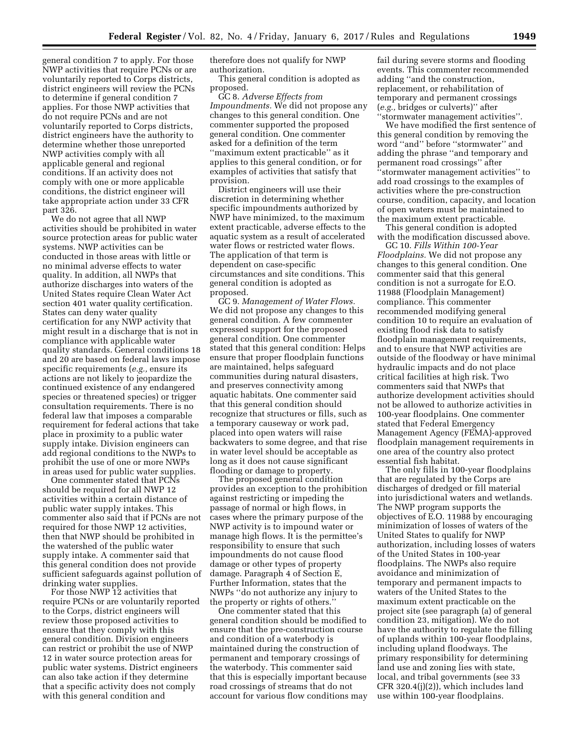general condition 7 to apply. For those NWP activities that require PCNs or are voluntarily reported to Corps districts, district engineers will review the PCNs to determine if general condition 7 applies. For those NWP activities that do not require PCNs and are not voluntarily reported to Corps districts, district engineers have the authority to determine whether those unreported NWP activities comply with all applicable general and regional conditions. If an activity does not comply with one or more applicable conditions, the district engineer will take appropriate action under 33 CFR part 326.

We do not agree that all NWP activities should be prohibited in water source protection areas for public water systems. NWP activities can be conducted in those areas with little or no minimal adverse effects to water quality. In addition, all NWPs that authorize discharges into waters of the United States require Clean Water Act section 401 water quality certification. States can deny water quality certification for any NWP activity that might result in a discharge that is not in compliance with applicable water quality standards. General conditions 18 and 20 are based on federal laws impose specific requirements (*e.g.,* ensure its actions are not likely to jeopardize the continued existence of any endangered species or threatened species) or trigger consultation requirements. There is no federal law that imposes a comparable requirement for federal actions that take place in proximity to a public water supply intake. Division engineers can add regional conditions to the NWPs to prohibit the use of one or more NWPs in areas used for public water supplies.

One commenter stated that PCNs should be required for all NWP 12 activities within a certain distance of public water supply intakes. This commenter also said that if PCNs are not required for those NWP 12 activities, then that NWP should be prohibited in the watershed of the public water supply intake. A commenter said that this general condition does not provide sufficient safeguards against pollution of drinking water supplies.

For those NWP 12 activities that require PCNs or are voluntarily reported to the Corps, district engineers will review those proposed activities to ensure that they comply with this general condition. Division engineers can restrict or prohibit the use of NWP 12 in water source protection areas for public water systems. District engineers can also take action if they determine that a specific activity does not comply with this general condition and therefore does not qualify for NWP authorization.

This general condition is adopted as proposed.

GC 8. *Adverse Effects from Impoundments.* We did not propose any changes to this general condition. One commenter supported the proposed general condition. One commenter asked for a definition of the term ''maximum extent practicable'' as it applies to this general condition, or for examples of activities that satisfy that provision.

District engineers will use their discretion in determining whether specific impoundments authorized by NWP have minimized, to the maximum extent practicable, adverse effects to the aquatic system as a result of accelerated water flows or restricted water flows. The application of that term is dependent on case-specific circumstances and site conditions. This general condition is adopted as proposed.

GC 9. *Management of Water Flows.* We did not propose any changes to this general condition. A few commenter expressed support for the proposed general condition. One commenter stated that this general condition: Helps ensure that proper floodplain functions are maintained, helps safeguard communities during natural disasters, and preserves connectivity among aquatic habitats. One commenter said that this general condition should recognize that structures or fills, such as a temporary causeway or work pad, placed into open waters will raise backwaters to some degree, and that rise in water level should be acceptable as long as it does not cause significant flooding or damage to property.

The proposed general condition provides an exception to the prohibition against restricting or impeding the passage of normal or high flows, in cases where the primary purpose of the NWP activity is to impound water or manage high flows. It is the permittee's responsibility to ensure that such impoundments do not cause flood damage or other types of property damage. Paragraph 4 of Section E, Further Information, states that the NWPs ''do not authorize any injury to the property or rights of others.''

One commenter stated that this general condition should be modified to ensure that the pre-construction course and condition of a waterbody is maintained during the construction of permanent and temporary crossings of the waterbody. This commenter said that this is especially important because road crossings of streams that do not account for various flow conditions may fail during severe storms and flooding events. This commenter recommended adding ''and the construction, replacement, or rehabilitation of temporary and permanent crossings (*e.g.,* bridges or culverts)'' after ''stormwater management activities''.

We have modified the first sentence of this general condition by removing the word ''and'' before ''stormwater'' and adding the phrase ''and temporary and permanent road crossings'' after ''stormwater management activities'' to add road crossings to the examples of activities where the pre-construction course, condition, capacity, and location of open waters must be maintained to the maximum extent practicable.

This general condition is adopted with the modification discussed above.

GC 10. *Fills Within 100-Year Floodplains.* We did not propose any changes to this general condition. One commenter said that this general condition is not a surrogate for E.O. 11988 (Floodplain Management) compliance. This commenter recommended modifying general condition 10 to require an evaluation of existing flood risk data to satisfy floodplain management requirements, and to ensure that NWP activities are outside of the floodway or have minimal hydraulic impacts and do not place critical facilities at high risk. Two commenters said that NWPs that authorize development activities should not be allowed to authorize activities in 100-year floodplains. One commenter stated that Federal Emergency Management Agency (FEMA)-approved floodplain management requirements in one area of the country also protect essential fish habitat.

The only fills in 100-year floodplains that are regulated by the Corps are discharges of dredged or fill material into jurisdictional waters and wetlands. The NWP program supports the objectives of E.O. 11988 by encouraging minimization of losses of waters of the United States to qualify for NWP authorization, including losses of waters of the United States in 100-year floodplains. The NWPs also require avoidance and minimization of temporary and permanent impacts to waters of the United States to the maximum extent practicable on the project site (see paragraph (a) of general condition 23, mitigation). We do not have the authority to regulate the filling of uplands within 100-year floodplains, including upland floodways. The primary responsibility for determining land use and zoning lies with state, local, and tribal governments (see 33 CFR 320.4(j)(2)), which includes land use within 100-year floodplains.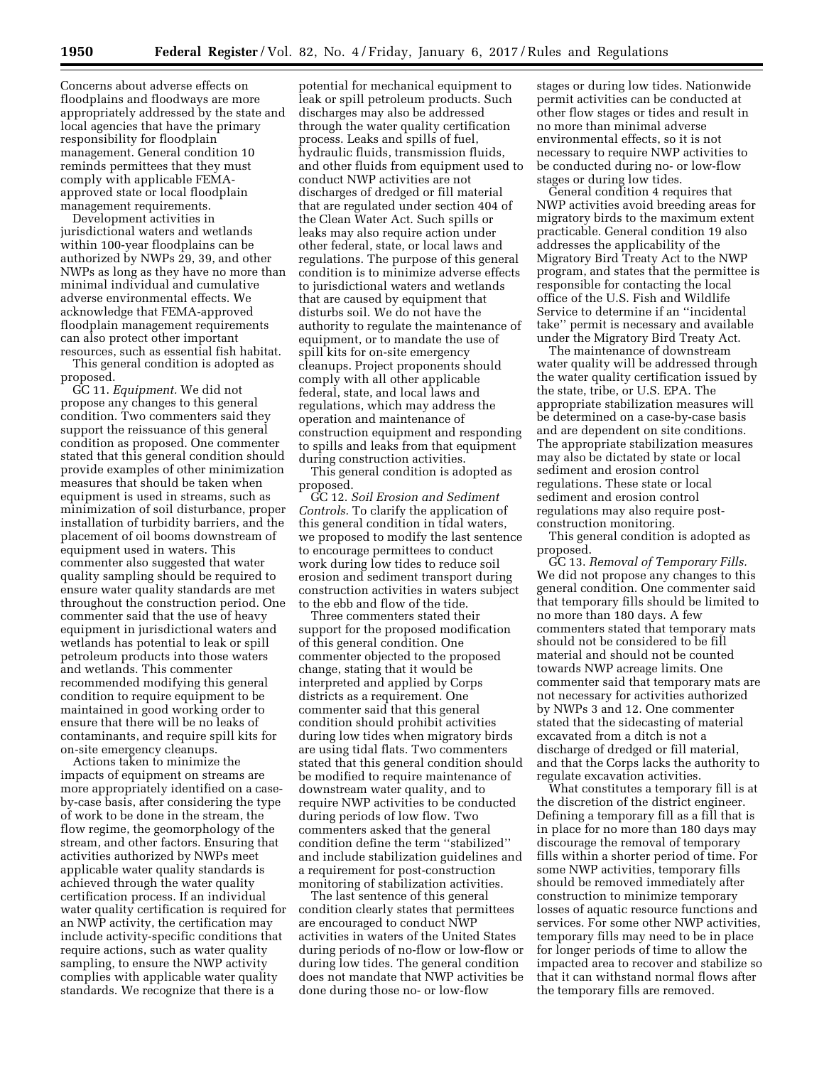Concerns about adverse effects on floodplains and floodways are more appropriately addressed by the state and local agencies that have the primary responsibility for floodplain management. General condition 10 reminds permittees that they must comply with applicable FEMA-approved state or local floodplain management requirements.

Development activities in jurisdictional waters and wetlands within 100-year floodplains can be authorized by NWPs 29, 39, and other NWPs as long as they have no more than minimal individual and cumulative adverse environmental effects. We acknowledge that FEMA-approved floodplain management requirements can also protect other important resources, such as essential fish habitat.

This general condition is adopted as proposed.

GC 11. *Equipment.* We did not propose any changes to this general condition. Two commenters said they support the reissuance of this general condition as proposed. One commenter stated that this general condition should provide examples of other minimization measures that should be taken when equipment is used in streams, such as minimization of soil disturbance, proper installation of turbidity barriers, and the placement of oil booms downstream of equipment used in waters. This commenter also suggested that water quality sampling should be required to ensure water quality standards are met throughout the construction period. One commenter said that the use of heavy equipment in jurisdictional waters and wetlands has potential to leak or spill petroleum products into those waters and wetlands. This commenter recommended modifying this general condition to require equipment to be maintained in good working order to ensure that there will be no leaks of contaminants, and require spill kits for on-site emergency cleanups.

Actions taken to minimize the impacts of equipment on streams are more appropriately identified on a case-by-case basis, after considering the type of work to be done in the stream, the flow regime, the geomorphology of the stream, and other factors. Ensuring that activities authorized by NWPs meet applicable water quality standards is achieved through the water quality certification process. If an individual water quality certification is required for an NWP activity, the certification may include activity-specific conditions that require actions, such as water quality sampling, to ensure the NWP activity complies with applicable water quality standards. We recognize that there is a potential for mechanical equipment to leak or spill petroleum products. Such discharges may also be addressed through the water quality certification process. Leaks and spills of fuel, hydraulic fluids, transmission fluids, and other fluids from equipment used to conduct NWP activities are not discharges of dredged or fill material that are regulated under section 404 of the Clean Water Act. Such spills or leaks may also require action under other federal, state, or local laws and regulations. The purpose of this general condition is to minimize adverse effects to jurisdictional waters and wetlands that are caused by equipment that disturbs soil. We do not have the authority to regulate the maintenance of equipment, or to mandate the use of spill kits for on-site emergency cleanups. Project proponents should comply with all other applicable federal, state, and local laws and regulations, which may address the operation and maintenance of construction equipment and responding to spills and leaks from that equipment during construction activities.

This general condition is adopted as proposed.

GC 12. *Soil Erosion and Sediment Controls.* To clarify the application of this general condition in tidal waters, we proposed to modify the last sentence to encourage permittees to conduct work during low tides to reduce soil erosion and sediment transport during construction activities in waters subject to the ebb and flow of the tide.

Three commenters stated their support for the proposed modification of this general condition. One commenter objected to the proposed change, stating that it would be interpreted and applied by Corps districts as a requirement. One commenter said that this general condition should prohibit activities during low tides when migratory birds are using tidal flats. Two commenters stated that this general condition should be modified to require maintenance of downstream water quality, and to require NWP activities to be conducted during periods of low flow. Two commenters asked that the general condition define the term ''stabilized'' and include stabilization guidelines and a requirement for post-construction monitoring of stabilization activities.

The last sentence of this general condition clearly states that permittees are encouraged to conduct NWP activities in waters of the United States during periods of no-flow or low-flow or during low tides. The general condition does not mandate that NWP activities be done during those no- or low-flow stages or during low tides. Nationwide permit activities can be conducted at other flow stages or tides and result in no more than minimal adverse environmental effects, so it is not necessary to require NWP activities to be conducted during no- or low-flow stages or during low tides.

General condition 4 requires that NWP activities avoid breeding areas for migratory birds to the maximum extent practicable. General condition 19 also addresses the applicability of the Migratory Bird Treaty Act to the NWP program, and states that the permittee is responsible for contacting the local office of the U.S. Fish and Wildlife Service to determine if an ''incidental take'' permit is necessary and available under the Migratory Bird Treaty Act.

The maintenance of downstream water quality will be addressed through the water quality certification issued by the state, tribe, or U.S. EPA. The appropriate stabilization measures will be determined on a case-by-case basis and are dependent on site conditions. The appropriate stabilization measures may also be dictated by state or local sediment and erosion control regulations. These state or local sediment and erosion control regulations may also require post-construction monitoring.

This general condition is adopted as proposed.

GC 13. *Removal of Temporary Fills.* We did not propose any changes to this general condition. One commenter said that temporary fills should be limited to no more than 180 days. A few commenters stated that temporary mats should not be considered to be fill material and should not be counted towards NWP acreage limits. One commenter said that temporary mats are not necessary for activities authorized by NWPs 3 and 12. One commenter stated that the sidecasting of material excavated from a ditch is not a discharge of dredged or fill material, and that the Corps lacks the authority to regulate excavation activities.

What constitutes a temporary fill is at the discretion of the district engineer. Defining a temporary fill as a fill that is in place for no more than 180 days may discourage the removal of temporary fills within a shorter period of time. For some NWP activities, temporary fills should be removed immediately after construction to minimize temporary losses of aquatic resource functions and services. For some other NWP activities, temporary fills may need to be in place for longer periods of time to allow the impacted area to recover and stabilize so that it can withstand normal flows after the temporary fills are removed.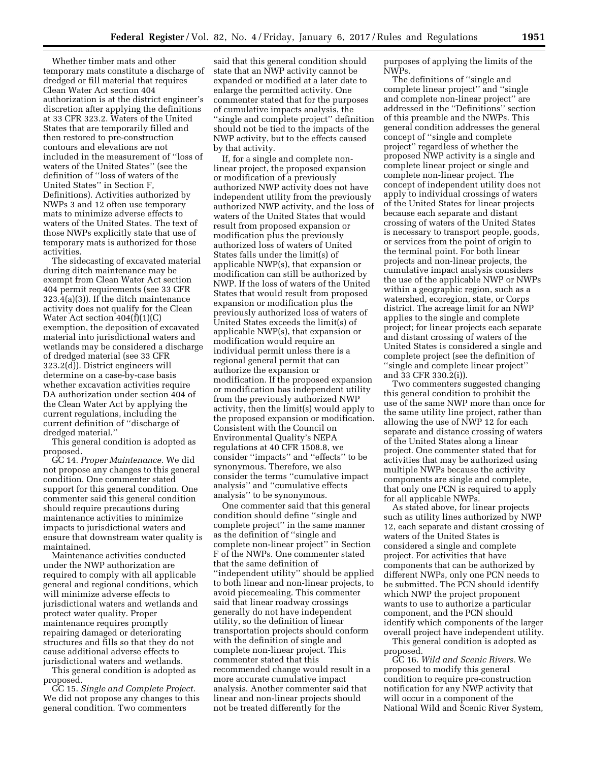Whether timber mats and other temporary mats constitute a discharge of dredged or fill material that requires Clean Water Act section 404 authorization is at the district engineer's discretion after applying the definitions at 33 CFR 323.2. Waters of the United States that are temporarily filled and then restored to pre-construction contours and elevations are not included in the measurement of ''loss of waters of the United States'' (see the definition of ''loss of waters of the United States'' in Section F, Definitions). Activities authorized by NWPs 3 and 12 often use temporary mats to minimize adverse effects to waters of the United States. The text of those NWPs explicitly state that use of temporary mats is authorized for those activities.

The sidecasting of excavated material during ditch maintenance may be exempt from Clean Water Act section 404 permit requirements (see 33 CFR 323.4(a)(3)). If the ditch maintenance activity does not qualify for the Clean Water Act section 404(f)(1)(C) exemption, the deposition of excavated material into jurisdictional waters and wetlands may be considered a discharge of dredged material (see 33 CFR 323.2(d)). District engineers will determine on a case-by-case basis whether excavation activities require DA authorization under section 404 of the Clean Water Act by applying the current regulations, including the current definition of ''discharge of dredged material.''

This general condition is adopted as proposed.

GC 14. *Proper Maintenance.* We did not propose any changes to this general condition. One commenter stated support for this general condition. One commenter said this general condition should require precautions during maintenance activities to minimize impacts to jurisdictional waters and ensure that downstream water quality is maintained.

Maintenance activities conducted under the NWP authorization are required to comply with all applicable general and regional conditions, which will minimize adverse effects to jurisdictional waters and wetlands and protect water quality. Proper maintenance requires promptly repairing damaged or deteriorating structures and fills so that they do not cause additional adverse effects to jurisdictional waters and wetlands.

This general condition is adopted as proposed.

GC 15. *Single and Complete Project.* We did not propose any changes to this general condition. Two commenters said that this general condition should state that an NWP activity cannot be expanded or modified at a later date to enlarge the permitted activity. One commenter stated that for the purposes of cumulative impacts analysis, the ''single and complete project'' definition should not be tied to the impacts of the NWP activity, but to the effects caused by that activity.

If, for a single and complete non-linear project, the proposed expansion or modification of a previously authorized NWP activity does not have independent utility from the previously authorized NWP activity, and the loss of waters of the United States that would result from proposed expansion or modification plus the previously authorized loss of waters of United States falls under the limit(s) of applicable NWP(s), that expansion or modification can still be authorized by NWP. If the loss of waters of the United States that would result from proposed expansion or modification plus the previously authorized loss of waters of United States exceeds the limit(s) of applicable NWP(s), that expansion or modification would require an individual permit unless there is a regional general permit that can authorize the expansion or modification. If the proposed expansion or modification has independent utility from the previously authorized NWP activity, then the limit(s) would apply to the proposed expansion or modification. Consistent with the Council on Environmental Quality's NEPA regulations at 40 CFR 1508.8, we consider ''impacts'' and ''effects'' to be synonymous. Therefore, we also consider the terms ''cumulative impact analysis'' and ''cumulative effects analysis'' to be synonymous.

One commenter said that this general condition should define ''single and complete project'' in the same manner as the definition of ''single and complete non-linear project'' in Section F of the NWPs. One commenter stated that the same definition of ''independent utility'' should be applied to both linear and non-linear projects, to avoid piecemealing. This commenter said that linear roadway crossings generally do not have independent utility, so the definition of linear transportation projects should conform with the definition of single and complete non-linear project. This commenter stated that this recommended change would result in a more accurate cumulative impact analysis. Another commenter said that linear and non-linear projects should not be treated differently for the purposes of applying the limits of the NWPs.

The definitions of ''single and complete linear project'' and ''single and complete non-linear project'' are addressed in the ''Definitions'' section of this preamble and the NWPs. This general condition addresses the general concept of ''single and complete project'' regardless of whether the proposed NWP activity is a single and complete linear project or single and complete non-linear project. The concept of independent utility does not apply to individual crossings of waters of the United States for linear projects because each separate and distant crossing of waters of the United States is necessary to transport people, goods, or services from the point of origin to the terminal point. For both linear projects and non-linear projects, the cumulative impact analysis considers the use of the applicable NWP or NWPs within a geographic region, such as a watershed, ecoregion, state, or Corps district. The acreage limit for an NWP applies to the single and complete project; for linear projects each separate and distant crossing of waters of the United States is considered a single and complete project (see the definition of ''single and complete linear project'' and 33 CFR 330.2(i)).

Two commenters suggested changing this general condition to prohibit the use of the same NWP more than once for the same utility line project, rather than allowing the use of NWP 12 for each separate and distance crossing of waters of the United States along a linear project. One commenter stated that for activities that may be authorized using multiple NWPs because the activity components are single and complete, that only one PCN is required to apply for all applicable NWPs.

As stated above, for linear projects such as utility lines authorized by NWP 12, each separate and distant crossing of waters of the United States is considered a single and complete project. For activities that have components that can be authorized by different NWPs, only one PCN needs to be submitted. The PCN should identify which NWP the project proponent wants to use to authorize a particular component, and the PCN should identify which components of the larger overall project have independent utility.

This general condition is adopted as proposed.

GC 16. *Wild and Scenic Rivers.* We proposed to modify this general condition to require pre-construction notification for any NWP activity that will occur in a component of the National Wild and Scenic River System,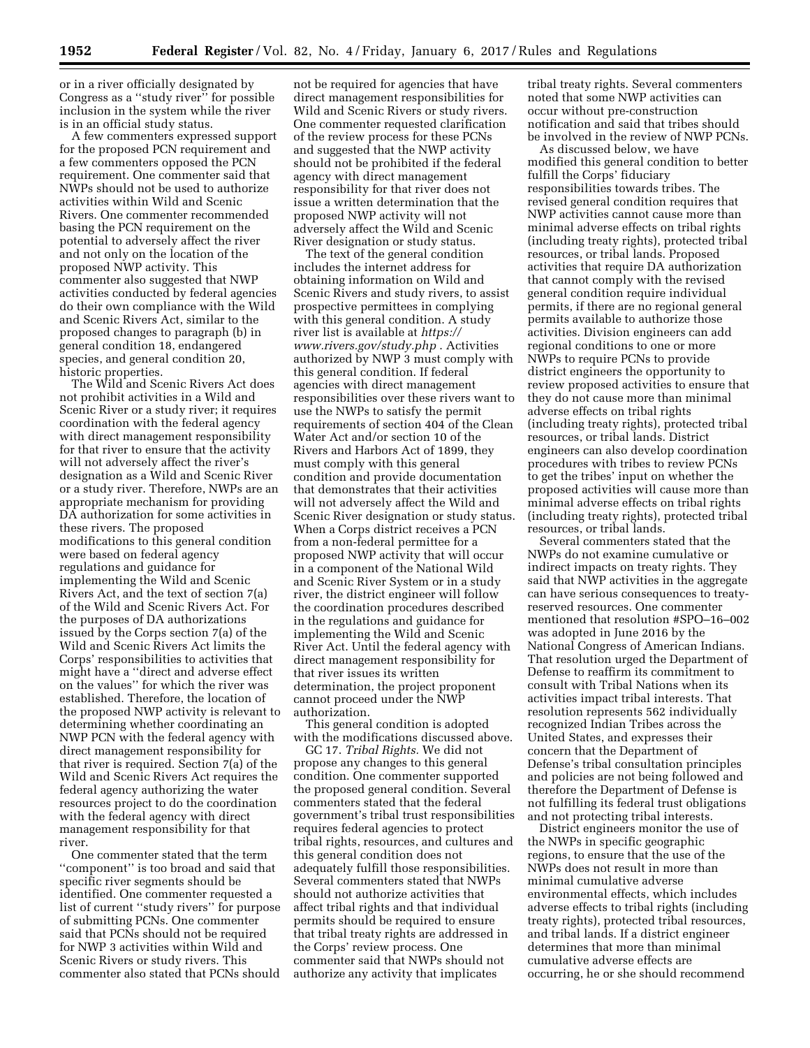or in a river officially designated by Congress as a ''study river'' for possible inclusion in the system while the river is in an official study status.

A few commenters expressed support for the proposed PCN requirement and a few commenters opposed the PCN requirement. One commenter said that NWPs should not be used to authorize activities within Wild and Scenic Rivers. One commenter recommended basing the PCN requirement on the potential to adversely affect the river and not only on the location of the proposed NWP activity. This commenter also suggested that NWP activities conducted by federal agencies do their own compliance with the Wild and Scenic Rivers Act, similar to the proposed changes to paragraph (b) in general condition 18, endangered species, and general condition 20, historic properties.

The Wild and Scenic Rivers Act does not prohibit activities in a Wild and Scenic River or a study river; it requires coordination with the federal agency with direct management responsibility for that river to ensure that the activity will not adversely affect the river's designation as a Wild and Scenic River or a study river. Therefore, NWPs are an appropriate mechanism for providing DA authorization for some activities in these rivers. The proposed modifications to this general condition were based on federal agency regulations and guidance for implementing the Wild and Scenic Rivers Act, and the text of section 7(a) of the Wild and Scenic Rivers Act. For the purposes of DA authorizations issued by the Corps section 7(a) of the Wild and Scenic Rivers Act limits the Corps' responsibilities to activities that might have a ''direct and adverse effect on the values'' for which the river was established. Therefore, the location of the proposed NWP activity is relevant to determining whether coordinating an NWP PCN with the federal agency with direct management responsibility for that river is required. Section 7(a) of the Wild and Scenic Rivers Act requires the federal agency authorizing the water resources project to do the coordination with the federal agency with direct management responsibility for that river.

One commenter stated that the term ''component'' is too broad and said that specific river segments should be identified. One commenter requested a list of current ''study rivers'' for purpose of submitting PCNs. One commenter said that PCNs should not be required for NWP 3 activities within Wild and Scenic Rivers or study rivers. This commenter also stated that PCNs should not be required for agencies that have direct management responsibilities for Wild and Scenic Rivers or study rivers. One commenter requested clarification of the review process for these PCNs and suggested that the NWP activity should not be prohibited if the federal agency with direct management responsibility for that river does not issue a written determination that the proposed NWP activity will not adversely affect the Wild and Scenic River designation or study status.

The text of the general condition includes the internet address for obtaining information on Wild and Scenic Rivers and study rivers, to assist prospective permittees in complying with this general condition. A study river list is available at *https://www.rivers.gov/study.php* . Activities authorized by NWP 3 must comply with this general condition. If federal agencies with direct management responsibilities over these rivers want to use the NWPs to satisfy the permit requirements of section 404 of the Clean Water Act and/or section 10 of the Rivers and Harbors Act of 1899, they must comply with this general condition and provide documentation that demonstrates that their activities will not adversely affect the Wild and Scenic River designation or study status. When a Corps district receives a PCN from a non-federal permittee for a proposed NWP activity that will occur in a component of the National Wild and Scenic River System or in a study river, the district engineer will follow the coordination procedures described in the regulations and guidance for implementing the Wild and Scenic River Act. Until the federal agency with direct management responsibility for that river issues its written determination, the project proponent cannot proceed under the NWP authorization.

This general condition is adopted with the modifications discussed above.

GC 17. *Tribal Rights.* We did not propose any changes to this general condition. One commenter supported the proposed general condition. Several commenters stated that the federal government's tribal trust responsibilities requires federal agencies to protect tribal rights, resources, and cultures and this general condition does not adequately fulfill those responsibilities. Several commenters stated that NWPs should not authorize activities that affect tribal rights and that individual permits should be required to ensure that tribal treaty rights are addressed in the Corps' review process. One commenter said that NWPs should not authorize any activity that implicates tribal treaty rights. Several commenters noted that some NWP activities can occur without pre-construction notification and said that tribes should be involved in the review of NWP PCNs.

As discussed below, we have modified this general condition to better fulfill the Corps' fiduciary responsibilities towards tribes. The revised general condition requires that NWP activities cannot cause more than minimal adverse effects on tribal rights (including treaty rights), protected tribal resources, or tribal lands. Proposed activities that require DA authorization that cannot comply with the revised general condition require individual permits, if there are no regional general permits available to authorize those activities. Division engineers can add regional conditions to one or more NWPs to require PCNs to provide district engineers the opportunity to review proposed activities to ensure that they do not cause more than minimal adverse effects on tribal rights (including treaty rights), protected tribal resources, or tribal lands. District engineers can also develop coordination procedures with tribes to review PCNs to get the tribes' input on whether the proposed activities will cause more than minimal adverse effects on tribal rights (including treaty rights), protected tribal resources, or tribal lands.

Several commenters stated that the NWPs do not examine cumulative or indirect impacts on treaty rights. They said that NWP activities in the aggregate can have serious consequences to treaty-reserved resources. One commenter mentioned that resolution #SPO–16–002 was adopted in June 2016 by the National Congress of American Indians. That resolution urged the Department of Defense to reaffirm its commitment to consult with Tribal Nations when its activities impact tribal interests. That resolution represents 562 individually recognized Indian Tribes across the United States, and expresses their concern that the Department of Defense's tribal consultation principles and policies are not being followed and therefore the Department of Defense is not fulfilling its federal trust obligations and not protecting tribal interests.

District engineers monitor the use of the NWPs in specific geographic regions, to ensure that the use of the NWPs does not result in more than minimal cumulative adverse environmental effects, which includes adverse effects to tribal rights (including treaty rights), protected tribal resources, and tribal lands. If a district engineer determines that more than minimal cumulative adverse effects are occurring, he or she should recommend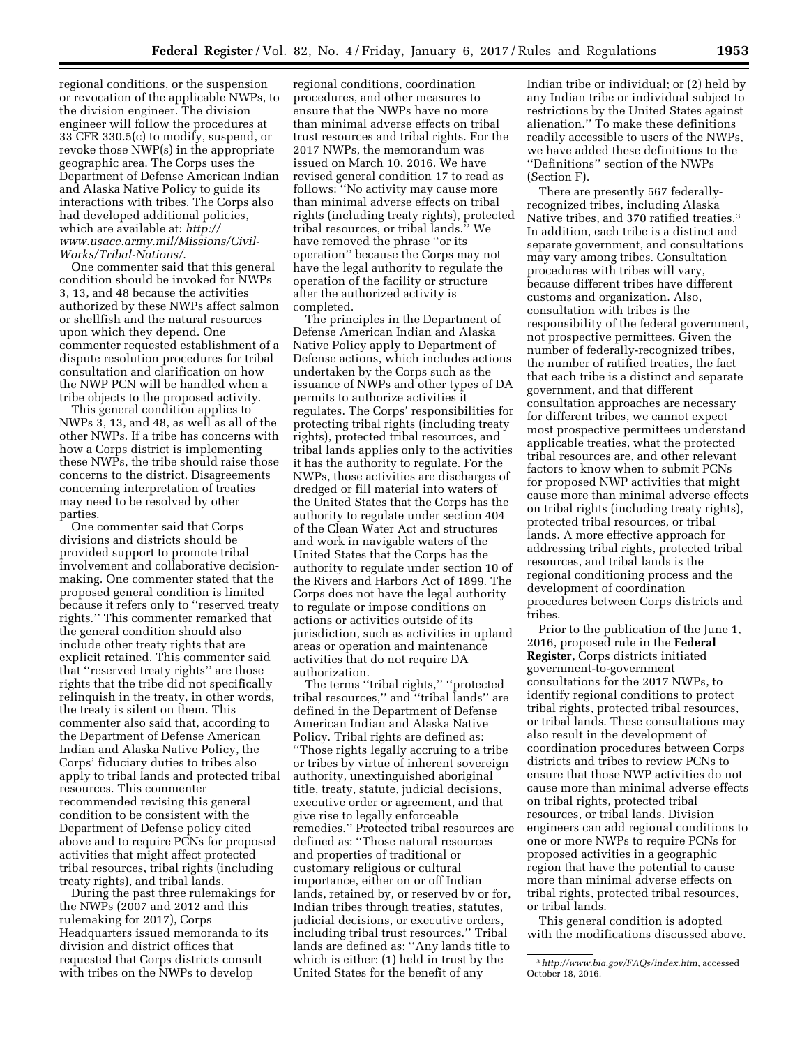regional conditions, or the suspension or revocation of the applicable NWPs, to the division engineer. The division engineer will follow the procedures at 33 CFR 330.5(c) to modify, suspend, or revoke those NWP(s) in the appropriate geographic area. The Corps uses the Department of Defense American Indian and Alaska Native Policy to guide its interactions with tribes. The Corps also had developed additional policies, which are available at: *http://www.usace.army.mil/Missions/Civil-Works/Tribal-Nations/*.

One commenter said that this general condition should be invoked for NWPs 3, 13, and 48 because the activities authorized by these NWPs affect salmon or shellfish and the natural resources upon which they depend. One commenter requested establishment of a dispute resolution procedures for tribal consultation and clarification on how the NWP PCN will be handled when a tribe objects to the proposed activity.

This general condition applies to NWPs 3, 13, and 48, as well as all of the other NWPs. If a tribe has concerns with how a Corps district is implementing these NWPs, the tribe should raise those concerns to the district. Disagreements concerning interpretation of treaties may need to be resolved by other parties.

One commenter said that Corps divisions and districts should be provided support to promote tribal involvement and collaborative decision-making. One commenter stated that the proposed general condition is limited because it refers only to ''reserved treaty rights.'' This commenter remarked that the general condition should also include other treaty rights that are explicit retained. This commenter said that ''reserved treaty rights'' are those rights that the tribe did not specifically relinquish in the treaty, in other words, the treaty is silent on them. This commenter also said that, according to the Department of Defense American Indian and Alaska Native Policy, the Corps' fiduciary duties to tribes also apply to tribal lands and protected tribal resources. This commenter recommended revising this general condition to be consistent with the Department of Defense policy cited above and to require PCNs for proposed activities that might affect protected tribal resources, tribal rights (including treaty rights), and tribal lands.

During the past three rulemakings for the NWPs (2007 and 2012 and this rulemaking for 2017), Corps Headquarters issued memoranda to its division and district offices that requested that Corps districts consult with tribes on the NWPs to develop regional conditions, coordination procedures, and other measures to ensure that the NWPs have no more than minimal adverse effects on tribal trust resources and tribal rights. For the 2017 NWPs, the memorandum was issued on March 10, 2016. We have revised general condition 17 to read as follows: ''No activity may cause more than minimal adverse effects on tribal rights (including treaty rights), protected tribal resources, or tribal lands.'' We have removed the phrase ''or its operation'' because the Corps may not have the legal authority to regulate the operation of the facility or structure after the authorized activity is completed.

The principles in the Department of Defense American Indian and Alaska Native Policy apply to Department of Defense actions, which includes actions undertaken by the Corps such as the issuance of NWPs and other types of DA permits to authorize activities it regulates. The Corps' responsibilities for protecting tribal rights (including treaty rights), protected tribal resources, and tribal lands applies only to the activities it has the authority to regulate. For the NWPs, those activities are discharges of dredged or fill material into waters of the United States that the Corps has the authority to regulate under section 404 of the Clean Water Act and structures and work in navigable waters of the United States that the Corps has the authority to regulate under section 10 of the Rivers and Harbors Act of 1899. The Corps does not have the legal authority to regulate or impose conditions on actions or activities outside of its jurisdiction, such as activities in upland areas or operation and maintenance activities that do not require DA authorization.

The terms ''tribal rights,'' ''protected tribal resources,'' and ''tribal lands'' are defined in the Department of Defense American Indian and Alaska Native Policy. Tribal rights are defined as: ''Those rights legally accruing to a tribe or tribes by virtue of inherent sovereign authority, unextinguished aboriginal title, treaty, statute, judicial decisions, executive order or agreement, and that give rise to legally enforceable remedies.'' Protected tribal resources are defined as: ''Those natural resources and properties of traditional or customary religious or cultural importance, either on or off Indian lands, retained by, or reserved by or for, Indian tribes through treaties, statutes, judicial decisions, or executive orders, including tribal trust resources.'' Tribal lands are defined as: ''Any lands title to which is either: (1) held in trust by the United States for the benefit of any Indian tribe or individual; or (2) held by any Indian tribe or individual subject to restrictions by the United States against alienation.'' To make these definitions readily accessible to users of the NWPs, we have added these definitions to the ''Definitions'' section of the NWPs (Section F).

There are presently 567 federally-recognized tribes, including Alaska Native tribes, and 370 ratified treaties.[3] In addition, each tribe is a distinct and separate government, and consultations may vary among tribes. Consultation procedures with tribes will vary, because different tribes have different customs and organization. Also, consultation with tribes is the responsibility of the federal government, not prospective permittees. Given the number of federally-recognized tribes, the number of ratified treaties, the fact that each tribe is a distinct and separate government, and that different consultation approaches are necessary for different tribes, we cannot expect most prospective permittees understand applicable treaties, what the protected tribal resources are, and other relevant factors to know when to submit PCNs for proposed NWP activities that might cause more than minimal adverse effects on tribal rights (including treaty rights), protected tribal resources, or tribal lands. A more effective approach for addressing tribal rights, protected tribal resources, and tribal lands is the regional conditioning process and the development of coordination procedures between Corps districts and tribes.

Prior to the publication of the June 1, 2016, proposed rule in the **Federal Register**, Corps districts initiated government-to-government consultations for the 2017 NWPs, to identify regional conditions to protect tribal rights, protected tribal resources, or tribal lands. These consultations may also result in the development of coordination procedures between Corps districts and tribes to review PCNs to ensure that those NWP activities do not cause more than minimal adverse effects on tribal rights, protected tribal resources, or tribal lands. Division engineers can add regional conditions to one or more NWPs to require PCNs for proposed activities in a geographic region that have the potential to cause more than minimal adverse effects on tribal rights, protected tribal resources, or tribal lands.

This general condition is adopted with the modifications discussed above.

[3] *http://www.bia.gov/FAQs/index.htm*, accessed October 18, 2016.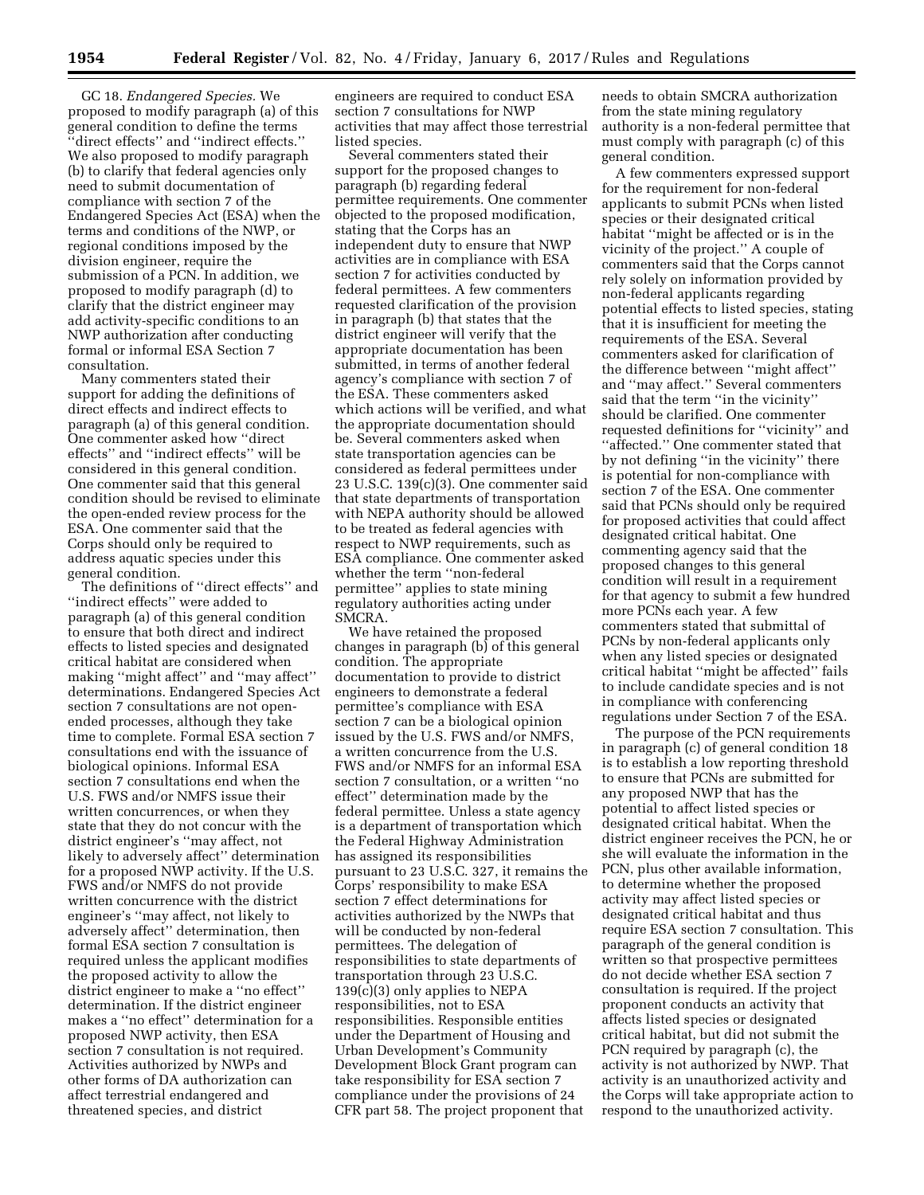GC 18. *Endangered Species.* We proposed to modify paragraph (a) of this general condition to define the terms ''direct effects'' and ''indirect effects.'' We also proposed to modify paragraph (b) to clarify that federal agencies only need to submit documentation of compliance with section 7 of the Endangered Species Act (ESA) when the terms and conditions of the NWP, or regional conditions imposed by the division engineer, require the submission of a PCN. In addition, we proposed to modify paragraph (d) to clarify that the district engineer may add activity-specific conditions to an NWP authorization after conducting formal or informal ESA Section 7 consultation.

Many commenters stated their support for adding the definitions of direct effects and indirect effects to paragraph (a) of this general condition. One commenter asked how ''direct effects'' and ''indirect effects'' will be considered in this general condition. One commenter said that this general condition should be revised to eliminate the open-ended review process for the ESA. One commenter said that the Corps should only be required to address aquatic species under this general condition.

The definitions of ''direct effects'' and ''indirect effects'' were added to paragraph (a) of this general condition to ensure that both direct and indirect effects to listed species and designated critical habitat are considered when making ''might affect'' and ''may affect'' determinations. Endangered Species Act section 7 consultations are not open-ended processes, although they take time to complete. Formal ESA section 7 consultations end with the issuance of biological opinions. Informal ESA section 7 consultations end when the U.S. FWS and/or NMFS issue their written concurrences, or when they state that they do not concur with the district engineer's ''may affect, not likely to adversely affect'' determination for a proposed NWP activity. If the U.S. FWS and/or NMFS do not provide written concurrence with the district engineer's ''may affect, not likely to adversely affect'' determination, then formal ESA section 7 consultation is required unless the applicant modifies the proposed activity to allow the district engineer to make a ''no effect'' determination. If the district engineer makes a ''no effect'' determination for a proposed NWP activity, then ESA section 7 consultation is not required. Activities authorized by NWPs and other forms of DA authorization can affect terrestrial endangered and threatened species, and district engineers are required to conduct ESA section 7 consultations for NWP activities that may affect those terrestrial listed species.

Several commenters stated their support for the proposed changes to paragraph (b) regarding federal permittee requirements. One commenter objected to the proposed modification, stating that the Corps has an independent duty to ensure that NWP activities are in compliance with ESA section 7 for activities conducted by federal permittees. A few commenters requested clarification of the provision in paragraph (b) that states that the district engineer will verify that the appropriate documentation has been submitted, in terms of another federal agency's compliance with section 7 of the ESA. These commenters asked which actions will be verified, and what the appropriate documentation should be. Several commenters asked when state transportation agencies can be considered as federal permittees under 23 U.S.C. 139(c)(3). One commenter said that state departments of transportation with NEPA authority should be allowed to be treated as federal agencies with respect to NWP requirements, such as ESA compliance. One commenter asked whether the term ''non-federal permittee'' applies to state mining regulatory authorities acting under SMCRA.

We have retained the proposed changes in paragraph (b) of this general condition. The appropriate documentation to provide to district engineers to demonstrate a federal permittee's compliance with ESA section 7 can be a biological opinion issued by the U.S. FWS and/or NMFS, a written concurrence from the U.S. FWS and/or NMFS for an informal ESA section 7 consultation, or a written ''no effect'' determination made by the federal permittee. Unless a state agency is a department of transportation which the Federal Highway Administration has assigned its responsibilities pursuant to 23 U.S.C. 327, it remains the Corps' responsibility to make ESA section 7 effect determinations for activities authorized by the NWPs that will be conducted by non-federal permittees. The delegation of responsibilities to state departments of transportation through 23 U.S.C. 139(c)(3) only applies to NEPA responsibilities, not to ESA responsibilities. Responsible entities under the Department of Housing and Urban Development's Community Development Block Grant program can take responsibility for ESA section 7 compliance under the provisions of 24 CFR part 58. The project proponent that needs to obtain SMCRA authorization from the state mining regulatory authority is a non-federal permittee that must comply with paragraph (c) of this general condition.

A few commenters expressed support for the requirement for non-federal applicants to submit PCNs when listed species or their designated critical habitat ''might be affected or is in the vicinity of the project.'' A couple of commenters said that the Corps cannot rely solely on information provided by non-federal applicants regarding potential effects to listed species, stating that it is insufficient for meeting the requirements of the ESA. Several commenters asked for clarification of the difference between ''might affect'' and ''may affect.'' Several commenters said that the term ''in the vicinity'' should be clarified. One commenter requested definitions for ''vicinity'' and ''affected.'' One commenter stated that by not defining ''in the vicinity'' there is potential for non-compliance with section 7 of the ESA. One commenter said that PCNs should only be required for proposed activities that could affect designated critical habitat. One commenting agency said that the proposed changes to this general condition will result in a requirement for that agency to submit a few hundred more PCNs each year. A few commenters stated that submittal of PCNs by non-federal applicants only when any listed species or designated critical habitat ''might be affected'' fails to include candidate species and is not in compliance with conferencing regulations under Section 7 of the ESA.

The purpose of the PCN requirements in paragraph (c) of general condition 18 is to establish a low reporting threshold to ensure that PCNs are submitted for any proposed NWP that has the potential to affect listed species or designated critical habitat. When the district engineer receives the PCN, he or she will evaluate the information in the PCN, plus other available information, to determine whether the proposed activity may affect listed species or designated critical habitat and thus require ESA section 7 consultation. This paragraph of the general condition is written so that prospective permittees do not decide whether ESA section 7 consultation is required. If the project proponent conducts an activity that affects listed species or designated critical habitat, but did not submit the PCN required by paragraph (c), the activity is not authorized by NWP. That activity is an unauthorized activity and the Corps will take appropriate action to respond to the unauthorized activity.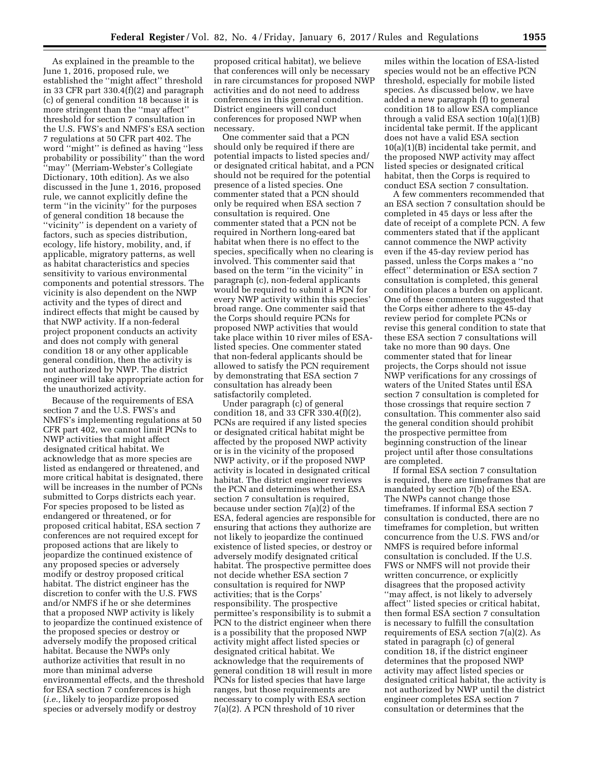As explained in the preamble to the June 1, 2016, proposed rule, we established the ''might affect'' threshold in 33 CFR part 330.4(f)(2) and paragraph (c) of general condition 18 because it is more stringent than the ''may affect'' threshold for section 7 consultation in the U.S. FWS's and NMFS's ESA section 7 regulations at 50 CFR part 402. The word ''might'' is defined as having ''less probability or possibility'' than the word ''may'' (Merriam-Webster's Collegiate Dictionary, 10th edition). As we also discussed in the June 1, 2016, proposed rule, we cannot explicitly define the term ''in the vicinity'' for the purposes of general condition 18 because the ''vicinity'' is dependent on a variety of factors, such as species distribution, ecology, life history, mobility, and, if applicable, migratory patterns, as well as habitat characteristics and species sensitivity to various environmental components and potential stressors. The vicinity is also dependent on the NWP activity and the types of direct and indirect effects that might be caused by that NWP activity. If a non-federal project proponent conducts an activity and does not comply with general condition 18 or any other applicable general condition, then the activity is not authorized by NWP. The district engineer will take appropriate action for the unauthorized activity.

Because of the requirements of ESA section 7 and the U.S. FWS's and NMFS's implementing regulations at 50 CFR part 402, we cannot limit PCNs to NWP activities that might affect designated critical habitat. We acknowledge that as more species are listed as endangered or threatened, and more critical habitat is designated, there will be increases in the number of PCNs submitted to Corps districts each year. For species proposed to be listed as endangered or threatened, or for proposed critical habitat, ESA section 7 conferences are not required except for proposed actions that are likely to jeopardize the continued existence of any proposed species or adversely modify or destroy proposed critical habitat. The district engineer has the discretion to confer with the U.S. FWS and/or NMFS if he or she determines that a proposed NWP activity is likely to jeopardize the continued existence of the proposed species or destroy or adversely modify the proposed critical habitat. Because the NWPs only authorize activities that result in no more than minimal adverse environmental effects, and the threshold for ESA section 7 conferences is high (*i.e.,* likely to jeopardize proposed species or adversely modify or destroy proposed critical habitat), we believe that conferences will only be necessary in rare circumstances for proposed NWP activities and do not need to address conferences in this general condition. District engineers will conduct conferences for proposed NWP when necessary.

One commenter said that a PCN should only be required if there are potential impacts to listed species and/or designated critical habitat, and a PCN should not be required for the potential presence of a listed species. One commenter stated that a PCN should only be required when ESA section 7 consultation is required. One commenter stated that a PCN not be required in Northern long-eared bat habitat when there is no effect to the species, specifically when no clearing is involved. This commenter said that based on the term ''in the vicinity'' in paragraph (c), non-federal applicants would be required to submit a PCN for every NWP activity within this species' broad range. One commenter said that the Corps should require PCNs for proposed NWP activities that would take place within 10 river miles of ESA-listed species. One commenter stated that non-federal applicants should be allowed to satisfy the PCN requirement by demonstrating that ESA section 7 consultation has already been satisfactorily completed.

Under paragraph (c) of general condition 18, and 33 CFR 330.4(f)(2), PCNs are required if any listed species or designated critical habitat might be affected by the proposed NWP activity or is in the vicinity of the proposed NWP activity, or if the proposed NWP activity is located in designated critical habitat. The district engineer reviews the PCN and determines whether ESA section 7 consultation is required, because under section 7(a)(2) of the ESA, federal agencies are responsible for ensuring that actions they authorize are not likely to jeopardize the continued existence of listed species, or destroy or adversely modify designated critical habitat. The prospective permittee does not decide whether ESA section 7 consultation is required for NWP activities; that is the Corps' responsibility. The prospective permittee's responsibility is to submit a PCN to the district engineer when there is a possibility that the proposed NWP activity might affect listed species or designated critical habitat. We acknowledge that the requirements of general condition 18 will result in more PCNs for listed species that have large ranges, but those requirements are necessary to comply with ESA section 7(a)(2). A PCN threshold of 10 river miles within the location of ESA-listed species would not be an effective PCN threshold, especially for mobile listed species. As discussed below, we have added a new paragraph (f) to general condition 18 to allow ESA compliance through a valid ESA section 10(a)(1)(B) incidental take permit. If the applicant does not have a valid ESA section 10(a)(1)(B) incidental take permit, and the proposed NWP activity may affect listed species or designated critical habitat, then the Corps is required to conduct ESA section 7 consultation.

A few commenters recommended that an ESA section 7 consultation should be completed in 45 days or less after the date of receipt of a complete PCN. A few commenters stated that if the applicant cannot commence the NWP activity even if the 45-day review period has passed, unless the Corps makes a ''no effect'' determination or ESA section 7 consultation is completed, this general condition places a burden on applicant. One of these commenters suggested that the Corps either adhere to the 45-day review period for complete PCNs or revise this general condition to state that these ESA section 7 consultations will take no more than 90 days. One commenter stated that for linear projects, the Corps should not issue NWP verifications for any crossings of waters of the United States until ESA section 7 consultation is completed for those crossings that require section 7 consultation. This commenter also said the general condition should prohibit the prospective permittee from beginning construction of the linear project until after those consultations are completed.

If formal ESA section 7 consultation is required, there are timeframes that are mandated by section 7(b) of the ESA. The NWPs cannot change those timeframes. If informal ESA section 7 consultation is conducted, there are no timeframes for completion, but written concurrence from the U.S. FWS and/or NMFS is required before informal consultation is concluded. If the U.S. FWS or NMFS will not provide their written concurrence, or explicitly disagrees that the proposed activity ''may affect, is not likely to adversely affect'' listed species or critical habitat, then formal ESA section 7 consultation is necessary to fulfill the consultation requirements of ESA section 7(a)(2). As stated in paragraph (c) of general condition 18, if the district engineer determines that the proposed NWP activity may affect listed species or designated critical habitat, the activity is not authorized by NWP until the district engineer completes ESA section 7 consultation or determines that the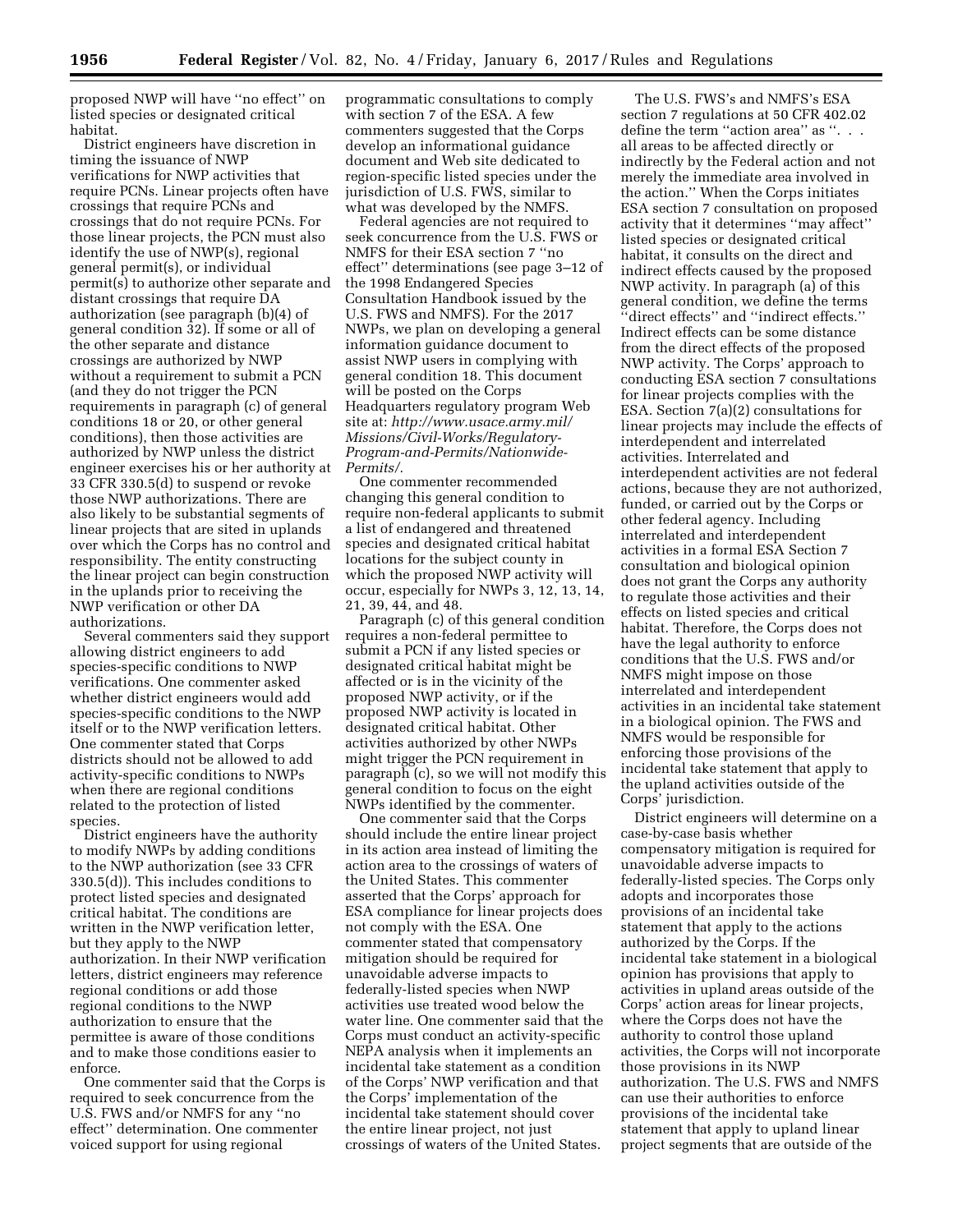proposed NWP will have ''no effect'' on listed species or designated critical habitat.

District engineers have discretion in timing the issuance of NWP verifications for NWP activities that require PCNs. Linear projects often have crossings that require PCNs and crossings that do not require PCNs. For those linear projects, the PCN must also identify the use of NWP(s), regional general permit(s), or individual permit(s) to authorize other separate and distant crossings that require DA authorization (see paragraph (b)(4) of general condition 32). If some or all of the other separate and distance crossings are authorized by NWP without a requirement to submit a PCN (and they do not trigger the PCN requirements in paragraph (c) of general conditions 18 or 20, or other general conditions), then those activities are authorized by NWP unless the district engineer exercises his or her authority at 33 CFR 330.5(d) to suspend or revoke those NWP authorizations. There are also likely to be substantial segments of linear projects that are sited in uplands over which the Corps has no control and responsibility. The entity constructing the linear project can begin construction in the uplands prior to receiving the NWP verification or other DA authorizations.

Several commenters said they support allowing district engineers to add species-specific conditions to NWP verifications. One commenter asked whether district engineers would add species-specific conditions to the NWP itself or to the NWP verification letters. One commenter stated that Corps districts should not be allowed to add activity-specific conditions to NWPs when there are regional conditions related to the protection of listed species.

District engineers have the authority to modify NWPs by adding conditions to the NWP authorization (see 33 CFR 330.5(d)). This includes conditions to protect listed species and designated critical habitat. The conditions are written in the NWP verification letter, but they apply to the NWP authorization. In their NWP verification letters, district engineers may reference regional conditions or add those regional conditions to the NWP authorization to ensure that the permittee is aware of those conditions and to make those conditions easier to enforce.

One commenter said that the Corps is required to seek concurrence from the U.S. FWS and/or NMFS for any ''no effect'' determination. One commenter voiced support for using regional programmatic consultations to comply with section 7 of the ESA. A few commenters suggested that the Corps develop an informational guidance document and Web site dedicated to region-specific listed species under the jurisdiction of U.S. FWS, similar to what was developed by the NMFS.

Federal agencies are not required to seek concurrence from the U.S. FWS or NMFS for their ESA section 7 ''no effect'' determinations (see page 3–12 of the 1998 Endangered Species Consultation Handbook issued by the U.S. FWS and NMFS). For the 2017 NWPs, we plan on developing a general information guidance document to assist NWP users in complying with general condition 18. This document will be posted on the Corps Headquarters regulatory program Web site at: *http://www.usace.army.mil/Missions/Civil-Works/Regulatory-Program-and-Permits/Nationwide-Permits/*.

One commenter recommended changing this general condition to require non-federal applicants to submit a list of endangered and threatened species and designated critical habitat locations for the subject county in which the proposed NWP activity will occur, especially for NWPs 3, 12, 13, 14, 21, 39, 44, and 48.

Paragraph (c) of this general condition requires a non-federal permittee to submit a PCN if any listed species or designated critical habitat might be affected or is in the vicinity of the proposed NWP activity, or if the proposed NWP activity is located in designated critical habitat. Other activities authorized by other NWPs might trigger the PCN requirement in paragraph (c), so we will not modify this general condition to focus on the eight NWPs identified by the commenter.

One commenter said that the Corps should include the entire linear project in its action area instead of limiting the action area to the crossings of waters of the United States. This commenter asserted that the Corps' approach for ESA compliance for linear projects does not comply with the ESA. One commenter stated that compensatory mitigation should be required for unavoidable adverse impacts to federally-listed species when NWP activities use treated wood below the water line. One commenter said that the Corps must conduct an activity-specific NEPA analysis when it implements an incidental take statement as a condition of the Corps' NWP verification and that the Corps' implementation of the incidental take statement should cover the entire linear project, not just crossings of waters of the United States.

The U.S. FWS's and NMFS's ESA section 7 regulations at 50 CFR 402.02 define the term ''action area'' as ''. . . all areas to be affected directly or indirectly by the Federal action and not merely the immediate area involved in the action.'' When the Corps initiates ESA section 7 consultation on proposed activity that it determines ''may affect'' listed species or designated critical habitat, it consults on the direct and indirect effects caused by the proposed NWP activity. In paragraph (a) of this general condition, we define the terms ''direct effects'' and ''indirect effects.'' Indirect effects can be some distance from the direct effects of the proposed NWP activity. The Corps' approach to conducting ESA section 7 consultations for linear projects complies with the ESA. Section 7(a)(2) consultations for linear projects may include the effects of interdependent and interrelated activities. Interrelated and interdependent activities are not federal actions, because they are not authorized, funded, or carried out by the Corps or other federal agency. Including interrelated and interdependent activities in a formal ESA Section 7 consultation and biological opinion does not grant the Corps any authority to regulate those activities and their effects on listed species and critical habitat. Therefore, the Corps does not have the legal authority to enforce conditions that the U.S. FWS and/or NMFS might impose on those interrelated and interdependent activities in an incidental take statement in a biological opinion. The FWS and NMFS would be responsible for enforcing those provisions of the incidental take statement that apply to the upland activities outside of the Corps' jurisdiction.

District engineers will determine on a case-by-case basis whether compensatory mitigation is required for unavoidable adverse impacts to federally-listed species. The Corps only adopts and incorporates those provisions of an incidental take statement that apply to the actions authorized by the Corps. If the incidental take statement in a biological opinion has provisions that apply to activities in upland areas outside of the Corps' action areas for linear projects, where the Corps does not have the authority to control those upland activities, the Corps will not incorporate those provisions in its NWP authorization. The U.S. FWS and NMFS can use their authorities to enforce provisions of the incidental take statement that apply to upland linear project segments that are outside of the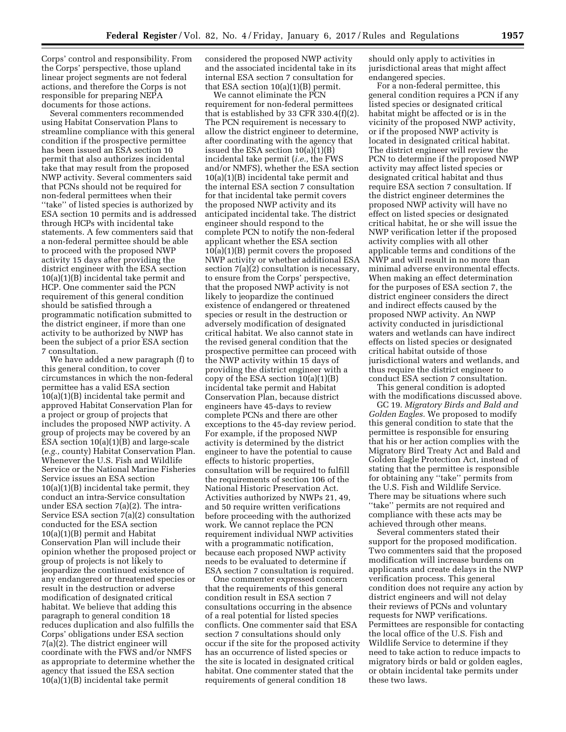Corps' control and responsibility. From the Corps' perspective, those upland linear project segments are not federal actions, and therefore the Corps is not responsible for preparing NEPA documents for those actions.

Several commenters recommended using Habitat Conservation Plans to streamline compliance with this general condition if the prospective permittee has been issued an ESA section 10 permit that also authorizes incidental take that may result from the proposed NWP activity. Several commenters said that PCNs should not be required for non-federal permittees when their ''take'' of listed species is authorized by ESA section 10 permits and is addressed through HCPs with incidental take statements. A few commenters said that a non-federal permittee should be able to proceed with the proposed NWP activity 15 days after providing the district engineer with the ESA section 10(a)(1)(B) incidental take permit and HCP. One commenter said the PCN requirement of this general condition should be satisfied through a programmatic notification submitted to the district engineer, if more than one activity to be authorized by NWP has been the subject of a prior ESA section 7 consultation.

We have added a new paragraph (f) to this general condition, to cover circumstances in which the non-federal permittee has a valid ESA section 10(a)(1)(B) incidental take permit and approved Habitat Conservation Plan for a project or group of projects that includes the proposed NWP activity. A group of projects may be covered by an ESA section 10(a)(1)(B) and large-scale (*e.g.,* county) Habitat Conservation Plan. Whenever the U.S. Fish and Wildlife Service or the National Marine Fisheries Service issues an ESA section 10(a)(1)(B) incidental take permit, they conduct an intra-Service consultation under ESA section 7(a)(2). The intra-Service ESA section 7(a)(2) consultation conducted for the ESA section 10(a)(1)(B) permit and Habitat Conservation Plan will include their opinion whether the proposed project or group of projects is not likely to jeopardize the continued existence of any endangered or threatened species or result in the destruction or adverse modification of designated critical habitat. We believe that adding this paragraph to general condition 18 reduces duplication and also fulfills the Corps' obligations under ESA section 7(a)(2). The district engineer will coordinate with the FWS and/or NMFS as appropriate to determine whether the agency that issued the ESA section 10(a)(1)(B) incidental take permit considered the proposed NWP activity and the associated incidental take in its internal ESA section 7 consultation for that ESA section 10(a)(1)(B) permit.

We cannot eliminate the PCN requirement for non-federal permittees that is established by 33 CFR 330.4(f)(2). The PCN requirement is necessary to allow the district engineer to determine, after coordinating with the agency that issued the ESA section 10(a)(1)(B) incidental take permit (*i.e.,* the FWS and/or NMFS), whether the ESA section 10(a)(1)(B) incidental take permit and the internal ESA section 7 consultation for that incidental take permit covers the proposed NWP activity and its anticipated incidental take. The district engineer should respond to the complete PCN to notify the non-federal applicant whether the ESA section 10(a)(1)(B) permit covers the proposed NWP activity or whether additional ESA section 7(a)(2) consultation is necessary, to ensure from the Corps' perspective, that the proposed NWP activity is not likely to jeopardize the continued existence of endangered or threatened species or result in the destruction or adversely modification of designated critical habitat. We also cannot state in the revised general condition that the prospective permittee can proceed with the NWP activity within 15 days of providing the district engineer with a copy of the ESA section 10(a)(1)(B) incidental take permit and Habitat Conservation Plan, because district engineers have 45-days to review complete PCNs and there are other exceptions to the 45-day review period. For example, if the proposed NWP activity is determined by the district engineer to have the potential to cause effects to historic properties, consultation will be required to fulfill the requirements of section 106 of the National Historic Preservation Act. Activities authorized by NWPs 21, 49, and 50 require written verifications before proceeding with the authorized work. We cannot replace the PCN requirement individual NWP activities with a programmatic notification, because each proposed NWP activity needs to be evaluated to determine if ESA section 7 consultation is required.

One commenter expressed concern that the requirements of this general condition result in ESA section 7 consultations occurring in the absence of a real potential for listed species conflicts. One commenter said that ESA section 7 consultations should only occur if the site for the proposed activity has an occurrence of listed species or the site is located in designated critical habitat. One commenter stated that the requirements of general condition 18 should only apply to activities in jurisdictional areas that might affect endangered species.

For a non-federal permittee, this general condition requires a PCN if any listed species or designated critical habitat might be affected or is in the vicinity of the proposed NWP activity, or if the proposed NWP activity is located in designated critical habitat. The district engineer will review the PCN to determine if the proposed NWP activity may affect listed species or designated critical habitat and thus require ESA section 7 consultation. If the district engineer determines the proposed NWP activity will have no effect on listed species or designated critical habitat, he or she will issue the NWP verification letter if the proposed activity complies with all other applicable terms and conditions of the NWP and will result in no more than minimal adverse environmental effects. When making an effect determination for the purposes of ESA section 7, the district engineer considers the direct and indirect effects caused by the proposed NWP activity. An NWP activity conducted in jurisdictional waters and wetlands can have indirect effects on listed species or designated critical habitat outside of those jurisdictional waters and wetlands, and thus require the district engineer to conduct ESA section 7 consultation.

This general condition is adopted with the modifications discussed above.

GC 19. *Migratory Birds and Bald and Golden Eagles.* We proposed to modify this general condition to state that the permittee is responsible for ensuring that his or her action complies with the Migratory Bird Treaty Act and Bald and Golden Eagle Protection Act, instead of stating that the permittee is responsible for obtaining any ''take'' permits from the U.S. Fish and Wildlife Service. There may be situations where such ''take'' permits are not required and compliance with these acts may be achieved through other means.

Several commenters stated their support for the proposed modification. Two commenters said that the proposed modification will increase burdens on applicants and create delays in the NWP verification process. This general condition does not require any action by district engineers and will not delay their reviews of PCNs and voluntary requests for NWP verifications. Permittees are responsible for contacting the local office of the U.S. Fish and Wildlife Service to determine if they need to take action to reduce impacts to migratory birds or bald or golden eagles, or obtain incidental take permits under these two laws.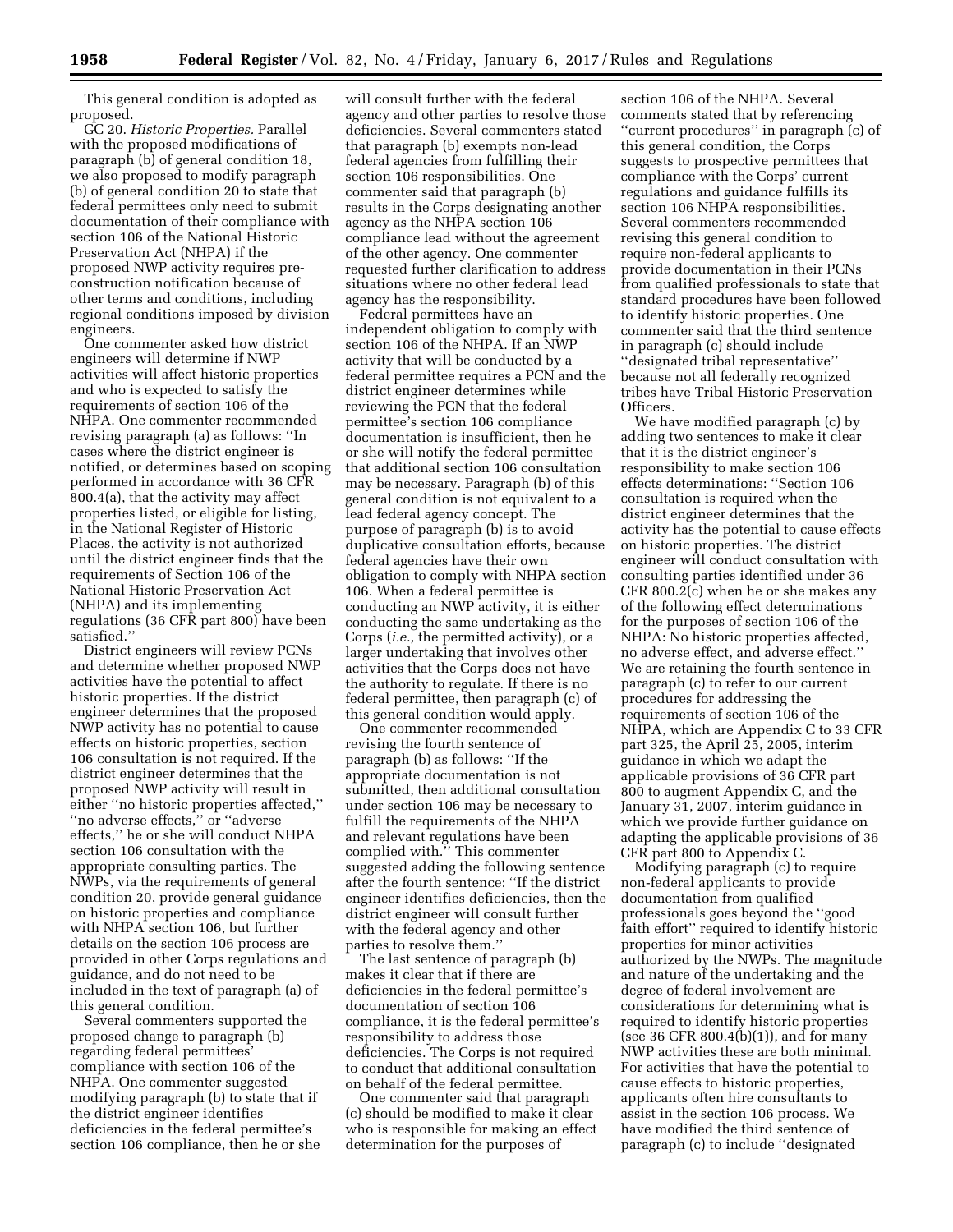This general condition is adopted as proposed.

GC 20. *Historic Properties.* Parallel with the proposed modifications of paragraph (b) of general condition 18, we also proposed to modify paragraph (b) of general condition 20 to state that federal permittees only need to submit documentation of their compliance with section 106 of the National Historic Preservation Act (NHPA) if the proposed NWP activity requires pre-construction notification because of other terms and conditions, including regional conditions imposed by division engineers.

One commenter asked how district engineers will determine if NWP activities will affect historic properties and who is expected to satisfy the requirements of section 106 of the NHPA. One commenter recommended revising paragraph (a) as follows: ''In cases where the district engineer is notified, or determines based on scoping performed in accordance with 36 CFR 800.4(a), that the activity may affect properties listed, or eligible for listing, in the National Register of Historic Places, the activity is not authorized until the district engineer finds that the requirements of Section 106 of the National Historic Preservation Act (NHPA) and its implementing regulations (36 CFR part 800) have been satisfied.''

District engineers will review PCNs and determine whether proposed NWP activities have the potential to affect historic properties. If the district engineer determines that the proposed NWP activity has no potential to cause effects on historic properties, section 106 consultation is not required. If the district engineer determines that the proposed NWP activity will result in either ''no historic properties affected,'' ''no adverse effects,'' or ''adverse effects,'' he or she will conduct NHPA section 106 consultation with the appropriate consulting parties. The NWPs, via the requirements of general condition 20, provide general guidance on historic properties and compliance with NHPA section 106, but further details on the section 106 process are provided in other Corps regulations and guidance, and do not need to be included in the text of paragraph (a) of this general condition.

Several commenters supported the proposed change to paragraph (b) regarding federal permittees' compliance with section 106 of the NHPA. One commenter suggested modifying paragraph (b) to state that if the district engineer identifies deficiencies in the federal permittee's section 106 compliance, then he or she will consult further with the federal agency and other parties to resolve those deficiencies. Several commenters stated that paragraph (b) exempts non-lead federal agencies from fulfilling their section 106 responsibilities. One commenter said that paragraph (b) results in the Corps designating another agency as the NHPA section 106 compliance lead without the agreement of the other agency. One commenter requested further clarification to address situations where no other federal lead agency has the responsibility.

Federal permittees have an independent obligation to comply with section 106 of the NHPA. If an NWP activity that will be conducted by a federal permittee requires a PCN and the district engineer determines while reviewing the PCN that the federal permittee's section 106 compliance documentation is insufficient, then he or she will notify the federal permittee that additional section 106 consultation may be necessary. Paragraph (b) of this general condition is not equivalent to a lead federal agency concept. The purpose of paragraph (b) is to avoid duplicative consultation efforts, because federal agencies have their own obligation to comply with NHPA section 106. When a federal permittee is conducting an NWP activity, it is either conducting the same undertaking as the Corps (*i.e.,* the permitted activity), or a larger undertaking that involves other activities that the Corps does not have the authority to regulate. If there is no federal permittee, then paragraph (c) of this general condition would apply.

One commenter recommended revising the fourth sentence of paragraph (b) as follows: ''If the appropriate documentation is not submitted, then additional consultation under section 106 may be necessary to fulfill the requirements of the NHPA and relevant regulations have been complied with.'' This commenter suggested adding the following sentence after the fourth sentence: ''If the district engineer identifies deficiencies, then the district engineer will consult further with the federal agency and other parties to resolve them.''

The last sentence of paragraph (b) makes it clear that if there are deficiencies in the federal permittee's documentation of section 106 compliance, it is the federal permittee's responsibility to address those deficiencies. The Corps is not required to conduct that additional consultation on behalf of the federal permittee.

One commenter said that paragraph (c) should be modified to make it clear who is responsible for making an effect determination for the purposes of section 106 of the NHPA. Several comments stated that by referencing ''current procedures'' in paragraph (c) of this general condition, the Corps suggests to prospective permittees that compliance with the Corps' current regulations and guidance fulfills its section 106 NHPA responsibilities. Several commenters recommended revising this general condition to require non-federal applicants to provide documentation in their PCNs from qualified professionals to state that standard procedures have been followed to identify historic properties. One commenter said that the third sentence in paragraph (c) should include ''designated tribal representative'' because not all federally recognized tribes have Tribal Historic Preservation Officers.

We have modified paragraph (c) by adding two sentences to make it clear that it is the district engineer's responsibility to make section 106 effects determinations: ''Section 106 consultation is required when the district engineer determines that the activity has the potential to cause effects on historic properties. The district engineer will conduct consultation with consulting parties identified under 36 CFR 800.2(c) when he or she makes any of the following effect determinations for the purposes of section 106 of the NHPA: No historic properties affected, no adverse effect, and adverse effect.'' We are retaining the fourth sentence in paragraph (c) to refer to our current procedures for addressing the requirements of section 106 of the NHPA, which are Appendix C to 33 CFR part 325, the April 25, 2005, interim guidance in which we adapt the applicable provisions of 36 CFR part 800 to augment Appendix C, and the January 31, 2007, interim guidance in which we provide further guidance on adapting the applicable provisions of 36 CFR part 800 to Appendix C.

Modifying paragraph (c) to require non-federal applicants to provide documentation from qualified professionals goes beyond the ''good faith effort'' required to identify historic properties for minor activities authorized by the NWPs. The magnitude and nature of the undertaking and the degree of federal involvement are considerations for determining what is required to identify historic properties (see 36 CFR 800.4(b)(1)), and for many NWP activities these are both minimal. For activities that have the potential to cause effects to historic properties, applicants often hire consultants to assist in the section 106 process. We have modified the third sentence of paragraph (c) to include ''designated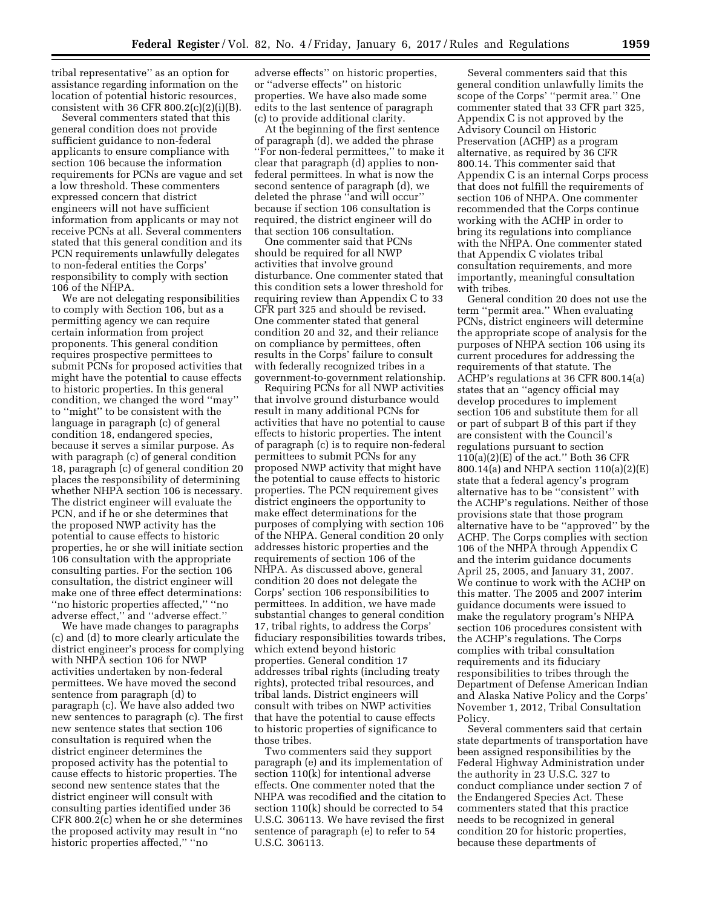tribal representative'' as an option for assistance regarding information on the location of potential historic resources, consistent with 36 CFR 800.2(c)(2)(i)(B).

Several commenters stated that this general condition does not provide sufficient guidance to non-federal applicants to ensure compliance with section 106 because the information requirements for PCNs are vague and set a low threshold. These commenters expressed concern that district engineers will not have sufficient information from applicants or may not receive PCNs at all. Several commenters stated that this general condition and its PCN requirements unlawfully delegates to non-federal entities the Corps' responsibility to comply with section 106 of the NHPA.

We are not delegating responsibilities to comply with Section 106, but as a permitting agency we can require certain information from project proponents. This general condition requires prospective permittees to submit PCNs for proposed activities that might have the potential to cause effects to historic properties. In this general condition, we changed the word ''may'' to ''might'' to be consistent with the language in paragraph (c) of general condition 18, endangered species, because it serves a similar purpose. As with paragraph (c) of general condition 18, paragraph (c) of general condition 20 places the responsibility of determining whether NHPA section 106 is necessary. The district engineer will evaluate the PCN, and if he or she determines that the proposed NWP activity has the potential to cause effects to historic properties, he or she will initiate section 106 consultation with the appropriate consulting parties. For the section 106 consultation, the district engineer will make one of three effect determinations: ''no historic properties affected,'' ''no adverse effect,'' and ''adverse effect.''

We have made changes to paragraphs (c) and (d) to more clearly articulate the district engineer's process for complying with NHPA section 106 for NWP activities undertaken by non-federal permittees. We have moved the second sentence from paragraph (d) to paragraph (c). We have also added two new sentences to paragraph (c). The first new sentence states that section 106 consultation is required when the district engineer determines the proposed activity has the potential to cause effects to historic properties. The second new sentence states that the district engineer will consult with consulting parties identified under 36 CFR 800.2(c) when he or she determines the proposed activity may result in ''no historic properties affected,'' ''no adverse effects'' on historic properties, or ''adverse effects'' on historic properties. We have also made some edits to the last sentence of paragraph (c) to provide additional clarity.

At the beginning of the first sentence of paragraph (d), we added the phrase ''For non-federal permittees,'' to make it clear that paragraph (d) applies to non-federal permittees. In what is now the second sentence of paragraph (d), we deleted the phrase ''and will occur'' because if section 106 consultation is required, the district engineer will do that section 106 consultation.

One commenter said that PCNs should be required for all NWP activities that involve ground disturbance. One commenter stated that this condition sets a lower threshold for requiring review than Appendix C to 33 CFR part 325 and should be revised. One commenter stated that general condition 20 and 32, and their reliance on compliance by permittees, often results in the Corps' failure to consult with federally recognized tribes in a government-to-government relationship.

Requiring PCNs for all NWP activities that involve ground disturbance would result in many additional PCNs for activities that have no potential to cause effects to historic properties. The intent of paragraph (c) is to require non-federal permittees to submit PCNs for any proposed NWP activity that might have the potential to cause effects to historic properties. The PCN requirement gives district engineers the opportunity to make effect determinations for the purposes of complying with section 106 of the NHPA. General condition 20 only addresses historic properties and the requirements of section 106 of the NHPA. As discussed above, general condition 20 does not delegate the Corps' section 106 responsibilities to permittees. In addition, we have made substantial changes to general condition 17, tribal rights, to address the Corps' fiduciary responsibilities towards tribes, which extend beyond historic properties. General condition 17 addresses tribal rights (including treaty rights), protected tribal resources, and tribal lands. District engineers will consult with tribes on NWP activities that have the potential to cause effects to historic properties of significance to those tribes.

Two commenters said they support paragraph (e) and its implementation of section 110(k) for intentional adverse effects. One commenter noted that the NHPA was recodified and the citation to section 110(k) should be corrected to 54 U.S.C. 306113. We have revised the first sentence of paragraph (e) to refer to 54 U.S.C. 306113.

Several commenters said that this general condition unlawfully limits the scope of the Corps' ''permit area.'' One commenter stated that 33 CFR part 325, Appendix C is not approved by the Advisory Council on Historic Preservation (ACHP) as a program alternative, as required by 36 CFR 800.14. This commenter said that Appendix C is an internal Corps process that does not fulfill the requirements of section 106 of NHPA. One commenter recommended that the Corps continue working with the ACHP in order to bring its regulations into compliance with the NHPA. One commenter stated that Appendix C violates tribal consultation requirements, and more importantly, meaningful consultation with tribes.

General condition 20 does not use the term ''permit area.'' When evaluating PCNs, district engineers will determine the appropriate scope of analysis for the purposes of NHPA section 106 using its current procedures for addressing the requirements of that statute. The ACHP's regulations at 36 CFR 800.14(a) states that an ''agency official may develop procedures to implement section 106 and substitute them for all or part of subpart B of this part if they are consistent with the Council's regulations pursuant to section 110(a)(2)(E) of the act.'' Both 36 CFR 800.14(a) and NHPA section 110(a)(2)(E) state that a federal agency's program alternative has to be ''consistent'' with the ACHP's regulations. Neither of those provisions state that those program alternative have to be ''approved'' by the ACHP. The Corps complies with section 106 of the NHPA through Appendix C and the interim guidance documents April 25, 2005, and January 31, 2007. We continue to work with the ACHP on this matter. The 2005 and 2007 interim guidance documents were issued to make the regulatory program's NHPA section 106 procedures consistent with the ACHP's regulations. The Corps complies with tribal consultation requirements and its fiduciary responsibilities to tribes through the Department of Defense American Indian and Alaska Native Policy and the Corps' November 1, 2012, Tribal Consultation Policy.

Several commenters said that certain state departments of transportation have been assigned responsibilities by the Federal Highway Administration under the authority in 23 U.S.C. 327 to conduct compliance under section 7 of the Endangered Species Act. These commenters stated that this practice needs to be recognized in general condition 20 for historic properties, because these departments of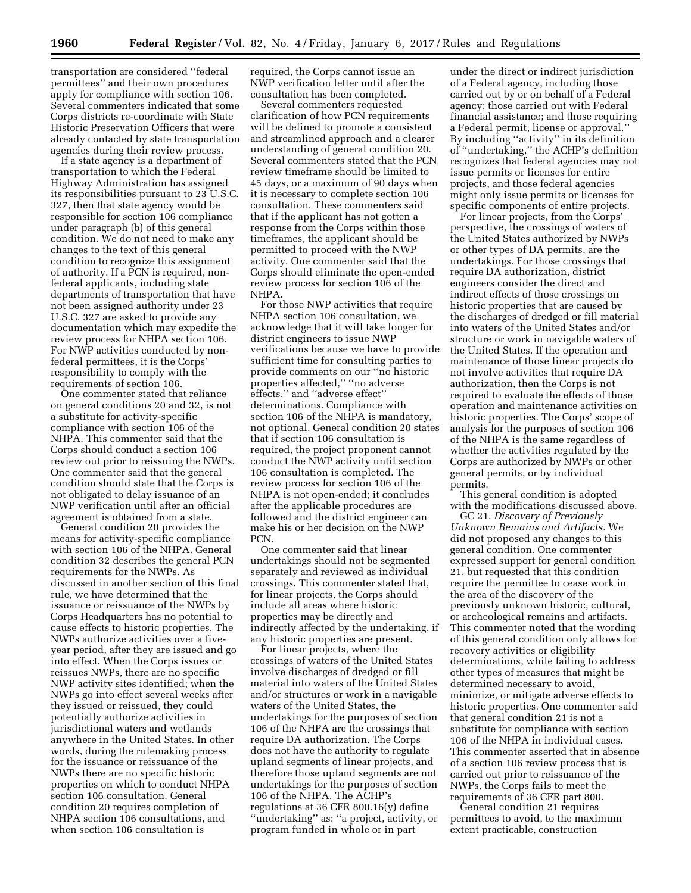transportation are considered ''federal permittees'' and their own procedures apply for compliance with section 106. Several commenters indicated that some Corps districts re-coordinate with State Historic Preservation Officers that were already contacted by state transportation agencies during their review process.

If a state agency is a department of transportation to which the Federal Highway Administration has assigned its responsibilities pursuant to 23 U.S.C. 327, then that state agency would be responsible for section 106 compliance under paragraph (b) of this general condition. We do not need to make any changes to the text of this general condition to recognize this assignment of authority. If a PCN is required, non-federal applicants, including state departments of transportation that have not been assigned authority under 23 U.S.C. 327 are asked to provide any documentation which may expedite the review process for NHPA section 106. For NWP activities conducted by non-federal permittees, it is the Corps' responsibility to comply with the requirements of section 106.

One commenter stated that reliance on general conditions 20 and 32, is not a substitute for activity-specific compliance with section 106 of the NHPA. This commenter said that the Corps should conduct a section 106 review out prior to reissuing the NWPs. One commenter said that the general condition should state that the Corps is not obligated to delay issuance of an NWP verification until after an official agreement is obtained from a state.

General condition 20 provides the means for activity-specific compliance with section 106 of the NHPA. General condition 32 describes the general PCN requirements for the NWPs. As discussed in another section of this final rule, we have determined that the issuance or reissuance of the NWPs by Corps Headquarters has no potential to cause effects to historic properties. The NWPs authorize activities over a five-year period, after they are issued and go into effect. When the Corps issues or reissues NWPs, there are no specific NWP activity sites identified; when the NWPs go into effect several weeks after they issued or reissued, they could potentially authorize activities in jurisdictional waters and wetlands anywhere in the United States. In other words, during the rulemaking process for the issuance or reissuance of the NWPs there are no specific historic properties on which to conduct NHPA section 106 consultation. General condition 20 requires completion of NHPA section 106 consultations, and when section 106 consultation is required, the Corps cannot issue an NWP verification letter until after the consultation has been completed.

Several commenters requested clarification of how PCN requirements will be defined to promote a consistent and streamlined approach and a clearer understanding of general condition 20. Several commenters stated that the PCN review timeframe should be limited to 45 days, or a maximum of 90 days when it is necessary to complete section 106 consultation. These commenters said that if the applicant has not gotten a response from the Corps within those timeframes, the applicant should be permitted to proceed with the NWP activity. One commenter said that the Corps should eliminate the open-ended review process for section 106 of the NHPA.

For those NWP activities that require NHPA section 106 consultation, we acknowledge that it will take longer for district engineers to issue NWP verifications because we have to provide sufficient time for consulting parties to provide comments on our ''no historic properties affected,'' ''no adverse effects,'' and ''adverse effect'' determinations. Compliance with section 106 of the NHPA is mandatory, not optional. General condition 20 states that if section 106 consultation is required, the project proponent cannot conduct the NWP activity until section 106 consultation is completed. The review process for section 106 of the NHPA is not open-ended; it concludes after the applicable procedures are followed and the district engineer can make his or her decision on the NWP PCN.

One commenter said that linear undertakings should not be segmented separately and reviewed as individual crossings. This commenter stated that, for linear projects, the Corps should include all areas where historic properties may be directly and indirectly affected by the undertaking, if any historic properties are present.

For linear projects, where the crossings of waters of the United States involve discharges of dredged or fill material into waters of the United States and/or structures or work in a navigable waters of the United States, the undertakings for the purposes of section 106 of the NHPA are the crossings that require DA authorization. The Corps does not have the authority to regulate upland segments of linear projects, and therefore those upland segments are not undertakings for the purposes of section 106 of the NHPA. The ACHP's regulations at 36 CFR 800.16(y) define ''undertaking'' as: ''a project, activity, or program funded in whole or in part under the direct or indirect jurisdiction of a Federal agency, including those carried out by or on behalf of a Federal agency; those carried out with Federal financial assistance; and those requiring a Federal permit, license or approval.'' By including ''activity'' in its definition of ''undertaking,'' the ACHP's definition recognizes that federal agencies may not issue permits or licenses for entire projects, and those federal agencies might only issue permits or licenses for specific components of entire projects.

For linear projects, from the Corps' perspective, the crossings of waters of the United States authorized by NWPs or other types of DA permits, are the undertakings. For those crossings that require DA authorization, district engineers consider the direct and indirect effects of those crossings on historic properties that are caused by the discharges of dredged or fill material into waters of the United States and/or structure or work in navigable waters of the United States. If the operation and maintenance of those linear projects do not involve activities that require DA authorization, then the Corps is not required to evaluate the effects of those operation and maintenance activities on historic properties. The Corps' scope of analysis for the purposes of section 106 of the NHPA is the same regardless of whether the activities regulated by the Corps are authorized by NWPs or other general permits, or by individual permits.

This general condition is adopted with the modifications discussed above.

GC 21. *Discovery of Previously Unknown Remains and Artifacts.* We did not proposed any changes to this general condition. One commenter expressed support for general condition 21, but requested that this condition require the permittee to cease work in the area of the discovery of the previously unknown historic, cultural, or archeological remains and artifacts. This commenter noted that the wording of this general condition only allows for recovery activities or eligibility determinations, while failing to address other types of measures that might be determined necessary to avoid, minimize, or mitigate adverse effects to historic properties. One commenter said that general condition 21 is not a substitute for compliance with section 106 of the NHPA in individual cases. This commenter asserted that in absence of a section 106 review process that is carried out prior to reissuance of the NWPs, the Corps fails to meet the requirements of 36 CFR part 800.

General condition 21 requires permittees to avoid, to the maximum extent practicable, construction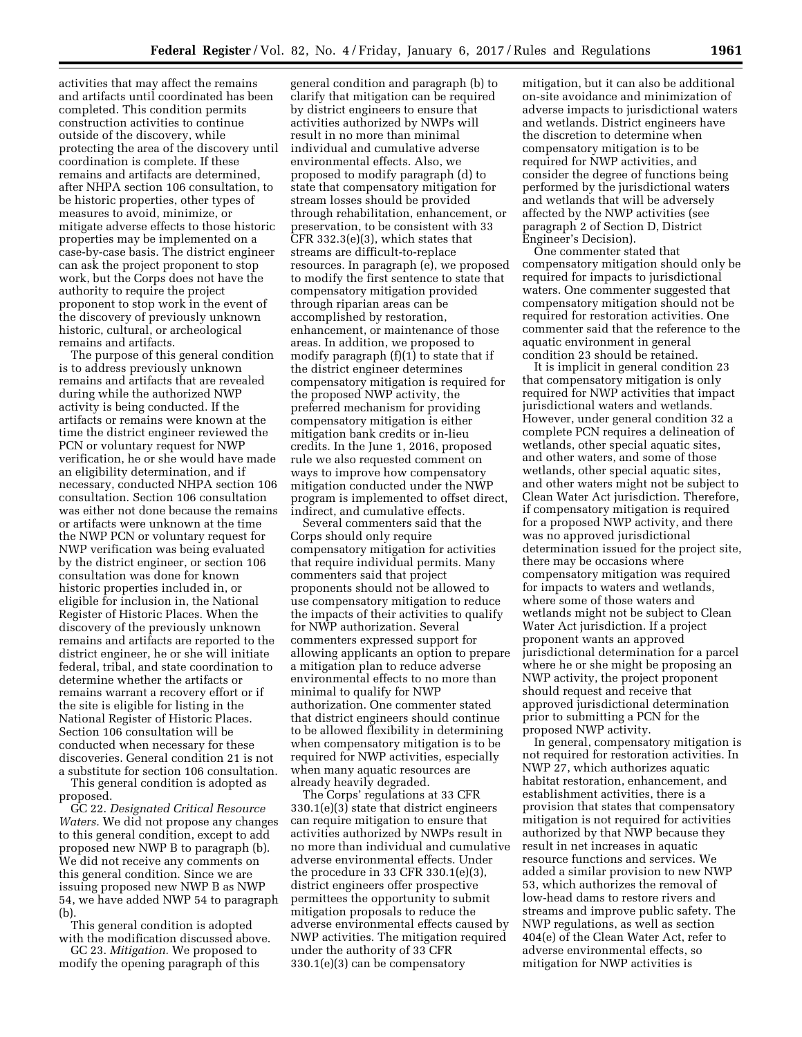activities that may affect the remains and artifacts until coordinated has been completed. This condition permits construction activities to continue outside of the discovery, while protecting the area of the discovery until coordination is complete. If these remains and artifacts are determined, after NHPA section 106 consultation, to be historic properties, other types of measures to avoid, minimize, or mitigate adverse effects to those historic properties may be implemented on a case-by-case basis. The district engineer can ask the project proponent to stop work, but the Corps does not have the authority to require the project proponent to stop work in the event of the discovery of previously unknown historic, cultural, or archeological remains and artifacts.

The purpose of this general condition is to address previously unknown remains and artifacts that are revealed during while the authorized NWP activity is being conducted. If the artifacts or remains were known at the time the district engineer reviewed the PCN or voluntary request for NWP verification, he or she would have made an eligibility determination, and if necessary, conducted NHPA section 106 consultation. Section 106 consultation was either not done because the remains or artifacts were unknown at the time the NWP PCN or voluntary request for NWP verification was being evaluated by the district engineer, or section 106 consultation was done for known historic properties included in, or eligible for inclusion in, the National Register of Historic Places. When the discovery of the previously unknown remains and artifacts are reported to the district engineer, he or she will initiate federal, tribal, and state coordination to determine whether the artifacts or remains warrant a recovery effort or if the site is eligible for listing in the National Register of Historic Places. Section 106 consultation will be conducted when necessary for these discoveries. General condition 21 is not a substitute for section 106 consultation.

This general condition is adopted as proposed.

GC 22. *Designated Critical Resource Waters.* We did not propose any changes to this general condition, except to add proposed new NWP B to paragraph (b). We did not receive any comments on this general condition. Since we are issuing proposed new NWP B as NWP 54, we have added NWP 54 to paragraph (b).

This general condition is adopted with the modification discussed above.

GC 23. *Mitigation.* We proposed to modify the opening paragraph of this general condition and paragraph (b) to clarify that mitigation can be required by district engineers to ensure that activities authorized by NWPs will result in no more than minimal individual and cumulative adverse environmental effects. Also, we proposed to modify paragraph (d) to state that compensatory mitigation for stream losses should be provided through rehabilitation, enhancement, or preservation, to be consistent with 33 CFR 332.3(e)(3), which states that streams are difficult-to-replace resources. In paragraph (e), we proposed to modify the first sentence to state that compensatory mitigation provided through riparian areas can be accomplished by restoration, enhancement, or maintenance of those areas. In addition, we proposed to modify paragraph (f)(1) to state that if the district engineer determines compensatory mitigation is required for the proposed NWP activity, the preferred mechanism for providing compensatory mitigation is either mitigation bank credits or in-lieu credits. In the June 1, 2016, proposed rule we also requested comment on ways to improve how compensatory mitigation conducted under the NWP program is implemented to offset direct, indirect, and cumulative effects.

Several commenters said that the Corps should only require compensatory mitigation for activities that require individual permits. Many commenters said that project proponents should not be allowed to use compensatory mitigation to reduce the impacts of their activities to qualify for NWP authorization. Several commenters expressed support for allowing applicants an option to prepare a mitigation plan to reduce adverse environmental effects to no more than minimal to qualify for NWP authorization. One commenter stated that district engineers should continue to be allowed flexibility in determining when compensatory mitigation is to be required for NWP activities, especially when many aquatic resources are already heavily degraded.

The Corps' regulations at 33 CFR 330.1(e)(3) state that district engineers can require mitigation to ensure that activities authorized by NWPs result in no more than individual and cumulative adverse environmental effects. Under the procedure in 33 CFR 330.1(e)(3), district engineers offer prospective permittees the opportunity to submit mitigation proposals to reduce the adverse environmental effects caused by NWP activities. The mitigation required under the authority of 33 CFR 330.1(e)(3) can be compensatory mitigation, but it can also be additional on-site avoidance and minimization of adverse impacts to jurisdictional waters and wetlands. District engineers have the discretion to determine when compensatory mitigation is to be required for NWP activities, and consider the degree of functions being performed by the jurisdictional waters and wetlands that will be adversely affected by the NWP activities (see paragraph 2 of Section D, District Engineer's Decision).

One commenter stated that compensatory mitigation should only be required for impacts to jurisdictional waters. One commenter suggested that compensatory mitigation should not be required for restoration activities. One commenter said that the reference to the aquatic environment in general condition 23 should be retained.

It is implicit in general condition 23 that compensatory mitigation is only required for NWP activities that impact jurisdictional waters and wetlands. However, under general condition 32 a complete PCN requires a delineation of wetlands, other special aquatic sites, and other waters, and some of those wetlands, other special aquatic sites, and other waters might not be subject to Clean Water Act jurisdiction. Therefore, if compensatory mitigation is required for a proposed NWP activity, and there was no approved jurisdictional determination issued for the project site, there may be occasions where compensatory mitigation was required for impacts to waters and wetlands, where some of those waters and wetlands might not be subject to Clean Water Act jurisdiction. If a project proponent wants an approved jurisdictional determination for a parcel where he or she might be proposing an NWP activity, the project proponent should request and receive that approved jurisdictional determination prior to submitting a PCN for the proposed NWP activity.

In general, compensatory mitigation is not required for restoration activities. In NWP 27, which authorizes aquatic habitat restoration, enhancement, and establishment activities, there is a provision that states that compensatory mitigation is not required for activities authorized by that NWP because they result in net increases in aquatic resource functions and services. We added a similar provision to new NWP 53, which authorizes the removal of low-head dams to restore rivers and streams and improve public safety. The NWP regulations, as well as section 404(e) of the Clean Water Act, refer to adverse environmental effects, so mitigation for NWP activities is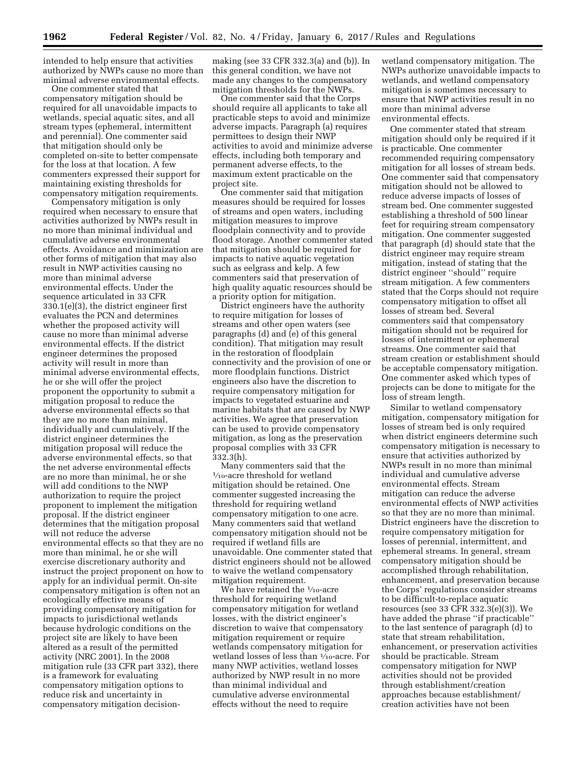intended to help ensure that activities authorized by NWPs cause no more than minimal adverse environmental effects.

One commenter stated that compensatory mitigation should be required for all unavoidable impacts to wetlands, special aquatic sites, and all stream types (ephemeral, intermittent and perennial). One commenter said that mitigation should only be completed on-site to better compensate for the loss at that location. A few commenters expressed their support for maintaining existing thresholds for compensatory mitigation requirements.

Compensatory mitigation is only required when necessary to ensure that activities authorized by NWPs result in no more than minimal individual and cumulative adverse environmental effects. Avoidance and minimization are other forms of mitigation that may also result in NWP activities causing no more than minimal adverse environmental effects. Under the sequence articulated in 33 CFR 330.1(e)(3), the district engineer first evaluates the PCN and determines whether the proposed activity will cause no more than minimal adverse environmental effects. If the district engineer determines the proposed activity will result in more than minimal adverse environmental effects, he or she will offer the project proponent the opportunity to submit a mitigation proposal to reduce the adverse environmental effects so that they are no more than minimal, individually and cumulatively. If the district engineer determines the mitigation proposal will reduce the adverse environmental effects, so that the net adverse environmental effects are no more than minimal, he or she will add conditions to the NWP authorization to require the project proponent to implement the mitigation proposal. If the district engineer determines that the mitigation proposal will not reduce the adverse environmental effects so that they are no more than minimal, he or she will exercise discretionary authority and instruct the project proponent on how to apply for an individual permit. On-site compensatory mitigation is often not an ecologically effective means of providing compensatory mitigation for impacts to jurisdictional wetlands because hydrologic conditions on the project site are likely to have been altered as a result of the permitted activity (NRC 2001). In the 2008 mitigation rule (33 CFR part 332), there is a framework for evaluating compensatory mitigation options to reduce risk and uncertainty in compensatory mitigation decision-making (see 33 CFR 332.3(a) and (b)). In this general condition, we have not made any changes to the compensatory mitigation thresholds for the NWPs.

One commenter said that the Corps should require all applicants to take all practicable steps to avoid and minimize adverse impacts. Paragraph (a) requires permittees to design their NWP activities to avoid and minimize adverse effects, including both temporary and permanent adverse effects, to the maximum extent practicable on the project site.

One commenter said that mitigation measures should be required for losses of streams and open waters, including mitigation measures to improve floodplain connectivity and to provide flood storage. Another commenter stated that mitigation should be required for impacts to native aquatic vegetation such as eelgrass and kelp. A few commenters said that preservation of high quality aquatic resources should be a priority option for mitigation.

District engineers have the authority to require mitigation for losses of streams and other open waters (see paragraphs (d) and (e) of this general condition). That mitigation may result in the restoration of floodplain connectivity and the provision of one or more floodplain functions. District engineers also have the discretion to require compensatory mitigation for impacts to vegetated estuarine and marine habitats that are caused by NWP activities. We agree that preservation can be used to provide compensatory mitigation, as long as the preservation proposal complies with 33 CFR 332.3(h).

Many commenters said that the 1/10-acre threshold for wetland mitigation should be retained. One commenter suggested increasing the threshold for requiring wetland compensatory mitigation to one acre. Many commenters said that wetland compensatory mitigation should not be required if wetland fills are unavoidable. One commenter stated that district engineers should not be allowed to waive the wetland compensatory mitigation requirement.

We have retained the 1/10-acre threshold for requiring wetland compensatory mitigation for wetland losses, with the district engineer's discretion to waive that compensatory mitigation requirement or require wetlands compensatory mitigation for wetland losses of less than 1/10-acre. For many NWP activities, wetland losses authorized by NWP result in no more than minimal individual and cumulative adverse environmental effects without the need to require wetland compensatory mitigation. The NWPs authorize unavoidable impacts to wetlands, and wetland compensatory mitigation is sometimes necessary to ensure that NWP activities result in no more than minimal adverse environmental effects.

One commenter stated that stream mitigation should only be required if it is practicable. One commenter recommended requiring compensatory mitigation for all losses of stream beds. One commenter said that compensatory mitigation should not be allowed to reduce adverse impacts of losses of stream bed. One commenter suggested establishing a threshold of 500 linear feet for requiring stream compensatory mitigation. One commenter suggested that paragraph (d) should state that the district engineer may require stream mitigation, instead of stating that the district engineer "should" require stream mitigation. A few commenters stated that the Corps should not require compensatory mitigation to offset all losses of stream bed. Several commenters said that compensatory mitigation should not be required for losses of intermittent or ephemeral streams. One commenter said that stream creation or establishment should be acceptable compensatory mitigation. One commenter asked which types of projects can be done to mitigate for the loss of stream length.

Similar to wetland compensatory mitigation, compensatory mitigation for losses of stream bed is only required when district engineers determine such compensatory mitigation is necessary to ensure that activities authorized by NWPs result in no more than minimal individual and cumulative adverse environmental effects. Stream mitigation can reduce the adverse environmental effects of NWP activities so that they are no more than minimal. District engineers have the discretion to require compensatory mitigation for losses of perennial, intermittent, and ephemeral streams. In general, stream compensatory mitigation should be accomplished through rehabilitation, enhancement, and preservation because the Corps' regulations consider streams to be difficult-to-replace aquatic resources (see 33 CFR 332.3(e)(3)). We have added the phrase "if practicable" to the last sentence of paragraph (d) to state that stream rehabilitation, enhancement, or preservation activities should be practicable. Stream compensatory mitigation for NWP activities should not be provided through establishment/creation approaches because establishment/creation activities have not been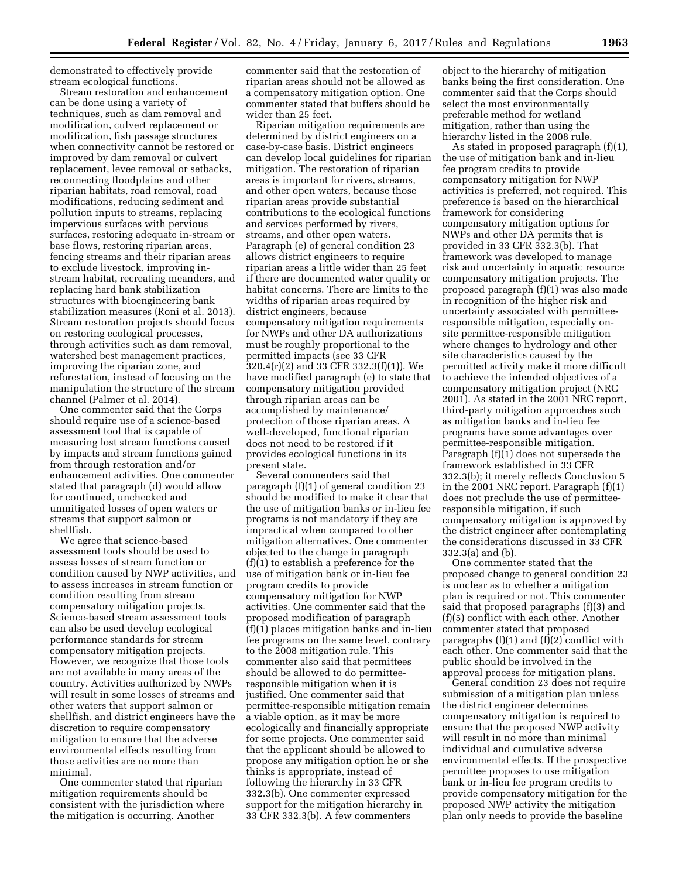demonstrated to effectively provide stream ecological functions.

Stream restoration and enhancement can be done using a variety of techniques, such as dam removal and modification, culvert replacement or modification, fish passage structures when connectivity cannot be restored or improved by dam removal or culvert replacement, levee removal or setbacks, reconnecting floodplains and other riparian habitats, road removal, road modifications, reducing sediment and pollution inputs to streams, replacing impervious surfaces with pervious surfaces, restoring adequate in-stream or base flows, restoring riparian areas, fencing streams and their riparian areas to exclude livestock, improving in-stream habitat, recreating meanders, and replacing hard bank stabilization structures with bioengineering bank stabilization measures (Roni et al. 2013). Stream restoration projects should focus on restoring ecological processes, through activities such as dam removal, watershed best management practices, improving the riparian zone, and reforestation, instead of focusing on the manipulation the structure of the stream channel (Palmer et al. 2014).

One commenter said that the Corps should require use of a science-based assessment tool that is capable of measuring lost stream functions caused by impacts and stream functions gained from through restoration and/or enhancement activities. One commenter stated that paragraph (d) would allow for continued, unchecked and unmitigated losses of open waters or streams that support salmon or shellfish.

We agree that science-based assessment tools should be used to assess losses of stream function or condition caused by NWP activities, and to assess increases in stream function or condition resulting from stream compensatory mitigation projects. Science-based stream assessment tools can also be used develop ecological performance standards for stream compensatory mitigation projects. However, we recognize that those tools are not available in many areas of the country. Activities authorized by NWPs will result in some losses of streams and other waters that support salmon or shellfish, and district engineers have the discretion to require compensatory mitigation to ensure that the adverse environmental effects resulting from those activities are no more than minimal.

One commenter stated that riparian mitigation requirements should be consistent with the jurisdiction where the mitigation is occurring. Another commenter said that the restoration of riparian areas should not be allowed as a compensatory mitigation option. One commenter stated that buffers should be wider than 25 feet.

Riparian mitigation requirements are determined by district engineers on a case-by-case basis. District engineers can develop local guidelines for riparian mitigation. The restoration of riparian areas is important for rivers, streams, and other open waters, because those riparian areas provide substantial contributions to the ecological functions and services performed by rivers, streams, and other open waters. Paragraph (e) of general condition 23 allows district engineers to require riparian areas a little wider than 25 feet if there are documented water quality or habitat concerns. There are limits to the widths of riparian areas required by district engineers, because compensatory mitigation requirements for NWPs and other DA authorizations must be roughly proportional to the permitted impacts (see 33 CFR 320.4(r)(2) and 33 CFR 332.3(f)(1)). We have modified paragraph (e) to state that compensatory mitigation provided through riparian areas can be accomplished by maintenance/protection of those riparian areas. A well-developed, functional riparian does not need to be restored if it provides ecological functions in its present state.

Several commenters said that paragraph (f)(1) of general condition 23 should be modified to make it clear that the use of mitigation banks or in-lieu fee programs is not mandatory if they are impractical when compared to other mitigation alternatives. One commenter objected to the change in paragraph (f)(1) to establish a preference for the use of mitigation bank or in-lieu fee program credits to provide compensatory mitigation for NWP activities. One commenter said that the proposed modification of paragraph (f)(1) places mitigation banks and in-lieu fee programs on the same level, contrary to the 2008 mitigation rule. This commenter also said that permittees should be allowed to do permittee-responsible mitigation when it is justified. One commenter said that permittee-responsible mitigation remain a viable option, as it may be more ecologically and financially appropriate for some projects. One commenter said that the applicant should be allowed to propose any mitigation option he or she thinks is appropriate, instead of following the hierarchy in 33 CFR 332.3(b). One commenter expressed support for the mitigation hierarchy in 33 CFR 332.3(b). A few commenters object to the hierarchy of mitigation banks being the first consideration. One commenter said that the Corps should select the most environmentally preferable method for wetland mitigation, rather than using the hierarchy listed in the 2008 rule.

As stated in proposed paragraph (f)(1), the use of mitigation bank and in-lieu fee program credits to provide compensatory mitigation for NWP activities is preferred, not required. This preference is based on the hierarchical framework for considering compensatory mitigation options for NWPs and other DA permits that is provided in 33 CFR 332.3(b). That framework was developed to manage risk and uncertainty in aquatic resource compensatory mitigation projects. The proposed paragraph (f)(1) was also made in recognition of the higher risk and uncertainty associated with permittee-responsible mitigation, especially on-site permittee-responsible mitigation where changes to hydrology and other site characteristics caused by the permitted activity make it more difficult to achieve the intended objectives of a compensatory mitigation project (NRC 2001). As stated in the 2001 NRC report, third-party mitigation approaches such as mitigation banks and in-lieu fee programs have some advantages over permittee-responsible mitigation. Paragraph (f)(1) does not supersede the framework established in 33 CFR 332.3(b); it merely reflects Conclusion 5 in the 2001 NRC report. Paragraph (f)(1) does not preclude the use of permittee-responsible mitigation, if such compensatory mitigation is approved by the district engineer after contemplating the considerations discussed in 33 CFR 332.3(a) and (b).

One commenter stated that the proposed change to general condition 23 is unclear as to whether a mitigation plan is required or not. This commenter said that proposed paragraphs (f)(3) and (f)(5) conflict with each other. Another commenter stated that proposed paragraphs (f)(1) and (f)(2) conflict with each other. One commenter said that the public should be involved in the approval process for mitigation plans.

General condition 23 does not require submission of a mitigation plan unless the district engineer determines compensatory mitigation is required to ensure that the proposed NWP activity will result in no more than minimal individual and cumulative adverse environmental effects. If the prospective permittee proposes to use mitigation bank or in-lieu fee program credits to provide compensatory mitigation for the proposed NWP activity the mitigation plan only needs to provide the baseline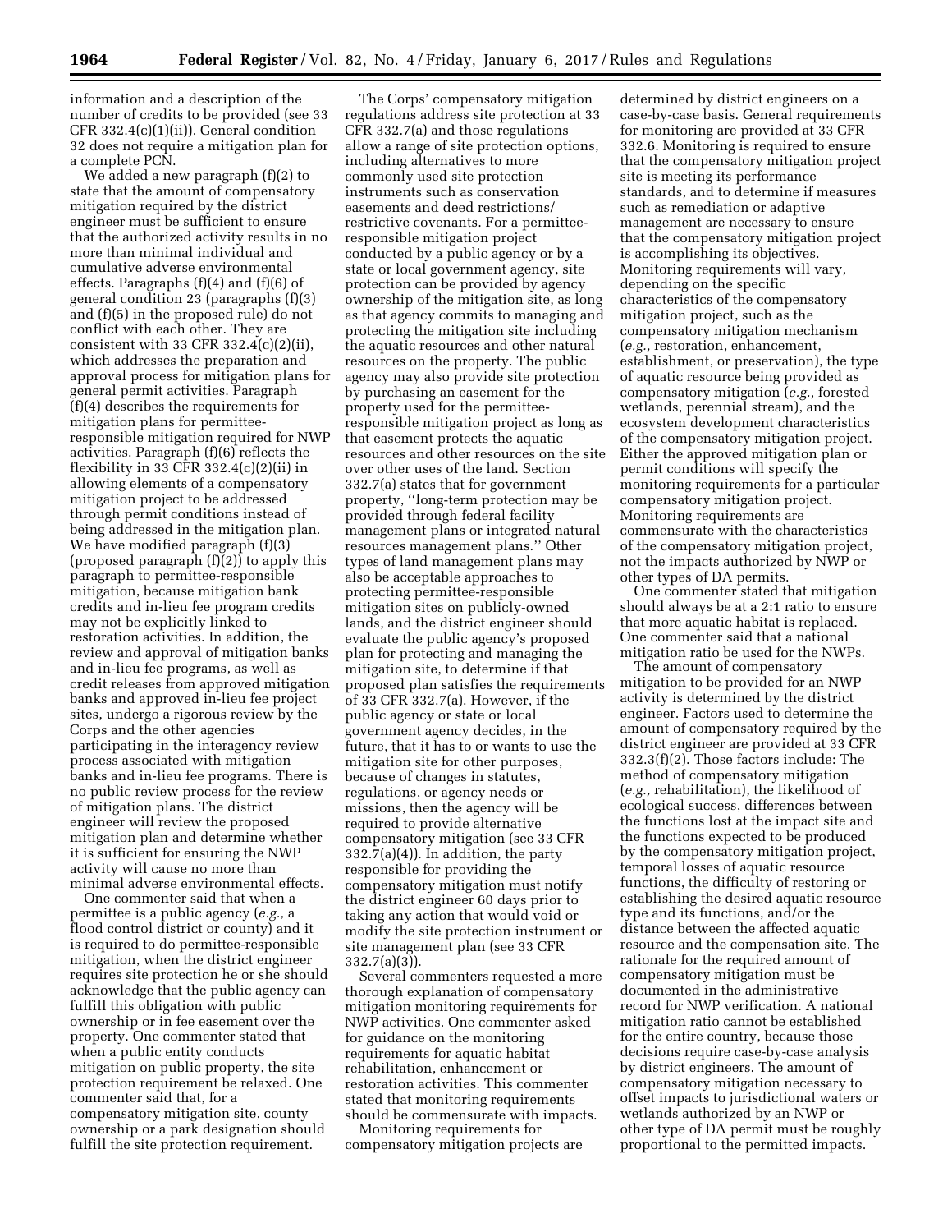information and a description of the number of credits to be provided (see 33 CFR 332.4(c)(1)(ii)). General condition 32 does not require a mitigation plan for a complete PCN.

We added a new paragraph (f)(2) to state that the amount of compensatory mitigation required by the district engineer must be sufficient to ensure that the authorized activity results in no more than minimal individual and cumulative adverse environmental effects. Paragraphs (f)(4) and (f)(6) of general condition 23 (paragraphs (f)(3) and (f)(5) in the proposed rule) do not conflict with each other. They are consistent with 33 CFR 332.4(c)(2)(ii), which addresses the preparation and approval process for mitigation plans for general permit activities. Paragraph (f)(4) describes the requirements for mitigation plans for permittee-responsible mitigation required for NWP activities. Paragraph (f)(6) reflects the flexibility in 33 CFR 332.4(c)(2)(ii) in allowing elements of a compensatory mitigation project to be addressed through permit conditions instead of being addressed in the mitigation plan. We have modified paragraph (f)(3) (proposed paragraph (f)(2)) to apply this paragraph to permittee-responsible mitigation, because mitigation bank credits and in-lieu fee program credits may not be explicitly linked to restoration activities. In addition, the review and approval of mitigation banks and in-lieu fee programs, as well as credit releases from approved mitigation banks and approved in-lieu fee project sites, undergo a rigorous review by the Corps and the other agencies participating in the interagency review process associated with mitigation banks and in-lieu fee programs. There is no public review process for the review of mitigation plans. The district engineer will review the proposed mitigation plan and determine whether it is sufficient for ensuring the NWP activity will cause no more than minimal adverse environmental effects.

One commenter said that when a permittee is a public agency (*e.g.,* a flood control district or county) and it is required to do permittee-responsible mitigation, when the district engineer requires site protection he or she should acknowledge that the public agency can fulfill this obligation with public ownership or in fee easement over the property. One commenter stated that when a public entity conducts mitigation on public property, the site protection requirement be relaxed. One commenter said that, for a compensatory mitigation site, county ownership or a park designation should fulfill the site protection requirement.

The Corps' compensatory mitigation regulations address site protection at 33 CFR 332.7(a) and those regulations allow a range of site protection options, including alternatives to more commonly used site protection instruments such as conservation easements and deed restrictions/restrictive covenants. For a permittee-responsible mitigation project conducted by a public agency or by a state or local government agency, site protection can be provided by agency ownership of the mitigation site, as long as that agency commits to managing and protecting the mitigation site including the aquatic resources and other natural resources on the property. The public agency may also provide site protection by purchasing an easement for the property used for the permittee-responsible mitigation project as long as that easement protects the aquatic resources and other resources on the site over other uses of the land. Section 332.7(a) states that for government property, "long-term protection may be provided through federal facility management plans or integrated natural resources management plans." Other types of land management plans may also be acceptable approaches to protecting permittee-responsible mitigation sites on publicly-owned lands, and the district engineer should evaluate the public agency's proposed plan for protecting and managing the mitigation site, to determine if that proposed plan satisfies the requirements of 33 CFR 332.7(a). However, if the public agency or state or local government agency decides, in the future, that it has to or wants to use the mitigation site for other purposes, because of changes in statutes, regulations, or agency needs or missions, then the agency will be required to provide alternative compensatory mitigation (see 33 CFR 332.7(a)(4)). In addition, the party responsible for providing the compensatory mitigation must notify the district engineer 60 days prior to taking any action that would void or modify the site protection instrument or site management plan (see 33 CFR 332.7(a)(3)).

Several commenters requested a more thorough explanation of compensatory mitigation monitoring requirements for NWP activities. One commenter asked for guidance on the monitoring requirements for aquatic habitat rehabilitation, enhancement or restoration activities. This commenter stated that monitoring requirements should be commensurate with impacts.

Monitoring requirements for compensatory mitigation projects are determined by district engineers on a case-by-case basis. General requirements for monitoring are provided at 33 CFR 332.6. Monitoring is required to ensure that the compensatory mitigation project site is meeting its performance standards, and to determine if measures such as remediation or adaptive management are necessary to ensure that the compensatory mitigation project is accomplishing its objectives. Monitoring requirements will vary, depending on the specific characteristics of the compensatory mitigation project, such as the compensatory mitigation mechanism (*e.g.,* restoration, enhancement, establishment, or preservation), the type of aquatic resource being provided as compensatory mitigation (*e.g.,* forested wetlands, perennial stream), and the ecosystem development characteristics of the compensatory mitigation project. Either the approved mitigation plan or permit conditions will specify the monitoring requirements for a particular compensatory mitigation project. Monitoring requirements are commensurate with the characteristics of the compensatory mitigation project, not the impacts authorized by NWP or other types of DA permits.

One commenter stated that mitigation should always be at a 2:1 ratio to ensure that more aquatic habitat is replaced. One commenter said that a national mitigation ratio be used for the NWPs.

The amount of compensatory mitigation to be provided for an NWP activity is determined by the district engineer. Factors used to determine the amount of compensatory required by the district engineer are provided at 33 CFR 332.3(f)(2). Those factors include: The method of compensatory mitigation (*e.g.,* rehabilitation), the likelihood of ecological success, differences between the functions lost at the impact site and the functions expected to be produced by the compensatory mitigation project, temporal losses of aquatic resource functions, the difficulty of restoring or establishing the desired aquatic resource type and its functions, and/or the distance between the affected aquatic resource and the compensation site. The rationale for the required amount of compensatory mitigation must be documented in the administrative record for NWP verification. A national mitigation ratio cannot be established for the entire country, because those decisions require case-by-case analysis by district engineers. The amount of compensatory mitigation necessary to offset impacts to jurisdictional waters or wetlands authorized by an NWP or other type of DA permit must be roughly proportional to the permitted impacts.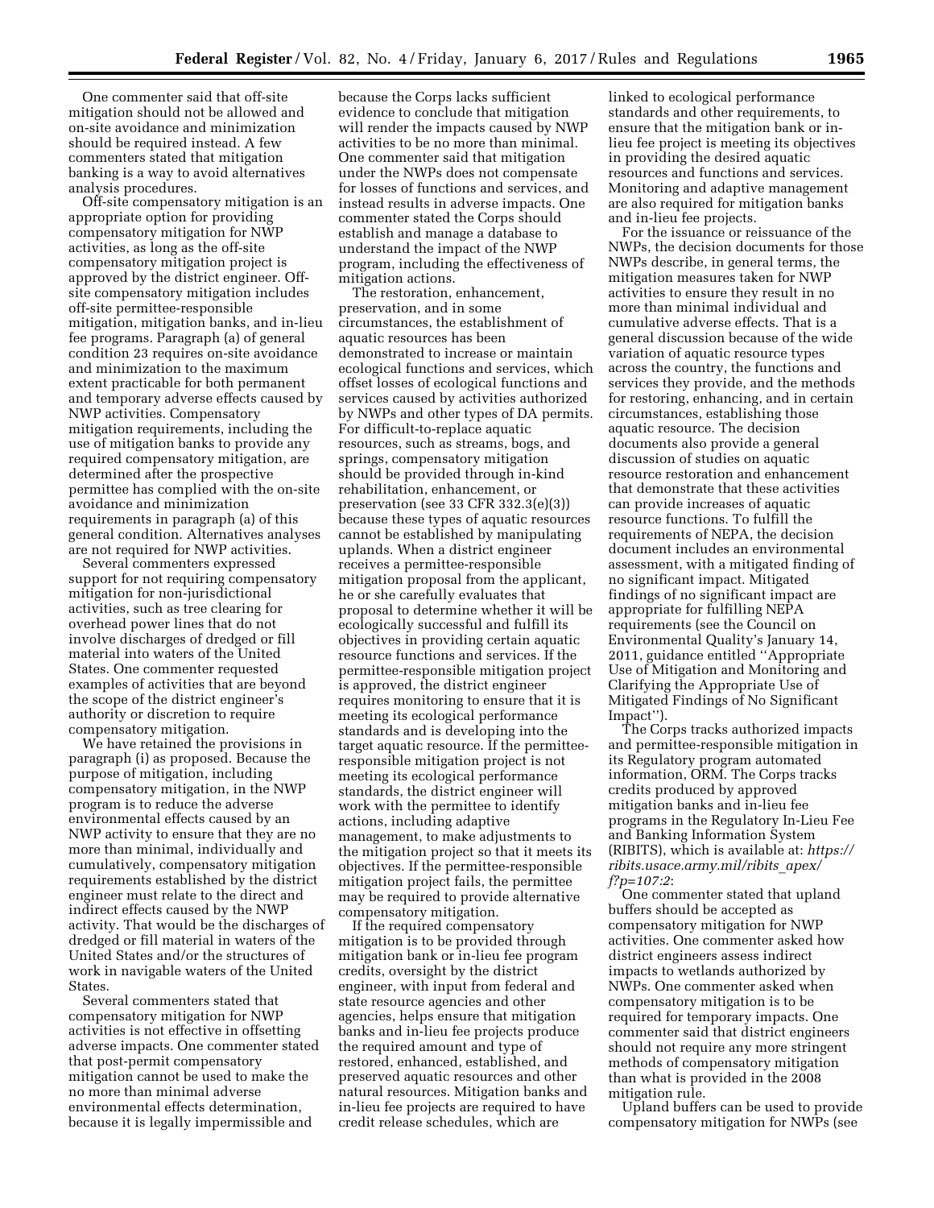One commenter said that off-site mitigation should not be allowed and on-site avoidance and minimization should be required instead. A few commenters stated that mitigation banking is a way to avoid alternatives analysis procedures.

Off-site compensatory mitigation is an appropriate option for providing compensatory mitigation for NWP activities, as long as the off-site compensatory mitigation project is approved by the district engineer. Off-site compensatory mitigation includes off-site permittee-responsible mitigation, mitigation banks, and in-lieu fee programs. Paragraph (a) of general condition 23 requires on-site avoidance and minimization to the maximum extent practicable for both permanent and temporary adverse effects caused by NWP activities. Compensatory mitigation requirements, including the use of mitigation banks to provide any required compensatory mitigation, are determined after the prospective permittee has complied with the on-site avoidance and minimization requirements in paragraph (a) of this general condition. Alternatives analyses are not required for NWP activities.

Several commenters expressed support for not requiring compensatory mitigation for non-jurisdictional activities, such as tree clearing for overhead power lines that do not involve discharges of dredged or fill material into waters of the United States. One commenter requested examples of activities that are beyond the scope of the district engineer's authority or discretion to require compensatory mitigation.

We have retained the provisions in paragraph (i) as proposed. Because the purpose of mitigation, including compensatory mitigation, in the NWP program is to reduce the adverse environmental effects caused by an NWP activity to ensure that they are no more than minimal, individually and cumulatively, compensatory mitigation requirements established by the district engineer must relate to the direct and indirect effects caused by the NWP activity. That would be the discharges of dredged or fill material in waters of the United States and/or the structures of work in navigable waters of the United States.

Several commenters stated that compensatory mitigation for NWP activities is not effective in offsetting adverse impacts. One commenter stated that post-permit compensatory mitigation cannot be used to make the no more than minimal adverse environmental effects determination, because it is legally impermissible and because the Corps lacks sufficient evidence to conclude that mitigation will render the impacts caused by NWP activities to be no more than minimal. One commenter said that mitigation under the NWPs does not compensate for losses of functions and services, and instead results in adverse impacts. One commenter stated the Corps should establish and manage a database to understand the impact of the NWP program, including the effectiveness of mitigation actions.

The restoration, enhancement, preservation, and in some circumstances, the establishment of aquatic resources has been demonstrated to increase or maintain ecological functions and services, which offset losses of ecological functions and services caused by activities authorized by NWPs and other types of DA permits. For difficult-to-replace aquatic resources, such as streams, bogs, and springs, compensatory mitigation should be provided through in-kind rehabilitation, enhancement, or preservation (see 33 CFR 332.3(e)(3)) because these types of aquatic resources cannot be established by manipulating uplands. When a district engineer receives a permittee-responsible mitigation proposal from the applicant, he or she carefully evaluates that proposal to determine whether it will be ecologically successful and fulfill its objectives in providing certain aquatic resource functions and services. If the permittee-responsible mitigation project is approved, the district engineer requires monitoring to ensure that it is meeting its ecological performance standards and is developing into the target aquatic resource. If the permittee-responsible mitigation project is not meeting its ecological performance standards, the district engineer will work with the permittee to identify actions, including adaptive management, to make adjustments to the mitigation project so that it meets its objectives. If the permittee-responsible mitigation project fails, the permittee may be required to provide alternative compensatory mitigation.

If the required compensatory mitigation is to be provided through mitigation bank or in-lieu fee program credits, oversight by the district engineer, with input from federal and state resource agencies and other agencies, helps ensure that mitigation banks and in-lieu fee projects produce the required amount and type of restored, enhanced, established, and preserved aquatic resources and other natural resources. Mitigation banks and in-lieu fee projects are required to have credit release schedules, which are linked to ecological performance standards and other requirements, to ensure that the mitigation bank or in-lieu fee project is meeting its objectives in providing the desired aquatic resources and functions and services. Monitoring and adaptive management are also required for mitigation banks and in-lieu fee projects.

For the issuance or reissuance of the NWPs, the decision documents for those NWPs describe, in general terms, the mitigation measures taken for NWP activities to ensure they result in no more than minimal individual and cumulative adverse effects. That is a general discussion because of the wide variation of aquatic resource types across the country, the functions and services they provide, and the methods for restoring, enhancing, and in certain circumstances, establishing those aquatic resource. The decision documents also provide a general discussion of studies on aquatic resource restoration and enhancement that demonstrate that these activities can provide increases of aquatic resource functions. To fulfill the requirements of NEPA, the decision document includes an environmental assessment, with a mitigated finding of no significant impact. Mitigated findings of no significant impact are appropriate for fulfilling NEPA requirements (see the Council on Environmental Quality's January 14, 2011, guidance entitled ''Appropriate Use of Mitigation and Monitoring and Clarifying the Appropriate Use of Mitigated Findings of No Significant Impact'').

The Corps tracks authorized impacts and permittee-responsible mitigation in its Regulatory program automated information, ORM. The Corps tracks credits produced by approved mitigation banks and in-lieu fee programs in the Regulatory In-Lieu Fee and Banking Information System (RIBITS), which is available at: *https://ribits.usace.army.mil/ribits_apex/f?p=107:2*:

One commenter stated that upland buffers should be accepted as compensatory mitigation for NWP activities. One commenter asked how district engineers assess indirect impacts to wetlands authorized by NWPs. One commenter asked when compensatory mitigation is to be required for temporary impacts. One commenter said that district engineers should not require any more stringent methods of compensatory mitigation than what is provided in the 2008 mitigation rule.

Upland buffers can be used to provide compensatory mitigation for NWPs (see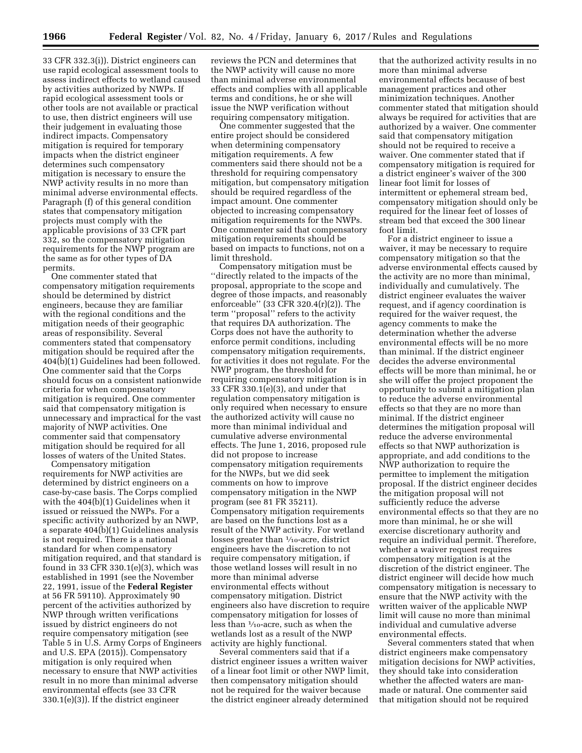33 CFR 332.3(i)). District engineers can use rapid ecological assessment tools to assess indirect effects to wetland caused by activities authorized by NWPs. If rapid ecological assessment tools or other tools are not available or practical to use, then district engineers will use their judgement in evaluating those indirect impacts. Compensatory mitigation is required for temporary impacts when the district engineer determines such compensatory mitigation is necessary to ensure the NWP activity results in no more than minimal adverse environmental effects. Paragraph (f) of this general condition states that compensatory mitigation projects must comply with the applicable provisions of 33 CFR part 332, so the compensatory mitigation requirements for the NWP program are the same as for other types of DA permits.

One commenter stated that compensatory mitigation requirements should be determined by district engineers, because they are familiar with the regional conditions and the mitigation needs of their geographic areas of responsibility. Several commenters stated that compensatory mitigation should be required after the 404(b)(1) Guidelines had been followed. One commenter said that the Corps should focus on a consistent nationwide criteria for when compensatory mitigation is required. One commenter said that compensatory mitigation is unnecessary and impractical for the vast majority of NWP activities. One commenter said that compensatory mitigation should be required for all losses of waters of the United States.

Compensatory mitigation requirements for NWP activities are determined by district engineers on a case-by-case basis. The Corps complied with the 404(b)(1) Guidelines when it issued or reissued the NWPs. For a specific activity authorized by an NWP, a separate 404(b)(1) Guidelines analysis is not required. There is a national standard for when compensatory mitigation required, and that standard is found in 33 CFR 330.1(e)(3), which was established in 1991 (see the November 22, 1991, issue of the **Federal Register** at 56 FR 59110). Approximately 90 percent of the activities authorized by NWP through written verifications issued by district engineers do not require compensatory mitigation (see Table 5 in U.S. Army Corps of Engineers and U.S. EPA (2015)). Compensatory mitigation is only required when necessary to ensure that NWP activities result in no more than minimal adverse environmental effects (see 33 CFR 330.1(e)(3)). If the district engineer reviews the PCN and determines that the NWP activity will cause no more than minimal adverse environmental effects and complies with all applicable terms and conditions, he or she will issue the NWP verification without requiring compensatory mitigation.

One commenter suggested that the entire project should be considered when determining compensatory mitigation requirements. A few commenters said there should not be a threshold for requiring compensatory mitigation, but compensatory mitigation should be required regardless of the impact amount. One commenter objected to increasing compensatory mitigation requirements for the NWPs. One commenter said that compensatory mitigation requirements should be based on impacts to functions, not on a limit threshold.

Compensatory mitigation must be "directly related to the impacts of the proposal, appropriate to the scope and degree of those impacts, and reasonably enforceable" (33 CFR 320.4(r)(2)). The term "proposal" refers to the activity that requires DA authorization. The Corps does not have the authority to enforce permit conditions, including compensatory mitigation requirements, for activities it does not regulate. For the NWP program, the threshold for requiring compensatory mitigation is in 33 CFR 330.1(e)(3), and under that regulation compensatory mitigation is only required when necessary to ensure the authorized activity will cause no more than minimal individual and cumulative adverse environmental effects. The June 1, 2016, proposed rule did not propose to increase compensatory mitigation requirements for the NWPs, but we did seek comments on how to improve compensatory mitigation in the NWP program (see 81 FR 35211). Compensatory mitigation requirements are based on the functions lost as a result of the NWP activity. For wetland losses greater than 1⁄10-acre, district engineers have the discretion to not require compensatory mitigation, if those wetland losses will result in no more than minimal adverse environmental effects without compensatory mitigation. District engineers also have discretion to require compensatory mitigation for losses of less than 1⁄10-acre, such as when the wetlands lost as a result of the NWP activity are highly functional.

Several commenters said that if a district engineer issues a written waiver of a linear foot limit or other NWP limit, then compensatory mitigation should not be required for the waiver because the district engineer already determined that the authorized activity results in no more than minimal adverse environmental effects because of best management practices and other minimization techniques. Another commenter stated that mitigation should always be required for activities that are authorized by a waiver. One commenter said that compensatory mitigation should not be required to receive a waiver. One commenter stated that if compensatory mitigation is required for a district engineer's waiver of the 300 linear foot limit for losses of intermittent or ephemeral stream bed, compensatory mitigation should only be required for the linear feet of losses of stream bed that exceed the 300 linear foot limit.

For a district engineer to issue a waiver, it may be necessary to require compensatory mitigation so that the adverse environmental effects caused by the activity are no more than minimal, individually and cumulatively. The district engineer evaluates the waiver request, and if agency coordination is required for the waiver request, the agency comments to make the determination whether the adverse environmental effects will be no more than minimal. If the district engineer decides the adverse environmental effects will be more than minimal, he or she will offer the project proponent the opportunity to submit a mitigation plan to reduce the adverse environmental effects so that they are no more than minimal. If the district engineer determines the mitigation proposal will reduce the adverse environmental effects so that NWP authorization is appropriate, and add conditions to the NWP authorization to require the permittee to implement the mitigation proposal. If the district engineer decides the mitigation proposal will not sufficiently reduce the adverse environmental effects so that they are no more than minimal, he or she will exercise discretionary authority and require an individual permit. Therefore, whether a waiver request requires compensatory mitigation is at the discretion of the district engineer. The district engineer will decide how much compensatory mitigation is necessary to ensure that the NWP activity with the written waiver of the applicable NWP limit will cause no more than minimal individual and cumulative adverse environmental effects.

Several commenters stated that when district engineers make compensatory mitigation decisions for NWP activities, they should take into consideration whether the affected waters are man-made or natural. One commenter said that mitigation should not be required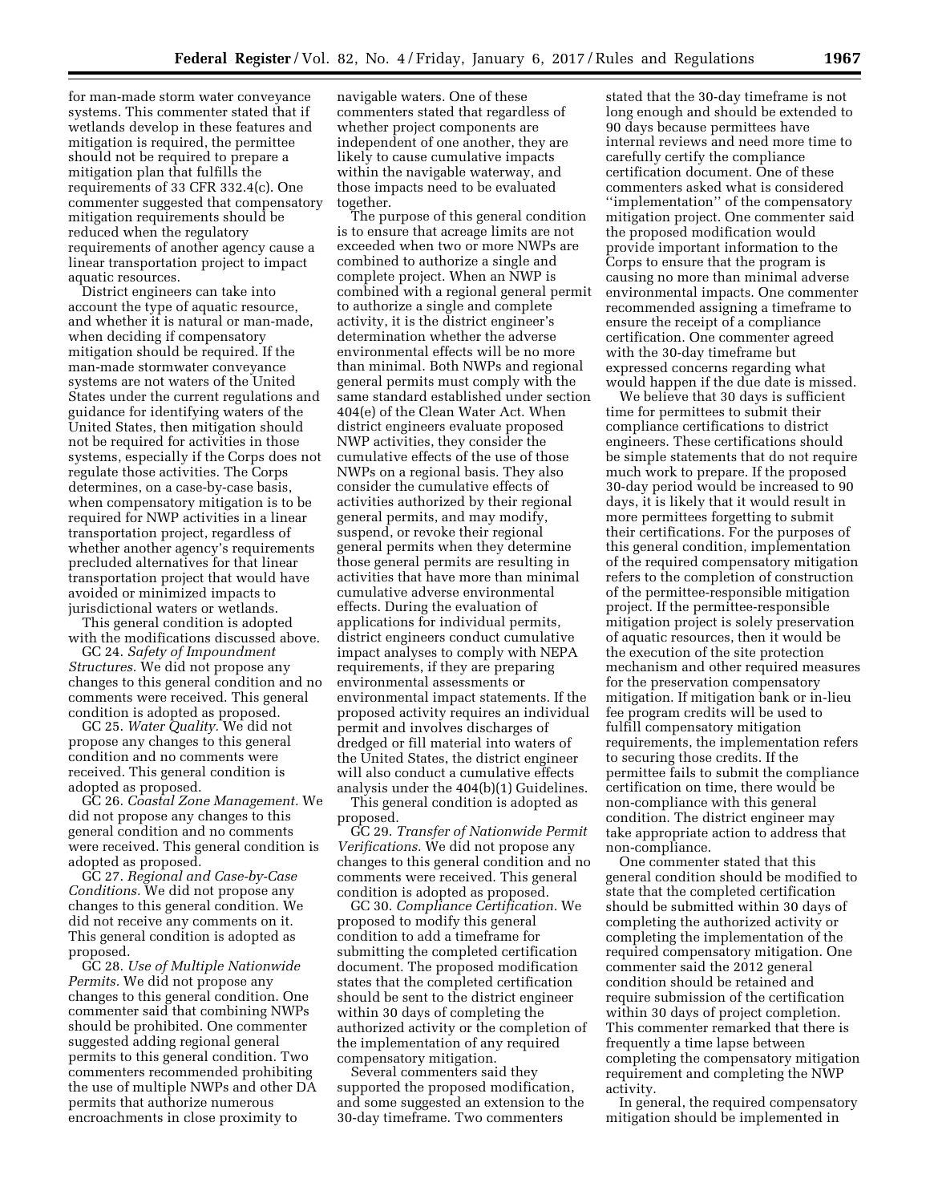for man-made storm water conveyance systems. This commenter stated that if wetlands develop in these features and mitigation is required, the permittee should not be required to prepare a mitigation plan that fulfills the requirements of 33 CFR 332.4(c). One commenter suggested that compensatory mitigation requirements should be reduced when the regulatory requirements of another agency cause a linear transportation project to impact aquatic resources.

District engineers can take into account the type of aquatic resource, and whether it is natural or man-made, when deciding if compensatory mitigation should be required. If the man-made stormwater conveyance systems are not waters of the United States under the current regulations and guidance for identifying waters of the United States, then mitigation should not be required for activities in those systems, especially if the Corps does not regulate those activities. The Corps determines, on a case-by-case basis, when compensatory mitigation is to be required for NWP activities in a linear transportation project, regardless of whether another agency's requirements precluded alternatives for that linear transportation project that would have avoided or minimized impacts to jurisdictional waters or wetlands.

This general condition is adopted with the modifications discussed above.

GC 24. *Safety of Impoundment Structures.* We did not propose any changes to this general condition and no comments were received. This general condition is adopted as proposed.

GC 25. *Water Quality.* We did not propose any changes to this general condition and no comments were received. This general condition is adopted as proposed.

GC 26. *Coastal Zone Management.* We did not propose any changes to this general condition and no comments were received. This general condition is adopted as proposed.

GC 27. *Regional and Case-by-Case Conditions.* We did not propose any changes to this general condition. We did not receive any comments on it. This general condition is adopted as proposed.

GC 28. *Use of Multiple Nationwide Permits.* We did not propose any changes to this general condition. One commenter said that combining NWPs should be prohibited. One commenter suggested adding regional general permits to this general condition. Two commenters recommended prohibiting the use of multiple NWPs and other DA permits that authorize numerous encroachments in close proximity to navigable waters. One of these commenters stated that regardless of whether project components are independent of one another, they are likely to cause cumulative impacts within the navigable waterway, and those impacts need to be evaluated together.

The purpose of this general condition is to ensure that acreage limits are not exceeded when two or more NWPs are combined to authorize a single and complete project. When an NWP is combined with a regional general permit to authorize a single and complete activity, it is the district engineer's determination whether the adverse environmental effects will be no more than minimal. Both NWPs and regional general permits must comply with the same standard established under section 404(e) of the Clean Water Act. When district engineers evaluate proposed NWP activities, they consider the cumulative effects of the use of those NWPs on a regional basis. They also consider the cumulative effects of activities authorized by their regional general permits, and may modify, suspend, or revoke their regional general permits when they determine those general permits are resulting in activities that have more than minimal cumulative adverse environmental effects. During the evaluation of applications for individual permits, district engineers conduct cumulative impact analyses to comply with NEPA requirements, if they are preparing environmental assessments or environmental impact statements. If the proposed activity requires an individual permit and involves discharges of dredged or fill material into waters of the United States, the district engineer will also conduct a cumulative effects analysis under the 404(b)(1) Guidelines.

This general condition is adopted as proposed.

GC 29. *Transfer of Nationwide Permit Verifications.* We did not propose any changes to this general condition and no comments were received. This general condition is adopted as proposed.

GC 30. *Compliance Certification.* We proposed to modify this general condition to add a timeframe for submitting the completed certification document. The proposed modification states that the completed certification should be sent to the district engineer within 30 days of completing the authorized activity or the completion of the implementation of any required compensatory mitigation.

Several commenters said they supported the proposed modification, and some suggested an extension to the 30-day timeframe. Two commenters stated that the 30-day timeframe is not long enough and should be extended to 90 days because permittees have internal reviews and need more time to carefully certify the compliance certification document. One of these commenters asked what is considered "implementation" of the compensatory mitigation project. One commenter said the proposed modification would provide important information to the Corps to ensure that the program is causing no more than minimal adverse environmental impacts. One commenter recommended assigning a timeframe to ensure the receipt of a compliance certification. One commenter agreed with the 30-day timeframe but expressed concerns regarding what would happen if the due date is missed.

We believe that 30 days is sufficient time for permittees to submit their compliance certifications to district engineers. These certifications should be simple statements that do not require much work to prepare. If the proposed 30-day period would be increased to 90 days, it is likely that it would result in more permittees forgetting to submit their certifications. For the purposes of this general condition, implementation of the required compensatory mitigation refers to the completion of construction of the permittee-responsible mitigation project. If the permittee-responsible mitigation project is solely preservation of aquatic resources, then it would be the execution of the site protection mechanism and other required measures for the preservation compensatory mitigation. If mitigation bank or in-lieu fee program credits will be used to fulfill compensatory mitigation requirements, the implementation refers to securing those credits. If the permittee fails to submit the compliance certification on time, there would be non-compliance with this general condition. The district engineer may take appropriate action to address that non-compliance.

One commenter stated that this general condition should be modified to state that the completed certification should be submitted within 30 days of completing the authorized activity or completing the implementation of the required compensatory mitigation. One commenter said the 2012 general condition should be retained and require submission of the certification within 30 days of project completion. This commenter remarked that there is frequently a time lapse between completing the compensatory mitigation requirement and completing the NWP activity.

In general, the required compensatory mitigation should be implemented in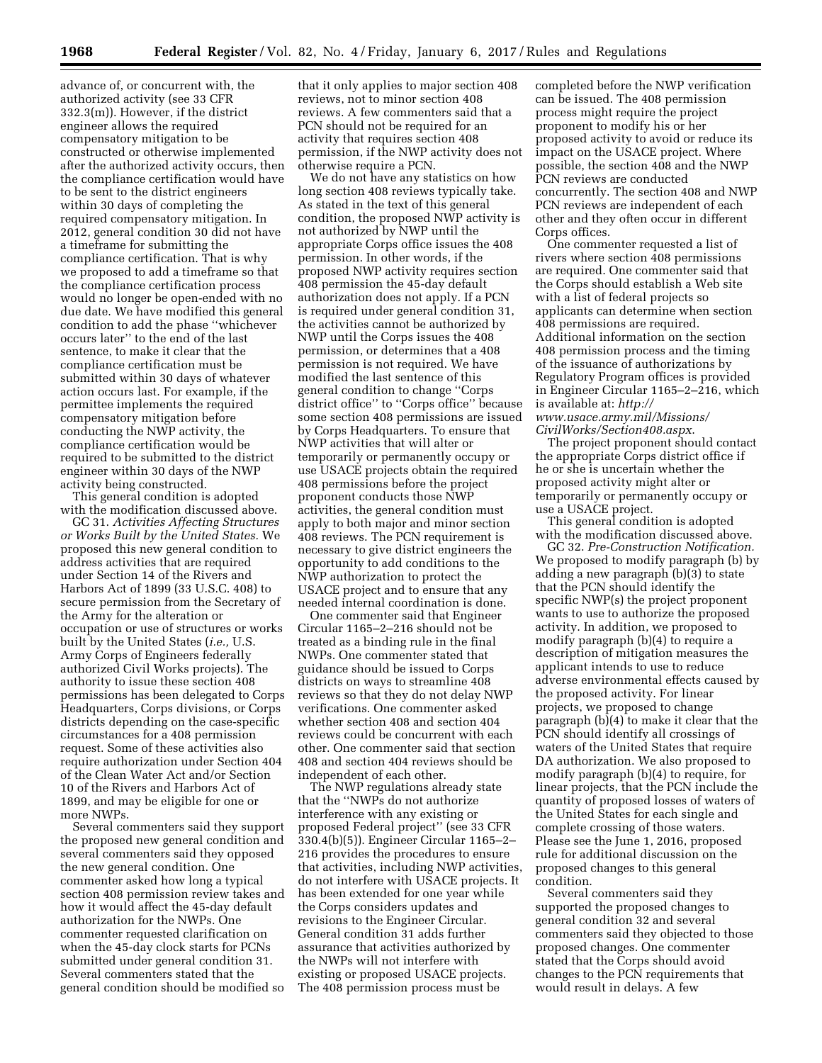advance of, or concurrent with, the authorized activity (see 33 CFR 332.3(m)). However, if the district engineer allows the required compensatory mitigation to be constructed or otherwise implemented after the authorized activity occurs, then the compliance certification would have to be sent to the district engineers within 30 days of completing the required compensatory mitigation. In 2012, general condition 30 did not have a timeframe for submitting the compliance certification. That is why we proposed to add a timeframe so that the compliance certification process would no longer be open-ended with no due date. We have modified this general condition to add the phase "whichever occurs later" to the end of the last sentence, to make it clear that the compliance certification must be submitted within 30 days of whatever action occurs last. For example, if the permittee implements the required compensatory mitigation before conducting the NWP activity, the compliance certification would be required to be submitted to the district engineer within 30 days of the NWP activity being constructed.

This general condition is adopted with the modification discussed above.

GC 31. *Activities Affecting Structures or Works Built by the United States.* We proposed this new general condition to address activities that are required under Section 14 of the Rivers and Harbors Act of 1899 (33 U.S.C. 408) to secure permission from the Secretary of the Army for the alteration or occupation or use of structures or works built by the United States (*i.e.,* U.S. Army Corps of Engineers federally authorized Civil Works projects). The authority to issue these section 408 permissions has been delegated to Corps Headquarters, Corps divisions, or Corps districts depending on the case-specific circumstances for a 408 permission request. Some of these activities also require authorization under Section 404 of the Clean Water Act and/or Section 10 of the Rivers and Harbors Act of 1899, and may be eligible for one or more NWPs.

Several commenters said they support the proposed new general condition and several commenters said they opposed the new general condition. One commenter asked how long a typical section 408 permission review takes and how it would affect the 45-day default authorization for the NWPs. One commenter requested clarification on when the 45-day clock starts for PCNs submitted under general condition 31. Several commenters stated that the general condition should be modified so that it only applies to major section 408 reviews, not to minor section 408 reviews. A few commenters said that a PCN should not be required for an activity that requires section 408 permission, if the NWP activity does not otherwise require a PCN.

We do not have any statistics on how long section 408 reviews typically take. As stated in the text of this general condition, the proposed NWP activity is not authorized by NWP until the appropriate Corps office issues the 408 permission. In other words, if the proposed NWP activity requires section 408 permission the 45-day default authorization does not apply. If a PCN is required under general condition 31, the activities cannot be authorized by NWP until the Corps issues the 408 permission, or determines that a 408 permission is not required. We have modified the last sentence of this general condition to change "Corps district office" to "Corps office" because some section 408 permissions are issued by Corps Headquarters. To ensure that NWP activities that will alter or temporarily or permanently occupy or use USACE projects obtain the required 408 permissions before the project proponent conducts those NWP activities, the general condition must apply to both major and minor section 408 reviews. The PCN requirement is necessary to give district engineers the opportunity to add conditions to the NWP authorization to protect the USACE project and to ensure that any needed internal coordination is done.

One commenter said that Engineer Circular 1165–2–216 should not be treated as a binding rule in the final NWPs. One commenter stated that guidance should be issued to Corps districts on ways to streamline 408 reviews so that they do not delay NWP verifications. One commenter asked whether section 408 and section 404 reviews could be concurrent with each other. One commenter said that section 408 and section 404 reviews should be independent of each other.

The NWP regulations already state that the "NWPs do not authorize interference with any existing or proposed Federal project" (see 33 CFR 330.4(b)(5)). Engineer Circular 1165–2–216 provides the procedures to ensure that activities, including NWP activities, do not interfere with USACE projects. It has been extended for one year while the Corps considers updates and revisions to the Engineer Circular. General condition 31 adds further assurance that activities authorized by the NWPs will not interfere with existing or proposed USACE projects. The 408 permission process must be completed before the NWP verification can be issued. The 408 permission process might require the project proponent to modify his or her proposed activity to avoid or reduce its impact on the USACE project. Where possible, the section 408 and the NWP PCN reviews are conducted concurrently. The section 408 and NWP PCN reviews are independent of each other and they often occur in different Corps offices.

One commenter requested a list of rivers where section 408 permissions are required. One commenter said that the Corps should establish a Web site with a list of federal projects so applicants can determine when section 408 permissions are required. Additional information on the section 408 permission process and the timing of the issuance of authorizations by Regulatory Program offices is provided in Engineer Circular 1165–2–216, which is available at: *http://www.usace.army.mil/Missions/CivilWorks/Section408.aspx.*

The project proponent should contact the appropriate Corps district office if he or she is uncertain whether the proposed activity might alter or temporarily or permanently occupy or use a USACE project.

This general condition is adopted with the modification discussed above.

GC 32. *Pre-Construction Notification.* We proposed to modify paragraph (b) by adding a new paragraph (b)(3) to state that the PCN should identify the specific NWP(s) the project proponent wants to use to authorize the proposed activity. In addition, we proposed to modify paragraph (b)(4) to require a description of mitigation measures the applicant intends to use to reduce adverse environmental effects caused by the proposed activity. For linear projects, we proposed to change paragraph (b)(4) to make it clear that the PCN should identify all crossings of waters of the United States that require DA authorization. We also proposed to modify paragraph (b)(4) to require, for linear projects, that the PCN include the quantity of proposed losses of waters of the United States for each single and complete crossing of those waters. Please see the June 1, 2016, proposed rule for additional discussion on the proposed changes to this general condition.

Several commenters said they supported the proposed changes to general condition 32 and several commenters said they objected to those proposed changes. One commenter stated that the Corps should avoid changes to the PCN requirements that would result in delays. A few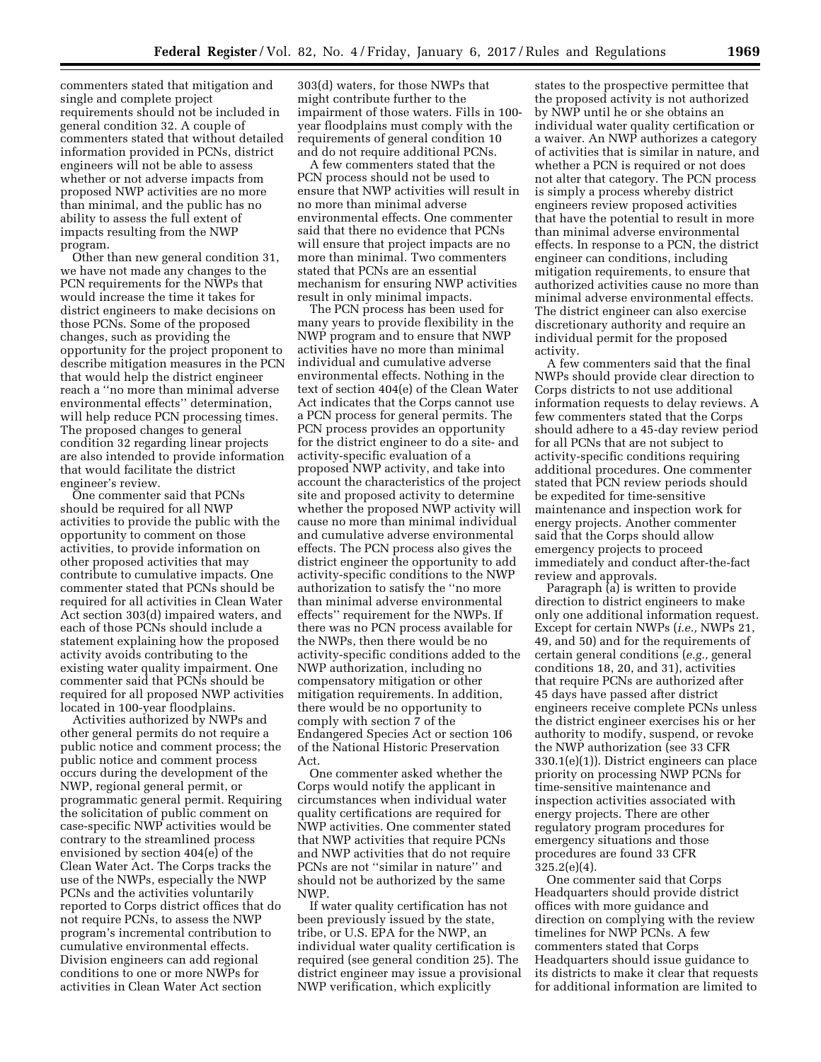commenters stated that mitigation and single and complete project requirements should not be included in general condition 32. A couple of commenters stated that without detailed information provided in PCNs, district engineers will not be able to assess whether or not adverse impacts from proposed NWP activities are no more than minimal, and the public has no ability to assess the full extent of impacts resulting from the NWP program.

Other than new general condition 31, we have not made any changes to the PCN requirements for the NWPs that would increase the time it takes for district engineers to make decisions on those PCNs. Some of the proposed changes, such as providing the opportunity for the project proponent to describe mitigation measures in the PCN that would help the district engineer reach a ''no more than minimal adverse environmental effects'' determination, will help reduce PCN processing times. The proposed changes to general condition 32 regarding linear projects are also intended to provide information that would facilitate the district engineer's review.

One commenter said that PCNs should be required for all NWP activities to provide the public with the opportunity to comment on those activities, to provide information on other proposed activities that may contribute to cumulative impacts. One commenter stated that PCNs should be required for all activities in Clean Water Act section 303(d) impaired waters, and each of those PCNs should include a statement explaining how the proposed activity avoids contributing to the existing water quality impairment. One commenter said that PCNs should be required for all proposed NWP activities located in 100-year floodplains.

Activities authorized by NWPs and other general permits do not require a public notice and comment process; the public notice and comment process occurs during the development of the NWP, regional general permit, or programmatic general permit. Requiring the solicitation of public comment on case-specific NWP activities would be contrary to the streamlined process envisioned by section 404(e) of the Clean Water Act. The Corps tracks the use of the NWPs, especially the NWP PCNs and the activities voluntarily reported to Corps district offices that do not require PCNs, to assess the NWP program's incremental contribution to cumulative environmental effects. Division engineers can add regional conditions to one or more NWPs for activities in Clean Water Act section 303(d) waters, for those NWPs that might contribute further to the impairment of those waters. Fills in 100-year floodplains must comply with the requirements of general condition 10 and do not require additional PCNs.

A few commenters stated that the PCN process should not be used to ensure that NWP activities will result in no more than minimal adverse environmental effects. One commenter said that there no evidence that PCNs will ensure that project impacts are no more than minimal. Two commenters stated that PCNs are an essential mechanism for ensuring NWP activities result in only minimal impacts.

The PCN process has been used for many years to provide flexibility in the NWP program and to ensure that NWP activities have no more than minimal individual and cumulative adverse environmental effects. Nothing in the text of section 404(e) of the Clean Water Act indicates that the Corps cannot use a PCN process for general permits. The PCN process provides an opportunity for the district engineer to do a site- and activity-specific evaluation of a proposed NWP activity, and take into account the characteristics of the project site and proposed activity to determine whether the proposed NWP activity will cause no more than minimal individual and cumulative adverse environmental effects. The PCN process also gives the district engineer the opportunity to add activity-specific conditions to the NWP authorization to satisfy the ''no more than minimal adverse environmental effects'' requirement for the NWPs. If there was no PCN process available for the NWPs, then there would be no activity-specific conditions added to the NWP authorization, including no compensatory mitigation or other mitigation requirements. In addition, there would be no opportunity to comply with section 7 of the Endangered Species Act or section 106 of the National Historic Preservation Act.

One commenter asked whether the Corps would notify the applicant in circumstances when individual water quality certifications are required for NWP activities. One commenter stated that NWP activities that require PCNs and NWP activities that do not require PCNs are not ''similar in nature'' and should not be authorized by the same NWP.

If water quality certification has not been previously issued by the state, tribe, or U.S. EPA for the NWP, an individual water quality certification is required (see general condition 25). The district engineer may issue a provisional NWP verification, which explicitly states to the prospective permittee that the proposed activity is not authorized by NWP until he or she obtains an individual water quality certification or a waiver. An NWP authorizes a category of activities that is similar in nature, and whether a PCN is required or not does not alter that category. The PCN process is simply a process whereby district engineers review proposed activities that have the potential to result in more than minimal adverse environmental effects. In response to a PCN, the district engineer can conditions, including mitigation requirements, to ensure that authorized activities cause no more than minimal adverse environmental effects. The district engineer can also exercise discretionary authority and require an individual permit for the proposed activity.

A few commenters said that the final NWPs should provide clear direction to Corps districts to not use additional information requests to delay reviews. A few commenters stated that the Corps should adhere to a 45-day review period for all PCNs that are not subject to activity-specific conditions requiring additional procedures. One commenter stated that PCN review periods should be expedited for time-sensitive maintenance and inspection work for energy projects. Another commenter said that the Corps should allow emergency projects to proceed immediately and conduct after-the-fact review and approvals.

Paragraph (a) is written to provide direction to district engineers to make only one additional information request. Except for certain NWPs (*i.e.,* NWPs 21, 49, and 50) and for the requirements of certain general conditions (*e.g.,* general conditions 18, 20, and 31), activities that require PCNs are authorized after 45 days have passed after district engineers receive complete PCNs unless the district engineer exercises his or her authority to modify, suspend, or revoke the NWP authorization (see 33 CFR 330.1(e)(1)). District engineers can place priority on processing NWP PCNs for time-sensitive maintenance and inspection activities associated with energy projects. There are other regulatory program procedures for emergency situations and those procedures are found 33 CFR 325.2(e)(4).

One commenter said that Corps Headquarters should provide district offices with more guidance and direction on complying with the review timelines for NWP PCNs. A few commenters stated that Corps Headquarters should issue guidance to its districts to make it clear that requests for additional information are limited to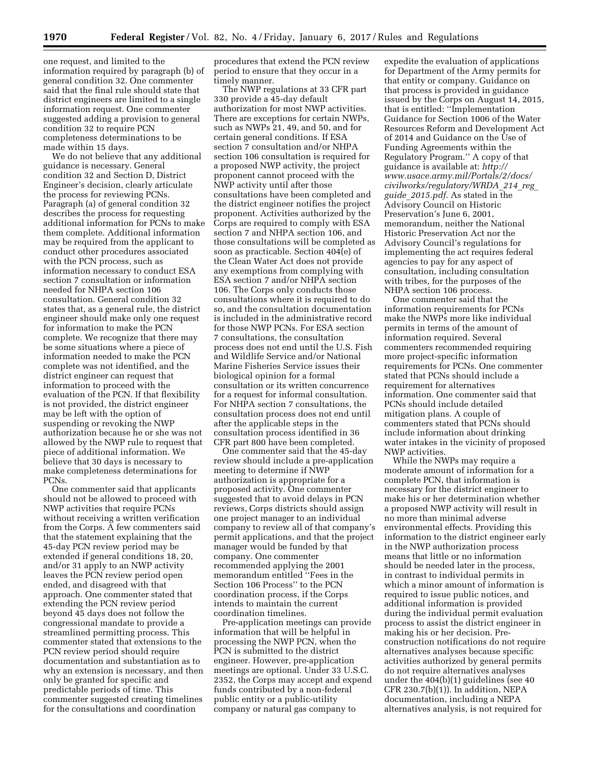one request, and limited to the information required by paragraph (b) of general condition 32. One commenter said that the final rule should state that district engineers are limited to a single information request. One commenter suggested adding a provision to general condition 32 to require PCN completeness determinations to be made within 15 days.

We do not believe that any additional guidance is necessary. General condition 32 and Section D, District Engineer's decision, clearly articulate the process for reviewing PCNs. Paragraph (a) of general condition 32 describes the process for requesting additional information for PCNs to make them complete. Additional information may be required from the applicant to conduct other procedures associated with the PCN process, such as information necessary to conduct ESA section 7 consultation or information needed for NHPA section 106 consultation. General condition 32 states that, as a general rule, the district engineer should make only one request for information to make the PCN complete. We recognize that there may be some situations where a piece of information needed to make the PCN complete was not identified, and the district engineer can request that information to proceed with the evaluation of the PCN. If that flexibility is not provided, the district engineer may be left with the option of suspending or revoking the NWP authorization because he or she was not allowed by the NWP rule to request that piece of additional information. We believe that 30 days is necessary to make completeness determinations for PCNs.

One commenter said that applicants should not be allowed to proceed with NWP activities that require PCNs without receiving a written verification from the Corps. A few commenters said that the statement explaining that the 45-day PCN review period may be extended if general conditions 18, 20, and/or 31 apply to an NWP activity leaves the PCN review period open ended, and disagreed with that approach. One commenter stated that extending the PCN review period beyond 45 days does not follow the congressional mandate to provide a streamlined permitting process. This commenter stated that extensions to the PCN review period should require documentation and substantiation as to why an extension is necessary, and then only be granted for specific and predictable periods of time. This commenter suggested creating timelines for the consultations and coordination procedures that extend the PCN review period to ensure that they occur in a timely manner.

The NWP regulations at 33 CFR part 330 provide a 45-day default authorization for most NWP activities. There are exceptions for certain NWPs, such as NWPs 21, 49, and 50, and for certain general conditions. If ESA section 7 consultation and/or NHPA section 106 consultation is required for a proposed NWP activity, the project proponent cannot proceed with the NWP activity until after those consultations have been completed and the district engineer notifies the project proponent. Activities authorized by the Corps are required to comply with ESA section 7 and NHPA section 106, and those consultations will be completed as soon as practicable. Section 404(e) of the Clean Water Act does not provide any exemptions from complying with ESA section 7 and/or NHPA section 106. The Corps only conducts those consultations where it is required to do so, and the consultation documentation is included in the administrative record for those NWP PCNs. For ESA section 7 consultations, the consultation process does not end until the U.S. Fish and Wildlife Service and/or National Marine Fisheries Service issues their biological opinion for a formal consultation or its written concurrence for a request for informal consultation. For NHPA section 7 consultations, the consultation process does not end until after the applicable steps in the consultation process identified in 36 CFR part 800 have been completed.

One commenter said that the 45-day review should include a pre-application meeting to determine if NWP authorization is appropriate for a proposed activity. One commenter suggested that to avoid delays in PCN reviews, Corps districts should assign one project manager to an individual company to review all of that company's permit applications, and that the project manager would be funded by that company. One commenter recommended applying the 2001 memorandum entitled ''Fees in the Section 106 Process'' to the PCN coordination process, if the Corps intends to maintain the current coordination timelines.

Pre-application meetings can provide information that will be helpful in processing the NWP PCN, when the PCN is submitted to the district engineer. However, pre-application meetings are optional. Under 33 U.S.C. 2352, the Corps may accept and expend funds contributed by a non-federal public entity or a public-utility company or natural gas company to expedite the evaluation of applications for Department of the Army permits for that entity or company. Guidance on that process is provided in guidance issued by the Corps on August 14, 2015, that is entitled: ''Implementation Guidance for Section 1006 of the Water Resources Reform and Development Act of 2014 and Guidance on the Use of Funding Agreements within the Regulatory Program.'' A copy of that guidance is available at: *http://www.usace.army.mil/Portals/2/docs/civilworks/regulatory/WRDA_214_reg_guide_2015.pdf*. As stated in the Advisory Council on Historic Preservation's June 6, 2001, memorandum, neither the National Historic Preservation Act nor the Advisory Council's regulations for implementing the act requires federal agencies to pay for any aspect of consultation, including consultation with tribes, for the purposes of the NHPA section 106 process.

One commenter said that the information requirements for PCNs make the NWPs more like individual permits in terms of the amount of information required. Several commenters recommended requiring more project-specific information requirements for PCNs. One commenter stated that PCNs should include a requirement for alternatives information. One commenter said that PCNs should include detailed mitigation plans. A couple of commenters stated that PCNs should include information about drinking water intakes in the vicinity of proposed NWP activities.

While the NWPs may require a moderate amount of information for a complete PCN, that information is necessary for the district engineer to make his or her determination whether a proposed NWP activity will result in no more than minimal adverse environmental effects. Providing this information to the district engineer early in the NWP authorization process means that little or no information should be needed later in the process, in contrast to individual permits in which a minor amount of information is required to issue public notices, and additional information is provided during the individual permit evaluation process to assist the district engineer in making his or her decision. Pre-construction notifications do not require alternatives analyses because specific activities authorized by general permits do not require alternatives analyses under the 404(b)(1) guidelines (see 40 CFR 230.7(b)(1)). In addition, NEPA documentation, including a NEPA alternatives analysis, is not required for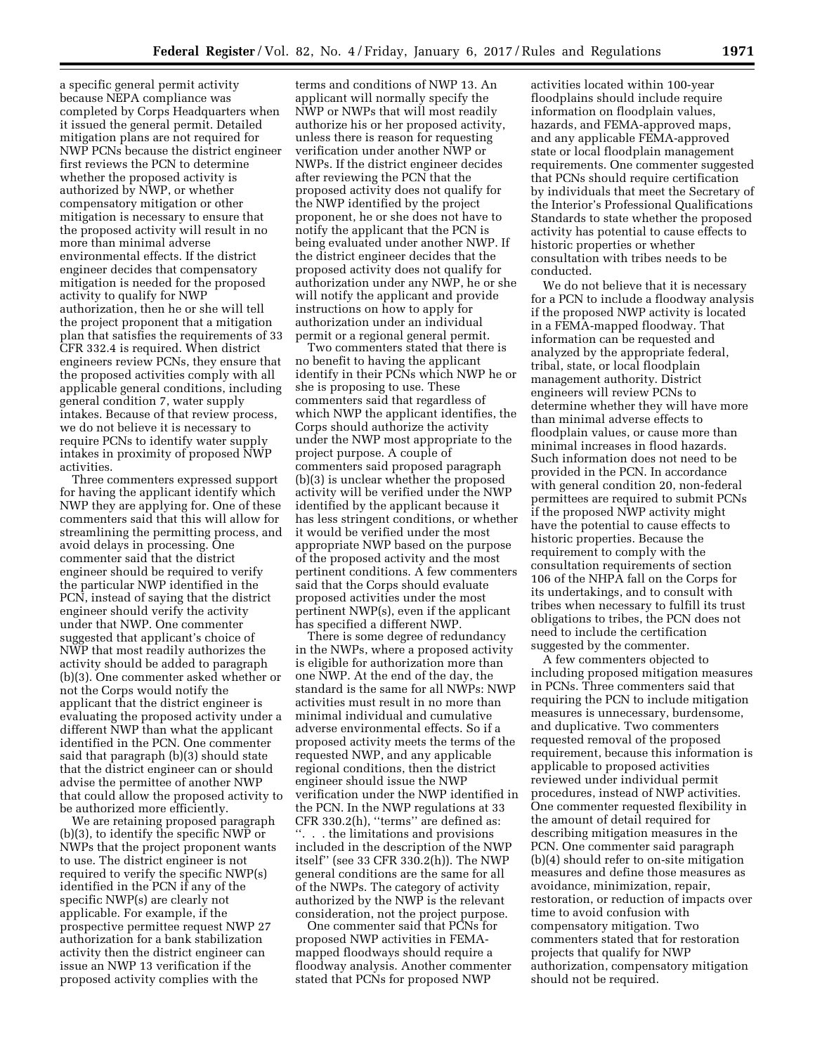a specific general permit activity because NEPA compliance was completed by Corps Headquarters when it issued the general permit. Detailed mitigation plans are not required for NWP PCNs because the district engineer first reviews the PCN to determine whether the proposed activity is authorized by NWP, or whether compensatory mitigation or other mitigation is necessary to ensure that the proposed activity will result in no more than minimal adverse environmental effects. If the district engineer decides that compensatory mitigation is needed for the proposed activity to qualify for NWP authorization, then he or she will tell the project proponent that a mitigation plan that satisfies the requirements of 33 CFR 332.4 is required. When district engineers review PCNs, they ensure that the proposed activities comply with all applicable general conditions, including general condition 7, water supply intakes. Because of that review process, we do not believe it is necessary to require PCNs to identify water supply intakes in proximity of proposed NWP activities.

Three commenters expressed support for having the applicant identify which NWP they are applying for. One of these commenters said that this will allow for streamlining the permitting process, and avoid delays in processing. One commenter said that the district engineer should be required to verify the particular NWP identified in the PCN, instead of saying that the district engineer should verify the activity under that NWP. One commenter suggested that applicant's choice of NWP that most readily authorizes the activity should be added to paragraph (b)(3). One commenter asked whether or not the Corps would notify the applicant that the district engineer is evaluating the proposed activity under a different NWP than what the applicant identified in the PCN. One commenter said that paragraph (b)(3) should state that the district engineer can or should advise the permittee of another NWP that could allow the proposed activity to be authorized more efficiently.

We are retaining proposed paragraph (b)(3), to identify the specific NWP or NWPs that the project proponent wants to use. The district engineer is not required to verify the specific NWP(s) identified in the PCN if any of the specific NWP(s) are clearly not applicable. For example, if the prospective permittee request NWP 27 authorization for a bank stabilization activity then the district engineer can issue an NWP 13 verification if the proposed activity complies with the terms and conditions of NWP 13. An applicant will normally specify the NWP or NWPs that will most readily authorize his or her proposed activity, unless there is reason for requesting verification under another NWP or NWPs. If the district engineer decides after reviewing the PCN that the proposed activity does not qualify for the NWP identified by the project proponent, he or she does not have to notify the applicant that the PCN is being evaluated under another NWP. If the district engineer decides that the proposed activity does not qualify for authorization under any NWP, he or she will notify the applicant and provide instructions on how to apply for authorization under an individual permit or a regional general permit.

Two commenters stated that there is no benefit to having the applicant identify in their PCNs which NWP he or she is proposing to use. These commenters said that regardless of which NWP the applicant identifies, the Corps should authorize the activity under the NWP most appropriate to the project purpose. A couple of commenters said proposed paragraph (b)(3) is unclear whether the proposed activity will be verified under the NWP identified by the applicant because it has less stringent conditions, or whether it would be verified under the most appropriate NWP based on the purpose of the proposed activity and the most pertinent conditions. A few commenters said that the Corps should evaluate proposed activities under the most pertinent NWP(s), even if the applicant has specified a different NWP.

There is some degree of redundancy in the NWPs, where a proposed activity is eligible for authorization more than one NWP. At the end of the day, the standard is the same for all NWPs: NWP activities must result in no more than minimal individual and cumulative adverse environmental effects. So if a proposed activity meets the terms of the requested NWP, and any applicable regional conditions, then the district engineer should issue the NWP verification under the NWP identified in the PCN. In the NWP regulations at 33 CFR 330.2(h), ''terms'' are defined as: ''. . . the limitations and provisions included in the description of the NWP itself'' (see 33 CFR 330.2(h)). The NWP general conditions are the same for all of the NWPs. The category of activity authorized by the NWP is the relevant consideration, not the project purpose.

One commenter said that PCNs for proposed NWP activities in FEMA-mapped floodways should require a floodway analysis. Another commenter stated that PCNs for proposed NWP activities located within 100-year floodplains should include require information on floodplain values, hazards, and FEMA-approved maps, and any applicable FEMA-approved state or local floodplain management requirements. One commenter suggested that PCNs should require certification by individuals that meet the Secretary of the Interior's Professional Qualifications Standards to state whether the proposed activity has potential to cause effects to historic properties or whether consultation with tribes needs to be conducted.

We do not believe that it is necessary for a PCN to include a floodway analysis if the proposed NWP activity is located in a FEMA-mapped floodway. That information can be requested and analyzed by the appropriate federal, tribal, state, or local floodplain management authority. District engineers will review PCNs to determine whether they will have more than minimal adverse effects to floodplain values, or cause more than minimal increases in flood hazards. Such information does not need to be provided in the PCN. In accordance with general condition 20, non-federal permittees are required to submit PCNs if the proposed NWP activity might have the potential to cause effects to historic properties. Because the requirement to comply with the consultation requirements of section 106 of the NHPA fall on the Corps for its undertakings, and to consult with tribes when necessary to fulfill its trust obligations to tribes, the PCN does not need to include the certification suggested by the commenter.

A few commenters objected to including proposed mitigation measures in PCNs. Three commenters said that requiring the PCN to include mitigation measures is unnecessary, burdensome, and duplicative. Two commenters requested removal of the proposed requirement, because this information is applicable to proposed activities reviewed under individual permit procedures, instead of NWP activities. One commenter requested flexibility in the amount of detail required for describing mitigation measures in the PCN. One commenter said paragraph (b)(4) should refer to on-site mitigation measures and define those measures as avoidance, minimization, repair, restoration, or reduction of impacts over time to avoid confusion with compensatory mitigation. Two commenters stated that for restoration projects that qualify for NWP authorization, compensatory mitigation should not be required.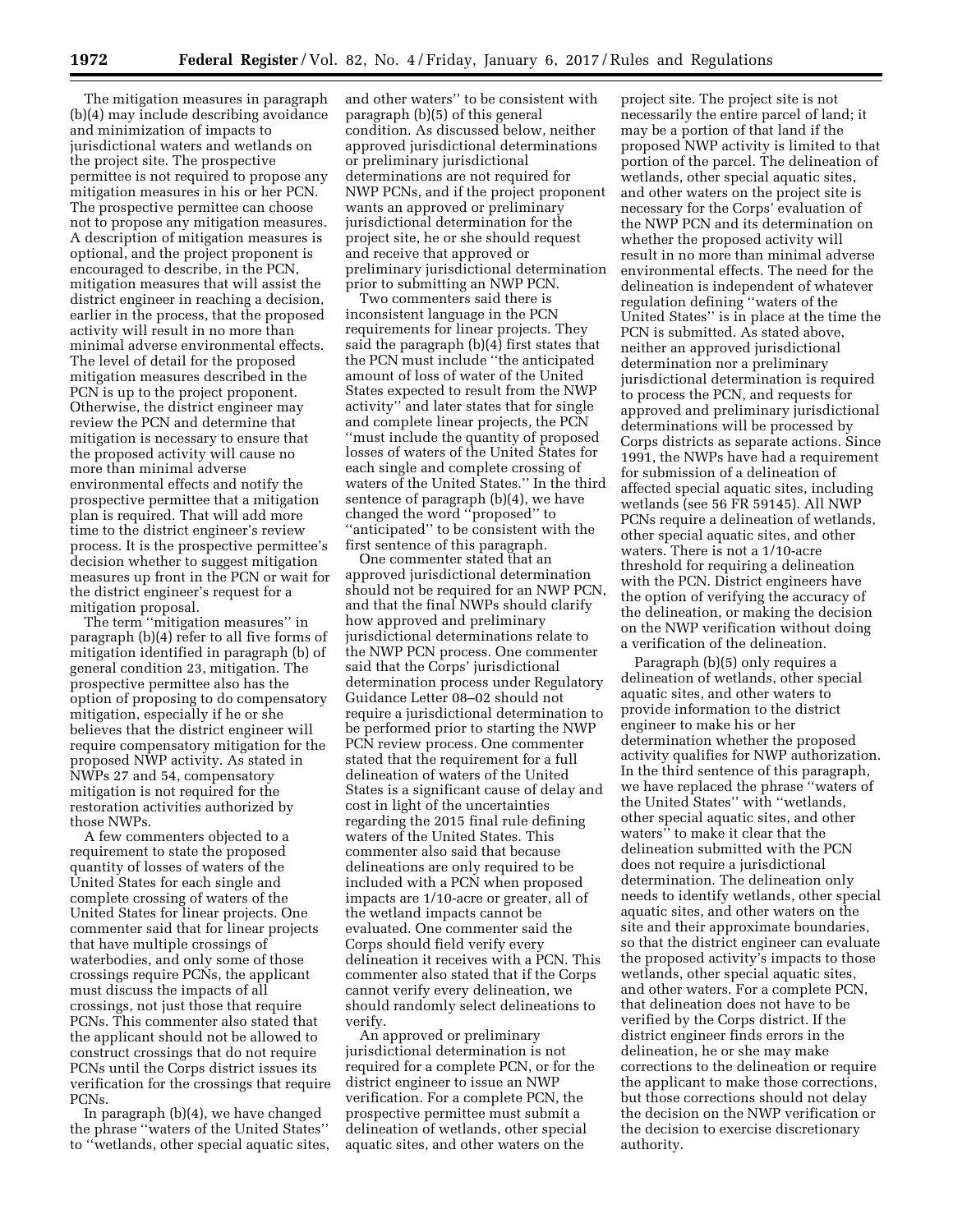The mitigation measures in paragraph (b)(4) may include describing avoidance and minimization of impacts to jurisdictional waters and wetlands on the project site. The prospective permittee is not required to propose any mitigation measures in his or her PCN. The prospective permittee can choose not to propose any mitigation measures. A description of mitigation measures is optional, and the project proponent is encouraged to describe, in the PCN, mitigation measures that will assist the district engineer in reaching a decision, earlier in the process, that the proposed activity will result in no more than minimal adverse environmental effects. The level of detail for the proposed mitigation measures described in the PCN is up to the project proponent. Otherwise, the district engineer may review the PCN and determine that mitigation is necessary to ensure that the proposed activity will cause no more than minimal adverse environmental effects and notify the prospective permittee that a mitigation plan is required. That will add more time to the district engineer's review process. It is the prospective permittee's decision whether to suggest mitigation measures up front in the PCN or wait for the district engineer's request for a mitigation proposal.

The term "mitigation measures" in paragraph (b)(4) refer to all five forms of mitigation identified in paragraph (b) of general condition 23, mitigation. The prospective permittee also has the option of proposing to do compensatory mitigation, especially if he or she believes that the district engineer will require compensatory mitigation for the proposed NWP activity. As stated in NWPs 27 and 54, compensatory mitigation is not required for the restoration activities authorized by those NWPs.

A few commenters objected to a requirement to state the proposed quantity of losses of waters of the United States for each single and complete crossing of waters of the United States for linear projects. One commenter said that for linear projects that have multiple crossings of waterbodies, and only some of those crossings require PCNs, the applicant must discuss the impacts of all crossings, not just those that require PCNs. This commenter also stated that the applicant should not be allowed to construct crossings that do not require PCNs until the Corps district issues its verification for the crossings that require PCNs.

In paragraph (b)(4), we have changed the phrase "waters of the United States" to "wetlands, other special aquatic sites, and other waters" to be consistent with paragraph (b)(5) of this general condition. As discussed below, neither approved jurisdictional determinations or preliminary jurisdictional determinations are not required for NWP PCNs, and if the project proponent wants an approved or preliminary jurisdictional determination for the project site, he or she should request and receive that approved or preliminary jurisdictional determination prior to submitting an NWP PCN.

Two commenters said there is inconsistent language in the PCN requirements for linear projects. They said the paragraph (b)(4) first states that the PCN must include "the anticipated amount of loss of water of the United States expected to result from the NWP activity" and later states that for single and complete linear projects, the PCN "must include the quantity of proposed losses of waters of the United States for each single and complete crossing of waters of the United States." In the third sentence of paragraph (b)(4), we have changed the word "proposed" to "anticipated" to be consistent with the first sentence of this paragraph.

One commenter stated that an approved jurisdictional determination should not be required for an NWP PCN, and that the final NWPs should clarify how approved and preliminary jurisdictional determinations relate to the NWP PCN process. One commenter said that the Corps' jurisdictional determination process under Regulatory Guidance Letter 08–02 should not require a jurisdictional determination to be performed prior to starting the NWP PCN review process. One commenter stated that the requirement for a full delineation of waters of the United States is a significant cause of delay and cost in light of the uncertainties regarding the 2015 final rule defining waters of the United States. This commenter also said that because delineations are only required to be included with a PCN when proposed impacts are 1/10-acre or greater, all of the wetland impacts cannot be evaluated. One commenter said the Corps should field verify every delineation it receives with a PCN. This commenter also stated that if the Corps cannot verify every delineation, we should randomly select delineations to verify.

An approved or preliminary jurisdictional determination is not required for a complete PCN, or for the district engineer to issue an NWP verification. For a complete PCN, the prospective permittee must submit a delineation of wetlands, other special aquatic sites, and other waters on the project site. The project site is not necessarily the entire parcel of land; it may be a portion of that land if the proposed NWP activity is limited to that portion of the parcel. The delineation of wetlands, other special aquatic sites, and other waters on the project site is necessary for the Corps' evaluation of the NWP PCN and its determination on whether the proposed activity will result in no more than minimal adverse environmental effects. The need for the delineation is independent of whatever regulation defining "waters of the United States" is in place at the time the PCN is submitted. As stated above, neither an approved jurisdictional determination nor a preliminary jurisdictional determination is required to process the PCN, and requests for approved and preliminary jurisdictional determinations will be processed by Corps districts as separate actions. Since 1991, the NWPs have had a requirement for submission of a delineation of affected special aquatic sites, including wetlands (see 56 FR 59145). All NWP PCNs require a delineation of wetlands, other special aquatic sites, and other waters. There is not a 1/10-acre threshold for requiring a delineation with the PCN. District engineers have the option of verifying the accuracy of the delineation, or making the decision on the NWP verification without doing a verification of the delineation.

Paragraph (b)(5) only requires a delineation of wetlands, other special aquatic sites, and other waters to provide information to the district engineer to make his or her determination whether the proposed activity qualifies for NWP authorization. In the third sentence of this paragraph, we have replaced the phrase "waters of the United States" with "wetlands, other special aquatic sites, and other waters" to make it clear that the delineation submitted with the PCN does not require a jurisdictional determination. The delineation only needs to identify wetlands, other special aquatic sites, and other waters on the site and their approximate boundaries, so that the district engineer can evaluate the proposed activity's impacts to those wetlands, other special aquatic sites, and other waters. For a complete PCN, that delineation does not have to be verified by the Corps district. If the district engineer finds errors in the delineation, he or she may make corrections to the delineation or require the applicant to make those corrections, but those corrections should not delay the decision on the NWP verification or the decision to exercise discretionary authority.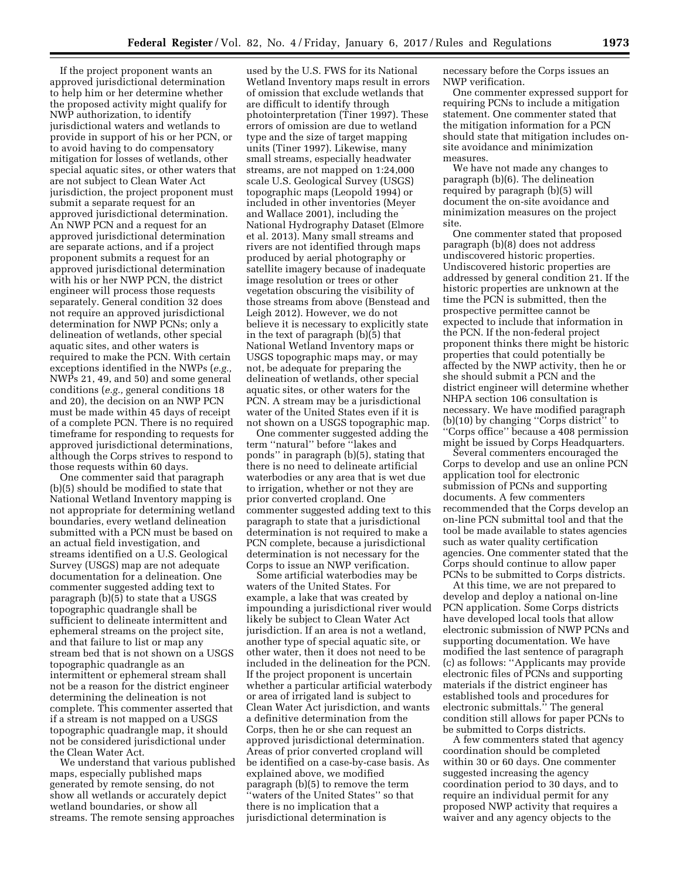If the project proponent wants an approved jurisdictional determination to help him or her determine whether the proposed activity might qualify for NWP authorization, to identify jurisdictional waters and wetlands to provide in support of his or her PCN, or to avoid having to do compensatory mitigation for losses of wetlands, other special aquatic sites, or other waters that are not subject to Clean Water Act jurisdiction, the project proponent must submit a separate request for an approved jurisdictional determination. An NWP PCN and a request for an approved jurisdictional determination are separate actions, and if a project proponent submits a request for an approved jurisdictional determination with his or her NWP PCN, the district engineer will process those requests separately. General condition 32 does not require an approved jurisdictional determination for NWP PCNs; only a delineation of wetlands, other special aquatic sites, and other waters is required to make the PCN. With certain exceptions identified in the NWPs (*e.g.,* NWPs 21, 49, and 50) and some general conditions (*e.g.,* general conditions 18 and 20), the decision on an NWP PCN must be made within 45 days of receipt of a complete PCN. There is no required timeframe for responding to requests for approved jurisdictional determinations, although the Corps strives to respond to those requests within 60 days.

One commenter said that paragraph (b)(5) should be modified to state that National Wetland Inventory mapping is not appropriate for determining wetland boundaries, every wetland delineation submitted with a PCN must be based on an actual field investigation, and streams identified on a U.S. Geological Survey (USGS) map are not adequate documentation for a delineation. One commenter suggested adding text to paragraph (b)(5) to state that a USGS topographic quadrangle shall be sufficient to delineate intermittent and ephemeral streams on the project site, and that failure to list or map any stream bed that is not shown on a USGS topographic quadrangle as an intermittent or ephemeral stream shall not be a reason for the district engineer determining the delineation is not complete. This commenter asserted that if a stream is not mapped on a USGS topographic quadrangle map, it should not be considered jurisdictional under the Clean Water Act.

We understand that various published maps, especially published maps generated by remote sensing, do not show all wetlands or accurately depict wetland boundaries, or show all streams. The remote sensing approaches used by the U.S. FWS for its National Wetland Inventory maps result in errors of omission that exclude wetlands that are difficult to identify through photointerpretation (Tiner 1997). These errors of omission are due to wetland type and the size of target mapping units (Tiner 1997). Likewise, many small streams, especially headwater streams, are not mapped on 1:24,000 scale U.S. Geological Survey (USGS) topographic maps (Leopold 1994) or included in other inventories (Meyer and Wallace 2001), including the National Hydrography Dataset (Elmore et al. 2013). Many small streams and rivers are not identified through maps produced by aerial photography or satellite imagery because of inadequate image resolution or trees or other vegetation obscuring the visibility of those streams from above (Benstead and Leigh 2012). However, we do not believe it is necessary to explicitly state in the text of paragraph (b)(5) that National Wetland Inventory maps or USGS topographic maps may, or may not, be adequate for preparing the delineation of wetlands, other special aquatic sites, or other waters for the PCN. A stream may be a jurisdictional water of the United States even if it is not shown on a USGS topographic map.

One commenter suggested adding the term ''natural'' before ''lakes and ponds'' in paragraph (b)(5), stating that there is no need to delineate artificial waterbodies or any area that is wet due to irrigation, whether or not they are prior converted cropland. One commenter suggested adding text to this paragraph to state that a jurisdictional determination is not required to make a PCN complete, because a jurisdictional determination is not necessary for the Corps to issue an NWP verification.

Some artificial waterbodies may be waters of the United States. For example, a lake that was created by impounding a jurisdictional river would likely be subject to Clean Water Act jurisdiction. If an area is not a wetland, another type of special aquatic site, or other water, then it does not need to be included in the delineation for the PCN. If the project proponent is uncertain whether a particular artificial waterbody or area of irrigated land is subject to Clean Water Act jurisdiction, and wants a definitive determination from the Corps, then he or she can request an approved jurisdictional determination. Areas of prior converted cropland will be identified on a case-by-case basis. As explained above, we modified paragraph (b)(5) to remove the term ''waters of the United States'' so that there is no implication that a jurisdictional determination is necessary before the Corps issues an NWP verification.

One commenter expressed support for requiring PCNs to include a mitigation statement. One commenter stated that the mitigation information for a PCN should state that mitigation includes on-site avoidance and minimization measures.

We have not made any changes to paragraph (b)(6). The delineation required by paragraph (b)(5) will document the on-site avoidance and minimization measures on the project site.

One commenter stated that proposed paragraph (b)(8) does not address undiscovered historic properties. Undiscovered historic properties are addressed by general condition 21. If the historic properties are unknown at the time the PCN is submitted, then the prospective permittee cannot be expected to include that information in the PCN. If the non-federal project proponent thinks there might be historic properties that could potentially be affected by the NWP activity, then he or she should submit a PCN and the district engineer will determine whether NHPA section 106 consultation is necessary. We have modified paragraph (b)(10) by changing ''Corps district'' to ''Corps office'' because a 408 permission might be issued by Corps Headquarters.

Several commenters encouraged the Corps to develop and use an online PCN application tool for electronic submission of PCNs and supporting documents. A few commenters recommended that the Corps develop an on-line PCN submittal tool and that the tool be made available to states agencies such as water quality certification agencies. One commenter stated that the Corps should continue to allow paper PCNs to be submitted to Corps districts.

At this time, we are not prepared to develop and deploy a national on-line PCN application. Some Corps districts have developed local tools that allow electronic submission of NWP PCNs and supporting documentation. We have modified the last sentence of paragraph (c) as follows: ''Applicants may provide electronic files of PCNs and supporting materials if the district engineer has established tools and procedures for electronic submittals.'' The general condition still allows for paper PCNs to be submitted to Corps districts.

A few commenters stated that agency coordination should be completed within 30 or 60 days. One commenter suggested increasing the agency coordination period to 30 days, and to require an individual permit for any proposed NWP activity that requires a waiver and any agency objects to the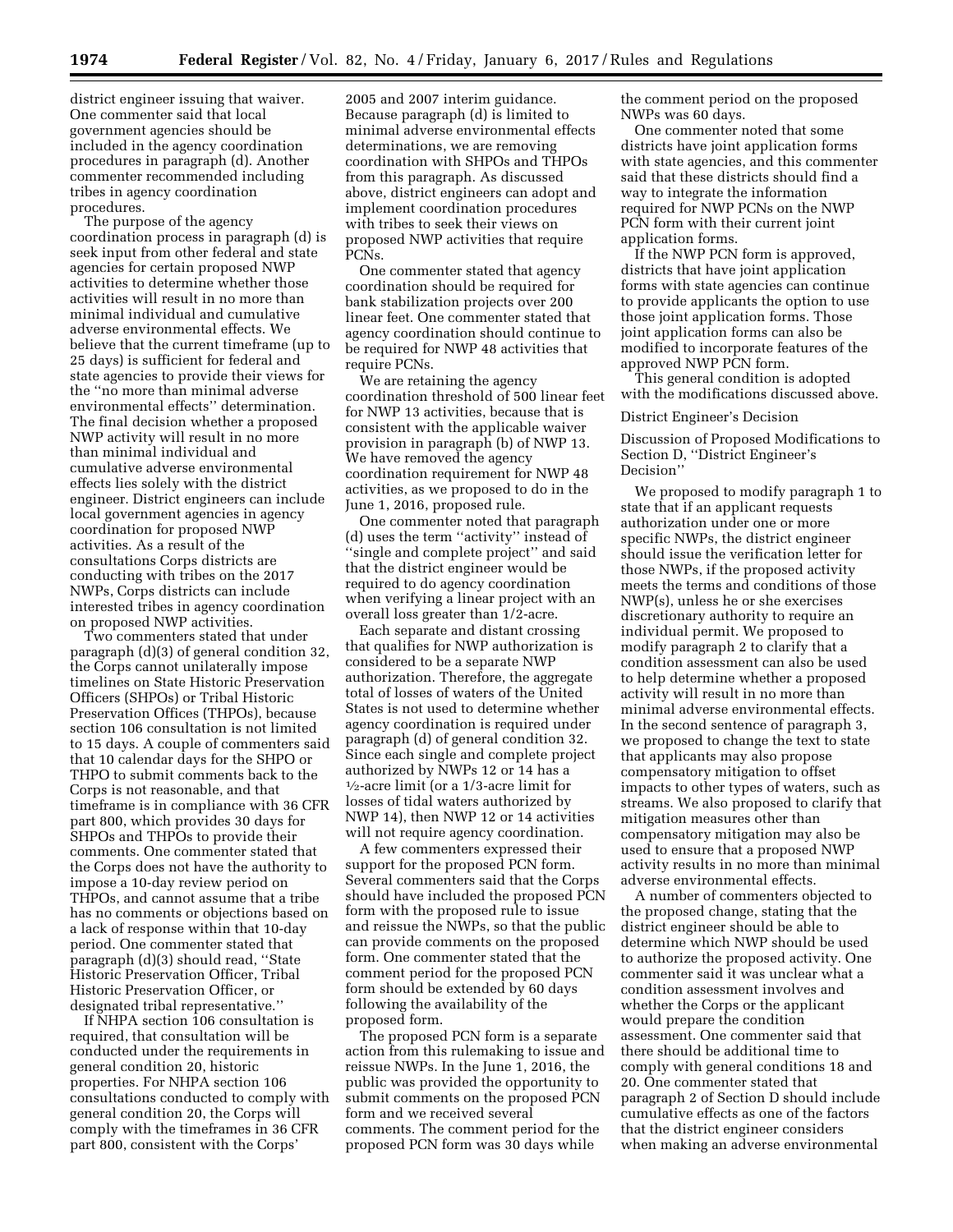district engineer issuing that waiver. One commenter said that local government agencies should be included in the agency coordination procedures in paragraph (d). Another commenter recommended including tribes in agency coordination procedures.

The purpose of the agency coordination process in paragraph (d) is seek input from other federal and state agencies for certain proposed NWP activities to determine whether those activities will result in no more than minimal individual and cumulative adverse environmental effects. We believe that the current timeframe (up to 25 days) is sufficient for federal and state agencies to provide their views for the ''no more than minimal adverse environmental effects'' determination. The final decision whether a proposed NWP activity will result in no more than minimal individual and cumulative adverse environmental effects lies solely with the district engineer. District engineers can include local government agencies in agency coordination for proposed NWP activities. As a result of the consultations Corps districts are conducting with tribes on the 2017 NWPs, Corps districts can include interested tribes in agency coordination on proposed NWP activities.

Two commenters stated that under paragraph (d)(3) of general condition 32, the Corps cannot unilaterally impose timelines on State Historic Preservation Officers (SHPOs) or Tribal Historic Preservation Offices (THPOs), because section 106 consultation is not limited to 15 days. A couple of commenters said that 10 calendar days for the SHPO or THPO to submit comments back to the Corps is not reasonable, and that timeframe is in compliance with 36 CFR part 800, which provides 30 days for SHPOs and THPOs to provide their comments. One commenter stated that the Corps does not have the authority to impose a 10-day review period on THPOs, and cannot assume that a tribe has no comments or objections based on a lack of response within that 10-day period. One commenter stated that paragraph (d)(3) should read, ''State Historic Preservation Officer, Tribal Historic Preservation Officer, or designated tribal representative.''

If NHPA section 106 consultation is required, that consultation will be conducted under the requirements in general condition 20, historic properties. For NHPA section 106 consultations conducted to comply with general condition 20, the Corps will comply with the timeframes in 36 CFR part 800, consistent with the Corps' 2005 and 2007 interim guidance. Because paragraph (d) is limited to minimal adverse environmental effects determinations, we are removing coordination with SHPOs and THPOs from this paragraph. As discussed above, district engineers can adopt and implement coordination procedures with tribes to seek their views on proposed NWP activities that require PCNs.

One commenter stated that agency coordination should be required for bank stabilization projects over 200 linear feet. One commenter stated that agency coordination should continue to be required for NWP 48 activities that require PCNs.

We are retaining the agency coordination threshold of 500 linear feet for NWP 13 activities, because that is consistent with the applicable waiver provision in paragraph (b) of NWP 13. We have removed the agency coordination requirement for NWP 48 activities, as we proposed to do in the June 1, 2016, proposed rule.

One commenter noted that paragraph (d) uses the term ''activity'' instead of ''single and complete project'' and said that the district engineer would be required to do agency coordination when verifying a linear project with an overall loss greater than 1/2-acre.

Each separate and distant crossing that qualifies for NWP authorization is considered to be a separate NWP authorization. Therefore, the aggregate total of losses of waters of the United States is not used to determine whether agency coordination is required under paragraph (d) of general condition 32. Since each single and complete project authorized by NWPs 12 or 14 has a ½-acre limit (or a 1/3-acre limit for losses of tidal waters authorized by NWP 14), then NWP 12 or 14 activities will not require agency coordination.

A few commenters expressed their support for the proposed PCN form. Several commenters said that the Corps should have included the proposed PCN form with the proposed rule to issue and reissue the NWPs, so that the public can provide comments on the proposed form. One commenter stated that the comment period for the proposed PCN form should be extended by 60 days following the availability of the proposed form.

The proposed PCN form is a separate action from this rulemaking to issue and reissue NWPs. In the June 1, 2016, the public was provided the opportunity to submit comments on the proposed PCN form and we received several comments. The comment period for the proposed PCN form was 30 days while the comment period on the proposed NWPs was 60 days.

One commenter noted that some districts have joint application forms with state agencies, and this commenter said that these districts should find a way to integrate the information required for NWP PCNs on the NWP PCN form with their current joint application forms.

If the NWP PCN form is approved, districts that have joint application forms with state agencies can continue to provide applicants the option to use those joint application forms. Those joint application forms can also be modified to incorporate features of the approved NWP PCN form.

This general condition is adopted with the modifications discussed above.

District Engineer's Decision

Discussion of Proposed Modifications to Section D, ''District Engineer's Decision''

We proposed to modify paragraph 1 to state that if an applicant requests authorization under one or more specific NWPs, the district engineer should issue the verification letter for those NWPs, if the proposed activity meets the terms and conditions of those NWP(s), unless he or she exercises discretionary authority to require an individual permit. We proposed to modify paragraph 2 to clarify that a condition assessment can also be used to help determine whether a proposed activity will result in no more than minimal adverse environmental effects. In the second sentence of paragraph 3, we proposed to change the text to state that applicants may also propose compensatory mitigation to offset impacts to other types of waters, such as streams. We also proposed to clarify that mitigation measures other than compensatory mitigation may also be used to ensure that a proposed NWP activity results in no more than minimal adverse environmental effects.

A number of commenters objected to the proposed change, stating that the district engineer should be able to determine which NWP should be used to authorize the proposed activity. One commenter said it was unclear what a condition assessment involves and whether the Corps or the applicant would prepare the condition assessment. One commenter said that there should be additional time to comply with general conditions 18 and 20. One commenter stated that paragraph 2 of Section D should include cumulative effects as one of the factors that the district engineer considers when making an adverse environmental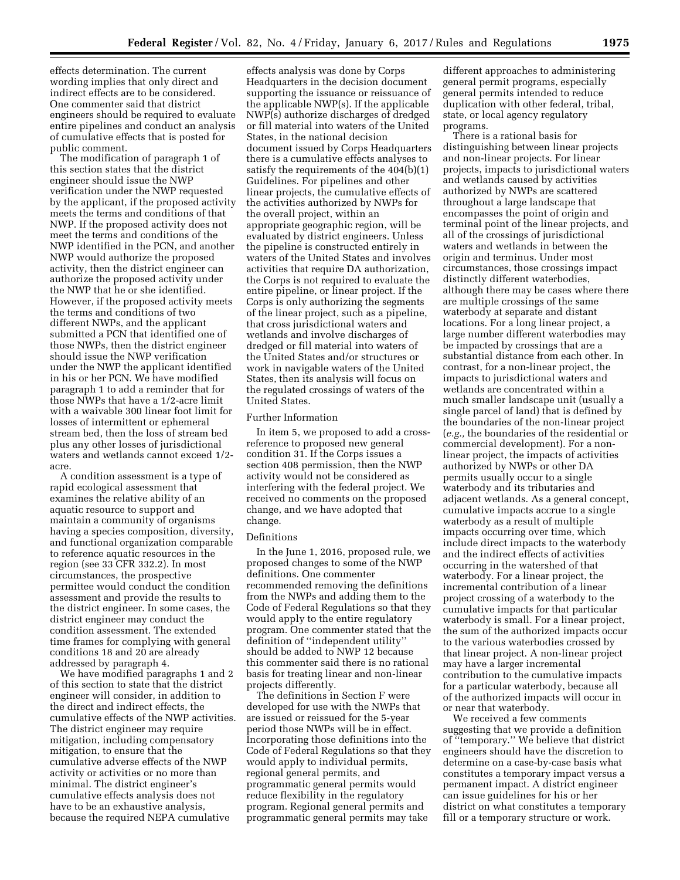effects determination. The current wording implies that only direct and indirect effects are to be considered. One commenter said that district engineers should be required to evaluate entire pipelines and conduct an analysis of cumulative effects that is posted for public comment.

The modification of paragraph 1 of this section states that the district engineer should issue the NWP verification under the NWP requested by the applicant, if the proposed activity meets the terms and conditions of that NWP. If the proposed activity does not meet the terms and conditions of the NWP identified in the PCN, and another NWP would authorize the proposed activity, then the district engineer can authorize the proposed activity under the NWP that he or she identified. However, if the proposed activity meets the terms and conditions of two different NWPs, and the applicant submitted a PCN that identified one of those NWPs, then the district engineer should issue the NWP verification under the NWP the applicant identified in his or her PCN. We have modified paragraph 1 to add a reminder that for those NWPs that have a 1/2-acre limit with a waivable 300 linear foot limit for losses of intermittent or ephemeral stream bed, then the loss of stream bed plus any other losses of jurisdictional waters and wetlands cannot exceed 1/2-acre.

A condition assessment is a type of rapid ecological assessment that examines the relative ability of an aquatic resource to support and maintain a community of organisms having a species composition, diversity, and functional organization comparable to reference aquatic resources in the region (see 33 CFR 332.2). In most circumstances, the prospective permittee would conduct the condition assessment and provide the results to the district engineer. In some cases, the district engineer may conduct the condition assessment. The extended time frames for complying with general conditions 18 and 20 are already addressed by paragraph 4.

We have modified paragraphs 1 and 2 of this section to state that the district engineer will consider, in addition to the direct and indirect effects, the cumulative effects of the NWP activities. The district engineer may require mitigation, including compensatory mitigation, to ensure that the cumulative adverse effects of the NWP activity or activities or no more than minimal. The district engineer's cumulative effects analysis does not have to be an exhaustive analysis, because the required NEPA cumulative effects analysis was done by Corps Headquarters in the decision document supporting the issuance or reissuance of the applicable NWP(s). If the applicable NWP(s) authorize discharges of dredged or fill material into waters of the United States, in the national decision document issued by Corps Headquarters there is a cumulative effects analyses to satisfy the requirements of the 404(b)(1) Guidelines. For pipelines and other linear projects, the cumulative effects of the activities authorized by NWPs for the overall project, within an appropriate geographic region, will be evaluated by district engineers. Unless the pipeline is constructed entirely in waters of the United States and involves activities that require DA authorization, the Corps is not required to evaluate the entire pipeline, or linear project. If the Corps is only authorizing the segments of the linear project, such as a pipeline, that cross jurisdictional waters and wetlands and involve discharges of dredged or fill material into waters of the United States and/or structures or work in navigable waters of the United States, then its analysis will focus on the regulated crossings of waters of the United States.

Further Information

In item 5, we proposed to add a cross-reference to proposed new general condition 31. If the Corps issues a section 408 permission, then the NWP activity would not be considered as interfering with the federal project. We received no comments on the proposed change, and we have adopted that change.

Definitions

In the June 1, 2016, proposed rule, we proposed changes to some of the NWP definitions. One commenter recommended removing the definitions from the NWPs and adding them to the Code of Federal Regulations so that they would apply to the entire regulatory program. One commenter stated that the definition of "independent utility" should be added to NWP 12 because this commenter said there is no rational basis for treating linear and non-linear projects differently.

The definitions in Section F were developed for use with the NWPs that are issued or reissued for the 5-year period those NWPs will be in effect. Incorporating those definitions into the Code of Federal Regulations so that they would apply to individual permits, regional general permits, and programmatic general permits would reduce flexibility in the regulatory program. Regional general permits and programmatic general permits may take different approaches to administering general permit programs, especially general permits intended to reduce duplication with other federal, tribal, state, or local agency regulatory programs.

There is a rational basis for distinguishing between linear projects and non-linear projects. For linear projects, impacts to jurisdictional waters and wetlands caused by activities authorized by NWPs are scattered throughout a large landscape that encompasses the point of origin and terminal point of the linear projects, and all of the crossings of jurisdictional waters and wetlands in between the origin and terminus. Under most circumstances, those crossings impact distinctly different waterbodies, although there may be cases where there are multiple crossings of the same waterbody at separate and distant locations. For a long linear project, a large number different waterbodies may be impacted by crossings that are a substantial distance from each other. In contrast, for a non-linear project, the impacts to jurisdictional waters and wetlands are concentrated within a much smaller landscape unit (usually a single parcel of land) that is defined by the boundaries of the non-linear project (*e.g.,* the boundaries of the residential or commercial development). For a non-linear project, the impacts of activities authorized by NWPs or other DA permits usually occur to a single waterbody and its tributaries and adjacent wetlands. As a general concept, cumulative impacts accrue to a single waterbody as a result of multiple impacts occurring over time, which include direct impacts to the waterbody and the indirect effects of activities occurring in the watershed of that waterbody. For a linear project, the incremental contribution of a linear project crossing of a waterbody to the cumulative impacts for that particular waterbody is small. For a linear project, the sum of the authorized impacts occur to the various waterbodies crossed by that linear project. A non-linear project may have a larger incremental contribution to the cumulative impacts for a particular waterbody, because all of the authorized impacts will occur in or near that waterbody.

We received a few comments suggesting that we provide a definition of "temporary." We believe that district engineers should have the discretion to determine on a case-by-case basis what constitutes a temporary impact versus a permanent impact. A district engineer can issue guidelines for his or her district on what constitutes a temporary fill or a temporary structure or work.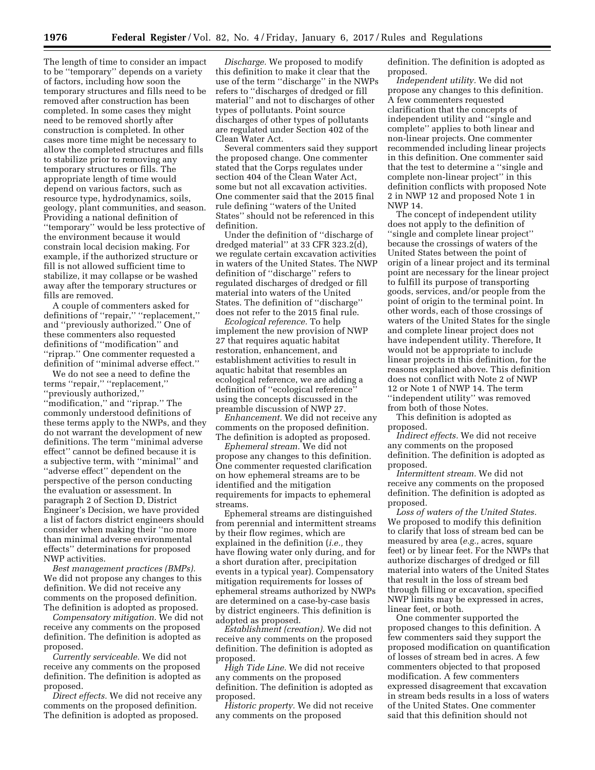The length of time to consider an impact to be "temporary" depends on a variety of factors, including how soon the temporary structures and fills need to be removed after construction has been completed. In some cases they might need to be removed shortly after construction is completed. In other cases more time might be necessary to allow the completed structures and fills to stabilize prior to removing any temporary structures or fills. The appropriate length of time would depend on various factors, such as resource type, hydrodynamics, soils, geology, plant communities, and season. Providing a national definition of "temporary" would be less protective of the environment because it would constrain local decision making. For example, if the authorized structure or fill is not allowed sufficient time to stabilize, it may collapse or be washed away after the temporary structures or fills are removed.

A couple of commenters asked for definitions of "repair," "replacement," and "previously authorized." One of these commenters also requested definitions of "modification" and "riprap." One commenter requested a definition of "minimal adverse effect."

We do not see a need to define the terms "repair," "replacement," "previously authorized," "modification," and "riprap." The commonly understood definitions of these terms apply to the NWPs, and they do not warrant the development of new definitions. The term "minimal adverse effect" cannot be defined because it is a subjective term, with "minimal" and "adverse effect" dependent on the perspective of the person conducting the evaluation or assessment. In paragraph 2 of Section D, District Engineer's Decision, we have provided a list of factors district engineers should consider when making their "no more than minimal adverse environmental effects" determinations for proposed NWP activities.

*Best management practices (BMPs).* We did not propose any changes to this definition. We did not receive any comments on the proposed definition. The definition is adopted as proposed.

*Compensatory mitigation.* We did not receive any comments on the proposed definition. The definition is adopted as proposed.

*Currently serviceable.* We did not receive any comments on the proposed definition. The definition is adopted as proposed.

*Direct effects.* We did not receive any comments on the proposed definition. The definition is adopted as proposed.

*Discharge.* We proposed to modify this definition to make it clear that the use of the term "discharge" in the NWPs refers to "discharges of dredged or fill material" and not to discharges of other types of pollutants. Point source discharges of other types of pollutants are regulated under Section 402 of the Clean Water Act.

Several commenters said they support the proposed change. One commenter stated that the Corps regulates under section 404 of the Clean Water Act, some but not all excavation activities. One commenter said that the 2015 final rule defining "waters of the United States" should not be referenced in this definition.

Under the definition of "discharge of dredged material" at 33 CFR 323.2(d), we regulate certain excavation activities in waters of the United States. The NWP definition of "discharge" refers to regulated discharges of dredged or fill material into waters of the United States. The definition of "discharge" does not refer to the 2015 final rule.

*Ecological reference.* To help implement the new provision of NWP 27 that requires aquatic habitat restoration, enhancement, and establishment activities to result in aquatic habitat that resembles an ecological reference, we are adding a definition of "ecological reference" using the concepts discussed in the preamble discussion of NWP 27.

*Enhancement.* We did not receive any comments on the proposed definition. The definition is adopted as proposed.

*Ephemeral stream.* We did not propose any changes to this definition. One commenter requested clarification on how ephemeral streams are to be identified and the mitigation requirements for impacts to ephemeral streams.

Ephemeral streams are distinguished from perennial and intermittent streams by their flow regimes, which are explained in the definition (*i.e.,* they have flowing water only during, and for a short duration after, precipitation events in a typical year). Compensatory mitigation requirements for losses of ephemeral streams authorized by NWPs are determined on a case-by-case basis by district engineers. This definition is adopted as proposed.

*Establishment (creation).* We did not receive any comments on the proposed definition. The definition is adopted as proposed.

*High Tide Line.* We did not receive any comments on the proposed definition. The definition is adopted as proposed.

*Historic property.* We did not receive any comments on the proposed definition. The definition is adopted as proposed.

*Independent utility.* We did not propose any changes to this definition. A few commenters requested clarification that the concepts of independent utility and "single and complete" applies to both linear and non-linear projects. One commenter recommended including linear projects in this definition. One commenter said that the test to determine a "single and complete non-linear project" in this definition conflicts with proposed Note 2 in NWP 12 and proposed Note 1 in NWP 14.

The concept of independent utility does not apply to the definition of "single and complete linear project" because the crossings of waters of the United States between the point of origin of a linear project and its terminal point are necessary for the linear project to fulfill its purpose of transporting goods, services, and/or people from the point of origin to the terminal point. In other words, each of those crossings of waters of the United States for the single and complete linear project does not have independent utility. Therefore, It would not be appropriate to include linear projects in this definition, for the reasons explained above. This definition does not conflict with Note 2 of NWP 12 or Note 1 of NWP 14. The term "independent utility" was removed from both of those Notes.

This definition is adopted as proposed.

*Indirect effects.* We did not receive any comments on the proposed definition. The definition is adopted as proposed.

*Intermittent stream.* We did not receive any comments on the proposed definition. The definition is adopted as proposed.

*Loss of waters of the United States.* We proposed to modify this definition to clarify that loss of stream bed can be measured by area (*e.g.,* acres, square feet) or by linear feet. For the NWPs that authorize discharges of dredged or fill material into waters of the United States that result in the loss of stream bed through filling or excavation, specified NWP limits may be expressed in acres, linear feet, or both.

One commenter supported the proposed changes to this definition. A few commenters said they support the proposed modification on quantification of losses of stream bed in acres. A few commenters objected to that proposed modification. A few commenters expressed disagreement that excavation in stream beds results in a loss of waters of the United States. One commenter said that this definition should not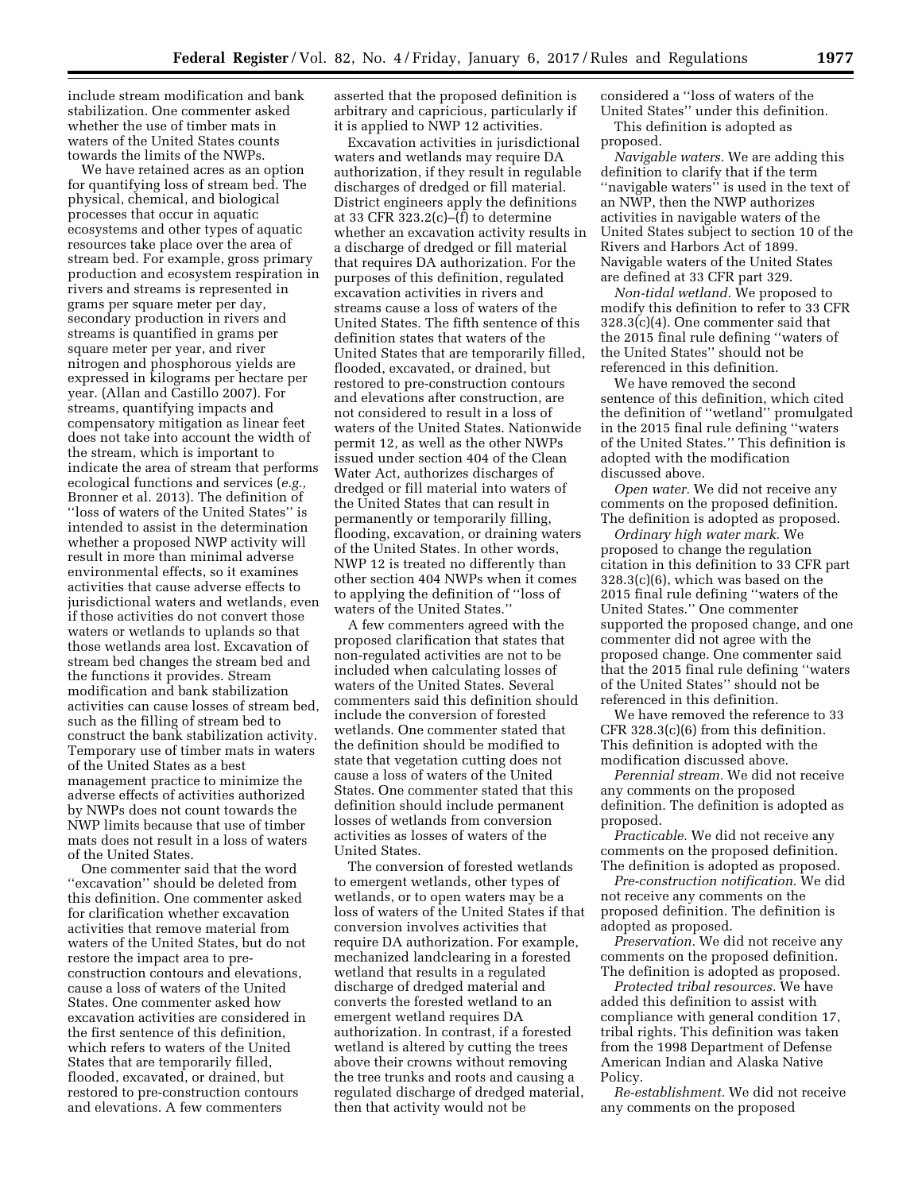include stream modification and bank stabilization. One commenter asked whether the use of timber mats in waters of the United States counts towards the limits of the NWPs.

We have retained acres as an option for quantifying loss of stream bed. The physical, chemical, and biological processes that occur in aquatic ecosystems and other types of aquatic resources take place over the area of stream bed. For example, gross primary production and ecosystem respiration in rivers and streams is represented in grams per square meter per day, secondary production in rivers and streams is quantified in grams per square meter per year, and river nitrogen and phosphorous yields are expressed in kilograms per hectare per year. (Allan and Castillo 2007). For streams, quantifying impacts and compensatory mitigation as linear feet does not take into account the width of the stream, which is important to indicate the area of stream that performs ecological functions and services (*e.g.,* Bronner et al. 2013). The definition of ''loss of waters of the United States'' is intended to assist in the determination whether a proposed NWP activity will result in more than minimal adverse environmental effects, so it examines activities that cause adverse effects to jurisdictional waters and wetlands, even if those activities do not convert those waters or wetlands to uplands so that those wetlands area lost. Excavation of stream bed changes the stream bed and the functions it provides. Stream modification and bank stabilization activities can cause losses of stream bed, such as the filling of stream bed to construct the bank stabilization activity. Temporary use of timber mats in waters of the United States as a best management practice to minimize the adverse effects of activities authorized by NWPs does not count towards the NWP limits because that use of timber mats does not result in a loss of waters of the United States.

One commenter said that the word ''excavation'' should be deleted from this definition. One commenter asked for clarification whether excavation activities that remove material from waters of the United States, but do not restore the impact area to pre-construction contours and elevations, cause a loss of waters of the United States. One commenter asked how excavation activities are considered in the first sentence of this definition, which refers to waters of the United States that are temporarily filled, flooded, excavated, or drained, but restored to pre-construction contours and elevations. A few commenters asserted that the proposed definition is arbitrary and capricious, particularly if it is applied to NWP 12 activities.

Excavation activities in jurisdictional waters and wetlands may require DA authorization, if they result in regulable discharges of dredged or fill material. District engineers apply the definitions at 33 CFR 323.2(c)–(f) to determine whether an excavation activity results in a discharge of dredged or fill material that requires DA authorization. For the purposes of this definition, regulated excavation activities in rivers and streams cause a loss of waters of the United States. The fifth sentence of this definition states that waters of the United States that are temporarily filled, flooded, excavated, or drained, but restored to pre-construction contours and elevations after construction, are not considered to result in a loss of waters of the United States. Nationwide permit 12, as well as the other NWPs issued under section 404 of the Clean Water Act, authorizes discharges of dredged or fill material into waters of the United States that can result in permanently or temporarily filling, flooding, excavation, or draining waters of the United States. In other words, NWP 12 is treated no differently than other section 404 NWPs when it comes to applying the definition of ''loss of waters of the United States.''

A few commenters agreed with the proposed clarification that states that non-regulated activities are not to be included when calculating losses of waters of the United States. Several commenters said this definition should include the conversion of forested wetlands. One commenter stated that the definition should be modified to state that vegetation cutting does not cause a loss of waters of the United States. One commenter stated that this definition should include permanent losses of wetlands from conversion activities as losses of waters of the United States.

The conversion of forested wetlands to emergent wetlands, other types of wetlands, or to open waters may be a loss of waters of the United States if that conversion involves activities that require DA authorization. For example, mechanized landclearing in a forested wetland that results in a regulated discharge of dredged material and converts the forested wetland to an emergent wetland requires DA authorization. In contrast, if a forested wetland is altered by cutting the trees above their crowns without removing the tree trunks and roots and causing a regulated discharge of dredged material, then that activity would not be considered a ''loss of waters of the United States'' under this definition.

This definition is adopted as proposed.

*Navigable waters.* We are adding this definition to clarify that if the term ''navigable waters'' is used in the text of an NWP, then the NWP authorizes activities in navigable waters of the United States subject to section 10 of the Rivers and Harbors Act of 1899. Navigable waters of the United States are defined at 33 CFR part 329.

*Non-tidal wetland.* We proposed to modify this definition to refer to 33 CFR 328.3(c)(4). One commenter said that the 2015 final rule defining ''waters of the United States'' should not be referenced in this definition.

We have removed the second sentence of this definition, which cited the definition of ''wetland'' promulgated in the 2015 final rule defining ''waters of the United States.'' This definition is adopted with the modification discussed above.

*Open water.* We did not receive any comments on the proposed definition. The definition is adopted as proposed.

*Ordinary high water mark.* We proposed to change the regulation citation in this definition to 33 CFR part 328.3(c)(6), which was based on the 2015 final rule defining ''waters of the United States.'' One commenter supported the proposed change, and one commenter did not agree with the proposed change. One commenter said that the 2015 final rule defining ''waters of the United States'' should not be referenced in this definition.

We have removed the reference to 33 CFR 328.3(c)(6) from this definition. This definition is adopted with the modification discussed above.

*Perennial stream.* We did not receive any comments on the proposed definition. The definition is adopted as proposed.

*Practicable.* We did not receive any comments on the proposed definition. The definition is adopted as proposed.

*Pre-construction notification.* We did not receive any comments on the proposed definition. The definition is adopted as proposed.

*Preservation.* We did not receive any comments on the proposed definition. The definition is adopted as proposed.

*Protected tribal resources.* We have added this definition to assist with compliance with general condition 17, tribal rights. This definition was taken from the 1998 Department of Defense American Indian and Alaska Native Policy.

*Re-establishment.* We did not receive any comments on the proposed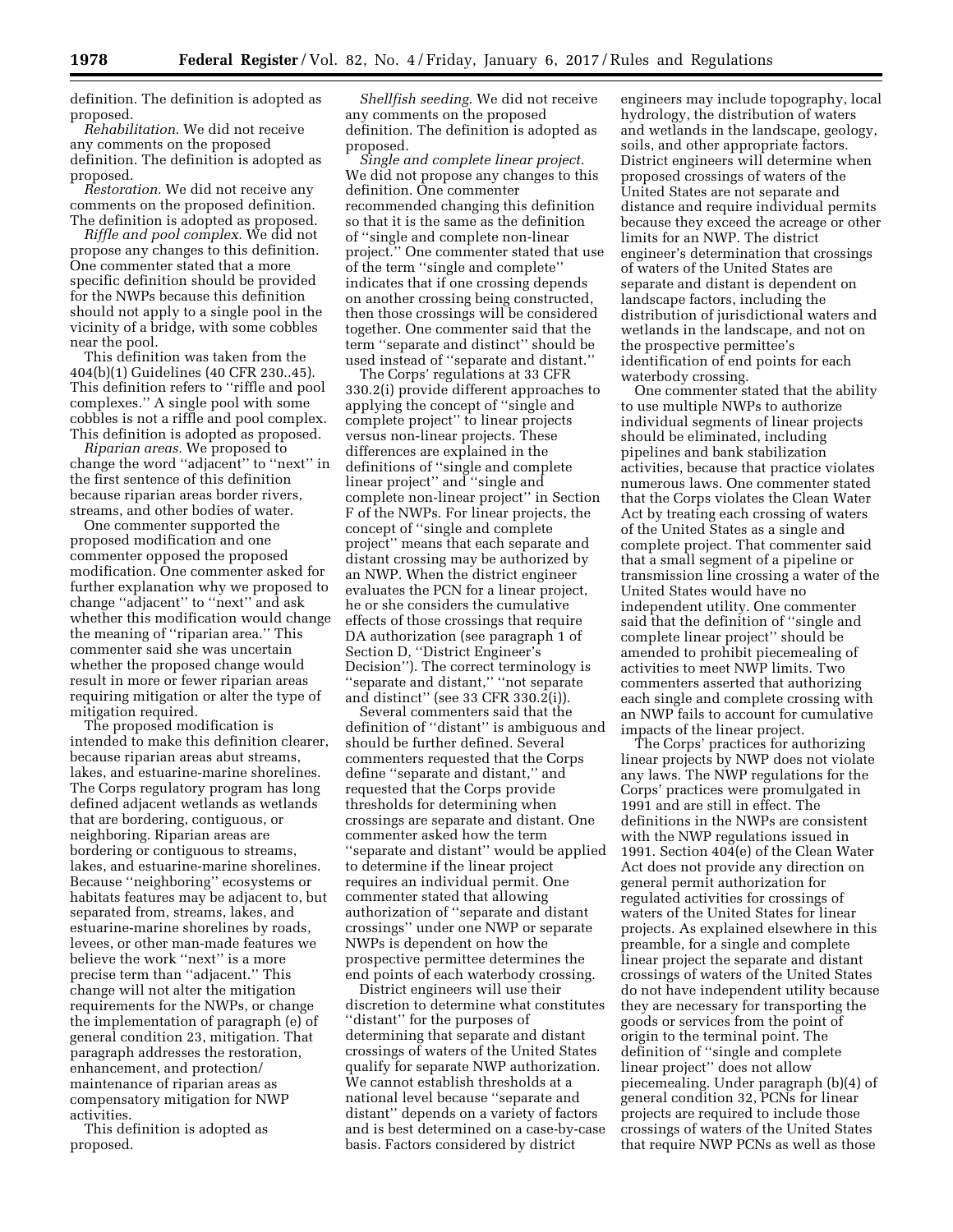definition. The definition is adopted as proposed.

*Rehabilitation.* We did not receive any comments on the proposed definition. The definition is adopted as proposed.

*Restoration.* We did not receive any comments on the proposed definition. The definition is adopted as proposed.

*Riffle and pool complex.* We did not propose any changes to this definition. One commenter stated that a more specific definition should be provided for the NWPs because this definition should not apply to a single pool in the vicinity of a bridge, with some cobbles near the pool.

This definition was taken from the 404(b)(1) Guidelines (40 CFR 230..45). This definition refers to "riffle and pool complexes." A single pool with some cobbles is not a riffle and pool complex. This definition is adopted as proposed.

*Riparian areas.* We proposed to change the word "adjacent" to "next" in the first sentence of this definition because riparian areas border rivers, streams, and other bodies of water.

One commenter supported the proposed modification and one commenter opposed the proposed modification. One commenter asked for further explanation why we proposed to change "adjacent" to "next" and ask whether this modification would change the meaning of "riparian area." This commenter said she was uncertain whether the proposed change would result in more or fewer riparian areas requiring mitigation or alter the type of mitigation required.

The proposed modification is intended to make this definition clearer, because riparian areas abut streams, lakes, and estuarine-marine shorelines. The Corps regulatory program has long defined adjacent wetlands as wetlands that are bordering, contiguous, or neighboring. Riparian areas are bordering or contiguous to streams, lakes, and estuarine-marine shorelines. Because "neighboring" ecosystems or habitats features may be adjacent to, but separated from, streams, lakes, and estuarine-marine shorelines by roads, levees, or other man-made features we believe the work "next" is a more precise term than "adjacent." This change will not alter the mitigation requirements for the NWPs, or change the implementation of paragraph (e) of general condition 23, mitigation. That paragraph addresses the restoration, enhancement, and protection/maintenance of riparian areas as compensatory mitigation for NWP activities.

This definition is adopted as proposed.

*Shellfish seeding.* We did not receive any comments on the proposed definition. The definition is adopted as proposed.

*Single and complete linear project.* We did not propose any changes to this definition. One commenter recommended changing this definition so that it is the same as the definition of "single and complete non-linear project." One commenter stated that use of the term "single and complete" indicates that if one crossing depends on another crossing being constructed, then those crossings will be considered together. One commenter said that the term "separate and distinct" should be used instead of "separate and distant."

The Corps' regulations at 33 CFR 330.2(i) provide different approaches to applying the concept of "single and complete project" to linear projects versus non-linear projects. These differences are explained in the definitions of "single and complete linear project" and "single and complete non-linear project" in Section F of the NWPs. For linear projects, the concept of "single and complete project" means that each separate and distant crossing may be authorized by an NWP. When the district engineer evaluates the PCN for a linear project, he or she considers the cumulative effects of those crossings that require DA authorization (see paragraph 1 of Section D, "District Engineer's Decision"). The correct terminology is "separate and distant," "not separate and distinct" (see 33 CFR 330.2(i)).

Several commenters said that the definition of "distant" is ambiguous and should be further defined. Several commenters requested that the Corps define "separate and distant," and requested that the Corps provide thresholds for determining when crossings are separate and distant. One commenter asked how the term "separate and distant" would be applied to determine if the linear project requires an individual permit. One commenter stated that allowing authorization of "separate and distant crossings" under one NWP or separate NWPs is dependent on how the prospective permittee determines the end points of each waterbody crossing.

District engineers will use their discretion to determine what constitutes "distant" for the purposes of determining that separate and distant crossings of waters of the United States qualify for separate NWP authorization. We cannot establish thresholds at a national level because "separate and distant" depends on a variety of factors and is best determined on a case-by-case basis. Factors considered by district engineers may include topography, local hydrology, the distribution of waters and wetlands in the landscape, geology, soils, and other appropriate factors. District engineers will determine when proposed crossings of waters of the United States are not separate and distance and require individual permits because they exceed the acreage or other limits for an NWP. The district engineer's determination that crossings of waters of the United States are separate and distant is dependent on landscape factors, including the distribution of jurisdictional waters and wetlands in the landscape, and not on the prospective permittee's identification of end points for each waterbody crossing.

One commenter stated that the ability to use multiple NWPs to authorize individual segments of linear projects should be eliminated, including pipelines and bank stabilization activities, because that practice violates numerous laws. One commenter stated that the Corps violates the Clean Water Act by treating each crossing of waters of the United States as a single and complete project. That commenter said that a small segment of a pipeline or transmission line crossing a water of the United States would have no independent utility. One commenter said that the definition of "single and complete linear project" should be amended to prohibit piecemealing of activities to meet NWP limits. Two commenters asserted that authorizing each single and complete crossing with an NWP fails to account for cumulative impacts of the linear project.

The Corps' practices for authorizing linear projects by NWP does not violate any laws. The NWP regulations for the Corps' practices were promulgated in 1991 and are still in effect. The definitions in the NWPs are consistent with the NWP regulations issued in 1991. Section 404(e) of the Clean Water Act does not provide any direction on general permit authorization for regulated activities for crossings of waters of the United States for linear projects. As explained elsewhere in this preamble, for a single and complete linear project the separate and distant crossings of waters of the United States do not have independent utility because they are necessary for transporting the goods or services from the point of origin to the terminal point. The definition of "single and complete linear project" does not allow piecemealing. Under paragraph (b)(4) of general condition 32, PCNs for linear projects are required to include those crossings of waters of the United States that require NWP PCNs as well as those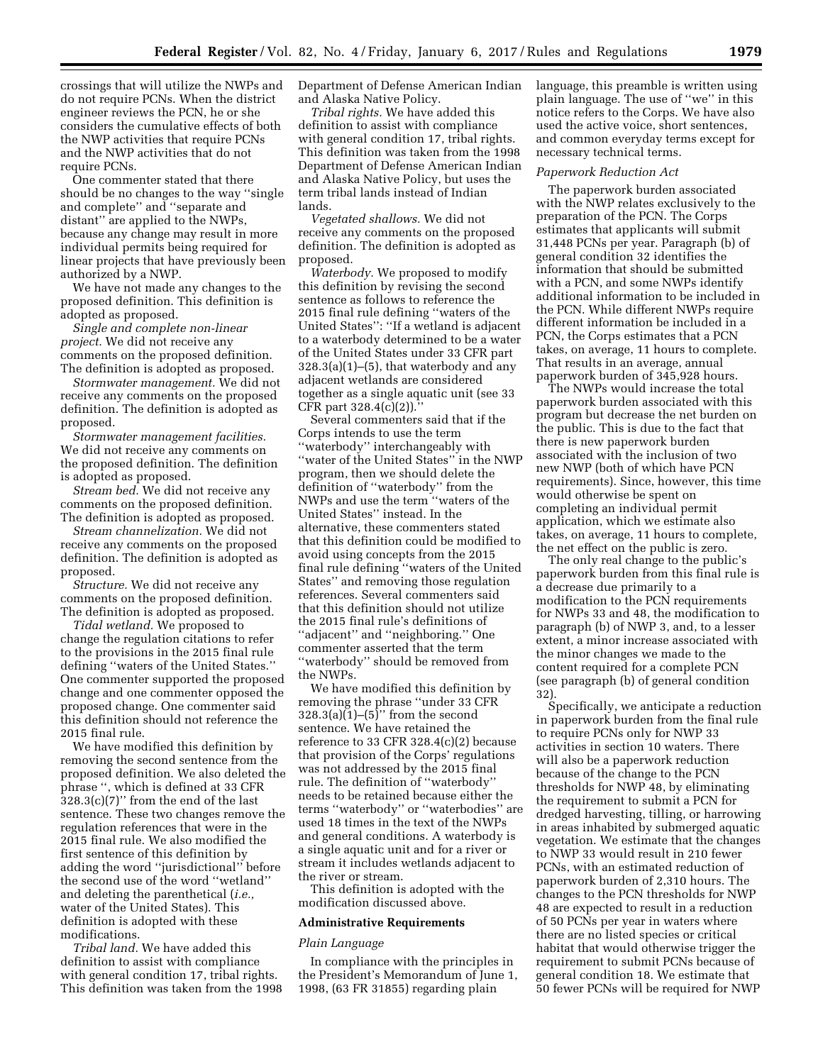crossings that will utilize the NWPs and do not require PCNs. When the district engineer reviews the PCN, he or she considers the cumulative effects of both the NWP activities that require PCNs and the NWP activities that do not require PCNs.

One commenter stated that there should be no changes to the way ''single and complete'' and ''separate and distant'' are applied to the NWPs, because any change may result in more individual permits being required for linear projects that have previously been authorized by a NWP.

We have not made any changes to the proposed definition. This definition is adopted as proposed.

*Single and complete non-linear project.* We did not receive any comments on the proposed definition. The definition is adopted as proposed.

*Stormwater management.* We did not receive any comments on the proposed definition. The definition is adopted as proposed.

*Stormwater management facilities.* We did not receive any comments on the proposed definition. The definition is adopted as proposed.

*Stream bed.* We did not receive any comments on the proposed definition. The definition is adopted as proposed.

*Stream channelization.* We did not receive any comments on the proposed definition. The definition is adopted as proposed.

*Structure.* We did not receive any comments on the proposed definition. The definition is adopted as proposed.

*Tidal wetland.* We proposed to change the regulation citations to refer to the provisions in the 2015 final rule defining ''waters of the United States.'' One commenter supported the proposed change and one commenter opposed the proposed change. One commenter said this definition should not reference the 2015 final rule.

We have modified this definition by removing the second sentence from the proposed definition. We also deleted the phrase '', which is defined at 33 CFR 328.3(c)(7)'' from the end of the last sentence. These two changes remove the regulation references that were in the 2015 final rule. We also modified the first sentence of this definition by adding the word ''jurisdictional'' before the second use of the word ''wetland'' and deleting the parenthetical (*i.e.,* water of the United States). This definition is adopted with these modifications.

*Tribal land.* We have added this definition to assist with compliance with general condition 17, tribal rights. This definition was taken from the 1998 Department of Defense American Indian and Alaska Native Policy.

*Tribal rights.* We have added this definition to assist with compliance with general condition 17, tribal rights. This definition was taken from the 1998 Department of Defense American Indian and Alaska Native Policy, but uses the term tribal lands instead of Indian lands.

*Vegetated shallows.* We did not receive any comments on the proposed definition. The definition is adopted as proposed.

*Waterbody.* We proposed to modify this definition by revising the second sentence as follows to reference the 2015 final rule defining ''waters of the United States'': ''If a wetland is adjacent to a waterbody determined to be a water of the United States under 33 CFR part 328.3(a)(1)–(5), that waterbody and any adjacent wetlands are considered together as a single aquatic unit (see 33 CFR part 328.4(c)(2)).''

Several commenters said that if the Corps intends to use the term ''waterbody'' interchangeably with ''water of the United States'' in the NWP program, then we should delete the definition of ''waterbody'' from the NWPs and use the term ''waters of the United States'' instead. In the alternative, these commenters stated that this definition could be modified to avoid using concepts from the 2015 final rule defining ''waters of the United States'' and removing those regulation references. Several commenters said that this definition should not utilize the 2015 final rule's definitions of ''adjacent'' and ''neighboring.'' One commenter asserted that the term ''waterbody'' should be removed from the NWPs.

We have modified this definition by removing the phrase ''under 33 CFR 328.3(a)(1)–(5)'' from the second sentence. We have retained the reference to 33 CFR 328.4(c)(2) because that provision of the Corps' regulations was not addressed by the 2015 final rule. The definition of ''waterbody'' needs to be retained because either the terms ''waterbody'' or ''waterbodies'' are used 18 times in the text of the NWPs and general conditions. A waterbody is a single aquatic unit and for a river or stream it includes wetlands adjacent to the river or stream.

This definition is adopted with the modification discussed above.

## Administrative Requirements

### *Plain Language*

In compliance with the principles in the President's Memorandum of June 1, 1998, (63 FR 31855) regarding plain language, this preamble is written using plain language. The use of ''we'' in this notice refers to the Corps. We have also used the active voice, short sentences, and common everyday terms except for necessary technical terms.

### *Paperwork Reduction Act*

The paperwork burden associated with the NWP relates exclusively to the preparation of the PCN. The Corps estimates that applicants will submit 31,448 PCNs per year. Paragraph (b) of general condition 32 identifies the information that should be submitted with a PCN, and some NWPs identify additional information to be included in the PCN. While different NWPs require different information be included in a PCN, the Corps estimates that a PCN takes, on average, 11 hours to complete. That results in an average, annual paperwork burden of 345,928 hours.

The NWPs would increase the total paperwork burden associated with this program but decrease the net burden on the public. This is due to the fact that there is new paperwork burden associated with the inclusion of two new NWP (both of which have PCN requirements). Since, however, this time would otherwise be spent on completing an individual permit application, which we estimate also takes, on average, 11 hours to complete, the net effect on the public is zero.

The only real change to the public's paperwork burden from this final rule is a decrease due primarily to a modification to the PCN requirements for NWPs 33 and 48, the modification to paragraph (b) of NWP 3, and, to a lesser extent, a minor increase associated with the minor changes we made to the content required for a complete PCN (see paragraph (b) of general condition 32).

Specifically, we anticipate a reduction in paperwork burden from the final rule to require PCNs only for NWP 33 activities in section 10 waters. There will also be a paperwork reduction because of the change to the PCN thresholds for NWP 48, by eliminating the requirement to submit a PCN for dredged harvesting, tilling, or harrowing in areas inhabited by submerged aquatic vegetation. We estimate that the changes to NWP 33 would result in 210 fewer PCNs, with an estimated reduction of paperwork burden of 2,310 hours. The changes to the PCN thresholds for NWP 48 are expected to result in a reduction of 50 PCNs per year in waters where there are no listed species or critical habitat that would otherwise trigger the requirement to submit PCNs because of general condition 18. We estimate that 50 fewer PCNs will be required for NWP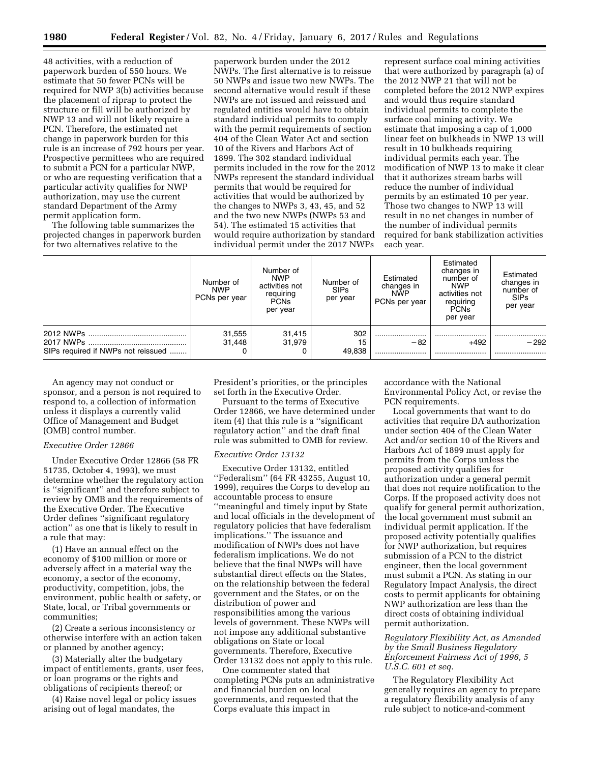48 activities, with a reduction of paperwork burden of 550 hours. We estimate that 50 fewer PCNs will be required for NWP 3(b) activities because the placement of riprap to protect the structure or fill will be authorized by NWP 13 and will not likely require a PCN. Therefore, the estimated net change in paperwork burden for this rule is an increase of 792 hours per year. Prospective permittees who are required to submit a PCN for a particular NWP, or who are requesting verification that a particular activity qualifies for NWP authorization, may use the current standard Department of the Army permit application form.

The following table summarizes the projected changes in paperwork burden for two alternatives relative to the paperwork burden under the 2012 NWPs. The first alternative is to reissue 50 NWPs and issue two new NWPs. The second alternative would result if these NWPs are not issued and reissued and regulated entities would have to obtain standard individual permits to comply with the permit requirements of section 404 of the Clean Water Act and section 10 of the Rivers and Harbors Act of 1899. The 302 standard individual permits included in the row for the 2012 NWPs represent the standard individual permits that would be required for activities that would be authorized by the changes to NWPs 3, 43, 45, and 52 and the two new NWPs (NWPs 53 and 54). The estimated 15 activities that would require authorization by standard individual permit under the 2017 NWPs represent surface coal mining activities that were authorized by paragraph (a) of the 2012 NWP 21 that will not be completed before the 2012 NWP expires and would thus require standard individual permits to complete the surface coal mining activity. We estimate that imposing a cap of 1,000 linear feet on bulkheads in NWP 13 will result in 10 bulkheads requiring individual permits each year. The modification of NWP 13 to make it clear that it authorizes stream barbs will reduce the number of individual permits by an estimated 10 per year. Those two changes to NWP 13 will result in no net changes in number of the number of individual permits required for bank stabilization activities each year.

| | Number of NWP PCNs per year | Number of NWP activities not requiring PCNs per year | Number of SIPs per year | Estimated changes in NWP PCNs per year | Estimated changes in number of NWP activities not requiring PCNs per year | Estimated changes in number of SIPs per year |
|---|---|---|---|---|---|---|
| 2012 NWPs | 31,555 | 31,415 | 302 | | | |
| 2017 NWPs | 31,448 | 31,979 | 15 | −82 | +492 | −292 |
| SIPs required if NWPs not reissued | 0 | 0 | 49,838 | | | |

An agency may not conduct or sponsor, and a person is not required to respond to, a collection of information unless it displays a currently valid Office of Management and Budget (OMB) control number.

*Executive Order 12866*

Under Executive Order 12866 (58 FR 51735, October 4, 1993), we must determine whether the regulatory action is ''significant'' and therefore subject to review by OMB and the requirements of the Executive Order. The Executive Order defines ''significant regulatory action'' as one that is likely to result in a rule that may:

(1) Have an annual effect on the economy of $100 million or more or adversely affect in a material way the economy, a sector of the economy, productivity, competition, jobs, the environment, public health or safety, or State, local, or Tribal governments or communities;

(2) Create a serious inconsistency or otherwise interfere with an action taken or planned by another agency;

(3) Materially alter the budgetary impact of entitlements, grants, user fees, or loan programs or the rights and obligations of recipients thereof; or

(4) Raise novel legal or policy issues arising out of legal mandates, the President's priorities, or the principles set forth in the Executive Order.

Pursuant to the terms of Executive Order 12866, we have determined under item (4) that this rule is a ''significant regulatory action'' and the draft final rule was submitted to OMB for review.

*Executive Order 13132*

Executive Order 13132, entitled ''Federalism'' (64 FR 43255, August 10, 1999), requires the Corps to develop an accountable process to ensure ''meaningful and timely input by State and local officials in the development of regulatory policies that have federalism implications.'' The issuance and modification of NWPs does not have federalism implications. We do not believe that the final NWPs will have substantial direct effects on the States, on the relationship between the federal government and the States, or on the distribution of power and responsibilities among the various levels of government. These NWPs will not impose any additional substantive obligations on State or local governments. Therefore, Executive Order 13132 does not apply to this rule.

One commenter stated that completing PCNs puts an administrative and financial burden on local governments, and requested that the Corps evaluate this impact in accordance with the National Environmental Policy Act, or revise the PCN requirements.

Local governments that want to do activities that require DA authorization under section 404 of the Clean Water Act and/or section 10 of the Rivers and Harbors Act of 1899 must apply for permits from the Corps unless the proposed activity qualifies for authorization under a general permit that does not require notification to the Corps. If the proposed activity does not qualify for general permit authorization, the local government must submit an individual permit application. If the proposed activity potentially qualifies for NWP authorization, but requires submission of a PCN to the district engineer, then the local government must submit a PCN. As stating in our Regulatory Impact Analysis, the direct costs to permit applicants for obtaining NWP authorization are less than the direct costs of obtaining individual permit authorization.

*Regulatory Flexibility Act, as Amended by the Small Business Regulatory Enforcement Fairness Act of 1996, 5 U.S.C. 601 et seq.*

The Regulatory Flexibility Act generally requires an agency to prepare a regulatory flexibility analysis of any rule subject to notice-and-comment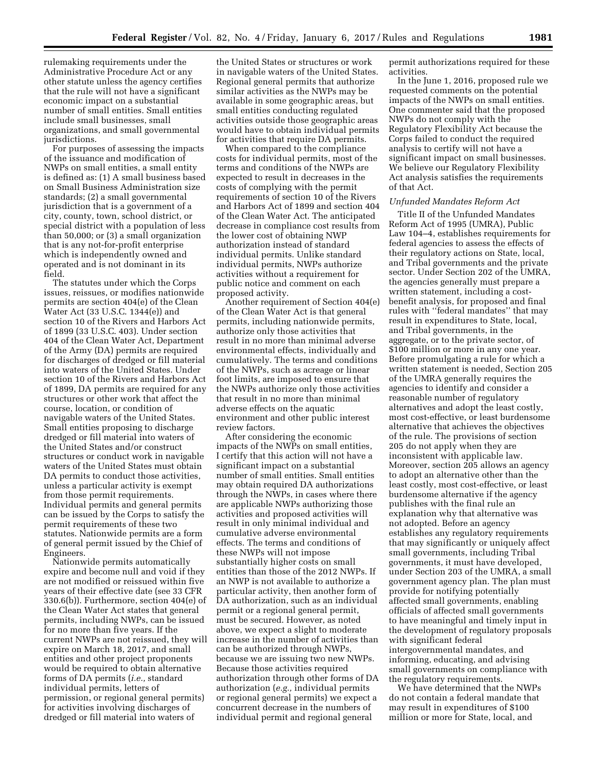rulemaking requirements under the Administrative Procedure Act or any other statute unless the agency certifies that the rule will not have a significant economic impact on a substantial number of small entities. Small entities include small businesses, small organizations, and small governmental jurisdictions.

For purposes of assessing the impacts of the issuance and modification of NWPs on small entities, a small entity is defined as: (1) A small business based on Small Business Administration size standards; (2) a small governmental jurisdiction that is a government of a city, county, town, school district, or special district with a population of less than 50,000; or (3) a small organization that is any not-for-profit enterprise which is independently owned and operated and is not dominant in its field.

The statutes under which the Corps issues, reissues, or modifies nationwide permits are section 404(e) of the Clean Water Act (33 U.S.C. 1344(e)) and section 10 of the Rivers and Harbors Act of 1899 (33 U.S.C. 403). Under section 404 of the Clean Water Act, Department of the Army (DA) permits are required for discharges of dredged or fill material into waters of the United States. Under section 10 of the Rivers and Harbors Act of 1899, DA permits are required for any structures or other work that affect the course, location, or condition of navigable waters of the United States. Small entities proposing to discharge dredged or fill material into waters of the United States and/or construct structures or conduct work in navigable waters of the United States must obtain DA permits to conduct those activities, unless a particular activity is exempt from those permit requirements. Individual permits and general permits can be issued by the Corps to satisfy the permit requirements of these two statutes. Nationwide permits are a form of general permit issued by the Chief of Engineers.

Nationwide permits automatically expire and become null and void if they are not modified or reissued within five years of their effective date (see 33 CFR 330.6(b)). Furthermore, section 404(e) of the Clean Water Act states that general permits, including NWPs, can be issued for no more than five years. If the current NWPs are not reissued, they will expire on March 18, 2017, and small entities and other project proponents would be required to obtain alternative forms of DA permits (*i.e.,* standard individual permits, letters of permission, or regional general permits) for activities involving discharges of dredged or fill material into waters of the United States or structures or work in navigable waters of the United States. Regional general permits that authorize similar activities as the NWPs may be available in some geographic areas, but small entities conducting regulated activities outside those geographic areas would have to obtain individual permits for activities that require DA permits.

When compared to the compliance costs for individual permits, most of the terms and conditions of the NWPs are expected to result in decreases in the costs of complying with the permit requirements of section 10 of the Rivers and Harbors Act of 1899 and section 404 of the Clean Water Act. The anticipated decrease in compliance cost results from the lower cost of obtaining NWP authorization instead of standard individual permits. Unlike standard individual permits, NWPs authorize activities without a requirement for public notice and comment on each proposed activity.

Another requirement of Section 404(e) of the Clean Water Act is that general permits, including nationwide permits, authorize only those activities that result in no more than minimal adverse environmental effects, individually and cumulatively. The terms and conditions of the NWPs, such as acreage or linear foot limits, are imposed to ensure that the NWPs authorize only those activities that result in no more than minimal adverse effects on the aquatic environment and other public interest review factors.

After considering the economic impacts of the NWPs on small entities, I certify that this action will not have a significant impact on a substantial number of small entities. Small entities may obtain required DA authorizations through the NWPs, in cases where there are applicable NWPs authorizing those activities and proposed activities will result in only minimal individual and cumulative adverse environmental effects. The terms and conditions of these NWPs will not impose substantially higher costs on small entities than those of the 2012 NWPs. If an NWP is not available to authorize a particular activity, then another form of DA authorization, such as an individual permit or a regional general permit, must be secured. However, as noted above, we expect a slight to moderate increase in the number of activities than can be authorized through NWPs, because we are issuing two new NWPs. Because those activities required authorization through other forms of DA authorization (*e.g.,* individual permits or regional general permits) we expect a concurrent decrease in the numbers of individual permit and regional general permit authorizations required for these activities.

In the June 1, 2016, proposed rule we requested comments on the potential impacts of the NWPs on small entities. One commenter said that the proposed NWPs do not comply with the Regulatory Flexibility Act because the Corps failed to conduct the required analysis to certify will not have a significant impact on small businesses. We believe our Regulatory Flexibility Act analysis satisfies the requirements of that Act.

*Unfunded Mandates Reform Act*

Title II of the Unfunded Mandates Reform Act of 1995 (UMRA), Public Law 104–4, establishes requirements for federal agencies to assess the effects of their regulatory actions on State, local, and Tribal governments and the private sector. Under Section 202 of the UMRA, the agencies generally must prepare a written statement, including a cost-benefit analysis, for proposed and final rules with ''federal mandates'' that may result in expenditures to State, local, and Tribal governments, in the aggregate, or to the private sector, of $100 million or more in any one year. Before promulgating a rule for which a written statement is needed, Section 205 of the UMRA generally requires the agencies to identify and consider a reasonable number of regulatory alternatives and adopt the least costly, most cost-effective, or least burdensome alternative that achieves the objectives of the rule. The provisions of section 205 do not apply when they are inconsistent with applicable law. Moreover, section 205 allows an agency to adopt an alternative other than the least costly, most cost-effective, or least burdensome alternative if the agency publishes with the final rule an explanation why that alternative was not adopted. Before an agency establishes any regulatory requirements that may significantly or uniquely affect small governments, including Tribal governments, it must have developed, under Section 203 of the UMRA, a small government agency plan. The plan must provide for notifying potentially affected small governments, enabling officials of affected small governments to have meaningful and timely input in the development of regulatory proposals with significant federal intergovernmental mandates, and informing, educating, and advising small governments on compliance with the regulatory requirements.

We have determined that the NWPs do not contain a federal mandate that may result in expenditures of $100 million or more for State, local, and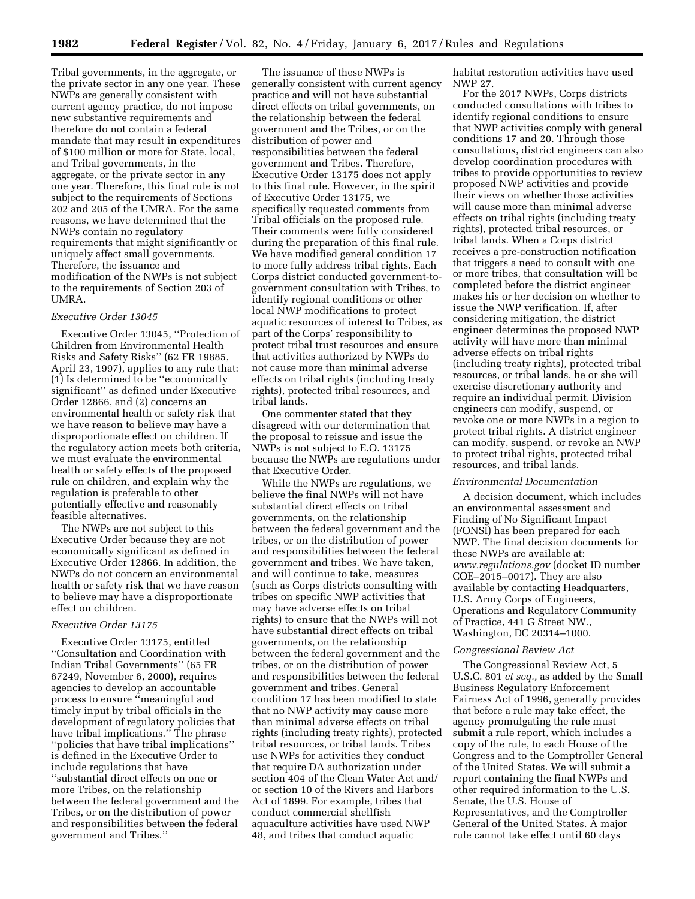Tribal governments, in the aggregate, or the private sector in any one year. These NWPs are generally consistent with current agency practice, do not impose new substantive requirements and therefore do not contain a federal mandate that may result in expenditures of $100 million or more for State, local, and Tribal governments, in the aggregate, or the private sector in any one year. Therefore, this final rule is not subject to the requirements of Sections 202 and 205 of the UMRA. For the same reasons, we have determined that the NWPs contain no regulatory requirements that might significantly or uniquely affect small governments. Therefore, the issuance and modification of the NWPs is not subject to the requirements of Section 203 of UMRA.

*Executive Order 13045*

Executive Order 13045, ''Protection of Children from Environmental Health Risks and Safety Risks'' (62 FR 19885, April 23, 1997), applies to any rule that: (1) Is determined to be ''economically significant'' as defined under Executive Order 12866, and (2) concerns an environmental health or safety risk that we have reason to believe may have a disproportionate effect on children. If the regulatory action meets both criteria, we must evaluate the environmental health or safety effects of the proposed rule on children, and explain why the regulation is preferable to other potentially effective and reasonably feasible alternatives.

The NWPs are not subject to this Executive Order because they are not economically significant as defined in Executive Order 12866. In addition, the NWPs do not concern an environmental health or safety risk that we have reason to believe may have a disproportionate effect on children.

*Executive Order 13175*

Executive Order 13175, entitled ''Consultation and Coordination with Indian Tribal Governments'' (65 FR 67249, November 6, 2000), requires agencies to develop an accountable process to ensure ''meaningful and timely input by tribal officials in the development of regulatory policies that have tribal implications.'' The phrase ''policies that have tribal implications'' is defined in the Executive Order to include regulations that have ''substantial direct effects on one or more Tribes, on the relationship between the federal government and the Tribes, or on the distribution of power and responsibilities between the federal government and Tribes.''

The issuance of these NWPs is generally consistent with current agency practice and will not have substantial direct effects on tribal governments, on the relationship between the federal government and the Tribes, or on the distribution of power and responsibilities between the federal government and Tribes. Therefore, Executive Order 13175 does not apply to this final rule. However, in the spirit of Executive Order 13175, we specifically requested comments from Tribal officials on the proposed rule. Their comments were fully considered during the preparation of this final rule. We have modified general condition 17 to more fully address tribal rights. Each Corps district conducted government-to-government consultation with Tribes, to identify regional conditions or other local NWP modifications to protect aquatic resources of interest to Tribes, as part of the Corps' responsibility to protect tribal trust resources and ensure that activities authorized by NWPs do not cause more than minimal adverse effects on tribal rights (including treaty rights), protected tribal resources, and tribal lands.

One commenter stated that they disagreed with our determination that the proposal to reissue and issue the NWPs is not subject to E.O. 13175 because the NWPs are regulations under that Executive Order.

While the NWPs are regulations, we believe the final NWPs will not have substantial direct effects on tribal governments, on the relationship between the federal government and the tribes, or on the distribution of power and responsibilities between the federal government and tribes. We have taken, and will continue to take, measures (such as Corps districts consulting with tribes on specific NWP activities that may have adverse effects on tribal rights) to ensure that the NWPs will not have substantial direct effects on tribal governments, on the relationship between the federal government and the tribes, or on the distribution of power and responsibilities between the federal government and tribes. General condition 17 has been modified to state that no NWP activity may cause more than minimal adverse effects on tribal rights (including treaty rights), protected tribal resources, or tribal lands. Tribes use NWPs for activities they conduct that require DA authorization under section 404 of the Clean Water Act and/or section 10 of the Rivers and Harbors Act of 1899. For example, tribes that conduct commercial shellfish aquaculture activities have used NWP 48, and tribes that conduct aquatic habitat restoration activities have used NWP 27.

For the 2017 NWPs, Corps districts conducted consultations with tribes to identify regional conditions to ensure that NWP activities comply with general conditions 17 and 20. Through those consultations, district engineers can also develop coordination procedures with tribes to provide opportunities to review proposed NWP activities and provide their views on whether those activities will cause more than minimal adverse effects on tribal rights (including treaty rights), protected tribal resources, or tribal lands. When a Corps district receives a pre-construction notification that triggers a need to consult with one or more tribes, that consultation will be completed before the district engineer makes his or her decision on whether to issue the NWP verification. If, after considering mitigation, the district engineer determines the proposed NWP activity will have more than minimal adverse effects on tribal rights (including treaty rights), protected tribal resources, or tribal lands, he or she will exercise discretionary authority and require an individual permit. Division engineers can modify, suspend, or revoke one or more NWPs in a region to protect tribal rights. A district engineer can modify, suspend, or revoke an NWP to protect tribal rights, protected tribal resources, and tribal lands.

*Environmental Documentation*

A decision document, which includes an environmental assessment and Finding of No Significant Impact (FONSI) has been prepared for each NWP. The final decision documents for these NWPs are available at: *www.regulations.gov* (docket ID number COE–2015–0017). They are also available by contacting Headquarters, U.S. Army Corps of Engineers, Operations and Regulatory Community of Practice, 441 G Street NW., Washington, DC 20314–1000.

*Congressional Review Act*

The Congressional Review Act, 5 U.S.C. 801 *et seq.,* as added by the Small Business Regulatory Enforcement Fairness Act of 1996, generally provides that before a rule may take effect, the agency promulgating the rule must submit a rule report, which includes a copy of the rule, to each House of the Congress and to the Comptroller General of the United States. We will submit a report containing the final NWPs and other required information to the U.S. Senate, the U.S. House of Representatives, and the Comptroller General of the United States. A major rule cannot take effect until 60 days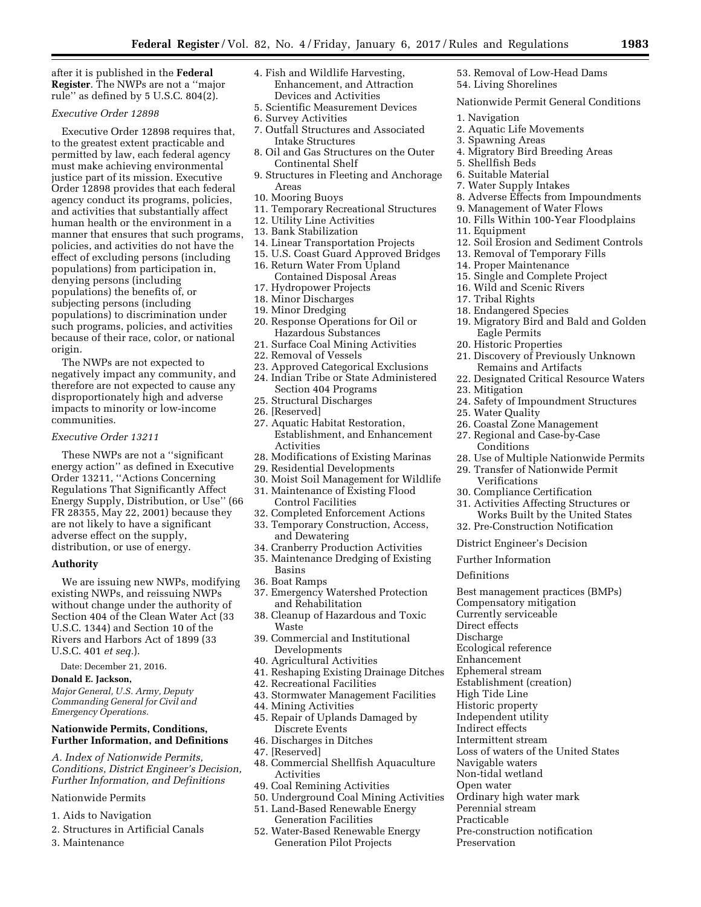after it is published in the **Federal Register**. The NWPs are not a ''major rule'' as defined by 5 U.S.C. 804(2).

*Executive Order 12898*

Executive Order 12898 requires that, to the greatest extent practicable and permitted by law, each federal agency must make achieving environmental justice part of its mission. Executive Order 12898 provides that each federal agency conduct its programs, policies, and activities that substantially affect human health or the environment in a manner that ensures that such programs, policies, and activities do not have the effect of excluding persons (including populations) from participation in, denying persons (including populations) the benefits of, or subjecting persons (including populations) to discrimination under such programs, policies, and activities because of their race, color, or national origin.

The NWPs are not expected to negatively impact any community, and therefore are not expected to cause any disproportionately high and adverse impacts to minority or low-income communities.

*Executive Order 13211*

These NWPs are not a ''significant energy action'' as defined in Executive Order 13211, ''Actions Concerning Regulations That Significantly Affect Energy Supply, Distribution, or Use'' (66 FR 28355, May 22, 2001) because they are not likely to have a significant adverse effect on the supply, distribution, or use of energy.

**Authority**

We are issuing new NWPs, modifying existing NWPs, and reissuing NWPs without change under the authority of Section 404 of the Clean Water Act (33 U.S.C. 1344) and Section 10 of the Rivers and Harbors Act of 1899 (33 U.S.C. 401 *et seq.*).

Date: December 21, 2016.

**Donald E. Jackson,**

*Major General, U.S. Army, Deputy Commanding General for Civil and Emergency Operations.*

## Nationwide Permits, Conditions, Further Information, and Definitions

*A. Index of Nationwide Permits, Conditions, District Engineer's Decision, Further Information, and Definitions*

Nationwide Permits

1. Aids to Navigation
2. Structures in Artificial Canals
3. Maintenance
4. Fish and Wildlife Harvesting, Enhancement, and Attraction Devices and Activities
5. Scientific Measurement Devices
6. Survey Activities
7. Outfall Structures and Associated Intake Structures
8. Oil and Gas Structures on the Outer Continental Shelf
9. Structures in Fleeting and Anchorage Areas
10. Mooring Buoys
11. Temporary Recreational Structures
12. Utility Line Activities
13. Bank Stabilization
14. Linear Transportation Projects
15. U.S. Coast Guard Approved Bridges
16. Return Water From Upland Contained Disposal Areas
17. Hydropower Projects
18. Minor Discharges
19. Minor Dredging
20. Response Operations for Oil or Hazardous Substances
21. Surface Coal Mining Activities
22. Removal of Vessels
23. Approved Categorical Exclusions
24. Indian Tribe or State Administered Section 404 Programs
25. Structural Discharges
26. [Reserved]
27. Aquatic Habitat Restoration, Establishment, and Enhancement Activities
28. Modifications of Existing Marinas
29. Residential Developments
30. Moist Soil Management for Wildlife
31. Maintenance of Existing Flood Control Facilities
32. Completed Enforcement Actions
33. Temporary Construction, Access, and Dewatering
34. Cranberry Production Activities
35. Maintenance Dredging of Existing Basins
36. Boat Ramps
37. Emergency Watershed Protection and Rehabilitation
38. Cleanup of Hazardous and Toxic Waste
39. Commercial and Institutional Developments
40. Agricultural Activities
41. Reshaping Existing Drainage Ditches
42. Recreational Facilities
43. Stormwater Management Facilities
44. Mining Activities
45. Repair of Uplands Damaged by Discrete Events
46. Discharges in Ditches
47. [Reserved]
48. Commercial Shellfish Aquaculture Activities
49. Coal Remining Activities
50. Underground Coal Mining Activities
51. Land-Based Renewable Energy Generation Facilities
52. Water-Based Renewable Energy Generation Pilot Projects
53. Removal of Low-Head Dams
54. Living Shorelines

Nationwide Permit General Conditions

1. Navigation
2. Aquatic Life Movements
3. Spawning Areas
4. Migratory Bird Breeding Areas
5. Shellfish Beds
6. Suitable Material
7. Water Supply Intakes
8. Adverse Effects from Impoundments
9. Management of Water Flows
10. Fills Within 100-Year Floodplains
11. Equipment
12. Soil Erosion and Sediment Controls
13. Removal of Temporary Fills
14. Proper Maintenance
15. Single and Complete Project
16. Wild and Scenic Rivers
17. Tribal Rights
18. Endangered Species
19. Migratory Bird and Bald and Golden Eagle Permits
20. Historic Properties
21. Discovery of Previously Unknown Remains and Artifacts
22. Designated Critical Resource Waters
23. Mitigation
24. Safety of Impoundment Structures
25. Water Quality
26. Coastal Zone Management
27. Regional and Case-by-Case Conditions
28. Use of Multiple Nationwide Permits
29. Transfer of Nationwide Permit Verifications
30. Compliance Certification
31. Activities Affecting Structures or Works Built by the United States
32. Pre-Construction Notification

District Engineer's Decision

Further Information

Definitions

Best management practices (BMPs)
Compensatory mitigation
Currently serviceable
Direct effects
Discharge
Ecological reference
Enhancement
Ephemeral stream
Establishment (creation)
High Tide Line
Historic property
Independent utility
Indirect effects
Intermittent stream
Loss of waters of the United States
Navigable waters
Non-tidal wetland
Open water
Ordinary high water mark
Perennial stream
Practicable
Pre-construction notification
Preservation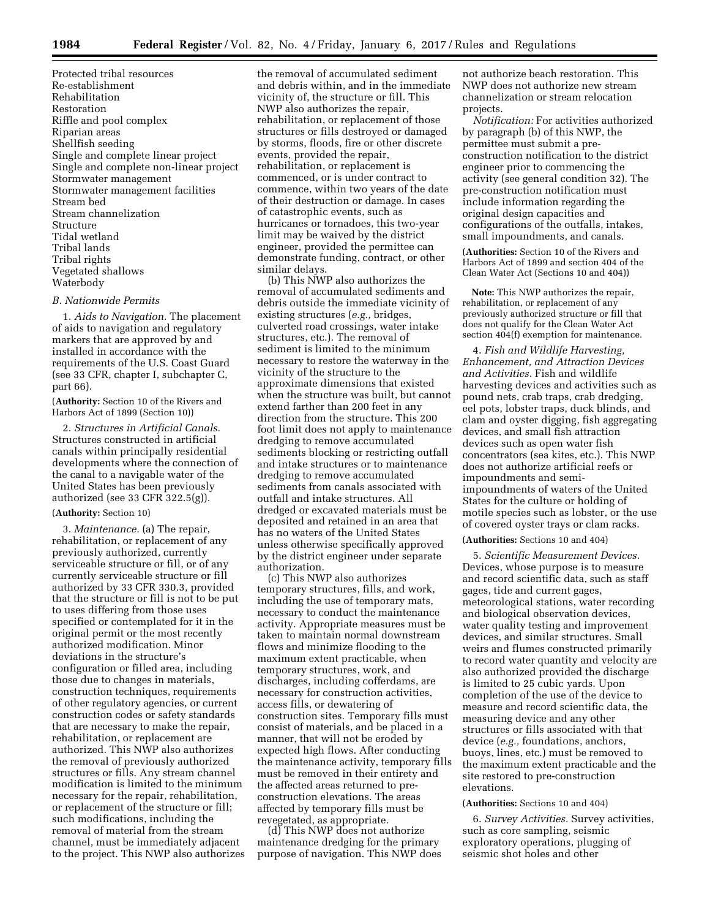Protected tribal resources
Re-establishment
Rehabilitation
Restoration
Riffle and pool complex
Riparian areas
Shellfish seeding
Single and complete linear project
Single and complete non-linear project
Stormwater management
Stormwater management facilities
Stream bed
Stream channelization
Structure
Tidal wetland
Tribal lands
Tribal rights
Vegetated shallows
Waterbody

### *B. Nationwide Permits*

1. *Aids to Navigation.* The placement of aids to navigation and regulatory markers that are approved by and installed in accordance with the requirements of the U.S. Coast Guard (see 33 CFR, chapter I, subchapter C, part 66).

(**Authority:** Section 10 of the Rivers and Harbors Act of 1899 (Section 10))

2. *Structures in Artificial Canals.* Structures constructed in artificial canals within principally residential developments where the connection of the canal to a navigable water of the United States has been previously authorized (see 33 CFR 322.5(g)).

(**Authority:** Section 10)

3. *Maintenance.* (a) The repair, rehabilitation, or replacement of any previously authorized, currently serviceable structure or fill, or of any currently serviceable structure or fill authorized by 33 CFR 330.3, provided that the structure or fill is not to be put to uses differing from those uses specified or contemplated for it in the original permit or the most recently authorized modification. Minor deviations in the structure's configuration or filled area, including those due to changes in materials, construction techniques, requirements of other regulatory agencies, or current construction codes or safety standards that are necessary to make the repair, rehabilitation, or replacement are authorized. This NWP also authorizes the removal of previously authorized structures or fills. Any stream channel modification is limited to the minimum necessary for the repair, rehabilitation, or replacement of the structure or fill; such modifications, including the removal of material from the stream channel, must be immediately adjacent to the project. This NWP also authorizes the removal of accumulated sediment and debris within, and in the immediate vicinity of, the structure or fill. This NWP also authorizes the repair, rehabilitation, or replacement of those structures or fills destroyed or damaged by storms, floods, fire or other discrete events, provided the repair, rehabilitation, or replacement is commenced, or is under contract to commence, within two years of the date of their destruction or damage. In cases of catastrophic events, such as hurricanes or tornadoes, this two-year limit may be waived by the district engineer, provided the permittee can demonstrate funding, contract, or other similar delays.

(b) This NWP also authorizes the removal of accumulated sediments and debris outside the immediate vicinity of existing structures (*e.g.,* bridges, culverted road crossings, water intake structures, etc.). The removal of sediment is limited to the minimum necessary to restore the waterway in the vicinity of the structure to the approximate dimensions that existed when the structure was built, but cannot extend farther than 200 feet in any direction from the structure. This 200 foot limit does not apply to maintenance dredging to remove accumulated sediments blocking or restricting outfall and intake structures or to maintenance dredging to remove accumulated sediments from canals associated with outfall and intake structures. All dredged or excavated materials must be deposited and retained in an area that has no waters of the United States unless otherwise specifically approved by the district engineer under separate authorization.

(c) This NWP also authorizes temporary structures, fills, and work, including the use of temporary mats, necessary to conduct the maintenance activity. Appropriate measures must be taken to maintain normal downstream flows and minimize flooding to the maximum extent practicable, when temporary structures, work, and discharges, including cofferdams, are necessary for construction activities, access fills, or dewatering of construction sites. Temporary fills must consist of materials, and be placed in a manner, that will not be eroded by expected high flows. After conducting the maintenance activity, temporary fills must be removed in their entirety and the affected areas returned to pre-construction elevations. The areas affected by temporary fills must be revegetated, as appropriate.

(d) This NWP does not authorize maintenance dredging for the primary purpose of navigation. This NWP does not authorize beach restoration. This NWP does not authorize new stream channelization or stream relocation projects.

*Notification:* For activities authorized by paragraph (b) of this NWP, the permittee must submit a pre-construction notification to the district engineer prior to commencing the activity (see general condition 32). The pre-construction notification must include information regarding the original design capacities and configurations of the outfalls, intakes, small impoundments, and canals.

(**Authorities:** Section 10 of the Rivers and Harbors Act of 1899 and section 404 of the Clean Water Act (Sections 10 and 404))

**Note:** This NWP authorizes the repair, rehabilitation, or replacement of any previously authorized structure or fill that does not qualify for the Clean Water Act section 404(f) exemption for maintenance.

4. *Fish and Wildlife Harvesting, Enhancement, and Attraction Devices and Activities.* Fish and wildlife harvesting devices and activities such as pound nets, crab traps, crab dredging, eel pots, lobster traps, duck blinds, and clam and oyster digging, fish aggregating devices, and small fish attraction devices such as open water fish concentrators (sea kites, etc.). This NWP does not authorize artificial reefs or impoundments and semi-impoundments of waters of the United States for the culture or holding of motile species such as lobster, or the use of covered oyster trays or clam racks.

(**Authorities:** Sections 10 and 404)

5. *Scientific Measurement Devices.* Devices, whose purpose is to measure and record scientific data, such as staff gages, tide and current gages, meteorological stations, water recording and biological observation devices, water quality testing and improvement devices, and similar structures. Small weirs and flumes constructed primarily to record water quantity and velocity are also authorized provided the discharge is limited to 25 cubic yards. Upon completion of the use of the device to measure and record scientific data, the measuring device and any other structures or fills associated with that device (*e.g.,* foundations, anchors, buoys, lines, etc.) must be removed to the maximum extent practicable and the site restored to pre-construction elevations.

(**Authorities:** Sections 10 and 404)

6. *Survey Activities.* Survey activities, such as core sampling, seismic exploratory operations, plugging of seismic shot holes and other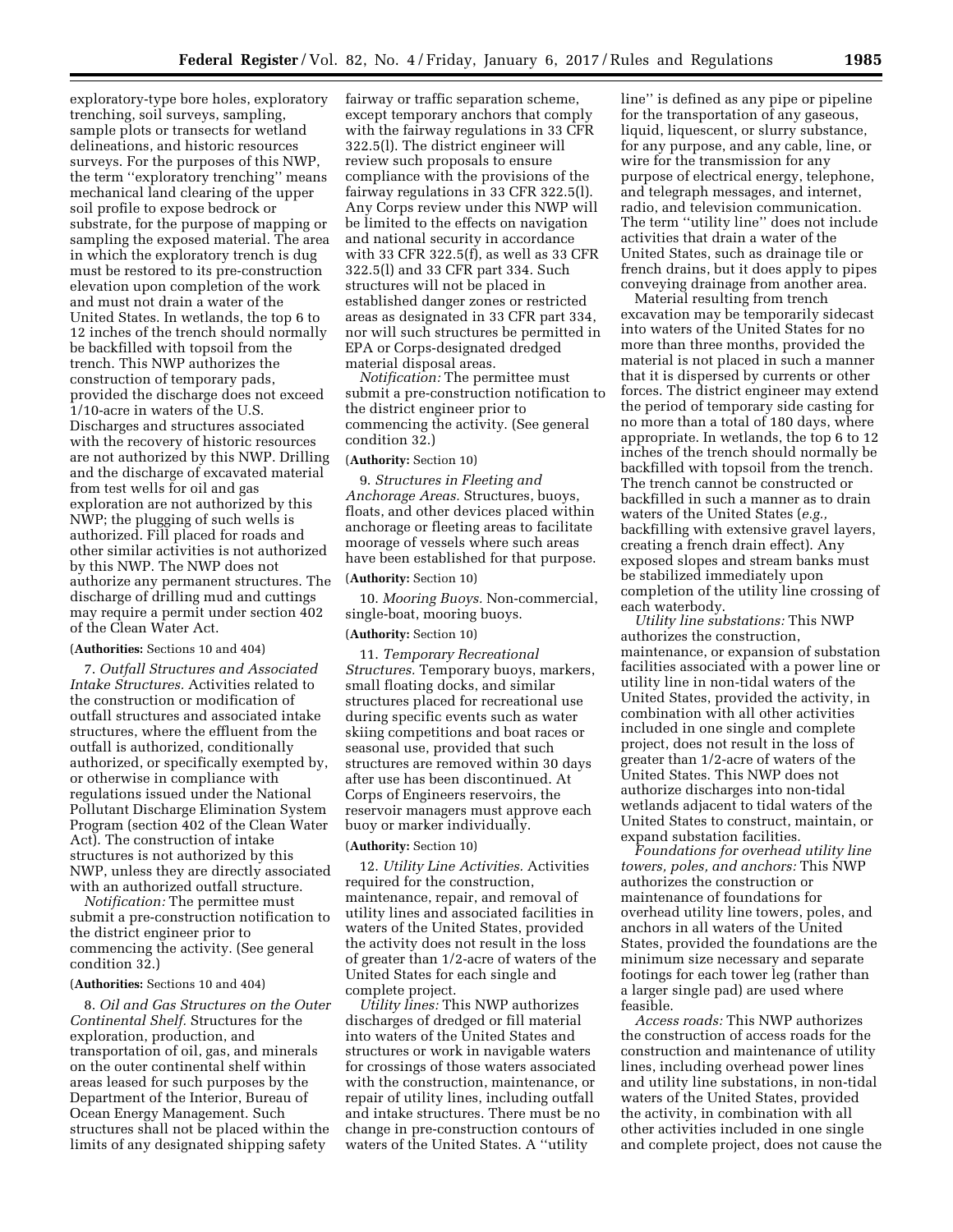exploratory-type bore holes, exploratory trenching, soil surveys, sampling, sample plots or transects for wetland delineations, and historic resources surveys. For the purposes of this NWP, the term ''exploratory trenching'' means mechanical land clearing of the upper soil profile to expose bedrock or substrate, for the purpose of mapping or sampling the exposed material. The area in which the exploratory trench is dug must be restored to its pre-construction elevation upon completion of the work and must not drain a water of the United States. In wetlands, the top 6 to 12 inches of the trench should normally be backfilled with topsoil from the trench. This NWP authorizes the construction of temporary pads, provided the discharge does not exceed 1/10-acre in waters of the U.S. Discharges and structures associated with the recovery of historic resources are not authorized by this NWP. Drilling and the discharge of excavated material from test wells for oil and gas exploration are not authorized by this NWP; the plugging of such wells is authorized. Fill placed for roads and other similar activities is not authorized by this NWP. The NWP does not authorize any permanent structures. The discharge of drilling mud and cuttings may require a permit under section 402 of the Clean Water Act.

(**Authorities:** Sections 10 and 404)

7. *Outfall Structures and Associated Intake Structures.* Activities related to the construction or modification of outfall structures and associated intake structures, where the effluent from the outfall is authorized, conditionally authorized, or specifically exempted by, or otherwise in compliance with regulations issued under the National Pollutant Discharge Elimination System Program (section 402 of the Clean Water Act). The construction of intake structures is not authorized by this NWP, unless they are directly associated with an authorized outfall structure.

*Notification:* The permittee must submit a pre-construction notification to the district engineer prior to commencing the activity. (See general condition 32.)

(**Authorities:** Sections 10 and 404)

8. *Oil and Gas Structures on the Outer Continental Shelf.* Structures for the exploration, production, and transportation of oil, gas, and minerals on the outer continental shelf within areas leased for such purposes by the Department of the Interior, Bureau of Ocean Energy Management. Such structures shall not be placed within the limits of any designated shipping safety fairway or traffic separation scheme, except temporary anchors that comply with the fairway regulations in 33 CFR 322.5(l). The district engineer will review such proposals to ensure compliance with the provisions of the fairway regulations in 33 CFR 322.5(l). Any Corps review under this NWP will be limited to the effects on navigation and national security in accordance with 33 CFR 322.5(f), as well as 33 CFR 322.5(l) and 33 CFR part 334. Such structures will not be placed in established danger zones or restricted areas as designated in 33 CFR part 334, nor will such structures be permitted in EPA or Corps-designated dredged material disposal areas.

*Notification:* The permittee must submit a pre-construction notification to the district engineer prior to commencing the activity. (See general condition 32.)

(**Authority:** Section 10)

9. *Structures in Fleeting and Anchorage Areas.* Structures, buoys, floats, and other devices placed within anchorage or fleeting areas to facilitate moorage of vessels where such areas have been established for that purpose.

(**Authority:** Section 10)

10. *Mooring Buoys.* Non-commercial, single-boat, mooring buoys.

(**Authority:** Section 10)

11. *Temporary Recreational Structures.* Temporary buoys, markers, small floating docks, and similar structures placed for recreational use during specific events such as water skiing competitions and boat races or seasonal use, provided that such structures are removed within 30 days after use has been discontinued. At Corps of Engineers reservoirs, the reservoir managers must approve each buoy or marker individually.

(**Authority:** Section 10)

12. *Utility Line Activities.* Activities required for the construction, maintenance, repair, and removal of utility lines and associated facilities in waters of the United States, provided the activity does not result in the loss of greater than 1/2-acre of waters of the United States for each single and complete project.

*Utility lines:* This NWP authorizes discharges of dredged or fill material into waters of the United States and structures or work in navigable waters for crossings of those waters associated with the construction, maintenance, or repair of utility lines, including outfall and intake structures. There must be no change in pre-construction contours of waters of the United States. A ''utility line'' is defined as any pipe or pipeline for the transportation of any gaseous, liquid, liquescent, or slurry substance, for any purpose, and any cable, line, or wire for the transmission for any purpose of electrical energy, telephone, and telegraph messages, and internet, radio, and television communication. The term ''utility line'' does not include activities that drain a water of the United States, such as drainage tile or french drains, but it does apply to pipes conveying drainage from another area.

Material resulting from trench excavation may be temporarily sidecast into waters of the United States for no more than three months, provided the material is not placed in such a manner that it is dispersed by currents or other forces. The district engineer may extend the period of temporary side casting for no more than a total of 180 days, where appropriate. In wetlands, the top 6 to 12 inches of the trench should normally be backfilled with topsoil from the trench. The trench cannot be constructed or backfilled in such a manner as to drain waters of the United States (*e.g.,* backfilling with extensive gravel layers, creating a french drain effect). Any exposed slopes and stream banks must be stabilized immediately upon completion of the utility line crossing of each waterbody.

*Utility line substations:* This NWP authorizes the construction, maintenance, or expansion of substation facilities associated with a power line or utility line in non-tidal waters of the United States, provided the activity, in combination with all other activities included in one single and complete project, does not result in the loss of greater than 1/2-acre of waters of the United States. This NWP does not authorize discharges into non-tidal wetlands adjacent to tidal waters of the United States to construct, maintain, or expand substation facilities.

*Foundations for overhead utility line towers, poles, and anchors:* This NWP authorizes the construction or maintenance of foundations for overhead utility line towers, poles, and anchors in all waters of the United States, provided the foundations are the minimum size necessary and separate footings for each tower leg (rather than a larger single pad) are used where feasible.

*Access roads:* This NWP authorizes the construction of access roads for the construction and maintenance of utility lines, including overhead power lines and utility line substations, in non-tidal waters of the United States, provided the activity, in combination with all other activities included in one single and complete project, does not cause the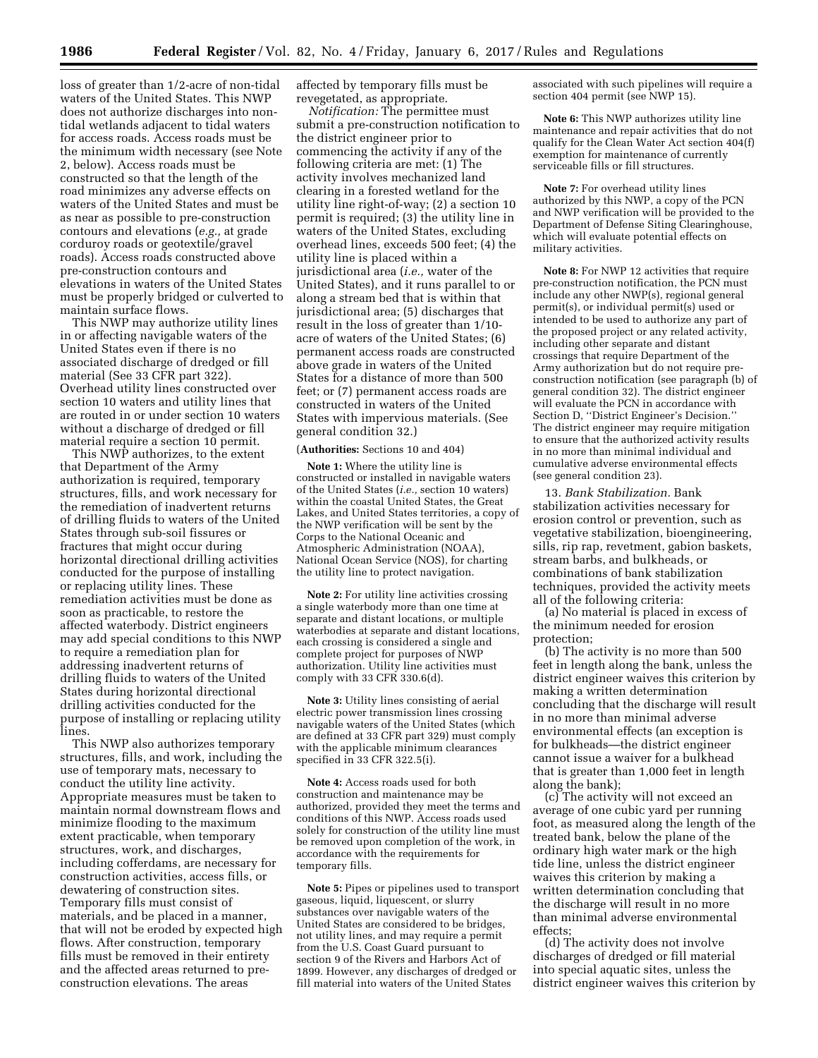loss of greater than 1/2-acre of non-tidal waters of the United States. This NWP does not authorize discharges into non-tidal wetlands adjacent to tidal waters for access roads. Access roads must be the minimum width necessary (see Note 2, below). Access roads must be constructed so that the length of the road minimizes any adverse effects on waters of the United States and must be as near as possible to pre-construction contours and elevations (*e.g.,* at grade corduroy roads or geotextile/gravel roads). Access roads constructed above pre-construction contours and elevations in waters of the United States must be properly bridged or culverted to maintain surface flows.

This NWP may authorize utility lines in or affecting navigable waters of the United States even if there is no associated discharge of dredged or fill material (See 33 CFR part 322). Overhead utility lines constructed over section 10 waters and utility lines that are routed in or under section 10 waters without a discharge of dredged or fill material require a section 10 permit.

This NWP authorizes, to the extent that Department of the Army authorization is required, temporary structures, fills, and work necessary for the remediation of inadvertent returns of drilling fluids to waters of the United States through sub-soil fissures or fractures that might occur during horizontal directional drilling activities conducted for the purpose of installing or replacing utility lines. These remediation activities must be done as soon as practicable, to restore the affected waterbody. District engineers may add special conditions to this NWP to require a remediation plan for addressing inadvertent returns of drilling fluids to waters of the United States during horizontal directional drilling activities conducted for the purpose of installing or replacing utility lines.

This NWP also authorizes temporary structures, fills, and work, including the use of temporary mats, necessary to conduct the utility line activity. Appropriate measures must be taken to maintain normal downstream flows and minimize flooding to the maximum extent practicable, when temporary structures, work, and discharges, including cofferdams, are necessary for construction activities, access fills, or dewatering of construction sites. Temporary fills must consist of materials, and be placed in a manner, that will not be eroded by expected high flows. After construction, temporary fills must be removed in their entirety and the affected areas returned to pre-construction elevations. The areas affected by temporary fills must be revegetated, as appropriate.

*Notification:* The permittee must submit a pre-construction notification to the district engineer prior to commencing the activity if any of the following criteria are met: (1) The activity involves mechanized land clearing in a forested wetland for the utility line right-of-way; (2) a section 10 permit is required; (3) the utility line in waters of the United States, excluding overhead lines, exceeds 500 feet; (4) the utility line is placed within a jurisdictional area (*i.e.,* water of the United States), and it runs parallel to or along a stream bed that is within that jurisdictional area; (5) discharges that result in the loss of greater than 1/10-acre of waters of the United States; (6) permanent access roads are constructed above grade in waters of the United States for a distance of more than 500 feet; or (7) permanent access roads are constructed in waters of the United States with impervious materials. (See general condition 32.)

(**Authorities:** Sections 10 and 404)

**Note 1:** Where the utility line is constructed or installed in navigable waters of the United States (*i.e.,* section 10 waters) within the coastal United States, the Great Lakes, and United States territories, a copy of the NWP verification will be sent by the Corps to the National Oceanic and Atmospheric Administration (NOAA), National Ocean Service (NOS), for charting the utility line to protect navigation.

**Note 2:** For utility line activities crossing a single waterbody more than one time at separate and distant locations, or multiple waterbodies at separate and distant locations, each crossing is considered a single and complete project for purposes of NWP authorization. Utility line activities must comply with 33 CFR 330.6(d).

**Note 3:** Utility lines consisting of aerial electric power transmission lines crossing navigable waters of the United States (which are defined at 33 CFR part 329) must comply with the applicable minimum clearances specified in 33 CFR 322.5(i).

**Note 4:** Access roads used for both construction and maintenance may be authorized, provided they meet the terms and conditions of this NWP. Access roads used solely for construction of the utility line must be removed upon completion of the work, in accordance with the requirements for temporary fills.

**Note 5:** Pipes or pipelines used to transport gaseous, liquid, liquescent, or slurry substances over navigable waters of the United States are considered to be bridges, not utility lines, and may require a permit from the U.S. Coast Guard pursuant to section 9 of the Rivers and Harbors Act of 1899. However, any discharges of dredged or fill material into waters of the United States associated with such pipelines will require a section 404 permit (see NWP 15).

**Note 6:** This NWP authorizes utility line maintenance and repair activities that do not qualify for the Clean Water Act section 404(f) exemption for maintenance of currently serviceable fills or fill structures.

**Note 7:** For overhead utility lines authorized by this NWP, a copy of the PCN and NWP verification will be provided to the Department of Defense Siting Clearinghouse, which will evaluate potential effects on military activities.

**Note 8:** For NWP 12 activities that require pre-construction notification, the PCN must include any other NWP(s), regional general permit(s), or individual permit(s) used or intended to be used to authorize any part of the proposed project or any related activity, including other separate and distant crossings that require Department of the Army authorization but do not require pre-construction notification (see paragraph (b) of general condition 32). The district engineer will evaluate the PCN in accordance with Section D, "District Engineer's Decision." The district engineer may require mitigation to ensure that the authorized activity results in no more than minimal individual and cumulative adverse environmental effects (see general condition 23).

13. *Bank Stabilization.* Bank stabilization activities necessary for erosion control or prevention, such as vegetative stabilization, bioengineering, sills, rip rap, revetment, gabion baskets, stream barbs, and bulkheads, or combinations of bank stabilization techniques, provided the activity meets all of the following criteria:

(a) No material is placed in excess of the minimum needed for erosion protection;

(b) The activity is no more than 500 feet in length along the bank, unless the district engineer waives this criterion by making a written determination concluding that the discharge will result in no more than minimal adverse environmental effects (an exception is for bulkheads—the district engineer cannot issue a waiver for a bulkhead that is greater than 1,000 feet in length along the bank);

(c) The activity will not exceed an average of one cubic yard per running foot, as measured along the length of the treated bank, below the plane of the ordinary high water mark or the high tide line, unless the district engineer waives this criterion by making a written determination concluding that the discharge will result in no more than minimal adverse environmental effects;

(d) The activity does not involve discharges of dredged or fill material into special aquatic sites, unless the district engineer waives this criterion by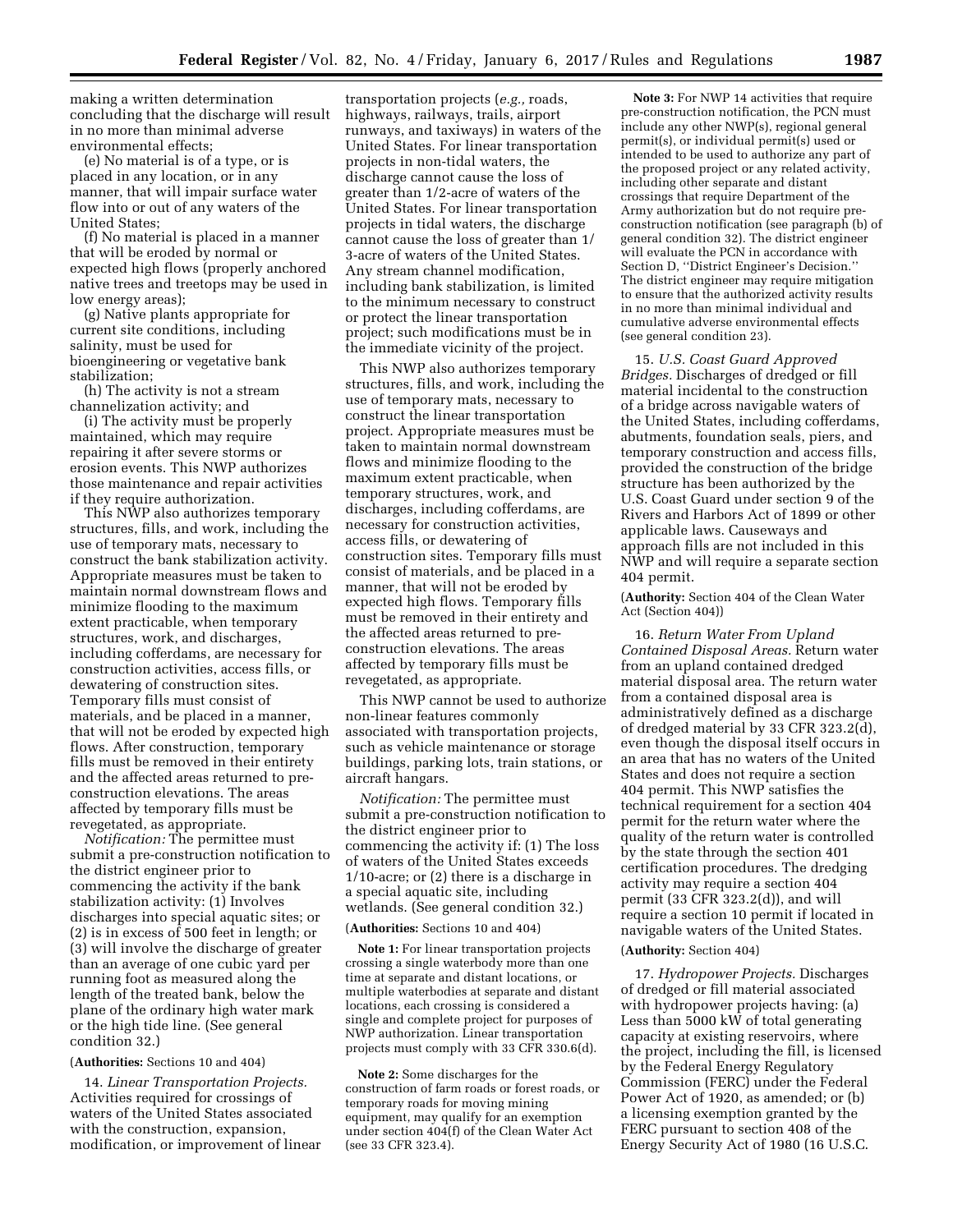making a written determination concluding that the discharge will result in no more than minimal adverse environmental effects;

(e) No material is of a type, or is placed in any location, or in any manner, that will impair surface water flow into or out of any waters of the United States;

(f) No material is placed in a manner that will be eroded by normal or expected high flows (properly anchored native trees and treetops may be used in low energy areas);

(g) Native plants appropriate for current site conditions, including salinity, must be used for bioengineering or vegetative bank stabilization;

(h) The activity is not a stream channelization activity; and

(i) The activity must be properly maintained, which may require repairing it after severe storms or erosion events. This NWP authorizes those maintenance and repair activities if they require authorization.

This NWP also authorizes temporary structures, fills, and work, including the use of temporary mats, necessary to construct the bank stabilization activity. Appropriate measures must be taken to maintain normal downstream flows and minimize flooding to the maximum extent practicable, when temporary structures, work, and discharges, including cofferdams, are necessary for construction activities, access fills, or dewatering of construction sites. Temporary fills must consist of materials, and be placed in a manner, that will not be eroded by expected high flows. After construction, temporary fills must be removed in their entirety and the affected areas returned to pre-construction elevations. The areas affected by temporary fills must be revegetated, as appropriate.

*Notification:* The permittee must submit a pre-construction notification to the district engineer prior to commencing the activity if the bank stabilization activity: (1) Involves discharges into special aquatic sites; or (2) is in excess of 500 feet in length; or (3) will involve the discharge of greater than an average of one cubic yard per running foot as measured along the length of the treated bank, below the plane of the ordinary high water mark or the high tide line. (See general condition 32.)

(**Authorities:** Sections 10 and 404)

14. *Linear Transportation Projects.* Activities required for crossings of waters of the United States associated with the construction, expansion, modification, or improvement of linear transportation projects (*e.g.,* roads, highways, railways, trails, airport runways, and taxiways) in waters of the United States. For linear transportation projects in non-tidal waters, the discharge cannot cause the loss of greater than 1/2-acre of waters of the United States. For linear transportation projects in tidal waters, the discharge cannot cause the loss of greater than 1/3-acre of waters of the United States. Any stream channel modification, including bank stabilization, is limited to the minimum necessary to construct or protect the linear transportation project; such modifications must be in the immediate vicinity of the project.

This NWP also authorizes temporary structures, fills, and work, including the use of temporary mats, necessary to construct the linear transportation project. Appropriate measures must be taken to maintain normal downstream flows and minimize flooding to the maximum extent practicable, when temporary structures, work, and discharges, including cofferdams, are necessary for construction activities, access fills, or dewatering of construction sites. Temporary fills must consist of materials, and be placed in a manner, that will not be eroded by expected high flows. Temporary fills must be removed in their entirety and the affected areas returned to pre-construction elevations. The areas affected by temporary fills must be revegetated, as appropriate.

This NWP cannot be used to authorize non-linear features commonly associated with transportation projects, such as vehicle maintenance or storage buildings, parking lots, train stations, or aircraft hangars.

*Notification:* The permittee must submit a pre-construction notification to the district engineer prior to commencing the activity if: (1) The loss of waters of the United States exceeds 1/10-acre; or (2) there is a discharge in a special aquatic site, including wetlands. (See general condition 32.)

(**Authorities:** Sections 10 and 404)

**Note 1:** For linear transportation projects crossing a single waterbody more than one time at separate and distant locations, or multiple waterbodies at separate and distant locations, each crossing is considered a single and complete project for purposes of NWP authorization. Linear transportation projects must comply with 33 CFR 330.6(d).

**Note 2:** Some discharges for the construction of farm roads or forest roads, or temporary roads for moving mining equipment, may qualify for an exemption under section 404(f) of the Clean Water Act (see 33 CFR 323.4).

**Note 3:** For NWP 14 activities that require pre-construction notification, the PCN must include any other NWP(s), regional general permit(s), or individual permit(s) used or intended to be used to authorize any part of the proposed project or any related activity, including other separate and distant crossings that require Department of the Army authorization but do not require pre-construction notification (see paragraph (b) of general condition 32). The district engineer will evaluate the PCN in accordance with Section D, "District Engineer's Decision." The district engineer may require mitigation to ensure that the authorized activity results in no more than minimal individual and cumulative adverse environmental effects (see general condition 23).

15. *U.S. Coast Guard Approved Bridges.* Discharges of dredged or fill material incidental to the construction of a bridge across navigable waters of the United States, including cofferdams, abutments, foundation seals, piers, and temporary construction and access fills, provided the construction of the bridge structure has been authorized by the U.S. Coast Guard under section 9 of the Rivers and Harbors Act of 1899 or other applicable laws. Causeways and approach fills are not included in this NWP and will require a separate section 404 permit.

(**Authority:** Section 404 of the Clean Water Act (Section 404))

16. *Return Water From Upland Contained Disposal Areas.* Return water from an upland contained dredged material disposal area. The return water from a contained disposal area is administratively defined as a discharge of dredged material by 33 CFR 323.2(d), even though the disposal itself occurs in an area that has no waters of the United States and does not require a section 404 permit. This NWP satisfies the technical requirement for a section 404 permit for the return water where the quality of the return water is controlled by the state through the section 401 certification procedures. The dredging activity may require a section 404 permit (33 CFR 323.2(d)), and will require a section 10 permit if located in navigable waters of the United States.

(**Authority:** Section 404)

17. *Hydropower Projects.* Discharges of dredged or fill material associated with hydropower projects having: (a) Less than 5000 kW of total generating capacity at existing reservoirs, where the project, including the fill, is licensed by the Federal Energy Regulatory Commission (FERC) under the Federal Power Act of 1920, as amended; or (b) a licensing exemption granted by the FERC pursuant to section 408 of the Energy Security Act of 1980 (16 U.S.C.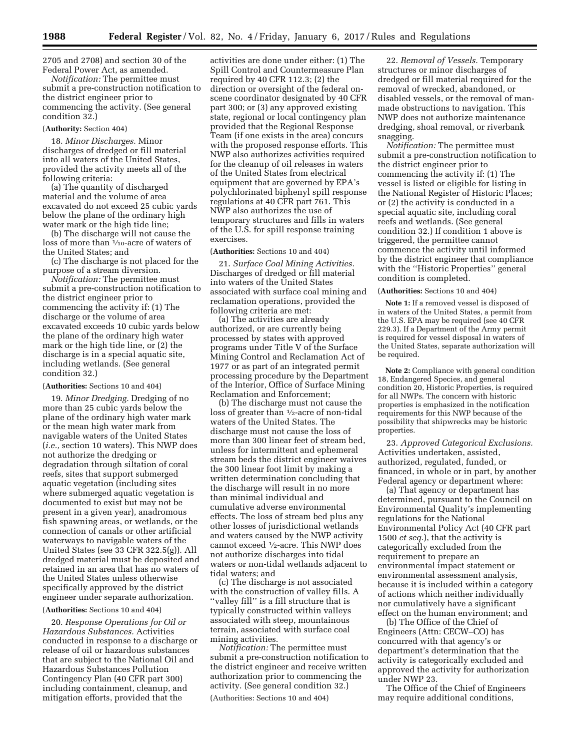2705 and 2708) and section 30 of the Federal Power Act, as amended.

*Notification:* The permittee must submit a pre-construction notification to the district engineer prior to commencing the activity. (See general condition 32.)

(**Authority:** Section 404)

18. *Minor Discharges.* Minor discharges of dredged or fill material into all waters of the United States, provided the activity meets all of the following criteria:

(a) The quantity of discharged material and the volume of area excavated do not exceed 25 cubic yards below the plane of the ordinary high water mark or the high tide line;

(b) The discharge will not cause the loss of more than 1⁄10-acre of waters of the United States; and

(c) The discharge is not placed for the purpose of a stream diversion.

*Notification:* The permittee must submit a pre-construction notification to the district engineer prior to commencing the activity if: (1) The discharge or the volume of area excavated exceeds 10 cubic yards below the plane of the ordinary high water mark or the high tide line, or (2) the discharge is in a special aquatic site, including wetlands. (See general condition 32.)

(**Authorities:** Sections 10 and 404)

19. *Minor Dredging.* Dredging of no more than 25 cubic yards below the plane of the ordinary high water mark or the mean high water mark from navigable waters of the United States (*i.e.,* section 10 waters). This NWP does not authorize the dredging or degradation through siltation of coral reefs, sites that support submerged aquatic vegetation (including sites where submerged aquatic vegetation is documented to exist but may not be present in a given year), anadromous fish spawning areas, or wetlands, or the connection of canals or other artificial waterways to navigable waters of the United States (see 33 CFR 322.5(g)). All dredged material must be deposited and retained in an area that has no waters of the United States unless otherwise specifically approved by the district engineer under separate authorization.

(**Authorities:** Sections 10 and 404)

20. *Response Operations for Oil or Hazardous Substances.* Activities conducted in response to a discharge or release of oil or hazardous substances that are subject to the National Oil and Hazardous Substances Pollution Contingency Plan (40 CFR part 300) including containment, cleanup, and mitigation efforts, provided that the activities are done under either: (1) The Spill Control and Countermeasure Plan required by 40 CFR 112.3; (2) the direction or oversight of the federal on-scene coordinator designated by 40 CFR part 300; or (3) any approved existing state, regional or local contingency plan provided that the Regional Response Team (if one exists in the area) concurs with the proposed response efforts. This NWP also authorizes activities required for the cleanup of oil releases in waters of the United States from electrical equipment that are governed by EPA's polychlorinated biphenyl spill response regulations at 40 CFR part 761. This NWP also authorizes the use of temporary structures and fills in waters of the U.S. for spill response training exercises.

(**Authorities:** Sections 10 and 404)

21. *Surface Coal Mining Activities.* Discharges of dredged or fill material into waters of the United States associated with surface coal mining and reclamation operations, provided the following criteria are met:

(a) The activities are already authorized, or are currently being processed by states with approved programs under Title V of the Surface Mining Control and Reclamation Act of 1977 or as part of an integrated permit processing procedure by the Department of the Interior, Office of Surface Mining Reclamation and Enforcement;

(b) The discharge must not cause the loss of greater than 1⁄2-acre of non-tidal waters of the United States. The discharge must not cause the loss of more than 300 linear feet of stream bed, unless for intermittent and ephemeral stream beds the district engineer waives the 300 linear foot limit by making a written determination concluding that the discharge will result in no more than minimal individual and cumulative adverse environmental effects. The loss of stream bed plus any other losses of jurisdictional wetlands and waters caused by the NWP activity cannot exceed 1⁄2-acre. This NWP does not authorize discharges into tidal waters or non-tidal wetlands adjacent to tidal waters; and

(c) The discharge is not associated with the construction of valley fills. A ''valley fill'' is a fill structure that is typically constructed within valleys associated with steep, mountainous terrain, associated with surface coal mining activities.

*Notification:* The permittee must submit a pre-construction notification to the district engineer and receive written authorization prior to commencing the activity. (See general condition 32.)

(Authorities: Sections 10 and 404)

22. *Removal of Vessels.* Temporary structures or minor discharges of dredged or fill material required for the removal of wrecked, abandoned, or disabled vessels, or the removal of man-made obstructions to navigation. This NWP does not authorize maintenance dredging, shoal removal, or riverbank snagging.

*Notification:* The permittee must submit a pre-construction notification to the district engineer prior to commencing the activity if: (1) The vessel is listed or eligible for listing in the National Register of Historic Places; or (2) the activity is conducted in a special aquatic site, including coral reefs and wetlands. (See general condition 32.) If condition 1 above is triggered, the permittee cannot commence the activity until informed by the district engineer that compliance with the ''Historic Properties'' general condition is completed.

(**Authorities:** Sections 10 and 404)

**Note 1:** If a removed vessel is disposed of in waters of the United States, a permit from the U.S. EPA may be required (see 40 CFR 229.3). If a Department of the Army permit is required for vessel disposal in waters of the United States, separate authorization will be required.

**Note 2:** Compliance with general condition 18, Endangered Species, and general condition 20, Historic Properties, is required for all NWPs. The concern with historic properties is emphasized in the notification requirements for this NWP because of the possibility that shipwrecks may be historic properties.

23. *Approved Categorical Exclusions.* Activities undertaken, assisted, authorized, regulated, funded, or financed, in whole or in part, by another Federal agency or department where:

(a) That agency or department has determined, pursuant to the Council on Environmental Quality's implementing regulations for the National Environmental Policy Act (40 CFR part 1500 *et seq.*), that the activity is categorically excluded from the requirement to prepare an environmental impact statement or environmental assessment analysis, because it is included within a category of actions which neither individually nor cumulatively have a significant effect on the human environment; and

(b) The Office of the Chief of Engineers (Attn: CECW–CO) has concurred with that agency's or department's determination that the activity is categorically excluded and approved the activity for authorization under NWP 23.

The Office of the Chief of Engineers may require additional conditions,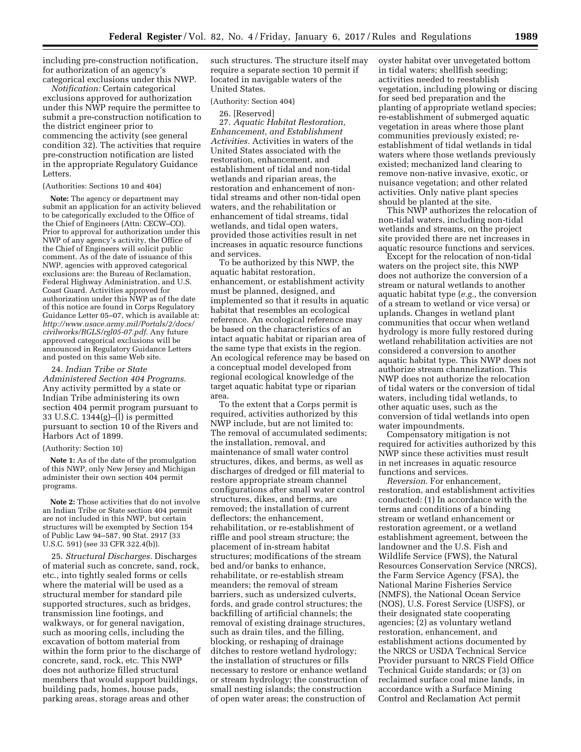including pre-construction notification, for authorization of an agency's categorical exclusions under this NWP.

*Notification:* Certain categorical exclusions approved for authorization under this NWP require the permittee to submit a pre-construction notification to the district engineer prior to commencing the activity (see general condition 32). The activities that require pre-construction notification are listed in the appropriate Regulatory Guidance Letters.

(Authorities: Sections 10 and 404)

**Note:** The agency or department may submit an application for an activity believed to be categorically excluded to the Office of the Chief of Engineers (Attn: CECW–CO). Prior to approval for authorization under this NWP of any agency's activity, the Office of the Chief of Engineers will solicit public comment. As of the date of issuance of this NWP, agencies with approved categorical exclusions are: the Bureau of Reclamation, Federal Highway Administration, and U.S. Coast Guard. Activities approved for authorization under this NWP as of the date of this notice are found in Corps Regulatory Guidance Letter 05–07, which is available at: *http://www.usace.army.mil/Portals/2/docs/civilworks/RGLS/rgl05-07.pdf*. Any future approved categorical exclusions will be announced in Regulatory Guidance Letters and posted on this same Web site.

24. *Indian Tribe or State Administered Section 404 Programs.* Any activity permitted by a state or Indian Tribe administering its own section 404 permit program pursuant to 33 U.S.C. 1344(g)–(l) is permitted pursuant to section 10 of the Rivers and Harbors Act of 1899.

(Authority: Section 10)

**Note 1:** As of the date of the promulgation of this NWP, only New Jersey and Michigan administer their own section 404 permit programs.

**Note 2:** Those activities that do not involve an Indian Tribe or State section 404 permit are not included in this NWP, but certain structures will be exempted by Section 154 of Public Law 94–587, 90 Stat. 2917 (33 U.S.C. 591) (see 33 CFR 322.4(b)).

25. *Structural Discharges.* Discharges of material such as concrete, sand, rock, etc., into tightly sealed forms or cells where the material will be used as a structural member for standard pile supported structures, such as bridges, transmission line footings, and walkways, or for general navigation, such as mooring cells, including the excavation of bottom material from within the form prior to the discharge of concrete, sand, rock, etc. This NWP does not authorize filled structural members that would support buildings, building pads, homes, house pads, parking areas, storage areas and other such structures. The structure itself may require a separate section 10 permit if located in navigable waters of the United States.

(Authority: Section 404)

26. [Reserved]

27. *Aquatic Habitat Restoration, Enhancement, and Establishment Activities.* Activities in waters of the United States associated with the restoration, enhancement, and establishment of tidal and non-tidal wetlands and riparian areas, the restoration and enhancement of non-tidal streams and other non-tidal open waters, and the rehabilitation or enhancement of tidal streams, tidal wetlands, and tidal open waters, provided those activities result in net increases in aquatic resource functions and services.

To be authorized by this NWP, the aquatic habitat restoration, enhancement, or establishment activity must be planned, designed, and implemented so that it results in aquatic habitat that resembles an ecological reference. An ecological reference may be based on the characteristics of an intact aquatic habitat or riparian area of the same type that exists in the region. An ecological reference may be based on a conceptual model developed from regional ecological knowledge of the target aquatic habitat type or riparian area.

To the extent that a Corps permit is required, activities authorized by this NWP include, but are not limited to: The removal of accumulated sediments; the installation, removal, and maintenance of small water control structures, dikes, and berms, as well as discharges of dredged or fill material to restore appropriate stream channel configurations after small water control structures, dikes, and berms, are removed; the installation of current deflectors; the enhancement, rehabilitation, or re-establishment of riffle and pool stream structure; the placement of in-stream habitat structures; modifications of the stream bed and/or banks to enhance, rehabilitate, or re-establish stream meanders; the removal of stream barriers, such as undersized culverts, fords, and grade control structures; the backfilling of artificial channels; the removal of existing drainage structures, such as drain tiles, and the filling, blocking, or reshaping of drainage ditches to restore wetland hydrology; the installation of structures or fills necessary to restore or enhance wetland or stream hydrology; the construction of small nesting islands; the construction of open water areas; the construction of oyster habitat over unvegetated bottom in tidal waters; shellfish seeding; activities needed to reestablish vegetation, including plowing or discing for seed bed preparation and the planting of appropriate wetland species; re-establishment of submerged aquatic vegetation in areas where those plant communities previously existed; re-establishment of tidal wetlands in tidal waters where those wetlands previously existed; mechanized land clearing to remove non-native invasive, exotic, or nuisance vegetation; and other related activities. Only native plant species should be planted at the site.

This NWP authorizes the relocation of non-tidal waters, including non-tidal wetlands and streams, on the project site provided there are net increases in aquatic resource functions and services.

Except for the relocation of non-tidal waters on the project site, this NWP does not authorize the conversion of a stream or natural wetlands to another aquatic habitat type (*e.g.,* the conversion of a stream to wetland or vice versa) or uplands. Changes in wetland plant communities that occur when wetland hydrology is more fully restored during wetland rehabilitation activities are not considered a conversion to another aquatic habitat type. This NWP does not authorize stream channelization. This NWP does not authorize the relocation of tidal waters or the conversion of tidal waters, including tidal wetlands, to other aquatic uses, such as the conversion of tidal wetlands into open water impoundments.

Compensatory mitigation is not required for activities authorized by this NWP since these activities must result in net increases in aquatic resource functions and services.

*Reversion.* For enhancement, restoration, and establishment activities conducted: (1) In accordance with the terms and conditions of a binding stream or wetland enhancement or restoration agreement, or a wetland establishment agreement, between the landowner and the U.S. Fish and Wildlife Service (FWS), the Natural Resources Conservation Service (NRCS), the Farm Service Agency (FSA), the National Marine Fisheries Service (NMFS), the National Ocean Service (NOS), U.S. Forest Service (USFS), or their designated state cooperating agencies; (2) as voluntary wetland restoration, enhancement, and establishment actions documented by the NRCS or USDA Technical Service Provider pursuant to NRCS Field Office Technical Guide standards; or (3) on reclaimed surface coal mine lands, in accordance with a Surface Mining Control and Reclamation Act permit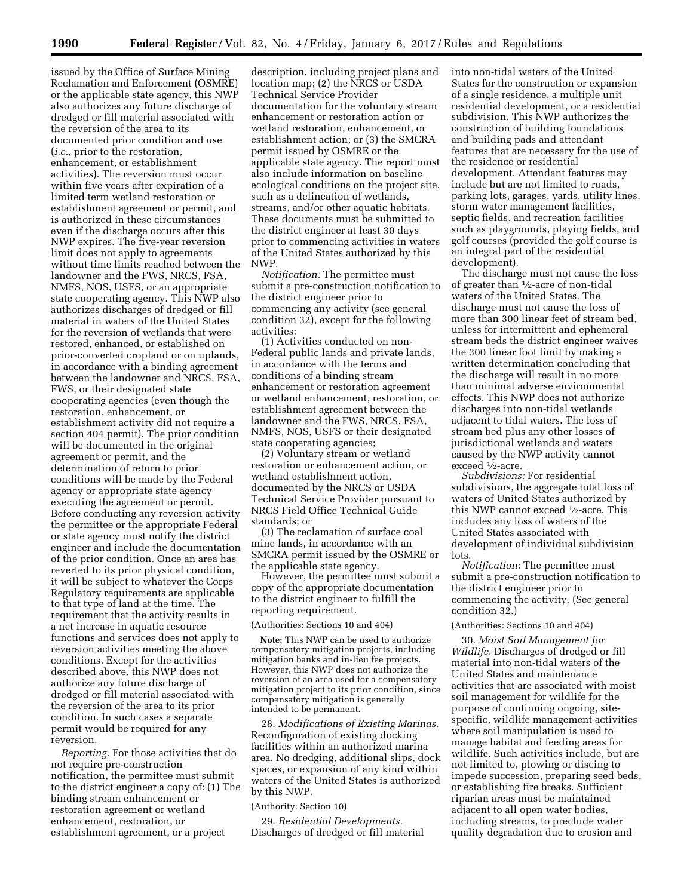issued by the Office of Surface Mining Reclamation and Enforcement (OSMRE) or the applicable state agency, this NWP also authorizes any future discharge of dredged or fill material associated with the reversion of the area to its documented prior condition and use (*i.e.,* prior to the restoration, enhancement, or establishment activities). The reversion must occur within five years after expiration of a limited term wetland restoration or establishment agreement or permit, and is authorized in these circumstances even if the discharge occurs after this NWP expires. The five-year reversion limit does not apply to agreements without time limits reached between the landowner and the FWS, NRCS, FSA, NMFS, NOS, USFS, or an appropriate state cooperating agency. This NWP also authorizes discharges of dredged or fill material in waters of the United States for the reversion of wetlands that were restored, enhanced, or established on prior-converted cropland or on uplands, in accordance with a binding agreement between the landowner and NRCS, FSA, FWS, or their designated state cooperating agencies (even though the restoration, enhancement, or establishment activity did not require a section 404 permit). The prior condition will be documented in the original agreement or permit, and the determination of return to prior conditions will be made by the Federal agency or appropriate state agency executing the agreement or permit. Before conducting any reversion activity the permittee or the appropriate Federal or state agency must notify the district engineer and include the documentation of the prior condition. Once an area has reverted to its prior physical condition, it will be subject to whatever the Corps Regulatory requirements are applicable to that type of land at the time. The requirement that the activity results in a net increase in aquatic resource functions and services does not apply to reversion activities meeting the above conditions. Except for the activities described above, this NWP does not authorize any future discharge of dredged or fill material associated with the reversion of the area to its prior condition. In such cases a separate permit would be required for any reversion.

*Reporting.* For those activities that do not require pre-construction notification, the permittee must submit to the district engineer a copy of: (1) The binding stream enhancement or restoration agreement or wetland enhancement, restoration, or establishment agreement, or a project description, including project plans and location map; (2) the NRCS or USDA Technical Service Provider documentation for the voluntary stream enhancement or restoration action or wetland restoration, enhancement, or establishment action; or (3) the SMCRA permit issued by OSMRE or the applicable state agency. The report must also include information on baseline ecological conditions on the project site, such as a delineation of wetlands, streams, and/or other aquatic habitats. These documents must be submitted to the district engineer at least 30 days prior to commencing activities in waters of the United States authorized by this NWP.

*Notification:* The permittee must submit a pre-construction notification to the district engineer prior to commencing any activity (see general condition 32), except for the following activities:

(1) Activities conducted on non-Federal public lands and private lands, in accordance with the terms and conditions of a binding stream enhancement or restoration agreement or wetland enhancement, restoration, or establishment agreement between the landowner and the FWS, NRCS, FSA, NMFS, NOS, USFS or their designated state cooperating agencies;

(2) Voluntary stream or wetland restoration or enhancement action, or wetland establishment action, documented by the NRCS or USDA Technical Service Provider pursuant to NRCS Field Office Technical Guide standards; or

(3) The reclamation of surface coal mine lands, in accordance with an SMCRA permit issued by the OSMRE or the applicable state agency.

However, the permittee must submit a copy of the appropriate documentation to the district engineer to fulfill the reporting requirement.

(Authorities: Sections 10 and 404)

**Note:** This NWP can be used to authorize compensatory mitigation projects, including mitigation banks and in-lieu fee projects. However, this NWP does not authorize the reversion of an area used for a compensatory mitigation project to its prior condition, since compensatory mitigation is generally intended to be permanent.

28. *Modifications of Existing Marinas.* Reconfiguration of existing docking facilities within an authorized marina area. No dredging, additional slips, dock spaces, or expansion of any kind within waters of the United States is authorized by this NWP.

(Authority: Section 10)

29. *Residential Developments.* Discharges of dredged or fill material into non-tidal waters of the United States for the construction or expansion of a single residence, a multiple unit residential development, or a residential subdivision. This NWP authorizes the construction of building foundations and building pads and attendant features that are necessary for the use of the residence or residential development. Attendant features may include but are not limited to roads, parking lots, garages, yards, utility lines, storm water management facilities, septic fields, and recreation facilities such as playgrounds, playing fields, and golf courses (provided the golf course is an integral part of the residential development).

The discharge must not cause the loss of greater than ½-acre of non-tidal waters of the United States. The discharge must not cause the loss of more than 300 linear feet of stream bed, unless for intermittent and ephemeral stream beds the district engineer waives the 300 linear foot limit by making a written determination concluding that the discharge will result in no more than minimal adverse environmental effects. This NWP does not authorize discharges into non-tidal wetlands adjacent to tidal waters. The loss of stream bed plus any other losses of jurisdictional wetlands and waters caused by the NWP activity cannot exceed ½-acre.

*Subdivisions:* For residential subdivisions, the aggregate total loss of waters of United States authorized by this NWP cannot exceed ½-acre. This includes any loss of waters of the United States associated with development of individual subdivision lots.

*Notification:* The permittee must submit a pre-construction notification to the district engineer prior to commencing the activity. (See general condition 32.)

(Authorities: Sections 10 and 404)

30. *Moist Soil Management for Wildlife.* Discharges of dredged or fill material into non-tidal waters of the United States and maintenance activities that are associated with moist soil management for wildlife for the purpose of continuing ongoing, site-specific, wildlife management activities where soil manipulation is used to manage habitat and feeding areas for wildlife. Such activities include, but are not limited to, plowing or discing to impede succession, preparing seed beds, or establishing fire breaks. Sufficient riparian areas must be maintained adjacent to all open water bodies, including streams, to preclude water quality degradation due to erosion and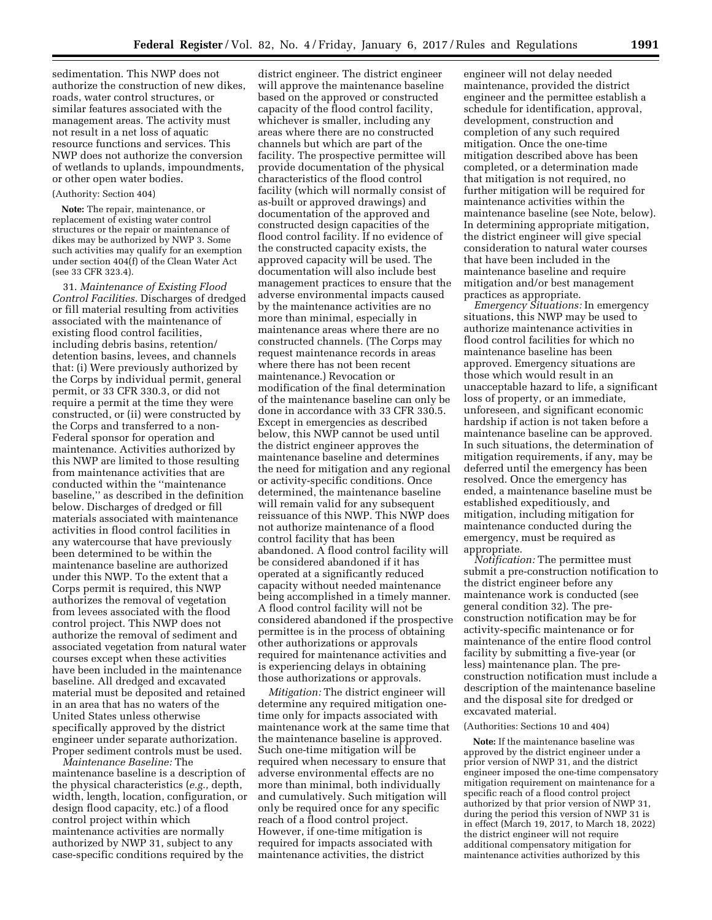sedimentation. This NWP does not authorize the construction of new dikes, roads, water control structures, or similar features associated with the management areas. The activity must not result in a net loss of aquatic resource functions and services. This NWP does not authorize the conversion of wetlands to uplands, impoundments, or other open water bodies.

(Authority: Section 404)

**Note:** The repair, maintenance, or replacement of existing water control structures or the repair or maintenance of dikes may be authorized by NWP 3. Some such activities may qualify for an exemption under section 404(f) of the Clean Water Act (see 33 CFR 323.4).

31. *Maintenance of Existing Flood Control Facilities.* Discharges of dredged or fill material resulting from activities associated with the maintenance of existing flood control facilities, including debris basins, retention/detention basins, levees, and channels that: (i) Were previously authorized by the Corps by individual permit, general permit, or 33 CFR 330.3, or did not require a permit at the time they were constructed, or (ii) were constructed by the Corps and transferred to a non-Federal sponsor for operation and maintenance. Activities authorized by this NWP are limited to those resulting from maintenance activities that are conducted within the ''maintenance baseline,'' as described in the definition below. Discharges of dredged or fill materials associated with maintenance activities in flood control facilities in any watercourse that have previously been determined to be within the maintenance baseline are authorized under this NWP. To the extent that a Corps permit is required, this NWP authorizes the removal of vegetation from levees associated with the flood control project. This NWP does not authorize the removal of sediment and associated vegetation from natural water courses except when these activities have been included in the maintenance baseline. All dredged and excavated material must be deposited and retained in an area that has no waters of the United States unless otherwise specifically approved by the district engineer under separate authorization. Proper sediment controls must be used.

*Maintenance Baseline:* The maintenance baseline is a description of the physical characteristics (*e.g.,* depth, width, length, location, configuration, or design flood capacity, etc.) of a flood control project within which maintenance activities are normally authorized by NWP 31, subject to any case-specific conditions required by the district engineer. The district engineer will approve the maintenance baseline based on the approved or constructed capacity of the flood control facility, whichever is smaller, including any areas where there are no constructed channels but which are part of the facility. The prospective permittee will provide documentation of the physical characteristics of the flood control facility (which will normally consist of as-built or approved drawings) and documentation of the approved and constructed design capacities of the flood control facility. If no evidence of the constructed capacity exists, the approved capacity will be used. The documentation will also include best management practices to ensure that the adverse environmental impacts caused by the maintenance activities are no more than minimal, especially in maintenance areas where there are no constructed channels. (The Corps may request maintenance records in areas where there has not been recent maintenance.) Revocation or modification of the final determination of the maintenance baseline can only be done in accordance with 33 CFR 330.5. Except in emergencies as described below, this NWP cannot be used until the district engineer approves the maintenance baseline and determines the need for mitigation and any regional or activity-specific conditions. Once determined, the maintenance baseline will remain valid for any subsequent reissuance of this NWP. This NWP does not authorize maintenance of a flood control facility that has been abandoned. A flood control facility will be considered abandoned if it has operated at a significantly reduced capacity without needed maintenance being accomplished in a timely manner. A flood control facility will not be considered abandoned if the prospective permittee is in the process of obtaining other authorizations or approvals required for maintenance activities and is experiencing delays in obtaining those authorizations or approvals.

*Mitigation:* The district engineer will determine any required mitigation one-time only for impacts associated with maintenance work at the same time that the maintenance baseline is approved. Such one-time mitigation will be required when necessary to ensure that adverse environmental effects are no more than minimal, both individually and cumulatively. Such mitigation will only be required once for any specific reach of a flood control project. However, if one-time mitigation is required for impacts associated with maintenance activities, the district engineer will not delay needed maintenance, provided the district engineer and the permittee establish a schedule for identification, approval, development, construction and completion of any such required mitigation. Once the one-time mitigation described above has been completed, or a determination made that mitigation is not required, no further mitigation will be required for maintenance activities within the maintenance baseline (see Note, below). In determining appropriate mitigation, the district engineer will give special consideration to natural water courses that have been included in the maintenance baseline and require mitigation and/or best management practices as appropriate.

*Emergency Situations:* In emergency situations, this NWP may be used to authorize maintenance activities in flood control facilities for which no maintenance baseline has been approved. Emergency situations are those which would result in an unacceptable hazard to life, a significant loss of property, or an immediate, unforeseen, and significant economic hardship if action is not taken before a maintenance baseline can be approved. In such situations, the determination of mitigation requirements, if any, may be deferred until the emergency has been resolved. Once the emergency has ended, a maintenance baseline must be established expeditiously, and mitigation, including mitigation for maintenance conducted during the emergency, must be required as appropriate.

*Notification:* The permittee must submit a pre-construction notification to the district engineer before any maintenance work is conducted (see general condition 32). The pre-construction notification may be for activity-specific maintenance or for maintenance of the entire flood control facility by submitting a five-year (or less) maintenance plan. The pre-construction notification must include a description of the maintenance baseline and the disposal site for dredged or excavated material.

(Authorities: Sections 10 and 404)

**Note:** If the maintenance baseline was approved by the district engineer under a prior version of NWP 31, and the district engineer imposed the one-time compensatory mitigation requirement on maintenance for a specific reach of a flood control project authorized by that prior version of NWP 31, during the period this version of NWP 31 is in effect (March 19, 2017, to March 18, 2022) the district engineer will not require additional compensatory mitigation for maintenance activities authorized by this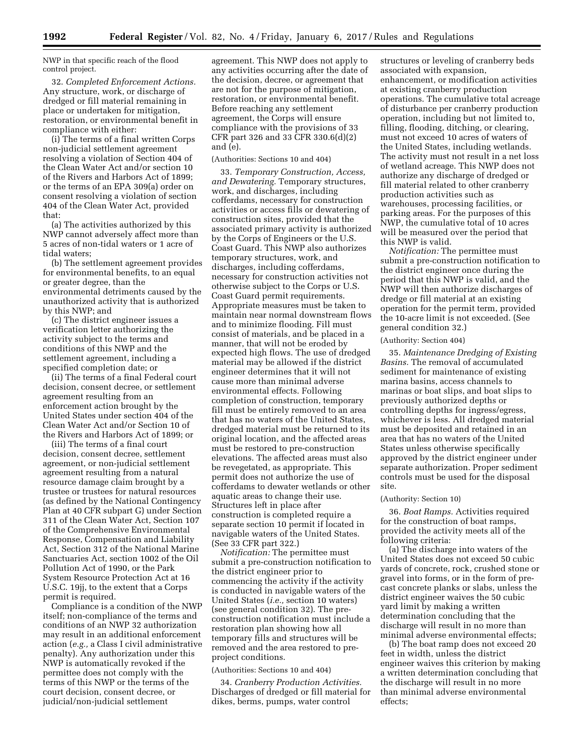NWP in that specific reach of the flood control project.

32. *Completed Enforcement Actions.* Any structure, work, or discharge of dredged or fill material remaining in place or undertaken for mitigation, restoration, or environmental benefit in compliance with either:

(i) The terms of a final written Corps non-judicial settlement agreement resolving a violation of Section 404 of the Clean Water Act and/or section 10 of the Rivers and Harbors Act of 1899; or the terms of an EPA 309(a) order on consent resolving a violation of section 404 of the Clean Water Act, provided that:

(a) The activities authorized by this NWP cannot adversely affect more than 5 acres of non-tidal waters or 1 acre of tidal waters;

(b) The settlement agreement provides for environmental benefits, to an equal or greater degree, than the environmental detriments caused by the unauthorized activity that is authorized by this NWP; and

(c) The district engineer issues a verification letter authorizing the activity subject to the terms and conditions of this NWP and the settlement agreement, including a specified completion date; or

(ii) The terms of a final Federal court decision, consent decree, or settlement agreement resulting from an enforcement action brought by the United States under section 404 of the Clean Water Act and/or Section 10 of the Rivers and Harbors Act of 1899; or

(iii) The terms of a final court decision, consent decree, settlement agreement, or non-judicial settlement agreement resulting from a natural resource damage claim brought by a trustee or trustees for natural resources (as defined by the National Contingency Plan at 40 CFR subpart G) under Section 311 of the Clean Water Act, Section 107 of the Comprehensive Environmental Response, Compensation and Liability Act, Section 312 of the National Marine Sanctuaries Act, section 1002 of the Oil Pollution Act of 1990, or the Park System Resource Protection Act at 16 U.S.C. 19jj, to the extent that a Corps permit is required.

Compliance is a condition of the NWP itself; non-compliance of the terms and conditions of an NWP 32 authorization may result in an additional enforcement action (*e.g.,* a Class I civil administrative penalty). Any authorization under this NWP is automatically revoked if the permittee does not comply with the terms of this NWP or the terms of the court decision, consent decree, or judicial/non-judicial settlement agreement. This NWP does not apply to any activities occurring after the date of the decision, decree, or agreement that are not for the purpose of mitigation, restoration, or environmental benefit. Before reaching any settlement agreement, the Corps will ensure compliance with the provisions of 33 CFR part 326 and 33 CFR 330.6(d)(2) and (e).

(Authorities: Sections 10 and 404)

33. *Temporary Construction, Access, and Dewatering.* Temporary structures, work, and discharges, including cofferdams, necessary for construction activities or access fills or dewatering of construction sites, provided that the associated primary activity is authorized by the Corps of Engineers or the U.S. Coast Guard. This NWP also authorizes temporary structures, work, and discharges, including cofferdams, necessary for construction activities not otherwise subject to the Corps or U.S. Coast Guard permit requirements. Appropriate measures must be taken to maintain near normal downstream flows and to minimize flooding. Fill must consist of materials, and be placed in a manner, that will not be eroded by expected high flows. The use of dredged material may be allowed if the district engineer determines that it will not cause more than minimal adverse environmental effects. Following completion of construction, temporary fill must be entirely removed to an area that has no waters of the United States, dredged material must be returned to its original location, and the affected areas must be restored to pre-construction elevations. The affected areas must also be revegetated, as appropriate. This permit does not authorize the use of cofferdams to dewater wetlands or other aquatic areas to change their use. Structures left in place after construction is completed require a separate section 10 permit if located in navigable waters of the United States. (See 33 CFR part 322.)

*Notification:* The permittee must submit a pre-construction notification to the district engineer prior to commencing the activity if the activity is conducted in navigable waters of the United States (*i.e.,* section 10 waters) (see general condition 32). The pre-construction notification must include a restoration plan showing how all temporary fills and structures will be removed and the area restored to pre-project conditions.

(Authorities: Sections 10 and 404)

34. *Cranberry Production Activities.* Discharges of dredged or fill material for dikes, berms, pumps, water control structures or leveling of cranberry beds associated with expansion, enhancement, or modification activities at existing cranberry production operations. The cumulative total acreage of disturbance per cranberry production operation, including but not limited to, filling, flooding, ditching, or clearing, must not exceed 10 acres of waters of the United States, including wetlands. The activity must not result in a net loss of wetland acreage. This NWP does not authorize any discharge of dredged or fill material related to other cranberry production activities such as warehouses, processing facilities, or parking areas. For the purposes of this NWP, the cumulative total of 10 acres will be measured over the period that this NWP is valid.

*Notification:* The permittee must submit a pre-construction notification to the district engineer once during the period that this NWP is valid, and the NWP will then authorize discharges of dredge or fill material at an existing operation for the permit term, provided the 10-acre limit is not exceeded. (See general condition 32.)

(Authority: Section 404)

35. *Maintenance Dredging of Existing Basins.* The removal of accumulated sediment for maintenance of existing marina basins, access channels to marinas or boat slips, and boat slips to previously authorized depths or controlling depths for ingress/egress, whichever is less. All dredged material must be deposited and retained in an area that has no waters of the United States unless otherwise specifically approved by the district engineer under separate authorization. Proper sediment controls must be used for the disposal site.

(Authority: Section 10)

36. *Boat Ramps.* Activities required for the construction of boat ramps, provided the activity meets all of the following criteria:

(a) The discharge into waters of the United States does not exceed 50 cubic yards of concrete, rock, crushed stone or gravel into forms, or in the form of pre-cast concrete planks or slabs, unless the district engineer waives the 50 cubic yard limit by making a written determination concluding that the discharge will result in no more than minimal adverse environmental effects;

(b) The boat ramp does not exceed 20 feet in width, unless the district engineer waives this criterion by making a written determination concluding that the discharge will result in no more than minimal adverse environmental effects;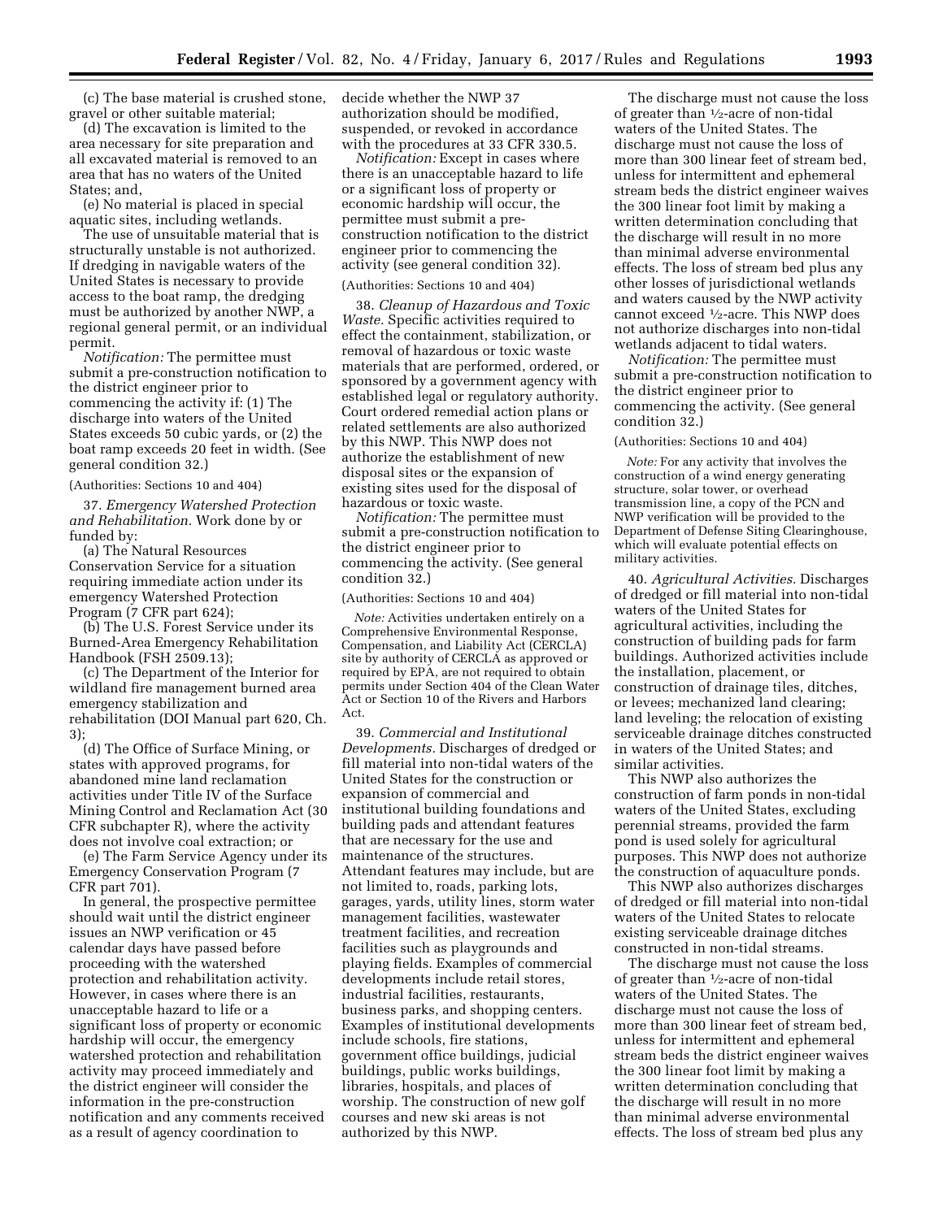(c) The base material is crushed stone, gravel or other suitable material;

(d) The excavation is limited to the area necessary for site preparation and all excavated material is removed to an area that has no waters of the United States; and,

(e) No material is placed in special aquatic sites, including wetlands.

The use of unsuitable material that is structurally unstable is not authorized. If dredging in navigable waters of the United States is necessary to provide access to the boat ramp, the dredging must be authorized by another NWP, a regional general permit, or an individual permit.

*Notification:* The permittee must submit a pre-construction notification to the district engineer prior to commencing the activity if: (1) The discharge into waters of the United States exceeds 50 cubic yards, or (2) the boat ramp exceeds 20 feet in width. (See general condition 32.)

(Authorities: Sections 10 and 404)

37. *Emergency Watershed Protection and Rehabilitation.* Work done by or funded by:

(a) The Natural Resources Conservation Service for a situation requiring immediate action under its emergency Watershed Protection Program (7 CFR part 624);

(b) The U.S. Forest Service under its Burned-Area Emergency Rehabilitation Handbook (FSH 2509.13);

(c) The Department of the Interior for wildland fire management burned area emergency stabilization and rehabilitation (DOI Manual part 620, Ch. 3);

(d) The Office of Surface Mining, or states with approved programs, for abandoned mine land reclamation activities under Title IV of the Surface Mining Control and Reclamation Act (30 CFR subchapter R), where the activity does not involve coal extraction; or

(e) The Farm Service Agency under its Emergency Conservation Program (7 CFR part 701).

In general, the prospective permittee should wait until the district engineer issues an NWP verification or 45 calendar days have passed before proceeding with the watershed protection and rehabilitation activity. However, in cases where there is an unacceptable hazard to life or a significant loss of property or economic hardship will occur, the emergency watershed protection and rehabilitation activity may proceed immediately and the district engineer will consider the information in the pre-construction notification and any comments received as a result of agency coordination to decide whether the NWP 37 authorization should be modified, suspended, or revoked in accordance with the procedures at 33 CFR 330.5.

*Notification:* Except in cases where there is an unacceptable hazard to life or a significant loss of property or economic hardship will occur, the permittee must submit a pre-construction notification to the district engineer prior to commencing the activity (see general condition 32).

(Authorities: Sections 10 and 404)

38. *Cleanup of Hazardous and Toxic Waste.* Specific activities required to effect the containment, stabilization, or removal of hazardous or toxic waste materials that are performed, ordered, or sponsored by a government agency with established legal or regulatory authority. Court ordered remedial action plans or related settlements are also authorized by this NWP. This NWP does not authorize the establishment of new disposal sites or the expansion of existing sites used for the disposal of hazardous or toxic waste.

*Notification:* The permittee must submit a pre-construction notification to the district engineer prior to commencing the activity. (See general condition 32.)

(Authorities: Sections 10 and 404)

*Note:* Activities undertaken entirely on a Comprehensive Environmental Response, Compensation, and Liability Act (CERCLA) site by authority of CERCLA as approved or required by EPA, are not required to obtain permits under Section 404 of the Clean Water Act or Section 10 of the Rivers and Harbors Act.

39. *Commercial and Institutional Developments.* Discharges of dredged or fill material into non-tidal waters of the United States for the construction or expansion of commercial and institutional building foundations and building pads and attendant features that are necessary for the use and maintenance of the structures. Attendant features may include, but are not limited to, roads, parking lots, garages, yards, utility lines, storm water management facilities, wastewater treatment facilities, and recreation facilities such as playgrounds and playing fields. Examples of commercial developments include retail stores, industrial facilities, restaurants, business parks, and shopping centers. Examples of institutional developments include schools, fire stations, government office buildings, judicial buildings, public works buildings, libraries, hospitals, and places of worship. The construction of new golf courses and new ski areas is not authorized by this NWP.

The discharge must not cause the loss of greater than ½-acre of non-tidal waters of the United States. The discharge must not cause the loss of more than 300 linear feet of stream bed, unless for intermittent and ephemeral stream beds the district engineer waives the 300 linear foot limit by making a written determination concluding that the discharge will result in no more than minimal adverse environmental effects. The loss of stream bed plus any other losses of jurisdictional wetlands and waters caused by the NWP activity cannot exceed ½-acre. This NWP does not authorize discharges into non-tidal wetlands adjacent to tidal waters.

*Notification:* The permittee must submit a pre-construction notification to the district engineer prior to commencing the activity. (See general condition 32.)

(Authorities: Sections 10 and 404)

*Note:* For any activity that involves the construction of a wind energy generating structure, solar tower, or overhead transmission line, a copy of the PCN and NWP verification will be provided to the Department of Defense Siting Clearinghouse, which will evaluate potential effects on military activities.

40. *Agricultural Activities.* Discharges of dredged or fill material into non-tidal waters of the United States for agricultural activities, including the construction of building pads for farm buildings. Authorized activities include the installation, placement, or construction of drainage tiles, ditches, or levees; mechanized land clearing; land leveling; the relocation of existing serviceable drainage ditches constructed in waters of the United States; and similar activities.

This NWP also authorizes the construction of farm ponds in non-tidal waters of the United States, excluding perennial streams, provided the farm pond is used solely for agricultural purposes. This NWP does not authorize the construction of aquaculture ponds.

This NWP also authorizes discharges of dredged or fill material into non-tidal waters of the United States to relocate existing serviceable drainage ditches constructed in non-tidal streams.

The discharge must not cause the loss of greater than ½-acre of non-tidal waters of the United States. The discharge must not cause the loss of more than 300 linear feet of stream bed, unless for intermittent and ephemeral stream beds the district engineer waives the 300 linear foot limit by making a written determination concluding that the discharge will result in no more than minimal adverse environmental effects. The loss of stream bed plus any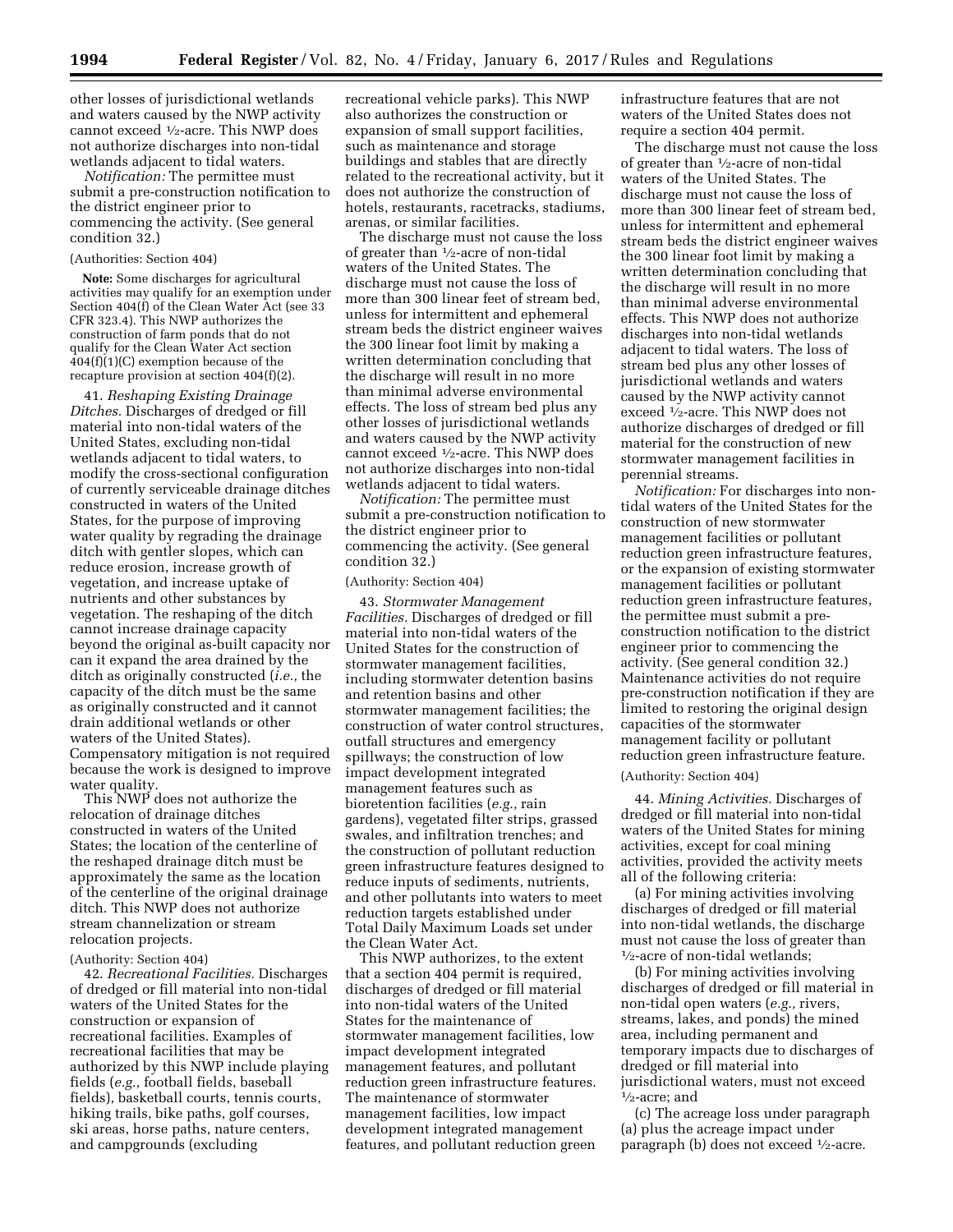other losses of jurisdictional wetlands and waters caused by the NWP activity cannot exceed ½-acre. This NWP does not authorize discharges into non-tidal wetlands adjacent to tidal waters.

*Notification:* The permittee must submit a pre-construction notification to the district engineer prior to commencing the activity. (See general condition 32.)

(Authorities: Section 404)

**Note:** Some discharges for agricultural activities may qualify for an exemption under Section 404(f) of the Clean Water Act (see 33 CFR 323.4). This NWP authorizes the construction of farm ponds that do not qualify for the Clean Water Act section 404(f)(1)(C) exemption because of the recapture provision at section 404(f)(2).

41. *Reshaping Existing Drainage Ditches.* Discharges of dredged or fill material into non-tidal waters of the United States, excluding non-tidal wetlands adjacent to tidal waters, to modify the cross-sectional configuration of currently serviceable drainage ditches constructed in waters of the United States, for the purpose of improving water quality by regrading the drainage ditch with gentler slopes, which can reduce erosion, increase growth of vegetation, and increase uptake of nutrients and other substances by vegetation. The reshaping of the ditch cannot increase drainage capacity beyond the original as-built capacity nor can it expand the area drained by the ditch as originally constructed (*i.e.,* the capacity of the ditch must be the same as originally constructed and it cannot drain additional wetlands or other waters of the United States). Compensatory mitigation is not required because the work is designed to improve water quality.

This NWP does not authorize the relocation of drainage ditches constructed in waters of the United States; the location of the centerline of the reshaped drainage ditch must be approximately the same as the location of the centerline of the original drainage ditch. This NWP does not authorize stream channelization or stream relocation projects.

(Authority: Section 404)

42. *Recreational Facilities.* Discharges of dredged or fill material into non-tidal waters of the United States for the construction or expansion of recreational facilities. Examples of recreational facilities that may be authorized by this NWP include playing fields (*e.g.,* football fields, baseball fields), basketball courts, tennis courts, hiking trails, bike paths, golf courses, ski areas, horse paths, nature centers, and campgrounds (excluding recreational vehicle parks). This NWP also authorizes the construction or expansion of small support facilities, such as maintenance and storage buildings and stables that are directly related to the recreational activity, but it does not authorize the construction of hotels, restaurants, racetracks, stadiums, arenas, or similar facilities.

The discharge must not cause the loss of greater than ½-acre of non-tidal waters of the United States. The discharge must not cause the loss of more than 300 linear feet of stream bed, unless for intermittent and ephemeral stream beds the district engineer waives the 300 linear foot limit by making a written determination concluding that the discharge will result in no more than minimal adverse environmental effects. The loss of stream bed plus any other losses of jurisdictional wetlands and waters caused by the NWP activity cannot exceed ½-acre. This NWP does not authorize discharges into non-tidal wetlands adjacent to tidal waters.

*Notification:* The permittee must submit a pre-construction notification to the district engineer prior to commencing the activity. (See general condition 32.)

(Authority: Section 404)

43. *Stormwater Management Facilities.* Discharges of dredged or fill material into non-tidal waters of the United States for the construction of stormwater management facilities, including stormwater detention basins and retention basins and other stormwater management facilities; the construction of water control structures, outfall structures and emergency spillways; the construction of low impact development integrated management features such as bioretention facilities (*e.g.,* rain gardens), vegetated filter strips, grassed swales, and infiltration trenches; and the construction of pollutant reduction green infrastructure features designed to reduce inputs of sediments, nutrients, and other pollutants into waters to meet reduction targets established under Total Daily Maximum Loads set under the Clean Water Act.

This NWP authorizes, to the extent that a section 404 permit is required, discharges of dredged or fill material into non-tidal waters of the United States for the maintenance of stormwater management facilities, low impact development integrated management features, and pollutant reduction green infrastructure features. The maintenance of stormwater management facilities, low impact development integrated management features, and pollutant reduction green infrastructure features that are not waters of the United States does not require a section 404 permit.

The discharge must not cause the loss of greater than ½-acre of non-tidal waters of the United States. The discharge must not cause the loss of more than 300 linear feet of stream bed, unless for intermittent and ephemeral stream beds the district engineer waives the 300 linear foot limit by making a written determination concluding that the discharge will result in no more than minimal adverse environmental effects. This NWP does not authorize discharges into non-tidal wetlands adjacent to tidal waters. The loss of stream bed plus any other losses of jurisdictional wetlands and waters caused by the NWP activity cannot exceed ½-acre. This NWP does not authorize discharges of dredged or fill material for the construction of new stormwater management facilities in perennial streams.

*Notification:* For discharges into non-tidal waters of the United States for the construction of new stormwater management facilities or pollutant reduction green infrastructure features, or the expansion of existing stormwater management facilities or pollutant reduction green infrastructure features, the permittee must submit a pre-construction notification to the district engineer prior to commencing the activity. (See general condition 32.) Maintenance activities do not require pre-construction notification if they are limited to restoring the original design capacities of the stormwater management facility or pollutant reduction green infrastructure feature.

(Authority: Section 404)

44. *Mining Activities.* Discharges of dredged or fill material into non-tidal waters of the United States for mining activities, except for coal mining activities, provided the activity meets all of the following criteria:

(a) For mining activities involving discharges of dredged or fill material into non-tidal wetlands, the discharge must not cause the loss of greater than ½-acre of non-tidal wetlands;

(b) For mining activities involving discharges of dredged or fill material in non-tidal open waters (*e.g.,* rivers, streams, lakes, and ponds) the mined area, including permanent and temporary impacts due to discharges of dredged or fill material into jurisdictional waters, must not exceed ½-acre; and

(c) The acreage loss under paragraph (a) plus the acreage impact under paragraph (b) does not exceed ½-acre.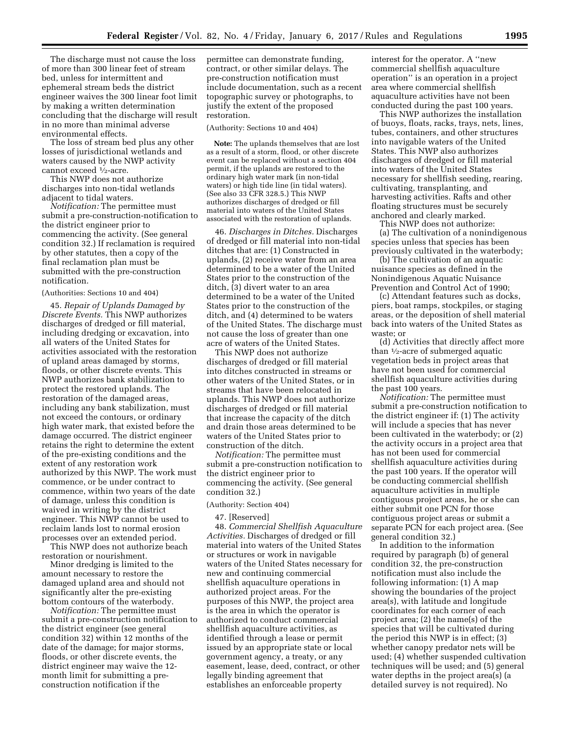The discharge must not cause the loss of more than 300 linear feet of stream bed, unless for intermittent and ephemeral stream beds the district engineer waives the 300 linear foot limit by making a written determination concluding that the discharge will result in no more than minimal adverse environmental effects.

The loss of stream bed plus any other losses of jurisdictional wetlands and waters caused by the NWP activity cannot exceed ½-acre.

This NWP does not authorize discharges into non-tidal wetlands adjacent to tidal waters.

*Notification:* The permittee must submit a pre-construction-notification to the district engineer prior to commencing the activity. (See general condition 32.) If reclamation is required by other statutes, then a copy of the final reclamation plan must be submitted with the pre-construction notification.

(Authorities: Sections 10 and 404)

45. *Repair of Uplands Damaged by Discrete Events.* This NWP authorizes discharges of dredged or fill material, including dredging or excavation, into all waters of the United States for activities associated with the restoration of upland areas damaged by storms, floods, or other discrete events. This NWP authorizes bank stabilization to protect the restored uplands. The restoration of the damaged areas, including any bank stabilization, must not exceed the contours, or ordinary high water mark, that existed before the damage occurred. The district engineer retains the right to determine the extent of the pre-existing conditions and the extent of any restoration work authorized by this NWP. The work must commence, or be under contract to commence, within two years of the date of damage, unless this condition is waived in writing by the district engineer. This NWP cannot be used to reclaim lands lost to normal erosion processes over an extended period.

This NWP does not authorize beach restoration or nourishment.

Minor dredging is limited to the amount necessary to restore the damaged upland area and should not significantly alter the pre-existing bottom contours of the waterbody.

*Notification:* The permittee must submit a pre-construction notification to the district engineer (see general condition 32) within 12 months of the date of the damage; for major storms, floods, or other discrete events, the district engineer may waive the 12-month limit for submitting a pre-construction notification if the permittee can demonstrate funding, contract, or other similar delays. The pre-construction notification must include documentation, such as a recent topographic survey or photographs, to justify the extent of the proposed restoration.

(Authority: Sections 10 and 404)

**Note:** The uplands themselves that are lost as a result of a storm, flood, or other discrete event can be replaced without a section 404 permit, if the uplands are restored to the ordinary high water mark (in non-tidal waters) or high tide line (in tidal waters). (See also 33 CFR 328.5.) This NWP authorizes discharges of dredged or fill material into waters of the United States associated with the restoration of uplands.

46. *Discharges in Ditches.* Discharges of dredged or fill material into non-tidal ditches that are: (1) Constructed in uplands, (2) receive water from an area determined to be a water of the United States prior to the construction of the ditch, (3) divert water to an area determined to be a water of the United States prior to the construction of the ditch, and (4) determined to be waters of the United States. The discharge must not cause the loss of greater than one acre of waters of the United States.

This NWP does not authorize discharges of dredged or fill material into ditches constructed in streams or other waters of the United States, or in streams that have been relocated in uplands. This NWP does not authorize discharges of dredged or fill material that increase the capacity of the ditch and drain those areas determined to be waters of the United States prior to construction of the ditch.

*Notification:* The permittee must submit a pre-construction notification to the district engineer prior to commencing the activity. (See general condition 32.)

(Authority: Section 404)

47. [Reserved]

48. *Commercial Shellfish Aquaculture Activities.* Discharges of dredged or fill material into waters of the United States or structures or work in navigable waters of the United States necessary for new and continuing commercial shellfish aquaculture operations in authorized project areas. For the purposes of this NWP, the project area is the area in which the operator is authorized to conduct commercial shellfish aquaculture activities, as identified through a lease or permit issued by an appropriate state or local government agency, a treaty, or any easement, lease, deed, contract, or other legally binding agreement that establishes an enforceable property interest for the operator. A "new commercial shellfish aquaculture operation" is an operation in a project area where commercial shellfish aquaculture activities have not been conducted during the past 100 years.

This NWP authorizes the installation of buoys, floats, racks, trays, nets, lines, tubes, containers, and other structures into navigable waters of the United States. This NWP also authorizes discharges of dredged or fill material into waters of the United States necessary for shellfish seeding, rearing, cultivating, transplanting, and harvesting activities. Rafts and other floating structures must be securely anchored and clearly marked.

This NWP does not authorize:

(a) The cultivation of a nonindigenous species unless that species has been previously cultivated in the waterbody;

(b) The cultivation of an aquatic nuisance species as defined in the Nonindigenous Aquatic Nuisance Prevention and Control Act of 1990;

(c) Attendant features such as docks, piers, boat ramps, stockpiles, or staging areas, or the deposition of shell material back into waters of the United States as waste; or

(d) Activities that directly affect more than ½-acre of submerged aquatic vegetation beds in project areas that have not been used for commercial shellfish aquaculture activities during the past 100 years.

*Notification:* The permittee must submit a pre-construction notification to the district engineer if: (1) The activity will include a species that has never been cultivated in the waterbody; or (2) the activity occurs in a project area that has not been used for commercial shellfish aquaculture activities during the past 100 years. If the operator will be conducting commercial shellfish aquaculture activities in multiple contiguous project areas, he or she can either submit one PCN for those contiguous project areas or submit a separate PCN for each project area. (See general condition 32.)

In addition to the information required by paragraph (b) of general condition 32, the pre-construction notification must also include the following information: (1) A map showing the boundaries of the project area(s), with latitude and longitude coordinates for each corner of each project area; (2) the name(s) of the species that will be cultivated during the period this NWP is in effect; (3) whether canopy predator nets will be used; (4) whether suspended cultivation techniques will be used; and (5) general water depths in the project area(s) (a detailed survey is not required). No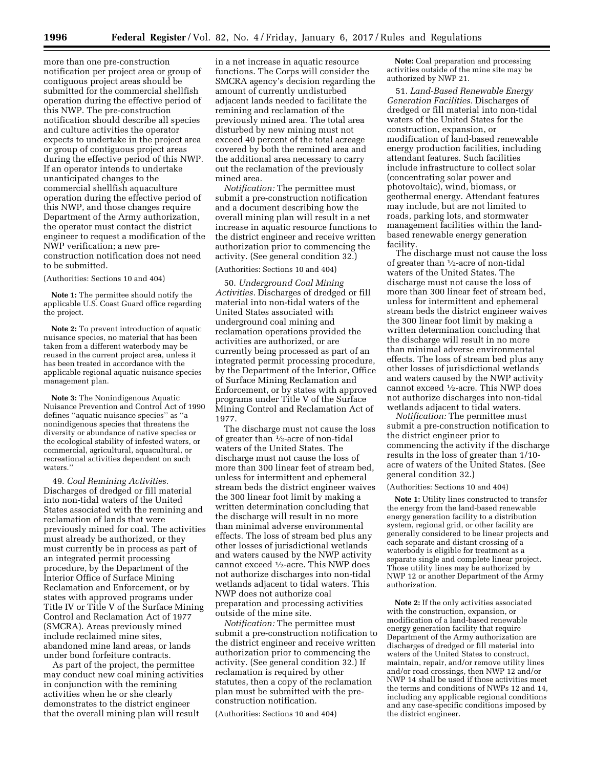more than one pre-construction notification per project area or group of contiguous project areas should be submitted for the commercial shellfish operation during the effective period of this NWP. The pre-construction notification should describe all species and culture activities the operator expects to undertake in the project area or group of contiguous project areas during the effective period of this NWP. If an operator intends to undertake unanticipated changes to the commercial shellfish aquaculture operation during the effective period of this NWP, and those changes require Department of the Army authorization, the operator must contact the district engineer to request a modification of the NWP verification; a new pre-construction notification does not need to be submitted.

(Authorities: Sections 10 and 404)

**Note 1:** The permittee should notify the applicable U.S. Coast Guard office regarding the project.

**Note 2:** To prevent introduction of aquatic nuisance species, no material that has been taken from a different waterbody may be reused in the current project area, unless it has been treated in accordance with the applicable regional aquatic nuisance species management plan.

**Note 3:** The Nonindigenous Aquatic Nuisance Prevention and Control Act of 1990 defines "aquatic nuisance species" as "a nonindigenous species that threatens the diversity or abundance of native species or the ecological stability of infested waters, or commercial, agricultural, aquacultural, or recreational activities dependent on such waters."

49. *Coal Remining Activities.* Discharges of dredged or fill material into non-tidal waters of the United States associated with the remining and reclamation of lands that were previously mined for coal. The activities must already be authorized, or they must currently be in process as part of an integrated permit processing procedure, by the Department of the Interior Office of Surface Mining Reclamation and Enforcement, or by states with approved programs under Title IV or Title V of the Surface Mining Control and Reclamation Act of 1977 (SMCRA). Areas previously mined include reclaimed mine sites, abandoned mine land areas, or lands under bond forfeiture contracts.

As part of the project, the permittee may conduct new coal mining activities in conjunction with the remining activities when he or she clearly demonstrates to the district engineer that the overall mining plan will result in a net increase in aquatic resource functions. The Corps will consider the SMCRA agency's decision regarding the amount of currently undisturbed adjacent lands needed to facilitate the remining and reclamation of the previously mined area. The total area disturbed by new mining must not exceed 40 percent of the total acreage covered by both the remined area and the additional area necessary to carry out the reclamation of the previously mined area.

*Notification:* The permittee must submit a pre-construction notification and a document describing how the overall mining plan will result in a net increase in aquatic resource functions to the district engineer and receive written authorization prior to commencing the activity. (See general condition 32.)

(Authorities: Sections 10 and 404)

50. *Underground Coal Mining Activities.* Discharges of dredged or fill material into non-tidal waters of the United States associated with underground coal mining and reclamation operations provided the activities are authorized, or are currently being processed as part of an integrated permit processing procedure, by the Department of the Interior, Office of Surface Mining Reclamation and Enforcement, or by states with approved programs under Title V of the Surface Mining Control and Reclamation Act of 1977.

The discharge must not cause the loss of greater than ½-acre of non-tidal waters of the United States. The discharge must not cause the loss of more than 300 linear feet of stream bed, unless for intermittent and ephemeral stream beds the district engineer waives the 300 linear foot limit by making a written determination concluding that the discharge will result in no more than minimal adverse environmental effects. The loss of stream bed plus any other losses of jurisdictional wetlands and waters caused by the NWP activity cannot exceed ½-acre. This NWP does not authorize discharges into non-tidal wetlands adjacent to tidal waters. This NWP does not authorize coal preparation and processing activities outside of the mine site.

*Notification:* The permittee must submit a pre-construction notification to the district engineer and receive written authorization prior to commencing the activity. (See general condition 32.) If reclamation is required by other statutes, then a copy of the reclamation plan must be submitted with the pre-construction notification.

(Authorities: Sections 10 and 404)

**Note:** Coal preparation and processing activities outside of the mine site may be authorized by NWP 21.

51. *Land-Based Renewable Energy Generation Facilities.* Discharges of dredged or fill material into non-tidal waters of the United States for the construction, expansion, or modification of land-based renewable energy production facilities, including attendant features. Such facilities include infrastructure to collect solar (concentrating solar power and photovoltaic), wind, biomass, or geothermal energy. Attendant features may include, but are not limited to roads, parking lots, and stormwater management facilities within the land-based renewable energy generation facility.

The discharge must not cause the loss of greater than ½-acre of non-tidal waters of the United States. The discharge must not cause the loss of more than 300 linear feet of stream bed, unless for intermittent and ephemeral stream beds the district engineer waives the 300 linear foot limit by making a written determination concluding that the discharge will result in no more than minimal adverse environmental effects. The loss of stream bed plus any other losses of jurisdictional wetlands and waters caused by the NWP activity cannot exceed ½-acre. This NWP does not authorize discharges into non-tidal wetlands adjacent to tidal waters.

*Notification:* The permittee must submit a pre-construction notification to the district engineer prior to commencing the activity if the discharge results in the loss of greater than 1/10-acre of waters of the United States. (See general condition 32.)

(Authorities: Sections 10 and 404)

**Note 1:** Utility lines constructed to transfer the energy from the land-based renewable energy generation facility to a distribution system, regional grid, or other facility are generally considered to be linear projects and each separate and distant crossing of a waterbody is eligible for treatment as a separate single and complete linear project. Those utility lines may be authorized by NWP 12 or another Department of the Army authorization.

**Note 2:** If the only activities associated with the construction, expansion, or modification of a land-based renewable energy generation facility that require Department of the Army authorization are discharges of dredged or fill material into waters of the United States to construct, maintain, repair, and/or remove utility lines and/or road crossings, then NWP 12 and/or NWP 14 shall be used if those activities meet the terms and conditions of NWPs 12 and 14, including any applicable regional conditions and any case-specific conditions imposed by the district engineer.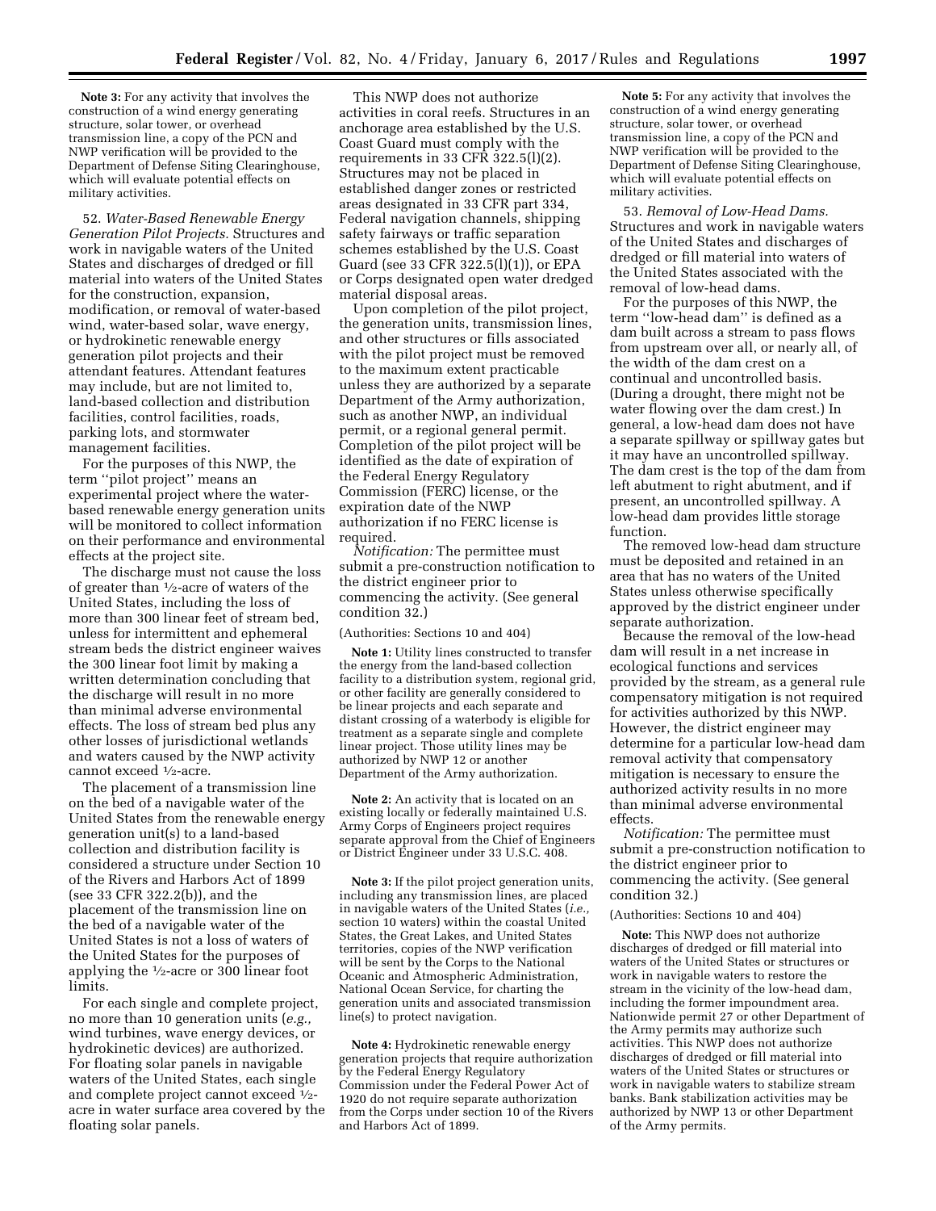**Note 3:** For any activity that involves the construction of a wind energy generating structure, solar tower, or overhead transmission line, a copy of the PCN and NWP verification will be provided to the Department of Defense Siting Clearinghouse, which will evaluate potential effects on military activities.

52. *Water-Based Renewable Energy Generation Pilot Projects.* Structures and work in navigable waters of the United States and discharges of dredged or fill material into waters of the United States for the construction, expansion, modification, or removal of water-based wind, water-based solar, wave energy, or hydrokinetic renewable energy generation pilot projects and their attendant features. Attendant features may include, but are not limited to, land-based collection and distribution facilities, control facilities, roads, parking lots, and stormwater management facilities.

For the purposes of this NWP, the term ''pilot project'' means an experimental project where the water-based renewable energy generation units will be monitored to collect information on their performance and environmental effects at the project site.

The discharge must not cause the loss of greater than ½-acre of waters of the United States, including the loss of more than 300 linear feet of stream bed, unless for intermittent and ephemeral stream beds the district engineer waives the 300 linear foot limit by making a written determination concluding that the discharge will result in no more than minimal adverse environmental effects. The loss of stream bed plus any other losses of jurisdictional wetlands and waters caused by the NWP activity cannot exceed ½-acre.

The placement of a transmission line on the bed of a navigable water of the United States from the renewable energy generation unit(s) to a land-based collection and distribution facility is considered a structure under Section 10 of the Rivers and Harbors Act of 1899 (see 33 CFR 322.2(b)), and the placement of the transmission line on the bed of a navigable water of the United States is not a loss of waters of the United States for the purposes of applying the ½-acre or 300 linear foot limits.

For each single and complete project, no more than 10 generation units (*e.g.,* wind turbines, wave energy devices, or hydrokinetic devices) are authorized. For floating solar panels in navigable waters of the United States, each single and complete project cannot exceed ½-acre in water surface area covered by the floating solar panels.

This NWP does not authorize activities in coral reefs. Structures in an anchorage area established by the U.S. Coast Guard must comply with the requirements in 33 CFR 322.5(l)(2). Structures may not be placed in established danger zones or restricted areas designated in 33 CFR part 334, Federal navigation channels, shipping safety fairways or traffic separation schemes established by the U.S. Coast Guard (see 33 CFR 322.5(l)(1)), or EPA or Corps designated open water dredged material disposal areas.

Upon completion of the pilot project, the generation units, transmission lines, and other structures or fills associated with the pilot project must be removed to the maximum extent practicable unless they are authorized by a separate Department of the Army authorization, such as another NWP, an individual permit, or a regional general permit. Completion of the pilot project will be identified as the date of expiration of the Federal Energy Regulatory Commission (FERC) license, or the expiration date of the NWP authorization if no FERC license is required.

*Notification:* The permittee must submit a pre-construction notification to the district engineer prior to commencing the activity. (See general condition 32.)

(Authorities: Sections 10 and 404)

**Note 1:** Utility lines constructed to transfer the energy from the land-based collection facility to a distribution system, regional grid, or other facility are generally considered to be linear projects and each separate and distant crossing of a waterbody is eligible for treatment as a separate single and complete linear project. Those utility lines may be authorized by NWP 12 or another Department of the Army authorization.

**Note 2:** An activity that is located on an existing locally or federally maintained U.S. Army Corps of Engineers project requires separate approval from the Chief of Engineers or District Engineer under 33 U.S.C. 408.

**Note 3:** If the pilot project generation units, including any transmission lines, are placed in navigable waters of the United States (*i.e.,* section 10 waters) within the coastal United States, the Great Lakes, and United States territories, copies of the NWP verification will be sent by the Corps to the National Oceanic and Atmospheric Administration, National Ocean Service, for charting the generation units and associated transmission line(s) to protect navigation.

**Note 4:** Hydrokinetic renewable energy generation projects that require authorization by the Federal Energy Regulatory Commission under the Federal Power Act of 1920 do not require separate authorization from the Corps under section 10 of the Rivers and Harbors Act of 1899.

**Note 5:** For any activity that involves the construction of a wind energy generating structure, solar tower, or overhead transmission line, a copy of the PCN and NWP verification will be provided to the Department of Defense Siting Clearinghouse, which will evaluate potential effects on military activities.

53. *Removal of Low-Head Dams.* Structures and work in navigable waters of the United States and discharges of dredged or fill material into waters of the United States associated with the removal of low-head dams.

For the purposes of this NWP, the term ''low-head dam'' is defined as a dam built across a stream to pass flows from upstream over all, or nearly all, of the width of the dam crest on a continual and uncontrolled basis. (During a drought, there might not be water flowing over the dam crest.) In general, a low-head dam does not have a separate spillway or spillway gates but it may have an uncontrolled spillway. The dam crest is the top of the dam from left abutment to right abutment, and if present, an uncontrolled spillway. A low-head dam provides little storage function.

The removed low-head dam structure must be deposited and retained in an area that has no waters of the United States unless otherwise specifically approved by the district engineer under separate authorization.

Because the removal of the low-head dam will result in a net increase in ecological functions and services provided by the stream, as a general rule compensatory mitigation is not required for activities authorized by this NWP. However, the district engineer may determine for a particular low-head dam removal activity that compensatory mitigation is necessary to ensure the authorized activity results in no more than minimal adverse environmental effects.

*Notification:* The permittee must submit a pre-construction notification to the district engineer prior to commencing the activity. (See general condition 32.)

(Authorities: Sections 10 and 404)

**Note:** This NWP does not authorize discharges of dredged or fill material into waters of the United States or structures or work in navigable waters to restore the stream in the vicinity of the low-head dam, including the former impoundment area. Nationwide permit 27 or other Department of the Army permits may authorize such activities. This NWP does not authorize discharges of dredged or fill material into waters of the United States or structures or work in navigable waters to stabilize stream banks. Bank stabilization activities may be authorized by NWP 13 or other Department of the Army permits.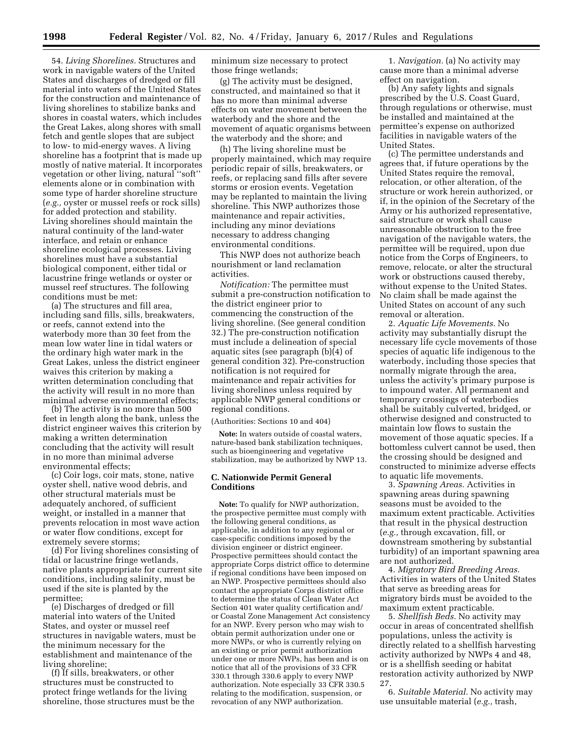54. *Living Shorelines.* Structures and work in navigable waters of the United States and discharges of dredged or fill material into waters of the United States for the construction and maintenance of living shorelines to stabilize banks and shores in coastal waters, which includes the Great Lakes, along shores with small fetch and gentle slopes that are subject to low- to mid-energy waves. A living shoreline has a footprint that is made up mostly of native material. It incorporates vegetation or other living, natural ''soft'' elements alone or in combination with some type of harder shoreline structure (*e.g.,* oyster or mussel reefs or rock sills) for added protection and stability. Living shorelines should maintain the natural continuity of the land-water interface, and retain or enhance shoreline ecological processes. Living shorelines must have a substantial biological component, either tidal or lacustrine fringe wetlands or oyster or mussel reef structures. The following conditions must be met:

(a) The structures and fill area, including sand fills, sills, breakwaters, or reefs, cannot extend into the waterbody more than 30 feet from the mean low water line in tidal waters or the ordinary high water mark in the Great Lakes, unless the district engineer waives this criterion by making a written determination concluding that the activity will result in no more than minimal adverse environmental effects;

(b) The activity is no more than 500 feet in length along the bank, unless the district engineer waives this criterion by making a written determination concluding that the activity will result in no more than minimal adverse environmental effects;

(c) Coir logs, coir mats, stone, native oyster shell, native wood debris, and other structural materials must be adequately anchored, of sufficient weight, or installed in a manner that prevents relocation in most wave action or water flow conditions, except for extremely severe storms;

(d) For living shorelines consisting of tidal or lacustrine fringe wetlands, native plants appropriate for current site conditions, including salinity, must be used if the site is planted by the permittee;

(e) Discharges of dredged or fill material into waters of the United States, and oyster or mussel reef structures in navigable waters, must be the minimum necessary for the establishment and maintenance of the living shoreline;

(f) If sills, breakwaters, or other structures must be constructed to protect fringe wetlands for the living shoreline, those structures must be the minimum size necessary to protect those fringe wetlands;

(g) The activity must be designed, constructed, and maintained so that it has no more than minimal adverse effects on water movement between the waterbody and the shore and the movement of aquatic organisms between the waterbody and the shore; and

(h) The living shoreline must be properly maintained, which may require periodic repair of sills, breakwaters, or reefs, or replacing sand fills after severe storms or erosion events. Vegetation may be replanted to maintain the living shoreline. This NWP authorizes those maintenance and repair activities, including any minor deviations necessary to address changing environmental conditions.

This NWP does not authorize beach nourishment or land reclamation activities.

*Notification:* The permittee must submit a pre-construction notification to the district engineer prior to commencing the construction of the living shoreline. (See general condition 32.) The pre-construction notification must include a delineation of special aquatic sites (see paragraph (b)(4) of general condition 32). Pre-construction notification is not required for maintenance and repair activities for living shorelines unless required by applicable NWP general conditions or regional conditions.

(Authorities: Sections 10 and 404)

**Note:** In waters outside of coastal waters, nature-based bank stabilization techniques, such as bioengineering and vegetative stabilization, may be authorized by NWP 13.

## C. Nationwide Permit General Conditions

**Note:** To qualify for NWP authorization, the prospective permittee must comply with the following general conditions, as applicable, in addition to any regional or case-specific conditions imposed by the division engineer or district engineer. Prospective permittees should contact the appropriate Corps district office to determine if regional conditions have been imposed on an NWP. Prospective permittees should also contact the appropriate Corps district office to determine the status of Clean Water Act Section 401 water quality certification and/or Coastal Zone Management Act consistency for an NWP. Every person who may wish to obtain permit authorization under one or more NWPs, or who is currently relying on an existing or prior permit authorization under one or more NWPs, has been and is on notice that all of the provisions of 33 CFR 330.1 through 330.6 apply to every NWP authorization. Note especially 33 CFR 330.5 relating to the modification, suspension, or revocation of any NWP authorization.

1. *Navigation.* (a) No activity may cause more than a minimal adverse effect on navigation.

(b) Any safety lights and signals prescribed by the U.S. Coast Guard, through regulations or otherwise, must be installed and maintained at the permittee's expense on authorized facilities in navigable waters of the United States.

(c) The permittee understands and agrees that, if future operations by the United States require the removal, relocation, or other alteration, of the structure or work herein authorized, or if, in the opinion of the Secretary of the Army or his authorized representative, said structure or work shall cause unreasonable obstruction to the free navigation of the navigable waters, the permittee will be required, upon due notice from the Corps of Engineers, to remove, relocate, or alter the structural work or obstructions caused thereby, without expense to the United States. No claim shall be made against the United States on account of any such removal or alteration.

2. *Aquatic Life Movements.* No activity may substantially disrupt the necessary life cycle movements of those species of aquatic life indigenous to the waterbody, including those species that normally migrate through the area, unless the activity's primary purpose is to impound water. All permanent and temporary crossings of waterbodies shall be suitably culverted, bridged, or otherwise designed and constructed to maintain low flows to sustain the movement of those aquatic species. If a bottomless culvert cannot be used, then the crossing should be designed and constructed to minimize adverse effects to aquatic life movements.

3. *Spawning Areas.* Activities in spawning areas during spawning seasons must be avoided to the maximum extent practicable. Activities that result in the physical destruction (*e.g.,* through excavation, fill, or downstream smothering by substantial turbidity) of an important spawning area are not authorized.

4. *Migratory Bird Breeding Areas.* Activities in waters of the United States that serve as breeding areas for migratory birds must be avoided to the maximum extent practicable.

5. *Shellfish Beds.* No activity may occur in areas of concentrated shellfish populations, unless the activity is directly related to a shellfish harvesting activity authorized by NWPs 4 and 48, or is a shellfish seeding or habitat restoration activity authorized by NWP 27.

6. *Suitable Material.* No activity may use unsuitable material (*e.g.,* trash,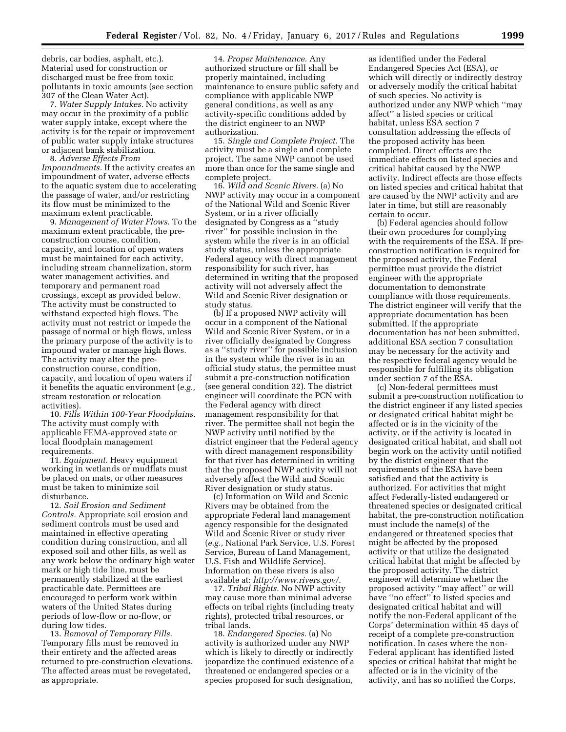debris, car bodies, asphalt, etc.). Material used for construction or discharged must be free from toxic pollutants in toxic amounts (see section 307 of the Clean Water Act).

7. *Water Supply Intakes.* No activity may occur in the proximity of a public water supply intake, except where the activity is for the repair or improvement of public water supply intake structures or adjacent bank stabilization.

8. *Adverse Effects From Impoundments.* If the activity creates an impoundment of water, adverse effects to the aquatic system due to accelerating the passage of water, and/or restricting its flow must be minimized to the maximum extent practicable.

9. *Management of Water Flows.* To the maximum extent practicable, the pre-construction course, condition, capacity, and location of open waters must be maintained for each activity, including stream channelization, storm water management activities, and temporary and permanent road crossings, except as provided below. The activity must be constructed to withstand expected high flows. The activity must not restrict or impede the passage of normal or high flows, unless the primary purpose of the activity is to impound water or manage high flows. The activity may alter the pre-construction course, condition, capacity, and location of open waters if it benefits the aquatic environment (*e.g.,* stream restoration or relocation activities).

10. *Fills Within 100-Year Floodplains.* The activity must comply with applicable FEMA-approved state or local floodplain management requirements.

11. *Equipment.* Heavy equipment working in wetlands or mudflats must be placed on mats, or other measures must be taken to minimize soil disturbance.

12. *Soil Erosion and Sediment Controls.* Appropriate soil erosion and sediment controls must be used and maintained in effective operating condition during construction, and all exposed soil and other fills, as well as any work below the ordinary high water mark or high tide line, must be permanently stabilized at the earliest practicable date. Permittees are encouraged to perform work within waters of the United States during periods of low-flow or no-flow, or during low tides.

13. *Removal of Temporary Fills.* Temporary fills must be removed in their entirety and the affected areas returned to pre-construction elevations. The affected areas must be revegetated, as appropriate.

14. *Proper Maintenance.* Any authorized structure or fill shall be properly maintained, including maintenance to ensure public safety and compliance with applicable NWP general conditions, as well as any activity-specific conditions added by the district engineer to an NWP authorization.

15. *Single and Complete Project.* The activity must be a single and complete project. The same NWP cannot be used more than once for the same single and complete project.

16. *Wild and Scenic Rivers.* (a) No NWP activity may occur in a component of the National Wild and Scenic River System, or in a river officially designated by Congress as a ''study river'' for possible inclusion in the system while the river is in an official study status, unless the appropriate Federal agency with direct management responsibility for such river, has determined in writing that the proposed activity will not adversely affect the Wild and Scenic River designation or study status.

(b) If a proposed NWP activity will occur in a component of the National Wild and Scenic River System, or in a river officially designated by Congress as a ''study river'' for possible inclusion in the system while the river is in an official study status, the permittee must submit a pre-construction notification (see general condition 32). The district engineer will coordinate the PCN with the Federal agency with direct management responsibility for that river. The permittee shall not begin the NWP activity until notified by the district engineer that the Federal agency with direct management responsibility for that river has determined in writing that the proposed NWP activity will not adversely affect the Wild and Scenic River designation or study status.

(c) Information on Wild and Scenic Rivers may be obtained from the appropriate Federal land management agency responsible for the designated Wild and Scenic River or study river (*e.g.,* National Park Service, U.S. Forest Service, Bureau of Land Management, U.S. Fish and Wildlife Service). Information on these rivers is also available at: *http://www.rivers.gov/.*

17. *Tribal Rights.* No NWP activity may cause more than minimal adverse effects on tribal rights (including treaty rights), protected tribal resources, or tribal lands.

18. *Endangered Species.* (a) No activity is authorized under any NWP which is likely to directly or indirectly jeopardize the continued existence of a threatened or endangered species or a species proposed for such designation, as identified under the Federal Endangered Species Act (ESA), or which will directly or indirectly destroy or adversely modify the critical habitat of such species. No activity is authorized under any NWP which ''may affect'' a listed species or critical habitat, unless ESA section 7 consultation addressing the effects of the proposed activity has been completed. Direct effects are the immediate effects on listed species and critical habitat caused by the NWP activity. Indirect effects are those effects on listed species and critical habitat that are caused by the NWP activity and are later in time, but still are reasonably certain to occur.

(b) Federal agencies should follow their own procedures for complying with the requirements of the ESA. If pre-construction notification is required for the proposed activity, the Federal permittee must provide the district engineer with the appropriate documentation to demonstrate compliance with those requirements. The district engineer will verify that the appropriate documentation has been submitted. If the appropriate documentation has not been submitted, additional ESA section 7 consultation may be necessary for the activity and the respective federal agency would be responsible for fulfilling its obligation under section 7 of the ESA.

(c) Non-federal permittees must submit a pre-construction notification to the district engineer if any listed species or designated critical habitat might be affected or is in the vicinity of the activity, or if the activity is located in designated critical habitat, and shall not begin work on the activity until notified by the district engineer that the requirements of the ESA have been satisfied and that the activity is authorized. For activities that might affect Federally-listed endangered or threatened species or designated critical habitat, the pre-construction notification must include the name(s) of the endangered or threatened species that might be affected by the proposed activity or that utilize the designated critical habitat that might be affected by the proposed activity. The district engineer will determine whether the proposed activity ''may affect'' or will have ''no effect'' to listed species and designated critical habitat and will notify the non-Federal applicant of the Corps' determination within 45 days of receipt of a complete pre-construction notification. In cases where the non-Federal applicant has identified listed species or critical habitat that might be affected or is in the vicinity of the activity, and has so notified the Corps,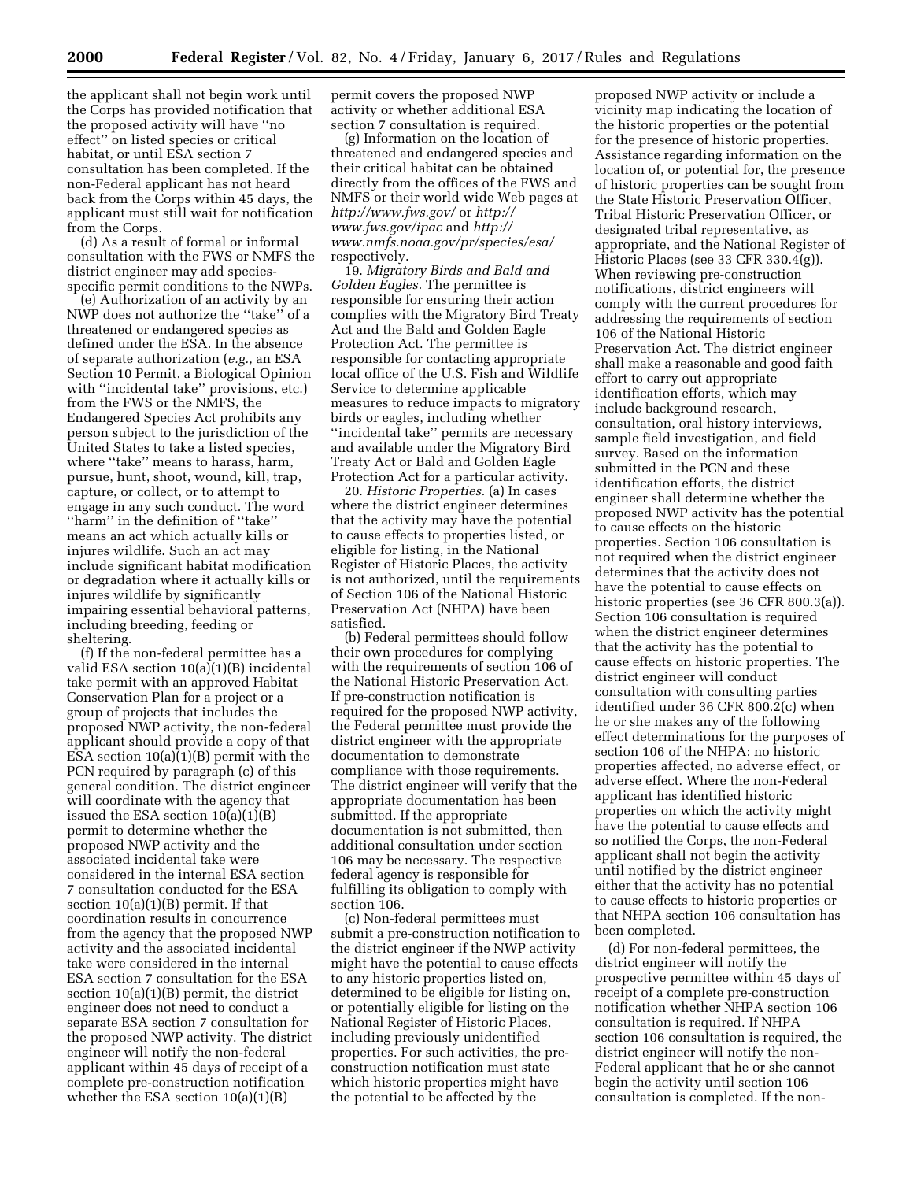the applicant shall not begin work until the Corps has provided notification that the proposed activity will have "no effect" on listed species or critical habitat, or until ESA section 7 consultation has been completed. If the non-Federal applicant has not heard back from the Corps within 45 days, the applicant must still wait for notification from the Corps.

(d) As a result of formal or informal consultation with the FWS or NMFS the district engineer may add species-specific permit conditions to the NWPs.

(e) Authorization of an activity by an NWP does not authorize the "take" of a threatened or endangered species as defined under the ESA. In the absence of separate authorization (*e.g.,* an ESA Section 10 Permit, a Biological Opinion with "incidental take" provisions, etc.) from the FWS or the NMFS, the Endangered Species Act prohibits any person subject to the jurisdiction of the United States to take a listed species, where "take" means to harass, harm, pursue, hunt, shoot, wound, kill, trap, capture, or collect, or to attempt to engage in any such conduct. The word "harm" in the definition of "take" means an act which actually kills or injures wildlife. Such an act may include significant habitat modification or degradation where it actually kills or injures wildlife by significantly impairing essential behavioral patterns, including breeding, feeding or sheltering.

(f) If the non-federal permittee has a valid ESA section 10(a)(1)(B) incidental take permit with an approved Habitat Conservation Plan for a project or a group of projects that includes the proposed NWP activity, the non-federal applicant should provide a copy of that ESA section 10(a)(1)(B) permit with the PCN required by paragraph (c) of this general condition. The district engineer will coordinate with the agency that issued the ESA section 10(a)(1)(B) permit to determine whether the proposed NWP activity and the associated incidental take were considered in the internal ESA section 7 consultation conducted for the ESA section 10(a)(1)(B) permit. If that coordination results in concurrence from the agency that the proposed NWP activity and the associated incidental take were considered in the internal ESA section 7 consultation for the ESA section 10(a)(1)(B) permit, the district engineer does not need to conduct a separate ESA section 7 consultation for the proposed NWP activity. The district engineer will notify the non-federal applicant within 45 days of receipt of a complete pre-construction notification whether the ESA section 10(a)(1)(B) permit covers the proposed NWP activity or whether additional ESA section 7 consultation is required.

(g) Information on the location of threatened and endangered species and their critical habitat can be obtained directly from the offices of the FWS and NMFS or their world wide Web pages at *http://www.fws.gov/* or *http://www.fws.gov/ipac* and *http://www.nmfs.noaa.gov/pr/species/esa/* respectively.

19. *Migratory Birds and Bald and Golden Eagles.* The permittee is responsible for ensuring their action complies with the Migratory Bird Treaty Act and the Bald and Golden Eagle Protection Act. The permittee is responsible for contacting appropriate local office of the U.S. Fish and Wildlife Service to determine applicable measures to reduce impacts to migratory birds or eagles, including whether "incidental take" permits are necessary and available under the Migratory Bird Treaty Act or Bald and Golden Eagle Protection Act for a particular activity.

20. *Historic Properties.* (a) In cases where the district engineer determines that the activity may have the potential to cause effects to properties listed, or eligible for listing, in the National Register of Historic Places, the activity is not authorized, until the requirements of Section 106 of the National Historic Preservation Act (NHPA) have been satisfied.

(b) Federal permittees should follow their own procedures for complying with the requirements of section 106 of the National Historic Preservation Act. If pre-construction notification is required for the proposed NWP activity, the Federal permittee must provide the district engineer with the appropriate documentation to demonstrate compliance with those requirements. The district engineer will verify that the appropriate documentation has been submitted. If the appropriate documentation is not submitted, then additional consultation under section 106 may be necessary. The respective federal agency is responsible for fulfilling its obligation to comply with section 106.

(c) Non-federal permittees must submit a pre-construction notification to the district engineer if the NWP activity might have the potential to cause effects to any historic properties listed on, determined to be eligible for listing on, or potentially eligible for listing on the National Register of Historic Places, including previously unidentified properties. For such activities, the pre-construction notification must state which historic properties might have the potential to be affected by the proposed NWP activity or include a vicinity map indicating the location of the historic properties or the potential for the presence of historic properties. Assistance regarding information on the location of, or potential for, the presence of historic properties can be sought from the State Historic Preservation Officer, Tribal Historic Preservation Officer, or designated tribal representative, as appropriate, and the National Register of Historic Places (see 33 CFR 330.4(g)). When reviewing pre-construction notifications, district engineers will comply with the current procedures for addressing the requirements of section 106 of the National Historic Preservation Act. The district engineer shall make a reasonable and good faith effort to carry out appropriate identification efforts, which may include background research, consultation, oral history interviews, sample field investigation, and field survey. Based on the information submitted in the PCN and these identification efforts, the district engineer shall determine whether the proposed NWP activity has the potential to cause effects on the historic properties. Section 106 consultation is not required when the district engineer determines that the activity does not have the potential to cause effects on historic properties (see 36 CFR 800.3(a)). Section 106 consultation is required when the district engineer determines that the activity has the potential to cause effects on historic properties. The district engineer will conduct consultation with consulting parties identified under 36 CFR 800.2(c) when he or she makes any of the following effect determinations for the purposes of section 106 of the NHPA: no historic properties affected, no adverse effect, or adverse effect. Where the non-Federal applicant has identified historic properties on which the activity might have the potential to cause effects and so notified the Corps, the non-Federal applicant shall not begin the activity until notified by the district engineer either that the activity has no potential to cause effects to historic properties or that NHPA section 106 consultation has been completed.

(d) For non-federal permittees, the district engineer will notify the prospective permittee within 45 days of receipt of a complete pre-construction notification whether NHPA section 106 consultation is required. If NHPA section 106 consultation is required, the district engineer will notify the non-Federal applicant that he or she cannot begin the activity until section 106 consultation is completed. If the non-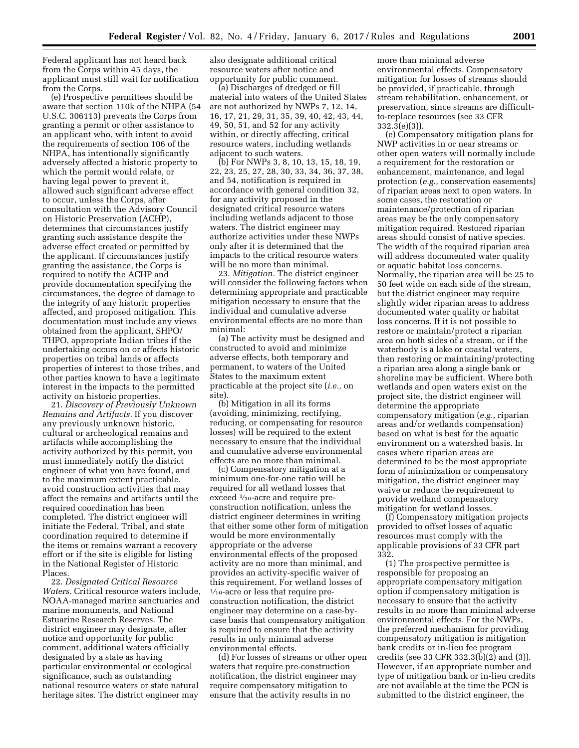Federal applicant has not heard back from the Corps within 45 days, the applicant must still wait for notification from the Corps.

(e) Prospective permittees should be aware that section 110k of the NHPA (54 U.S.C. 306113) prevents the Corps from granting a permit or other assistance to an applicant who, with intent to avoid the requirements of section 106 of the NHPA, has intentionally significantly adversely affected a historic property to which the permit would relate, or having legal power to prevent it, allowed such significant adverse effect to occur, unless the Corps, after consultation with the Advisory Council on Historic Preservation (ACHP), determines that circumstances justify granting such assistance despite the adverse effect created or permitted by the applicant. If circumstances justify granting the assistance, the Corps is required to notify the ACHP and provide documentation specifying the circumstances, the degree of damage to the integrity of any historic properties affected, and proposed mitigation. This documentation must include any views obtained from the applicant, SHPO/THPO, appropriate Indian tribes if the undertaking occurs on or affects historic properties on tribal lands or affects properties of interest to those tribes, and other parties known to have a legitimate interest in the impacts to the permitted activity on historic properties.

21. *Discovery of Previously Unknown Remains and Artifacts.* If you discover any previously unknown historic, cultural or archeological remains and artifacts while accomplishing the activity authorized by this permit, you must immediately notify the district engineer of what you have found, and to the maximum extent practicable, avoid construction activities that may affect the remains and artifacts until the required coordination has been completed. The district engineer will initiate the Federal, Tribal, and state coordination required to determine if the items or remains warrant a recovery effort or if the site is eligible for listing in the National Register of Historic Places.

22. *Designated Critical Resource Waters.* Critical resource waters include, NOAA-managed marine sanctuaries and marine monuments, and National Estuarine Research Reserves. The district engineer may designate, after notice and opportunity for public comment, additional waters officially designated by a state as having particular environmental or ecological significance, such as outstanding national resource waters or state natural heritage sites. The district engineer may also designate additional critical resource waters after notice and opportunity for public comment.

(a) Discharges of dredged or fill material into waters of the United States are not authorized by NWPs 7, 12, 14, 16, 17, 21, 29, 31, 35, 39, 40, 42, 43, 44, 49, 50, 51, and 52 for any activity within, or directly affecting, critical resource waters, including wetlands adjacent to such waters.

(b) For NWPs 3, 8, 10, 13, 15, 18, 19, 22, 23, 25, 27, 28, 30, 33, 34, 36, 37, 38, and 54, notification is required in accordance with general condition 32, for any activity proposed in the designated critical resource waters including wetlands adjacent to those waters. The district engineer may authorize activities under these NWPs only after it is determined that the impacts to the critical resource waters will be no more than minimal.

23. *Mitigation.* The district engineer will consider the following factors when determining appropriate and practicable mitigation necessary to ensure that the individual and cumulative adverse environmental effects are no more than minimal:

(a) The activity must be designed and constructed to avoid and minimize adverse effects, both temporary and permanent, to waters of the United States to the maximum extent practicable at the project site (*i.e.,* on site).

(b) Mitigation in all its forms (avoiding, minimizing, rectifying, reducing, or compensating for resource losses) will be required to the extent necessary to ensure that the individual and cumulative adverse environmental effects are no more than minimal.

(c) Compensatory mitigation at a minimum one-for-one ratio will be required for all wetland losses that exceed 1/10-acre and require pre-construction notification, unless the district engineer determines in writing that either some other form of mitigation would be more environmentally appropriate or the adverse environmental effects of the proposed activity are no more than minimal, and provides an activity-specific waiver of this requirement. For wetland losses of 1/10-acre or less that require pre-construction notification, the district engineer may determine on a case-by-case basis that compensatory mitigation is required to ensure that the activity results in only minimal adverse environmental effects.

(d) For losses of streams or other open waters that require pre-construction notification, the district engineer may require compensatory mitigation to ensure that the activity results in no more than minimal adverse environmental effects. Compensatory mitigation for losses of streams should be provided, if practicable, through stream rehabilitation, enhancement, or preservation, since streams are difficult-to-replace resources (see 33 CFR 332.3(e)(3)).

(e) Compensatory mitigation plans for NWP activities in or near streams or other open waters will normally include a requirement for the restoration or enhancement, maintenance, and legal protection (*e.g.,* conservation easements) of riparian areas next to open waters. In some cases, the restoration or maintenance/protection of riparian areas may be the only compensatory mitigation required. Restored riparian areas should consist of native species. The width of the required riparian area will address documented water quality or aquatic habitat loss concerns. Normally, the riparian area will be 25 to 50 feet wide on each side of the stream, but the district engineer may require slightly wider riparian areas to address documented water quality or habitat loss concerns. If it is not possible to restore or maintain/protect a riparian area on both sides of a stream, or if the waterbody is a lake or coastal waters, then restoring or maintaining/protecting a riparian area along a single bank or shoreline may be sufficient. Where both wetlands and open waters exist on the project site, the district engineer will determine the appropriate compensatory mitigation (*e.g.,* riparian areas and/or wetlands compensation) based on what is best for the aquatic environment on a watershed basis. In cases where riparian areas are determined to be the most appropriate form of minimization or compensatory mitigation, the district engineer may waive or reduce the requirement to provide wetland compensatory mitigation for wetland losses.

(f) Compensatory mitigation projects provided to offset losses of aquatic resources must comply with the applicable provisions of 33 CFR part 332.

(1) The prospective permittee is responsible for proposing an appropriate compensatory mitigation option if compensatory mitigation is necessary to ensure that the activity results in no more than minimal adverse environmental effects. For the NWPs, the preferred mechanism for providing compensatory mitigation is mitigation bank credits or in-lieu fee program credits (see 33 CFR 332.3(b)(2) and (3)). However, if an appropriate number and type of mitigation bank or in-lieu credits are not available at the time the PCN is submitted to the district engineer, the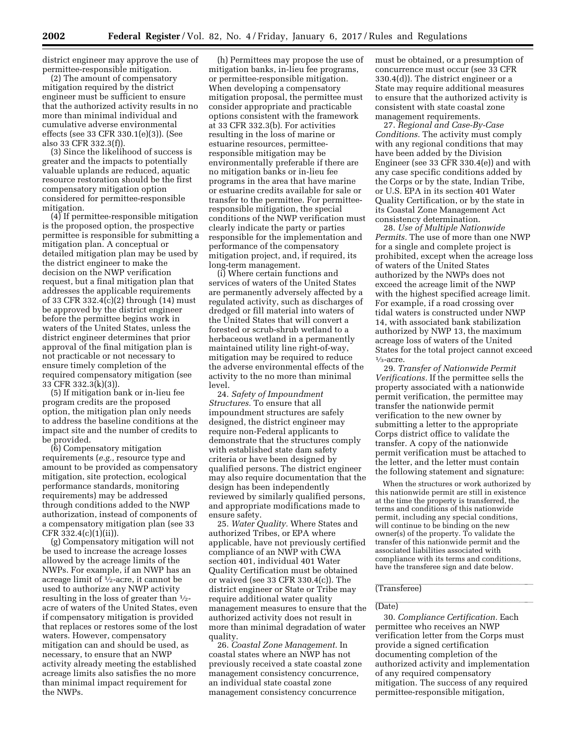district engineer may approve the use of permittee-responsible mitigation.

(2) The amount of compensatory mitigation required by the district engineer must be sufficient to ensure that the authorized activity results in no more than minimal individual and cumulative adverse environmental effects (see 33 CFR 330.1(e)(3)). (See also 33 CFR 332.3(f)).

(3) Since the likelihood of success is greater and the impacts to potentially valuable uplands are reduced, aquatic resource restoration should be the first compensatory mitigation option considered for permittee-responsible mitigation.

(4) If permittee-responsible mitigation is the proposed option, the prospective permittee is responsible for submitting a mitigation plan. A conceptual or detailed mitigation plan may be used by the district engineer to make the decision on the NWP verification request, but a final mitigation plan that addresses the applicable requirements of 33 CFR 332.4(c)(2) through (14) must be approved by the district engineer before the permittee begins work in waters of the United States, unless the district engineer determines that prior approval of the final mitigation plan is not practicable or not necessary to ensure timely completion of the required compensatory mitigation (see 33 CFR 332.3(k)(3)).

(5) If mitigation bank or in-lieu fee program credits are the proposed option, the mitigation plan only needs to address the baseline conditions at the impact site and the number of credits to be provided.

(6) Compensatory mitigation requirements (*e.g.,* resource type and amount to be provided as compensatory mitigation, site protection, ecological performance standards, monitoring requirements) may be addressed through conditions added to the NWP authorization, instead of components of a compensatory mitigation plan (see 33 CFR 332.4(c)(1)(ii)).

(g) Compensatory mitigation will not be used to increase the acreage losses allowed by the acreage limits of the NWPs. For example, if an NWP has an acreage limit of ½-acre, it cannot be used to authorize any NWP activity resulting in the loss of greater than ½-acre of waters of the United States, even if compensatory mitigation is provided that replaces or restores some of the lost waters. However, compensatory mitigation can and should be used, as necessary, to ensure that an NWP activity already meeting the established acreage limits also satisfies the no more than minimal impact requirement for the NWPs.

(h) Permittees may propose the use of mitigation banks, in-lieu fee programs, or permittee-responsible mitigation. When developing a compensatory mitigation proposal, the permittee must consider appropriate and practicable options consistent with the framework at 33 CFR 332.3(b). For activities resulting in the loss of marine or estuarine resources, permittee-responsible mitigation may be environmentally preferable if there are no mitigation banks or in-lieu fee programs in the area that have marine or estuarine credits available for sale or transfer to the permittee. For permittee-responsible mitigation, the special conditions of the NWP verification must clearly indicate the party or parties responsible for the implementation and performance of the compensatory mitigation project, and, if required, its long-term management.

(i) Where certain functions and services of waters of the United States are permanently adversely affected by a regulated activity, such as discharges of dredged or fill material into waters of the United States that will convert a forested or scrub-shrub wetland to a herbaceous wetland in a permanently maintained utility line right-of-way, mitigation may be required to reduce the adverse environmental effects of the activity to the no more than minimal level.

24. *Safety of Impoundment Structures.* To ensure that all impoundment structures are safely designed, the district engineer may require non-Federal applicants to demonstrate that the structures comply with established state dam safety criteria or have been designed by qualified persons. The district engineer may also require documentation that the design has been independently reviewed by similarly qualified persons, and appropriate modifications made to ensure safety.

25. *Water Quality.* Where States and authorized Tribes, or EPA where applicable, have not previously certified compliance of an NWP with CWA section 401, individual 401 Water Quality Certification must be obtained or waived (see 33 CFR 330.4(c)). The district engineer or State or Tribe may require additional water quality management measures to ensure that the authorized activity does not result in more than minimal degradation of water quality.

26. *Coastal Zone Management.* In coastal states where an NWP has not previously received a state coastal zone management consistency concurrence, an individual state coastal zone management consistency concurrence must be obtained, or a presumption of concurrence must occur (see 33 CFR 330.4(d)). The district engineer or a State may require additional measures to ensure that the authorized activity is consistent with state coastal zone management requirements.

27. *Regional and Case-By-Case Conditions.* The activity must comply with any regional conditions that may have been added by the Division Engineer (see 33 CFR 330.4(e)) and with any case specific conditions added by the Corps or by the state, Indian Tribe, or U.S. EPA in its section 401 Water Quality Certification, or by the state in its Coastal Zone Management Act consistency determination.

28. *Use of Multiple Nationwide Permits.* The use of more than one NWP for a single and complete project is prohibited, except when the acreage loss of waters of the United States authorized by the NWPs does not exceed the acreage limit of the NWP with the highest specified acreage limit. For example, if a road crossing over tidal waters is constructed under NWP 14, with associated bank stabilization authorized by NWP 13, the maximum acreage loss of waters of the United States for the total project cannot exceed ⅓-acre.

29. *Transfer of Nationwide Permit Verifications.* If the permittee sells the property associated with a nationwide permit verification, the permittee may transfer the nationwide permit verification to the new owner by submitting a letter to the appropriate Corps district office to validate the transfer. A copy of the nationwide permit verification must be attached to the letter, and the letter must contain the following statement and signature:

> When the structures or work authorized by this nationwide permit are still in existence at the time the property is transferred, the terms and conditions of this nationwide permit, including any special conditions, will continue to be binding on the new owner(s) of the property. To validate the transfer of this nationwide permit and the associated liabilities associated with compliance with its terms and conditions, have the transferee sign and date below.

\_\_\_\_\_\_\_\_\_\_\_\_\_\_\_\_\_\_\_\_\_\_\_\_\_\_\_\_

(Transferee)

\_\_\_\_\_\_\_\_\_\_\_\_\_\_\_\_\_\_\_\_\_\_\_\_\_\_\_\_

(Date)

30. *Compliance Certification.* Each permittee who receives an NWP verification letter from the Corps must provide a signed certification documenting completion of the authorized activity and implementation of any required compensatory mitigation. The success of any required permittee-responsible mitigation,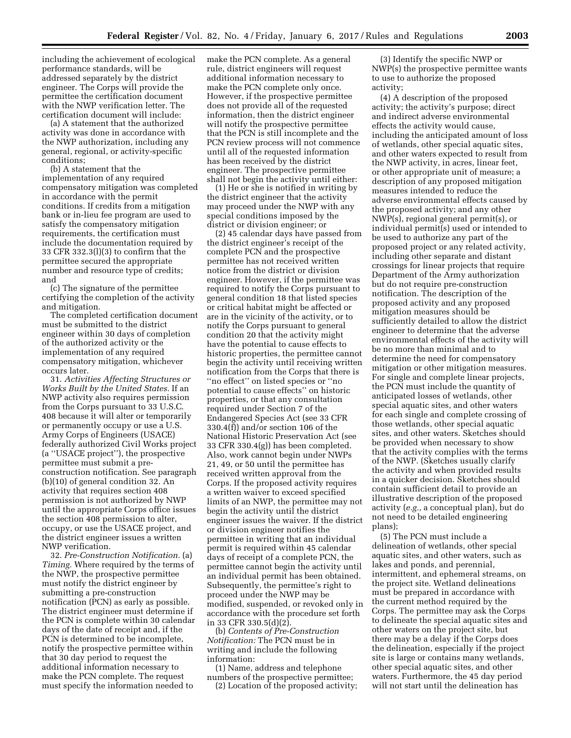including the achievement of ecological performance standards, will be addressed separately by the district engineer. The Corps will provide the permittee the certification document with the NWP verification letter. The certification document will include:

(a) A statement that the authorized activity was done in accordance with the NWP authorization, including any general, regional, or activity-specific conditions;

(b) A statement that the implementation of any required compensatory mitigation was completed in accordance with the permit conditions. If credits from a mitigation bank or in-lieu fee program are used to satisfy the compensatory mitigation requirements, the certification must include the documentation required by 33 CFR 332.3(l)(3) to confirm that the permittee secured the appropriate number and resource type of credits; and

(c) The signature of the permittee certifying the completion of the activity and mitigation.

The completed certification document must be submitted to the district engineer within 30 days of completion of the authorized activity or the implementation of any required compensatory mitigation, whichever occurs later.

31. *Activities Affecting Structures or Works Built by the United States.* If an NWP activity also requires permission from the Corps pursuant to 33 U.S.C. 408 because it will alter or temporarily or permanently occupy or use a U.S. Army Corps of Engineers (USACE) federally authorized Civil Works project (a ''USACE project''), the prospective permittee must submit a pre-construction notification. See paragraph (b)(10) of general condition 32. An activity that requires section 408 permission is not authorized by NWP until the appropriate Corps office issues the section 408 permission to alter, occupy, or use the USACE project, and the district engineer issues a written NWP verification.

32. *Pre-Construction Notification.* (a) *Timing.* Where required by the terms of the NWP, the prospective permittee must notify the district engineer by submitting a pre-construction notification (PCN) as early as possible. The district engineer must determine if the PCN is complete within 30 calendar days of the date of receipt and, if the PCN is determined to be incomplete, notify the prospective permittee within that 30 day period to request the additional information necessary to make the PCN complete. The request must specify the information needed to make the PCN complete. As a general rule, district engineers will request additional information necessary to make the PCN complete only once. However, if the prospective permittee does not provide all of the requested information, then the district engineer will notify the prospective permittee that the PCN is still incomplete and the PCN review process will not commence until all of the requested information has been received by the district engineer. The prospective permittee shall not begin the activity until either:

(1) He or she is notified in writing by the district engineer that the activity may proceed under the NWP with any special conditions imposed by the district or division engineer; or

(2) 45 calendar days have passed from the district engineer's receipt of the complete PCN and the prospective permittee has not received written notice from the district or division engineer. However, if the permittee was required to notify the Corps pursuant to general condition 18 that listed species or critical habitat might be affected or are in the vicinity of the activity, or to notify the Corps pursuant to general condition 20 that the activity might have the potential to cause effects to historic properties, the permittee cannot begin the activity until receiving written notification from the Corps that there is ''no effect'' on listed species or ''no potential to cause effects'' on historic properties, or that any consultation required under Section 7 of the Endangered Species Act (see 33 CFR 330.4(f)) and/or section 106 of the National Historic Preservation Act (see 33 CFR 330.4(g)) has been completed. Also, work cannot begin under NWPs 21, 49, or 50 until the permittee has received written approval from the Corps. If the proposed activity requires a written waiver to exceed specified limits of an NWP, the permittee may not begin the activity until the district engineer issues the waiver. If the district or division engineer notifies the permittee in writing that an individual permit is required within 45 calendar days of receipt of a complete PCN, the permittee cannot begin the activity until an individual permit has been obtained. Subsequently, the permittee's right to proceed under the NWP may be modified, suspended, or revoked only in accordance with the procedure set forth in 33 CFR 330.5(d)(2).

(b) *Contents of Pre-Construction Notification:* The PCN must be in writing and include the following information:

(1) Name, address and telephone numbers of the prospective permittee;

(2) Location of the proposed activity;

(3) Identify the specific NWP or NWP(s) the prospective permittee wants to use to authorize the proposed activity;

(4) A description of the proposed activity; the activity's purpose; direct and indirect adverse environmental effects the activity would cause, including the anticipated amount of loss of wetlands, other special aquatic sites, and other waters expected to result from the NWP activity, in acres, linear feet, or other appropriate unit of measure; a description of any proposed mitigation measures intended to reduce the adverse environmental effects caused by the proposed activity; and any other NWP(s), regional general permit(s), or individual permit(s) used or intended to be used to authorize any part of the proposed project or any related activity, including other separate and distant crossings for linear projects that require Department of the Army authorization but do not require pre-construction notification. The description of the proposed activity and any proposed mitigation measures should be sufficiently detailed to allow the district engineer to determine that the adverse environmental effects of the activity will be no more than minimal and to determine the need for compensatory mitigation or other mitigation measures. For single and complete linear projects, the PCN must include the quantity of anticipated losses of wetlands, other special aquatic sites, and other waters for each single and complete crossing of those wetlands, other special aquatic sites, and other waters. Sketches should be provided when necessary to show that the activity complies with the terms of the NWP. (Sketches usually clarify the activity and when provided results in a quicker decision. Sketches should contain sufficient detail to provide an illustrative description of the proposed activity (*e.g.,* a conceptual plan), but do not need to be detailed engineering plans);

(5) The PCN must include a delineation of wetlands, other special aquatic sites, and other waters, such as lakes and ponds, and perennial, intermittent, and ephemeral streams, on the project site. Wetland delineations must be prepared in accordance with the current method required by the Corps. The permittee may ask the Corps to delineate the special aquatic sites and other waters on the project site, but there may be a delay if the Corps does the delineation, especially if the project site is large or contains many wetlands, other special aquatic sites, and other waters. Furthermore, the 45 day period will not start until the delineation has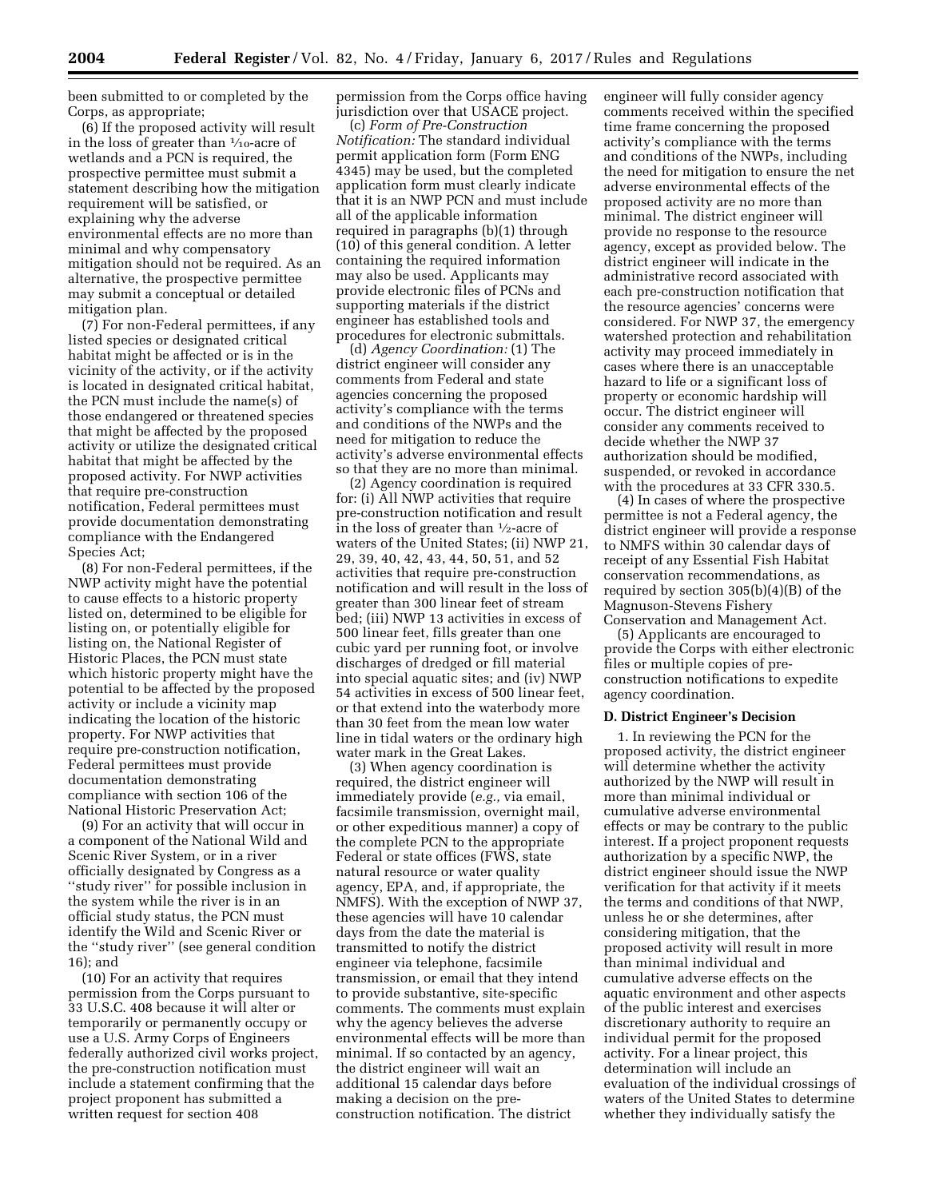been submitted to or completed by the Corps, as appropriate;

(6) If the proposed activity will result in the loss of greater than 1/10-acre of wetlands and a PCN is required, the prospective permittee must submit a statement describing how the mitigation requirement will be satisfied, or explaining why the adverse environmental effects are no more than minimal and why compensatory mitigation should not be required. As an alternative, the prospective permittee may submit a conceptual or detailed mitigation plan.

(7) For non-Federal permittees, if any listed species or designated critical habitat might be affected or is in the vicinity of the activity, or if the activity is located in designated critical habitat, the PCN must include the name(s) of those endangered or threatened species that might be affected by the proposed activity or utilize the designated critical habitat that might be affected by the proposed activity. For NWP activities that require pre-construction notification, Federal permittees must provide documentation demonstrating compliance with the Endangered Species Act;

(8) For non-Federal permittees, if the NWP activity might have the potential to cause effects to a historic property listed on, determined to be eligible for listing on, or potentially eligible for listing on, the National Register of Historic Places, the PCN must state which historic property might have the potential to be affected by the proposed activity or include a vicinity map indicating the location of the historic property. For NWP activities that require pre-construction notification, Federal permittees must provide documentation demonstrating compliance with section 106 of the National Historic Preservation Act;

(9) For an activity that will occur in a component of the National Wild and Scenic River System, or in a river officially designated by Congress as a ''study river'' for possible inclusion in the system while the river is in an official study status, the PCN must identify the Wild and Scenic River or the ''study river'' (see general condition 16); and

(10) For an activity that requires permission from the Corps pursuant to 33 U.S.C. 408 because it will alter or temporarily or permanently occupy or use a U.S. Army Corps of Engineers federally authorized civil works project, the pre-construction notification must include a statement confirming that the project proponent has submitted a written request for section 408 permission from the Corps office having jurisdiction over that USACE project.

(c) *Form of Pre-Construction Notification:* The standard individual permit application form (Form ENG 4345) may be used, but the completed application form must clearly indicate that it is an NWP PCN and must include all of the applicable information required in paragraphs (b)(1) through (10) of this general condition. A letter containing the required information may also be used. Applicants may provide electronic files of PCNs and supporting materials if the district engineer has established tools and procedures for electronic submittals.

(d) *Agency Coordination:* (1) The district engineer will consider any comments from Federal and state agencies concerning the proposed activity's compliance with the terms and conditions of the NWPs and the need for mitigation to reduce the activity's adverse environmental effects so that they are no more than minimal.

(2) Agency coordination is required for: (i) All NWP activities that require pre-construction notification and result in the loss of greater than 1/2-acre of waters of the United States; (ii) NWP 21, 29, 39, 40, 42, 43, 44, 50, 51, and 52 activities that require pre-construction notification and will result in the loss of greater than 300 linear feet of stream bed; (iii) NWP 13 activities in excess of 500 linear feet, fills greater than one cubic yard per running foot, or involve discharges of dredged or fill material into special aquatic sites; and (iv) NWP 54 activities in excess of 500 linear feet, or that extend into the waterbody more than 30 feet from the mean low water line in tidal waters or the ordinary high water mark in the Great Lakes.

(3) When agency coordination is required, the district engineer will immediately provide (*e.g.,* via email, facsimile transmission, overnight mail, or other expeditious manner) a copy of the complete PCN to the appropriate Federal or state offices (FWS, state natural resource or water quality agency, EPA, and, if appropriate, the NMFS). With the exception of NWP 37, these agencies will have 10 calendar days from the date the material is transmitted to notify the district engineer via telephone, facsimile transmission, or email that they intend to provide substantive, site-specific comments. The comments must explain why the agency believes the adverse environmental effects will be more than minimal. If so contacted by an agency, the district engineer will wait an additional 15 calendar days before making a decision on the pre-construction notification. The district engineer will fully consider agency comments received within the specified time frame concerning the proposed activity's compliance with the terms and conditions of the NWPs, including the need for mitigation to ensure the net adverse environmental effects of the proposed activity are no more than minimal. The district engineer will provide no response to the resource agency, except as provided below. The district engineer will indicate in the administrative record associated with each pre-construction notification that the resource agencies' concerns were considered. For NWP 37, the emergency watershed protection and rehabilitation activity may proceed immediately in cases where there is an unacceptable hazard to life or a significant loss of property or economic hardship will occur. The district engineer will consider any comments received to decide whether the NWP 37 authorization should be modified, suspended, or revoked in accordance with the procedures at 33 CFR 330.5.

(4) In cases of where the prospective permittee is not a Federal agency, the district engineer will provide a response to NMFS within 30 calendar days of receipt of any Essential Fish Habitat conservation recommendations, as required by section 305(b)(4)(B) of the Magnuson-Stevens Fishery Conservation and Management Act.

(5) Applicants are encouraged to provide the Corps with either electronic files or multiple copies of pre-construction notifications to expedite agency coordination.

**D. District Engineer's Decision**

1. In reviewing the PCN for the proposed activity, the district engineer will determine whether the activity authorized by the NWP will result in more than minimal individual or cumulative adverse environmental effects or may be contrary to the public interest. If a project proponent requests authorization by a specific NWP, the district engineer should issue the NWP verification for that activity if it meets the terms and conditions of that NWP, unless he or she determines, after considering mitigation, that the proposed activity will result in more than minimal individual and cumulative adverse effects on the aquatic environment and other aspects of the public interest and exercises discretionary authority to require an individual permit for the proposed activity. For a linear project, this determination will include an evaluation of the individual crossings of waters of the United States to determine whether they individually satisfy the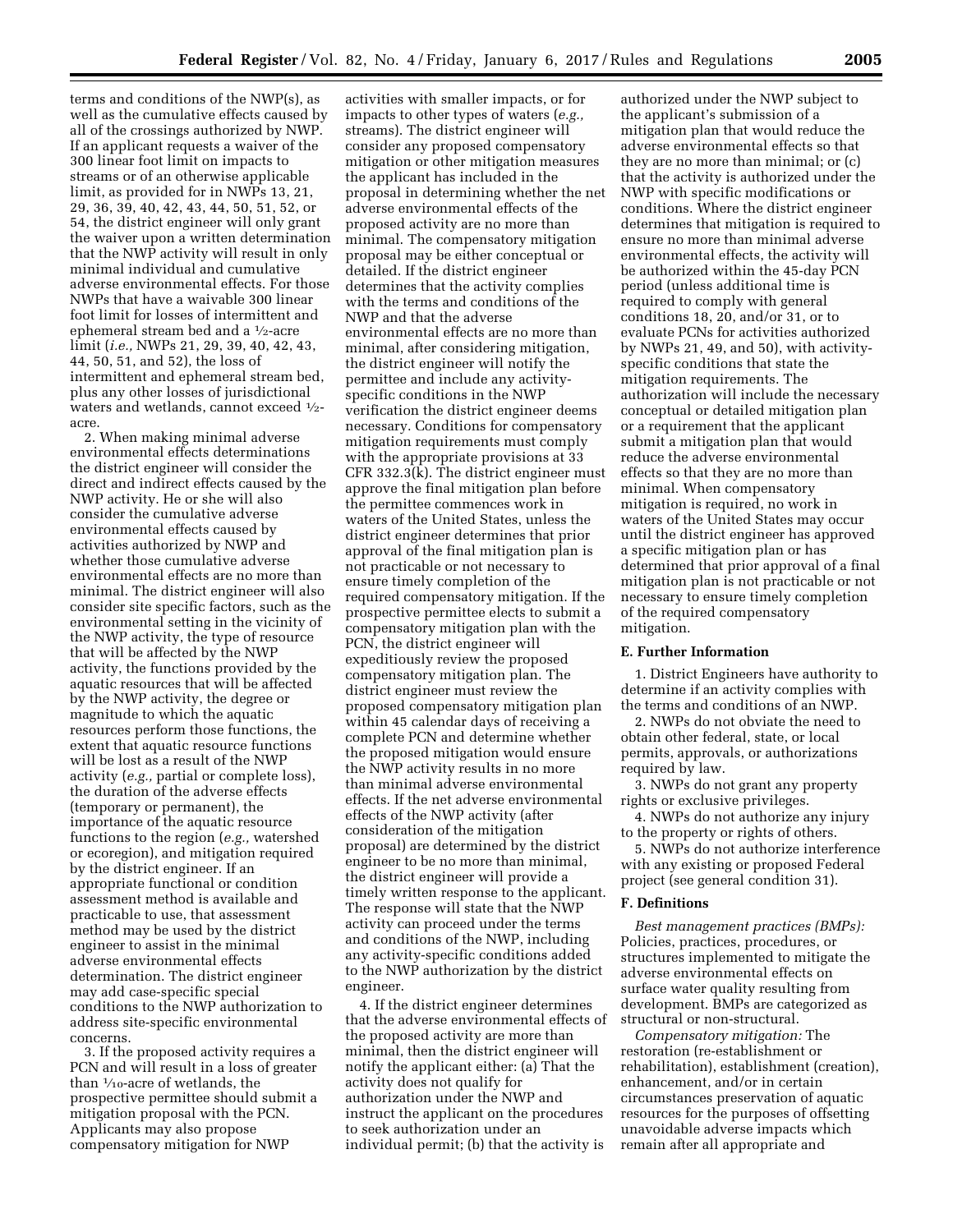terms and conditions of the NWP(s), as well as the cumulative effects caused by all of the crossings authorized by NWP. If an applicant requests a waiver of the 300 linear foot limit on impacts to streams or of an otherwise applicable limit, as provided for in NWPs 13, 21, 29, 36, 39, 40, 42, 43, 44, 50, 51, 52, or 54, the district engineer will only grant the waiver upon a written determination that the NWP activity will result in only minimal individual and cumulative adverse environmental effects. For those NWPs that have a waivable 300 linear foot limit for losses of intermittent and ephemeral stream bed and a ½-acre limit (*i.e.,* NWPs 21, 29, 39, 40, 42, 43, 44, 50, 51, and 52), the loss of intermittent and ephemeral stream bed, plus any other losses of jurisdictional waters and wetlands, cannot exceed ½-acre.

2. When making minimal adverse environmental effects determinations the district engineer will consider the direct and indirect effects caused by the NWP activity. He or she will also consider the cumulative adverse environmental effects caused by activities authorized by NWP and whether those cumulative adverse environmental effects are no more than minimal. The district engineer will also consider site specific factors, such as the environmental setting in the vicinity of the NWP activity, the type of resource that will be affected by the NWP activity, the functions provided by the aquatic resources that will be affected by the NWP activity, the degree or magnitude to which the aquatic resources perform those functions, the extent that aquatic resource functions will be lost as a result of the NWP activity (*e.g.,* partial or complete loss), the duration of the adverse effects (temporary or permanent), the importance of the aquatic resource functions to the region (*e.g.,* watershed or ecoregion), and mitigation required by the district engineer. If an appropriate functional or condition assessment method is available and practicable to use, that assessment method may be used by the district engineer to assist in the minimal adverse environmental effects determination. The district engineer may add case-specific special conditions to the NWP authorization to address site-specific environmental concerns.

3. If the proposed activity requires a PCN and will result in a loss of greater than 1/10-acre of wetlands, the prospective permittee should submit a mitigation proposal with the PCN. Applicants may also propose compensatory mitigation for NWP activities with smaller impacts, or for impacts to other types of waters (*e.g.,* streams). The district engineer will consider any proposed compensatory mitigation or other mitigation measures the applicant has included in the proposal in determining whether the net adverse environmental effects of the proposed activity are no more than minimal. The compensatory mitigation proposal may be either conceptual or detailed. If the district engineer determines that the activity complies with the terms and conditions of the NWP and that the adverse environmental effects are no more than minimal, after considering mitigation, the district engineer will notify the permittee and include any activity-specific conditions in the NWP verification the district engineer deems necessary. Conditions for compensatory mitigation requirements must comply with the appropriate provisions at 33 CFR 332.3(k). The district engineer must approve the final mitigation plan before the permittee commences work in waters of the United States, unless the district engineer determines that prior approval of the final mitigation plan is not practicable or not necessary to ensure timely completion of the required compensatory mitigation. If the prospective permittee elects to submit a compensatory mitigation plan with the PCN, the district engineer will expeditiously review the proposed compensatory mitigation plan. The district engineer must review the proposed compensatory mitigation plan within 45 calendar days of receiving a complete PCN and determine whether the proposed mitigation would ensure the NWP activity results in no more than minimal adverse environmental effects. If the net adverse environmental effects of the NWP activity (after consideration of the mitigation proposal) are determined by the district engineer to be no more than minimal, the district engineer will provide a timely written response to the applicant. The response will state that the NWP activity can proceed under the terms and conditions of the NWP, including any activity-specific conditions added to the NWP authorization by the district engineer.

4. If the district engineer determines that the adverse environmental effects of the proposed activity are more than minimal, then the district engineer will notify the applicant either: (a) That the activity does not qualify for authorization under the NWP and instruct the applicant on the procedures to seek authorization under an individual permit; (b) that the activity is authorized under the NWP subject to the applicant's submission of a mitigation plan that would reduce the adverse environmental effects so that they are no more than minimal; or (c) that the activity is authorized under the NWP with specific modifications or conditions. Where the district engineer determines that mitigation is required to ensure no more than minimal adverse environmental effects, the activity will be authorized within the 45-day PCN period (unless additional time is required to comply with general conditions 18, 20, and/or 31, or to evaluate PCNs for activities authorized by NWPs 21, 49, and 50), with activity-specific conditions that state the mitigation requirements. The authorization will include the necessary conceptual or detailed mitigation plan or a requirement that the applicant submit a mitigation plan that would reduce the adverse environmental effects so that they are no more than minimal. When compensatory mitigation is required, no work in waters of the United States may occur until the district engineer has approved a specific mitigation plan or has determined that prior approval of a final mitigation plan is not practicable or not necessary to ensure timely completion of the required compensatory mitigation.

### E. Further Information

1. District Engineers have authority to determine if an activity complies with the terms and conditions of an NWP.

2. NWPs do not obviate the need to obtain other federal, state, or local permits, approvals, or authorizations required by law.

3. NWPs do not grant any property rights or exclusive privileges.

4. NWPs do not authorize any injury to the property or rights of others.

5. NWPs do not authorize interference with any existing or proposed Federal project (see general condition 31).

### F. Definitions

*Best management practices (BMPs):* Policies, practices, procedures, or structures implemented to mitigate the adverse environmental effects on surface water quality resulting from development. BMPs are categorized as structural or non-structural.

*Compensatory mitigation:* The restoration (re-establishment or rehabilitation), establishment (creation), enhancement, and/or in certain circumstances preservation of aquatic resources for the purposes of offsetting unavoidable adverse impacts which remain after all appropriate and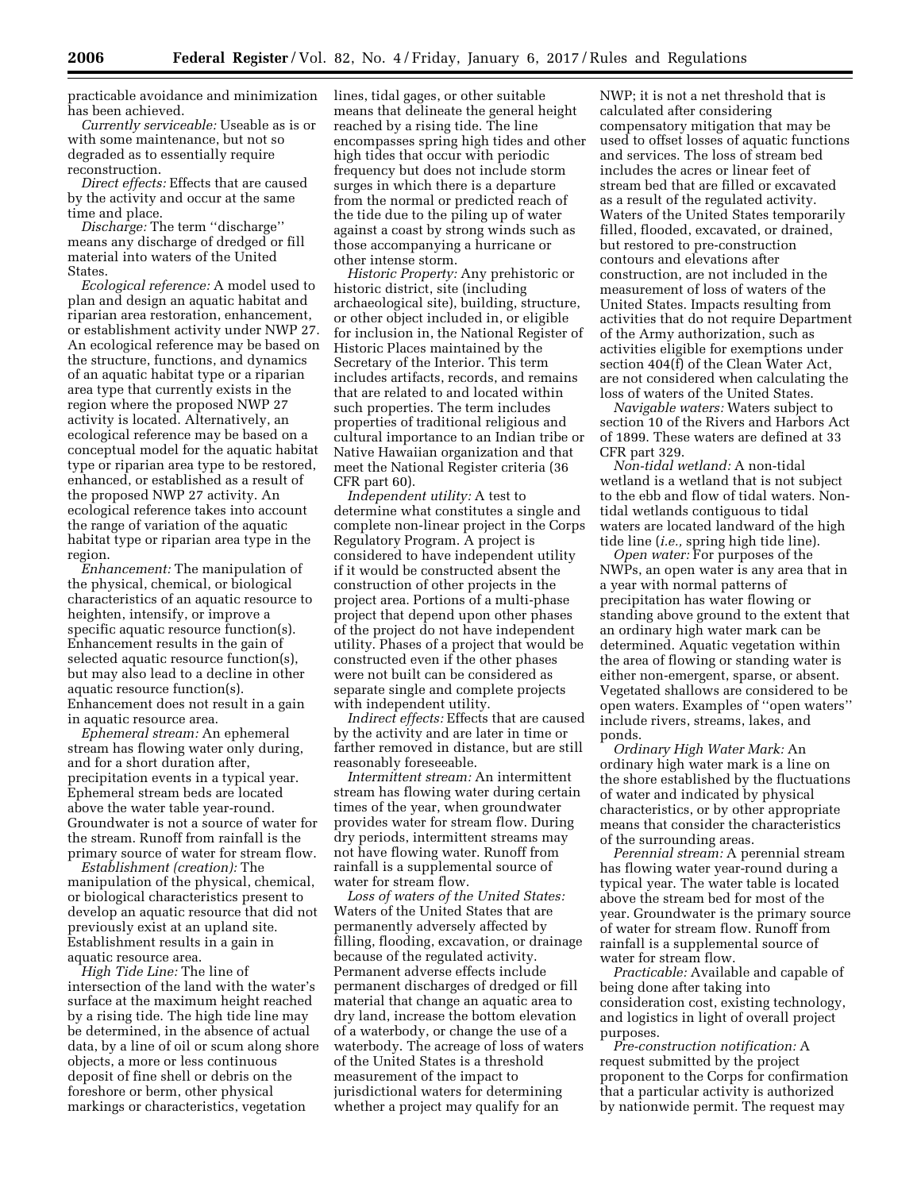practicable avoidance and minimization has been achieved.

*Currently serviceable:* Useable as is or with some maintenance, but not so degraded as to essentially require reconstruction.

*Direct effects:* Effects that are caused by the activity and occur at the same time and place.

*Discharge:* The term ''discharge'' means any discharge of dredged or fill material into waters of the United States.

*Ecological reference:* A model used to plan and design an aquatic habitat and riparian area restoration, enhancement, or establishment activity under NWP 27. An ecological reference may be based on the structure, functions, and dynamics of an aquatic habitat type or a riparian area type that currently exists in the region where the proposed NWP 27 activity is located. Alternatively, an ecological reference may be based on a conceptual model for the aquatic habitat type or riparian area type to be restored, enhanced, or established as a result of the proposed NWP 27 activity. An ecological reference takes into account the range of variation of the aquatic habitat type or riparian area type in the region.

*Enhancement:* The manipulation of the physical, chemical, or biological characteristics of an aquatic resource to heighten, intensify, or improve a specific aquatic resource function(s). Enhancement results in the gain of selected aquatic resource function(s), but may also lead to a decline in other aquatic resource function(s). Enhancement does not result in a gain in aquatic resource area.

*Ephemeral stream:* An ephemeral stream has flowing water only during, and for a short duration after, precipitation events in a typical year. Ephemeral stream beds are located above the water table year-round. Groundwater is not a source of water for the stream. Runoff from rainfall is the primary source of water for stream flow.

*Establishment (creation):* The manipulation of the physical, chemical, or biological characteristics present to develop an aquatic resource that did not previously exist at an upland site. Establishment results in a gain in aquatic resource area.

*High Tide Line:* The line of intersection of the land with the water's surface at the maximum height reached by a rising tide. The high tide line may be determined, in the absence of actual data, by a line of oil or scum along shore objects, a more or less continuous deposit of fine shell or debris on the foreshore or berm, other physical markings or characteristics, vegetation lines, tidal gages, or other suitable means that delineate the general height reached by a rising tide. The line encompasses spring high tides and other high tides that occur with periodic frequency but does not include storm surges in which there is a departure from the normal or predicted reach of the tide due to the piling up of water against a coast by strong winds such as those accompanying a hurricane or other intense storm.

*Historic Property:* Any prehistoric or historic district, site (including archaeological site), building, structure, or other object included in, or eligible for inclusion in, the National Register of Historic Places maintained by the Secretary of the Interior. This term includes artifacts, records, and remains that are related to and located within such properties. The term includes properties of traditional religious and cultural importance to an Indian tribe or Native Hawaiian organization and that meet the National Register criteria (36 CFR part 60).

*Independent utility:* A test to determine what constitutes a single and complete non-linear project in the Corps Regulatory Program. A project is considered to have independent utility if it would be constructed absent the construction of other projects in the project area. Portions of a multi-phase project that depend upon other phases of the project do not have independent utility. Phases of a project that would be constructed even if the other phases were not built can be considered as separate single and complete projects with independent utility.

*Indirect effects:* Effects that are caused by the activity and are later in time or farther removed in distance, but are still reasonably foreseeable.

*Intermittent stream:* An intermittent stream has flowing water during certain times of the year, when groundwater provides water for stream flow. During dry periods, intermittent streams may not have flowing water. Runoff from rainfall is a supplemental source of water for stream flow.

*Loss of waters of the United States:* Waters of the United States that are permanently adversely affected by filling, flooding, excavation, or drainage because of the regulated activity. Permanent adverse effects include permanent discharges of dredged or fill material that change an aquatic area to dry land, increase the bottom elevation of a waterbody, or change the use of a waterbody. The acreage of loss of waters of the United States is a threshold measurement of the impact to jurisdictional waters for determining whether a project may qualify for an NWP; it is not a net threshold that is calculated after considering compensatory mitigation that may be used to offset losses of aquatic functions and services. The loss of stream bed includes the acres or linear feet of stream bed that are filled or excavated as a result of the regulated activity. Waters of the United States temporarily filled, flooded, excavated, or drained, but restored to pre-construction contours and elevations after construction, are not included in the measurement of loss of waters of the United States. Impacts resulting from activities that do not require Department of the Army authorization, such as activities eligible for exemptions under section 404(f) of the Clean Water Act, are not considered when calculating the loss of waters of the United States.

*Navigable waters:* Waters subject to section 10 of the Rivers and Harbors Act of 1899. These waters are defined at 33 CFR part 329.

*Non-tidal wetland:* A non-tidal wetland is a wetland that is not subject to the ebb and flow of tidal waters. Non-tidal wetlands contiguous to tidal waters are located landward of the high tide line (*i.e.*, spring high tide line).

*Open water:* For purposes of the NWPs, an open water is any area that in a year with normal patterns of precipitation has water flowing or standing above ground to the extent that an ordinary high water mark can be determined. Aquatic vegetation within the area of flowing or standing water is either non-emergent, sparse, or absent. Vegetated shallows are considered to be open waters. Examples of ''open waters'' include rivers, streams, lakes, and ponds.

*Ordinary High Water Mark:* An ordinary high water mark is a line on the shore established by the fluctuations of water and indicated by physical characteristics, or by other appropriate means that consider the characteristics of the surrounding areas.

*Perennial stream:* A perennial stream has flowing water year-round during a typical year. The water table is located above the stream bed for most of the year. Groundwater is the primary source of water for stream flow. Runoff from rainfall is a supplemental source of water for stream flow.

*Practicable:* Available and capable of being done after taking into consideration cost, existing technology, and logistics in light of overall project purposes.

*Pre-construction notification:* A request submitted by the project proponent to the Corps for confirmation that a particular activity is authorized by nationwide permit. The request may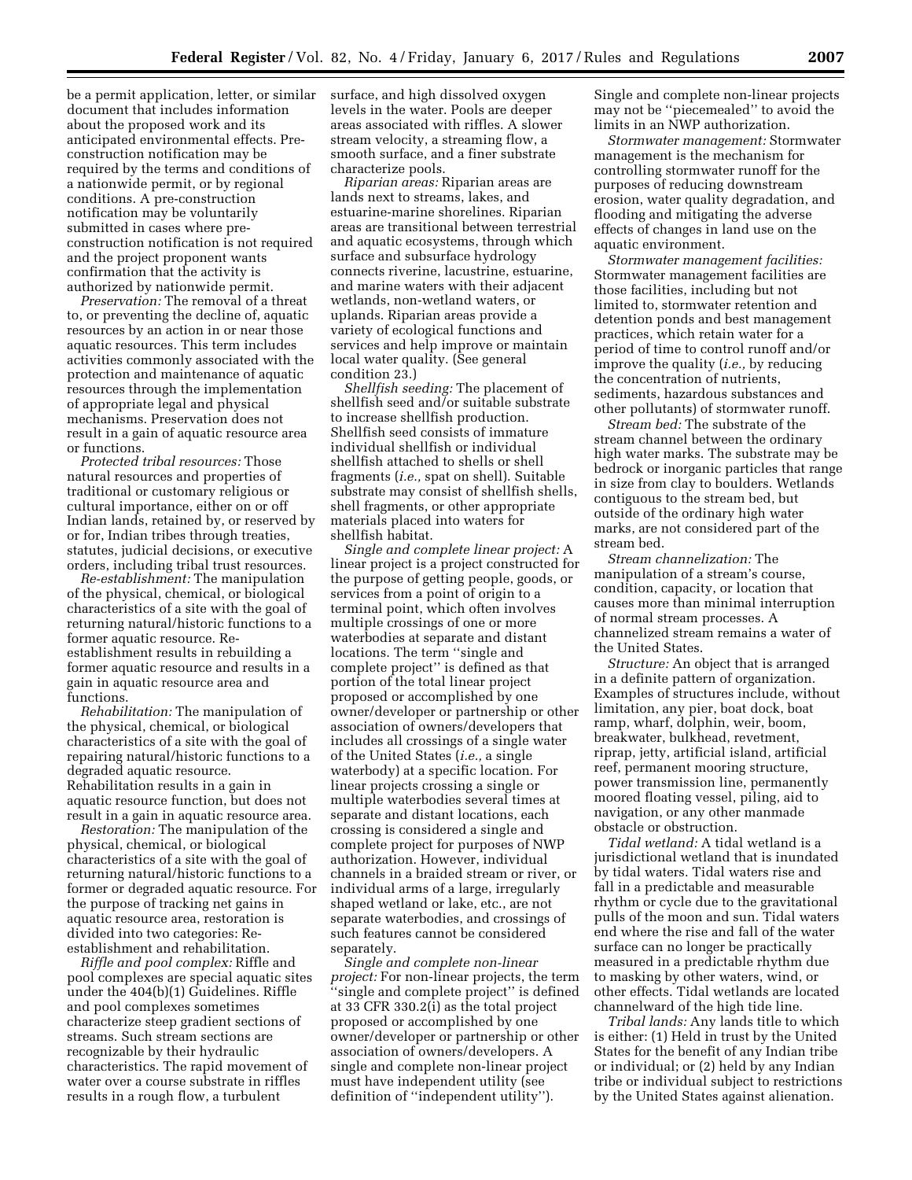be a permit application, letter, or similar document that includes information about the proposed work and its anticipated environmental effects. Pre-construction notification may be required by the terms and conditions of a nationwide permit, or by regional conditions. A pre-construction notification may be voluntarily submitted in cases where pre-construction notification is not required and the project proponent wants confirmation that the activity is authorized by nationwide permit.

*Preservation:* The removal of a threat to, or preventing the decline of, aquatic resources by an action in or near those aquatic resources. This term includes activities commonly associated with the protection and maintenance of aquatic resources through the implementation of appropriate legal and physical mechanisms. Preservation does not result in a gain of aquatic resource area or functions.

*Protected tribal resources:* Those natural resources and properties of traditional or customary religious or cultural importance, either on or off Indian lands, retained by, or reserved by or for, Indian tribes through treaties, statutes, judicial decisions, or executive orders, including tribal trust resources.

*Re-establishment:* The manipulation of the physical, chemical, or biological characteristics of a site with the goal of returning natural/historic functions to a former aquatic resource. Re-establishment results in rebuilding a former aquatic resource and results in a gain in aquatic resource area and functions.

*Rehabilitation:* The manipulation of the physical, chemical, or biological characteristics of a site with the goal of repairing natural/historic functions to a degraded aquatic resource. Rehabilitation results in a gain in aquatic resource function, but does not result in a gain in aquatic resource area.

*Restoration:* The manipulation of the physical, chemical, or biological characteristics of a site with the goal of returning natural/historic functions to a former or degraded aquatic resource. For the purpose of tracking net gains in aquatic resource area, restoration is divided into two categories: Re-establishment and rehabilitation.

*Riffle and pool complex:* Riffle and pool complexes are special aquatic sites under the 404(b)(1) Guidelines. Riffle and pool complexes sometimes characterize steep gradient sections of streams. Such stream sections are recognizable by their hydraulic characteristics. The rapid movement of water over a course substrate in riffles results in a rough flow, a turbulent surface, and high dissolved oxygen levels in the water. Pools are deeper areas associated with riffles. A slower stream velocity, a streaming flow, a smooth surface, and a finer substrate characterize pools.

*Riparian areas:* Riparian areas are lands next to streams, lakes, and estuarine-marine shorelines. Riparian areas are transitional between terrestrial and aquatic ecosystems, through which surface and subsurface hydrology connects riverine, lacustrine, estuarine, and marine waters with their adjacent wetlands, non-wetland waters, or uplands. Riparian areas provide a variety of ecological functions and services and help improve or maintain local water quality. (See general condition 23.)

*Shellfish seeding:* The placement of shellfish seed and/or suitable substrate to increase shellfish production. Shellfish seed consists of immature individual shellfish or individual shellfish attached to shells or shell fragments (*i.e.,* spat on shell). Suitable substrate may consist of shellfish shells, shell fragments, or other appropriate materials placed into waters for shellfish habitat.

*Single and complete linear project:* A linear project is a project constructed for the purpose of getting people, goods, or services from a point of origin to a terminal point, which often involves multiple crossings of one or more waterbodies at separate and distant locations. The term ''single and complete project'' is defined as that portion of the total linear project proposed or accomplished by one owner/developer or partnership or other association of owners/developers that includes all crossings of a single water of the United States (*i.e.,* a single waterbody) at a specific location. For linear projects crossing a single or multiple waterbodies several times at separate and distant locations, each crossing is considered a single and complete project for purposes of NWP authorization. However, individual channels in a braided stream or river, or individual arms of a large, irregularly shaped wetland or lake, etc., are not separate waterbodies, and crossings of such features cannot be considered separately.

*Single and complete non-linear project:* For non-linear projects, the term ''single and complete project'' is defined at 33 CFR 330.2(i) as the total project proposed or accomplished by one owner/developer or partnership or other association of owners/developers. A single and complete non-linear project must have independent utility (see definition of ''independent utility''). Single and complete non-linear projects may not be ''piecemealed'' to avoid the limits in an NWP authorization.

*Stormwater management:* Stormwater management is the mechanism for controlling stormwater runoff for the purposes of reducing downstream erosion, water quality degradation, and flooding and mitigating the adverse effects of changes in land use on the aquatic environment.

*Stormwater management facilities:* Stormwater management facilities are those facilities, including but not limited to, stormwater retention and detention ponds and best management practices, which retain water for a period of time to control runoff and/or improve the quality (*i.e.,* by reducing the concentration of nutrients, sediments, hazardous substances and other pollutants) of stormwater runoff.

*Stream bed:* The substrate of the stream channel between the ordinary high water marks. The substrate may be bedrock or inorganic particles that range in size from clay to boulders. Wetlands contiguous to the stream bed, but outside of the ordinary high water marks, are not considered part of the stream bed.

*Stream channelization:* The manipulation of a stream's course, condition, capacity, or location that causes more than minimal interruption of normal stream processes. A channelized stream remains a water of the United States.

*Structure:* An object that is arranged in a definite pattern of organization. Examples of structures include, without limitation, any pier, boat dock, boat ramp, wharf, dolphin, weir, boom, breakwater, bulkhead, revetment, riprap, jetty, artificial island, artificial reef, permanent mooring structure, power transmission line, permanently moored floating vessel, piling, aid to navigation, or any other manmade obstacle or obstruction.

*Tidal wetland:* A tidal wetland is a jurisdictional wetland that is inundated by tidal waters. Tidal waters rise and fall in a predictable and measurable rhythm or cycle due to the gravitational pulls of the moon and sun. Tidal waters end where the rise and fall of the water surface can no longer be practically measured in a predictable rhythm due to masking by other waters, wind, or other effects. Tidal wetlands are located channelward of the high tide line.

*Tribal lands:* Any lands title to which is either: (1) Held in trust by the United States for the benefit of any Indian tribe or individual; or (2) held by any Indian tribe or individual subject to restrictions by the United States against alienation.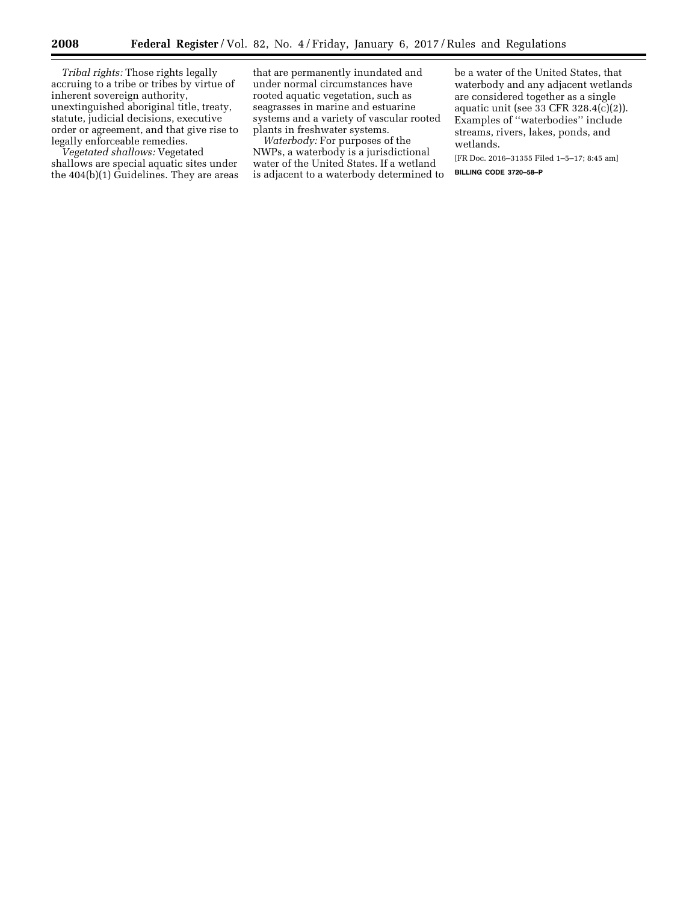*Tribal rights:* Those rights legally accruing to a tribe or tribes by virtue of inherent sovereign authority, unextinguished aboriginal title, treaty, statute, judicial decisions, executive order or agreement, and that give rise to legally enforceable remedies.

*Vegetated shallows:* Vegetated shallows are special aquatic sites under the 404(b)(1) Guidelines. They are areas that are permanently inundated and under normal circumstances have rooted aquatic vegetation, such as seagrasses in marine and estuarine systems and a variety of vascular rooted plants in freshwater systems.

*Waterbody:* For purposes of the NWPs, a waterbody is a jurisdictional water of the United States. If a wetland is adjacent to a waterbody determined to be a water of the United States, that waterbody and any adjacent wetlands are considered together as a single aquatic unit (see 33 CFR 328.4(c)(2)). Examples of ''waterbodies'' include streams, rivers, lakes, ponds, and wetlands.

[FR Doc. 2016–31355 Filed 1–5–17; 8:45 am]

**BILLING CODE 3720–58–P**